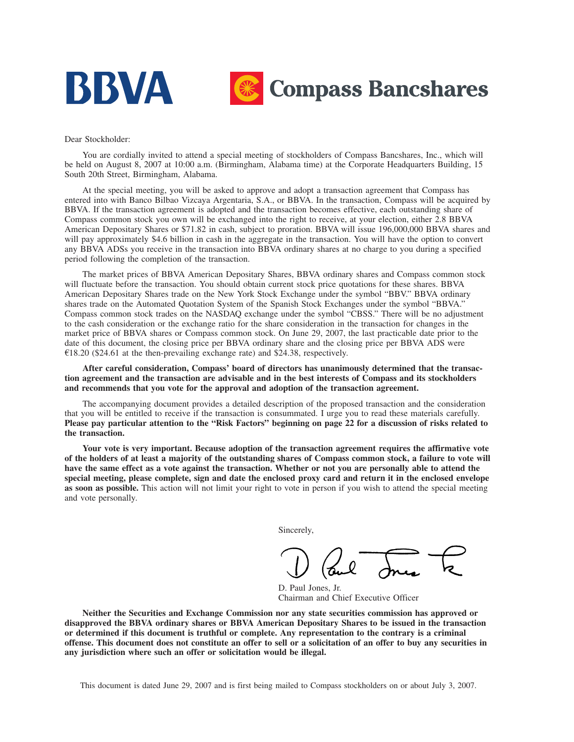BBVA Compass Bancshares

Dear Stockholder:

You are cordially invited to attend a special meeting of stockholders of Compass Bancshares, Inc., which will be held on August 8, 2007 at 10:00 a.m. (Birmingham, Alabama time) at the Corporate Headquarters Building, 15 South 20th Street, Birmingham, Alabama.

At the special meeting, you will be asked to approve and adopt a transaction agreement that Compass has entered into with Banco Bilbao Vizcaya Argentaria, S.A., or BBVA. In the transaction, Compass will be acquired by BBVA. If the transaction agreement is adopted and the transaction becomes effective, each outstanding share of Compass common stock you own will be exchanged into the right to receive, at your election, either 2.8 BBVA American Depositary Shares or $71.82 in cash, subject to proration. BBVA will issue 196,000,000 BBVA shares and will pay approximately $4.6 billion in cash in the aggregate in the transaction. You will have the option to convert any BBVA ADSs you receive in the transaction into BBVA ordinary shares at no charge to you during a specified period following the completion of the transaction.

The market prices of BBVA American Depositary Shares, BBVA ordinary shares and Compass common stock will fluctuate before the transaction. You should obtain current stock price quotations for these shares. BBVA American Depositary Shares trade on the New York Stock Exchange under the symbol "BBV." BBVA ordinary shares trade on the Automated Quotation System of the Spanish Stock Exchanges under the symbol "BBVA." Compass common stock trades on the NASDAQ exchange under the symbol "CBSS." There will be no adjustment to the cash consideration or the exchange ratio for the share consideration in the transaction for changes in the market price of BBVA shares or Compass common stock. On June 29, 2007, the last practicable date prior to the date of this document, the closing price per BBVA ordinary share and the closing price per BBVA ADS were €18.20 ($24.61 at the then-prevailing exchange rate) and $24.38, respectively.

**After careful consideration, Compass' board of directors has unanimously determined that the transaction agreement and the transaction are advisable and in the best interests of Compass and its stockholders and recommends that you vote for the approval and adoption of the transaction agreement.**

The accompanying document provides a detailed description of the proposed transaction and the consideration that you will be entitled to receive if the transaction is consummated. I urge you to read these materials carefully. **Please pay particular attention to the "Risk Factors" beginning on page 22 for a discussion of risks related to the transaction.**

**Your vote is very important. Because adoption of the transaction agreement requires the affirmative vote of the holders of at least a majority of the outstanding shares of Compass common stock, a failure to vote will have the same effect as a vote against the transaction. Whether or not you are personally able to attend the special meeting, please complete, sign and date the enclosed proxy card and return it in the enclosed envelope as soon as possible.** This action will not limit your right to vote in person if you wish to attend the special meeting and vote personally.

Sincerely,

D. Paul Jones, Jr.
Chairman and Chief Executive Officer

**Neither the Securities and Exchange Commission nor any state securities commission has approved or disapproved the BBVA ordinary shares or BBVA American Depositary Shares to be issued in the transaction or determined if this document is truthful or complete. Any representation to the contrary is a criminal offense. This document does not constitute an offer to sell or a solicitation of an offer to buy any securities in any jurisdiction where such an offer or solicitation would be illegal.**

This document is dated June 29, 2007 and is first being mailed to Compass stockholders on or about July 3, 2007.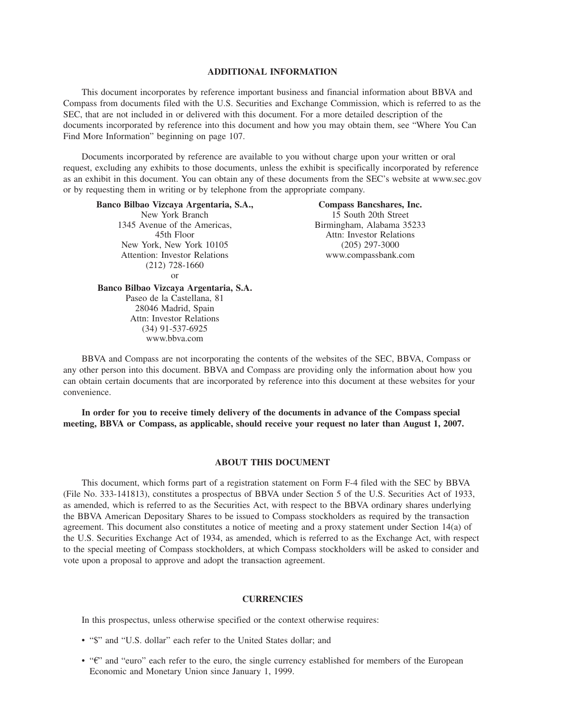## ADDITIONAL INFORMATION

This document incorporates by reference important business and financial information about BBVA and Compass from documents filed with the U.S. Securities and Exchange Commission, which is referred to as the SEC, that are not included in or delivered with this document. For a more detailed description of the documents incorporated by reference into this document and how you may obtain them, see "Where You Can Find More Information" beginning on page 107.

Documents incorporated by reference are available to you without charge upon your written or oral request, excluding any exhibits to those documents, unless the exhibit is specifically incorporated by reference as an exhibit in this document. You can obtain any of these documents from the SEC's website at www.sec.gov or by requesting them in writing or by telephone from the appropriate company.

**Banco Bilbao Vizcaya Argentaria, S.A.,**
New York Branch
1345 Avenue of the Americas,
45th Floor
New York, New York 10105
Attention: Investor Relations
(212) 728-1660
or

**Banco Bilbao Vizcaya Argentaria, S.A.**
Paseo de la Castellana, 81
28046 Madrid, Spain
Attn: Investor Relations
(34) 91-537-6925
www.bbva.com

**Compass Bancshares, Inc.**
15 South 20th Street
Birmingham, Alabama 35233
Attn: Investor Relations
(205) 297-3000
www.compassbank.com

BBVA and Compass are not incorporating the contents of the websites of the SEC, BBVA, Compass or any other person into this document. BBVA and Compass are providing only the information about how you can obtain certain documents that are incorporated by reference into this document at these websites for your convenience.

**In order for you to receive timely delivery of the documents in advance of the Compass special meeting, BBVA or Compass, as applicable, should receive your request no later than August 1, 2007.**

## ABOUT THIS DOCUMENT

This document, which forms part of a registration statement on Form F-4 filed with the SEC by BBVA (File No. 333-141813), constitutes a prospectus of BBVA under Section 5 of the U.S. Securities Act of 1933, as amended, which is referred to as the Securities Act, with respect to the BBVA ordinary shares underlying the BBVA American Depositary Shares to be issued to Compass stockholders as required by the transaction agreement. This document also constitutes a notice of meeting and a proxy statement under Section 14(a) of the U.S. Securities Exchange Act of 1934, as amended, which is referred to as the Exchange Act, with respect to the special meeting of Compass stockholders, at which Compass stockholders will be asked to consider and vote upon a proposal to approve and adopt the transaction agreement.

## CURRENCIES

In this prospectus, unless otherwise specified or the context otherwise requires:

- "$" and "U.S. dollar" each refer to the United States dollar; and
- "€" and "euro" each refer to the euro, the single currency established for members of the European Economic and Monetary Union since January 1, 1999.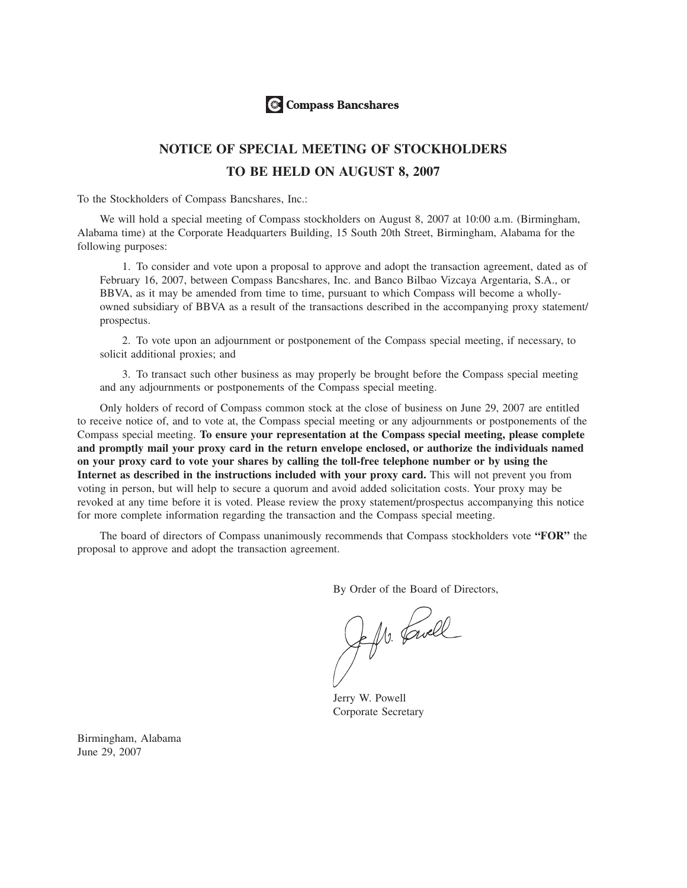Compass Bancshares

# NOTICE OF SPECIAL MEETING OF STOCKHOLDERS
# TO BE HELD ON AUGUST 8, 2007

To the Stockholders of Compass Bancshares, Inc.:

We will hold a special meeting of Compass stockholders on August 8, 2007 at 10:00 a.m. (Birmingham, Alabama time) at the Corporate Headquarters Building, 15 South 20th Street, Birmingham, Alabama for the following purposes:

1. To consider and vote upon a proposal to approve and adopt the transaction agreement, dated as of February 16, 2007, between Compass Bancshares, Inc. and Banco Bilbao Vizcaya Argentaria, S.A., or BBVA, as it may be amended from time to time, pursuant to which Compass will become a wholly-owned subsidiary of BBVA as a result of the transactions described in the accompanying proxy statement/prospectus.

2. To vote upon an adjournment or postponement of the Compass special meeting, if necessary, to solicit additional proxies; and

3. To transact such other business as may properly be brought before the Compass special meeting and any adjournments or postponements of the Compass special meeting.

Only holders of record of Compass common stock at the close of business on June 29, 2007 are entitled to receive notice of, and to vote at, the Compass special meeting or any adjournments or postponements of the Compass special meeting. **To ensure your representation at the Compass special meeting, please complete and promptly mail your proxy card in the return envelope enclosed, or authorize the individuals named on your proxy card to vote your shares by calling the toll-free telephone number or by using the Internet as described in the instructions included with your proxy card.** This will not prevent you from voting in person, but will help to secure a quorum and avoid added solicitation costs. Your proxy may be revoked at any time before it is voted. Please review the proxy statement/prospectus accompanying this notice for more complete information regarding the transaction and the Compass special meeting.

The board of directors of Compass unanimously recommends that Compass stockholders vote **"FOR"** the proposal to approve and adopt the transaction agreement.

By Order of the Board of Directors,

Jerry W. Powell
Corporate Secretary

Birmingham, Alabama
June 29, 2007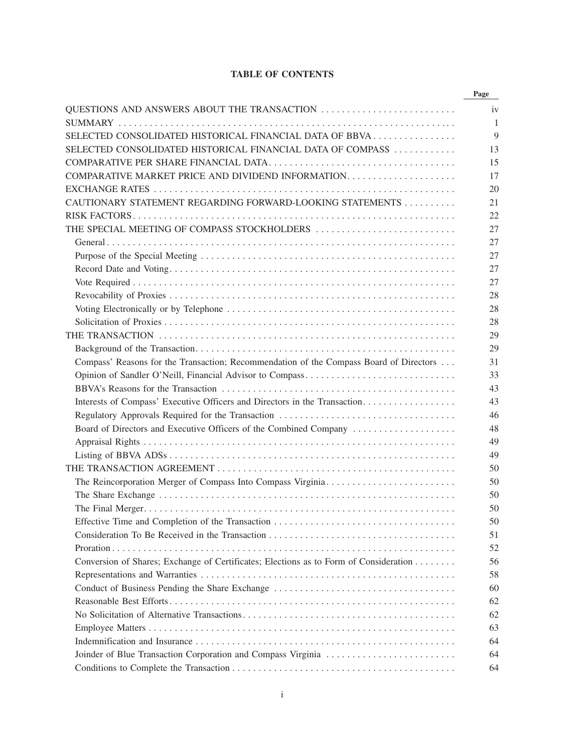# TABLE OF CONTENTS

| | Page |
|---|---|
| QUESTIONS AND ANSWERS ABOUT THE TRANSACTION | iv |
| SUMMARY | 1 |
| SELECTED CONSOLIDATED HISTORICAL FINANCIAL DATA OF BBVA | 9 |
| SELECTED CONSOLIDATED HISTORICAL FINANCIAL DATA OF COMPASS | 13 |
| COMPARATIVE PER SHARE FINANCIAL DATA | 15 |
| COMPARATIVE MARKET PRICE AND DIVIDEND INFORMATION | 17 |
| EXCHANGE RATES | 20 |
| CAUTIONARY STATEMENT REGARDING FORWARD-LOOKING STATEMENTS | 21 |
| RISK FACTORS | 22 |
| THE SPECIAL MEETING OF COMPASS STOCKHOLDERS | 27 |
| General | 27 |
| Purpose of the Special Meeting | 27 |
| Record Date and Voting | 27 |
| Vote Required | 27 |
| Revocability of Proxies | 28 |
| Voting Electronically or by Telephone | 28 |
| Solicitation of Proxies | 28 |
| THE TRANSACTION | 29 |
| Background of the Transaction | 29 |
| Compass' Reasons for the Transaction; Recommendation of the Compass Board of Directors | 31 |
| Opinion of Sandler O'Neill, Financial Advisor to Compass | 33 |
| BBVA's Reasons for the Transaction | 43 |
| Interests of Compass' Executive Officers and Directors in the Transaction | 43 |
| Regulatory Approvals Required for the Transaction | 46 |
| Board of Directors and Executive Officers of the Combined Company | 48 |
| Appraisal Rights | 49 |
| Listing of BBVA ADSs | 49 |
| THE TRANSACTION AGREEMENT | 50 |
| The Reincorporation Merger of Compass Into Compass Virginia | 50 |
| The Share Exchange | 50 |
| The Final Merger | 50 |
| Effective Time and Completion of the Transaction | 50 |
| Consideration To Be Received in the Transaction | 51 |
| Proration | 52 |
| Conversion of Shares; Exchange of Certificates; Elections as to Form of Consideration | 56 |
| Representations and Warranties | 58 |
| Conduct of Business Pending the Share Exchange | 60 |
| Reasonable Best Efforts | 62 |
| No Solicitation of Alternative Transactions | 62 |
| Employee Matters | 63 |
| Indemnification and Insurance | 64 |
| Joinder of Blue Transaction Corporation and Compass Virginia | 64 |
| Conditions to Complete the Transaction | 64 |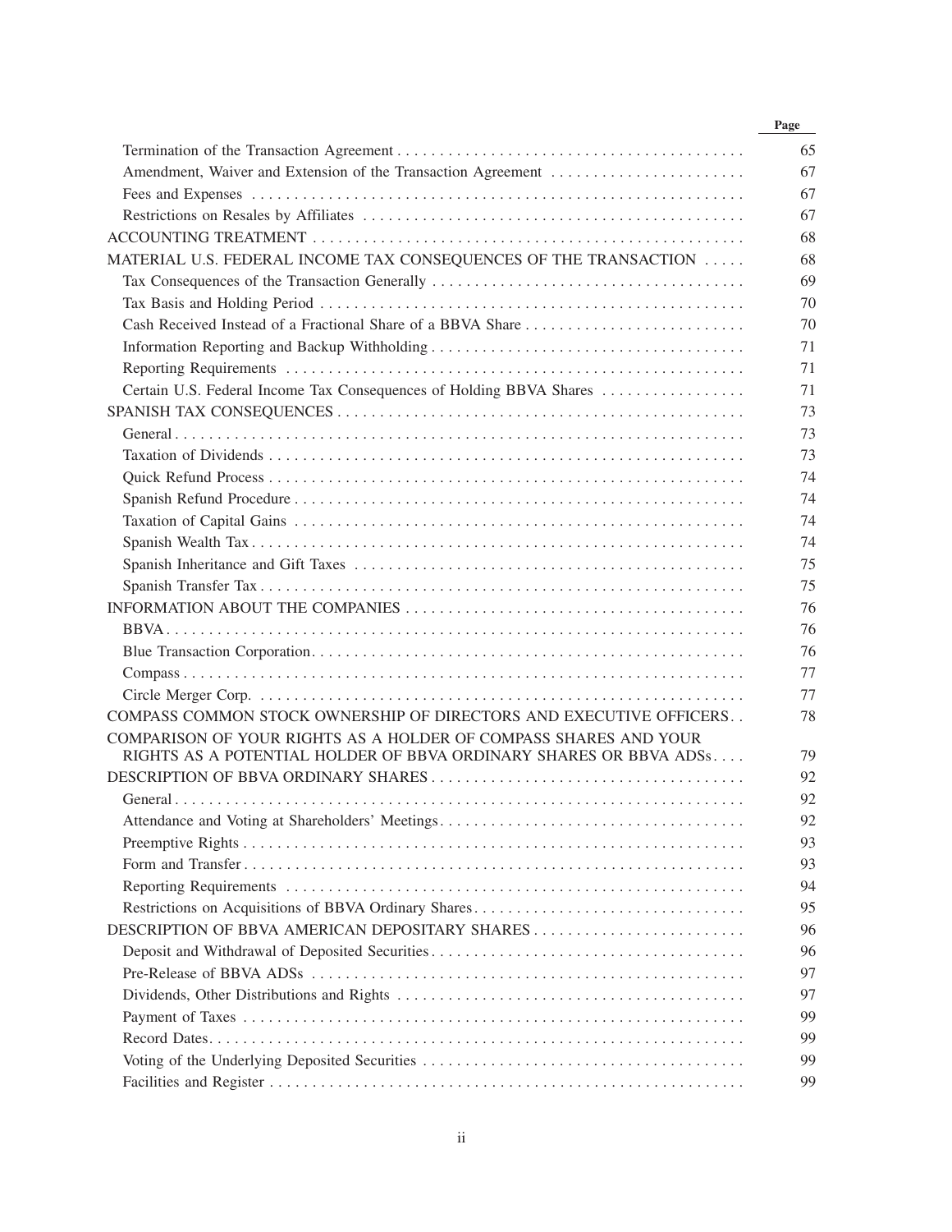| | Page |
|---|---|
| Termination of the Transaction Agreement | 65 |
| Amendment, Waiver and Extension of the Transaction Agreement | 67 |
| Fees and Expenses | 67 |
| Restrictions on Resales by Affiliates | 67 |
| ACCOUNTING TREATMENT | 68 |
| MATERIAL U.S. FEDERAL INCOME TAX CONSEQUENCES OF THE TRANSACTION | 68 |
| Tax Consequences of the Transaction Generally | 69 |
| Tax Basis and Holding Period | 70 |
| Cash Received Instead of a Fractional Share of a BBVA Share | 70 |
| Information Reporting and Backup Withholding | 71 |
| Reporting Requirements | 71 |
| Certain U.S. Federal Income Tax Consequences of Holding BBVA Shares | 71 |
| SPANISH TAX CONSEQUENCES | 73 |
| General | 73 |
| Taxation of Dividends | 73 |
| Quick Refund Process | 74 |
| Spanish Refund Procedure | 74 |
| Taxation of Capital Gains | 74 |
| Spanish Wealth Tax | 74 |
| Spanish Inheritance and Gift Taxes | 75 |
| Spanish Transfer Tax | 75 |
| INFORMATION ABOUT THE COMPANIES | 76 |
| BBVA | 76 |
| Blue Transaction Corporation | 76 |
| Compass | 77 |
| Circle Merger Corp. | 77 |
| COMPASS COMMON STOCK OWNERSHIP OF DIRECTORS AND EXECUTIVE OFFICERS | 78 |
| COMPARISON OF YOUR RIGHTS AS A HOLDER OF COMPASS SHARES AND YOUR RIGHTS AS A POTENTIAL HOLDER OF BBVA ORDINARY SHARES OR BBVA ADSs | 79 |
| DESCRIPTION OF BBVA ORDINARY SHARES | 92 |
| General | 92 |
| Attendance and Voting at Shareholders' Meetings | 92 |
| Preemptive Rights | 93 |
| Form and Transfer | 93 |
| Reporting Requirements | 94 |
| Restrictions on Acquisitions of BBVA Ordinary Shares | 95 |
| DESCRIPTION OF BBVA AMERICAN DEPOSITARY SHARES | 96 |
| Deposit and Withdrawal of Deposited Securities | 96 |
| Pre-Release of BBVA ADSs | 97 |
| Dividends, Other Distributions and Rights | 97 |
| Payment of Taxes | 99 |
| Record Dates | 99 |
| Voting of the Underlying Deposited Securities | 99 |
| Facilities and Register | 99 |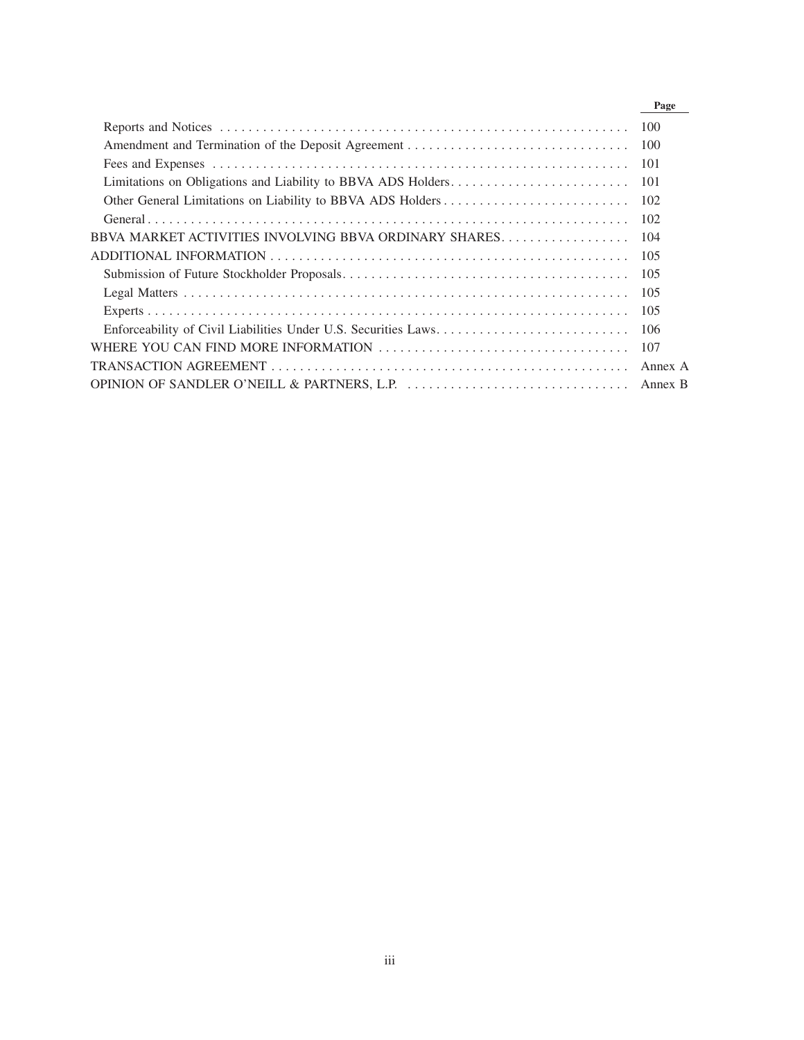| | Page |
|---|---|
| Reports and Notices | 100 |
| Amendment and Termination of the Deposit Agreement | 100 |
| Fees and Expenses | 101 |
| Limitations on Obligations and Liability to BBVA ADS Holders | 101 |
| Other General Limitations on Liability to BBVA ADS Holders | 102 |
| General | 102 |
| BBVA MARKET ACTIVITIES INVOLVING BBVA ORDINARY SHARES | 104 |
| ADDITIONAL INFORMATION | 105 |
| Submission of Future Stockholder Proposals | 105 |
| Legal Matters | 105 |
| Experts | 105 |
| Enforceability of Civil Liabilities Under U.S. Securities Laws | 106 |
| WHERE YOU CAN FIND MORE INFORMATION | 107 |
| TRANSACTION AGREEMENT | Annex A |
| OPINION OF SANDLER O'NEILL & PARTNERS, L.P. | Annex B |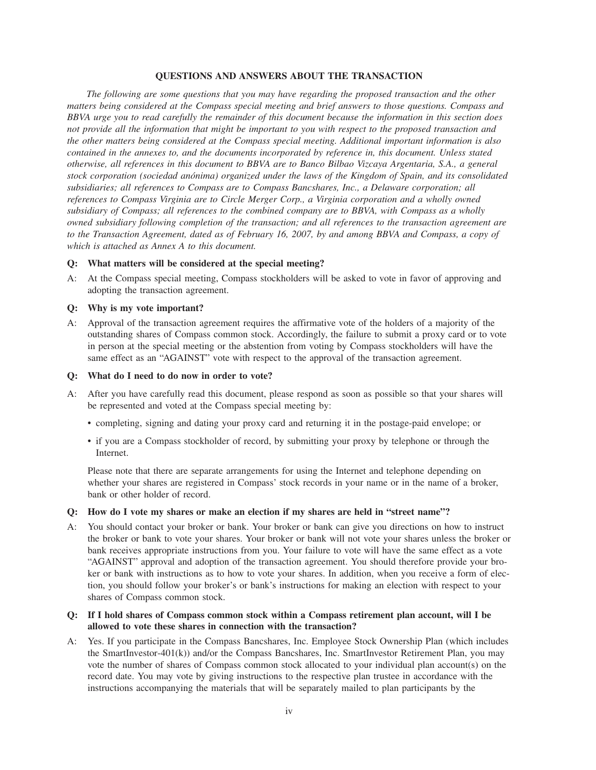## QUESTIONS AND ANSWERS ABOUT THE TRANSACTION

*The following are some questions that you may have regarding the proposed transaction and the other matters being considered at the Compass special meeting and brief answers to those questions. Compass and BBVA urge you to read carefully the remainder of this document because the information in this section does not provide all the information that might be important to you with respect to the proposed transaction and the other matters being considered at the Compass special meeting. Additional important information is also contained in the annexes to, and the documents incorporated by reference in, this document. Unless stated otherwise, all references in this document to BBVA are to Banco Bilbao Vizcaya Argentaria, S.A., a general stock corporation (sociedad anónima) organized under the laws of the Kingdom of Spain, and its consolidated subsidiaries; all references to Compass are to Compass Bancshares, Inc., a Delaware corporation; all references to Compass Virginia are to Circle Merger Corp., a Virginia corporation and a wholly owned subsidiary of Compass; all references to the combined company are to BBVA, with Compass as a wholly owned subsidiary following completion of the transaction; and all references to the transaction agreement are to the Transaction Agreement, dated as of February 16, 2007, by and among BBVA and Compass, a copy of which is attached as Annex A to this document.*

**Q: What matters will be considered at the special meeting?**

A: At the Compass special meeting, Compass stockholders will be asked to vote in favor of approving and adopting the transaction agreement.

**Q: Why is my vote important?**

A: Approval of the transaction agreement requires the affirmative vote of the holders of a majority of the outstanding shares of Compass common stock. Accordingly, the failure to submit a proxy card or to vote in person at the special meeting or the abstention from voting by Compass stockholders will have the same effect as an "AGAINST" vote with respect to the approval of the transaction agreement.

**Q: What do I need to do now in order to vote?**

A: After you have carefully read this document, please respond as soon as possible so that your shares will be represented and voted at the Compass special meeting by:

- completing, signing and dating your proxy card and returning it in the postage-paid envelope; or
- if you are a Compass stockholder of record, by submitting your proxy by telephone or through the Internet.

Please note that there are separate arrangements for using the Internet and telephone depending on whether your shares are registered in Compass' stock records in your name or in the name of a broker, bank or other holder of record.

**Q: How do I vote my shares or make an election if my shares are held in "street name"?**

A: You should contact your broker or bank. Your broker or bank can give you directions on how to instruct the broker or bank to vote your shares. Your broker or bank will not vote your shares unless the broker or bank receives appropriate instructions from you. Your failure to vote will have the same effect as a vote "AGAINST" approval and adoption of the transaction agreement. You should therefore provide your broker or bank with instructions as to how to vote your shares. In addition, when you receive a form of election, you should follow your broker's or bank's instructions for making an election with respect to your shares of Compass common stock.

**Q: If I hold shares of Compass common stock within a Compass retirement plan account, will I be allowed to vote these shares in connection with the transaction?**

A: Yes. If you participate in the Compass Bancshares, Inc. Employee Stock Ownership Plan (which includes the SmartInvestor-401(k)) and/or the Compass Bancshares, Inc. SmartInvestor Retirement Plan, you may vote the number of shares of Compass common stock allocated to your individual plan account(s) on the record date. You may vote by giving instructions to the respective plan trustee in accordance with the instructions accompanying the materials that will be separately mailed to plan participants by the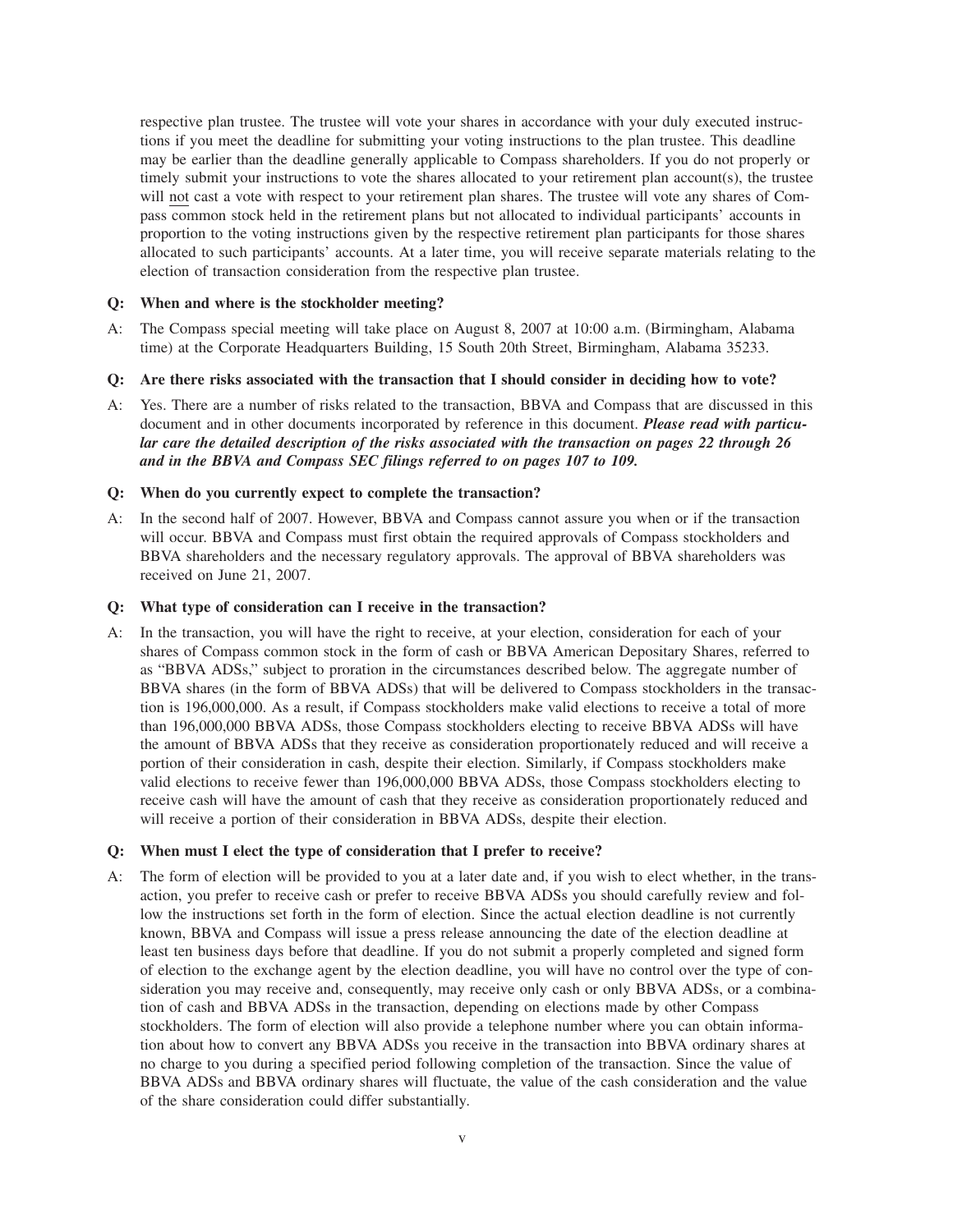respective plan trustee. The trustee will vote your shares in accordance with your duly executed instructions if you meet the deadline for submitting your voting instructions to the plan trustee. This deadline may be earlier than the deadline generally applicable to Compass shareholders. If you do not properly or timely submit your instructions to vote the shares allocated to your retirement plan account(s), the trustee will <u>not</u> cast a vote with respect to your retirement plan shares. The trustee will vote any shares of Compass common stock held in the retirement plans but not allocated to individual participants' accounts in proportion to the voting instructions given by the respective retirement plan participants for those shares allocated to such participants' accounts. At a later time, you will receive separate materials relating to the election of transaction consideration from the respective plan trustee.

**Q: When and where is the stockholder meeting?**

A: The Compass special meeting will take place on August 8, 2007 at 10:00 a.m. (Birmingham, Alabama time) at the Corporate Headquarters Building, 15 South 20th Street, Birmingham, Alabama 35233.

**Q: Are there risks associated with the transaction that I should consider in deciding how to vote?**

A: Yes. There are a number of risks related to the transaction, BBVA and Compass that are discussed in this document and in other documents incorporated by reference in this document. ***Please read with particular care the detailed description of the risks associated with the transaction on pages 22 through 26 and in the BBVA and Compass SEC filings referred to on pages 107 to 109.***

**Q: When do you currently expect to complete the transaction?**

A: In the second half of 2007. However, BBVA and Compass cannot assure you when or if the transaction will occur. BBVA and Compass must first obtain the required approvals of Compass stockholders and BBVA shareholders and the necessary regulatory approvals. The approval of BBVA shareholders was received on June 21, 2007.

**Q: What type of consideration can I receive in the transaction?**

A: In the transaction, you will have the right to receive, at your election, consideration for each of your shares of Compass common stock in the form of cash or BBVA American Depositary Shares, referred to as "BBVA ADSs," subject to proration in the circumstances described below. The aggregate number of BBVA shares (in the form of BBVA ADSs) that will be delivered to Compass stockholders in the transaction is 196,000,000. As a result, if Compass stockholders make valid elections to receive a total of more than 196,000,000 BBVA ADSs, those Compass stockholders electing to receive BBVA ADSs will have the amount of BBVA ADSs that they receive as consideration proportionately reduced and will receive a portion of their consideration in cash, despite their election. Similarly, if Compass stockholders make valid elections to receive fewer than 196,000,000 BBVA ADSs, those Compass stockholders electing to receive cash will have the amount of cash that they receive as consideration proportionately reduced and will receive a portion of their consideration in BBVA ADSs, despite their election.

**Q: When must I elect the type of consideration that I prefer to receive?**

A: The form of election will be provided to you at a later date and, if you wish to elect whether, in the transaction, you prefer to receive cash or prefer to receive BBVA ADSs you should carefully review and follow the instructions set forth in the form of election. Since the actual election deadline is not currently known, BBVA and Compass will issue a press release announcing the date of the election deadline at least ten business days before that deadline. If you do not submit a properly completed and signed form of election to the exchange agent by the election deadline, you will have no control over the type of consideration you may receive and, consequently, may receive only cash or only BBVA ADSs, or a combination of cash and BBVA ADSs in the transaction, depending on elections made by other Compass stockholders. The form of election will also provide a telephone number where you can obtain information about how to convert any BBVA ADSs you receive in the transaction into BBVA ordinary shares at no charge to you during a specified period following completion of the transaction. Since the value of BBVA ADSs and BBVA ordinary shares will fluctuate, the value of the cash consideration and the value of the share consideration could differ substantially.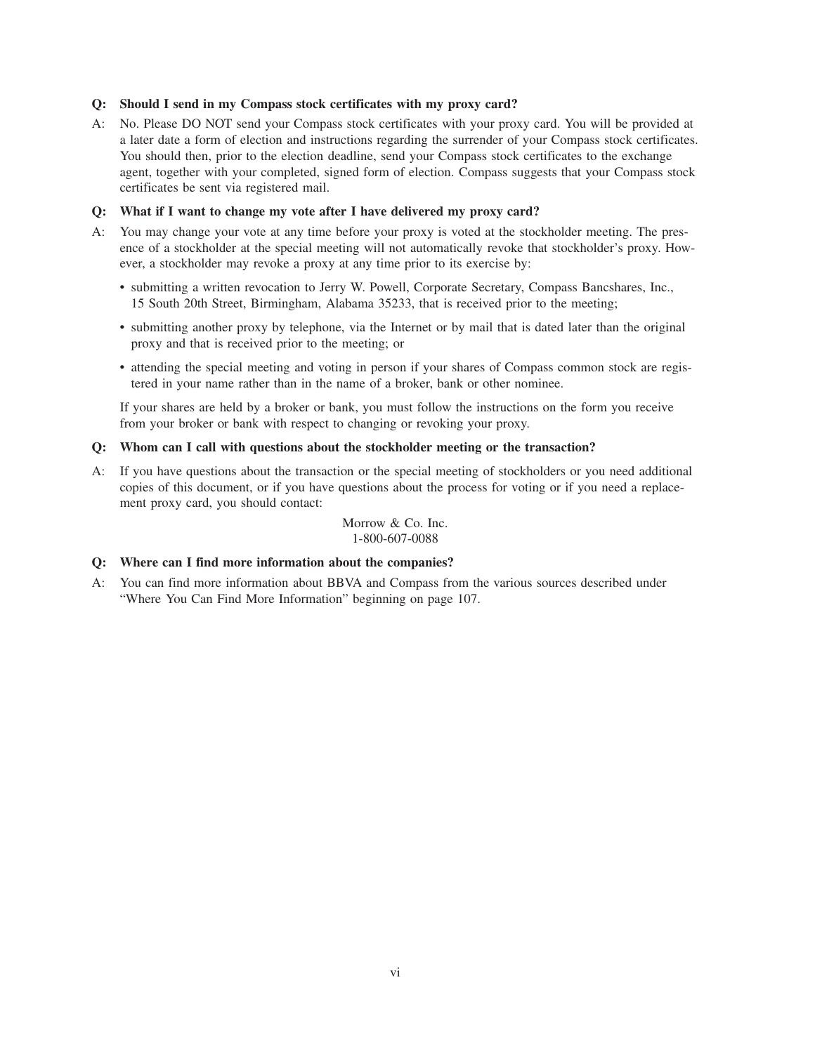**Q: Should I send in my Compass stock certificates with my proxy card?**

A: No. Please DO NOT send your Compass stock certificates with your proxy card. You will be provided at a later date a form of election and instructions regarding the surrender of your Compass stock certificates. You should then, prior to the election deadline, send your Compass stock certificates to the exchange agent, together with your completed, signed form of election. Compass suggests that your Compass stock certificates be sent via registered mail.

**Q: What if I want to change my vote after I have delivered my proxy card?**

A: You may change your vote at any time before your proxy is voted at the stockholder meeting. The presence of a stockholder at the special meeting will not automatically revoke that stockholder's proxy. However, a stockholder may revoke a proxy at any time prior to its exercise by:

- submitting a written revocation to Jerry W. Powell, Corporate Secretary, Compass Bancshares, Inc., 15 South 20th Street, Birmingham, Alabama 35233, that is received prior to the meeting;
- submitting another proxy by telephone, via the Internet or by mail that is dated later than the original proxy and that is received prior to the meeting; or
- attending the special meeting and voting in person if your shares of Compass common stock are registered in your name rather than in the name of a broker, bank or other nominee.

If your shares are held by a broker or bank, you must follow the instructions on the form you receive from your broker or bank with respect to changing or revoking your proxy.

**Q: Whom can I call with questions about the stockholder meeting or the transaction?**

A: If you have questions about the transaction or the special meeting of stockholders or you need additional copies of this document, or if you have questions about the process for voting or if you need a replacement proxy card, you should contact:

Morrow & Co. Inc.
1-800-607-0088

**Q: Where can I find more information about the companies?**

A: You can find more information about BBVA and Compass from the various sources described under "Where You Can Find More Information" beginning on page 107.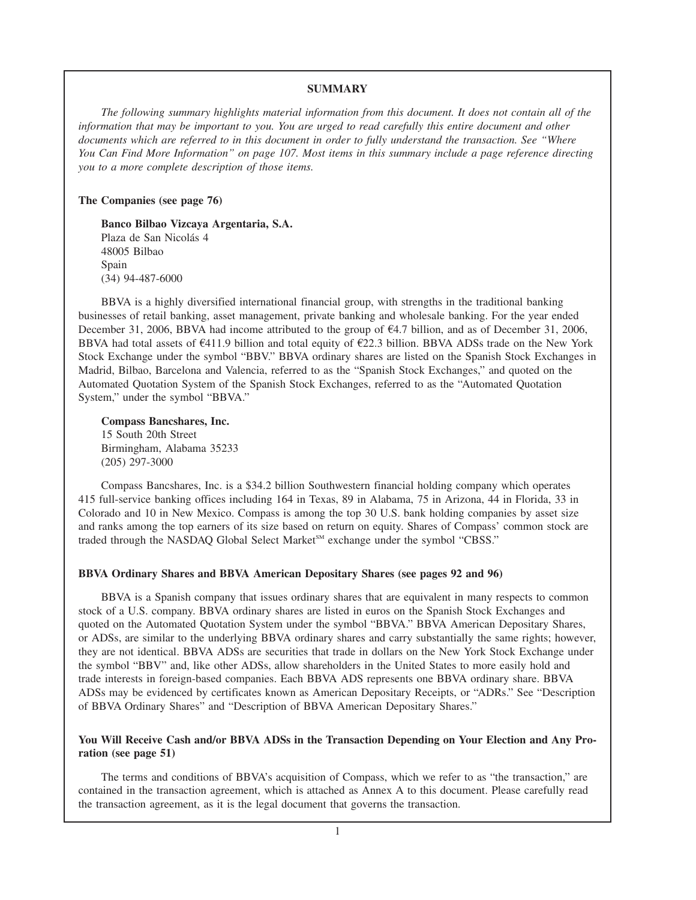## SUMMARY

*The following summary highlights material information from this document. It does not contain all of the information that may be important to you. You are urged to read carefully this entire document and other documents which are referred to in this document in order to fully understand the transaction. See "Where You Can Find More Information" on page 107. Most items in this summary include a page reference directing you to a more complete description of those items.*

### The Companies (see page 76)

**Banco Bilbao Vizcaya Argentaria, S.A.**
Plaza de San Nicolás 4
48005 Bilbao
Spain
(34) 94-487-6000

BBVA is a highly diversified international financial group, with strengths in the traditional banking businesses of retail banking, asset management, private banking and wholesale banking. For the year ended December 31, 2006, BBVA had income attributed to the group of €4.7 billion, and as of December 31, 2006, BBVA had total assets of €411.9 billion and total equity of €22.3 billion. BBVA ADSs trade on the New York Stock Exchange under the symbol "BBV." BBVA ordinary shares are listed on the Spanish Stock Exchanges in Madrid, Bilbao, Barcelona and Valencia, referred to as the "Spanish Stock Exchanges," and quoted on the Automated Quotation System of the Spanish Stock Exchanges, referred to as the "Automated Quotation System," under the symbol "BBVA."

**Compass Bancshares, Inc.**
15 South 20th Street
Birmingham, Alabama 35233
(205) 297-3000

Compass Bancshares, Inc. is a $34.2 billion Southwestern financial holding company which operates 415 full-service banking offices including 164 in Texas, 89 in Alabama, 75 in Arizona, 44 in Florida, 33 in Colorado and 10 in New Mexico. Compass is among the top 30 U.S. bank holding companies by asset size and ranks among the top earners of its size based on return on equity. Shares of Compass' common stock are traded through the NASDAQ Global Select Market℠ exchange under the symbol "CBSS."

### BBVA Ordinary Shares and BBVA American Depositary Shares (see pages 92 and 96)

BBVA is a Spanish company that issues ordinary shares that are equivalent in many respects to common stock of a U.S. company. BBVA ordinary shares are listed in euros on the Spanish Stock Exchanges and quoted on the Automated Quotation System under the symbol "BBVA." BBVA American Depositary Shares, or ADSs, are similar to the underlying BBVA ordinary shares and carry substantially the same rights; however, they are not identical. BBVA ADSs are securities that trade in dollars on the New York Stock Exchange under the symbol "BBV" and, like other ADSs, allow shareholders in the United States to more easily hold and trade interests in foreign-based companies. Each BBVA ADS represents one BBVA ordinary share. BBVA ADSs may be evidenced by certificates known as American Depositary Receipts, or "ADRs." See "Description of BBVA Ordinary Shares" and "Description of BBVA American Depositary Shares."

### You Will Receive Cash and/or BBVA ADSs in the Transaction Depending on Your Election and Any Proration (see page 51)

The terms and conditions of BBVA's acquisition of Compass, which we refer to as "the transaction," are contained in the transaction agreement, which is attached as Annex A to this document. Please carefully read the transaction agreement, as it is the legal document that governs the transaction.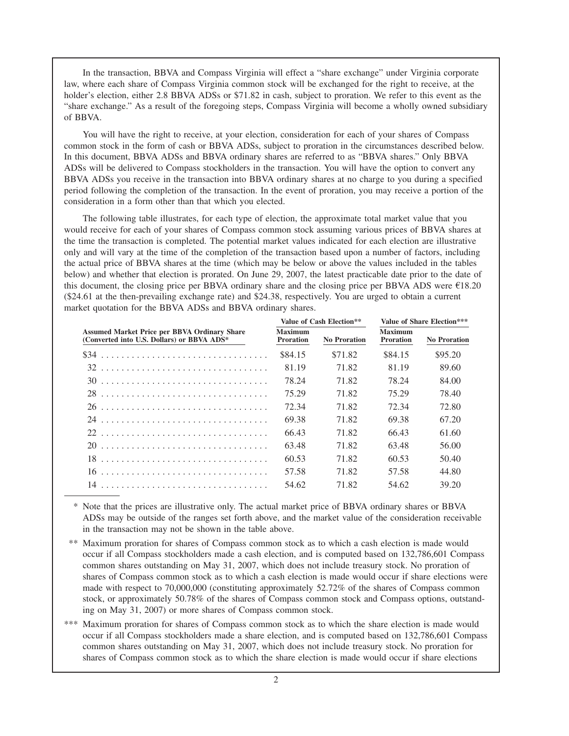In the transaction, BBVA and Compass Virginia will effect a "share exchange" under Virginia corporate law, where each share of Compass Virginia common stock will be exchanged for the right to receive, at the holder's election, either 2.8 BBVA ADSs or $71.82 in cash, subject to proration. We refer to this event as the "share exchange." As a result of the foregoing steps, Compass Virginia will become a wholly owned subsidiary of BBVA.

You will have the right to receive, at your election, consideration for each of your shares of Compass common stock in the form of cash or BBVA ADSs, subject to proration in the circumstances described below. In this document, BBVA ADSs and BBVA ordinary shares are referred to as "BBVA shares." Only BBVA ADSs will be delivered to Compass stockholders in the transaction. You will have the option to convert any BBVA ADSs you receive in the transaction into BBVA ordinary shares at no charge to you during a specified period following the completion of the transaction. In the event of proration, you may receive a portion of the consideration in a form other than that which you elected.

The following table illustrates, for each type of election, the approximate total market value that you would receive for each of your shares of Compass common stock assuming various prices of BBVA shares at the time the transaction is completed. The potential market values indicated for each election are illustrative only and will vary at the time of the completion of the transaction based upon a number of factors, including the actual price of BBVA shares at the time (which may be below or above the values included in the tables below) and whether that election is prorated. On June 29, 2007, the latest practicable date prior to the date of this document, the closing price per BBVA ordinary share and the closing price per BBVA ADS were €18.20 ($24.61 at the then-prevailing exchange rate) and $24.38, respectively. You are urged to obtain a current market quotation for the BBVA ADSs and BBVA ordinary shares.

| | Value of Cash Election** | | Value of Share Election*** | |
|---|---|---|---|---|
| **Assumed Market Price per BBVA Ordinary Share (Converted into U.S. Dollars) or BBVA ADS*** | **Maximum Proration** | **No Proration** | **Maximum Proration** | **No Proration** |
| $34 | $84.15 | $71.82 | $84.15 | $95.20 |
| 32 | 81.19 | 71.82 | 81.19 | 89.60 |
| 30 | 78.24 | 71.82 | 78.24 | 84.00 |
| 28 | 75.29 | 71.82 | 75.29 | 78.40 |
| 26 | 72.34 | 71.82 | 72.34 | 72.80 |
| 24 | 69.38 | 71.82 | 69.38 | 67.20 |
| 22 | 66.43 | 71.82 | 66.43 | 61.60 |
| 20 | 63.48 | 71.82 | 63.48 | 56.00 |
| 18 | 60.53 | 71.82 | 60.53 | 50.40 |
| 16 | 57.58 | 71.82 | 57.58 | 44.80 |
| 14 | 54.62 | 71.82 | 54.62 | 39.20 |

\* Note that the prices are illustrative only. The actual market price of BBVA ordinary shares or BBVA ADSs may be outside of the ranges set forth above, and the market value of the consideration receivable in the transaction may not be shown in the table above.

\** Maximum proration for shares of Compass common stock as to which a cash election is made would occur if all Compass stockholders made a cash election, and is computed based on 132,786,601 Compass common shares outstanding on May 31, 2007, which does not include treasury stock. No proration of shares of Compass common stock as to which a cash election is made would occur if share elections were made with respect to 70,000,000 (constituting approximately 52.72% of the shares of Compass common stock, or approximately 50.78% of the shares of Compass common stock and Compass options, outstanding on May 31, 2007) or more shares of Compass common stock.

\*** Maximum proration for shares of Compass common stock as to which the share election is made would occur if all Compass stockholders made a share election, and is computed based on 132,786,601 Compass common shares outstanding on May 31, 2007, which does not include treasury stock. No proration for shares of Compass common stock as to which the share election is made would occur if share elections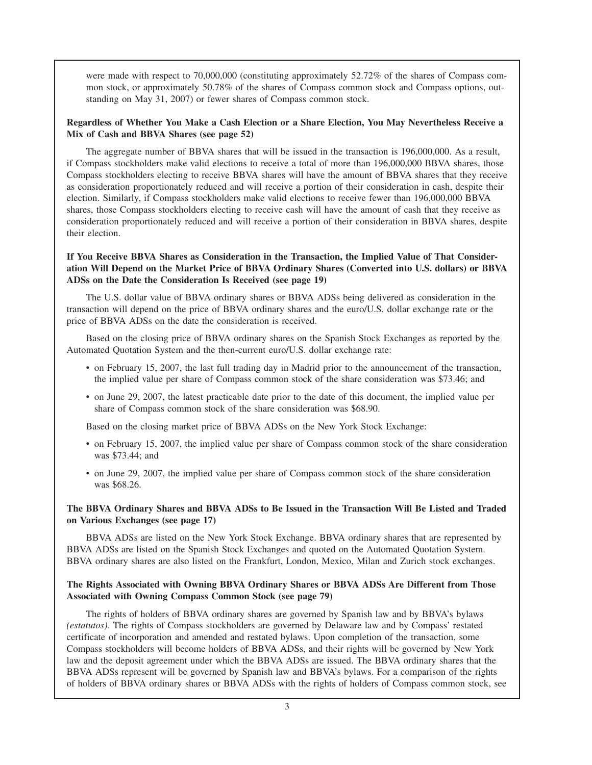were made with respect to 70,000,000 (constituting approximately 52.72% of the shares of Compass common stock, or approximately 50.78% of the shares of Compass common stock and Compass options, outstanding on May 31, 2007) or fewer shares of Compass common stock.

**Regardless of Whether You Make a Cash Election or a Share Election, You May Nevertheless Receive a Mix of Cash and BBVA Shares (see page 52)**

The aggregate number of BBVA shares that will be issued in the transaction is 196,000,000. As a result, if Compass stockholders make valid elections to receive a total of more than 196,000,000 BBVA shares, those Compass stockholders electing to receive BBVA shares will have the amount of BBVA shares that they receive as consideration proportionately reduced and will receive a portion of their consideration in cash, despite their election. Similarly, if Compass stockholders make valid elections to receive fewer than 196,000,000 BBVA shares, those Compass stockholders electing to receive cash will have the amount of cash that they receive as consideration proportionately reduced and will receive a portion of their consideration in BBVA shares, despite their election.

**If You Receive BBVA Shares as Consideration in the Transaction, the Implied Value of That Consideration Will Depend on the Market Price of BBVA Ordinary Shares (Converted into U.S. dollars) or BBVA ADSs on the Date the Consideration Is Received (see page 19)**

The U.S. dollar value of BBVA ordinary shares or BBVA ADSs being delivered as consideration in the transaction will depend on the price of BBVA ordinary shares and the euro/U.S. dollar exchange rate or the price of BBVA ADSs on the date the consideration is received.

Based on the closing price of BBVA ordinary shares on the Spanish Stock Exchanges as reported by the Automated Quotation System and the then-current euro/U.S. dollar exchange rate:

- on February 15, 2007, the last full trading day in Madrid prior to the announcement of the transaction, the implied value per share of Compass common stock of the share consideration was $73.46; and
- on June 29, 2007, the latest practicable date prior to the date of this document, the implied value per share of Compass common stock of the share consideration was $68.90.

Based on the closing market price of BBVA ADSs on the New York Stock Exchange:

- on February 15, 2007, the implied value per share of Compass common stock of the share consideration was $73.44; and
- on June 29, 2007, the implied value per share of Compass common stock of the share consideration was $68.26.

**The BBVA Ordinary Shares and BBVA ADSs to Be Issued in the Transaction Will Be Listed and Traded on Various Exchanges (see page 17)**

BBVA ADSs are listed on the New York Stock Exchange. BBVA ordinary shares that are represented by BBVA ADSs are listed on the Spanish Stock Exchanges and quoted on the Automated Quotation System. BBVA ordinary shares are also listed on the Frankfurt, London, Mexico, Milan and Zurich stock exchanges.

**The Rights Associated with Owning BBVA Ordinary Shares or BBVA ADSs Are Different from Those Associated with Owning Compass Common Stock (see page 79)**

The rights of holders of BBVA ordinary shares are governed by Spanish law and by BBVA's bylaws *(estatutos).* The rights of Compass stockholders are governed by Delaware law and by Compass' restated certificate of incorporation and amended and restated bylaws. Upon completion of the transaction, some Compass stockholders will become holders of BBVA ADSs, and their rights will be governed by New York law and the deposit agreement under which the BBVA ADSs are issued. The BBVA ordinary shares that the BBVA ADSs represent will be governed by Spanish law and BBVA's bylaws. For a comparison of the rights of holders of BBVA ordinary shares or BBVA ADSs with the rights of holders of Compass common stock, see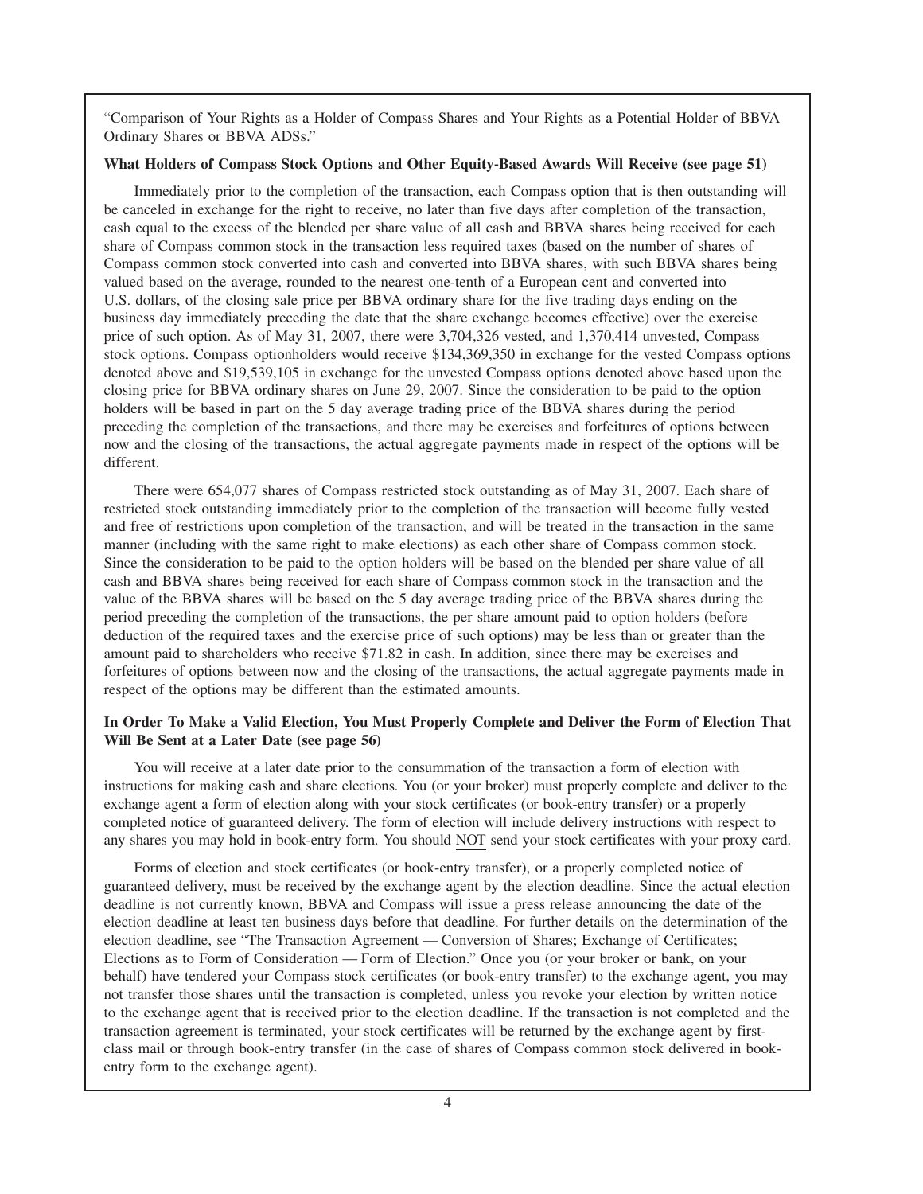"Comparison of Your Rights as a Holder of Compass Shares and Your Rights as a Potential Holder of BBVA Ordinary Shares or BBVA ADSs."

**What Holders of Compass Stock Options and Other Equity-Based Awards Will Receive (see page 51)**

Immediately prior to the completion of the transaction, each Compass option that is then outstanding will be canceled in exchange for the right to receive, no later than five days after completion of the transaction, cash equal to the excess of the blended per share value of all cash and BBVA shares being received for each share of Compass common stock in the transaction less required taxes (based on the number of shares of Compass common stock converted into cash and converted into BBVA shares, with such BBVA shares being valued based on the average, rounded to the nearest one-tenth of a European cent and converted into U.S. dollars, of the closing sale price per BBVA ordinary share for the five trading days ending on the business day immediately preceding the date that the share exchange becomes effective) over the exercise price of such option. As of May 31, 2007, there were 3,704,326 vested, and 1,370,414 unvested, Compass stock options. Compass optionholders would receive $134,369,350 in exchange for the vested Compass options denoted above and $19,539,105 in exchange for the unvested Compass options denoted above based upon the closing price for BBVA ordinary shares on June 29, 2007. Since the consideration to be paid to the option holders will be based in part on the 5 day average trading price of the BBVA shares during the period preceding the completion of the transactions, and there may be exercises and forfeitures of options between now and the closing of the transactions, the actual aggregate payments made in respect of the options will be different.

There were 654,077 shares of Compass restricted stock outstanding as of May 31, 2007. Each share of restricted stock outstanding immediately prior to the completion of the transaction will become fully vested and free of restrictions upon completion of the transaction, and will be treated in the transaction in the same manner (including with the same right to make elections) as each other share of Compass common stock. Since the consideration to be paid to the option holders will be based on the blended per share value of all cash and BBVA shares being received for each share of Compass common stock in the transaction and the value of the BBVA shares will be based on the 5 day average trading price of the BBVA shares during the period preceding the completion of the transactions, the per share amount paid to option holders (before deduction of the required taxes and the exercise price of such options) may be less than or greater than the amount paid to shareholders who receive $71.82 in cash. In addition, since there may be exercises and forfeitures of options between now and the closing of the transactions, the actual aggregate payments made in respect of the options may be different than the estimated amounts.

**In Order To Make a Valid Election, You Must Properly Complete and Deliver the Form of Election That Will Be Sent at a Later Date (see page 56)**

You will receive at a later date prior to the consummation of the transaction a form of election with instructions for making cash and share elections. You (or your broker) must properly complete and deliver to the exchange agent a form of election along with your stock certificates (or book-entry transfer) or a properly completed notice of guaranteed delivery. The form of election will include delivery instructions with respect to any shares you may hold in book-entry form. You should NOT send your stock certificates with your proxy card.

Forms of election and stock certificates (or book-entry transfer), or a properly completed notice of guaranteed delivery, must be received by the exchange agent by the election deadline. Since the actual election deadline is not currently known, BBVA and Compass will issue a press release announcing the date of the election deadline at least ten business days before that deadline. For further details on the determination of the election deadline, see "The Transaction Agreement — Conversion of Shares; Exchange of Certificates; Elections as to Form of Consideration — Form of Election." Once you (or your broker or bank, on your behalf) have tendered your Compass stock certificates (or book-entry transfer) to the exchange agent, you may not transfer those shares until the transaction is completed, unless you revoke your election by written notice to the exchange agent that is received prior to the election deadline. If the transaction is not completed and the transaction agreement is terminated, your stock certificates will be returned by the exchange agent by first-class mail or through book-entry transfer (in the case of shares of Compass common stock delivered in book-entry form to the exchange agent).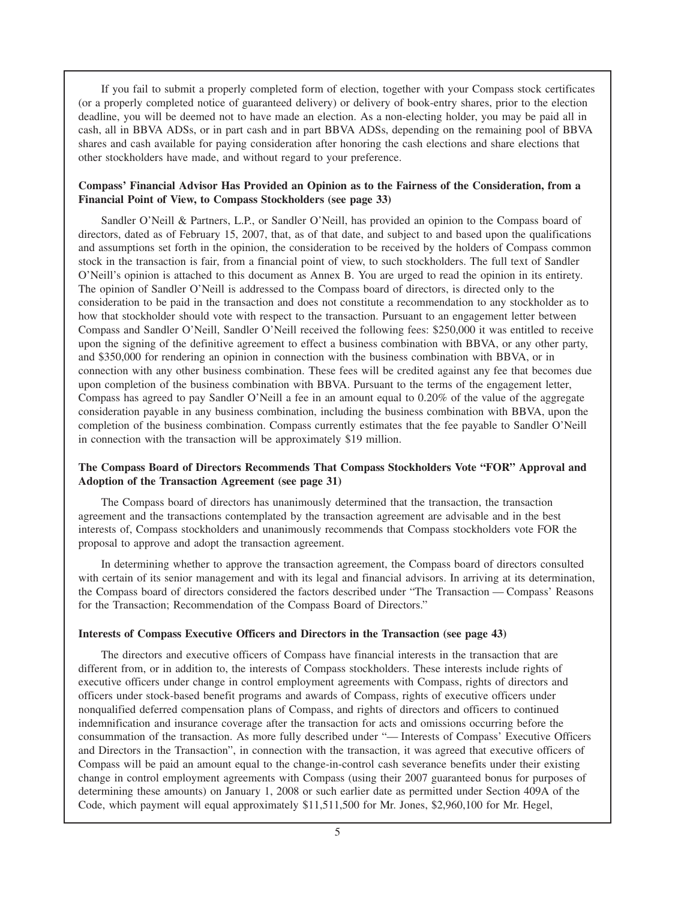If you fail to submit a properly completed form of election, together with your Compass stock certificates (or a properly completed notice of guaranteed delivery) or delivery of book-entry shares, prior to the election deadline, you will be deemed not to have made an election. As a non-electing holder, you may be paid all in cash, all in BBVA ADSs, or in part cash and in part BBVA ADSs, depending on the remaining pool of BBVA shares and cash available for paying consideration after honoring the cash elections and share elections that other stockholders have made, and without regard to your preference.

**Compass' Financial Advisor Has Provided an Opinion as to the Fairness of the Consideration, from a Financial Point of View, to Compass Stockholders (see page 33)**

Sandler O'Neill & Partners, L.P., or Sandler O'Neill, has provided an opinion to the Compass board of directors, dated as of February 15, 2007, that, as of that date, and subject to and based upon the qualifications and assumptions set forth in the opinion, the consideration to be received by the holders of Compass common stock in the transaction is fair, from a financial point of view, to such stockholders. The full text of Sandler O'Neill's opinion is attached to this document as Annex B. You are urged to read the opinion in its entirety. The opinion of Sandler O'Neill is addressed to the Compass board of directors, is directed only to the consideration to be paid in the transaction and does not constitute a recommendation to any stockholder as to how that stockholder should vote with respect to the transaction. Pursuant to an engagement letter between Compass and Sandler O'Neill, Sandler O'Neill received the following fees: $250,000 it was entitled to receive upon the signing of the definitive agreement to effect a business combination with BBVA, or any other party, and $350,000 for rendering an opinion in connection with the business combination with BBVA, or in connection with any other business combination. These fees will be credited against any fee that becomes due upon completion of the business combination with BBVA. Pursuant to the terms of the engagement letter, Compass has agreed to pay Sandler O'Neill a fee in an amount equal to 0.20% of the value of the aggregate consideration payable in any business combination, including the business combination with BBVA, upon the completion of the business combination. Compass currently estimates that the fee payable to Sandler O'Neill in connection with the transaction will be approximately $19 million.

**The Compass Board of Directors Recommends That Compass Stockholders Vote "FOR" Approval and Adoption of the Transaction Agreement (see page 31)**

The Compass board of directors has unanimously determined that the transaction, the transaction agreement and the transactions contemplated by the transaction agreement are advisable and in the best interests of, Compass stockholders and unanimously recommends that Compass stockholders vote FOR the proposal to approve and adopt the transaction agreement.

In determining whether to approve the transaction agreement, the Compass board of directors consulted with certain of its senior management and with its legal and financial advisors. In arriving at its determination, the Compass board of directors considered the factors described under "The Transaction — Compass' Reasons for the Transaction; Recommendation of the Compass Board of Directors."

**Interests of Compass Executive Officers and Directors in the Transaction (see page 43)**

The directors and executive officers of Compass have financial interests in the transaction that are different from, or in addition to, the interests of Compass stockholders. These interests include rights of executive officers under change in control employment agreements with Compass, rights of directors and officers under stock-based benefit programs and awards of Compass, rights of executive officers under nonqualified deferred compensation plans of Compass, and rights of directors and officers to continued indemnification and insurance coverage after the transaction for acts and omissions occurring before the consummation of the transaction. As more fully described under "— Interests of Compass' Executive Officers and Directors in the Transaction", in connection with the transaction, it was agreed that executive officers of Compass will be paid an amount equal to the change-in-control cash severance benefits under their existing change in control employment agreements with Compass (using their 2007 guaranteed bonus for purposes of determining these amounts) on January 1, 2008 or such earlier date as permitted under Section 409A of the Code, which payment will equal approximately $11,511,500 for Mr. Jones, $2,960,100 for Mr. Hegel,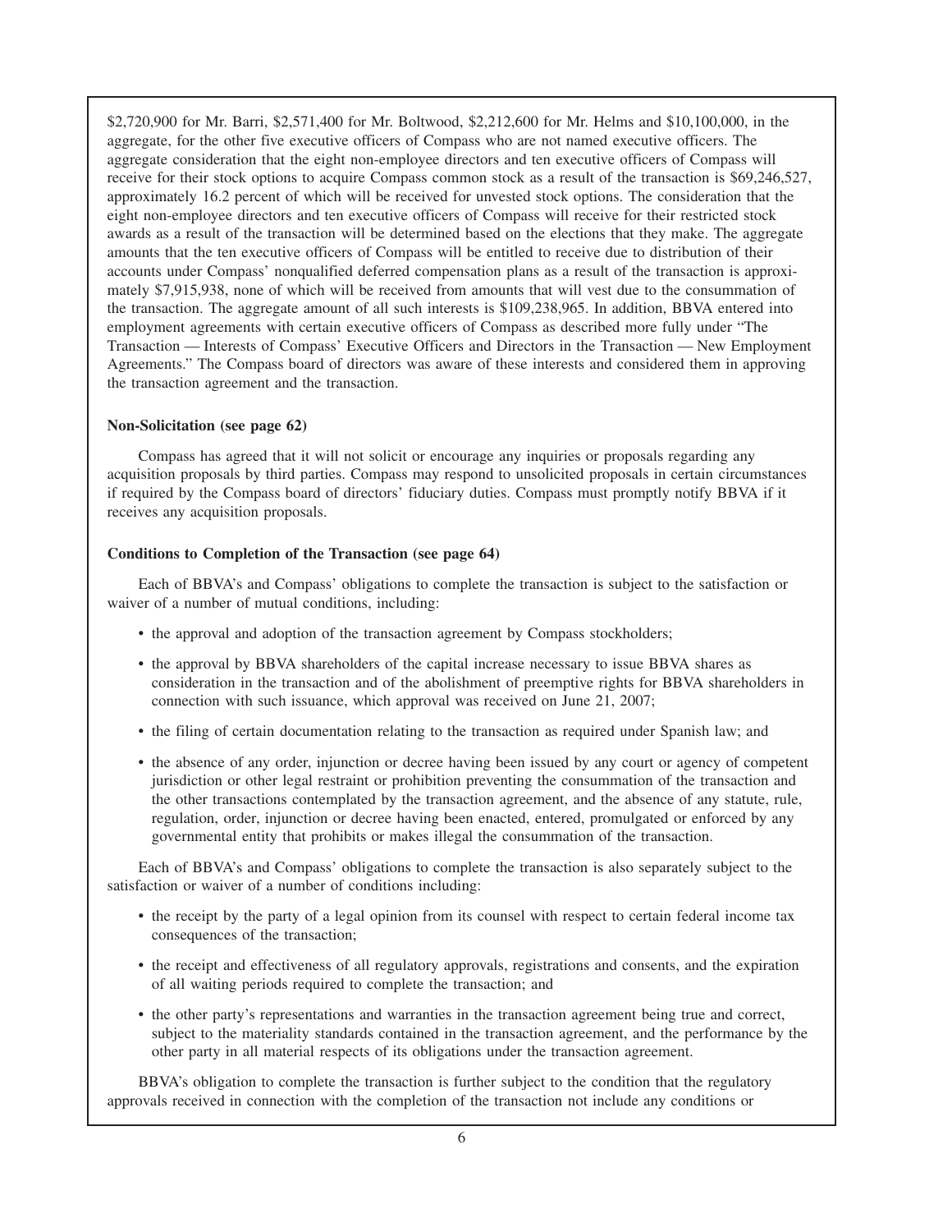$2,720,900 for Mr. Barri, $2,571,400 for Mr. Boltwood, $2,212,600 for Mr. Helms and $10,100,000, in the aggregate, for the other five executive officers of Compass who are not named executive officers. The aggregate consideration that the eight non-employee directors and ten executive officers of Compass will receive for their stock options to acquire Compass common stock as a result of the transaction is $69,246,527, approximately 16.2 percent of which will be received for unvested stock options. The consideration that the eight non-employee directors and ten executive officers of Compass will receive for their restricted stock awards as a result of the transaction will be determined based on the elections that they make. The aggregate amounts that the ten executive officers of Compass will be entitled to receive due to distribution of their accounts under Compass' nonqualified deferred compensation plans as a result of the transaction is approximately $7,915,938, none of which will be received from amounts that will vest due to the consummation of the transaction. The aggregate amount of all such interests is $109,238,965. In addition, BBVA entered into employment agreements with certain executive officers of Compass as described more fully under "The Transaction — Interests of Compass' Executive Officers and Directors in the Transaction — New Employment Agreements." The Compass board of directors was aware of these interests and considered them in approving the transaction agreement and the transaction.

**Non-Solicitation (see page 62)**

Compass has agreed that it will not solicit or encourage any inquiries or proposals regarding any acquisition proposals by third parties. Compass may respond to unsolicited proposals in certain circumstances if required by the Compass board of directors' fiduciary duties. Compass must promptly notify BBVA if it receives any acquisition proposals.

**Conditions to Completion of the Transaction (see page 64)**

Each of BBVA's and Compass' obligations to complete the transaction is subject to the satisfaction or waiver of a number of mutual conditions, including:

- the approval and adoption of the transaction agreement by Compass stockholders;
- the approval by BBVA shareholders of the capital increase necessary to issue BBVA shares as consideration in the transaction and of the abolishment of preemptive rights for BBVA shareholders in connection with such issuance, which approval was received on June 21, 2007;
- the filing of certain documentation relating to the transaction as required under Spanish law; and
- the absence of any order, injunction or decree having been issued by any court or agency of competent jurisdiction or other legal restraint or prohibition preventing the consummation of the transaction and the other transactions contemplated by the transaction agreement, and the absence of any statute, rule, regulation, order, injunction or decree having been enacted, entered, promulgated or enforced by any governmental entity that prohibits or makes illegal the consummation of the transaction.

Each of BBVA's and Compass' obligations to complete the transaction is also separately subject to the satisfaction or waiver of a number of conditions including:

- the receipt by the party of a legal opinion from its counsel with respect to certain federal income tax consequences of the transaction;
- the receipt and effectiveness of all regulatory approvals, registrations and consents, and the expiration of all waiting periods required to complete the transaction; and
- the other party's representations and warranties in the transaction agreement being true and correct, subject to the materiality standards contained in the transaction agreement, and the performance by the other party in all material respects of its obligations under the transaction agreement.

BBVA's obligation to complete the transaction is further subject to the condition that the regulatory approvals received in connection with the completion of the transaction not include any conditions or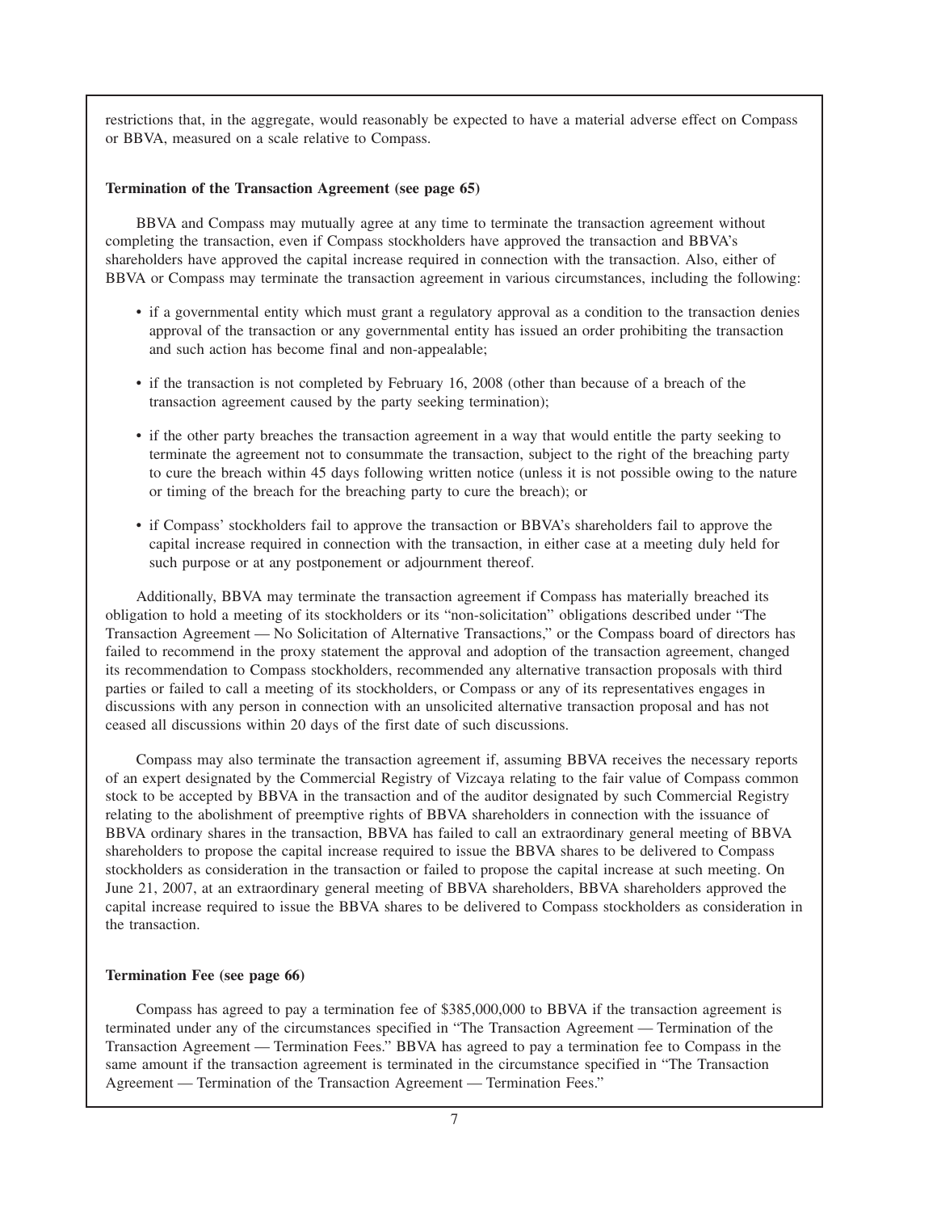restrictions that, in the aggregate, would reasonably be expected to have a material adverse effect on Compass or BBVA, measured on a scale relative to Compass.

**Termination of the Transaction Agreement (see page 65)**

BBVA and Compass may mutually agree at any time to terminate the transaction agreement without completing the transaction, even if Compass stockholders have approved the transaction and BBVA's shareholders have approved the capital increase required in connection with the transaction. Also, either of BBVA or Compass may terminate the transaction agreement in various circumstances, including the following:

- if a governmental entity which must grant a regulatory approval as a condition to the transaction denies approval of the transaction or any governmental entity has issued an order prohibiting the transaction and such action has become final and non-appealable;
- if the transaction is not completed by February 16, 2008 (other than because of a breach of the transaction agreement caused by the party seeking termination);
- if the other party breaches the transaction agreement in a way that would entitle the party seeking to terminate the agreement not to consummate the transaction, subject to the right of the breaching party to cure the breach within 45 days following written notice (unless it is not possible owing to the nature or timing of the breach for the breaching party to cure the breach); or
- if Compass' stockholders fail to approve the transaction or BBVA's shareholders fail to approve the capital increase required in connection with the transaction, in either case at a meeting duly held for such purpose or at any postponement or adjournment thereof.

Additionally, BBVA may terminate the transaction agreement if Compass has materially breached its obligation to hold a meeting of its stockholders or its "non-solicitation" obligations described under "The Transaction Agreement — No Solicitation of Alternative Transactions," or the Compass board of directors has failed to recommend in the proxy statement the approval and adoption of the transaction agreement, changed its recommendation to Compass stockholders, recommended any alternative transaction proposals with third parties or failed to call a meeting of its stockholders, or Compass or any of its representatives engages in discussions with any person in connection with an unsolicited alternative transaction proposal and has not ceased all discussions within 20 days of the first date of such discussions.

Compass may also terminate the transaction agreement if, assuming BBVA receives the necessary reports of an expert designated by the Commercial Registry of Vizcaya relating to the fair value of Compass common stock to be accepted by BBVA in the transaction and of the auditor designated by such Commercial Registry relating to the abolishment of preemptive rights of BBVA shareholders in connection with the issuance of BBVA ordinary shares in the transaction, BBVA has failed to call an extraordinary general meeting of BBVA shareholders to propose the capital increase required to issue the BBVA shares to be delivered to Compass stockholders as consideration in the transaction or failed to propose the capital increase at such meeting. On June 21, 2007, at an extraordinary general meeting of BBVA shareholders, BBVA shareholders approved the capital increase required to issue the BBVA shares to be delivered to Compass stockholders as consideration in the transaction.

**Termination Fee (see page 66)**

Compass has agreed to pay a termination fee of $385,000,000 to BBVA if the transaction agreement is terminated under any of the circumstances specified in "The Transaction Agreement — Termination of the Transaction Agreement — Termination Fees." BBVA has agreed to pay a termination fee to Compass in the same amount if the transaction agreement is terminated in the circumstance specified in "The Transaction Agreement — Termination of the Transaction Agreement — Termination Fees."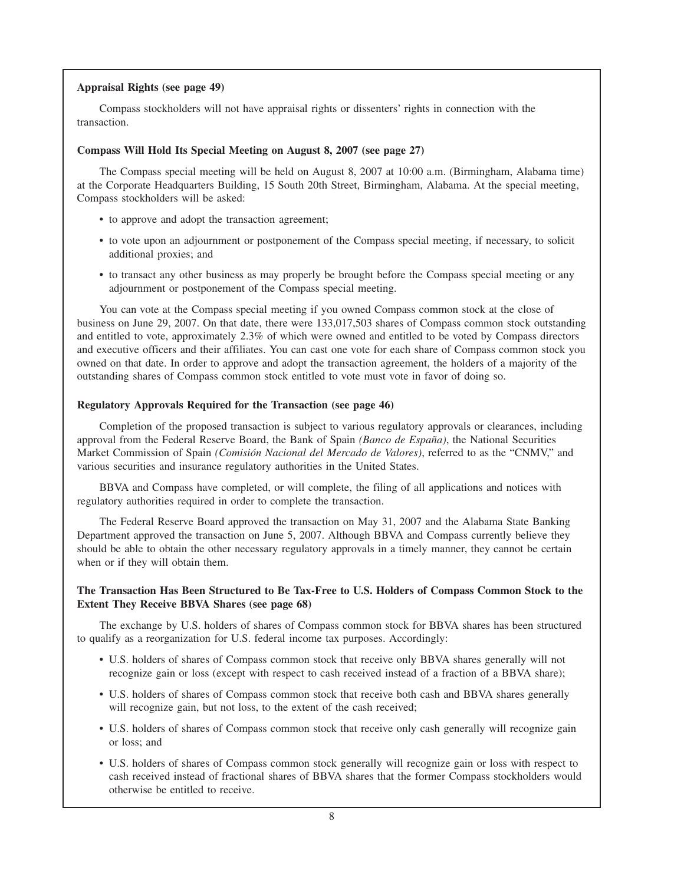**Appraisal Rights (see page 49)**

Compass stockholders will not have appraisal rights or dissenters' rights in connection with the transaction.

**Compass Will Hold Its Special Meeting on August 8, 2007 (see page 27)**

The Compass special meeting will be held on August 8, 2007 at 10:00 a.m. (Birmingham, Alabama time) at the Corporate Headquarters Building, 15 South 20th Street, Birmingham, Alabama. At the special meeting, Compass stockholders will be asked:

- to approve and adopt the transaction agreement;
- to vote upon an adjournment or postponement of the Compass special meeting, if necessary, to solicit additional proxies; and
- to transact any other business as may properly be brought before the Compass special meeting or any adjournment or postponement of the Compass special meeting.

You can vote at the Compass special meeting if you owned Compass common stock at the close of business on June 29, 2007. On that date, there were 133,017,503 shares of Compass common stock outstanding and entitled to vote, approximately 2.3% of which were owned and entitled to be voted by Compass directors and executive officers and their affiliates. You can cast one vote for each share of Compass common stock you owned on that date. In order to approve and adopt the transaction agreement, the holders of a majority of the outstanding shares of Compass common stock entitled to vote must vote in favor of doing so.

**Regulatory Approvals Required for the Transaction (see page 46)**

Completion of the proposed transaction is subject to various regulatory approvals or clearances, including approval from the Federal Reserve Board, the Bank of Spain *(Banco de España)*, the National Securities Market Commission of Spain *(Comisión Nacional del Mercado de Valores)*, referred to as the "CNMV," and various securities and insurance regulatory authorities in the United States.

BBVA and Compass have completed, or will complete, the filing of all applications and notices with regulatory authorities required in order to complete the transaction.

The Federal Reserve Board approved the transaction on May 31, 2007 and the Alabama State Banking Department approved the transaction on June 5, 2007. Although BBVA and Compass currently believe they should be able to obtain the other necessary regulatory approvals in a timely manner, they cannot be certain when or if they will obtain them.

**The Transaction Has Been Structured to Be Tax-Free to U.S. Holders of Compass Common Stock to the Extent They Receive BBVA Shares (see page 68)**

The exchange by U.S. holders of shares of Compass common stock for BBVA shares has been structured to qualify as a reorganization for U.S. federal income tax purposes. Accordingly:

- U.S. holders of shares of Compass common stock that receive only BBVA shares generally will not recognize gain or loss (except with respect to cash received instead of a fraction of a BBVA share);
- U.S. holders of shares of Compass common stock that receive both cash and BBVA shares generally will recognize gain, but not loss, to the extent of the cash received;
- U.S. holders of shares of Compass common stock that receive only cash generally will recognize gain or loss; and
- U.S. holders of shares of Compass common stock generally will recognize gain or loss with respect to cash received instead of fractional shares of BBVA shares that the former Compass stockholders would otherwise be entitled to receive.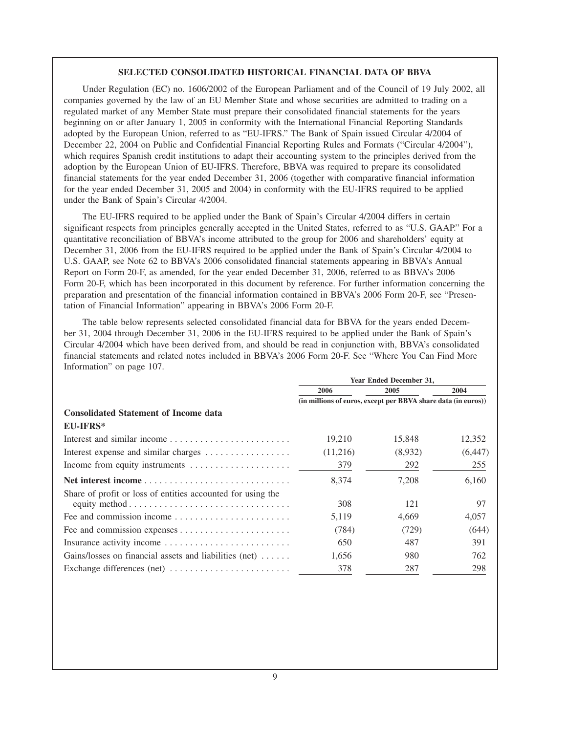## SELECTED CONSOLIDATED HISTORICAL FINANCIAL DATA OF BBVA

Under Regulation (EC) no. 1606/2002 of the European Parliament and of the Council of 19 July 2002, all companies governed by the law of an EU Member State and whose securities are admitted to trading on a regulated market of any Member State must prepare their consolidated financial statements for the years beginning on or after January 1, 2005 in conformity with the International Financial Reporting Standards adopted by the European Union, referred to as "EU-IFRS." The Bank of Spain issued Circular 4/2004 of December 22, 2004 on Public and Confidential Financial Reporting Rules and Formats ("Circular 4/2004"), which requires Spanish credit institutions to adapt their accounting system to the principles derived from the adoption by the European Union of EU-IFRS. Therefore, BBVA was required to prepare its consolidated financial statements for the year ended December 31, 2006 (together with comparative financial information for the year ended December 31, 2005 and 2004) in conformity with the EU-IFRS required to be applied under the Bank of Spain's Circular 4/2004.

The EU-IFRS required to be applied under the Bank of Spain's Circular 4/2004 differs in certain significant respects from principles generally accepted in the United States, referred to as "U.S. GAAP." For a quantitative reconciliation of BBVA's income attributed to the group for 2006 and shareholders' equity at December 31, 2006 from the EU-IFRS required to be applied under the Bank of Spain's Circular 4/2004 to U.S. GAAP, see Note 62 to BBVA's 2006 consolidated financial statements appearing in BBVA's Annual Report on Form 20-F, as amended, for the year ended December 31, 2006, referred to as BBVA's 2006 Form 20-F, which has been incorporated in this document by reference. For further information concerning the preparation and presentation of the financial information contained in BBVA's 2006 Form 20-F, see "Presentation of Financial Information" appearing in BBVA's 2006 Form 20-F.

The table below represents selected consolidated financial data for BBVA for the years ended December 31, 2004 through December 31, 2006 in the EU-IFRS required to be applied under the Bank of Spain's Circular 4/2004 which have been derived from, and should be read in conjunction with, BBVA's consolidated financial statements and related notes included in BBVA's 2006 Form 20-F. See "Where You Can Find More Information" on page 107.

| | Year Ended December 31, | | |
|---|---|---|---|
| | 2006 | 2005 | 2004 |
| | (in millions of euros, except per BBVA share data (in euros)) | | |
| **Consolidated Statement of Income data** | | | |
| **EU-IFRS*** | | | |
| Interest and similar income | 19,210 | 15,848 | 12,352 |
| Interest expense and similar charges | (11,216) | (8,932) | (6,447) |
| Income from equity instruments | 379 | 292 | 255 |
| **Net interest income** | 8,374 | 7,208 | 6,160 |
| Share of profit or loss of entities accounted for using the equity method | 308 | 121 | 97 |
| Fee and commission income | 5,119 | 4,669 | 4,057 |
| Fee and commission expenses | (784) | (729) | (644) |
| Insurance activity income | 650 | 487 | 391 |
| Gains/losses on financial assets and liabilities (net) | 1,656 | 980 | 762 |
| Exchange differences (net) | 378 | 287 | 298 |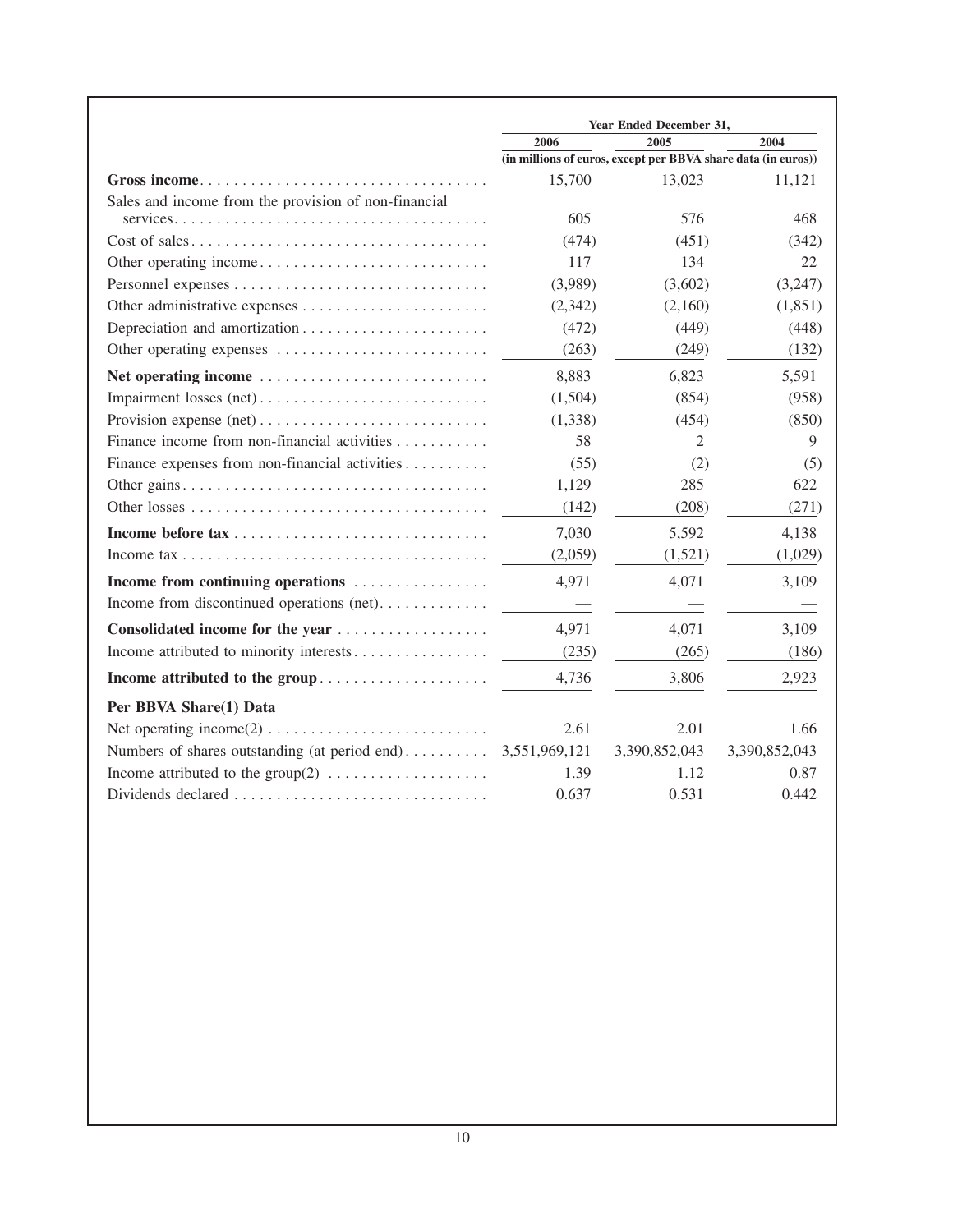| | Year Ended December 31, | | |
|---|---|---|---|
| | 2006 | 2005 | 2004 |
| | (in millions of euros, except per BBVA share data (in euros)) | | |
| **Gross income** | 15,700 | 13,023 | 11,121 |
| Sales and income from the provision of non-financial services | 605 | 576 | 468 |
| Cost of sales | (474) | (451) | (342) |
| Other operating income | 117 | 134 | 22 |
| Personnel expenses | (3,989) | (3,602) | (3,247) |
| Other administrative expenses | (2,342) | (2,160) | (1,851) |
| Depreciation and amortization | (472) | (449) | (448) |
| Other operating expenses | (263) | (249) | (132) |
| **Net operating income** | 8,883 | 6,823 | 5,591 |
| Impairment losses (net) | (1,504) | (854) | (958) |
| Provision expense (net) | (1,338) | (454) | (850) |
| Finance income from non-financial activities | 58 | 2 | 9 |
| Finance expenses from non-financial activities | (55) | (2) | (5) |
| Other gains | 1,129 | 285 | 622 |
| Other losses | (142) | (208) | (271) |
| **Income before tax** | 7,030 | 5,592 | 4,138 |
| Income tax | (2,059) | (1,521) | (1,029) |
| **Income from continuing operations** | 4,971 | 4,071 | 3,109 |
| Income from discontinued operations (net) | — | — | — |
| **Consolidated income for the year** | 4,971 | 4,071 | 3,109 |
| Income attributed to minority interests | (235) | (265) | (186) |
| **Income attributed to the group** | 4,736 | 3,806 | 2,923 |
| **Per BBVA Share(1) Data** | | | |
| Net operating income(2) | 2.61 | 2.01 | 1.66 |
| Numbers of shares outstanding (at period end) | 3,551,969,121 | 3,390,852,043 | 3,390,852,043 |
| Income attributed to the group(2) | 1.39 | 1.12 | 0.87 |
| Dividends declared | 0.637 | 0.531 | 0.442 |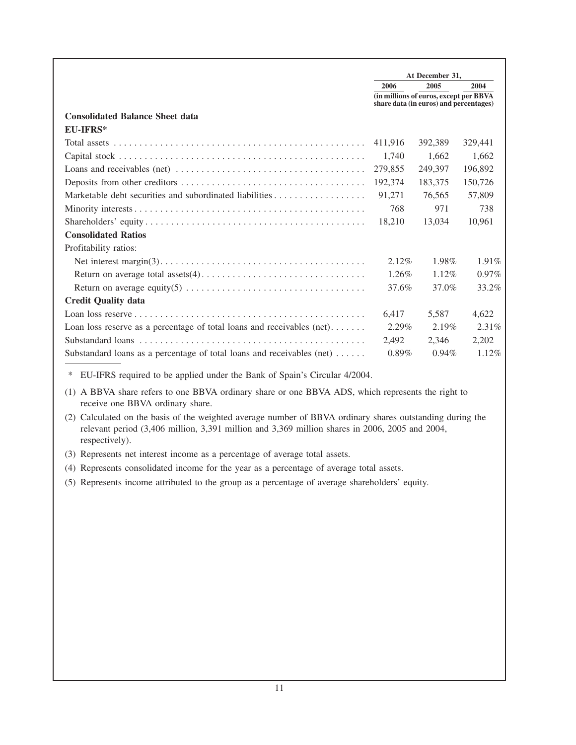| | At December 31, | | |
|---|---|---|---|
| | 2006 | 2005 | 2004 |
| | (in millions of euros, except per BBVA share data (in euros) and percentages) | | |
| **Consolidated Balance Sheet data** | | | |
| **EU-IFRS*** | | | |
| Total assets | 411,916 | 392,389 | 329,441 |
| Capital stock | 1,740 | 1,662 | 1,662 |
| Loans and receivables (net) | 279,855 | 249,397 | 196,892 |
| Deposits from other creditors | 192,374 | 183,375 | 150,726 |
| Marketable debt securities and subordinated liabilities | 91,271 | 76,565 | 57,809 |
| Minority interests | 768 | 971 | 738 |
| Shareholders' equity | 18,210 | 13,034 | 10,961 |
| **Consolidated Ratios** | | | |
| Profitability ratios: | | | |
| Net interest margin(3) | 2.12% | 1.98% | 1.91% |
| Return on average total assets(4) | 1.26% | 1.12% | 0.97% |
| Return on average equity(5) | 37.6% | 37.0% | 33.2% |
| **Credit Quality data** | | | |
| Loan loss reserve | 6,417 | 5,587 | 4,622 |
| Loan loss reserve as a percentage of total loans and receivables (net) | 2.29% | 2.19% | 2.31% |
| Substandard loans | 2,492 | 2,346 | 2,202 |
| Substandard loans as a percentage of total loans and receivables (net) | 0.89% | 0.94% | 1.12% |

\* EU-IFRS required to be applied under the Bank of Spain's Circular 4/2004.

(1) A BBVA share refers to one BBVA ordinary share or one BBVA ADS, which represents the right to receive one BBVA ordinary share.

(2) Calculated on the basis of the weighted average number of BBVA ordinary shares outstanding during the relevant period (3,406 million, 3,391 million and 3,369 million shares in 2006, 2005 and 2004, respectively).

(3) Represents net interest income as a percentage of average total assets.

(4) Represents consolidated income for the year as a percentage of average total assets.

(5) Represents income attributed to the group as a percentage of average shareholders' equity.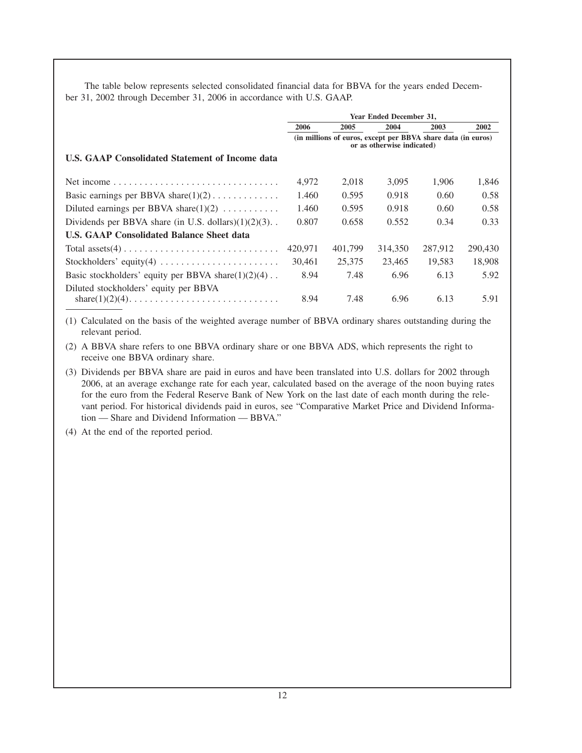The table below represents selected consolidated financial data for BBVA for the years ended December 31, 2002 through December 31, 2006 in accordance with U.S. GAAP.

| | Year Ended December 31, | | | | |
|---|---|---|---|---|---|
| | 2006 | 2005 | 2004 | 2003 | 2002 |
| | (in millions of euros, except per BBVA share data (in euros) or as otherwise indicated) | | | | |
| **U.S. GAAP Consolidated Statement of Income data** | | | | | |
| Net income | 4,972 | 2,018 | 3,095 | 1,906 | 1,846 |
| Basic earnings per BBVA share(1)(2) | 1.460 | 0.595 | 0.918 | 0.60 | 0.58 |
| Diluted earnings per BBVA share(1)(2) | 1.460 | 0.595 | 0.918 | 0.60 | 0.58 |
| Dividends per BBVA share (in U.S. dollars)(1)(2)(3) | 0.807 | 0.658 | 0.552 | 0.34 | 0.33 |
| **U.S. GAAP Consolidated Balance Sheet data** | | | | | |
| Total assets(4) | 420,971 | 401,799 | 314,350 | 287,912 | 290,430 |
| Stockholders' equity(4) | 30,461 | 25,375 | 23,465 | 19,583 | 18,908 |
| Basic stockholders' equity per BBVA share(1)(2)(4) | 8.94 | 7.48 | 6.96 | 6.13 | 5.92 |
| Diluted stockholders' equity per BBVA share(1)(2)(4) | 8.94 | 7.48 | 6.96 | 6.13 | 5.91 |

(1) Calculated on the basis of the weighted average number of BBVA ordinary shares outstanding during the relevant period.

(2) A BBVA share refers to one BBVA ordinary share or one BBVA ADS, which represents the right to receive one BBVA ordinary share.

(3) Dividends per BBVA share are paid in euros and have been translated into U.S. dollars for 2002 through 2006, at an average exchange rate for each year, calculated based on the average of the noon buying rates for the euro from the Federal Reserve Bank of New York on the last date of each month during the relevant period. For historical dividends paid in euros, see "Comparative Market Price and Dividend Information — Share and Dividend Information — BBVA."

(4) At the end of the reported period.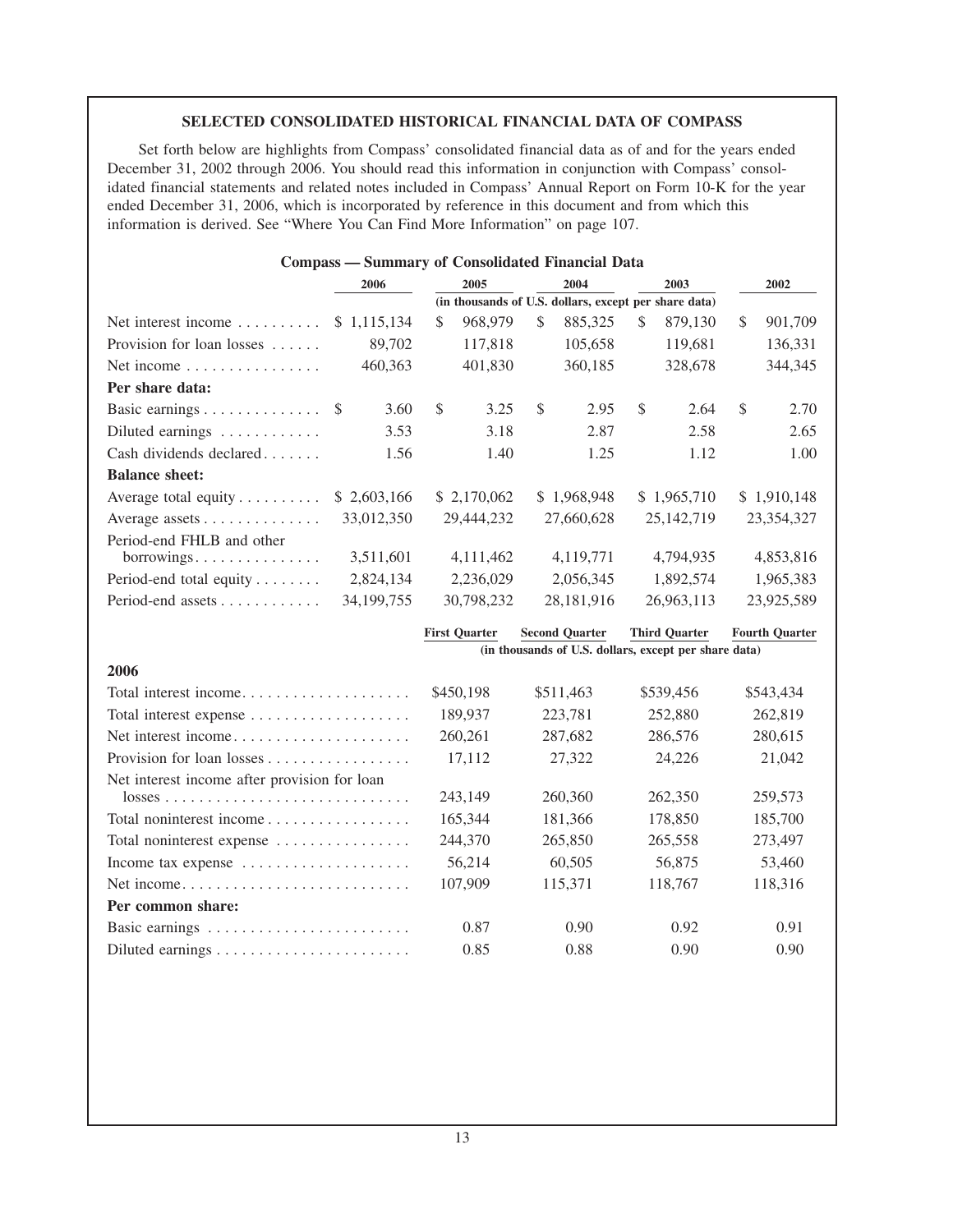## SELECTED CONSOLIDATED HISTORICAL FINANCIAL DATA OF COMPASS

Set forth below are highlights from Compass' consolidated financial data as of and for the years ended December 31, 2002 through 2006. You should read this information in conjunction with Compass' consolidated financial statements and related notes included in Compass' Annual Report on Form 10-K for the year ended December 31, 2006, which is incorporated by reference in this document and from which this information is derived. See "Where You Can Find More Information" on page 107.

**Compass — Summary of Consolidated Financial Data**

| | 2006 | 2005 | 2004 | 2003 | 2002 |
|---|---|---|---|---|---|
| | (in thousands of U.S. dollars, except per share data) | | | | |
| Net interest income | $ 1,115,134 | $ 968,979 | $ 885,325 | $ 879,130 | $ 901,709 |
| Provision for loan losses | 89,702 | 117,818 | 105,658 | 119,681 | 136,331 |
| Net income | 460,363 | 401,830 | 360,185 | 328,678 | 344,345 |
| **Per share data:** | | | | | |
| Basic earnings | $ 3.60 | $ 3.25 | $ 2.95 | $ 2.64 | $ 2.70 |
| Diluted earnings | 3.53 | 3.18 | 2.87 | 2.58 | 2.65 |
| Cash dividends declared | 1.56 | 1.40 | 1.25 | 1.12 | 1.00 |
| **Balance sheet:** | | | | | |
| Average total equity | $ 2,603,166 | $ 2,170,062 | $ 1,968,948 | $ 1,965,710 | $ 1,910,148 |
| Average assets | 33,012,350 | 29,444,232 | 27,660,628 | 25,142,719 | 23,354,327 |
| Period-end FHLB and other borrowings | 3,511,601 | 4,111,462 | 4,119,771 | 4,794,935 | 4,853,816 |
| Period-end total equity | 2,824,134 | 2,236,029 | 2,056,345 | 1,892,574 | 1,965,383 |
| Period-end assets | 34,199,755 | 30,798,232 | 28,181,916 | 26,963,113 | 23,925,589 |

| | First Quarter | Second Quarter | Third Quarter | Fourth Quarter |
|---|---|---|---|---|
| | (in thousands of U.S. dollars, except per share data) | | | |
| **2006** | | | | |
| Total interest income | $450,198 | $511,463 | $539,456 | $543,434 |
| Total interest expense | 189,937 | 223,781 | 252,880 | 262,819 |
| Net interest income | 260,261 | 287,682 | 286,576 | 280,615 |
| Provision for loan losses | 17,112 | 27,322 | 24,226 | 21,042 |
| Net interest income after provision for loan losses | 243,149 | 260,360 | 262,350 | 259,573 |
| Total noninterest income | 165,344 | 181,366 | 178,850 | 185,700 |
| Total noninterest expense | 244,370 | 265,850 | 265,558 | 273,497 |
| Income tax expense | 56,214 | 60,505 | 56,875 | 53,460 |
| Net income | 107,909 | 115,371 | 118,767 | 118,316 |
| **Per common share:** | | | | |
| Basic earnings | 0.87 | 0.90 | 0.92 | 0.91 |
| Diluted earnings | 0.85 | 0.88 | 0.90 | 0.90 |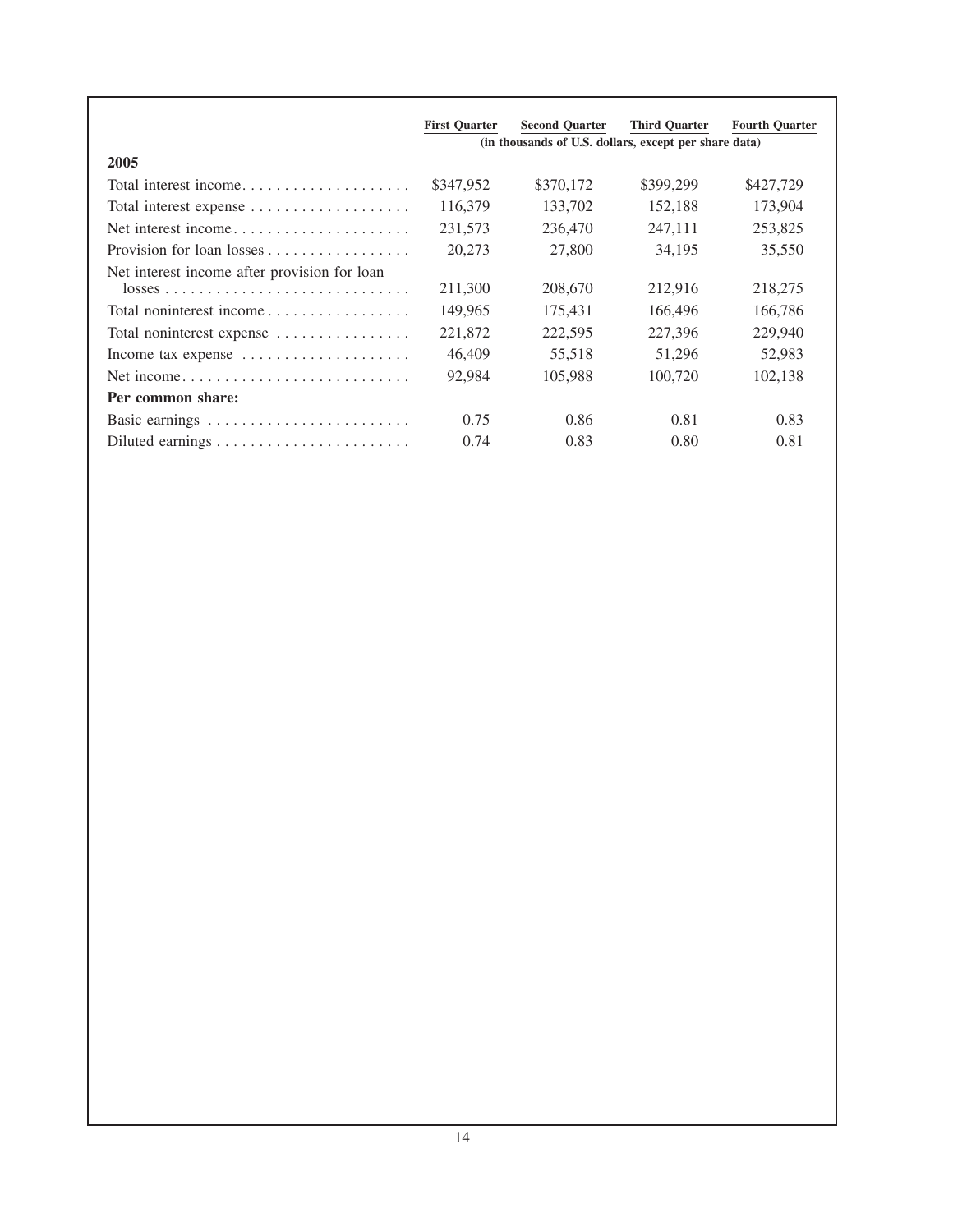| | First Quarter | Second Quarter | Third Quarter | Fourth Quarter |
|---|---|---|---|---|
| | (in thousands of U.S. dollars, except per share data) | | | |
| **2005** | | | | |
| Total interest income | $347,952 | $370,172 | $399,299 | $427,729 |
| Total interest expense | 116,379 | 133,702 | 152,188 | 173,904 |
| Net interest income | 231,573 | 236,470 | 247,111 | 253,825 |
| Provision for loan losses | 20,273 | 27,800 | 34,195 | 35,550 |
| Net interest income after provision for loan losses | 211,300 | 208,670 | 212,916 | 218,275 |
| Total noninterest income | 149,965 | 175,431 | 166,496 | 166,786 |
| Total noninterest expense | 221,872 | 222,595 | 227,396 | 229,940 |
| Income tax expense | 46,409 | 55,518 | 51,296 | 52,983 |
| Net income | 92,984 | 105,988 | 100,720 | 102,138 |
| **Per common share:** | | | | |
| Basic earnings | 0.75 | 0.86 | 0.81 | 0.83 |
| Diluted earnings | 0.74 | 0.83 | 0.80 | 0.81 |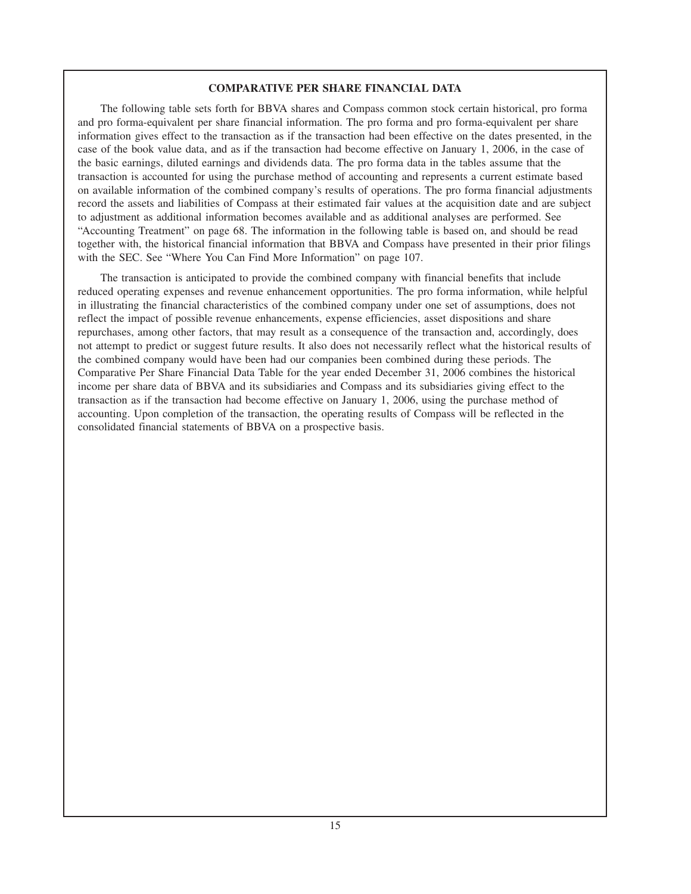## COMPARATIVE PER SHARE FINANCIAL DATA

The following table sets forth for BBVA shares and Compass common stock certain historical, pro forma and pro forma-equivalent per share financial information. The pro forma and pro forma-equivalent per share information gives effect to the transaction as if the transaction had been effective on the dates presented, in the case of the book value data, and as if the transaction had become effective on January 1, 2006, in the case of the basic earnings, diluted earnings and dividends data. The pro forma data in the tables assume that the transaction is accounted for using the purchase method of accounting and represents a current estimate based on available information of the combined company's results of operations. The pro forma financial adjustments record the assets and liabilities of Compass at their estimated fair values at the acquisition date and are subject to adjustment as additional information becomes available and as additional analyses are performed. See "Accounting Treatment" on page 68. The information in the following table is based on, and should be read together with, the historical financial information that BBVA and Compass have presented in their prior filings with the SEC. See "Where You Can Find More Information" on page 107.

The transaction is anticipated to provide the combined company with financial benefits that include reduced operating expenses and revenue enhancement opportunities. The pro forma information, while helpful in illustrating the financial characteristics of the combined company under one set of assumptions, does not reflect the impact of possible revenue enhancements, expense efficiencies, asset dispositions and share repurchases, among other factors, that may result as a consequence of the transaction and, accordingly, does not attempt to predict or suggest future results. It also does not necessarily reflect what the historical results of the combined company would have been had our companies been combined during these periods. The Comparative Per Share Financial Data Table for the year ended December 31, 2006 combines the historical income per share data of BBVA and its subsidiaries and Compass and its subsidiaries giving effect to the transaction as if the transaction had become effective on January 1, 2006, using the purchase method of accounting. Upon completion of the transaction, the operating results of Compass will be reflected in the consolidated financial statements of BBVA on a prospective basis.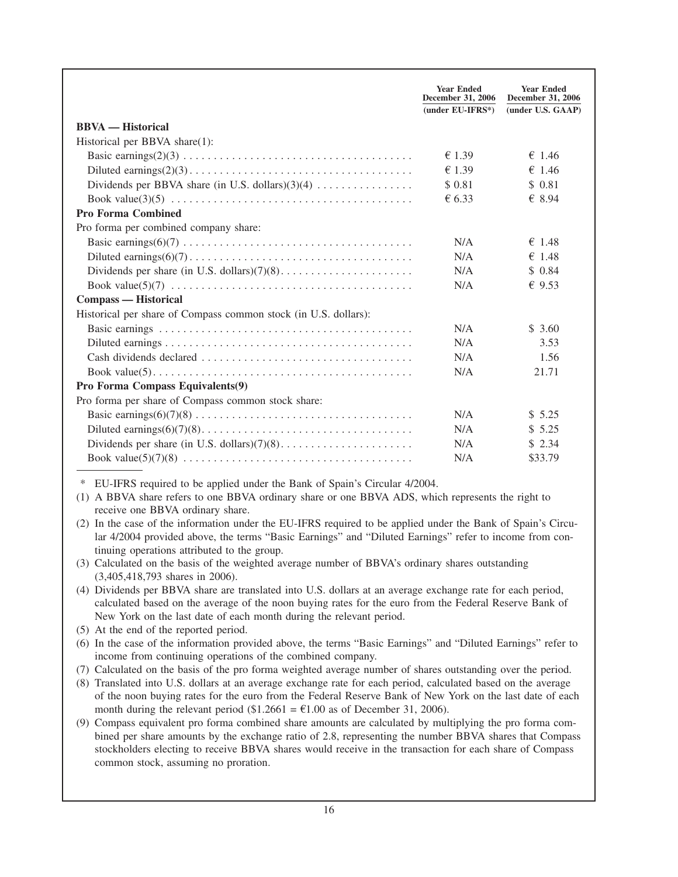| | Year Ended December 31, 2006 (under EU-IFRS*) | Year Ended December 31, 2006 (under U.S. GAAP) |
|---|---|---|
| **BBVA — Historical** | | |
| Historical per BBVA share(1): | | |
| Basic earnings(2)(3) | € 1.39 | € 1.46 |
| Diluted earnings(2)(3) | € 1.39 | € 1.46 |
| Dividends per BBVA share (in U.S. dollars)(3)(4) | $ 0.81 | $ 0.81 |
| Book value(3)(5) | € 6.33 | € 8.94 |
| **Pro Forma Combined** | | |
| Pro forma per combined company share: | | |
| Basic earnings(6)(7) | N/A | € 1.48 |
| Diluted earnings(6)(7) | N/A | € 1.48 |
| Dividends per share (in U.S. dollars)(7)(8) | N/A | $ 0.84 |
| Book value(5)(7) | N/A | € 9.53 |
| **Compass — Historical** | | |
| Historical per share of Compass common stock (in U.S. dollars): | | |
| Basic earnings | N/A | $ 3.60 |
| Diluted earnings | N/A | 3.53 |
| Cash dividends declared | N/A | 1.56 |
| Book value(5) | N/A | 21.71 |
| **Pro Forma Compass Equivalents(9)** | | |
| Pro forma per share of Compass common stock share: | | |
| Basic earnings(6)(7)(8) | N/A | $ 5.25 |
| Diluted earnings(6)(7)(8) | N/A | $ 5.25 |
| Dividends per share (in U.S. dollars)(7)(8) | N/A | $ 2.34 |
| Book value(5)(7)(8) | N/A | $33.79 |

\* EU-IFRS required to be applied under the Bank of Spain's Circular 4/2004.

(1) A BBVA share refers to one BBVA ordinary share or one BBVA ADS, which represents the right to receive one BBVA ordinary share.

(2) In the case of the information under the EU-IFRS required to be applied under the Bank of Spain's Circular 4/2004 provided above, the terms "Basic Earnings" and "Diluted Earnings" refer to income from continuing operations attributed to the group.

(3) Calculated on the basis of the weighted average number of BBVA's ordinary shares outstanding (3,405,418,793 shares in 2006).

(4) Dividends per BBVA share are translated into U.S. dollars at an average exchange rate for each period, calculated based on the average of the noon buying rates for the euro from the Federal Reserve Bank of New York on the last date of each month during the relevant period.

(5) At the end of the reported period.

(6) In the case of the information provided above, the terms "Basic Earnings" and "Diluted Earnings" refer to income from continuing operations of the combined company.

(7) Calculated on the basis of the pro forma weighted average number of shares outstanding over the period.

(8) Translated into U.S. dollars at an average exchange rate for each period, calculated based on the average of the noon buying rates for the euro from the Federal Reserve Bank of New York on the last date of each month during the relevant period ($1.2661 = €1.00 as of December 31, 2006).

(9) Compass equivalent pro forma combined share amounts are calculated by multiplying the pro forma combined per share amounts by the exchange ratio of 2.8, representing the number BBVA shares that Compass stockholders electing to receive BBVA shares would receive in the transaction for each share of Compass common stock, assuming no proration.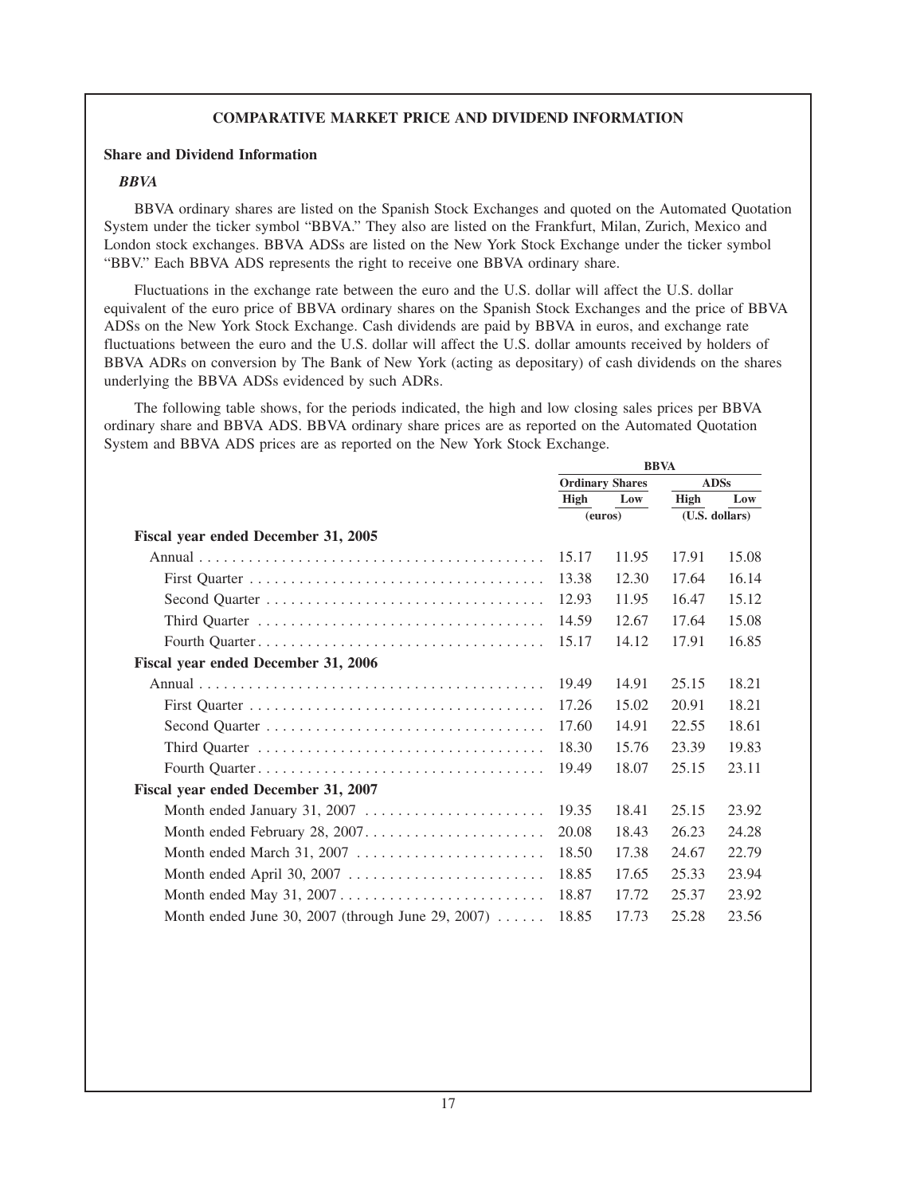## COMPARATIVE MARKET PRICE AND DIVIDEND INFORMATION

### Share and Dividend Information

***BBVA***

BBVA ordinary shares are listed on the Spanish Stock Exchanges and quoted on the Automated Quotation System under the ticker symbol "BBVA." They also are listed on the Frankfurt, Milan, Zurich, Mexico and London stock exchanges. BBVA ADSs are listed on the New York Stock Exchange under the ticker symbol "BBV." Each BBVA ADS represents the right to receive one BBVA ordinary share.

Fluctuations in the exchange rate between the euro and the U.S. dollar will affect the U.S. dollar equivalent of the euro price of BBVA ordinary shares on the Spanish Stock Exchanges and the price of BBVA ADSs on the New York Stock Exchange. Cash dividends are paid by BBVA in euros, and exchange rate fluctuations between the euro and the U.S. dollar will affect the U.S. dollar amounts received by holders of BBVA ADRs on conversion by The Bank of New York (acting as depositary) of cash dividends on the shares underlying the BBVA ADSs evidenced by such ADRs.

The following table shows, for the periods indicated, the high and low closing sales prices per BBVA ordinary share and BBVA ADS. BBVA ordinary share prices are as reported on the Automated Quotation System and BBVA ADS prices are as reported on the New York Stock Exchange.

| | BBVA | | | |
|---|---|---|---|---|
| | Ordinary Shares | | ADSs | |
| | High | Low | High | Low |
| | (euros) | | (U.S. dollars) | |
| **Fiscal year ended December 31, 2005** | | | | |
| Annual | 15.17 | 11.95 | 17.91 | 15.08 |
| First Quarter | 13.38 | 12.30 | 17.64 | 16.14 |
| Second Quarter | 12.93 | 11.95 | 16.47 | 15.12 |
| Third Quarter | 14.59 | 12.67 | 17.64 | 15.08 |
| Fourth Quarter | 15.17 | 14.12 | 17.91 | 16.85 |
| **Fiscal year ended December 31, 2006** | | | | |
| Annual | 19.49 | 14.91 | 25.15 | 18.21 |
| First Quarter | 17.26 | 15.02 | 20.91 | 18.21 |
| Second Quarter | 17.60 | 14.91 | 22.55 | 18.61 |
| Third Quarter | 18.30 | 15.76 | 23.39 | 19.83 |
| Fourth Quarter | 19.49 | 18.07 | 25.15 | 23.11 |
| **Fiscal year ended December 31, 2007** | | | | |
| Month ended January 31, 2007 | 19.35 | 18.41 | 25.15 | 23.92 |
| Month ended February 28, 2007 | 20.08 | 18.43 | 26.23 | 24.28 |
| Month ended March 31, 2007 | 18.50 | 17.38 | 24.67 | 22.79 |
| Month ended April 30, 2007 | 18.85 | 17.65 | 25.33 | 23.94 |
| Month ended May 31, 2007 | 18.87 | 17.72 | 25.37 | 23.92 |
| Month ended June 30, 2007 (through June 29, 2007) | 18.85 | 17.73 | 25.28 | 23.56 |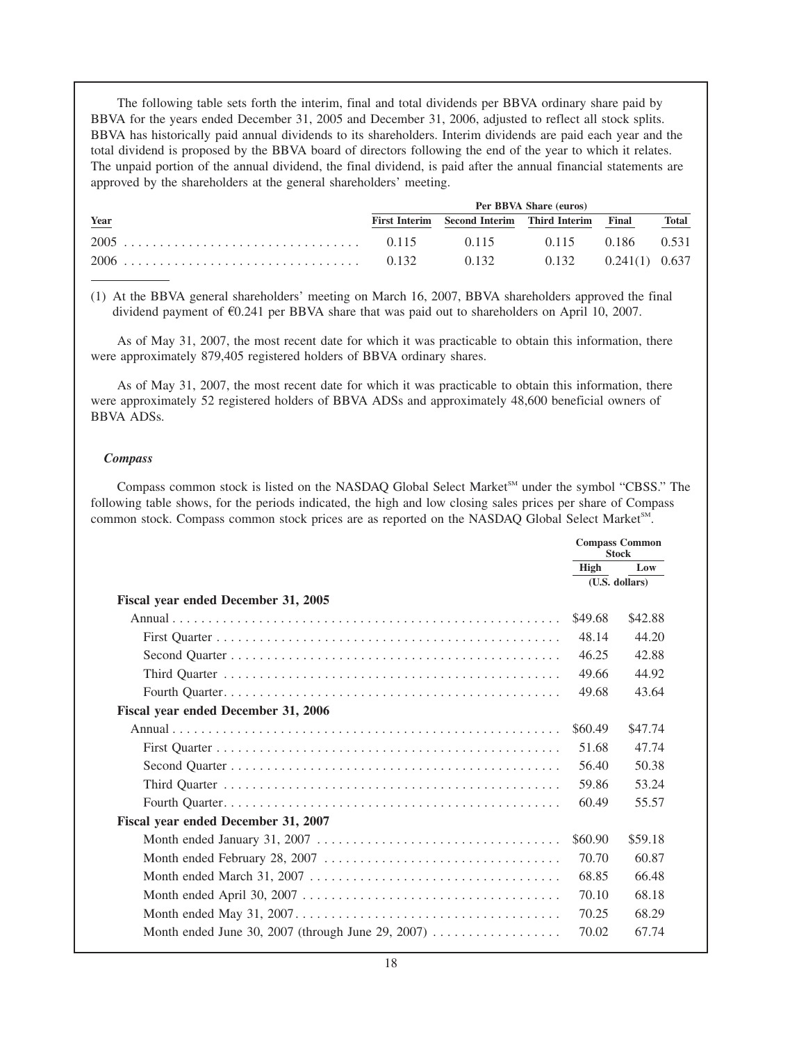The following table sets forth the interim, final and total dividends per BBVA ordinary share paid by BBVA for the years ended December 31, 2005 and December 31, 2006, adjusted to reflect all stock splits. BBVA has historically paid annual dividends to its shareholders. Interim dividends are paid each year and the total dividend is proposed by the BBVA board of directors following the end of the year to which it relates. The unpaid portion of the annual dividend, the final dividend, is paid after the annual financial statements are approved by the shareholders at the general shareholders' meeting.

| | Per BBVA Share (euros) | | | | |
|---|---|---|---|---|---|
| Year | First Interim | Second Interim | Third Interim | Final | Total |
| 2005 | 0.115 | 0.115 | 0.115 | 0.186 | 0.531 |
| 2006 | 0.132 | 0.132 | 0.132 | 0.241(1) | 0.637 |

(1) At the BBVA general shareholders' meeting on March 16, 2007, BBVA shareholders approved the final dividend payment of €0.241 per BBVA share that was paid out to shareholders on April 10, 2007.

As of May 31, 2007, the most recent date for which it was practicable to obtain this information, there were approximately 879,405 registered holders of BBVA ordinary shares.

As of May 31, 2007, the most recent date for which it was practicable to obtain this information, there were approximately 52 registered holders of BBVA ADSs and approximately 48,600 beneficial owners of BBVA ADSs.

***Compass***

Compass common stock is listed on the NASDAQ Global Select Market℠ under the symbol "CBSS." The following table shows, for the periods indicated, the high and low closing sales prices per share of Compass common stock. Compass common stock prices are as reported on the NASDAQ Global Select Market℠.

| | Compass Common Stock | |
|---|---|---|
| | High | Low |
| | (U.S. dollars) | |
| **Fiscal year ended December 31, 2005** | | |
| Annual | $49.68 | $42.88 |
| First Quarter | 48.14 | 44.20 |
| Second Quarter | 46.25 | 42.88 |
| Third Quarter | 49.66 | 44.92 |
| Fourth Quarter | 49.68 | 43.64 |
| **Fiscal year ended December 31, 2006** | | |
| Annual | $60.49 | $47.74 |
| First Quarter | 51.68 | 47.74 |
| Second Quarter | 56.40 | 50.38 |
| Third Quarter | 59.86 | 53.24 |
| Fourth Quarter | 60.49 | 55.57 |
| **Fiscal year ended December 31, 2007** | | |
| Month ended January 31, 2007 | $60.90 | $59.18 |
| Month ended February 28, 2007 | 70.70 | 60.87 |
| Month ended March 31, 2007 | 68.85 | 66.48 |
| Month ended April 30, 2007 | 70.10 | 68.18 |
| Month ended May 31, 2007 | 70.25 | 68.29 |
| Month ended June 30, 2007 (through June 29, 2007) | 70.02 | 67.74 |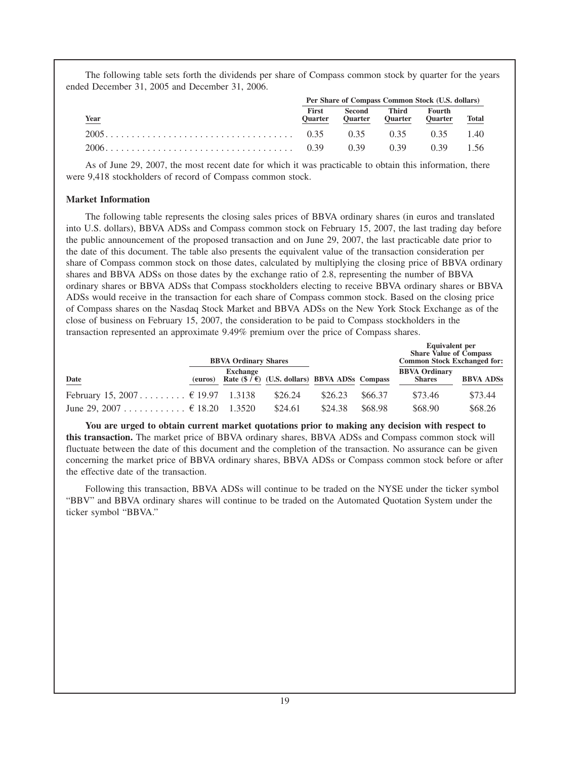The following table sets forth the dividends per share of Compass common stock by quarter for the years ended December 31, 2005 and December 31, 2006.

| Year | Per Share of Compass Common Stock (U.S. dollars) | | | | |
|---|---|---|---|---|---|
| | First Quarter | Second Quarter | Third Quarter | Fourth Quarter | Total |
| 2005 | 0.35 | 0.35 | 0.35 | 0.35 | 1.40 |
| 2006 | 0.39 | 0.39 | 0.39 | 0.39 | 1.56 |

As of June 29, 2007, the most recent date for which it was practicable to obtain this information, there were 9,418 stockholders of record of Compass common stock.

**Market Information**

The following table represents the closing sales prices of BBVA ordinary shares (in euros and translated into U.S. dollars), BBVA ADSs and Compass common stock on February 15, 2007, the last trading day before the public announcement of the proposed transaction and on June 29, 2007, the last practicable date prior to the date of this document. The table also presents the equivalent value of the transaction consideration per share of Compass common stock on those dates, calculated by multiplying the closing price of BBVA ordinary shares and BBVA ADSs on those dates by the exchange ratio of 2.8, representing the number of BBVA ordinary shares or BBVA ADSs that Compass stockholders electing to receive BBVA ordinary shares or BBVA ADSs would receive in the transaction for each share of Compass common stock. Based on the closing price of Compass shares on the Nasdaq Stock Market and BBVA ADSs on the New York Stock Exchange as of the close of business on February 15, 2007, the consideration to be paid to Compass stockholders in the transaction represented an approximate 9.49% premium over the price of Compass shares.

| Date | BBVA Ordinary Shares | | | | | Equivalent per Share Value of Compass Common Stock Exchanged for: | |
|---|---|---|---|---|---|---|---|
| | (euros) | Exchange Rate ($ / €) | (U.S. dollars) | BBVA ADSs | Compass | BBVA Ordinary Shares | BBVA ADSs |
| February 15, 2007 | € 19.97 | 1.3138 | $26.24 | $26.23 | $66.37 | $73.46 | $73.44 |
| June 29, 2007 | € 18.20 | 1.3520 | $24.61 | $24.38 | $68.98 | $68.90 | $68.26 |

**You are urged to obtain current market quotations prior to making any decision with respect to this transaction.** The market price of BBVA ordinary shares, BBVA ADSs and Compass common stock will fluctuate between the date of this document and the completion of the transaction. No assurance can be given concerning the market price of BBVA ordinary shares, BBVA ADSs or Compass common stock before or after the effective date of the transaction.

Following this transaction, BBVA ADSs will continue to be traded on the NYSE under the ticker symbol "BBV" and BBVA ordinary shares will continue to be traded on the Automated Quotation System under the ticker symbol "BBVA."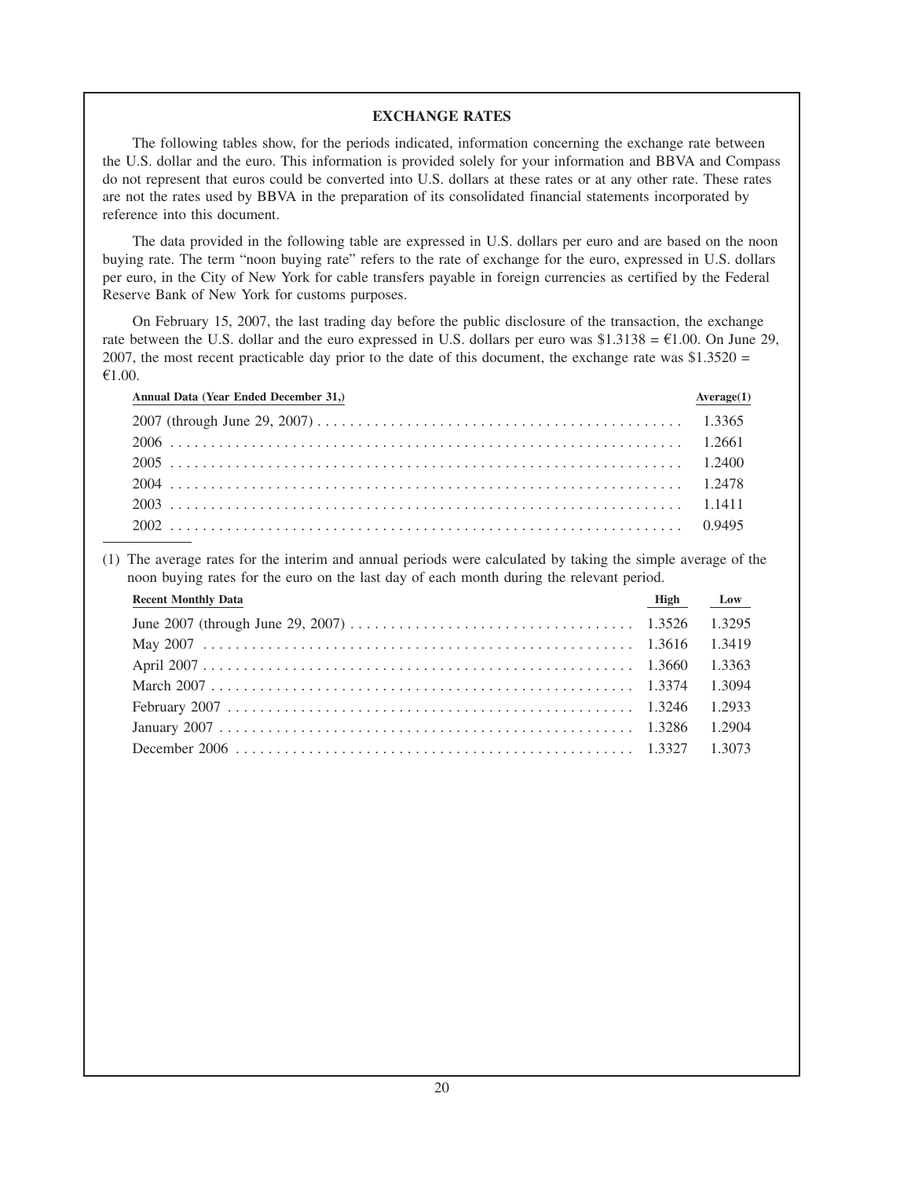## EXCHANGE RATES

The following tables show, for the periods indicated, information concerning the exchange rate between the U.S. dollar and the euro. This information is provided solely for your information and BBVA and Compass do not represent that euros could be converted into U.S. dollars at these rates or at any other rate. These rates are not the rates used by BBVA in the preparation of its consolidated financial statements incorporated by reference into this document.

The data provided in the following table are expressed in U.S. dollars per euro and are based on the noon buying rate. The term "noon buying rate" refers to the rate of exchange for the euro, expressed in U.S. dollars per euro, in the City of New York for cable transfers payable in foreign currencies as certified by the Federal Reserve Bank of New York for customs purposes.

On February 15, 2007, the last trading day before the public disclosure of the transaction, the exchange rate between the U.S. dollar and the euro expressed in U.S. dollars per euro was $1.3138 = €1.00. On June 29, 2007, the most recent practicable day prior to the date of this document, the exchange rate was $1.3520 = €1.00.

| Annual Data (Year Ended December 31,) | Average(1) |
|---|---|
| 2007 (through June 29, 2007) | 1.3365 |
| 2006 | 1.2661 |
| 2005 | 1.2400 |
| 2004 | 1.2478 |
| 2003 | 1.1411 |
| 2002 | 0.9495 |

(1) The average rates for the interim and annual periods were calculated by taking the simple average of the noon buying rates for the euro on the last day of each month during the relevant period.

| Recent Monthly Data | High | Low |
|---|---|---|
| June 2007 (through June 29, 2007) | 1.3526 | 1.3295 |
| May 2007 | 1.3616 | 1.3419 |
| April 2007 | 1.3660 | 1.3363 |
| March 2007 | 1.3374 | 1.3094 |
| February 2007 | 1.3246 | 1.2933 |
| January 2007 | 1.3286 | 1.2904 |
| December 2006 | 1.3327 | 1.3073 |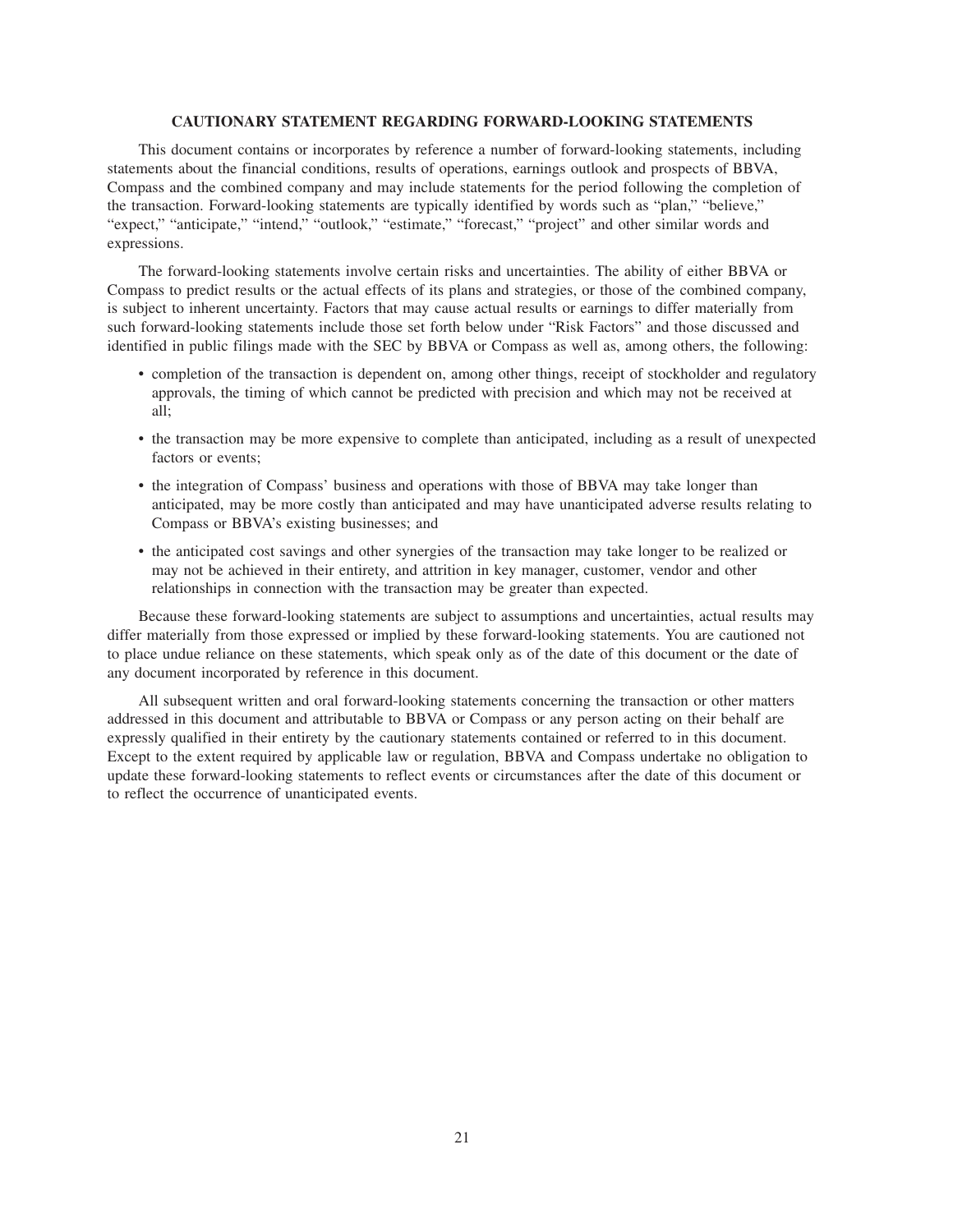## CAUTIONARY STATEMENT REGARDING FORWARD-LOOKING STATEMENTS

This document contains or incorporates by reference a number of forward-looking statements, including statements about the financial conditions, results of operations, earnings outlook and prospects of BBVA, Compass and the combined company and may include statements for the period following the completion of the transaction. Forward-looking statements are typically identified by words such as "plan," "believe," "expect," "anticipate," "intend," "outlook," "estimate," "forecast," "project" and other similar words and expressions.

The forward-looking statements involve certain risks and uncertainties. The ability of either BBVA or Compass to predict results or the actual effects of its plans and strategies, or those of the combined company, is subject to inherent uncertainty. Factors that may cause actual results or earnings to differ materially from such forward-looking statements include those set forth below under "Risk Factors" and those discussed and identified in public filings made with the SEC by BBVA or Compass as well as, among others, the following:

- completion of the transaction is dependent on, among other things, receipt of stockholder and regulatory approvals, the timing of which cannot be predicted with precision and which may not be received at all;
- the transaction may be more expensive to complete than anticipated, including as a result of unexpected factors or events;
- the integration of Compass' business and operations with those of BBVA may take longer than anticipated, may be more costly than anticipated and may have unanticipated adverse results relating to Compass or BBVA's existing businesses; and
- the anticipated cost savings and other synergies of the transaction may take longer to be realized or may not be achieved in their entirety, and attrition in key manager, customer, vendor and other relationships in connection with the transaction may be greater than expected.

Because these forward-looking statements are subject to assumptions and uncertainties, actual results may differ materially from those expressed or implied by these forward-looking statements. You are cautioned not to place undue reliance on these statements, which speak only as of the date of this document or the date of any document incorporated by reference in this document.

All subsequent written and oral forward-looking statements concerning the transaction or other matters addressed in this document and attributable to BBVA or Compass or any person acting on their behalf are expressly qualified in their entirety by the cautionary statements contained or referred to in this document. Except to the extent required by applicable law or regulation, BBVA and Compass undertake no obligation to update these forward-looking statements to reflect events or circumstances after the date of this document or to reflect the occurrence of unanticipated events.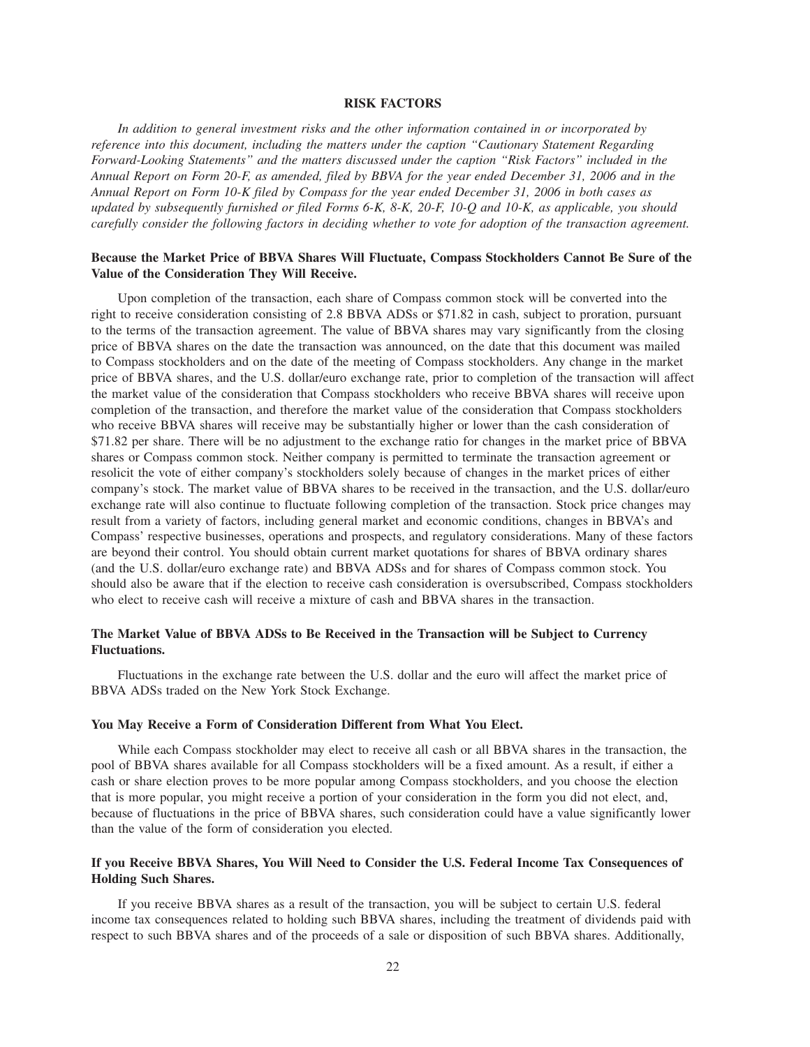## RISK FACTORS

*In addition to general investment risks and the other information contained in or incorporated by reference into this document, including the matters under the caption "Cautionary Statement Regarding Forward-Looking Statements" and the matters discussed under the caption "Risk Factors" included in the Annual Report on Form 20-F, as amended, filed by BBVA for the year ended December 31, 2006 and in the Annual Report on Form 10-K filed by Compass for the year ended December 31, 2006 in both cases as updated by subsequently furnished or filed Forms 6-K, 8-K, 20-F, 10-Q and 10-K, as applicable, you should carefully consider the following factors in deciding whether to vote for adoption of the transaction agreement.*

### Because the Market Price of BBVA Shares Will Fluctuate, Compass Stockholders Cannot Be Sure of the Value of the Consideration They Will Receive.

Upon completion of the transaction, each share of Compass common stock will be converted into the right to receive consideration consisting of 2.8 BBVA ADSs or $71.82 in cash, subject to proration, pursuant to the terms of the transaction agreement. The value of BBVA shares may vary significantly from the closing price of BBVA shares on the date the transaction was announced, on the date that this document was mailed to Compass stockholders and on the date of the meeting of Compass stockholders. Any change in the market price of BBVA shares, and the U.S. dollar/euro exchange rate, prior to completion of the transaction will affect the market value of the consideration that Compass stockholders who receive BBVA shares will receive upon completion of the transaction, and therefore the market value of the consideration that Compass stockholders who receive BBVA shares will receive may be substantially higher or lower than the cash consideration of $71.82 per share. There will be no adjustment to the exchange ratio for changes in the market price of BBVA shares or Compass common stock. Neither company is permitted to terminate the transaction agreement or resolicit the vote of either company's stockholders solely because of changes in the market prices of either company's stock. The market value of BBVA shares to be received in the transaction, and the U.S. dollar/euro exchange rate will also continue to fluctuate following completion of the transaction. Stock price changes may result from a variety of factors, including general market and economic conditions, changes in BBVA's and Compass' respective businesses, operations and prospects, and regulatory considerations. Many of these factors are beyond their control. You should obtain current market quotations for shares of BBVA ordinary shares (and the U.S. dollar/euro exchange rate) and BBVA ADSs and for shares of Compass common stock. You should also be aware that if the election to receive cash consideration is oversubscribed, Compass stockholders who elect to receive cash will receive a mixture of cash and BBVA shares in the transaction.

### The Market Value of BBVA ADSs to Be Received in the Transaction will be Subject to Currency Fluctuations.

Fluctuations in the exchange rate between the U.S. dollar and the euro will affect the market price of BBVA ADSs traded on the New York Stock Exchange.

### You May Receive a Form of Consideration Different from What You Elect.

While each Compass stockholder may elect to receive all cash or all BBVA shares in the transaction, the pool of BBVA shares available for all Compass stockholders will be a fixed amount. As a result, if either a cash or share election proves to be more popular among Compass stockholders, and you choose the election that is more popular, you might receive a portion of your consideration in the form you did not elect, and, because of fluctuations in the price of BBVA shares, such consideration could have a value significantly lower than the value of the form of consideration you elected.

### If you Receive BBVA Shares, You Will Need to Consider the U.S. Federal Income Tax Consequences of Holding Such Shares.

If you receive BBVA shares as a result of the transaction, you will be subject to certain U.S. federal income tax consequences related to holding such BBVA shares, including the treatment of dividends paid with respect to such BBVA shares and of the proceeds of a sale or disposition of such BBVA shares. Additionally,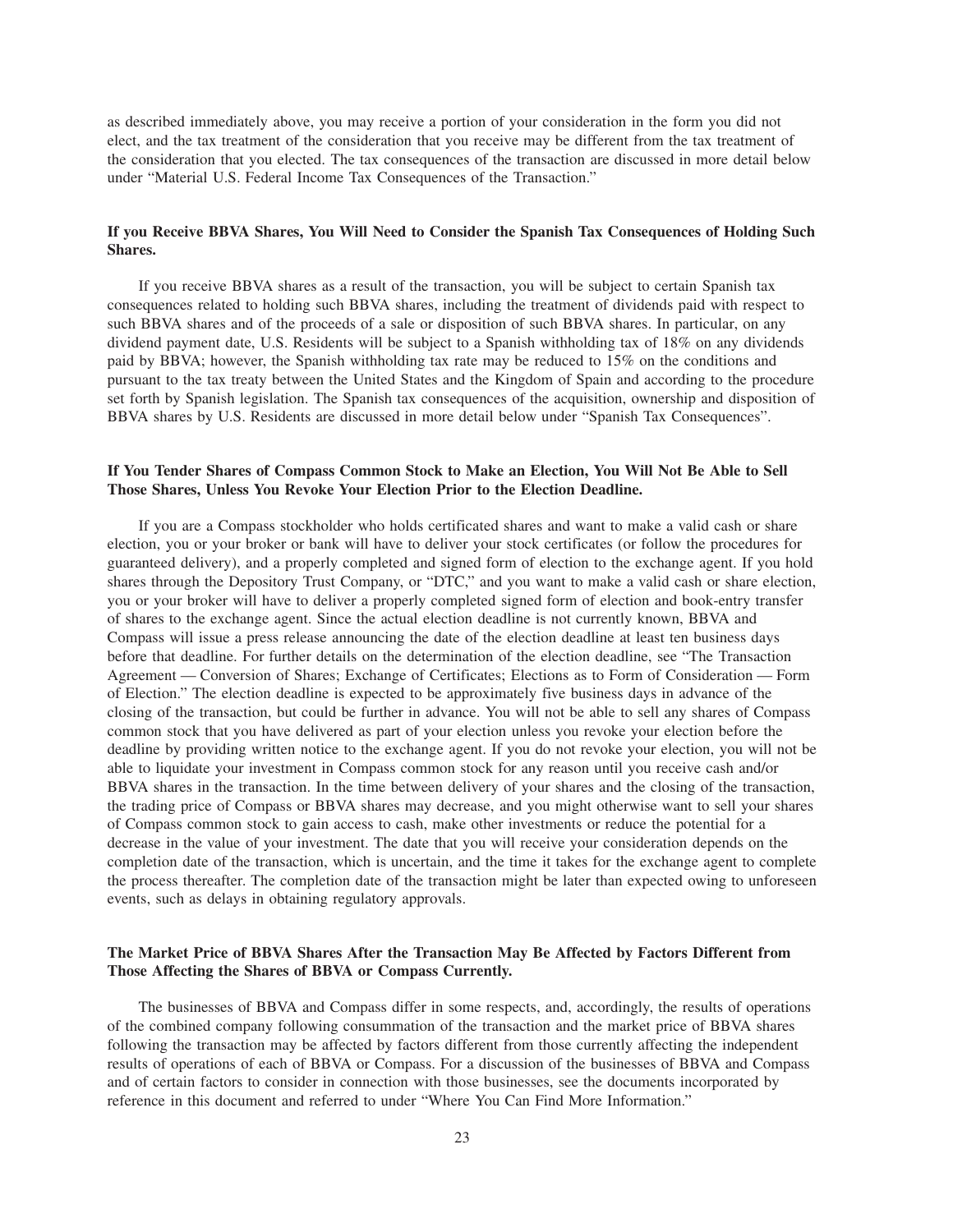as described immediately above, you may receive a portion of your consideration in the form you did not elect, and the tax treatment of the consideration that you receive may be different from the tax treatment of the consideration that you elected. The tax consequences of the transaction are discussed in more detail below under "Material U.S. Federal Income Tax Consequences of the Transaction."

### If you Receive BBVA Shares, You Will Need to Consider the Spanish Tax Consequences of Holding Such Shares.

If you receive BBVA shares as a result of the transaction, you will be subject to certain Spanish tax consequences related to holding such BBVA shares, including the treatment of dividends paid with respect to such BBVA shares and of the proceeds of a sale or disposition of such BBVA shares. In particular, on any dividend payment date, U.S. Residents will be subject to a Spanish withholding tax of 18% on any dividends paid by BBVA; however, the Spanish withholding tax rate may be reduced to 15% on the conditions and pursuant to the tax treaty between the United States and the Kingdom of Spain and according to the procedure set forth by Spanish legislation. The Spanish tax consequences of the acquisition, ownership and disposition of BBVA shares by U.S. Residents are discussed in more detail below under "Spanish Tax Consequences".

### If You Tender Shares of Compass Common Stock to Make an Election, You Will Not Be Able to Sell Those Shares, Unless You Revoke Your Election Prior to the Election Deadline.

If you are a Compass stockholder who holds certificated shares and want to make a valid cash or share election, you or your broker or bank will have to deliver your stock certificates (or follow the procedures for guaranteed delivery), and a properly completed and signed form of election to the exchange agent. If you hold shares through the Depository Trust Company, or "DTC," and you want to make a valid cash or share election, you or your broker will have to deliver a properly completed signed form of election and book-entry transfer of shares to the exchange agent. Since the actual election deadline is not currently known, BBVA and Compass will issue a press release announcing the date of the election deadline at least ten business days before that deadline. For further details on the determination of the election deadline, see "The Transaction Agreement — Conversion of Shares; Exchange of Certificates; Elections as to Form of Consideration — Form of Election." The election deadline is expected to be approximately five business days in advance of the closing of the transaction, but could be further in advance. You will not be able to sell any shares of Compass common stock that you have delivered as part of your election unless you revoke your election before the deadline by providing written notice to the exchange agent. If you do not revoke your election, you will not be able to liquidate your investment in Compass common stock for any reason until you receive cash and/or BBVA shares in the transaction. In the time between delivery of your shares and the closing of the transaction, the trading price of Compass or BBVA shares may decrease, and you might otherwise want to sell your shares of Compass common stock to gain access to cash, make other investments or reduce the potential for a decrease in the value of your investment. The date that you will receive your consideration depends on the completion date of the transaction, which is uncertain, and the time it takes for the exchange agent to complete the process thereafter. The completion date of the transaction might be later than expected owing to unforeseen events, such as delays in obtaining regulatory approvals.

### The Market Price of BBVA Shares After the Transaction May Be Affected by Factors Different from Those Affecting the Shares of BBVA or Compass Currently.

The businesses of BBVA and Compass differ in some respects, and, accordingly, the results of operations of the combined company following consummation of the transaction and the market price of BBVA shares following the transaction may be affected by factors different from those currently affecting the independent results of operations of each of BBVA or Compass. For a discussion of the businesses of BBVA and Compass and of certain factors to consider in connection with those businesses, see the documents incorporated by reference in this document and referred to under "Where You Can Find More Information."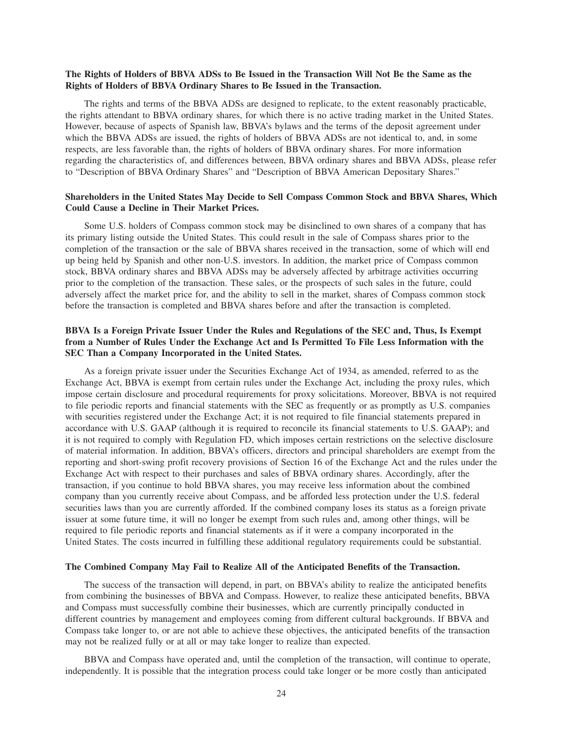**The Rights of Holders of BBVA ADSs to Be Issued in the Transaction Will Not Be the Same as the Rights of Holders of BBVA Ordinary Shares to Be Issued in the Transaction.**

The rights and terms of the BBVA ADSs are designed to replicate, to the extent reasonably practicable, the rights attendant to BBVA ordinary shares, for which there is no active trading market in the United States. However, because of aspects of Spanish law, BBVA's bylaws and the terms of the deposit agreement under which the BBVA ADSs are issued, the rights of holders of BBVA ADSs are not identical to, and, in some respects, are less favorable than, the rights of holders of BBVA ordinary shares. For more information regarding the characteristics of, and differences between, BBVA ordinary shares and BBVA ADSs, please refer to "Description of BBVA Ordinary Shares" and "Description of BBVA American Depositary Shares."

**Shareholders in the United States May Decide to Sell Compass Common Stock and BBVA Shares, Which Could Cause a Decline in Their Market Prices.**

Some U.S. holders of Compass common stock may be disinclined to own shares of a company that has its primary listing outside the United States. This could result in the sale of Compass shares prior to the completion of the transaction or the sale of BBVA shares received in the transaction, some of which will end up being held by Spanish and other non-U.S. investors. In addition, the market price of Compass common stock, BBVA ordinary shares and BBVA ADSs may be adversely affected by arbitrage activities occurring prior to the completion of the transaction. These sales, or the prospects of such sales in the future, could adversely affect the market price for, and the ability to sell in the market, shares of Compass common stock before the transaction is completed and BBVA shares before and after the transaction is completed.

**BBVA Is a Foreign Private Issuer Under the Rules and Regulations of the SEC and, Thus, Is Exempt from a Number of Rules Under the Exchange Act and Is Permitted To File Less Information with the SEC Than a Company Incorporated in the United States.**

As a foreign private issuer under the Securities Exchange Act of 1934, as amended, referred to as the Exchange Act, BBVA is exempt from certain rules under the Exchange Act, including the proxy rules, which impose certain disclosure and procedural requirements for proxy solicitations. Moreover, BBVA is not required to file periodic reports and financial statements with the SEC as frequently or as promptly as U.S. companies with securities registered under the Exchange Act; it is not required to file financial statements prepared in accordance with U.S. GAAP (although it is required to reconcile its financial statements to U.S. GAAP); and it is not required to comply with Regulation FD, which imposes certain restrictions on the selective disclosure of material information. In addition, BBVA's officers, directors and principal shareholders are exempt from the reporting and short-swing profit recovery provisions of Section 16 of the Exchange Act and the rules under the Exchange Act with respect to their purchases and sales of BBVA ordinary shares. Accordingly, after the transaction, if you continue to hold BBVA shares, you may receive less information about the combined company than you currently receive about Compass, and be afforded less protection under the U.S. federal securities laws than you are currently afforded. If the combined company loses its status as a foreign private issuer at some future time, it will no longer be exempt from such rules and, among other things, will be required to file periodic reports and financial statements as if it were a company incorporated in the United States. The costs incurred in fulfilling these additional regulatory requirements could be substantial.

**The Combined Company May Fail to Realize All of the Anticipated Benefits of the Transaction.**

The success of the transaction will depend, in part, on BBVA's ability to realize the anticipated benefits from combining the businesses of BBVA and Compass. However, to realize these anticipated benefits, BBVA and Compass must successfully combine their businesses, which are currently principally conducted in different countries by management and employees coming from different cultural backgrounds. If BBVA and Compass take longer to, or are not able to achieve these objectives, the anticipated benefits of the transaction may not be realized fully or at all or may take longer to realize than expected.

BBVA and Compass have operated and, until the completion of the transaction, will continue to operate, independently. It is possible that the integration process could take longer or be more costly than anticipated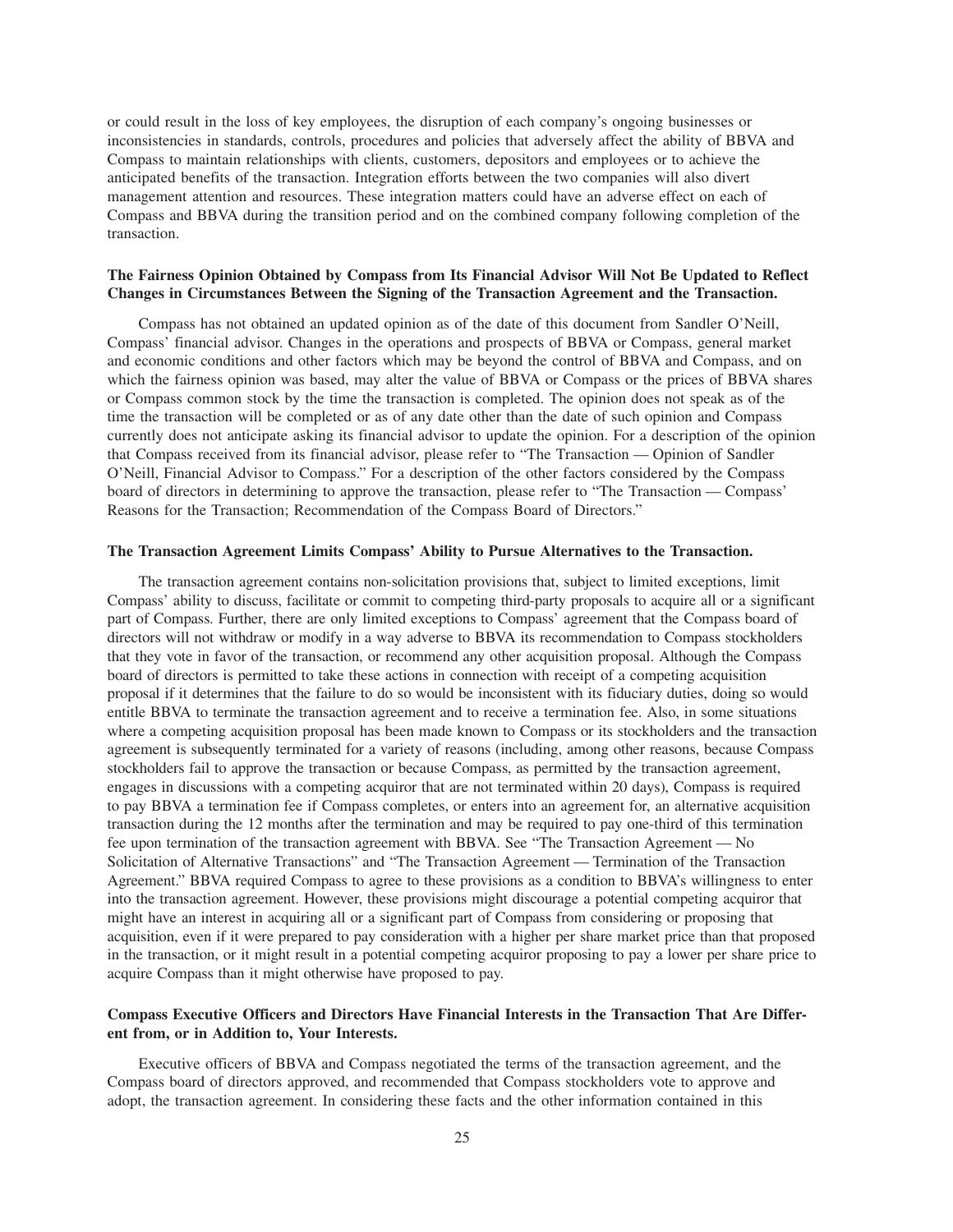or could result in the loss of key employees, the disruption of each company's ongoing businesses or inconsistencies in standards, controls, procedures and policies that adversely affect the ability of BBVA and Compass to maintain relationships with clients, customers, depositors and employees or to achieve the anticipated benefits of the transaction. Integration efforts between the two companies will also divert management attention and resources. These integration matters could have an adverse effect on each of Compass and BBVA during the transition period and on the combined company following completion of the transaction.

**The Fairness Opinion Obtained by Compass from Its Financial Advisor Will Not Be Updated to Reflect Changes in Circumstances Between the Signing of the Transaction Agreement and the Transaction.**

Compass has not obtained an updated opinion as of the date of this document from Sandler O'Neill, Compass' financial advisor. Changes in the operations and prospects of BBVA or Compass, general market and economic conditions and other factors which may be beyond the control of BBVA and Compass, and on which the fairness opinion was based, may alter the value of BBVA or Compass or the prices of BBVA shares or Compass common stock by the time the transaction is completed. The opinion does not speak as of the time the transaction will be completed or as of any date other than the date of such opinion and Compass currently does not anticipate asking its financial advisor to update the opinion. For a description of the opinion that Compass received from its financial advisor, please refer to "The Transaction — Opinion of Sandler O'Neill, Financial Advisor to Compass." For a description of the other factors considered by the Compass board of directors in determining to approve the transaction, please refer to "The Transaction — Compass' Reasons for the Transaction; Recommendation of the Compass Board of Directors."

**The Transaction Agreement Limits Compass' Ability to Pursue Alternatives to the Transaction.**

The transaction agreement contains non-solicitation provisions that, subject to limited exceptions, limit Compass' ability to discuss, facilitate or commit to competing third-party proposals to acquire all or a significant part of Compass. Further, there are only limited exceptions to Compass' agreement that the Compass board of directors will not withdraw or modify in a way adverse to BBVA its recommendation to Compass stockholders that they vote in favor of the transaction, or recommend any other acquisition proposal. Although the Compass board of directors is permitted to take these actions in connection with receipt of a competing acquisition proposal if it determines that the failure to do so would be inconsistent with its fiduciary duties, doing so would entitle BBVA to terminate the transaction agreement and to receive a termination fee. Also, in some situations where a competing acquisition proposal has been made known to Compass or its stockholders and the transaction agreement is subsequently terminated for a variety of reasons (including, among other reasons, because Compass stockholders fail to approve the transaction or because Compass, as permitted by the transaction agreement, engages in discussions with a competing acquiror that are not terminated within 20 days), Compass is required to pay BBVA a termination fee if Compass completes, or enters into an agreement for, an alternative acquisition transaction during the 12 months after the termination and may be required to pay one-third of this termination fee upon termination of the transaction agreement with BBVA. See "The Transaction Agreement — No Solicitation of Alternative Transactions" and "The Transaction Agreement — Termination of the Transaction Agreement." BBVA required Compass to agree to these provisions as a condition to BBVA's willingness to enter into the transaction agreement. However, these provisions might discourage a potential competing acquiror that might have an interest in acquiring all or a significant part of Compass from considering or proposing that acquisition, even if it were prepared to pay consideration with a higher per share market price than that proposed in the transaction, or it might result in a potential competing acquiror proposing to pay a lower per share price to acquire Compass than it might otherwise have proposed to pay.

**Compass Executive Officers and Directors Have Financial Interests in the Transaction That Are Different from, or in Addition to, Your Interests.**

Executive officers of BBVA and Compass negotiated the terms of the transaction agreement, and the Compass board of directors approved, and recommended that Compass stockholders vote to approve and adopt, the transaction agreement. In considering these facts and the other information contained in this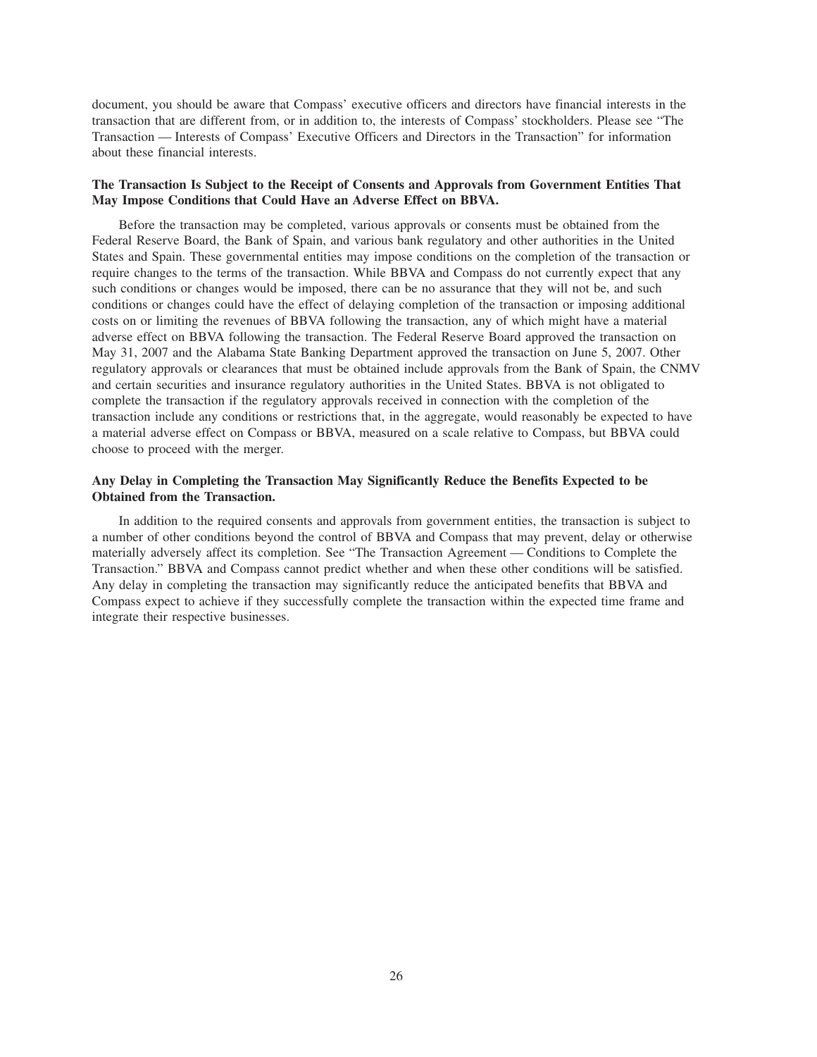document, you should be aware that Compass' executive officers and directors have financial interests in the transaction that are different from, or in addition to, the interests of Compass' stockholders. Please see "The Transaction — Interests of Compass' Executive Officers and Directors in the Transaction" for information about these financial interests.

**The Transaction Is Subject to the Receipt of Consents and Approvals from Government Entities That May Impose Conditions that Could Have an Adverse Effect on BBVA.**

Before the transaction may be completed, various approvals or consents must be obtained from the Federal Reserve Board, the Bank of Spain, and various bank regulatory and other authorities in the United States and Spain. These governmental entities may impose conditions on the completion of the transaction or require changes to the terms of the transaction. While BBVA and Compass do not currently expect that any such conditions or changes would be imposed, there can be no assurance that they will not be, and such conditions or changes could have the effect of delaying completion of the transaction or imposing additional costs on or limiting the revenues of BBVA following the transaction, any of which might have a material adverse effect on BBVA following the transaction. The Federal Reserve Board approved the transaction on May 31, 2007 and the Alabama State Banking Department approved the transaction on June 5, 2007. Other regulatory approvals or clearances that must be obtained include approvals from the Bank of Spain, the CNMV and certain securities and insurance regulatory authorities in the United States. BBVA is not obligated to complete the transaction if the regulatory approvals received in connection with the completion of the transaction include any conditions or restrictions that, in the aggregate, would reasonably be expected to have a material adverse effect on Compass or BBVA, measured on a scale relative to Compass, but BBVA could choose to proceed with the merger.

**Any Delay in Completing the Transaction May Significantly Reduce the Benefits Expected to be Obtained from the Transaction.**

In addition to the required consents and approvals from government entities, the transaction is subject to a number of other conditions beyond the control of BBVA and Compass that may prevent, delay or otherwise materially adversely affect its completion. See "The Transaction Agreement — Conditions to Complete the Transaction." BBVA and Compass cannot predict whether and when these other conditions will be satisfied. Any delay in completing the transaction may significantly reduce the anticipated benefits that BBVA and Compass expect to achieve if they successfully complete the transaction within the expected time frame and integrate their respective businesses.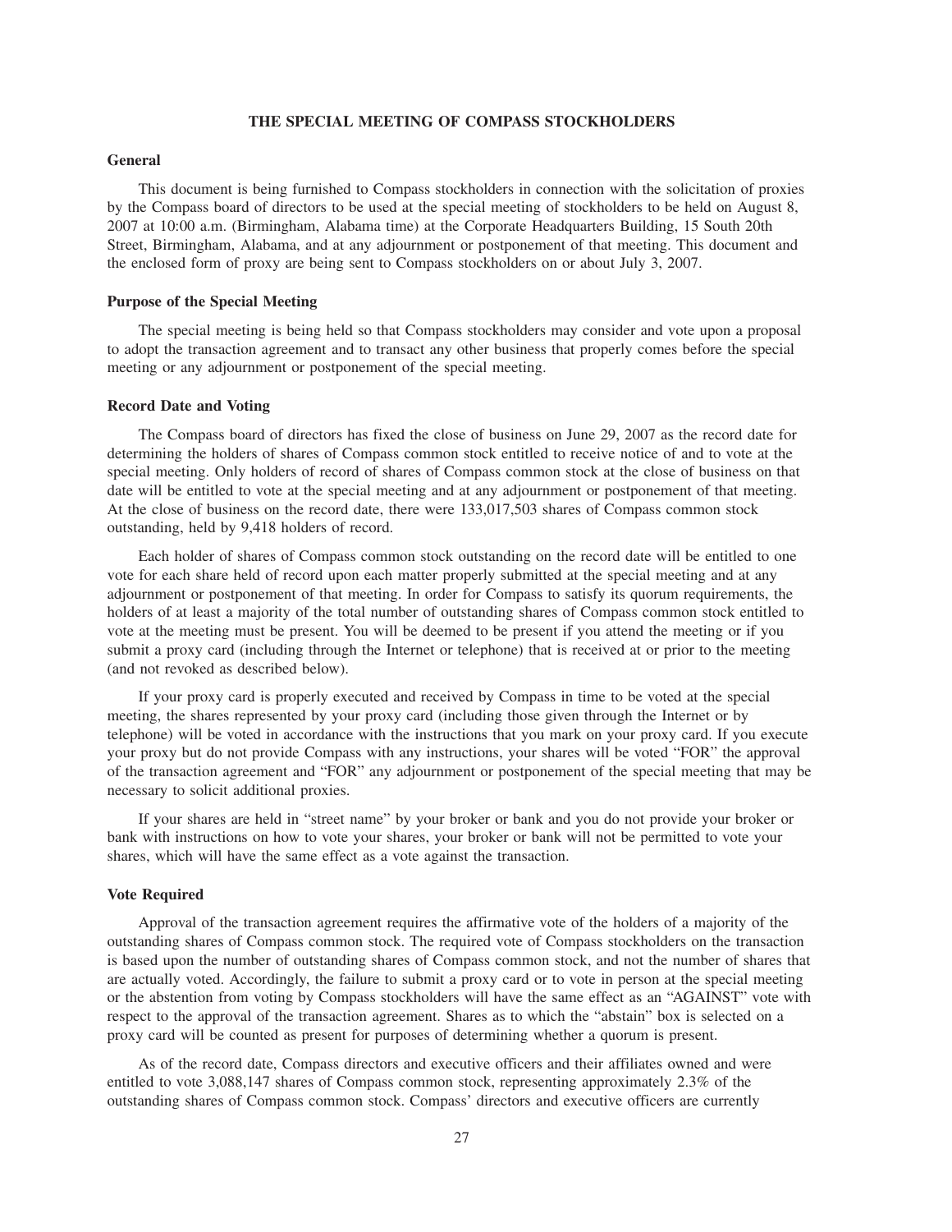## THE SPECIAL MEETING OF COMPASS STOCKHOLDERS

### General

This document is being furnished to Compass stockholders in connection with the solicitation of proxies by the Compass board of directors to be used at the special meeting of stockholders to be held on August 8, 2007 at 10:00 a.m. (Birmingham, Alabama time) at the Corporate Headquarters Building, 15 South 20th Street, Birmingham, Alabama, and at any adjournment or postponement of that meeting. This document and the enclosed form of proxy are being sent to Compass stockholders on or about July 3, 2007.

### Purpose of the Special Meeting

The special meeting is being held so that Compass stockholders may consider and vote upon a proposal to adopt the transaction agreement and to transact any other business that properly comes before the special meeting or any adjournment or postponement of the special meeting.

### Record Date and Voting

The Compass board of directors has fixed the close of business on June 29, 2007 as the record date for determining the holders of shares of Compass common stock entitled to receive notice of and to vote at the special meeting. Only holders of record of shares of Compass common stock at the close of business on that date will be entitled to vote at the special meeting and at any adjournment or postponement of that meeting. At the close of business on the record date, there were 133,017,503 shares of Compass common stock outstanding, held by 9,418 holders of record.

Each holder of shares of Compass common stock outstanding on the record date will be entitled to one vote for each share held of record upon each matter properly submitted at the special meeting and at any adjournment or postponement of that meeting. In order for Compass to satisfy its quorum requirements, the holders of at least a majority of the total number of outstanding shares of Compass common stock entitled to vote at the meeting must be present. You will be deemed to be present if you attend the meeting or if you submit a proxy card (including through the Internet or telephone) that is received at or prior to the meeting (and not revoked as described below).

If your proxy card is properly executed and received by Compass in time to be voted at the special meeting, the shares represented by your proxy card (including those given through the Internet or by telephone) will be voted in accordance with the instructions that you mark on your proxy card. If you execute your proxy but do not provide Compass with any instructions, your shares will be voted "FOR" the approval of the transaction agreement and "FOR" any adjournment or postponement of the special meeting that may be necessary to solicit additional proxies.

If your shares are held in "street name" by your broker or bank and you do not provide your broker or bank with instructions on how to vote your shares, your broker or bank will not be permitted to vote your shares, which will have the same effect as a vote against the transaction.

### Vote Required

Approval of the transaction agreement requires the affirmative vote of the holders of a majority of the outstanding shares of Compass common stock. The required vote of Compass stockholders on the transaction is based upon the number of outstanding shares of Compass common stock, and not the number of shares that are actually voted. Accordingly, the failure to submit a proxy card or to vote in person at the special meeting or the abstention from voting by Compass stockholders will have the same effect as an "AGAINST" vote with respect to the approval of the transaction agreement. Shares as to which the "abstain" box is selected on a proxy card will be counted as present for purposes of determining whether a quorum is present.

As of the record date, Compass directors and executive officers and their affiliates owned and were entitled to vote 3,088,147 shares of Compass common stock, representing approximately 2.3% of the outstanding shares of Compass common stock. Compass' directors and executive officers are currently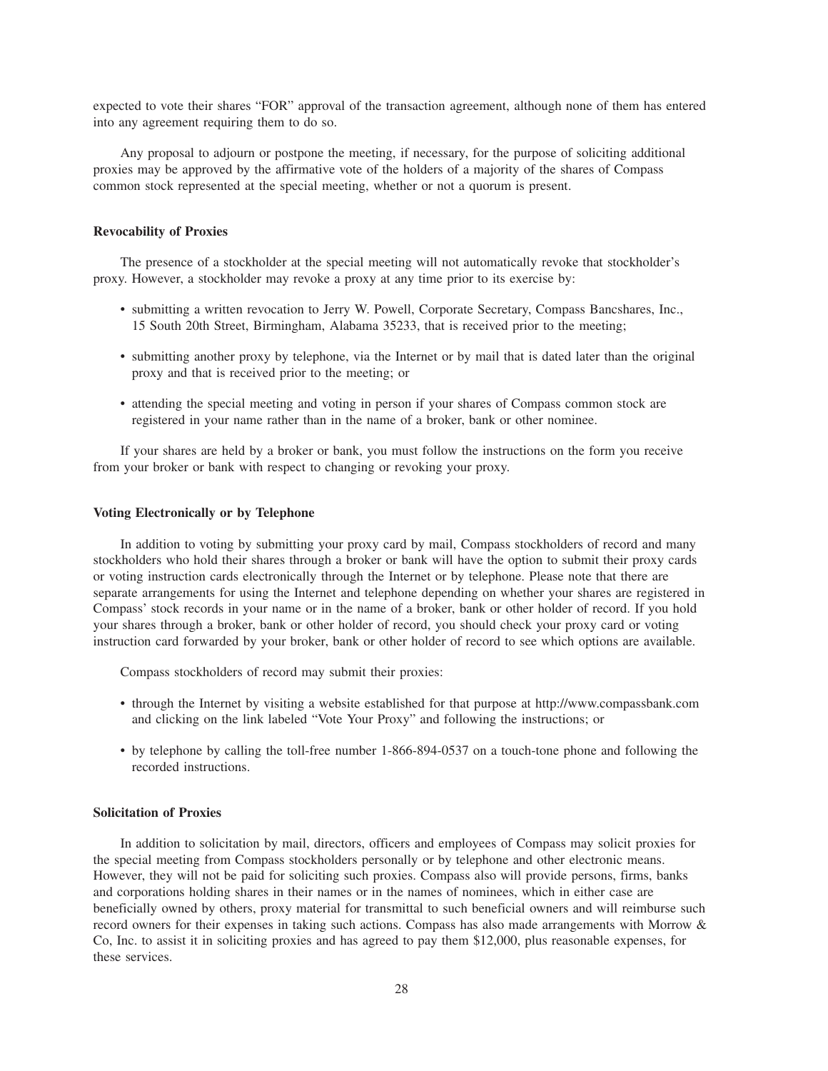expected to vote their shares "FOR" approval of the transaction agreement, although none of them has entered into any agreement requiring them to do so.

Any proposal to adjourn or postpone the meeting, if necessary, for the purpose of soliciting additional proxies may be approved by the affirmative vote of the holders of a majority of the shares of Compass common stock represented at the special meeting, whether or not a quorum is present.

**Revocability of Proxies**

The presence of a stockholder at the special meeting will not automatically revoke that stockholder's proxy. However, a stockholder may revoke a proxy at any time prior to its exercise by:

- submitting a written revocation to Jerry W. Powell, Corporate Secretary, Compass Bancshares, Inc., 15 South 20th Street, Birmingham, Alabama 35233, that is received prior to the meeting;
- submitting another proxy by telephone, via the Internet or by mail that is dated later than the original proxy and that is received prior to the meeting; or
- attending the special meeting and voting in person if your shares of Compass common stock are registered in your name rather than in the name of a broker, bank or other nominee.

If your shares are held by a broker or bank, you must follow the instructions on the form you receive from your broker or bank with respect to changing or revoking your proxy.

**Voting Electronically or by Telephone**

In addition to voting by submitting your proxy card by mail, Compass stockholders of record and many stockholders who hold their shares through a broker or bank will have the option to submit their proxy cards or voting instruction cards electronically through the Internet or by telephone. Please note that there are separate arrangements for using the Internet and telephone depending on whether your shares are registered in Compass' stock records in your name or in the name of a broker, bank or other holder of record. If you hold your shares through a broker, bank or other holder of record, you should check your proxy card or voting instruction card forwarded by your broker, bank or other holder of record to see which options are available.

Compass stockholders of record may submit their proxies:

- through the Internet by visiting a website established for that purpose at http://www.compassbank.com and clicking on the link labeled "Vote Your Proxy" and following the instructions; or
- by telephone by calling the toll-free number 1-866-894-0537 on a touch-tone phone and following the recorded instructions.

**Solicitation of Proxies**

In addition to solicitation by mail, directors, officers and employees of Compass may solicit proxies for the special meeting from Compass stockholders personally or by telephone and other electronic means. However, they will not be paid for soliciting such proxies. Compass also will provide persons, firms, banks and corporations holding shares in their names or in the names of nominees, which in either case are beneficially owned by others, proxy material for transmittal to such beneficial owners and will reimburse such record owners for their expenses in taking such actions. Compass has also made arrangements with Morrow & Co, Inc. to assist it in soliciting proxies and has agreed to pay them $12,000, plus reasonable expenses, for these services.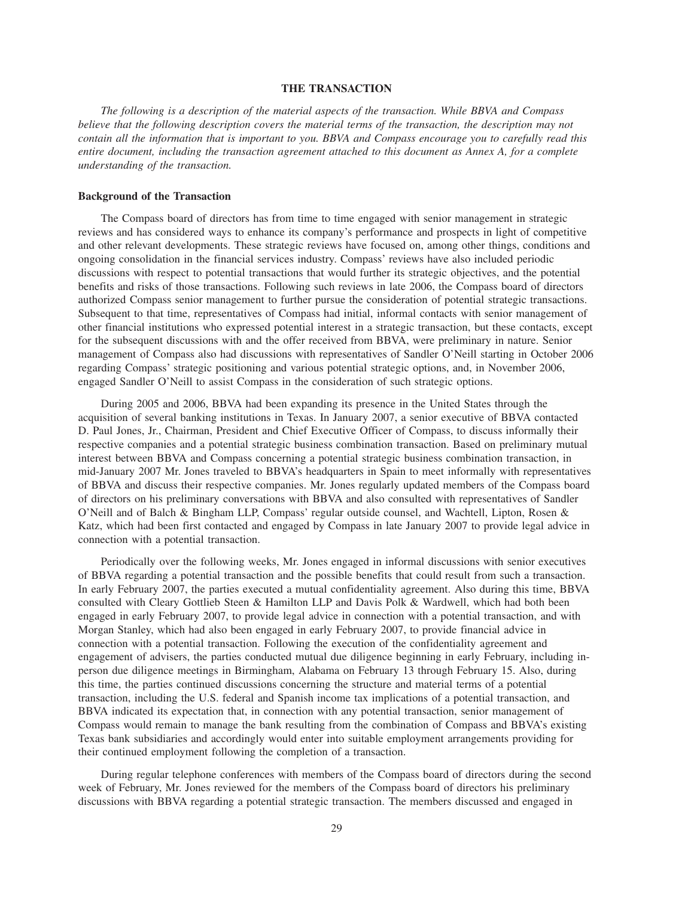## THE TRANSACTION

*The following is a description of the material aspects of the transaction. While BBVA and Compass believe that the following description covers the material terms of the transaction, the description may not contain all the information that is important to you. BBVA and Compass encourage you to carefully read this entire document, including the transaction agreement attached to this document as Annex A, for a complete understanding of the transaction.*

### Background of the Transaction

The Compass board of directors has from time to time engaged with senior management in strategic reviews and has considered ways to enhance its company's performance and prospects in light of competitive and other relevant developments. These strategic reviews have focused on, among other things, conditions and ongoing consolidation in the financial services industry. Compass' reviews have also included periodic discussions with respect to potential transactions that would further its strategic objectives, and the potential benefits and risks of those transactions. Following such reviews in late 2006, the Compass board of directors authorized Compass senior management to further pursue the consideration of potential strategic transactions. Subsequent to that time, representatives of Compass had initial, informal contacts with senior management of other financial institutions who expressed potential interest in a strategic transaction, but these contacts, except for the subsequent discussions with and the offer received from BBVA, were preliminary in nature. Senior management of Compass also had discussions with representatives of Sandler O'Neill starting in October 2006 regarding Compass' strategic positioning and various potential strategic options, and, in November 2006, engaged Sandler O'Neill to assist Compass in the consideration of such strategic options.

During 2005 and 2006, BBVA had been expanding its presence in the United States through the acquisition of several banking institutions in Texas. In January 2007, a senior executive of BBVA contacted D. Paul Jones, Jr., Chairman, President and Chief Executive Officer of Compass, to discuss informally their respective companies and a potential strategic business combination transaction. Based on preliminary mutual interest between BBVA and Compass concerning a potential strategic business combination transaction, in mid-January 2007 Mr. Jones traveled to BBVA's headquarters in Spain to meet informally with representatives of BBVA and discuss their respective companies. Mr. Jones regularly updated members of the Compass board of directors on his preliminary conversations with BBVA and also consulted with representatives of Sandler O'Neill and of Balch & Bingham LLP, Compass' regular outside counsel, and Wachtell, Lipton, Rosen & Katz, which had been first contacted and engaged by Compass in late January 2007 to provide legal advice in connection with a potential transaction.

Periodically over the following weeks, Mr. Jones engaged in informal discussions with senior executives of BBVA regarding a potential transaction and the possible benefits that could result from such a transaction. In early February 2007, the parties executed a mutual confidentiality agreement. Also during this time, BBVA consulted with Cleary Gottlieb Steen & Hamilton LLP and Davis Polk & Wardwell, which had both been engaged in early February 2007, to provide legal advice in connection with a potential transaction, and with Morgan Stanley, which had also been engaged in early February 2007, to provide financial advice in connection with a potential transaction. Following the execution of the confidentiality agreement and engagement of advisers, the parties conducted mutual due diligence beginning in early February, including in-person due diligence meetings in Birmingham, Alabama on February 13 through February 15. Also, during this time, the parties continued discussions concerning the structure and material terms of a potential transaction, including the U.S. federal and Spanish income tax implications of a potential transaction, and BBVA indicated its expectation that, in connection with any potential transaction, senior management of Compass would remain to manage the bank resulting from the combination of Compass and BBVA's existing Texas bank subsidiaries and accordingly would enter into suitable employment arrangements providing for their continued employment following the completion of a transaction.

During regular telephone conferences with members of the Compass board of directors during the second week of February, Mr. Jones reviewed for the members of the Compass board of directors his preliminary discussions with BBVA regarding a potential strategic transaction. The members discussed and engaged in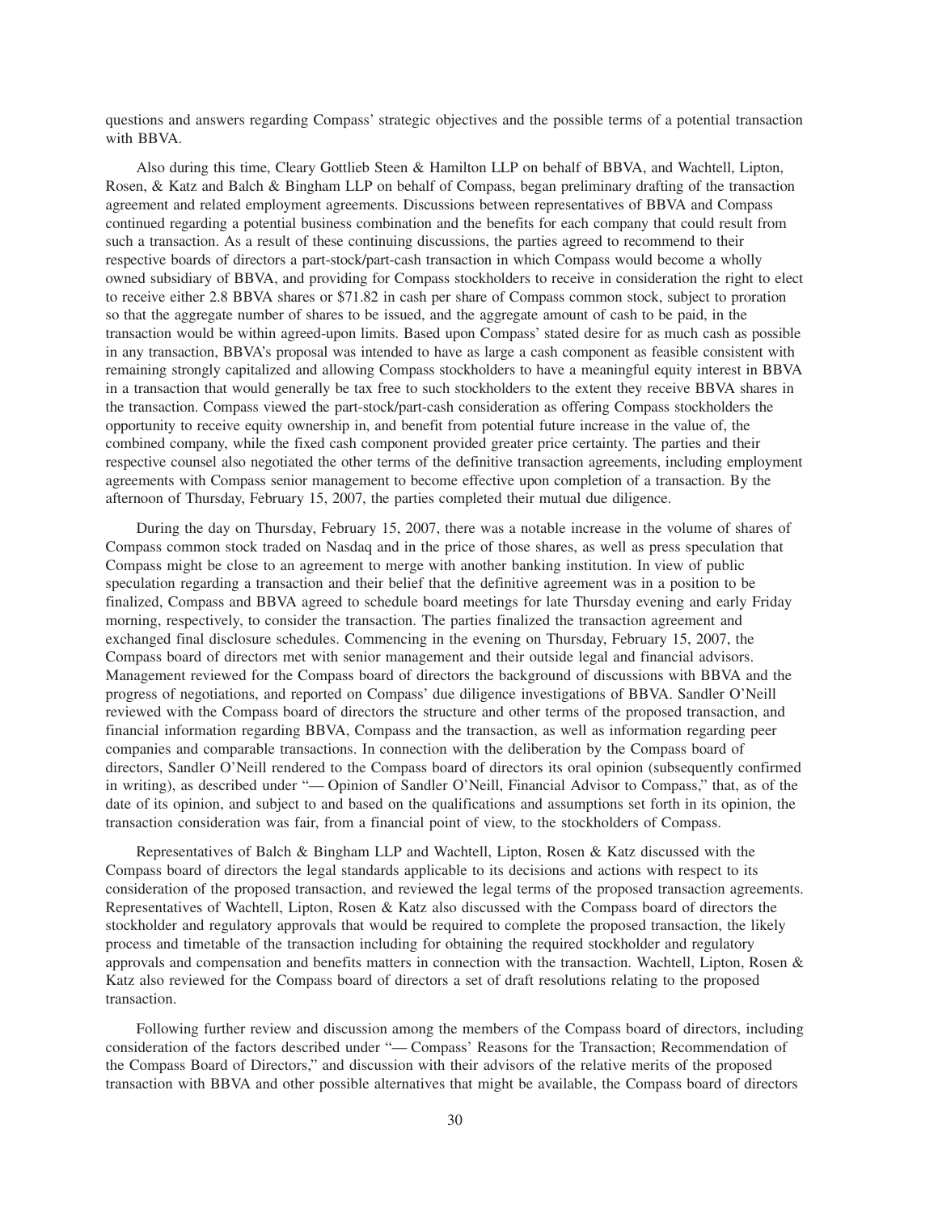questions and answers regarding Compass' strategic objectives and the possible terms of a potential transaction with BBVA.

Also during this time, Cleary Gottlieb Steen & Hamilton LLP on behalf of BBVA, and Wachtell, Lipton, Rosen, & Katz and Balch & Bingham LLP on behalf of Compass, began preliminary drafting of the transaction agreement and related employment agreements. Discussions between representatives of BBVA and Compass continued regarding a potential business combination and the benefits for each company that could result from such a transaction. As a result of these continuing discussions, the parties agreed to recommend to their respective boards of directors a part-stock/part-cash transaction in which Compass would become a wholly owned subsidiary of BBVA, and providing for Compass stockholders to receive in consideration the right to elect to receive either 2.8 BBVA shares or $71.82 in cash per share of Compass common stock, subject to proration so that the aggregate number of shares to be issued, and the aggregate amount of cash to be paid, in the transaction would be within agreed-upon limits. Based upon Compass' stated desire for as much cash as possible in any transaction, BBVA's proposal was intended to have as large a cash component as feasible consistent with remaining strongly capitalized and allowing Compass stockholders to have a meaningful equity interest in BBVA in a transaction that would generally be tax free to such stockholders to the extent they receive BBVA shares in the transaction. Compass viewed the part-stock/part-cash consideration as offering Compass stockholders the opportunity to receive equity ownership in, and benefit from potential future increase in the value of, the combined company, while the fixed cash component provided greater price certainty. The parties and their respective counsel also negotiated the other terms of the definitive transaction agreements, including employment agreements with Compass senior management to become effective upon completion of a transaction. By the afternoon of Thursday, February 15, 2007, the parties completed their mutual due diligence.

During the day on Thursday, February 15, 2007, there was a notable increase in the volume of shares of Compass common stock traded on Nasdaq and in the price of those shares, as well as press speculation that Compass might be close to an agreement to merge with another banking institution. In view of public speculation regarding a transaction and their belief that the definitive agreement was in a position to be finalized, Compass and BBVA agreed to schedule board meetings for late Thursday evening and early Friday morning, respectively, to consider the transaction. The parties finalized the transaction agreement and exchanged final disclosure schedules. Commencing in the evening on Thursday, February 15, 2007, the Compass board of directors met with senior management and their outside legal and financial advisors. Management reviewed for the Compass board of directors the background of discussions with BBVA and the progress of negotiations, and reported on Compass' due diligence investigations of BBVA. Sandler O'Neill reviewed with the Compass board of directors the structure and other terms of the proposed transaction, and financial information regarding BBVA, Compass and the transaction, as well as information regarding peer companies and comparable transactions. In connection with the deliberation by the Compass board of directors, Sandler O'Neill rendered to the Compass board of directors its oral opinion (subsequently confirmed in writing), as described under "— Opinion of Sandler O'Neill, Financial Advisor to Compass," that, as of the date of its opinion, and subject to and based on the qualifications and assumptions set forth in its opinion, the transaction consideration was fair, from a financial point of view, to the stockholders of Compass.

Representatives of Balch & Bingham LLP and Wachtell, Lipton, Rosen & Katz discussed with the Compass board of directors the legal standards applicable to its decisions and actions with respect to its consideration of the proposed transaction, and reviewed the legal terms of the proposed transaction agreements. Representatives of Wachtell, Lipton, Rosen & Katz also discussed with the Compass board of directors the stockholder and regulatory approvals that would be required to complete the proposed transaction, the likely process and timetable of the transaction including for obtaining the required stockholder and regulatory approvals and compensation and benefits matters in connection with the transaction. Wachtell, Lipton, Rosen & Katz also reviewed for the Compass board of directors a set of draft resolutions relating to the proposed transaction.

Following further review and discussion among the members of the Compass board of directors, including consideration of the factors described under "— Compass' Reasons for the Transaction; Recommendation of the Compass Board of Directors," and discussion with their advisors of the relative merits of the proposed transaction with BBVA and other possible alternatives that might be available, the Compass board of directors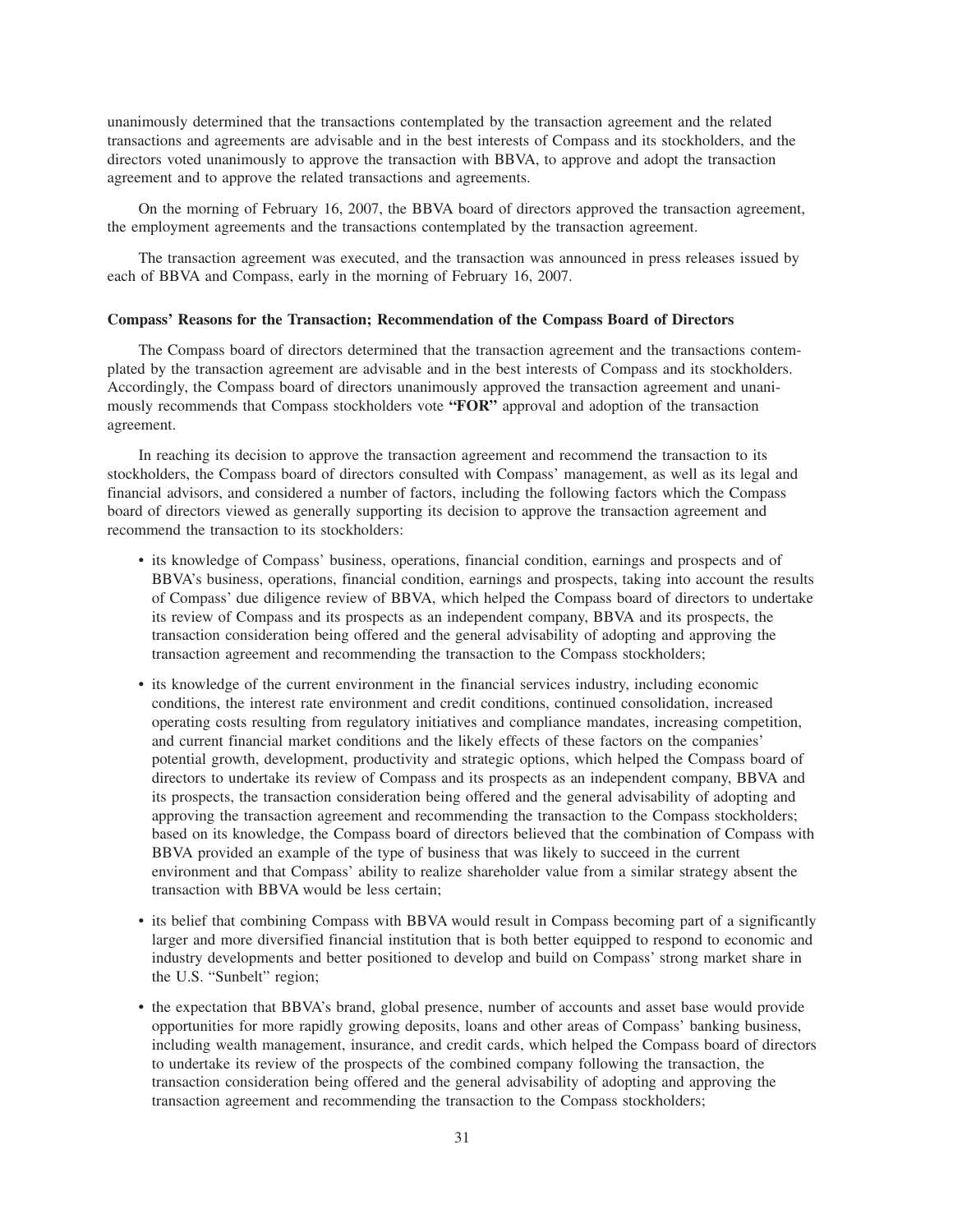unanimously determined that the transactions contemplated by the transaction agreement and the related transactions and agreements are advisable and in the best interests of Compass and its stockholders, and the directors voted unanimously to approve the transaction with BBVA, to approve and adopt the transaction agreement and to approve the related transactions and agreements.

On the morning of February 16, 2007, the BBVA board of directors approved the transaction agreement, the employment agreements and the transactions contemplated by the transaction agreement.

The transaction agreement was executed, and the transaction was announced in press releases issued by each of BBVA and Compass, early in the morning of February 16, 2007.

**Compass' Reasons for the Transaction; Recommendation of the Compass Board of Directors**

The Compass board of directors determined that the transaction agreement and the transactions contemplated by the transaction agreement are advisable and in the best interests of Compass and its stockholders. Accordingly, the Compass board of directors unanimously approved the transaction agreement and unanimously recommends that Compass stockholders vote **"FOR"** approval and adoption of the transaction agreement.

In reaching its decision to approve the transaction agreement and recommend the transaction to its stockholders, the Compass board of directors consulted with Compass' management, as well as its legal and financial advisors, and considered a number of factors, including the following factors which the Compass board of directors viewed as generally supporting its decision to approve the transaction agreement and recommend the transaction to its stockholders:

- its knowledge of Compass' business, operations, financial condition, earnings and prospects and of BBVA's business, operations, financial condition, earnings and prospects, taking into account the results of Compass' due diligence review of BBVA, which helped the Compass board of directors to undertake its review of Compass and its prospects as an independent company, BBVA and its prospects, the transaction consideration being offered and the general advisability of adopting and approving the transaction agreement and recommending the transaction to the Compass stockholders;
- its knowledge of the current environment in the financial services industry, including economic conditions, the interest rate environment and credit conditions, continued consolidation, increased operating costs resulting from regulatory initiatives and compliance mandates, increasing competition, and current financial market conditions and the likely effects of these factors on the companies' potential growth, development, productivity and strategic options, which helped the Compass board of directors to undertake its review of Compass and its prospects as an independent company, BBVA and its prospects, the transaction consideration being offered and the general advisability of adopting and approving the transaction agreement and recommending the transaction to the Compass stockholders; based on its knowledge, the Compass board of directors believed that the combination of Compass with BBVA provided an example of the type of business that was likely to succeed in the current environment and that Compass' ability to realize shareholder value from a similar strategy absent the transaction with BBVA would be less certain;
- its belief that combining Compass with BBVA would result in Compass becoming part of a significantly larger and more diversified financial institution that is both better equipped to respond to economic and industry developments and better positioned to develop and build on Compass' strong market share in the U.S. "Sunbelt" region;
- the expectation that BBVA's brand, global presence, number of accounts and asset base would provide opportunities for more rapidly growing deposits, loans and other areas of Compass' banking business, including wealth management, insurance, and credit cards, which helped the Compass board of directors to undertake its review of the prospects of the combined company following the transaction, the transaction consideration being offered and the general advisability of adopting and approving the transaction agreement and recommending the transaction to the Compass stockholders;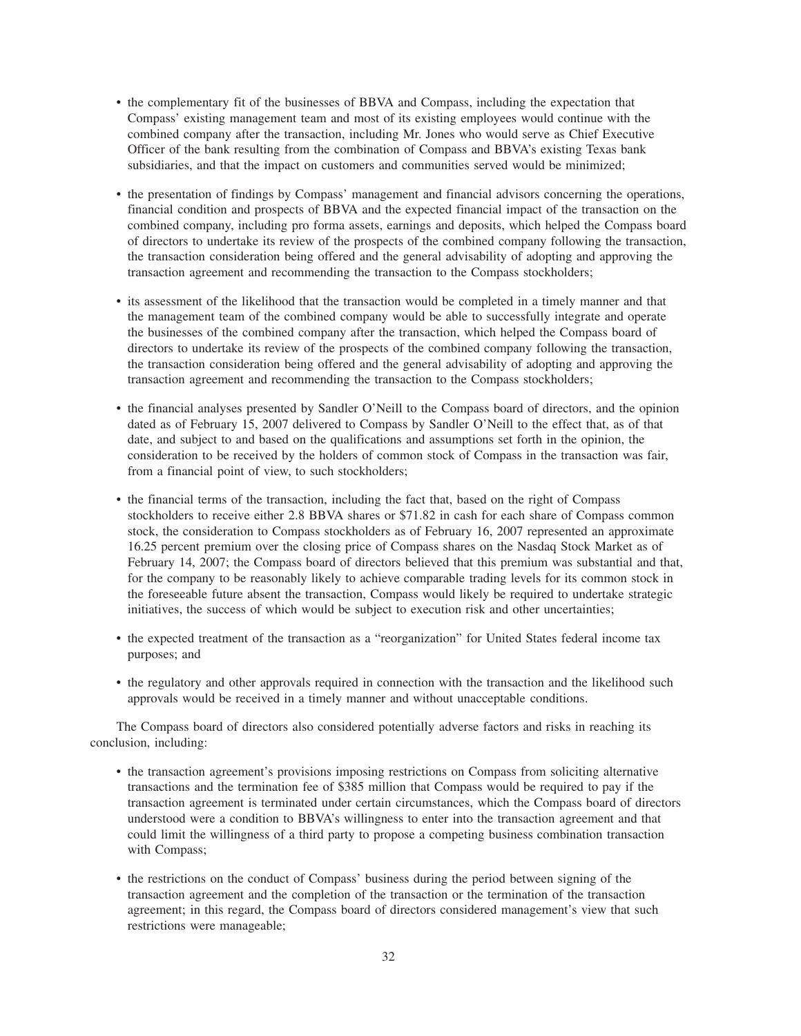- the complementary fit of the businesses of BBVA and Compass, including the expectation that Compass' existing management team and most of its existing employees would continue with the combined company after the transaction, including Mr. Jones who would serve as Chief Executive Officer of the bank resulting from the combination of Compass and BBVA's existing Texas bank subsidiaries, and that the impact on customers and communities served would be minimized;

- the presentation of findings by Compass' management and financial advisors concerning the operations, financial condition and prospects of BBVA and the expected financial impact of the transaction on the combined company, including pro forma assets, earnings and deposits, which helped the Compass board of directors to undertake its review of the prospects of the combined company following the transaction, the transaction consideration being offered and the general advisability of adopting and approving the transaction agreement and recommending the transaction to the Compass stockholders;

- its assessment of the likelihood that the transaction would be completed in a timely manner and that the management team of the combined company would be able to successfully integrate and operate the businesses of the combined company after the transaction, which helped the Compass board of directors to undertake its review of the prospects of the combined company following the transaction, the transaction consideration being offered and the general advisability of adopting and approving the transaction agreement and recommending the transaction to the Compass stockholders;

- the financial analyses presented by Sandler O'Neill to the Compass board of directors, and the opinion dated as of February 15, 2007 delivered to Compass by Sandler O'Neill to the effect that, as of that date, and subject to and based on the qualifications and assumptions set forth in the opinion, the consideration to be received by the holders of common stock of Compass in the transaction was fair, from a financial point of view, to such stockholders;

- the financial terms of the transaction, including the fact that, based on the right of Compass stockholders to receive either 2.8 BBVA shares or $71.82 in cash for each share of Compass common stock, the consideration to Compass stockholders as of February 16, 2007 represented an approximate 16.25 percent premium over the closing price of Compass shares on the Nasdaq Stock Market as of February 14, 2007; the Compass board of directors believed that this premium was substantial and that, for the company to be reasonably likely to achieve comparable trading levels for its common stock in the foreseeable future absent the transaction, Compass would likely be required to undertake strategic initiatives, the success of which would be subject to execution risk and other uncertainties;

- the expected treatment of the transaction as a "reorganization" for United States federal income tax purposes; and

- the regulatory and other approvals required in connection with the transaction and the likelihood such approvals would be received in a timely manner and without unacceptable conditions.

The Compass board of directors also considered potentially adverse factors and risks in reaching its conclusion, including:

- the transaction agreement's provisions imposing restrictions on Compass from soliciting alternative transactions and the termination fee of $385 million that Compass would be required to pay if the transaction agreement is terminated under certain circumstances, which the Compass board of directors understood were a condition to BBVA's willingness to enter into the transaction agreement and that could limit the willingness of a third party to propose a competing business combination transaction with Compass;

- the restrictions on the conduct of Compass' business during the period between signing of the transaction agreement and the completion of the transaction or the termination of the transaction agreement; in this regard, the Compass board of directors considered management's view that such restrictions were manageable;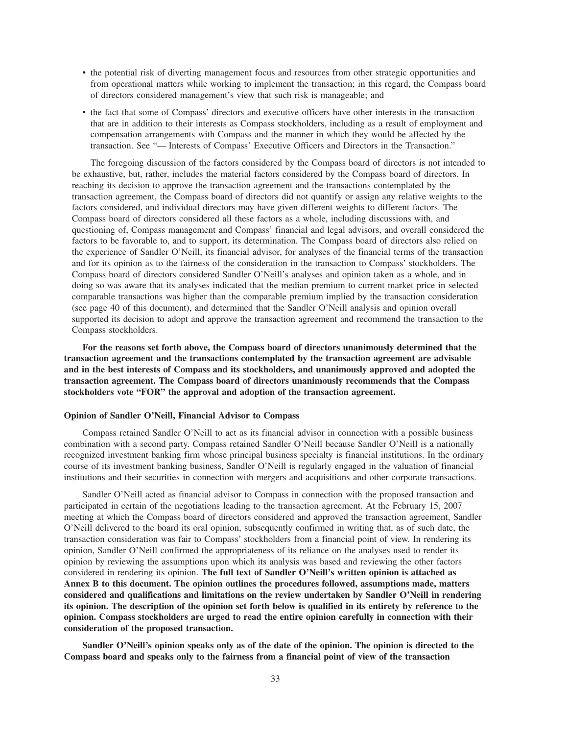- the potential risk of diverting management focus and resources from other strategic opportunities and from operational matters while working to implement the transaction; in this regard, the Compass board of directors considered management's view that such risk is manageable; and
- the fact that some of Compass' directors and executive officers have other interests in the transaction that are in addition to their interests as Compass stockholders, including as a result of employment and compensation arrangements with Compass and the manner in which they would be affected by the transaction. See "— Interests of Compass' Executive Officers and Directors in the Transaction."

The foregoing discussion of the factors considered by the Compass board of directors is not intended to be exhaustive, but, rather, includes the material factors considered by the Compass board of directors. In reaching its decision to approve the transaction agreement and the transactions contemplated by the transaction agreement, the Compass board of directors did not quantify or assign any relative weights to the factors considered, and individual directors may have given different weights to different factors. The Compass board of directors considered all these factors as a whole, including discussions with, and questioning of, Compass management and Compass' financial and legal advisors, and overall considered the factors to be favorable to, and to support, its determination. The Compass board of directors also relied on the experience of Sandler O'Neill, its financial advisor, for analyses of the financial terms of the transaction and for its opinion as to the fairness of the consideration in the transaction to Compass' stockholders. The Compass board of directors considered Sandler O'Neill's analyses and opinion taken as a whole, and in doing so was aware that its analyses indicated that the median premium to current market price in selected comparable transactions was higher than the comparable premium implied by the transaction consideration (see page 40 of this document), and determined that the Sandler O'Neill analysis and opinion overall supported its decision to adopt and approve the transaction agreement and recommend the transaction to the Compass stockholders.

**For the reasons set forth above, the Compass board of directors unanimously determined that the transaction agreement and the transactions contemplated by the transaction agreement are advisable and in the best interests of Compass and its stockholders, and unanimously approved and adopted the transaction agreement. The Compass board of directors unanimously recommends that the Compass stockholders vote "FOR" the approval and adoption of the transaction agreement.**

### Opinion of Sandler O'Neill, Financial Advisor to Compass

Compass retained Sandler O'Neill to act as its financial advisor in connection with a possible business combination with a second party. Compass retained Sandler O'Neill because Sandler O'Neill is a nationally recognized investment banking firm whose principal business specialty is financial institutions. In the ordinary course of its investment banking business, Sandler O'Neill is regularly engaged in the valuation of financial institutions and their securities in connection with mergers and acquisitions and other corporate transactions.

Sandler O'Neill acted as financial advisor to Compass in connection with the proposed transaction and participated in certain of the negotiations leading to the transaction agreement. At the February 15, 2007 meeting at which the Compass board of directors considered and approved the transaction agreement, Sandler O'Neill delivered to the board its oral opinion, subsequently confirmed in writing that, as of such date, the transaction consideration was fair to Compass' stockholders from a financial point of view. In rendering its opinion, Sandler O'Neill confirmed the appropriateness of its reliance on the analyses used to render its opinion by reviewing the assumptions upon which its analysis was based and reviewing the other factors considered in rendering its opinion. **The full text of Sandler O'Neill's written opinion is attached as Annex B to this document. The opinion outlines the procedures followed, assumptions made, matters considered and qualifications and limitations on the review undertaken by Sandler O'Neill in rendering its opinion. The description of the opinion set forth below is qualified in its entirety by reference to the opinion. Compass stockholders are urged to read the entire opinion carefully in connection with their consideration of the proposed transaction.**

**Sandler O'Neill's opinion speaks only as of the date of the opinion. The opinion is directed to the Compass board and speaks only to the fairness from a financial point of view of the transaction**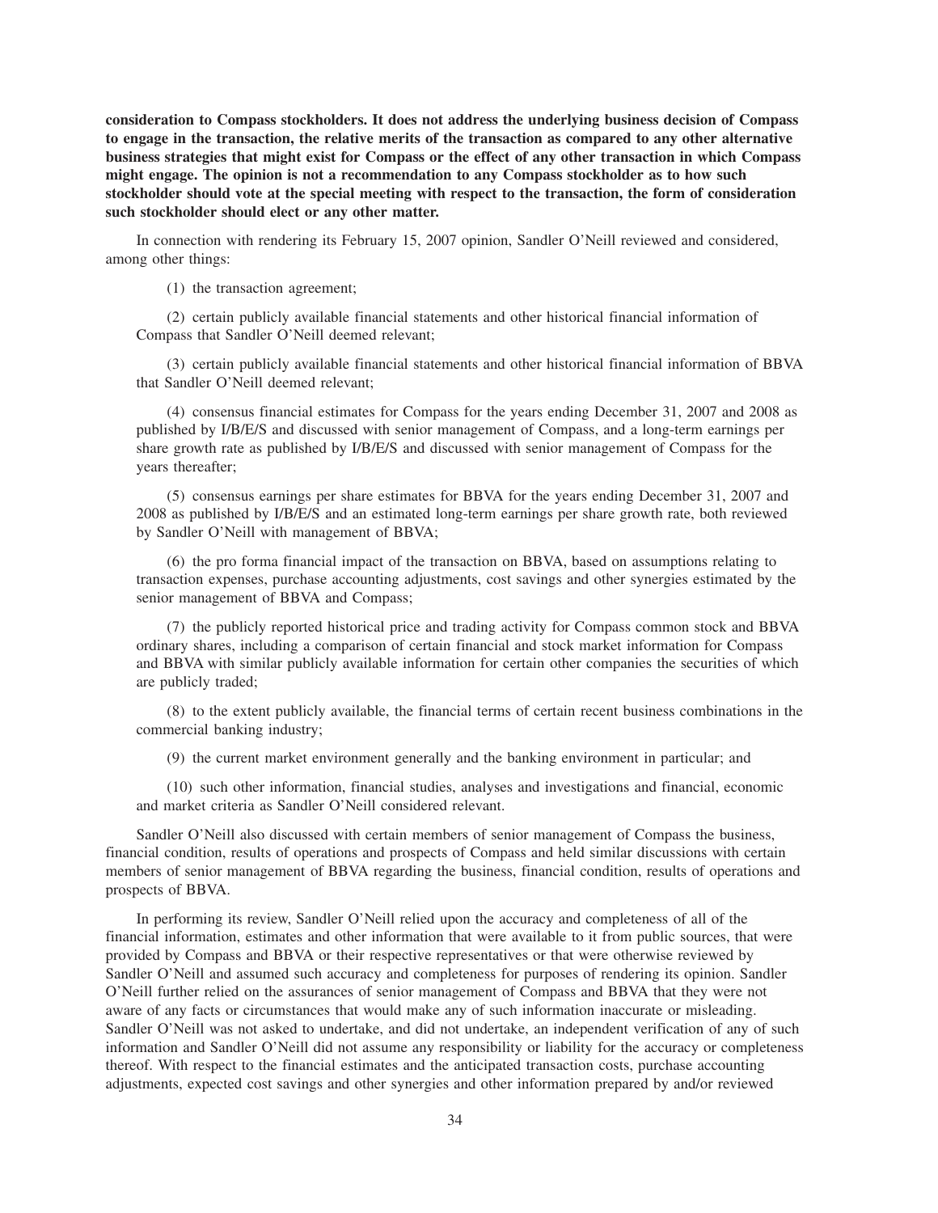**consideration to Compass stockholders. It does not address the underlying business decision of Compass to engage in the transaction, the relative merits of the transaction as compared to any other alternative business strategies that might exist for Compass or the effect of any other transaction in which Compass might engage. The opinion is not a recommendation to any Compass stockholder as to how such stockholder should vote at the special meeting with respect to the transaction, the form of consideration such stockholder should elect or any other matter.**

In connection with rendering its February 15, 2007 opinion, Sandler O'Neill reviewed and considered, among other things:

(1) the transaction agreement;

(2) certain publicly available financial statements and other historical financial information of Compass that Sandler O'Neill deemed relevant;

(3) certain publicly available financial statements and other historical financial information of BBVA that Sandler O'Neill deemed relevant;

(4) consensus financial estimates for Compass for the years ending December 31, 2007 and 2008 as published by I/B/E/S and discussed with senior management of Compass, and a long-term earnings per share growth rate as published by I/B/E/S and discussed with senior management of Compass for the years thereafter;

(5) consensus earnings per share estimates for BBVA for the years ending December 31, 2007 and 2008 as published by I/B/E/S and an estimated long-term earnings per share growth rate, both reviewed by Sandler O'Neill with management of BBVA;

(6) the pro forma financial impact of the transaction on BBVA, based on assumptions relating to transaction expenses, purchase accounting adjustments, cost savings and other synergies estimated by the senior management of BBVA and Compass;

(7) the publicly reported historical price and trading activity for Compass common stock and BBVA ordinary shares, including a comparison of certain financial and stock market information for Compass and BBVA with similar publicly available information for certain other companies the securities of which are publicly traded;

(8) to the extent publicly available, the financial terms of certain recent business combinations in the commercial banking industry;

(9) the current market environment generally and the banking environment in particular; and

(10) such other information, financial studies, analyses and investigations and financial, economic and market criteria as Sandler O'Neill considered relevant.

Sandler O'Neill also discussed with certain members of senior management of Compass the business, financial condition, results of operations and prospects of Compass and held similar discussions with certain members of senior management of BBVA regarding the business, financial condition, results of operations and prospects of BBVA.

In performing its review, Sandler O'Neill relied upon the accuracy and completeness of all of the financial information, estimates and other information that were available to it from public sources, that were provided by Compass and BBVA or their respective representatives or that were otherwise reviewed by Sandler O'Neill and assumed such accuracy and completeness for purposes of rendering its opinion. Sandler O'Neill further relied on the assurances of senior management of Compass and BBVA that they were not aware of any facts or circumstances that would make any of such information inaccurate or misleading. Sandler O'Neill was not asked to undertake, and did not undertake, an independent verification of any of such information and Sandler O'Neill did not assume any responsibility or liability for the accuracy or completeness thereof. With respect to the financial estimates and the anticipated transaction costs, purchase accounting adjustments, expected cost savings and other synergies and other information prepared by and/or reviewed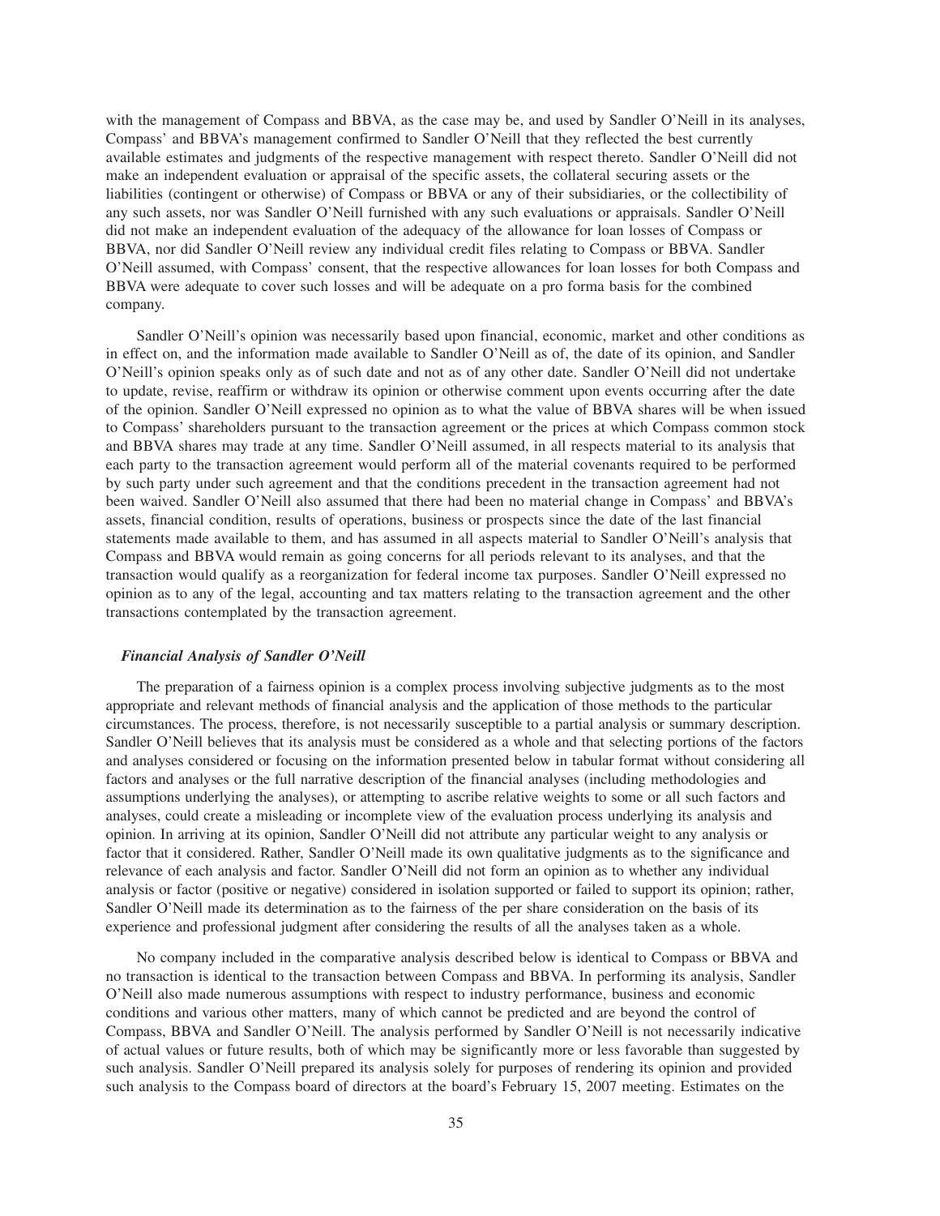with the management of Compass and BBVA, as the case may be, and used by Sandler O'Neill in its analyses, Compass' and BBVA's management confirmed to Sandler O'Neill that they reflected the best currently available estimates and judgments of the respective management with respect thereto. Sandler O'Neill did not make an independent evaluation or appraisal of the specific assets, the collateral securing assets or the liabilities (contingent or otherwise) of Compass or BBVA or any of their subsidiaries, or the collectibility of any such assets, nor was Sandler O'Neill furnished with any such evaluations or appraisals. Sandler O'Neill did not make an independent evaluation of the adequacy of the allowance for loan losses of Compass or BBVA, nor did Sandler O'Neill review any individual credit files relating to Compass or BBVA. Sandler O'Neill assumed, with Compass' consent, that the respective allowances for loan losses for both Compass and BBVA were adequate to cover such losses and will be adequate on a pro forma basis for the combined company.

Sandler O'Neill's opinion was necessarily based upon financial, economic, market and other conditions as in effect on, and the information made available to Sandler O'Neill as of, the date of its opinion, and Sandler O'Neill's opinion speaks only as of such date and not as of any other date. Sandler O'Neill did not undertake to update, revise, reaffirm or withdraw its opinion or otherwise comment upon events occurring after the date of the opinion. Sandler O'Neill expressed no opinion as to what the value of BBVA shares will be when issued to Compass' shareholders pursuant to the transaction agreement or the prices at which Compass common stock and BBVA shares may trade at any time. Sandler O'Neill assumed, in all respects material to its analysis that each party to the transaction agreement would perform all of the material covenants required to be performed by such party under such agreement and that the conditions precedent in the transaction agreement had not been waived. Sandler O'Neill also assumed that there had been no material change in Compass' and BBVA's assets, financial condition, results of operations, business or prospects since the date of the last financial statements made available to them, and has assumed in all aspects material to Sandler O'Neill's analysis that Compass and BBVA would remain as going concerns for all periods relevant to its analyses, and that the transaction would qualify as a reorganization for federal income tax purposes. Sandler O'Neill expressed no opinion as to any of the legal, accounting and tax matters relating to the transaction agreement and the other transactions contemplated by the transaction agreement.

***Financial Analysis of Sandler O'Neill***

The preparation of a fairness opinion is a complex process involving subjective judgments as to the most appropriate and relevant methods of financial analysis and the application of those methods to the particular circumstances. The process, therefore, is not necessarily susceptible to a partial analysis or summary description. Sandler O'Neill believes that its analysis must be considered as a whole and that selecting portions of the factors and analyses considered or focusing on the information presented below in tabular format without considering all factors and analyses or the full narrative description of the financial analyses (including methodologies and assumptions underlying the analyses), or attempting to ascribe relative weights to some or all such factors and analyses, could create a misleading or incomplete view of the evaluation process underlying its analysis and opinion. In arriving at its opinion, Sandler O'Neill did not attribute any particular weight to any analysis or factor that it considered. Rather, Sandler O'Neill made its own qualitative judgments as to the significance and relevance of each analysis and factor. Sandler O'Neill did not form an opinion as to whether any individual analysis or factor (positive or negative) considered in isolation supported or failed to support its opinion; rather, Sandler O'Neill made its determination as to the fairness of the per share consideration on the basis of its experience and professional judgment after considering the results of all the analyses taken as a whole.

No company included in the comparative analysis described below is identical to Compass or BBVA and no transaction is identical to the transaction between Compass and BBVA. In performing its analysis, Sandler O'Neill also made numerous assumptions with respect to industry performance, business and economic conditions and various other matters, many of which cannot be predicted and are beyond the control of Compass, BBVA and Sandler O'Neill. The analysis performed by Sandler O'Neill is not necessarily indicative of actual values or future results, both of which may be significantly more or less favorable than suggested by such analysis. Sandler O'Neill prepared its analysis solely for purposes of rendering its opinion and provided such analysis to the Compass board of directors at the board's February 15, 2007 meeting. Estimates on the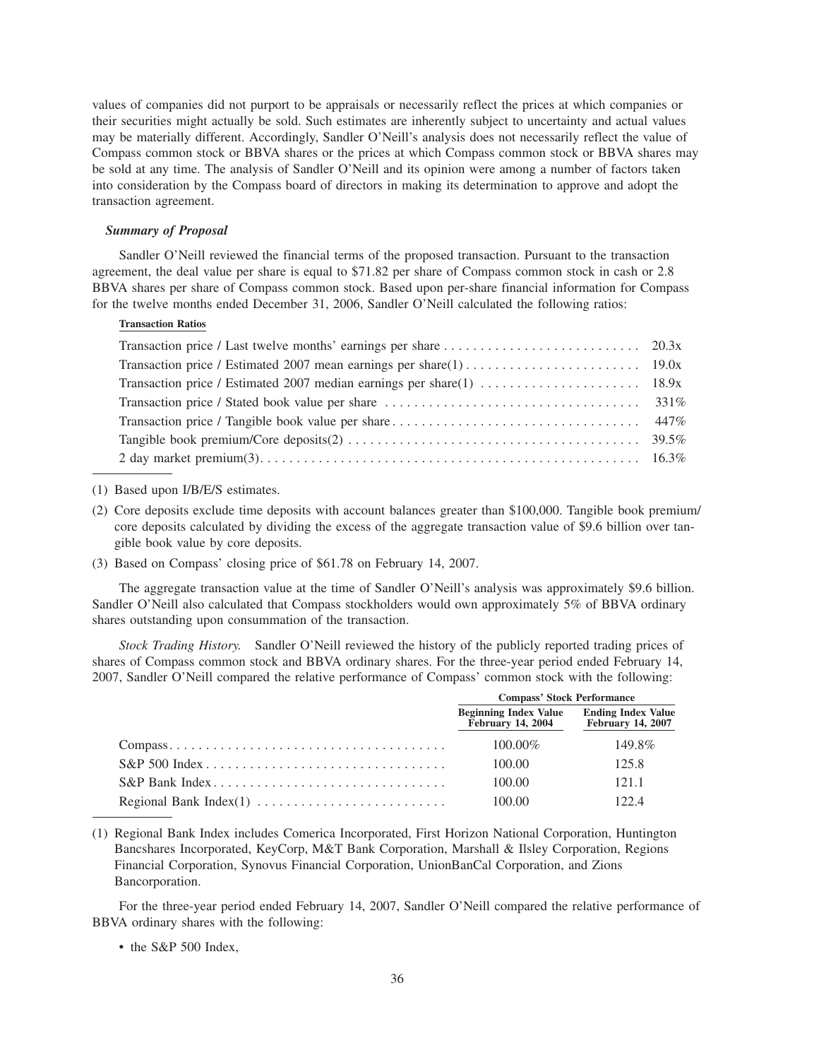values of companies did not purport to be appraisals or necessarily reflect the prices at which companies or their securities might actually be sold. Such estimates are inherently subject to uncertainty and actual values may be materially different. Accordingly, Sandler O'Neill's analysis does not necessarily reflect the value of Compass common stock or BBVA shares or the prices at which Compass common stock or BBVA shares may be sold at any time. The analysis of Sandler O'Neill and its opinion were among a number of factors taken into consideration by the Compass board of directors in making its determination to approve and adopt the transaction agreement.

***Summary of Proposal***

Sandler O'Neill reviewed the financial terms of the proposed transaction. Pursuant to the transaction agreement, the deal value per share is equal to $71.82 per share of Compass common stock in cash or 2.8 BBVA shares per share of Compass common stock. Based upon per-share financial information for Compass for the twelve months ended December 31, 2006, Sandler O'Neill calculated the following ratios:

| Transaction Ratios | |
|---|---|
| Transaction price / Last twelve months' earnings per share | 20.3x |
| Transaction price / Estimated 2007 mean earnings per share(1) | 19.0x |
| Transaction price / Estimated 2007 median earnings per share(1) | 18.9x |
| Transaction price / Stated book value per share | 331% |
| Transaction price / Tangible book value per share | 447% |
| Tangible book premium/Core deposits(2) | 39.5% |
| 2 day market premium(3) | 16.3% |

(1) Based upon I/B/E/S estimates.

(2) Core deposits exclude time deposits with account balances greater than $100,000. Tangible book premium/ core deposits calculated by dividing the excess of the aggregate transaction value of $9.6 billion over tangible book value by core deposits.

(3) Based on Compass' closing price of $61.78 on February 14, 2007.

The aggregate transaction value at the time of Sandler O'Neill's analysis was approximately $9.6 billion. Sandler O'Neill also calculated that Compass stockholders would own approximately 5% of BBVA ordinary shares outstanding upon consummation of the transaction.

*Stock Trading History.* Sandler O'Neill reviewed the history of the publicly reported trading prices of shares of Compass common stock and BBVA ordinary shares. For the three-year period ended February 14, 2007, Sandler O'Neill compared the relative performance of Compass' common stock with the following:

| | Compass' Stock Performance | |
|---|---|---|
| | Beginning Index Value February 14, 2004 | Ending Index Value February 14, 2007 |
| Compass | 100.00% | 149.8% |
| S&P 500 Index | 100.00 | 125.8 |
| S&P Bank Index | 100.00 | 121.1 |
| Regional Bank Index(1) | 100.00 | 122.4 |

(1) Regional Bank Index includes Comerica Incorporated, First Horizon National Corporation, Huntington Bancshares Incorporated, KeyCorp, M&T Bank Corporation, Marshall & Ilsley Corporation, Regions Financial Corporation, Synovus Financial Corporation, UnionBanCal Corporation, and Zions Bancorporation.

For the three-year period ended February 14, 2007, Sandler O'Neill compared the relative performance of BBVA ordinary shares with the following:

- the S&P 500 Index,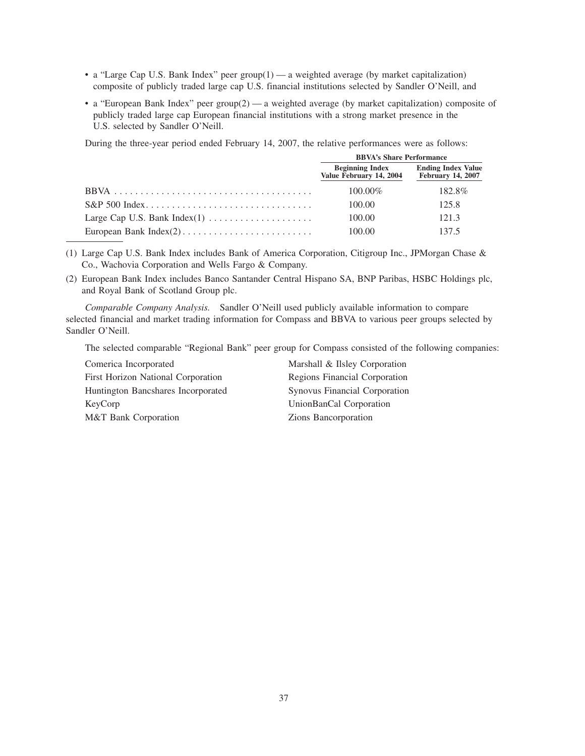- a "Large Cap U.S. Bank Index" peer group(1) — a weighted average (by market capitalization) composite of publicly traded large cap U.S. financial institutions selected by Sandler O'Neill, and
- a "European Bank Index" peer group(2) — a weighted average (by market capitalization) composite of publicly traded large cap European financial institutions with a strong market presence in the U.S. selected by Sandler O'Neill.

During the three-year period ended February 14, 2007, the relative performances were as follows:

| | BBVA's Share Performance | |
|---|---|---|
| | Beginning Index Value February 14, 2004 | Ending Index Value February 14, 2007 |
| BBVA | 100.00% | 182.8% |
| S&P 500 Index | 100.00 | 125.8 |
| Large Cap U.S. Bank Index(1) | 100.00 | 121.3 |
| European Bank Index(2) | 100.00 | 137.5 |

(1) Large Cap U.S. Bank Index includes Bank of America Corporation, Citigroup Inc., JPMorgan Chase & Co., Wachovia Corporation and Wells Fargo & Company.

(2) European Bank Index includes Banco Santander Central Hispano SA, BNP Paribas, HSBC Holdings plc, and Royal Bank of Scotland Group plc.

*Comparable Company Analysis.* Sandler O'Neill used publicly available information to compare selected financial and market trading information for Compass and BBVA to various peer groups selected by Sandler O'Neill.

The selected comparable "Regional Bank" peer group for Compass consisted of the following companies:

| | |
|---|---|
| Comerica Incorporated | Marshall & Ilsley Corporation |
| First Horizon National Corporation | Regions Financial Corporation |
| Huntington Bancshares Incorporated | Synovus Financial Corporation |
| KeyCorp | UnionBanCal Corporation |
| M&T Bank Corporation | Zions Bancorporation |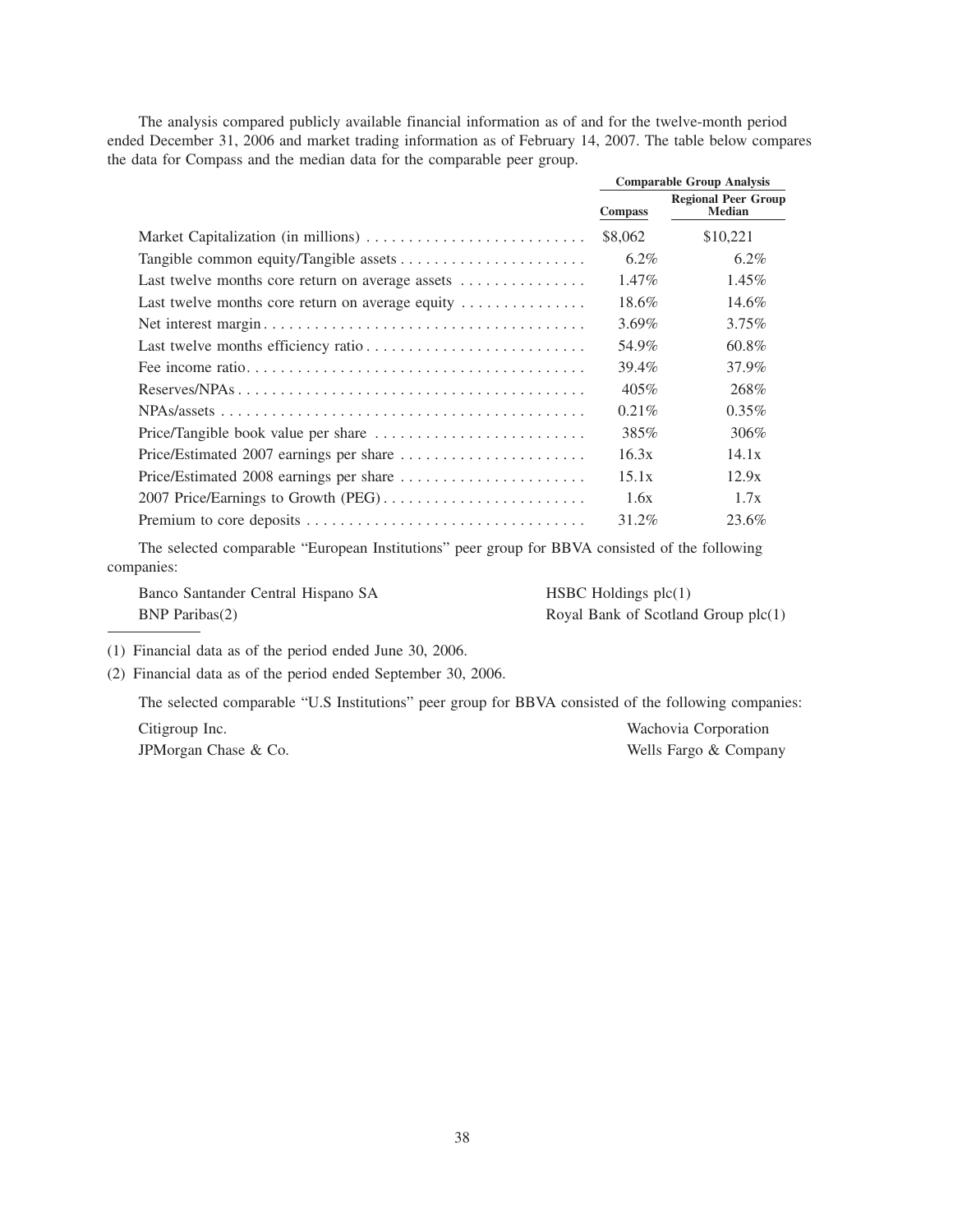The analysis compared publicly available financial information as of and for the twelve-month period ended December 31, 2006 and market trading information as of February 14, 2007. The table below compares the data for Compass and the median data for the comparable peer group.

| | Comparable Group Analysis | |
|---|---|---|
| | Compass | Regional Peer Group Median |
| Market Capitalization (in millions) | $8,062 | $10,221 |
| Tangible common equity/Tangible assets | 6.2% | 6.2% |
| Last twelve months core return on average assets | 1.47% | 1.45% |
| Last twelve months core return on average equity | 18.6% | 14.6% |
| Net interest margin | 3.69% | 3.75% |
| Last twelve months efficiency ratio | 54.9% | 60.8% |
| Fee income ratio | 39.4% | 37.9% |
| Reserves/NPAs | 405% | 268% |
| NPAs/assets | 0.21% | 0.35% |
| Price/Tangible book value per share | 385% | 306% |
| Price/Estimated 2007 earnings per share | 16.3x | 14.1x |
| Price/Estimated 2008 earnings per share | 15.1x | 12.9x |
| 2007 Price/Earnings to Growth (PEG) | 1.6x | 1.7x |
| Premium to core deposits | 31.2% | 23.6% |

The selected comparable "European Institutions" peer group for BBVA consisted of the following companies:

Banco Santander Central Hispano SA
BNP Paribas(2)
HSBC Holdings plc(1)
Royal Bank of Scotland Group plc(1)

(1) Financial data as of the period ended June 30, 2006.

(2) Financial data as of the period ended September 30, 2006.

The selected comparable "U.S Institutions" peer group for BBVA consisted of the following companies:

Citigroup Inc.
JPMorgan Chase & Co.
Wachovia Corporation
Wells Fargo & Company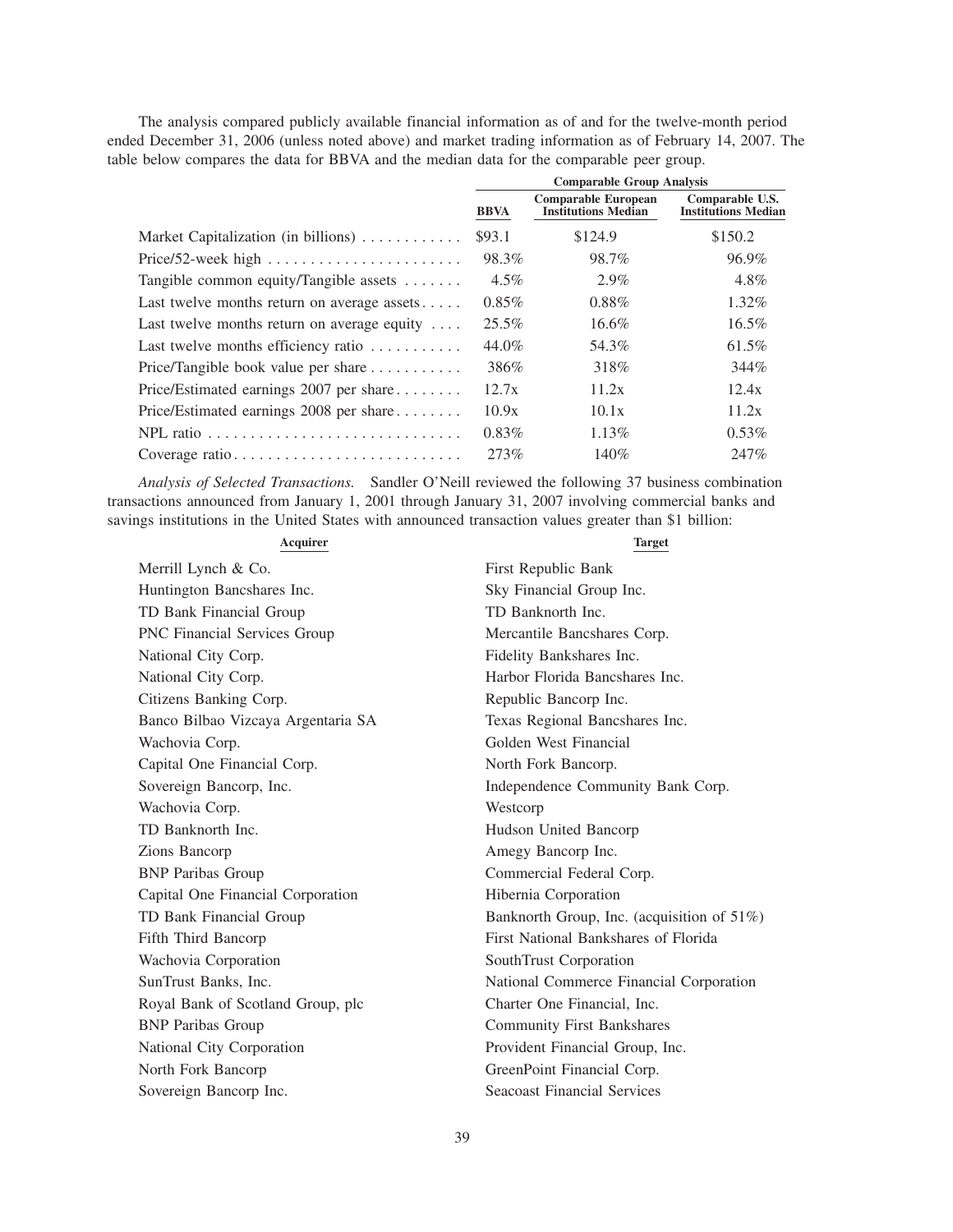The analysis compared publicly available financial information as of and for the twelve-month period ended December 31, 2006 (unless noted above) and market trading information as of February 14, 2007. The table below compares the data for BBVA and the median data for the comparable peer group.

| | Comparable Group Analysis | | |
|---|---|---|---|
| | BBVA | Comparable European Institutions Median | Comparable U.S. Institutions Median |
| Market Capitalization (in billions) | $93.1 | $124.9 | $150.2 |
| Price/52-week high | 98.3% | 98.7% | 96.9% |
| Tangible common equity/Tangible assets | 4.5% | 2.9% | 4.8% |
| Last twelve months return on average assets | 0.85% | 0.88% | 1.32% |
| Last twelve months return on average equity | 25.5% | 16.6% | 16.5% |
| Last twelve months efficiency ratio | 44.0% | 54.3% | 61.5% |
| Price/Tangible book value per share | 386% | 318% | 344% |
| Price/Estimated earnings 2007 per share | 12.7x | 11.2x | 12.4x |
| Price/Estimated earnings 2008 per share | 10.9x | 10.1x | 11.2x |
| NPL ratio | 0.83% | 1.13% | 0.53% |
| Coverage ratio | 273% | 140% | 247% |

*Analysis of Selected Transactions.* Sandler O'Neill reviewed the following 37 business combination transactions announced from January 1, 2001 through January 31, 2007 involving commercial banks and savings institutions in the United States with announced transaction values greater than $1 billion:

| Acquirer | Target |
|---|---|
| Merrill Lynch & Co. | First Republic Bank |
| Huntington Bancshares Inc. | Sky Financial Group Inc. |
| TD Bank Financial Group | TD Banknorth Inc. |
| PNC Financial Services Group | Mercantile Bancshares Corp. |
| National City Corp. | Fidelity Bankshares Inc. |
| National City Corp. | Harbor Florida Bancshares Inc. |
| Citizens Banking Corp. | Republic Bancorp Inc. |
| Banco Bilbao Vizcaya Argentaria SA | Texas Regional Bancshares Inc. |
| Wachovia Corp. | Golden West Financial |
| Capital One Financial Corp. | North Fork Bancorp. |
| Sovereign Bancorp, Inc. | Independence Community Bank Corp. |
| Wachovia Corp. | Westcorp |
| TD Banknorth Inc. | Hudson United Bancorp |
| Zions Bancorp | Amegy Bancorp Inc. |
| BNP Paribas Group | Commercial Federal Corp. |
| Capital One Financial Corporation | Hibernia Corporation |
| TD Bank Financial Group | Banknorth Group, Inc. (acquisition of 51%) |
| Fifth Third Bancorp | First National Bankshares of Florida |
| Wachovia Corporation | SouthTrust Corporation |
| SunTrust Banks, Inc. | National Commerce Financial Corporation |
| Royal Bank of Scotland Group, plc | Charter One Financial, Inc. |
| BNP Paribas Group | Community First Bankshares |
| National City Corporation | Provident Financial Group, Inc. |
| North Fork Bancorp | GreenPoint Financial Corp. |
| Sovereign Bancorp Inc. | Seacoast Financial Services |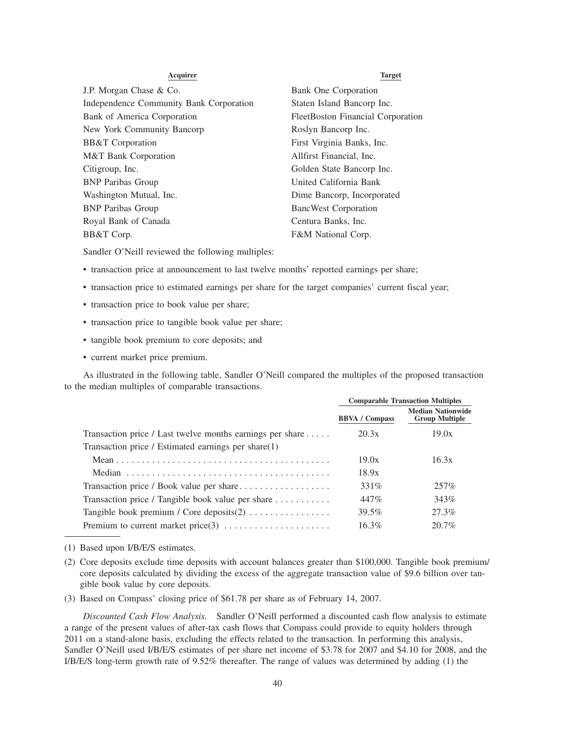| Acquirer | Target |
|---|---|
| J.P. Morgan Chase & Co. | Bank One Corporation |
| Independence Community Bank Corporation | Staten Island Bancorp Inc. |
| Bank of America Corporation | FleetBoston Financial Corporation |
| New York Community Bancorp | Roslyn Bancorp Inc. |
| BB&T Corporation | First Virginia Banks, Inc. |
| M&T Bank Corporation | Allfirst Financial, Inc. |
| Citigroup, Inc. | Golden State Bancorp Inc. |
| BNP Paribas Group | United California Bank |
| Washington Mutual, Inc. | Dime Bancorp, Incorporated |
| BNP Paribas Group | BancWest Corporation |
| Royal Bank of Canada | Centura Banks, Inc. |
| BB&T Corp. | F&M National Corp. |

Sandler O'Neill reviewed the following multiples:

- transaction price at announcement to last twelve months' reported earnings per share;
- transaction price to estimated earnings per share for the target companies' current fiscal year;
- transaction price to book value per share;
- transaction price to tangible book value per share;
- tangible book premium to core deposits; and
- current market price premium.

As illustrated in the following table, Sandler O'Neill compared the multiples of the proposed transaction to the median multiples of comparable transactions.

| | Comparable Transaction Multiples | |
|---|---|---|
| | BBVA / Compass | Median Nationwide Group Multiple |
| Transaction price / Last twelve months earnings per share | 20.3x | 19.0x |
| Transaction price / Estimated earnings per share(1) | | |
| Mean | 19.0x | 16.3x |
| Median | 18.9x | |
| Transaction price / Book value per share | 331% | 257% |
| Transaction price / Tangible book value per share | 447% | 343% |
| Tangible book premium / Core deposits(2) | 39.5% | 27.3% |
| Premium to current market price(3) | 16.3% | 20.7% |

(1) Based upon I/B/E/S estimates.

(2) Core deposits exclude time deposits with account balances greater than $100,000. Tangible book premium/core deposits calculated by dividing the excess of the aggregate transaction value of $9.6 billion over tangible book value by core deposits.

(3) Based on Compass' closing price of $61.78 per share as of February 14, 2007.

*Discounted Cash Flow Analysis.* Sandler O'Neill performed a discounted cash flow analysis to estimate a range of the present values of after-tax cash flows that Compass could provide to equity holders through 2011 on a stand-alone basis, excluding the effects related to the transaction. In performing this analysis, Sandler O'Neill used I/B/E/S estimates of per share net income of $3.78 for 2007 and $4.10 for 2008, and the I/B/E/S long-term growth rate of 9.52% thereafter. The range of values was determined by adding (1) the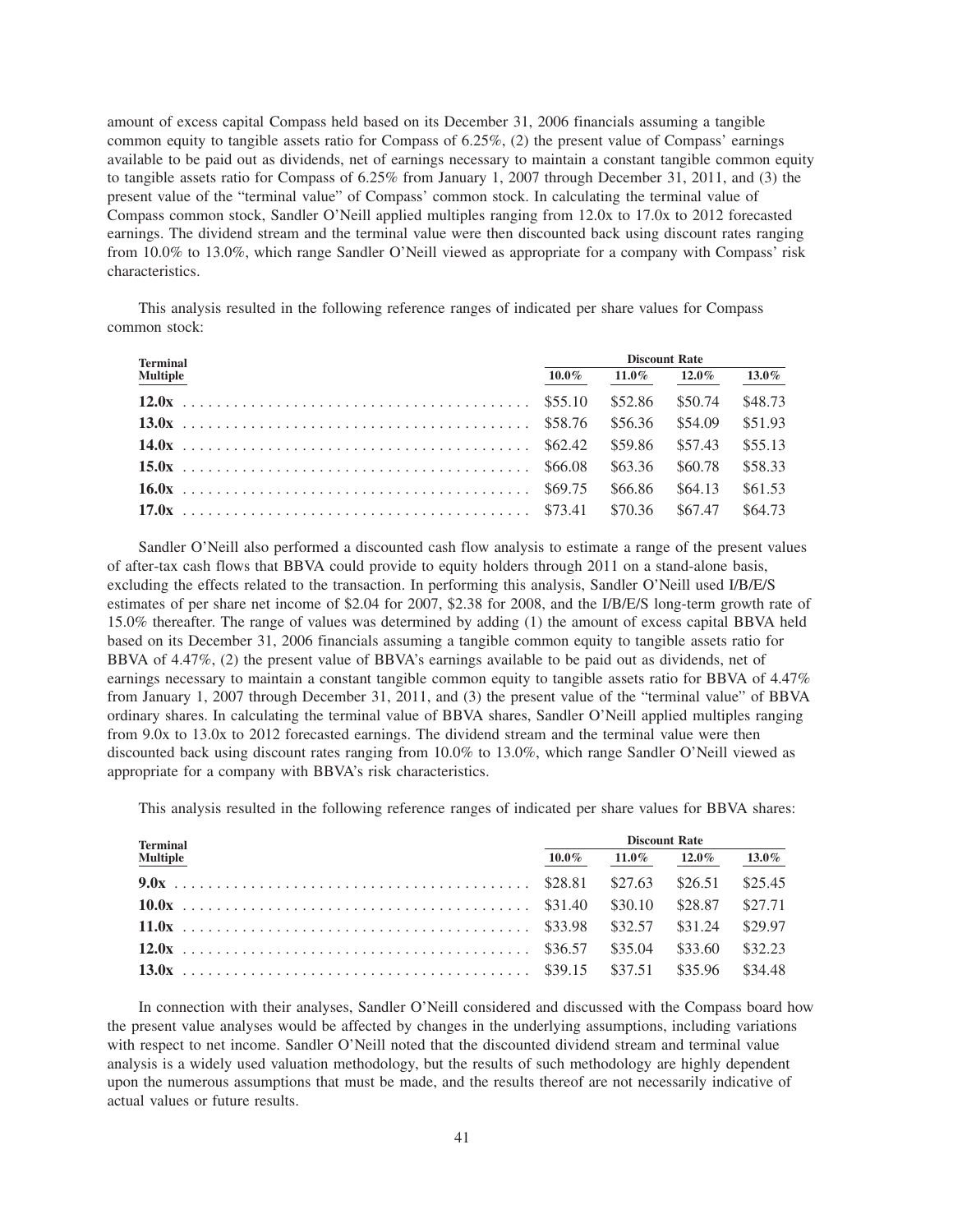amount of excess capital Compass held based on its December 31, 2006 financials assuming a tangible common equity to tangible assets ratio for Compass of 6.25%, (2) the present value of Compass' earnings available to be paid out as dividends, net of earnings necessary to maintain a constant tangible common equity to tangible assets ratio for Compass of 6.25% from January 1, 2007 through December 31, 2011, and (3) the present value of the "terminal value" of Compass' common stock. In calculating the terminal value of Compass common stock, Sandler O'Neill applied multiples ranging from 12.0x to 17.0x to 2012 forecasted earnings. The dividend stream and the terminal value were then discounted back using discount rates ranging from 10.0% to 13.0%, which range Sandler O'Neill viewed as appropriate for a company with Compass' risk characteristics.

This analysis resulted in the following reference ranges of indicated per share values for Compass common stock:

| Terminal | Discount Rate | | | |
|---|---|---|---|---|
| Multiple | 10.0% | 11.0% | 12.0% | 13.0% |
| **12.0x** | $55.10 | $52.86 | $50.74 | $48.73 |
| **13.0x** | $58.76 | $56.36 | $54.09 | $51.93 |
| **14.0x** | $62.42 | $59.86 | $57.43 | $55.13 |
| **15.0x** | $66.08 | $63.36 | $60.78 | $58.33 |
| **16.0x** | $69.75 | $66.86 | $64.13 | $61.53 |
| **17.0x** | $73.41 | $70.36 | $67.47 | $64.73 |

Sandler O'Neill also performed a discounted cash flow analysis to estimate a range of the present values of after-tax cash flows that BBVA could provide to equity holders through 2011 on a stand-alone basis, excluding the effects related to the transaction. In performing this analysis, Sandler O'Neill used I/B/E/S estimates of per share net income of $2.04 for 2007, $2.38 for 2008, and the I/B/E/S long-term growth rate of 15.0% thereafter. The range of values was determined by adding (1) the amount of excess capital BBVA held based on its December 31, 2006 financials assuming a tangible common equity to tangible assets ratio for BBVA of 4.47%, (2) the present value of BBVA's earnings available to be paid out as dividends, net of earnings necessary to maintain a constant tangible common equity to tangible assets ratio for BBVA of 4.47% from January 1, 2007 through December 31, 2011, and (3) the present value of the "terminal value" of BBVA ordinary shares. In calculating the terminal value of BBVA shares, Sandler O'Neill applied multiples ranging from 9.0x to 13.0x to 2012 forecasted earnings. The dividend stream and the terminal value were then discounted back using discount rates ranging from 10.0% to 13.0%, which range Sandler O'Neill viewed as appropriate for a company with BBVA's risk characteristics.

This analysis resulted in the following reference ranges of indicated per share values for BBVA shares:

| Terminal | Discount Rate | | | |
|---|---|---|---|---|
| Multiple | 10.0% | 11.0% | 12.0% | 13.0% |
| **9.0x** | $28.81 | $27.63 | $26.51 | $25.45 |
| **10.0x** | $31.40 | $30.10 | $28.87 | $27.71 |
| **11.0x** | $33.98 | $32.57 | $31.24 | $29.97 |
| **12.0x** | $36.57 | $35.04 | $33.60 | $32.23 |
| **13.0x** | $39.15 | $37.51 | $35.96 | $34.48 |

In connection with their analyses, Sandler O'Neill considered and discussed with the Compass board how the present value analyses would be affected by changes in the underlying assumptions, including variations with respect to net income. Sandler O'Neill noted that the discounted dividend stream and terminal value analysis is a widely used valuation methodology, but the results of such methodology are highly dependent upon the numerous assumptions that must be made, and the results thereof are not necessarily indicative of actual values or future results.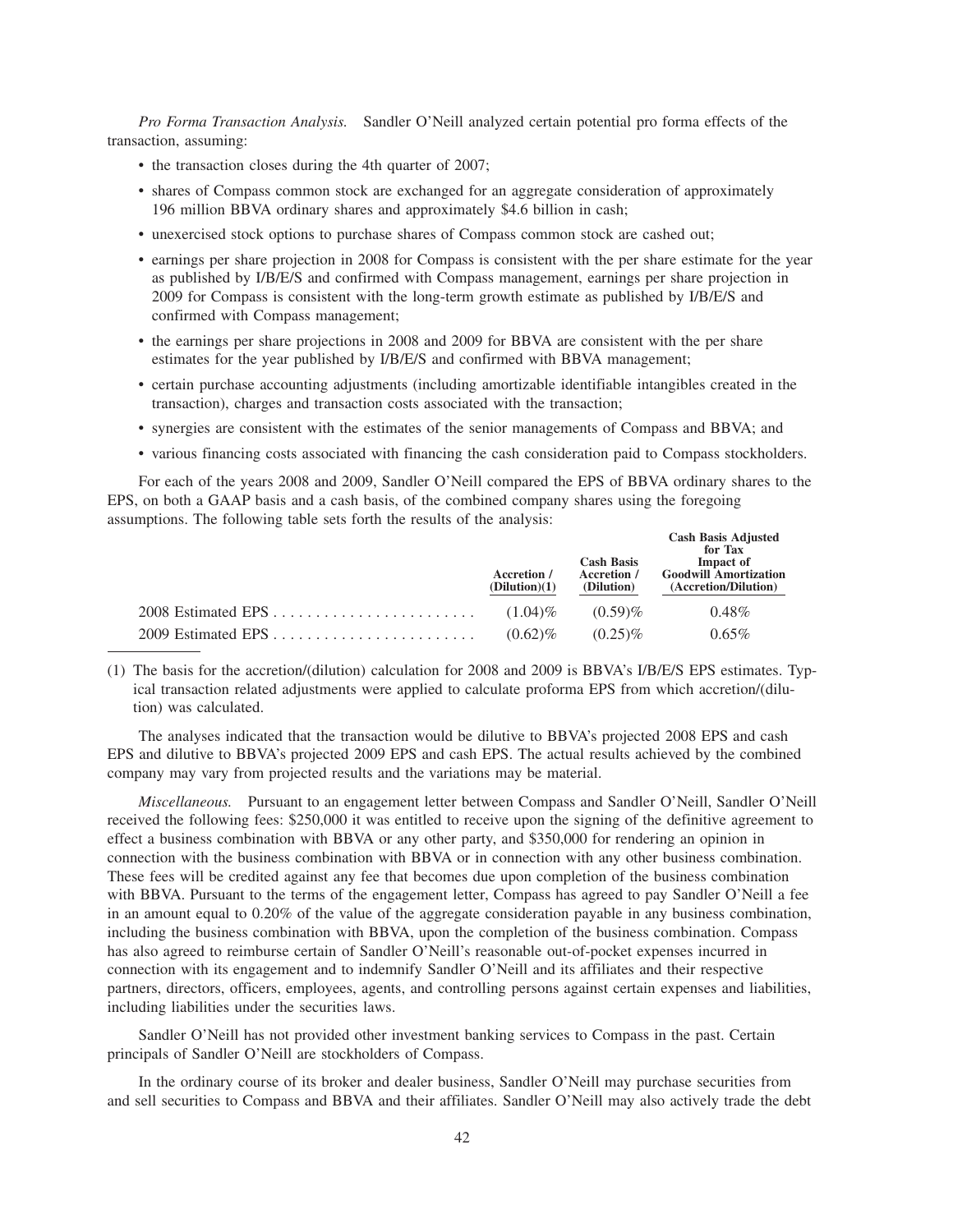*Pro Forma Transaction Analysis.* Sandler O'Neill analyzed certain potential pro forma effects of the transaction, assuming:

- the transaction closes during the 4th quarter of 2007;
- shares of Compass common stock are exchanged for an aggregate consideration of approximately 196 million BBVA ordinary shares and approximately $4.6 billion in cash;
- unexercised stock options to purchase shares of Compass common stock are cashed out;
- earnings per share projection in 2008 for Compass is consistent with the per share estimate for the year as published by I/B/E/S and confirmed with Compass management, earnings per share projection in 2009 for Compass is consistent with the long-term growth estimate as published by I/B/E/S and confirmed with Compass management;
- the earnings per share projections in 2008 and 2009 for BBVA are consistent with the per share estimates for the year published by I/B/E/S and confirmed with BBVA management;
- certain purchase accounting adjustments (including amortizable identifiable intangibles created in the transaction), charges and transaction costs associated with the transaction;
- synergies are consistent with the estimates of the senior managements of Compass and BBVA; and
- various financing costs associated with financing the cash consideration paid to Compass stockholders.

For each of the years 2008 and 2009, Sandler O'Neill compared the EPS of BBVA ordinary shares to the EPS, on both a GAAP basis and a cash basis, of the combined company shares using the foregoing assumptions. The following table sets forth the results of the analysis:

| | Accretion / (Dilution)(1) | Cash Basis Accretion / (Dilution) | Cash Basis Adjusted for Tax Impact of Goodwill Amortization (Accretion/Dilution) |
|---|---|---|---|
| 2008 Estimated EPS | (1.04)% | (0.59)% | 0.48% |
| 2009 Estimated EPS | (0.62)% | (0.25)% | 0.65% |

(1) The basis for the accretion/(dilution) calculation for 2008 and 2009 is BBVA's I/B/E/S EPS estimates. Typical transaction related adjustments were applied to calculate proforma EPS from which accretion/(dilution) was calculated.

The analyses indicated that the transaction would be dilutive to BBVA's projected 2008 EPS and cash EPS and dilutive to BBVA's projected 2009 EPS and cash EPS. The actual results achieved by the combined company may vary from projected results and the variations may be material.

*Miscellaneous.* Pursuant to an engagement letter between Compass and Sandler O'Neill, Sandler O'Neill received the following fees: $250,000 it was entitled to receive upon the signing of the definitive agreement to effect a business combination with BBVA or any other party, and $350,000 for rendering an opinion in connection with the business combination with BBVA or in connection with any other business combination. These fees will be credited against any fee that becomes due upon completion of the business combination with BBVA. Pursuant to the terms of the engagement letter, Compass has agreed to pay Sandler O'Neill a fee in an amount equal to 0.20% of the value of the aggregate consideration payable in any business combination, including the business combination with BBVA, upon the completion of the business combination. Compass has also agreed to reimburse certain of Sandler O'Neill's reasonable out-of-pocket expenses incurred in connection with its engagement and to indemnify Sandler O'Neill and its affiliates and their respective partners, directors, officers, employees, agents, and controlling persons against certain expenses and liabilities, including liabilities under the securities laws.

Sandler O'Neill has not provided other investment banking services to Compass in the past. Certain principals of Sandler O'Neill are stockholders of Compass.

In the ordinary course of its broker and dealer business, Sandler O'Neill may purchase securities from and sell securities to Compass and BBVA and their affiliates. Sandler O'Neill may also actively trade the debt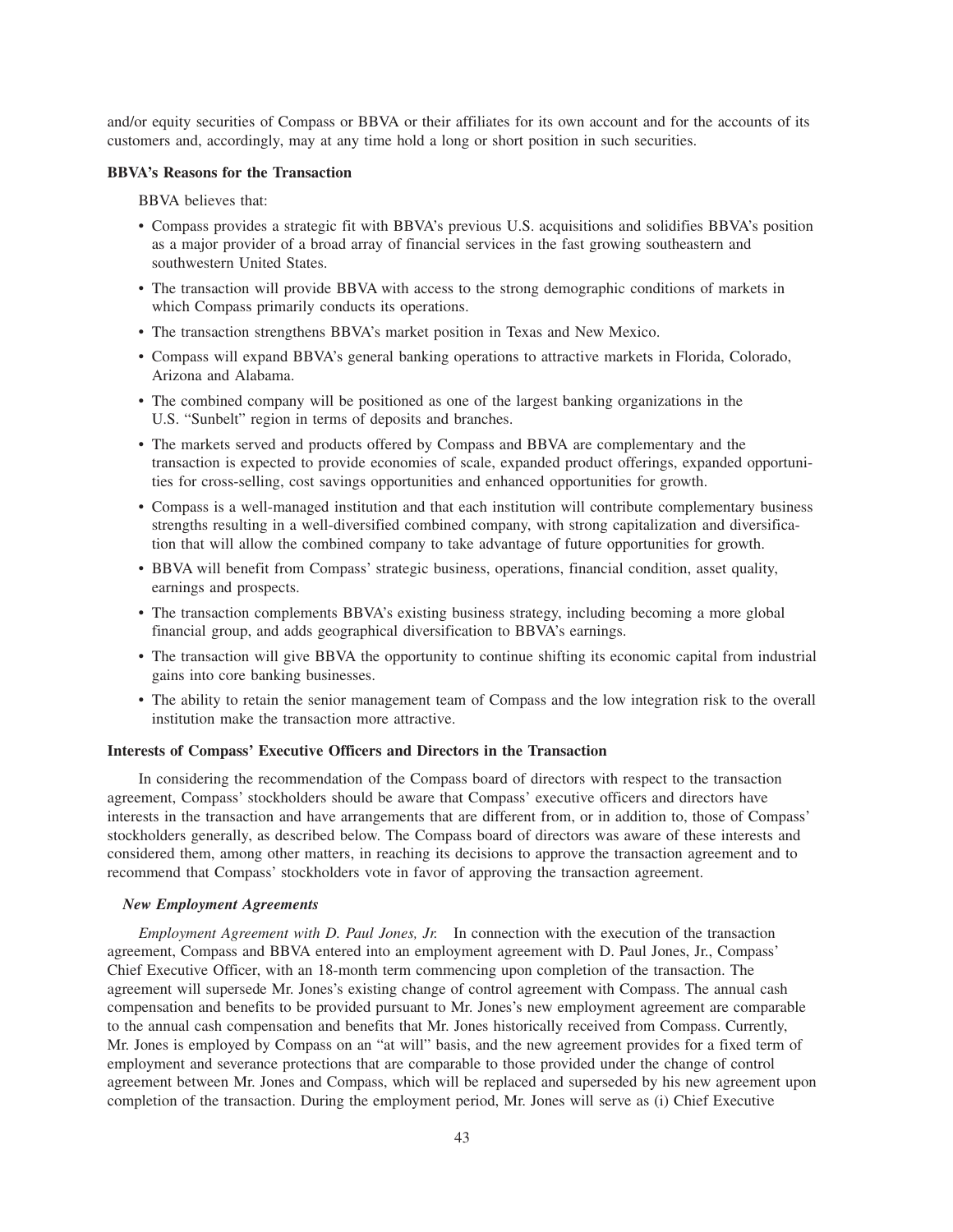and/or equity securities of Compass or BBVA or their affiliates for its own account and for the accounts of its customers and, accordingly, may at any time hold a long or short position in such securities.

**BBVA's Reasons for the Transaction**

BBVA believes that:

- Compass provides a strategic fit with BBVA's previous U.S. acquisitions and solidifies BBVA's position as a major provider of a broad array of financial services in the fast growing southeastern and southwestern United States.
- The transaction will provide BBVA with access to the strong demographic conditions of markets in which Compass primarily conducts its operations.
- The transaction strengthens BBVA's market position in Texas and New Mexico.
- Compass will expand BBVA's general banking operations to attractive markets in Florida, Colorado, Arizona and Alabama.
- The combined company will be positioned as one of the largest banking organizations in the U.S. "Sunbelt" region in terms of deposits and branches.
- The markets served and products offered by Compass and BBVA are complementary and the transaction is expected to provide economies of scale, expanded product offerings, expanded opportunities for cross-selling, cost savings opportunities and enhanced opportunities for growth.
- Compass is a well-managed institution and that each institution will contribute complementary business strengths resulting in a well-diversified combined company, with strong capitalization and diversification that will allow the combined company to take advantage of future opportunities for growth.
- BBVA will benefit from Compass' strategic business, operations, financial condition, asset quality, earnings and prospects.
- The transaction complements BBVA's existing business strategy, including becoming a more global financial group, and adds geographical diversification to BBVA's earnings.
- The transaction will give BBVA the opportunity to continue shifting its economic capital from industrial gains into core banking businesses.
- The ability to retain the senior management team of Compass and the low integration risk to the overall institution make the transaction more attractive.

**Interests of Compass' Executive Officers and Directors in the Transaction**

In considering the recommendation of the Compass board of directors with respect to the transaction agreement, Compass' stockholders should be aware that Compass' executive officers and directors have interests in the transaction and have arrangements that are different from, or in addition to, those of Compass' stockholders generally, as described below. The Compass board of directors was aware of these interests and considered them, among other matters, in reaching its decisions to approve the transaction agreement and to recommend that Compass' stockholders vote in favor of approving the transaction agreement.

***New Employment Agreements***

*Employment Agreement with D. Paul Jones, Jr.* In connection with the execution of the transaction agreement, Compass and BBVA entered into an employment agreement with D. Paul Jones, Jr., Compass' Chief Executive Officer, with an 18-month term commencing upon completion of the transaction. The agreement will supersede Mr. Jones's existing change of control agreement with Compass. The annual cash compensation and benefits to be provided pursuant to Mr. Jones's new employment agreement are comparable to the annual cash compensation and benefits that Mr. Jones historically received from Compass. Currently, Mr. Jones is employed by Compass on an "at will" basis, and the new agreement provides for a fixed term of employment and severance protections that are comparable to those provided under the change of control agreement between Mr. Jones and Compass, which will be replaced and superseded by his new agreement upon completion of the transaction. During the employment period, Mr. Jones will serve as (i) Chief Executive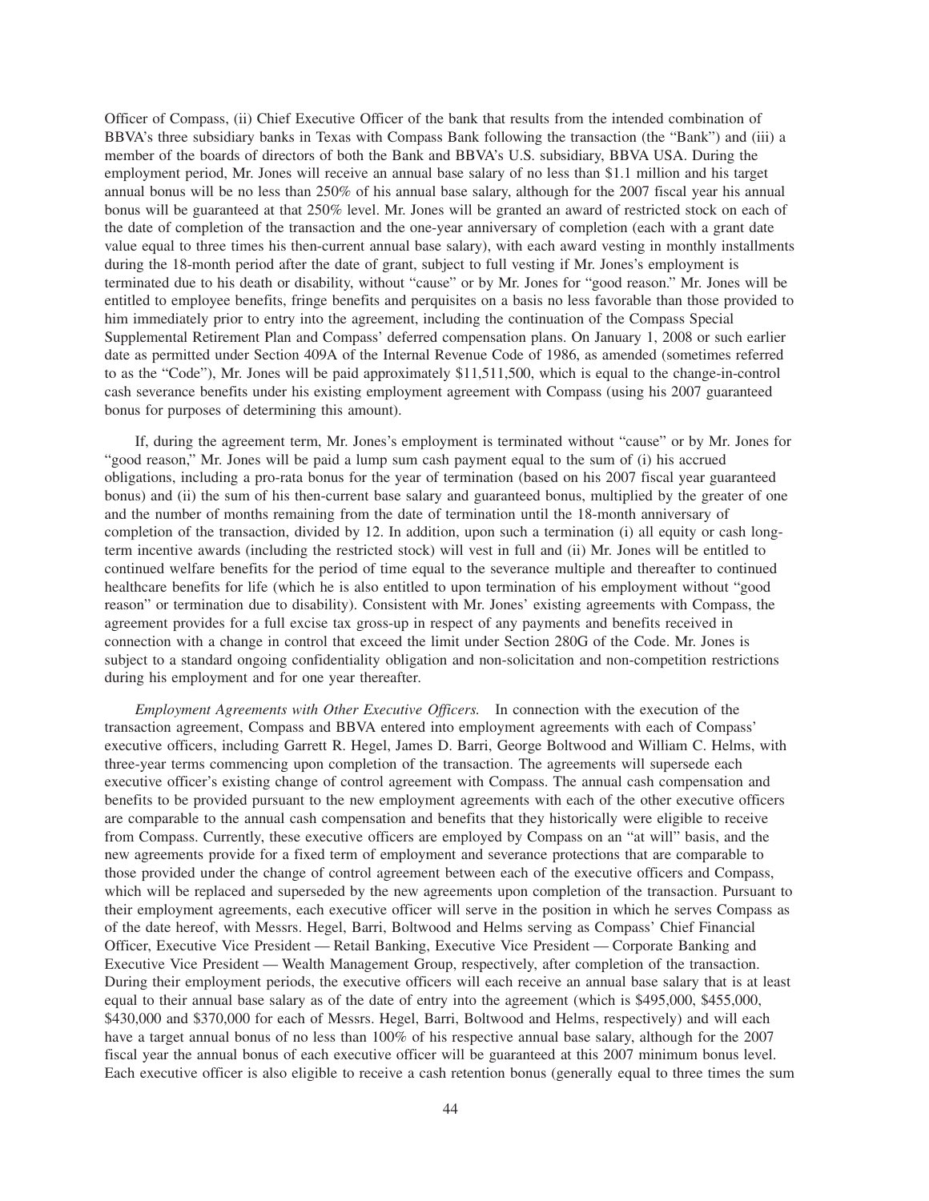Officer of Compass, (ii) Chief Executive Officer of the bank that results from the intended combination of BBVA's three subsidiary banks in Texas with Compass Bank following the transaction (the "Bank") and (iii) a member of the boards of directors of both the Bank and BBVA's U.S. subsidiary, BBVA USA. During the employment period, Mr. Jones will receive an annual base salary of no less than $1.1 million and his target annual bonus will be no less than 250% of his annual base salary, although for the 2007 fiscal year his annual bonus will be guaranteed at that 250% level. Mr. Jones will be granted an award of restricted stock on each of the date of completion of the transaction and the one-year anniversary of completion (each with a grant date value equal to three times his then-current annual base salary), with each award vesting in monthly installments during the 18-month period after the date of grant, subject to full vesting if Mr. Jones's employment is terminated due to his death or disability, without "cause" or by Mr. Jones for "good reason." Mr. Jones will be entitled to employee benefits, fringe benefits and perquisites on a basis no less favorable than those provided to him immediately prior to entry into the agreement, including the continuation of the Compass Special Supplemental Retirement Plan and Compass' deferred compensation plans. On January 1, 2008 or such earlier date as permitted under Section 409A of the Internal Revenue Code of 1986, as amended (sometimes referred to as the "Code"), Mr. Jones will be paid approximately $11,511,500, which is equal to the change-in-control cash severance benefits under his existing employment agreement with Compass (using his 2007 guaranteed bonus for purposes of determining this amount).

If, during the agreement term, Mr. Jones's employment is terminated without "cause" or by Mr. Jones for "good reason," Mr. Jones will be paid a lump sum cash payment equal to the sum of (i) his accrued obligations, including a pro-rata bonus for the year of termination (based on his 2007 fiscal year guaranteed bonus) and (ii) the sum of his then-current base salary and guaranteed bonus, multiplied by the greater of one and the number of months remaining from the date of termination until the 18-month anniversary of completion of the transaction, divided by 12. In addition, upon such a termination (i) all equity or cash long-term incentive awards (including the restricted stock) will vest in full and (ii) Mr. Jones will be entitled to continued welfare benefits for the period of time equal to the severance multiple and thereafter to continued healthcare benefits for life (which he is also entitled to upon termination of his employment without "good reason" or termination due to disability). Consistent with Mr. Jones' existing agreements with Compass, the agreement provides for a full excise tax gross-up in respect of any payments and benefits received in connection with a change in control that exceed the limit under Section 280G of the Code. Mr. Jones is subject to a standard ongoing confidentiality obligation and non-solicitation and non-competition restrictions during his employment and for one year thereafter.

*Employment Agreements with Other Executive Officers.* In connection with the execution of the transaction agreement, Compass and BBVA entered into employment agreements with each of Compass' executive officers, including Garrett R. Hegel, James D. Barri, George Boltwood and William C. Helms, with three-year terms commencing upon completion of the transaction. The agreements will supersede each executive officer's existing change of control agreement with Compass. The annual cash compensation and benefits to be provided pursuant to the new employment agreements with each of the other executive officers are comparable to the annual cash compensation and benefits that they historically were eligible to receive from Compass. Currently, these executive officers are employed by Compass on an "at will" basis, and the new agreements provide for a fixed term of employment and severance protections that are comparable to those provided under the change of control agreement between each of the executive officers and Compass, which will be replaced and superseded by the new agreements upon completion of the transaction. Pursuant to their employment agreements, each executive officer will serve in the position in which he serves Compass as of the date hereof, with Messrs. Hegel, Barri, Boltwood and Helms serving as Compass' Chief Financial Officer, Executive Vice President — Retail Banking, Executive Vice President — Corporate Banking and Executive Vice President — Wealth Management Group, respectively, after completion of the transaction. During their employment periods, the executive officers will each receive an annual base salary that is at least equal to their annual base salary as of the date of entry into the agreement (which is $495,000, $455,000, $430,000 and $370,000 for each of Messrs. Hegel, Barri, Boltwood and Helms, respectively) and will each have a target annual bonus of no less than 100% of his respective annual base salary, although for the 2007 fiscal year the annual bonus of each executive officer will be guaranteed at this 2007 minimum bonus level. Each executive officer is also eligible to receive a cash retention bonus (generally equal to three times the sum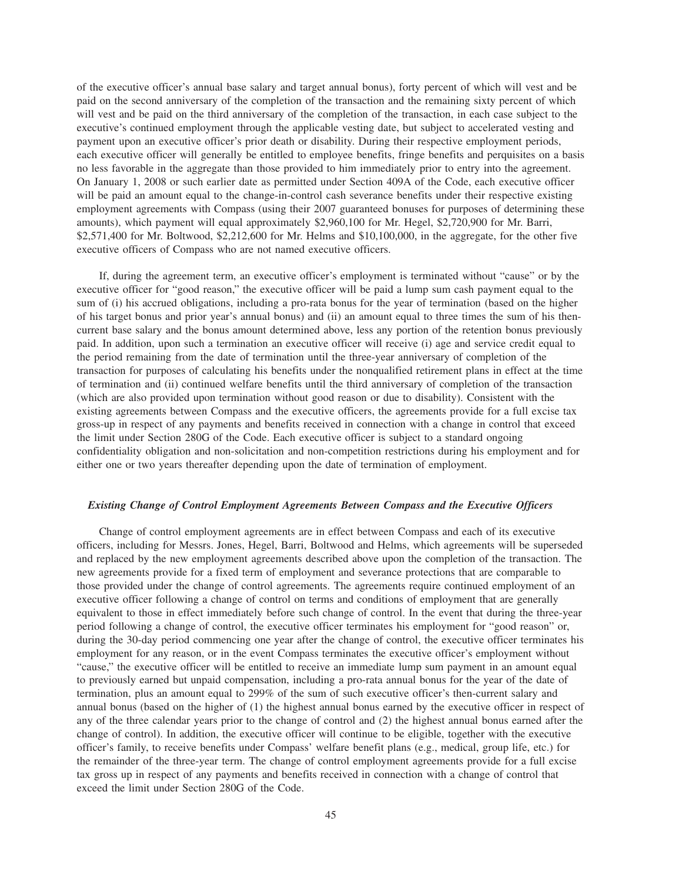of the executive officer's annual base salary and target annual bonus), forty percent of which will vest and be paid on the second anniversary of the completion of the transaction and the remaining sixty percent of which will vest and be paid on the third anniversary of the completion of the transaction, in each case subject to the executive's continued employment through the applicable vesting date, but subject to accelerated vesting and payment upon an executive officer's prior death or disability. During their respective employment periods, each executive officer will generally be entitled to employee benefits, fringe benefits and perquisites on a basis no less favorable in the aggregate than those provided to him immediately prior to entry into the agreement. On January 1, 2008 or such earlier date as permitted under Section 409A of the Code, each executive officer will be paid an amount equal to the change-in-control cash severance benefits under their respective existing employment agreements with Compass (using their 2007 guaranteed bonuses for purposes of determining these amounts), which payment will equal approximately $2,960,100 for Mr. Hegel, $2,720,900 for Mr. Barri, $2,571,400 for Mr. Boltwood, $2,212,600 for Mr. Helms and $10,100,000, in the aggregate, for the other five executive officers of Compass who are not named executive officers.

If, during the agreement term, an executive officer's employment is terminated without "cause" or by the executive officer for "good reason," the executive officer will be paid a lump sum cash payment equal to the sum of (i) his accrued obligations, including a pro-rata bonus for the year of termination (based on the higher of his target bonus and prior year's annual bonus) and (ii) an amount equal to three times the sum of his then-current base salary and the bonus amount determined above, less any portion of the retention bonus previously paid. In addition, upon such a termination an executive officer will receive (i) age and service credit equal to the period remaining from the date of termination until the three-year anniversary of completion of the transaction for purposes of calculating his benefits under the nonqualified retirement plans in effect at the time of termination and (ii) continued welfare benefits until the third anniversary of completion of the transaction (which are also provided upon termination without good reason or due to disability). Consistent with the existing agreements between Compass and the executive officers, the agreements provide for a full excise tax gross-up in respect of any payments and benefits received in connection with a change in control that exceed the limit under Section 280G of the Code. Each executive officer is subject to a standard ongoing confidentiality obligation and non-solicitation and non-competition restrictions during his employment and for either one or two years thereafter depending upon the date of termination of employment.

### *Existing Change of Control Employment Agreements Between Compass and the Executive Officers*

Change of control employment agreements are in effect between Compass and each of its executive officers, including for Messrs. Jones, Hegel, Barri, Boltwood and Helms, which agreements will be superseded and replaced by the new employment agreements described above upon the completion of the transaction. The new agreements provide for a fixed term of employment and severance protections that are comparable to those provided under the change of control agreements. The agreements require continued employment of an executive officer following a change of control on terms and conditions of employment that are generally equivalent to those in effect immediately before such change of control. In the event that during the three-year period following a change of control, the executive officer terminates his employment for "good reason" or, during the 30-day period commencing one year after the change of control, the executive officer terminates his employment for any reason, or in the event Compass terminates the executive officer's employment without "cause," the executive officer will be entitled to receive an immediate lump sum payment in an amount equal to previously earned but unpaid compensation, including a pro-rata annual bonus for the year of the date of termination, plus an amount equal to 299% of the sum of such executive officer's then-current salary and annual bonus (based on the higher of (1) the highest annual bonus earned by the executive officer in respect of any of the three calendar years prior to the change of control and (2) the highest annual bonus earned after the change of control). In addition, the executive officer will continue to be eligible, together with the executive officer's family, to receive benefits under Compass' welfare benefit plans (e.g., medical, group life, etc.) for the remainder of the three-year term. The change of control employment agreements provide for a full excise tax gross up in respect of any payments and benefits received in connection with a change of control that exceed the limit under Section 280G of the Code.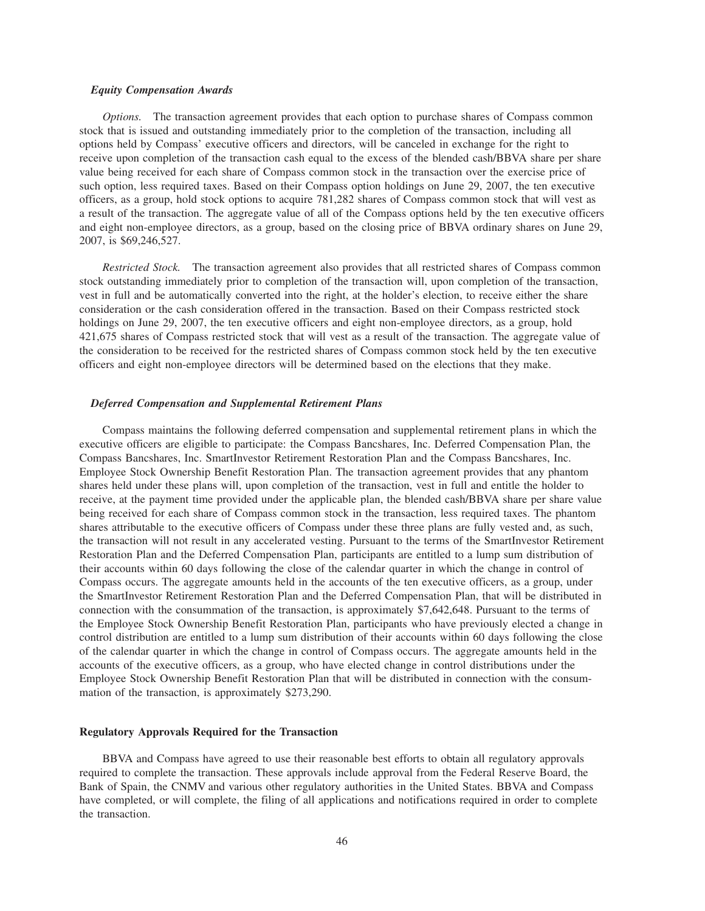### *Equity Compensation Awards*

*Options.* The transaction agreement provides that each option to purchase shares of Compass common stock that is issued and outstanding immediately prior to the completion of the transaction, including all options held by Compass' executive officers and directors, will be canceled in exchange for the right to receive upon completion of the transaction cash equal to the excess of the blended cash/BBVA share per share value being received for each share of Compass common stock in the transaction over the exercise price of such option, less required taxes. Based on their Compass option holdings on June 29, 2007, the ten executive officers, as a group, hold stock options to acquire 781,282 shares of Compass common stock that will vest as a result of the transaction. The aggregate value of all of the Compass options held by the ten executive officers and eight non-employee directors, as a group, based on the closing price of BBVA ordinary shares on June 29, 2007, is $69,246,527.

*Restricted Stock.* The transaction agreement also provides that all restricted shares of Compass common stock outstanding immediately prior to completion of the transaction will, upon completion of the transaction, vest in full and be automatically converted into the right, at the holder's election, to receive either the share consideration or the cash consideration offered in the transaction. Based on their Compass restricted stock holdings on June 29, 2007, the ten executive officers and eight non-employee directors, as a group, hold 421,675 shares of Compass restricted stock that will vest as a result of the transaction. The aggregate value of the consideration to be received for the restricted shares of Compass common stock held by the ten executive officers and eight non-employee directors will be determined based on the elections that they make.

### *Deferred Compensation and Supplemental Retirement Plans*

Compass maintains the following deferred compensation and supplemental retirement plans in which the executive officers are eligible to participate: the Compass Bancshares, Inc. Deferred Compensation Plan, the Compass Bancshares, Inc. SmartInvestor Retirement Restoration Plan and the Compass Bancshares, Inc. Employee Stock Ownership Benefit Restoration Plan. The transaction agreement provides that any phantom shares held under these plans will, upon completion of the transaction, vest in full and entitle the holder to receive, at the payment time provided under the applicable plan, the blended cash/BBVA share per share value being received for each share of Compass common stock in the transaction, less required taxes. The phantom shares attributable to the executive officers of Compass under these three plans are fully vested and, as such, the transaction will not result in any accelerated vesting. Pursuant to the terms of the SmartInvestor Retirement Restoration Plan and the Deferred Compensation Plan, participants are entitled to a lump sum distribution of their accounts within 60 days following the close of the calendar quarter in which the change in control of Compass occurs. The aggregate amounts held in the accounts of the ten executive officers, as a group, under the SmartInvestor Retirement Restoration Plan and the Deferred Compensation Plan, that will be distributed in connection with the consummation of the transaction, is approximately $7,642,648. Pursuant to the terms of the Employee Stock Ownership Benefit Restoration Plan, participants who have previously elected a change in control distribution are entitled to a lump sum distribution of their accounts within 60 days following the close of the calendar quarter in which the change in control of Compass occurs. The aggregate amounts held in the accounts of the executive officers, as a group, who have elected change in control distributions under the Employee Stock Ownership Benefit Restoration Plan that will be distributed in connection with the consummation of the transaction, is approximately $273,290.

## Regulatory Approvals Required for the Transaction

BBVA and Compass have agreed to use their reasonable best efforts to obtain all regulatory approvals required to complete the transaction. These approvals include approval from the Federal Reserve Board, the Bank of Spain, the CNMV and various other regulatory authorities in the United States. BBVA and Compass have completed, or will complete, the filing of all applications and notifications required in order to complete the transaction.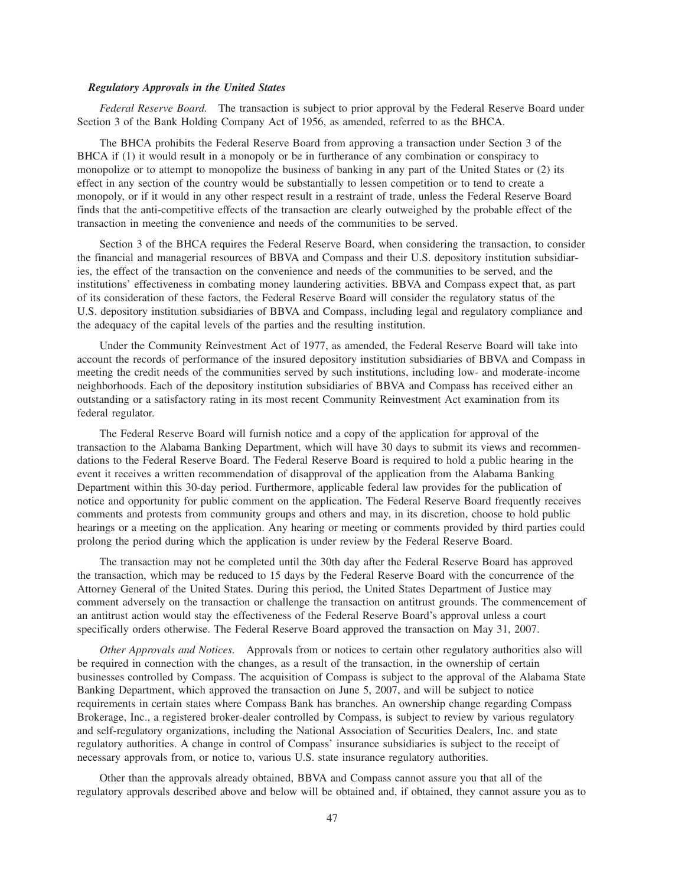### *Regulatory Approvals in the United States*

*Federal Reserve Board.* The transaction is subject to prior approval by the Federal Reserve Board under Section 3 of the Bank Holding Company Act of 1956, as amended, referred to as the BHCA.

The BHCA prohibits the Federal Reserve Board from approving a transaction under Section 3 of the BHCA if (1) it would result in a monopoly or be in furtherance of any combination or conspiracy to monopolize or to attempt to monopolize the business of banking in any part of the United States or (2) its effect in any section of the country would be substantially to lessen competition or to tend to create a monopoly, or if it would in any other respect result in a restraint of trade, unless the Federal Reserve Board finds that the anti-competitive effects of the transaction are clearly outweighed by the probable effect of the transaction in meeting the convenience and needs of the communities to be served.

Section 3 of the BHCA requires the Federal Reserve Board, when considering the transaction, to consider the financial and managerial resources of BBVA and Compass and their U.S. depository institution subsidiaries, the effect of the transaction on the convenience and needs of the communities to be served, and the institutions' effectiveness in combating money laundering activities. BBVA and Compass expect that, as part of its consideration of these factors, the Federal Reserve Board will consider the regulatory status of the U.S. depository institution subsidiaries of BBVA and Compass, including legal and regulatory compliance and the adequacy of the capital levels of the parties and the resulting institution.

Under the Community Reinvestment Act of 1977, as amended, the Federal Reserve Board will take into account the records of performance of the insured depository institution subsidiaries of BBVA and Compass in meeting the credit needs of the communities served by such institutions, including low- and moderate-income neighborhoods. Each of the depository institution subsidiaries of BBVA and Compass has received either an outstanding or a satisfactory rating in its most recent Community Reinvestment Act examination from its federal regulator.

The Federal Reserve Board will furnish notice and a copy of the application for approval of the transaction to the Alabama Banking Department, which will have 30 days to submit its views and recommendations to the Federal Reserve Board. The Federal Reserve Board is required to hold a public hearing in the event it receives a written recommendation of disapproval of the application from the Alabama Banking Department within this 30-day period. Furthermore, applicable federal law provides for the publication of notice and opportunity for public comment on the application. The Federal Reserve Board frequently receives comments and protests from community groups and others and may, in its discretion, choose to hold public hearings or a meeting on the application. Any hearing or meeting or comments provided by third parties could prolong the period during which the application is under review by the Federal Reserve Board.

The transaction may not be completed until the 30th day after the Federal Reserve Board has approved the transaction, which may be reduced to 15 days by the Federal Reserve Board with the concurrence of the Attorney General of the United States. During this period, the United States Department of Justice may comment adversely on the transaction or challenge the transaction on antitrust grounds. The commencement of an antitrust action would stay the effectiveness of the Federal Reserve Board's approval unless a court specifically orders otherwise. The Federal Reserve Board approved the transaction on May 31, 2007.

*Other Approvals and Notices.* Approvals from or notices to certain other regulatory authorities also will be required in connection with the changes, as a result of the transaction, in the ownership of certain businesses controlled by Compass. The acquisition of Compass is subject to the approval of the Alabama State Banking Department, which approved the transaction on June 5, 2007, and will be subject to notice requirements in certain states where Compass Bank has branches. An ownership change regarding Compass Brokerage, Inc., a registered broker-dealer controlled by Compass, is subject to review by various regulatory and self-regulatory organizations, including the National Association of Securities Dealers, Inc. and state regulatory authorities. A change in control of Compass' insurance subsidiaries is subject to the receipt of necessary approvals from, or notice to, various U.S. state insurance regulatory authorities.

Other than the approvals already obtained, BBVA and Compass cannot assure you that all of the regulatory approvals described above and below will be obtained and, if obtained, they cannot assure you as to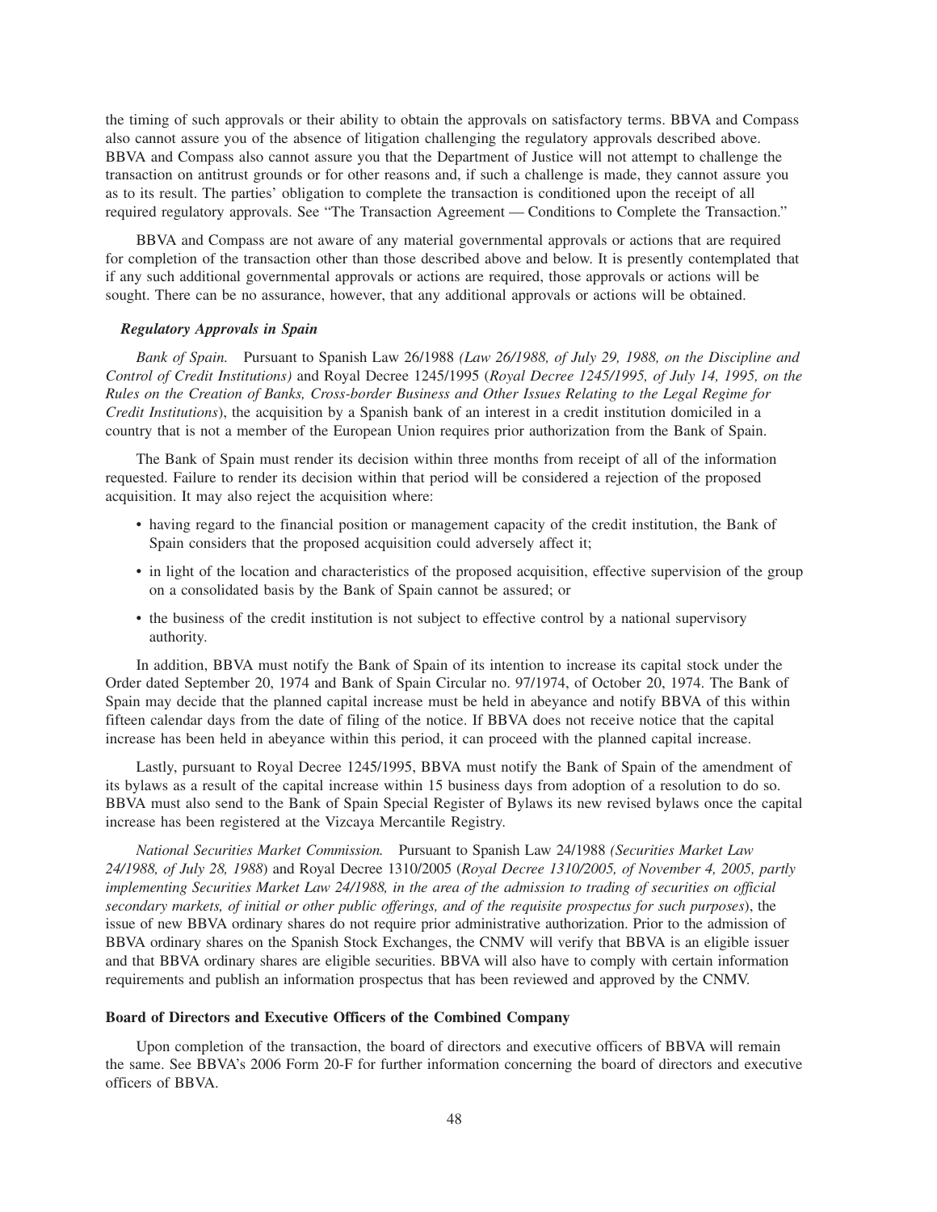the timing of such approvals or their ability to obtain the approvals on satisfactory terms. BBVA and Compass also cannot assure you of the absence of litigation challenging the regulatory approvals described above. BBVA and Compass also cannot assure you that the Department of Justice will not attempt to challenge the transaction on antitrust grounds or for other reasons and, if such a challenge is made, they cannot assure you as to its result. The parties' obligation to complete the transaction is conditioned upon the receipt of all required regulatory approvals. See "The Transaction Agreement — Conditions to Complete the Transaction."

BBVA and Compass are not aware of any material governmental approvals or actions that are required for completion of the transaction other than those described above and below. It is presently contemplated that if any such additional governmental approvals or actions are required, those approvals or actions will be sought. There can be no assurance, however, that any additional approvals or actions will be obtained.

***Regulatory Approvals in Spain***

*Bank of Spain.* Pursuant to Spanish Law 26/1988 *(Law 26/1988, of July 29, 1988, on the Discipline and Control of Credit Institutions)* and Royal Decree 1245/1995 (*Royal Decree 1245/1995, of July 14, 1995, on the Rules on the Creation of Banks, Cross-border Business and Other Issues Relating to the Legal Regime for Credit Institutions*), the acquisition by a Spanish bank of an interest in a credit institution domiciled in a country that is not a member of the European Union requires prior authorization from the Bank of Spain.

The Bank of Spain must render its decision within three months from receipt of all of the information requested. Failure to render its decision within that period will be considered a rejection of the proposed acquisition. It may also reject the acquisition where:

- having regard to the financial position or management capacity of the credit institution, the Bank of Spain considers that the proposed acquisition could adversely affect it;
- in light of the location and characteristics of the proposed acquisition, effective supervision of the group on a consolidated basis by the Bank of Spain cannot be assured; or
- the business of the credit institution is not subject to effective control by a national supervisory authority.

In addition, BBVA must notify the Bank of Spain of its intention to increase its capital stock under the Order dated September 20, 1974 and Bank of Spain Circular no. 97/1974, of October 20, 1974. The Bank of Spain may decide that the planned capital increase must be held in abeyance and notify BBVA of this within fifteen calendar days from the date of filing of the notice. If BBVA does not receive notice that the capital increase has been held in abeyance within this period, it can proceed with the planned capital increase.

Lastly, pursuant to Royal Decree 1245/1995, BBVA must notify the Bank of Spain of the amendment of its bylaws as a result of the capital increase within 15 business days from adoption of a resolution to do so. BBVA must also send to the Bank of Spain Special Register of Bylaws its new revised bylaws once the capital increase has been registered at the Vizcaya Mercantile Registry.

*National Securities Market Commission.* Pursuant to Spanish Law 24/1988 *(Securities Market Law 24/1988, of July 28, 1988*) and Royal Decree 1310/2005 (*Royal Decree 1310/2005, of November 4, 2005, partly implementing Securities Market Law 24/1988, in the area of the admission to trading of securities on official secondary markets, of initial or other public offerings, and of the requisite prospectus for such purposes*), the issue of new BBVA ordinary shares do not require prior administrative authorization. Prior to the admission of BBVA ordinary shares on the Spanish Stock Exchanges, the CNMV will verify that BBVA is an eligible issuer and that BBVA ordinary shares are eligible securities. BBVA will also have to comply with certain information requirements and publish an information prospectus that has been reviewed and approved by the CNMV.

**Board of Directors and Executive Officers of the Combined Company**

Upon completion of the transaction, the board of directors and executive officers of BBVA will remain the same. See BBVA's 2006 Form 20-F for further information concerning the board of directors and executive officers of BBVA.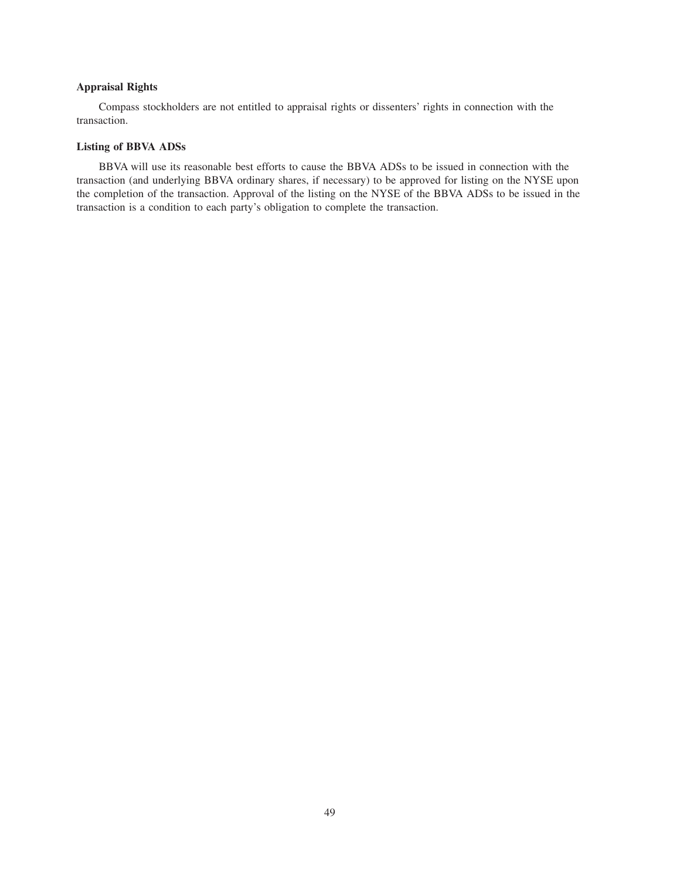### Appraisal Rights

Compass stockholders are not entitled to appraisal rights or dissenters' rights in connection with the transaction.

### Listing of BBVA ADSs

BBVA will use its reasonable best efforts to cause the BBVA ADSs to be issued in connection with the transaction (and underlying BBVA ordinary shares, if necessary) to be approved for listing on the NYSE upon the completion of the transaction. Approval of the listing on the NYSE of the BBVA ADSs to be issued in the transaction is a condition to each party's obligation to complete the transaction.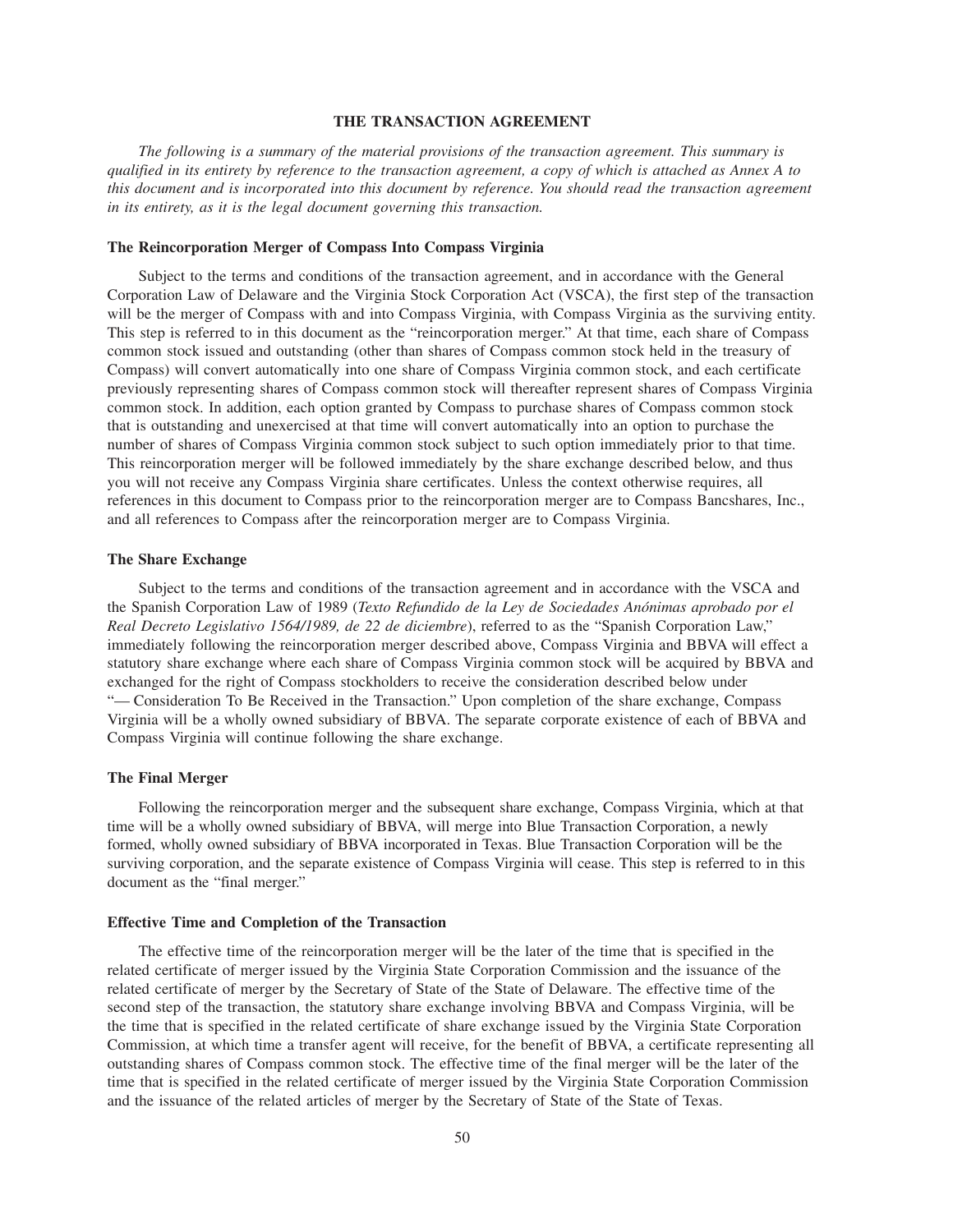## THE TRANSACTION AGREEMENT

*The following is a summary of the material provisions of the transaction agreement. This summary is qualified in its entirety by reference to the transaction agreement, a copy of which is attached as Annex A to this document and is incorporated into this document by reference. You should read the transaction agreement in its entirety, as it is the legal document governing this transaction.*

### The Reincorporation Merger of Compass Into Compass Virginia

Subject to the terms and conditions of the transaction agreement, and in accordance with the General Corporation Law of Delaware and the Virginia Stock Corporation Act (VSCA), the first step of the transaction will be the merger of Compass with and into Compass Virginia, with Compass Virginia as the surviving entity. This step is referred to in this document as the "reincorporation merger." At that time, each share of Compass common stock issued and outstanding (other than shares of Compass common stock held in the treasury of Compass) will convert automatically into one share of Compass Virginia common stock, and each certificate previously representing shares of Compass common stock will thereafter represent shares of Compass Virginia common stock. In addition, each option granted by Compass to purchase shares of Compass common stock that is outstanding and unexercised at that time will convert automatically into an option to purchase the number of shares of Compass Virginia common stock subject to such option immediately prior to that time. This reincorporation merger will be followed immediately by the share exchange described below, and thus you will not receive any Compass Virginia share certificates. Unless the context otherwise requires, all references in this document to Compass prior to the reincorporation merger are to Compass Bancshares, Inc., and all references to Compass after the reincorporation merger are to Compass Virginia.

### The Share Exchange

Subject to the terms and conditions of the transaction agreement and in accordance with the VSCA and the Spanish Corporation Law of 1989 (*Texto Refundido de la Ley de Sociedades Anónimas aprobado por el Real Decreto Legislativo 1564/1989, de 22 de diciembre*), referred to as the "Spanish Corporation Law," immediately following the reincorporation merger described above, Compass Virginia and BBVA will effect a statutory share exchange where each share of Compass Virginia common stock will be acquired by BBVA and exchanged for the right of Compass stockholders to receive the consideration described below under "— Consideration To Be Received in the Transaction." Upon completion of the share exchange, Compass Virginia will be a wholly owned subsidiary of BBVA. The separate corporate existence of each of BBVA and Compass Virginia will continue following the share exchange.

### The Final Merger

Following the reincorporation merger and the subsequent share exchange, Compass Virginia, which at that time will be a wholly owned subsidiary of BBVA, will merge into Blue Transaction Corporation, a newly formed, wholly owned subsidiary of BBVA incorporated in Texas. Blue Transaction Corporation will be the surviving corporation, and the separate existence of Compass Virginia will cease. This step is referred to in this document as the "final merger."

### Effective Time and Completion of the Transaction

The effective time of the reincorporation merger will be the later of the time that is specified in the related certificate of merger issued by the Virginia State Corporation Commission and the issuance of the related certificate of merger by the Secretary of State of the State of Delaware. The effective time of the second step of the transaction, the statutory share exchange involving BBVA and Compass Virginia, will be the time that is specified in the related certificate of share exchange issued by the Virginia State Corporation Commission, at which time a transfer agent will receive, for the benefit of BBVA, a certificate representing all outstanding shares of Compass common stock. The effective time of the final merger will be the later of the time that is specified in the related certificate of merger issued by the Virginia State Corporation Commission and the issuance of the related articles of merger by the Secretary of State of the State of Texas.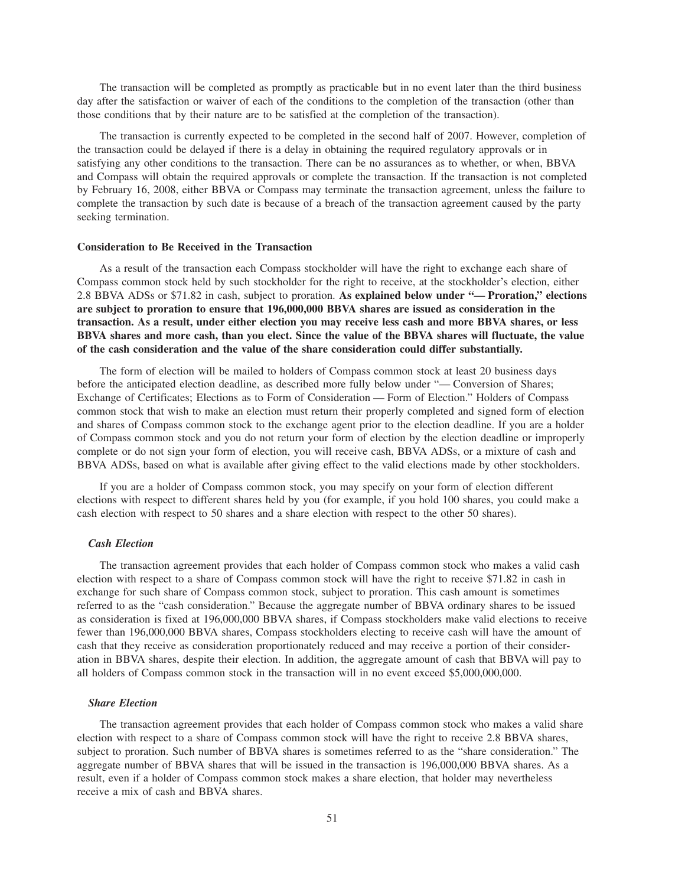The transaction will be completed as promptly as practicable but in no event later than the third business day after the satisfaction or waiver of each of the conditions to the completion of the transaction (other than those conditions that by their nature are to be satisfied at the completion of the transaction).

The transaction is currently expected to be completed in the second half of 2007. However, completion of the transaction could be delayed if there is a delay in obtaining the required regulatory approvals or in satisfying any other conditions to the transaction. There can be no assurances as to whether, or when, BBVA and Compass will obtain the required approvals or complete the transaction. If the transaction is not completed by February 16, 2008, either BBVA or Compass may terminate the transaction agreement, unless the failure to complete the transaction by such date is because of a breach of the transaction agreement caused by the party seeking termination.

**Consideration to Be Received in the Transaction**

As a result of the transaction each Compass stockholder will have the right to exchange each share of Compass common stock held by such stockholder for the right to receive, at the stockholder's election, either 2.8 BBVA ADSs or $71.82 in cash, subject to proration. **As explained below under "— Proration," elections are subject to proration to ensure that 196,000,000 BBVA shares are issued as consideration in the transaction. As a result, under either election you may receive less cash and more BBVA shares, or less BBVA shares and more cash, than you elect. Since the value of the BBVA shares will fluctuate, the value of the cash consideration and the value of the share consideration could differ substantially.**

The form of election will be mailed to holders of Compass common stock at least 20 business days before the anticipated election deadline, as described more fully below under "— Conversion of Shares; Exchange of Certificates; Elections as to Form of Consideration — Form of Election." Holders of Compass common stock that wish to make an election must return their properly completed and signed form of election and shares of Compass common stock to the exchange agent prior to the election deadline. If you are a holder of Compass common stock and you do not return your form of election by the election deadline or improperly complete or do not sign your form of election, you will receive cash, BBVA ADSs, or a mixture of cash and BBVA ADSs, based on what is available after giving effect to the valid elections made by other stockholders.

If you are a holder of Compass common stock, you may specify on your form of election different elections with respect to different shares held by you (for example, if you hold 100 shares, you could make a cash election with respect to 50 shares and a share election with respect to the other 50 shares).

***Cash Election***

The transaction agreement provides that each holder of Compass common stock who makes a valid cash election with respect to a share of Compass common stock will have the right to receive $71.82 in cash in exchange for such share of Compass common stock, subject to proration. This cash amount is sometimes referred to as the "cash consideration." Because the aggregate number of BBVA ordinary shares to be issued as consideration is fixed at 196,000,000 BBVA shares, if Compass stockholders make valid elections to receive fewer than 196,000,000 BBVA shares, Compass stockholders electing to receive cash will have the amount of cash that they receive as consideration proportionately reduced and may receive a portion of their consideration in BBVA shares, despite their election. In addition, the aggregate amount of cash that BBVA will pay to all holders of Compass common stock in the transaction will in no event exceed $5,000,000,000.

***Share Election***

The transaction agreement provides that each holder of Compass common stock who makes a valid share election with respect to a share of Compass common stock will have the right to receive 2.8 BBVA shares, subject to proration. Such number of BBVA shares is sometimes referred to as the "share consideration." The aggregate number of BBVA shares that will be issued in the transaction is 196,000,000 BBVA shares. As a result, even if a holder of Compass common stock makes a share election, that holder may nevertheless receive a mix of cash and BBVA shares.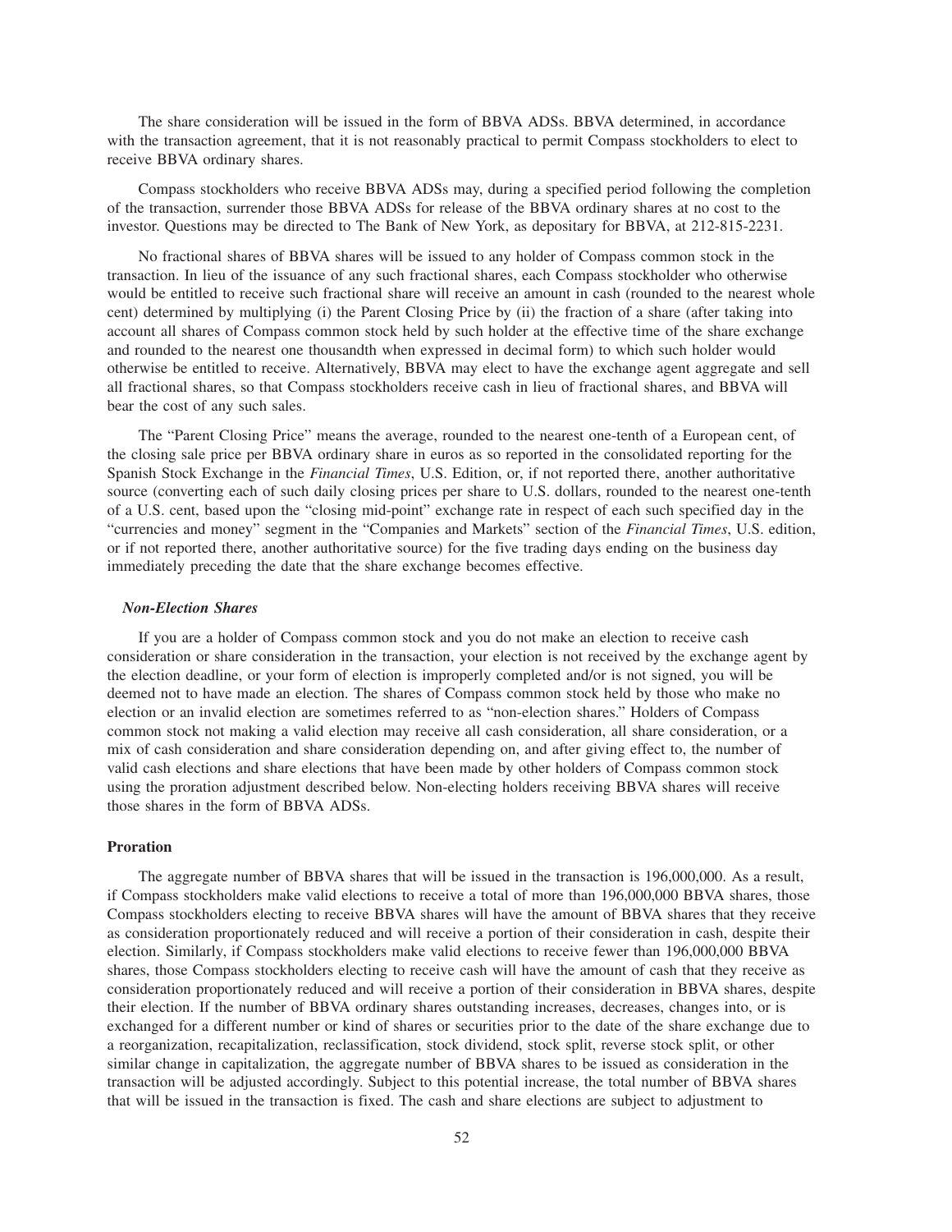The share consideration will be issued in the form of BBVA ADSs. BBVA determined, in accordance with the transaction agreement, that it is not reasonably practical to permit Compass stockholders to elect to receive BBVA ordinary shares.

Compass stockholders who receive BBVA ADSs may, during a specified period following the completion of the transaction, surrender those BBVA ADSs for release of the BBVA ordinary shares at no cost to the investor. Questions may be directed to The Bank of New York, as depositary for BBVA, at 212-815-2231.

No fractional shares of BBVA shares will be issued to any holder of Compass common stock in the transaction. In lieu of the issuance of any such fractional shares, each Compass stockholder who otherwise would be entitled to receive such fractional share will receive an amount in cash (rounded to the nearest whole cent) determined by multiplying (i) the Parent Closing Price by (ii) the fraction of a share (after taking into account all shares of Compass common stock held by such holder at the effective time of the share exchange and rounded to the nearest one thousandth when expressed in decimal form) to which such holder would otherwise be entitled to receive. Alternatively, BBVA may elect to have the exchange agent aggregate and sell all fractional shares, so that Compass stockholders receive cash in lieu of fractional shares, and BBVA will bear the cost of any such sales.

The "Parent Closing Price" means the average, rounded to the nearest one-tenth of a European cent, of the closing sale price per BBVA ordinary share in euros as so reported in the consolidated reporting for the Spanish Stock Exchange in the *Financial Times*, U.S. Edition, or, if not reported there, another authoritative source (converting each of such daily closing prices per share to U.S. dollars, rounded to the nearest one-tenth of a U.S. cent, based upon the "closing mid-point" exchange rate in respect of each such specified day in the "currencies and money" segment in the "Companies and Markets" section of the *Financial Times*, U.S. edition, or if not reported there, another authoritative source) for the five trading days ending on the business day immediately preceding the date that the share exchange becomes effective.

### *Non-Election Shares*

If you are a holder of Compass common stock and you do not make an election to receive cash consideration or share consideration in the transaction, your election is not received by the exchange agent by the election deadline, or your form of election is improperly completed and/or is not signed, you will be deemed not to have made an election. The shares of Compass common stock held by those who make no election or an invalid election are sometimes referred to as "non-election shares." Holders of Compass common stock not making a valid election may receive all cash consideration, all share consideration, or a mix of cash consideration and share consideration depending on, and after giving effect to, the number of valid cash elections and share elections that have been made by other holders of Compass common stock using the proration adjustment described below. Non-electing holders receiving BBVA shares will receive those shares in the form of BBVA ADSs.

## Proration

The aggregate number of BBVA shares that will be issued in the transaction is 196,000,000. As a result, if Compass stockholders make valid elections to receive a total of more than 196,000,000 BBVA shares, those Compass stockholders electing to receive BBVA shares will have the amount of BBVA shares that they receive as consideration proportionately reduced and will receive a portion of their consideration in cash, despite their election. Similarly, if Compass stockholders make valid elections to receive fewer than 196,000,000 BBVA shares, those Compass stockholders electing to receive cash will have the amount of cash that they receive as consideration proportionately reduced and will receive a portion of their consideration in BBVA shares, despite their election. If the number of BBVA ordinary shares outstanding increases, decreases, changes into, or is exchanged for a different number or kind of shares or securities prior to the date of the share exchange due to a reorganization, recapitalization, reclassification, stock dividend, stock split, reverse stock split, or other similar change in capitalization, the aggregate number of BBVA shares to be issued as consideration in the transaction will be adjusted accordingly. Subject to this potential increase, the total number of BBVA shares that will be issued in the transaction is fixed. The cash and share elections are subject to adjustment to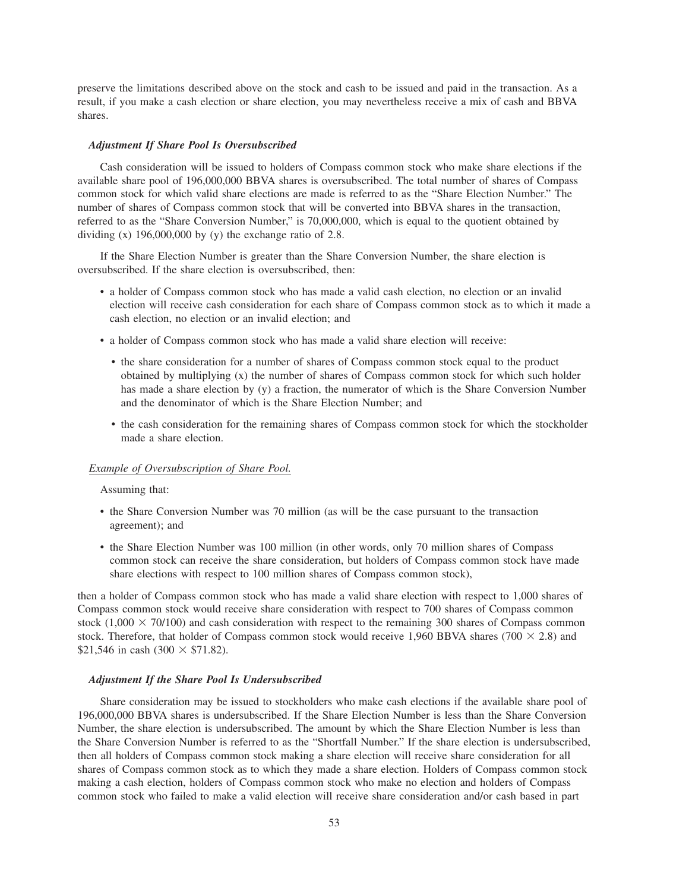preserve the limitations described above on the stock and cash to be issued and paid in the transaction. As a result, if you make a cash election or share election, you may nevertheless receive a mix of cash and BBVA shares.

***Adjustment If Share Pool Is Oversubscribed***

Cash consideration will be issued to holders of Compass common stock who make share elections if the available share pool of 196,000,000 BBVA shares is oversubscribed. The total number of shares of Compass common stock for which valid share elections are made is referred to as the "Share Election Number." The number of shares of Compass common stock that will be converted into BBVA shares in the transaction, referred to as the "Share Conversion Number," is 70,000,000, which is equal to the quotient obtained by dividing (x) 196,000,000 by (y) the exchange ratio of 2.8.

If the Share Election Number is greater than the Share Conversion Number, the share election is oversubscribed. If the share election is oversubscribed, then:

- a holder of Compass common stock who has made a valid cash election, no election or an invalid election will receive cash consideration for each share of Compass common stock as to which it made a cash election, no election or an invalid election; and
- a holder of Compass common stock who has made a valid share election will receive:
  - the share consideration for a number of shares of Compass common stock equal to the product obtained by multiplying (x) the number of shares of Compass common stock for which such holder has made a share election by (y) a fraction, the numerator of which is the Share Conversion Number and the denominator of which is the Share Election Number; and
  - the cash consideration for the remaining shares of Compass common stock for which the stockholder made a share election.

*Example of Oversubscription of Share Pool.*

Assuming that:

- the Share Conversion Number was 70 million (as will be the case pursuant to the transaction agreement); and
- the Share Election Number was 100 million (in other words, only 70 million shares of Compass common stock can receive the share consideration, but holders of Compass common stock have made share elections with respect to 100 million shares of Compass common stock),

then a holder of Compass common stock who has made a valid share election with respect to 1,000 shares of Compass common stock would receive share consideration with respect to 700 shares of Compass common stock (1,000 × 70/100) and cash consideration with respect to the remaining 300 shares of Compass common stock. Therefore, that holder of Compass common stock would receive 1,960 BBVA shares (700 × 2.8) and $21,546 in cash (300 × $71.82).

***Adjustment If the Share Pool Is Undersubscribed***

Share consideration may be issued to stockholders who make cash elections if the available share pool of 196,000,000 BBVA shares is undersubscribed. If the Share Election Number is less than the Share Conversion Number, the share election is undersubscribed. The amount by which the Share Election Number is less than the Share Conversion Number is referred to as the "Shortfall Number." If the share election is undersubscribed, then all holders of Compass common stock making a share election will receive share consideration for all shares of Compass common stock as to which they made a share election. Holders of Compass common stock making a cash election, holders of Compass common stock who make no election and holders of Compass common stock who failed to make a valid election will receive share consideration and/or cash based in part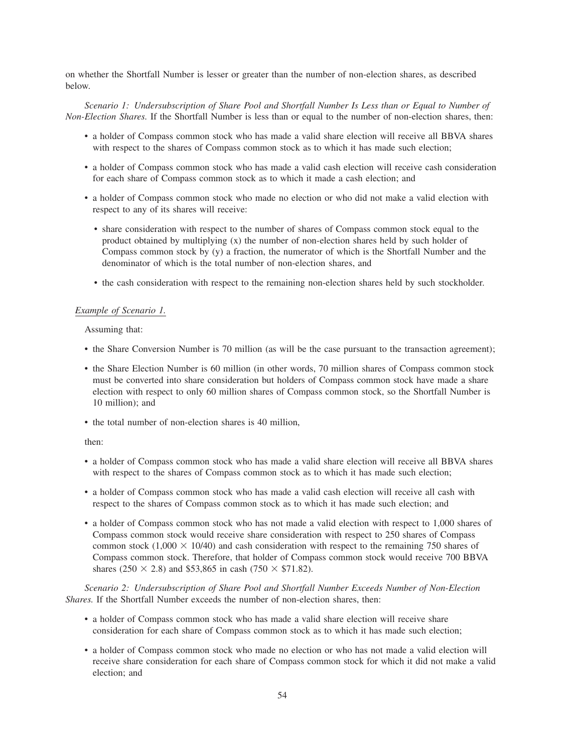on whether the Shortfall Number is lesser or greater than the number of non-election shares, as described below.

*Scenario 1: Undersubscription of Share Pool and Shortfall Number Is Less than or Equal to Number of Non-Election Shares.* If the Shortfall Number is less than or equal to the number of non-election shares, then:

- a holder of Compass common stock who has made a valid share election will receive all BBVA shares with respect to the shares of Compass common stock as to which it has made such election;
- a holder of Compass common stock who has made a valid cash election will receive cash consideration for each share of Compass common stock as to which it made a cash election; and
- a holder of Compass common stock who made no election or who did not make a valid election with respect to any of its shares will receive:
  - share consideration with respect to the number of shares of Compass common stock equal to the product obtained by multiplying (x) the number of non-election shares held by such holder of Compass common stock by (y) a fraction, the numerator of which is the Shortfall Number and the denominator of which is the total number of non-election shares, and
  - the cash consideration with respect to the remaining non-election shares held by such stockholder.

*Example of Scenario 1.*

Assuming that:

- the Share Conversion Number is 70 million (as will be the case pursuant to the transaction agreement);
- the Share Election Number is 60 million (in other words, 70 million shares of Compass common stock must be converted into share consideration but holders of Compass common stock have made a share election with respect to only 60 million shares of Compass common stock, so the Shortfall Number is 10 million); and
- the total number of non-election shares is 40 million,

then:

- a holder of Compass common stock who has made a valid share election will receive all BBVA shares with respect to the shares of Compass common stock as to which it has made such election;
- a holder of Compass common stock who has made a valid cash election will receive all cash with respect to the shares of Compass common stock as to which it has made such election; and
- a holder of Compass common stock who has not made a valid election with respect to 1,000 shares of Compass common stock would receive share consideration with respect to 250 shares of Compass common stock ($1,000 \times 10/40$) and cash consideration with respect to the remaining 750 shares of Compass common stock. Therefore, that holder of Compass common stock would receive 700 BBVA shares ($250 \times 2.8$) and \$53,865 in cash ($750 \times \$71.82$).

*Scenario 2: Undersubscription of Share Pool and Shortfall Number Exceeds Number of Non-Election Shares.* If the Shortfall Number exceeds the number of non-election shares, then:

- a holder of Compass common stock who has made a valid share election will receive share consideration for each share of Compass common stock as to which it has made such election;
- a holder of Compass common stock who made no election or who has not made a valid election will receive share consideration for each share of Compass common stock for which it did not make a valid election; and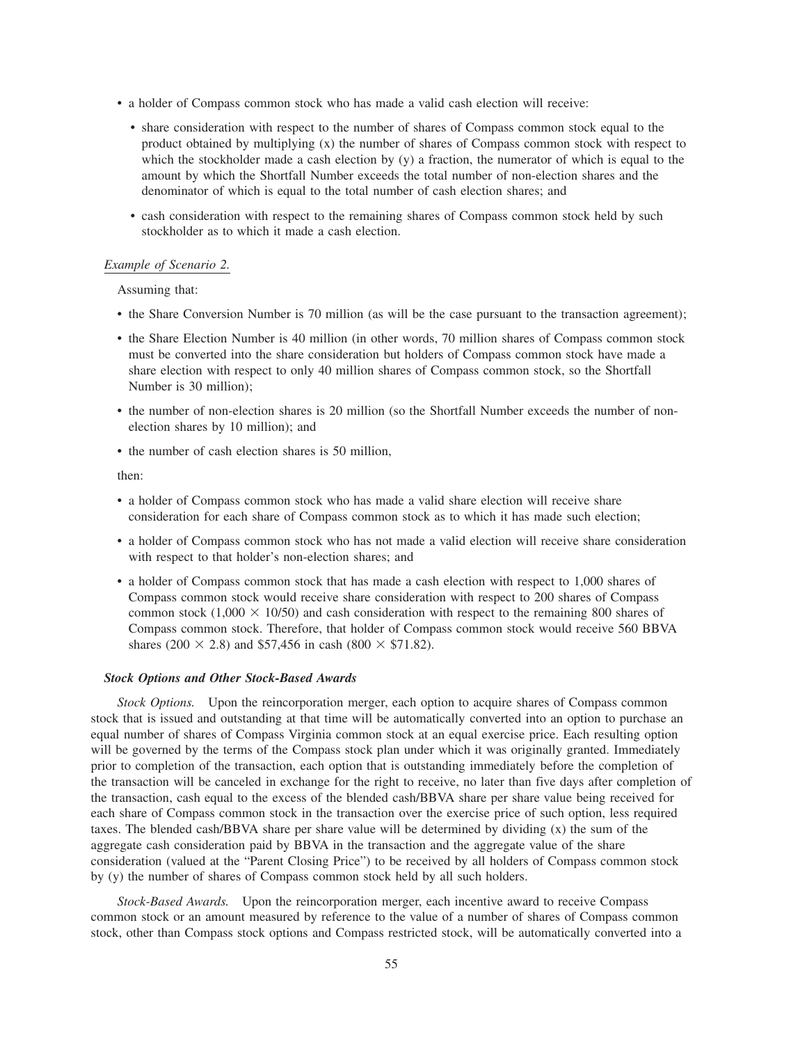- a holder of Compass common stock who has made a valid cash election will receive:
  - share consideration with respect to the number of shares of Compass common stock equal to the product obtained by multiplying (x) the number of shares of Compass common stock with respect to which the stockholder made a cash election by (y) a fraction, the numerator of which is equal to the amount by which the Shortfall Number exceeds the total number of non-election shares and the denominator of which is equal to the total number of cash election shares; and
  - cash consideration with respect to the remaining shares of Compass common stock held by such stockholder as to which it made a cash election.

*Example of Scenario 2.*

Assuming that:

- the Share Conversion Number is 70 million (as will be the case pursuant to the transaction agreement);
- the Share Election Number is 40 million (in other words, 70 million shares of Compass common stock must be converted into the share consideration but holders of Compass common stock have made a share election with respect to only 40 million shares of Compass common stock, so the Shortfall Number is 30 million);
- the number of non-election shares is 20 million (so the Shortfall Number exceeds the number of non-election shares by 10 million); and
- the number of cash election shares is 50 million,

then:

- a holder of Compass common stock who has made a valid share election will receive share consideration for each share of Compass common stock as to which it has made such election;
- a holder of Compass common stock who has not made a valid election will receive share consideration with respect to that holder's non-election shares; and
- a holder of Compass common stock that has made a cash election with respect to 1,000 shares of Compass common stock would receive share consideration with respect to 200 shares of Compass common stock (1,000 × 10/50) and cash consideration with respect to the remaining 800 shares of Compass common stock. Therefore, that holder of Compass common stock would receive 560 BBVA shares (200 × 2.8) and $57,456 in cash (800 × $71.82).

### *Stock Options and Other Stock-Based Awards*

*Stock Options.* Upon the reincorporation merger, each option to acquire shares of Compass common stock that is issued and outstanding at that time will be automatically converted into an option to purchase an equal number of shares of Compass Virginia common stock at an equal exercise price. Each resulting option will be governed by the terms of the Compass stock plan under which it was originally granted. Immediately prior to completion of the transaction, each option that is outstanding immediately before the completion of the transaction will be canceled in exchange for the right to receive, no later than five days after completion of the transaction, cash equal to the excess of the blended cash/BBVA share per share value being received for each share of Compass common stock in the transaction over the exercise price of such option, less required taxes. The blended cash/BBVA share per share value will be determined by dividing (x) the sum of the aggregate cash consideration paid by BBVA in the transaction and the aggregate value of the share consideration (valued at the "Parent Closing Price") to be received by all holders of Compass common stock by (y) the number of shares of Compass common stock held by all such holders.

*Stock-Based Awards.* Upon the reincorporation merger, each incentive award to receive Compass common stock or an amount measured by reference to the value of a number of shares of Compass common stock, other than Compass stock options and Compass restricted stock, will be automatically converted into a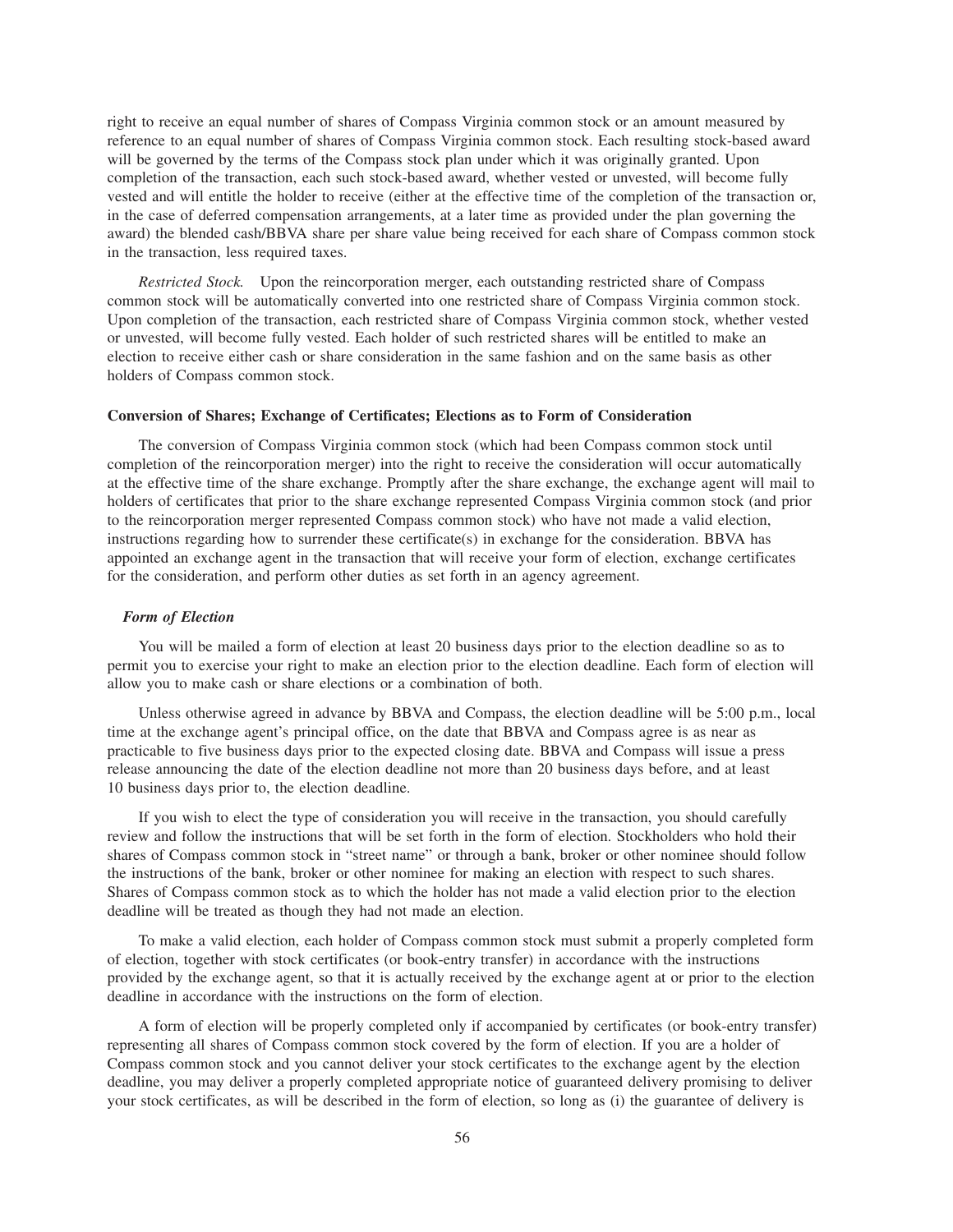right to receive an equal number of shares of Compass Virginia common stock or an amount measured by reference to an equal number of shares of Compass Virginia common stock. Each resulting stock-based award will be governed by the terms of the Compass stock plan under which it was originally granted. Upon completion of the transaction, each such stock-based award, whether vested or unvested, will become fully vested and will entitle the holder to receive (either at the effective time of the completion of the transaction or, in the case of deferred compensation arrangements, at a later time as provided under the plan governing the award) the blended cash/BBVA share per share value being received for each share of Compass common stock in the transaction, less required taxes.

*Restricted Stock.* Upon the reincorporation merger, each outstanding restricted share of Compass common stock will be automatically converted into one restricted share of Compass Virginia common stock. Upon completion of the transaction, each restricted share of Compass Virginia common stock, whether vested or unvested, will become fully vested. Each holder of such restricted shares will be entitled to make an election to receive either cash or share consideration in the same fashion and on the same basis as other holders of Compass common stock.

**Conversion of Shares; Exchange of Certificates; Elections as to Form of Consideration**

The conversion of Compass Virginia common stock (which had been Compass common stock until completion of the reincorporation merger) into the right to receive the consideration will occur automatically at the effective time of the share exchange. Promptly after the share exchange, the exchange agent will mail to holders of certificates that prior to the share exchange represented Compass Virginia common stock (and prior to the reincorporation merger represented Compass common stock) who have not made a valid election, instructions regarding how to surrender these certificate(s) in exchange for the consideration. BBVA has appointed an exchange agent in the transaction that will receive your form of election, exchange certificates for the consideration, and perform other duties as set forth in an agency agreement.

***Form of Election***

You will be mailed a form of election at least 20 business days prior to the election deadline so as to permit you to exercise your right to make an election prior to the election deadline. Each form of election will allow you to make cash or share elections or a combination of both.

Unless otherwise agreed in advance by BBVA and Compass, the election deadline will be 5:00 p.m., local time at the exchange agent's principal office, on the date that BBVA and Compass agree is as near as practicable to five business days prior to the expected closing date. BBVA and Compass will issue a press release announcing the date of the election deadline not more than 20 business days before, and at least 10 business days prior to, the election deadline.

If you wish to elect the type of consideration you will receive in the transaction, you should carefully review and follow the instructions that will be set forth in the form of election. Stockholders who hold their shares of Compass common stock in "street name" or through a bank, broker or other nominee should follow the instructions of the bank, broker or other nominee for making an election with respect to such shares. Shares of Compass common stock as to which the holder has not made a valid election prior to the election deadline will be treated as though they had not made an election.

To make a valid election, each holder of Compass common stock must submit a properly completed form of election, together with stock certificates (or book-entry transfer) in accordance with the instructions provided by the exchange agent, so that it is actually received by the exchange agent at or prior to the election deadline in accordance with the instructions on the form of election.

A form of election will be properly completed only if accompanied by certificates (or book-entry transfer) representing all shares of Compass common stock covered by the form of election. If you are a holder of Compass common stock and you cannot deliver your stock certificates to the exchange agent by the election deadline, you may deliver a properly completed appropriate notice of guaranteed delivery promising to deliver your stock certificates, as will be described in the form of election, so long as (i) the guarantee of delivery is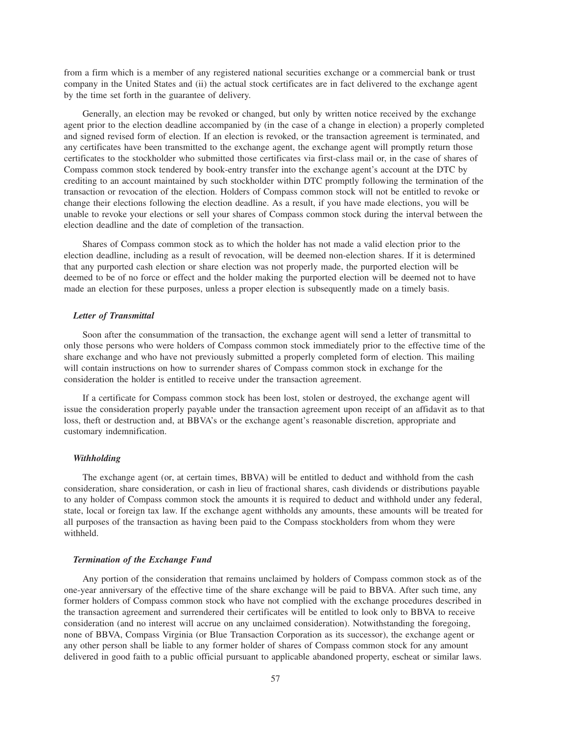from a firm which is a member of any registered national securities exchange or a commercial bank or trust company in the United States and (ii) the actual stock certificates are in fact delivered to the exchange agent by the time set forth in the guarantee of delivery.

Generally, an election may be revoked or changed, but only by written notice received by the exchange agent prior to the election deadline accompanied by (in the case of a change in election) a properly completed and signed revised form of election. If an election is revoked, or the transaction agreement is terminated, and any certificates have been transmitted to the exchange agent, the exchange agent will promptly return those certificates to the stockholder who submitted those certificates via first-class mail or, in the case of shares of Compass common stock tendered by book-entry transfer into the exchange agent's account at the DTC by crediting to an account maintained by such stockholder within DTC promptly following the termination of the transaction or revocation of the election. Holders of Compass common stock will not be entitled to revoke or change their elections following the election deadline. As a result, if you have made elections, you will be unable to revoke your elections or sell your shares of Compass common stock during the interval between the election deadline and the date of completion of the transaction.

Shares of Compass common stock as to which the holder has not made a valid election prior to the election deadline, including as a result of revocation, will be deemed non-election shares. If it is determined that any purported cash election or share election was not properly made, the purported election will be deemed to be of no force or effect and the holder making the purported election will be deemed not to have made an election for these purposes, unless a proper election is subsequently made on a timely basis.

### *Letter of Transmittal*

Soon after the consummation of the transaction, the exchange agent will send a letter of transmittal to only those persons who were holders of Compass common stock immediately prior to the effective time of the share exchange and who have not previously submitted a properly completed form of election. This mailing will contain instructions on how to surrender shares of Compass common stock in exchange for the consideration the holder is entitled to receive under the transaction agreement.

If a certificate for Compass common stock has been lost, stolen or destroyed, the exchange agent will issue the consideration properly payable under the transaction agreement upon receipt of an affidavit as to that loss, theft or destruction and, at BBVA's or the exchange agent's reasonable discretion, appropriate and customary indemnification.

### *Withholding*

The exchange agent (or, at certain times, BBVA) will be entitled to deduct and withhold from the cash consideration, share consideration, or cash in lieu of fractional shares, cash dividends or distributions payable to any holder of Compass common stock the amounts it is required to deduct and withhold under any federal, state, local or foreign tax law. If the exchange agent withholds any amounts, these amounts will be treated for all purposes of the transaction as having been paid to the Compass stockholders from whom they were withheld.

### *Termination of the Exchange Fund*

Any portion of the consideration that remains unclaimed by holders of Compass common stock as of the one-year anniversary of the effective time of the share exchange will be paid to BBVA. After such time, any former holders of Compass common stock who have not complied with the exchange procedures described in the transaction agreement and surrendered their certificates will be entitled to look only to BBVA to receive consideration (and no interest will accrue on any unclaimed consideration). Notwithstanding the foregoing, none of BBVA, Compass Virginia (or Blue Transaction Corporation as its successor), the exchange agent or any other person shall be liable to any former holder of shares of Compass common stock for any amount delivered in good faith to a public official pursuant to applicable abandoned property, escheat or similar laws.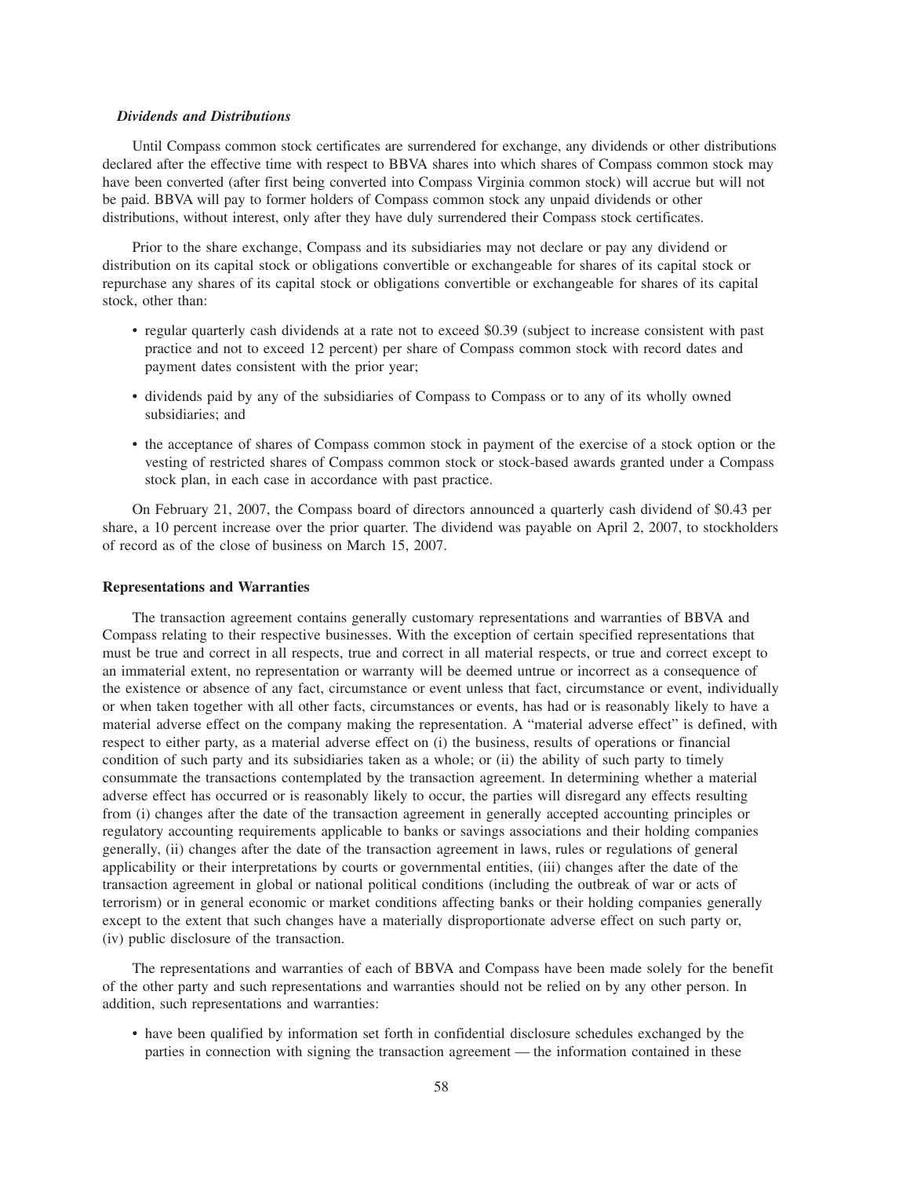### *Dividends and Distributions*

Until Compass common stock certificates are surrendered for exchange, any dividends or other distributions declared after the effective time with respect to BBVA shares into which shares of Compass common stock may have been converted (after first being converted into Compass Virginia common stock) will accrue but will not be paid. BBVA will pay to former holders of Compass common stock any unpaid dividends or other distributions, without interest, only after they have duly surrendered their Compass stock certificates.

Prior to the share exchange, Compass and its subsidiaries may not declare or pay any dividend or distribution on its capital stock or obligations convertible or exchangeable for shares of its capital stock or repurchase any shares of its capital stock or obligations convertible or exchangeable for shares of its capital stock, other than:

- regular quarterly cash dividends at a rate not to exceed $0.39 (subject to increase consistent with past practice and not to exceed 12 percent) per share of Compass common stock with record dates and payment dates consistent with the prior year;
- dividends paid by any of the subsidiaries of Compass to Compass or to any of its wholly owned subsidiaries; and
- the acceptance of shares of Compass common stock in payment of the exercise of a stock option or the vesting of restricted shares of Compass common stock or stock-based awards granted under a Compass stock plan, in each case in accordance with past practice.

On February 21, 2007, the Compass board of directors announced a quarterly cash dividend of $0.43 per share, a 10 percent increase over the prior quarter. The dividend was payable on April 2, 2007, to stockholders of record as of the close of business on March 15, 2007.

### **Representations and Warranties**

The transaction agreement contains generally customary representations and warranties of BBVA and Compass relating to their respective businesses. With the exception of certain specified representations that must be true and correct in all respects, true and correct in all material respects, or true and correct except to an immaterial extent, no representation or warranty will be deemed untrue or incorrect as a consequence of the existence or absence of any fact, circumstance or event unless that fact, circumstance or event, individually or when taken together with all other facts, circumstances or events, has had or is reasonably likely to have a material adverse effect on the company making the representation. A "material adverse effect" is defined, with respect to either party, as a material adverse effect on (i) the business, results of operations or financial condition of such party and its subsidiaries taken as a whole; or (ii) the ability of such party to timely consummate the transactions contemplated by the transaction agreement. In determining whether a material adverse effect has occurred or is reasonably likely to occur, the parties will disregard any effects resulting from (i) changes after the date of the transaction agreement in generally accepted accounting principles or regulatory accounting requirements applicable to banks or savings associations and their holding companies generally, (ii) changes after the date of the transaction agreement in laws, rules or regulations of general applicability or their interpretations by courts or governmental entities, (iii) changes after the date of the transaction agreement in global or national political conditions (including the outbreak of war or acts of terrorism) or in general economic or market conditions affecting banks or their holding companies generally except to the extent that such changes have a materially disproportionate adverse effect on such party or, (iv) public disclosure of the transaction.

The representations and warranties of each of BBVA and Compass have been made solely for the benefit of the other party and such representations and warranties should not be relied on by any other person. In addition, such representations and warranties:

- have been qualified by information set forth in confidential disclosure schedules exchanged by the parties in connection with signing the transaction agreement — the information contained in these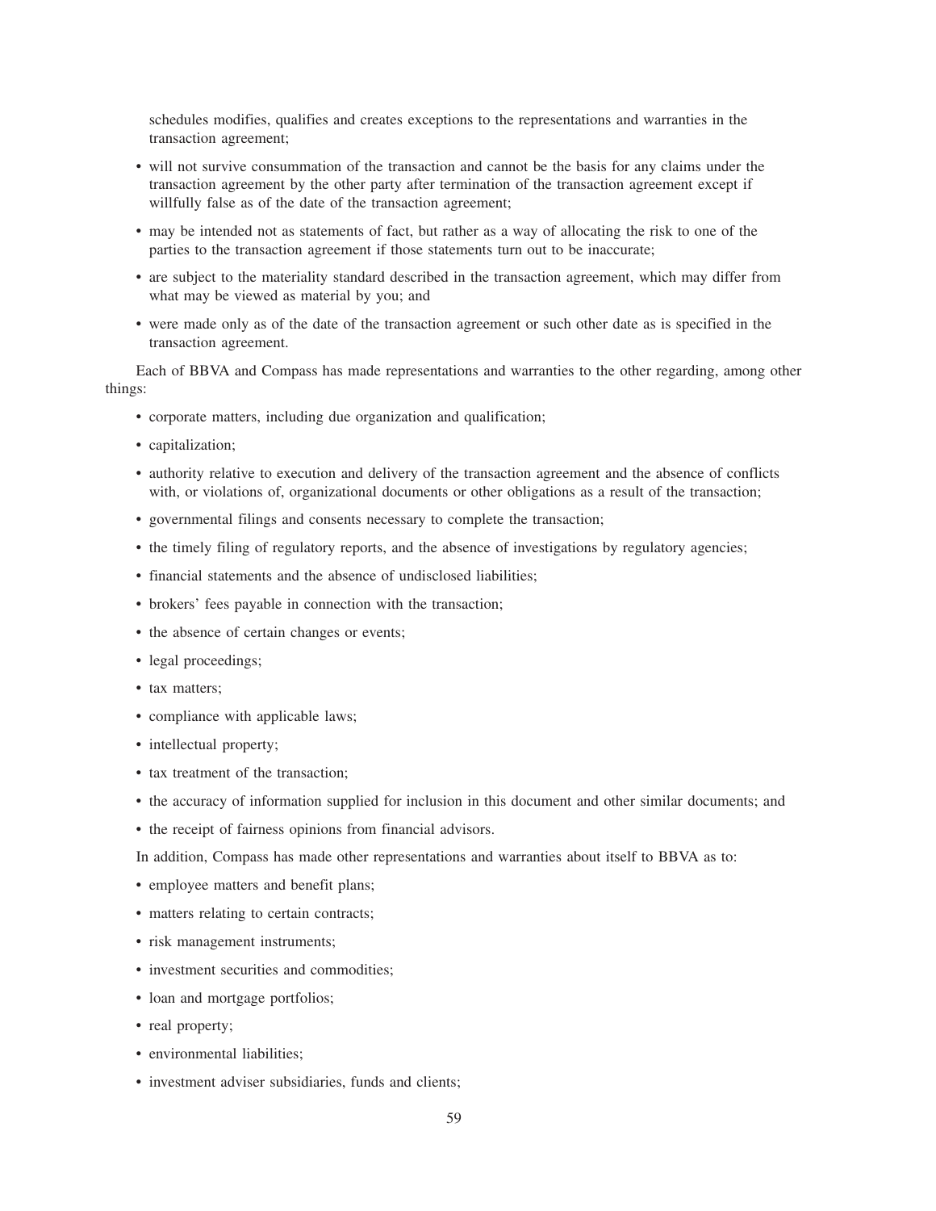schedules modifies, qualifies and creates exceptions to the representations and warranties in the transaction agreement;

- will not survive consummation of the transaction and cannot be the basis for any claims under the transaction agreement by the other party after termination of the transaction agreement except if willfully false as of the date of the transaction agreement;
- may be intended not as statements of fact, but rather as a way of allocating the risk to one of the parties to the transaction agreement if those statements turn out to be inaccurate;
- are subject to the materiality standard described in the transaction agreement, which may differ from what may be viewed as material by you; and
- were made only as of the date of the transaction agreement or such other date as is specified in the transaction agreement.

Each of BBVA and Compass has made representations and warranties to the other regarding, among other things:

- corporate matters, including due organization and qualification;
- capitalization;
- authority relative to execution and delivery of the transaction agreement and the absence of conflicts with, or violations of, organizational documents or other obligations as a result of the transaction;
- governmental filings and consents necessary to complete the transaction;
- the timely filing of regulatory reports, and the absence of investigations by regulatory agencies;
- financial statements and the absence of undisclosed liabilities;
- brokers' fees payable in connection with the transaction;
- the absence of certain changes or events;
- legal proceedings;
- tax matters;
- compliance with applicable laws;
- intellectual property;
- tax treatment of the transaction;
- the accuracy of information supplied for inclusion in this document and other similar documents; and
- the receipt of fairness opinions from financial advisors.

In addition, Compass has made other representations and warranties about itself to BBVA as to:

- employee matters and benefit plans;
- matters relating to certain contracts;
- risk management instruments;
- investment securities and commodities;
- loan and mortgage portfolios;
- real property;
- environmental liabilities;
- investment adviser subsidiaries, funds and clients;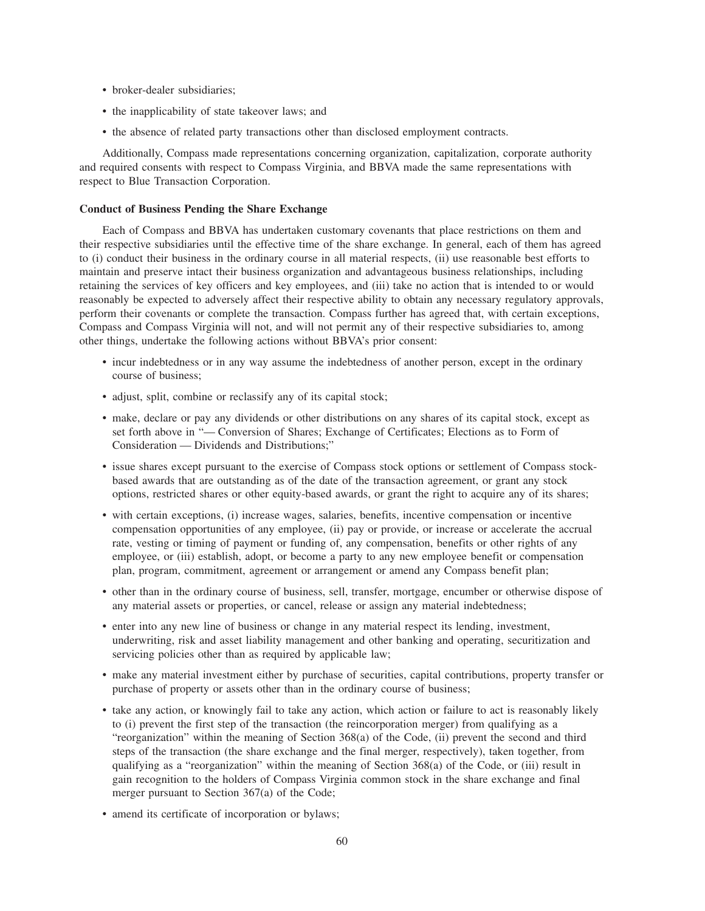- broker-dealer subsidiaries;
- the inapplicability of state takeover laws; and
- the absence of related party transactions other than disclosed employment contracts.

Additionally, Compass made representations concerning organization, capitalization, corporate authority and required consents with respect to Compass Virginia, and BBVA made the same representations with respect to Blue Transaction Corporation.

**Conduct of Business Pending the Share Exchange**

Each of Compass and BBVA has undertaken customary covenants that place restrictions on them and their respective subsidiaries until the effective time of the share exchange. In general, each of them has agreed to (i) conduct their business in the ordinary course in all material respects, (ii) use reasonable best efforts to maintain and preserve intact their business organization and advantageous business relationships, including retaining the services of key officers and key employees, and (iii) take no action that is intended to or would reasonably be expected to adversely affect their respective ability to obtain any necessary regulatory approvals, perform their covenants or complete the transaction. Compass further has agreed that, with certain exceptions, Compass and Compass Virginia will not, and will not permit any of their respective subsidiaries to, among other things, undertake the following actions without BBVA's prior consent:

- incur indebtedness or in any way assume the indebtedness of another person, except in the ordinary course of business;
- adjust, split, combine or reclassify any of its capital stock;
- make, declare or pay any dividends or other distributions on any shares of its capital stock, except as set forth above in "— Conversion of Shares; Exchange of Certificates; Elections as to Form of Consideration — Dividends and Distributions;"
- issue shares except pursuant to the exercise of Compass stock options or settlement of Compass stock-based awards that are outstanding as of the date of the transaction agreement, or grant any stock options, restricted shares or other equity-based awards, or grant the right to acquire any of its shares;
- with certain exceptions, (i) increase wages, salaries, benefits, incentive compensation or incentive compensation opportunities of any employee, (ii) pay or provide, or increase or accelerate the accrual rate, vesting or timing of payment or funding of, any compensation, benefits or other rights of any employee, or (iii) establish, adopt, or become a party to any new employee benefit or compensation plan, program, commitment, agreement or arrangement or amend any Compass benefit plan;
- other than in the ordinary course of business, sell, transfer, mortgage, encumber or otherwise dispose of any material assets or properties, or cancel, release or assign any material indebtedness;
- enter into any new line of business or change in any material respect its lending, investment, underwriting, risk and asset liability management and other banking and operating, securitization and servicing policies other than as required by applicable law;
- make any material investment either by purchase of securities, capital contributions, property transfer or purchase of property or assets other than in the ordinary course of business;
- take any action, or knowingly fail to take any action, which action or failure to act is reasonably likely to (i) prevent the first step of the transaction (the reincorporation merger) from qualifying as a "reorganization" within the meaning of Section 368(a) of the Code, (ii) prevent the second and third steps of the transaction (the share exchange and the final merger, respectively), taken together, from qualifying as a "reorganization" within the meaning of Section 368(a) of the Code, or (iii) result in gain recognition to the holders of Compass Virginia common stock in the share exchange and final merger pursuant to Section 367(a) of the Code;
- amend its certificate of incorporation or bylaws;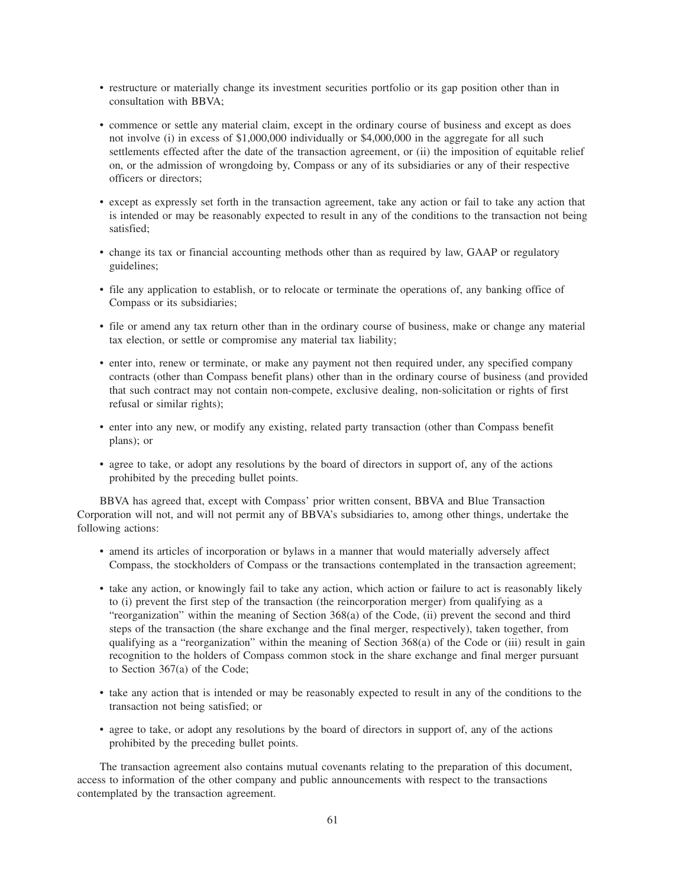- restructure or materially change its investment securities portfolio or its gap position other than in consultation with BBVA;
- commence or settle any material claim, except in the ordinary course of business and except as does not involve (i) in excess of $1,000,000 individually or $4,000,000 in the aggregate for all such settlements effected after the date of the transaction agreement, or (ii) the imposition of equitable relief on, or the admission of wrongdoing by, Compass or any of its subsidiaries or any of their respective officers or directors;
- except as expressly set forth in the transaction agreement, take any action or fail to take any action that is intended or may be reasonably expected to result in any of the conditions to the transaction not being satisfied;
- change its tax or financial accounting methods other than as required by law, GAAP or regulatory guidelines;
- file any application to establish, or to relocate or terminate the operations of, any banking office of Compass or its subsidiaries;
- file or amend any tax return other than in the ordinary course of business, make or change any material tax election, or settle or compromise any material tax liability;
- enter into, renew or terminate, or make any payment not then required under, any specified company contracts (other than Compass benefit plans) other than in the ordinary course of business (and provided that such contract may not contain non-compete, exclusive dealing, non-solicitation or rights of first refusal or similar rights);
- enter into any new, or modify any existing, related party transaction (other than Compass benefit plans); or
- agree to take, or adopt any resolutions by the board of directors in support of, any of the actions prohibited by the preceding bullet points.

BBVA has agreed that, except with Compass' prior written consent, BBVA and Blue Transaction Corporation will not, and will not permit any of BBVA's subsidiaries to, among other things, undertake the following actions:

- amend its articles of incorporation or bylaws in a manner that would materially adversely affect Compass, the stockholders of Compass or the transactions contemplated in the transaction agreement;
- take any action, or knowingly fail to take any action, which action or failure to act is reasonably likely to (i) prevent the first step of the transaction (the reincorporation merger) from qualifying as a "reorganization" within the meaning of Section 368(a) of the Code, (ii) prevent the second and third steps of the transaction (the share exchange and the final merger, respectively), taken together, from qualifying as a "reorganization" within the meaning of Section 368(a) of the Code or (iii) result in gain recognition to the holders of Compass common stock in the share exchange and final merger pursuant to Section 367(a) of the Code;
- take any action that is intended or may be reasonably expected to result in any of the conditions to the transaction not being satisfied; or
- agree to take, or adopt any resolutions by the board of directors in support of, any of the actions prohibited by the preceding bullet points.

The transaction agreement also contains mutual covenants relating to the preparation of this document, access to information of the other company and public announcements with respect to the transactions contemplated by the transaction agreement.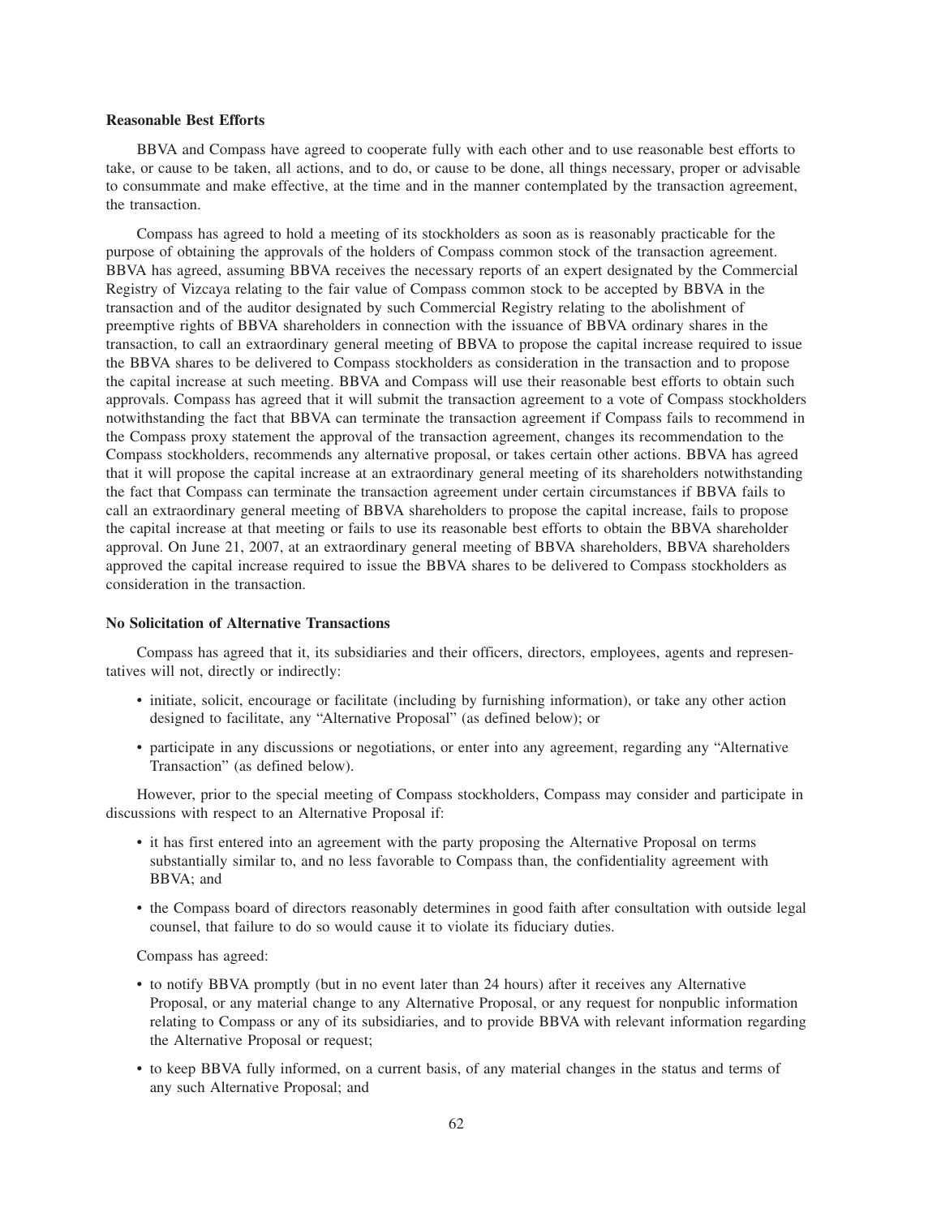**Reasonable Best Efforts**

BBVA and Compass have agreed to cooperate fully with each other and to use reasonable best efforts to take, or cause to be taken, all actions, and to do, or cause to be done, all things necessary, proper or advisable to consummate and make effective, at the time and in the manner contemplated by the transaction agreement, the transaction.

Compass has agreed to hold a meeting of its stockholders as soon as is reasonably practicable for the purpose of obtaining the approvals of the holders of Compass common stock of the transaction agreement. BBVA has agreed, assuming BBVA receives the necessary reports of an expert designated by the Commercial Registry of Vizcaya relating to the fair value of Compass common stock to be accepted by BBVA in the transaction and of the auditor designated by such Commercial Registry relating to the abolishment of preemptive rights of BBVA shareholders in connection with the issuance of BBVA ordinary shares in the transaction, to call an extraordinary general meeting of BBVA to propose the capital increase required to issue the BBVA shares to be delivered to Compass stockholders as consideration in the transaction and to propose the capital increase at such meeting. BBVA and Compass will use their reasonable best efforts to obtain such approvals. Compass has agreed that it will submit the transaction agreement to a vote of Compass stockholders notwithstanding the fact that BBVA can terminate the transaction agreement if Compass fails to recommend in the Compass proxy statement the approval of the transaction agreement, changes its recommendation to the Compass stockholders, recommends any alternative proposal, or takes certain other actions. BBVA has agreed that it will propose the capital increase at an extraordinary general meeting of its shareholders notwithstanding the fact that Compass can terminate the transaction agreement under certain circumstances if BBVA fails to call an extraordinary general meeting of BBVA shareholders to propose the capital increase, fails to propose the capital increase at that meeting or fails to use its reasonable best efforts to obtain the BBVA shareholder approval. On June 21, 2007, at an extraordinary general meeting of BBVA shareholders, BBVA shareholders approved the capital increase required to issue the BBVA shares to be delivered to Compass stockholders as consideration in the transaction.

**No Solicitation of Alternative Transactions**

Compass has agreed that it, its subsidiaries and their officers, directors, employees, agents and representatives will not, directly or indirectly:

- initiate, solicit, encourage or facilitate (including by furnishing information), or take any other action designed to facilitate, any "Alternative Proposal" (as defined below); or
- participate in any discussions or negotiations, or enter into any agreement, regarding any "Alternative Transaction" (as defined below).

However, prior to the special meeting of Compass stockholders, Compass may consider and participate in discussions with respect to an Alternative Proposal if:

- it has first entered into an agreement with the party proposing the Alternative Proposal on terms substantially similar to, and no less favorable to Compass than, the confidentiality agreement with BBVA; and
- the Compass board of directors reasonably determines in good faith after consultation with outside legal counsel, that failure to do so would cause it to violate its fiduciary duties.

Compass has agreed:

- to notify BBVA promptly (but in no event later than 24 hours) after it receives any Alternative Proposal, or any material change to any Alternative Proposal, or any request for nonpublic information relating to Compass or any of its subsidiaries, and to provide BBVA with relevant information regarding the Alternative Proposal or request;
- to keep BBVA fully informed, on a current basis, of any material changes in the status and terms of any such Alternative Proposal; and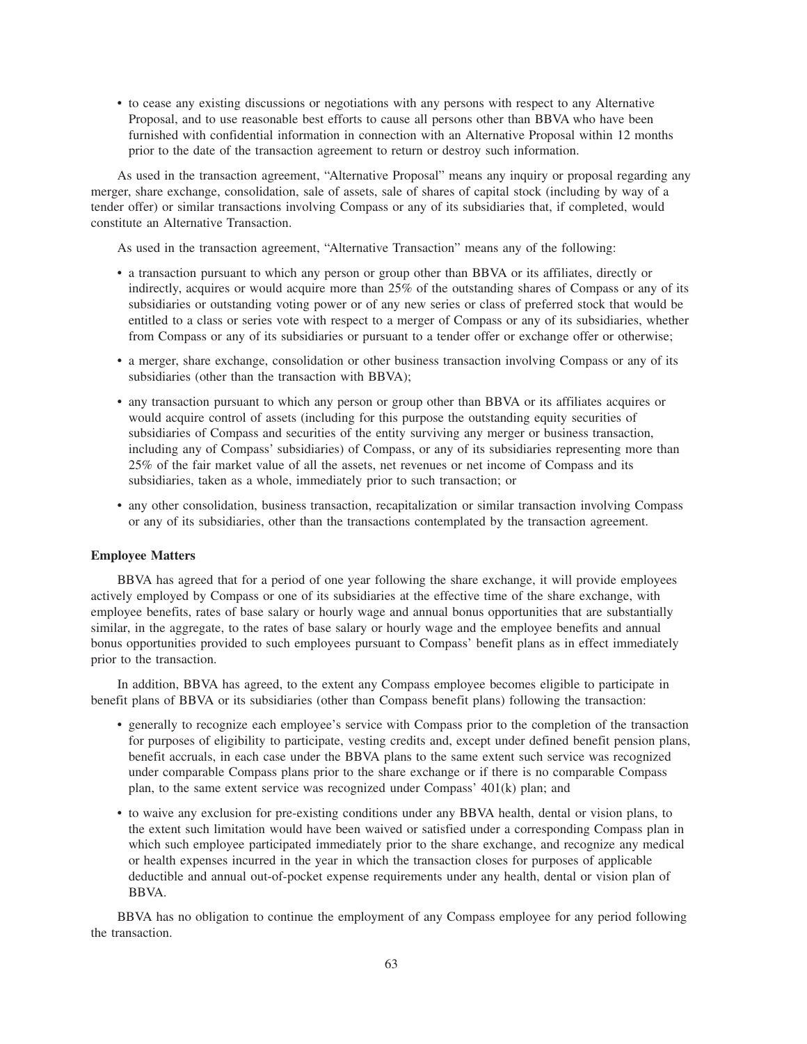- to cease any existing discussions or negotiations with any persons with respect to any Alternative Proposal, and to use reasonable best efforts to cause all persons other than BBVA who have been furnished with confidential information in connection with an Alternative Proposal within 12 months prior to the date of the transaction agreement to return or destroy such information.

As used in the transaction agreement, "Alternative Proposal" means any inquiry or proposal regarding any merger, share exchange, consolidation, sale of assets, sale of shares of capital stock (including by way of a tender offer) or similar transactions involving Compass or any of its subsidiaries that, if completed, would constitute an Alternative Transaction.

As used in the transaction agreement, "Alternative Transaction" means any of the following:

- a transaction pursuant to which any person or group other than BBVA or its affiliates, directly or indirectly, acquires or would acquire more than 25% of the outstanding shares of Compass or any of its subsidiaries or outstanding voting power or of any new series or class of preferred stock that would be entitled to a class or series vote with respect to a merger of Compass or any of its subsidiaries, whether from Compass or any of its subsidiaries or pursuant to a tender offer or exchange offer or otherwise;
- a merger, share exchange, consolidation or other business transaction involving Compass or any of its subsidiaries (other than the transaction with BBVA);
- any transaction pursuant to which any person or group other than BBVA or its affiliates acquires or would acquire control of assets (including for this purpose the outstanding equity securities of subsidiaries of Compass and securities of the entity surviving any merger or business transaction, including any of Compass' subsidiaries) of Compass, or any of its subsidiaries representing more than 25% of the fair market value of all the assets, net revenues or net income of Compass and its subsidiaries, taken as a whole, immediately prior to such transaction; or
- any other consolidation, business transaction, recapitalization or similar transaction involving Compass or any of its subsidiaries, other than the transactions contemplated by the transaction agreement.

**Employee Matters**

BBVA has agreed that for a period of one year following the share exchange, it will provide employees actively employed by Compass or one of its subsidiaries at the effective time of the share exchange, with employee benefits, rates of base salary or hourly wage and annual bonus opportunities that are substantially similar, in the aggregate, to the rates of base salary or hourly wage and the employee benefits and annual bonus opportunities provided to such employees pursuant to Compass' benefit plans as in effect immediately prior to the transaction.

In addition, BBVA has agreed, to the extent any Compass employee becomes eligible to participate in benefit plans of BBVA or its subsidiaries (other than Compass benefit plans) following the transaction:

- generally to recognize each employee's service with Compass prior to the completion of the transaction for purposes of eligibility to participate, vesting credits and, except under defined benefit pension plans, benefit accruals, in each case under the BBVA plans to the same extent such service was recognized under comparable Compass plans prior to the share exchange or if there is no comparable Compass plan, to the same extent service was recognized under Compass' 401(k) plan; and
- to waive any exclusion for pre-existing conditions under any BBVA health, dental or vision plans, to the extent such limitation would have been waived or satisfied under a corresponding Compass plan in which such employee participated immediately prior to the share exchange, and recognize any medical or health expenses incurred in the year in which the transaction closes for purposes of applicable deductible and annual out-of-pocket expense requirements under any health, dental or vision plan of BBVA.

BBVA has no obligation to continue the employment of any Compass employee for any period following the transaction.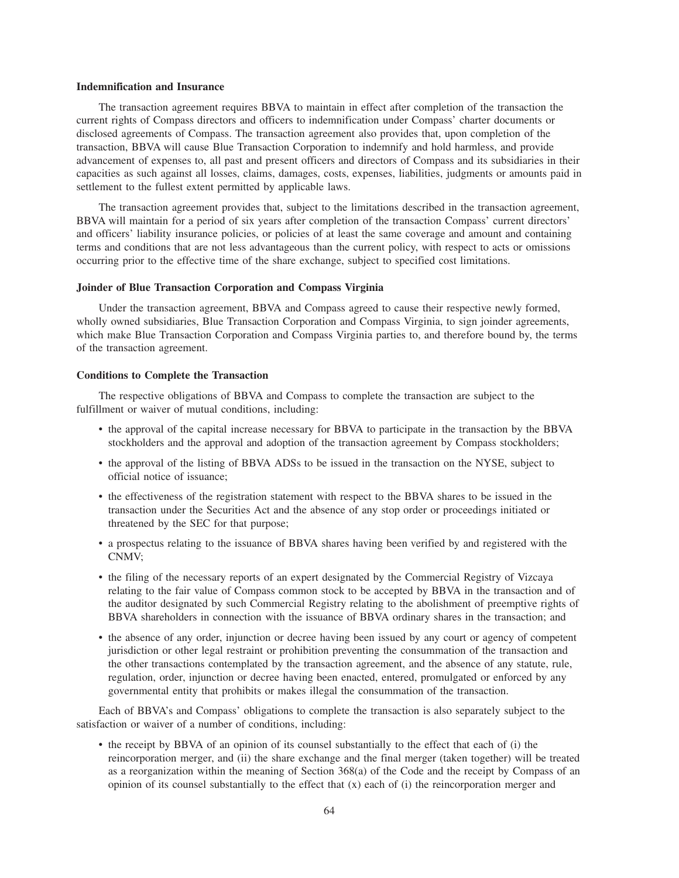**Indemnification and Insurance**

The transaction agreement requires BBVA to maintain in effect after completion of the transaction the current rights of Compass directors and officers to indemnification under Compass' charter documents or disclosed agreements of Compass. The transaction agreement also provides that, upon completion of the transaction, BBVA will cause Blue Transaction Corporation to indemnify and hold harmless, and provide advancement of expenses to, all past and present officers and directors of Compass and its subsidiaries in their capacities as such against all losses, claims, damages, costs, expenses, liabilities, judgments or amounts paid in settlement to the fullest extent permitted by applicable laws.

The transaction agreement provides that, subject to the limitations described in the transaction agreement, BBVA will maintain for a period of six years after completion of the transaction Compass' current directors' and officers' liability insurance policies, or policies of at least the same coverage and amount and containing terms and conditions that are not less advantageous than the current policy, with respect to acts or omissions occurring prior to the effective time of the share exchange, subject to specified cost limitations.

**Joinder of Blue Transaction Corporation and Compass Virginia**

Under the transaction agreement, BBVA and Compass agreed to cause their respective newly formed, wholly owned subsidiaries, Blue Transaction Corporation and Compass Virginia, to sign joinder agreements, which make Blue Transaction Corporation and Compass Virginia parties to, and therefore bound by, the terms of the transaction agreement.

**Conditions to Complete the Transaction**

The respective obligations of BBVA and Compass to complete the transaction are subject to the fulfillment or waiver of mutual conditions, including:

- the approval of the capital increase necessary for BBVA to participate in the transaction by the BBVA stockholders and the approval and adoption of the transaction agreement by Compass stockholders;
- the approval of the listing of BBVA ADSs to be issued in the transaction on the NYSE, subject to official notice of issuance;
- the effectiveness of the registration statement with respect to the BBVA shares to be issued in the transaction under the Securities Act and the absence of any stop order or proceedings initiated or threatened by the SEC for that purpose;
- a prospectus relating to the issuance of BBVA shares having been verified by and registered with the CNMV;
- the filing of the necessary reports of an expert designated by the Commercial Registry of Vizcaya relating to the fair value of Compass common stock to be accepted by BBVA in the transaction and of the auditor designated by such Commercial Registry relating to the abolishment of preemptive rights of BBVA shareholders in connection with the issuance of BBVA ordinary shares in the transaction; and
- the absence of any order, injunction or decree having been issued by any court or agency of competent jurisdiction or other legal restraint or prohibition preventing the consummation of the transaction and the other transactions contemplated by the transaction agreement, and the absence of any statute, rule, regulation, order, injunction or decree having been enacted, entered, promulgated or enforced by any governmental entity that prohibits or makes illegal the consummation of the transaction.

Each of BBVA's and Compass' obligations to complete the transaction is also separately subject to the satisfaction or waiver of a number of conditions, including:

- the receipt by BBVA of an opinion of its counsel substantially to the effect that each of (i) the reincorporation merger, and (ii) the share exchange and the final merger (taken together) will be treated as a reorganization within the meaning of Section 368(a) of the Code and the receipt by Compass of an opinion of its counsel substantially to the effect that (x) each of (i) the reincorporation merger and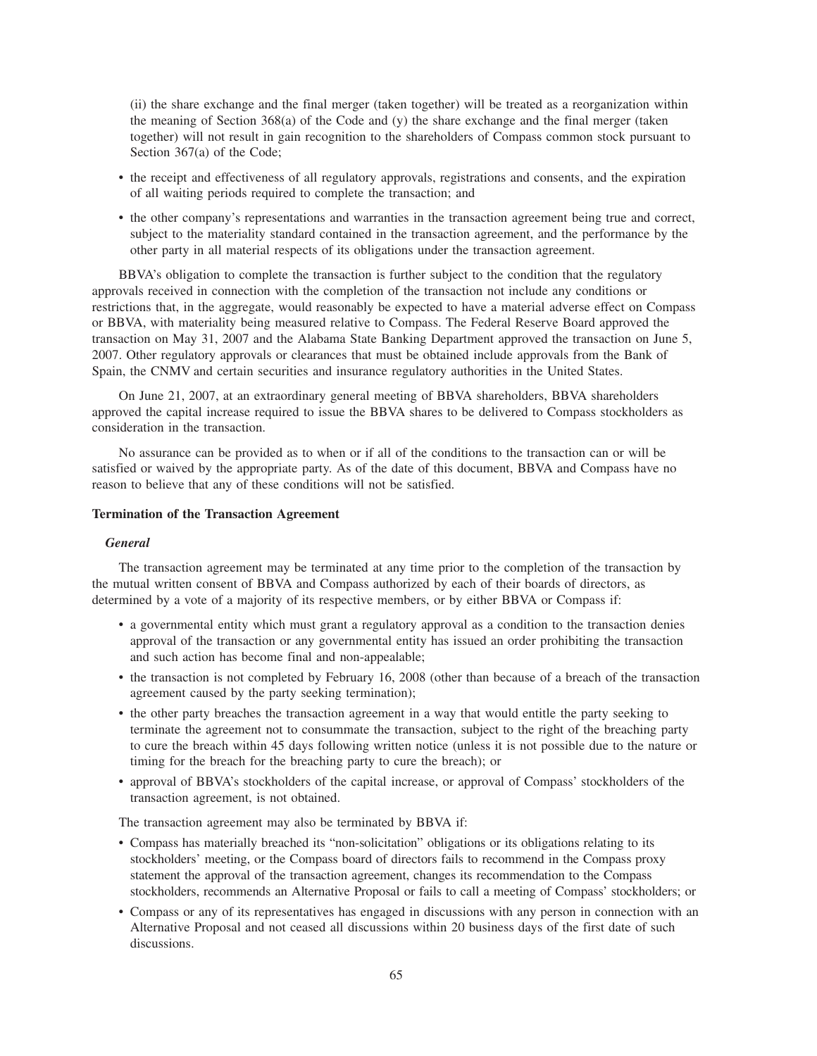(ii) the share exchange and the final merger (taken together) will be treated as a reorganization within the meaning of Section 368(a) of the Code and (y) the share exchange and the final merger (taken together) will not result in gain recognition to the shareholders of Compass common stock pursuant to Section 367(a) of the Code;

- the receipt and effectiveness of all regulatory approvals, registrations and consents, and the expiration of all waiting periods required to complete the transaction; and
- the other company's representations and warranties in the transaction agreement being true and correct, subject to the materiality standard contained in the transaction agreement, and the performance by the other party in all material respects of its obligations under the transaction agreement.

BBVA's obligation to complete the transaction is further subject to the condition that the regulatory approvals received in connection with the completion of the transaction not include any conditions or restrictions that, in the aggregate, would reasonably be expected to have a material adverse effect on Compass or BBVA, with materiality being measured relative to Compass. The Federal Reserve Board approved the transaction on May 31, 2007 and the Alabama State Banking Department approved the transaction on June 5, 2007. Other regulatory approvals or clearances that must be obtained include approvals from the Bank of Spain, the CNMV and certain securities and insurance regulatory authorities in the United States.

On June 21, 2007, at an extraordinary general meeting of BBVA shareholders, BBVA shareholders approved the capital increase required to issue the BBVA shares to be delivered to Compass stockholders as consideration in the transaction.

No assurance can be provided as to when or if all of the conditions to the transaction can or will be satisfied or waived by the appropriate party. As of the date of this document, BBVA and Compass have no reason to believe that any of these conditions will not be satisfied.

**Termination of the Transaction Agreement**

***General***

The transaction agreement may be terminated at any time prior to the completion of the transaction by the mutual written consent of BBVA and Compass authorized by each of their boards of directors, as determined by a vote of a majority of its respective members, or by either BBVA or Compass if:

- a governmental entity which must grant a regulatory approval as a condition to the transaction denies approval of the transaction or any governmental entity has issued an order prohibiting the transaction and such action has become final and non-appealable;
- the transaction is not completed by February 16, 2008 (other than because of a breach of the transaction agreement caused by the party seeking termination);
- the other party breaches the transaction agreement in a way that would entitle the party seeking to terminate the agreement not to consummate the transaction, subject to the right of the breaching party to cure the breach within 45 days following written notice (unless it is not possible due to the nature or timing for the breach for the breaching party to cure the breach); or
- approval of BBVA's stockholders of the capital increase, or approval of Compass' stockholders of the transaction agreement, is not obtained.

The transaction agreement may also be terminated by BBVA if:

- Compass has materially breached its "non-solicitation" obligations or its obligations relating to its stockholders' meeting, or the Compass board of directors fails to recommend in the Compass proxy statement the approval of the transaction agreement, changes its recommendation to the Compass stockholders, recommends an Alternative Proposal or fails to call a meeting of Compass' stockholders; or
- Compass or any of its representatives has engaged in discussions with any person in connection with an Alternative Proposal and not ceased all discussions within 20 business days of the first date of such discussions.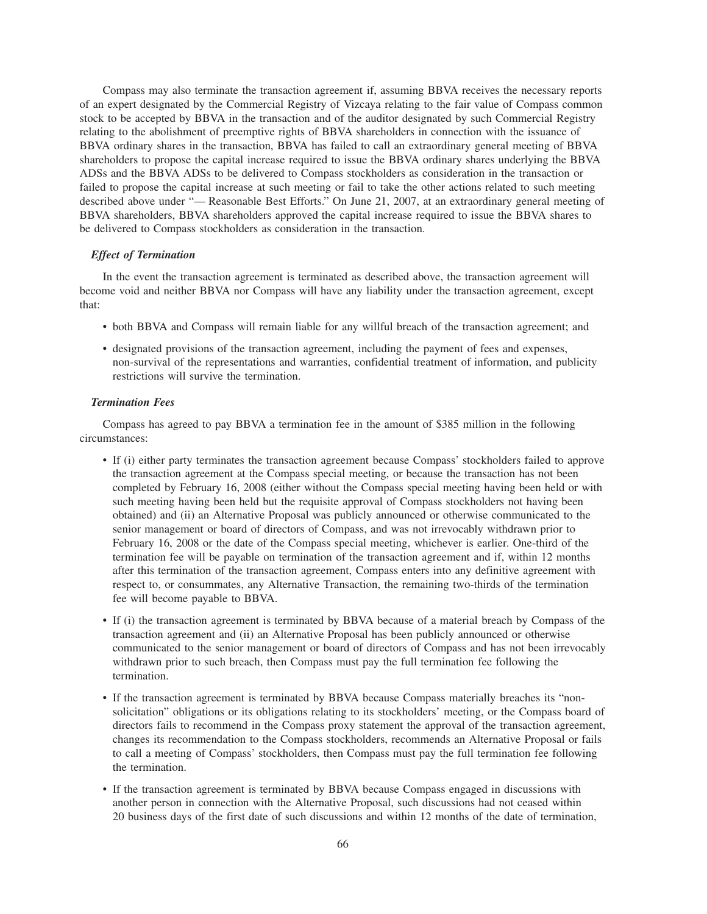Compass may also terminate the transaction agreement if, assuming BBVA receives the necessary reports of an expert designated by the Commercial Registry of Vizcaya relating to the fair value of Compass common stock to be accepted by BBVA in the transaction and of the auditor designated by such Commercial Registry relating to the abolishment of preemptive rights of BBVA shareholders in connection with the issuance of BBVA ordinary shares in the transaction, BBVA has failed to call an extraordinary general meeting of BBVA shareholders to propose the capital increase required to issue the BBVA ordinary shares underlying the BBVA ADSs and the BBVA ADSs to be delivered to Compass stockholders as consideration in the transaction or failed to propose the capital increase at such meeting or fail to take the other actions related to such meeting described above under "— Reasonable Best Efforts." On June 21, 2007, at an extraordinary general meeting of BBVA shareholders, BBVA shareholders approved the capital increase required to issue the BBVA shares to be delivered to Compass stockholders as consideration in the transaction.

### *Effect of Termination*

In the event the transaction agreement is terminated as described above, the transaction agreement will become void and neither BBVA nor Compass will have any liability under the transaction agreement, except that:

- both BBVA and Compass will remain liable for any willful breach of the transaction agreement; and
- designated provisions of the transaction agreement, including the payment of fees and expenses, non-survival of the representations and warranties, confidential treatment of information, and publicity restrictions will survive the termination.

### *Termination Fees*

Compass has agreed to pay BBVA a termination fee in the amount of $385 million in the following circumstances:

- If (i) either party terminates the transaction agreement because Compass' stockholders failed to approve the transaction agreement at the Compass special meeting, or because the transaction has not been completed by February 16, 2008 (either without the Compass special meeting having been held or with such meeting having been held but the requisite approval of Compass stockholders not having been obtained) and (ii) an Alternative Proposal was publicly announced or otherwise communicated to the senior management or board of directors of Compass, and was not irrevocably withdrawn prior to February 16, 2008 or the date of the Compass special meeting, whichever is earlier. One-third of the termination fee will be payable on termination of the transaction agreement and if, within 12 months after this termination of the transaction agreement, Compass enters into any definitive agreement with respect to, or consummates, any Alternative Transaction, the remaining two-thirds of the termination fee will become payable to BBVA.
- If (i) the transaction agreement is terminated by BBVA because of a material breach by Compass of the transaction agreement and (ii) an Alternative Proposal has been publicly announced or otherwise communicated to the senior management or board of directors of Compass and has not been irrevocably withdrawn prior to such breach, then Compass must pay the full termination fee following the termination.
- If the transaction agreement is terminated by BBVA because Compass materially breaches its "non-solicitation" obligations or its obligations relating to its stockholders' meeting, or the Compass board of directors fails to recommend in the Compass proxy statement the approval of the transaction agreement, changes its recommendation to the Compass stockholders, recommends an Alternative Proposal or fails to call a meeting of Compass' stockholders, then Compass must pay the full termination fee following the termination.
- If the transaction agreement is terminated by BBVA because Compass engaged in discussions with another person in connection with the Alternative Proposal, such discussions had not ceased within 20 business days of the first date of such discussions and within 12 months of the date of termination,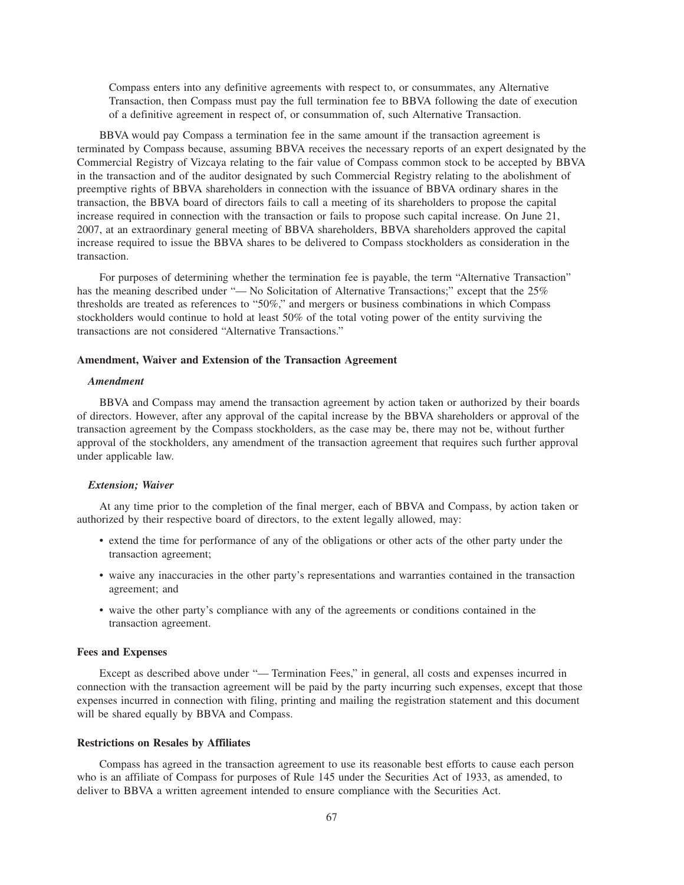Compass enters into any definitive agreements with respect to, or consummates, any Alternative Transaction, then Compass must pay the full termination fee to BBVA following the date of execution of a definitive agreement in respect of, or consummation of, such Alternative Transaction.

BBVA would pay Compass a termination fee in the same amount if the transaction agreement is terminated by Compass because, assuming BBVA receives the necessary reports of an expert designated by the Commercial Registry of Vizcaya relating to the fair value of Compass common stock to be accepted by BBVA in the transaction and of the auditor designated by such Commercial Registry relating to the abolishment of preemptive rights of BBVA shareholders in connection with the issuance of BBVA ordinary shares in the transaction, the BBVA board of directors fails to call a meeting of its shareholders to propose the capital increase required in connection with the transaction or fails to propose such capital increase. On June 21, 2007, at an extraordinary general meeting of BBVA shareholders, BBVA shareholders approved the capital increase required to issue the BBVA shares to be delivered to Compass stockholders as consideration in the transaction.

For purposes of determining whether the termination fee is payable, the term "Alternative Transaction" has the meaning described under "— No Solicitation of Alternative Transactions;" except that the 25% thresholds are treated as references to "50%," and mergers or business combinations in which Compass stockholders would continue to hold at least 50% of the total voting power of the entity surviving the transactions are not considered "Alternative Transactions."

**Amendment, Waiver and Extension of the Transaction Agreement**

***Amendment***

BBVA and Compass may amend the transaction agreement by action taken or authorized by their boards of directors. However, after any approval of the capital increase by the BBVA shareholders or approval of the transaction agreement by the Compass stockholders, as the case may be, there may not be, without further approval of the stockholders, any amendment of the transaction agreement that requires such further approval under applicable law.

***Extension; Waiver***

At any time prior to the completion of the final merger, each of BBVA and Compass, by action taken or authorized by their respective board of directors, to the extent legally allowed, may:

- extend the time for performance of any of the obligations or other acts of the other party under the transaction agreement;
- waive any inaccuracies in the other party's representations and warranties contained in the transaction agreement; and
- waive the other party's compliance with any of the agreements or conditions contained in the transaction agreement.

**Fees and Expenses**

Except as described above under "— Termination Fees," in general, all costs and expenses incurred in connection with the transaction agreement will be paid by the party incurring such expenses, except that those expenses incurred in connection with filing, printing and mailing the registration statement and this document will be shared equally by BBVA and Compass.

**Restrictions on Resales by Affiliates**

Compass has agreed in the transaction agreement to use its reasonable best efforts to cause each person who is an affiliate of Compass for purposes of Rule 145 under the Securities Act of 1933, as amended, to deliver to BBVA a written agreement intended to ensure compliance with the Securities Act.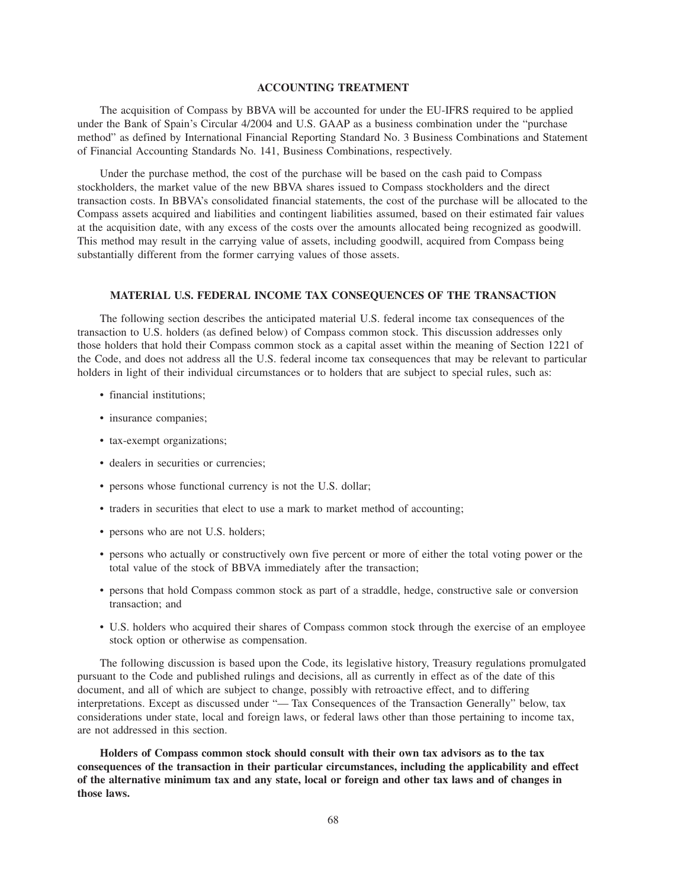## ACCOUNTING TREATMENT

The acquisition of Compass by BBVA will be accounted for under the EU-IFRS required to be applied under the Bank of Spain's Circular 4/2004 and U.S. GAAP as a business combination under the "purchase method" as defined by International Financial Reporting Standard No. 3 Business Combinations and Statement of Financial Accounting Standards No. 141, Business Combinations, respectively.

Under the purchase method, the cost of the purchase will be based on the cash paid to Compass stockholders, the market value of the new BBVA shares issued to Compass stockholders and the direct transaction costs. In BBVA's consolidated financial statements, the cost of the purchase will be allocated to the Compass assets acquired and liabilities and contingent liabilities assumed, based on their estimated fair values at the acquisition date, with any excess of the costs over the amounts allocated being recognized as goodwill. This method may result in the carrying value of assets, including goodwill, acquired from Compass being substantially different from the former carrying values of those assets.

## MATERIAL U.S. FEDERAL INCOME TAX CONSEQUENCES OF THE TRANSACTION

The following section describes the anticipated material U.S. federal income tax consequences of the transaction to U.S. holders (as defined below) of Compass common stock. This discussion addresses only those holders that hold their Compass common stock as a capital asset within the meaning of Section 1221 of the Code, and does not address all the U.S. federal income tax consequences that may be relevant to particular holders in light of their individual circumstances or to holders that are subject to special rules, such as:

- financial institutions;
- insurance companies;
- tax-exempt organizations;
- dealers in securities or currencies;
- persons whose functional currency is not the U.S. dollar;
- traders in securities that elect to use a mark to market method of accounting;
- persons who are not U.S. holders;
- persons who actually or constructively own five percent or more of either the total voting power or the total value of the stock of BBVA immediately after the transaction;
- persons that hold Compass common stock as part of a straddle, hedge, constructive sale or conversion transaction; and
- U.S. holders who acquired their shares of Compass common stock through the exercise of an employee stock option or otherwise as compensation.

The following discussion is based upon the Code, its legislative history, Treasury regulations promulgated pursuant to the Code and published rulings and decisions, all as currently in effect as of the date of this document, and all of which are subject to change, possibly with retroactive effect, and to differing interpretations. Except as discussed under "— Tax Consequences of the Transaction Generally" below, tax considerations under state, local and foreign laws, or federal laws other than those pertaining to income tax, are not addressed in this section.

**Holders of Compass common stock should consult with their own tax advisors as to the tax consequences of the transaction in their particular circumstances, including the applicability and effect of the alternative minimum tax and any state, local or foreign and other tax laws and of changes in those laws.**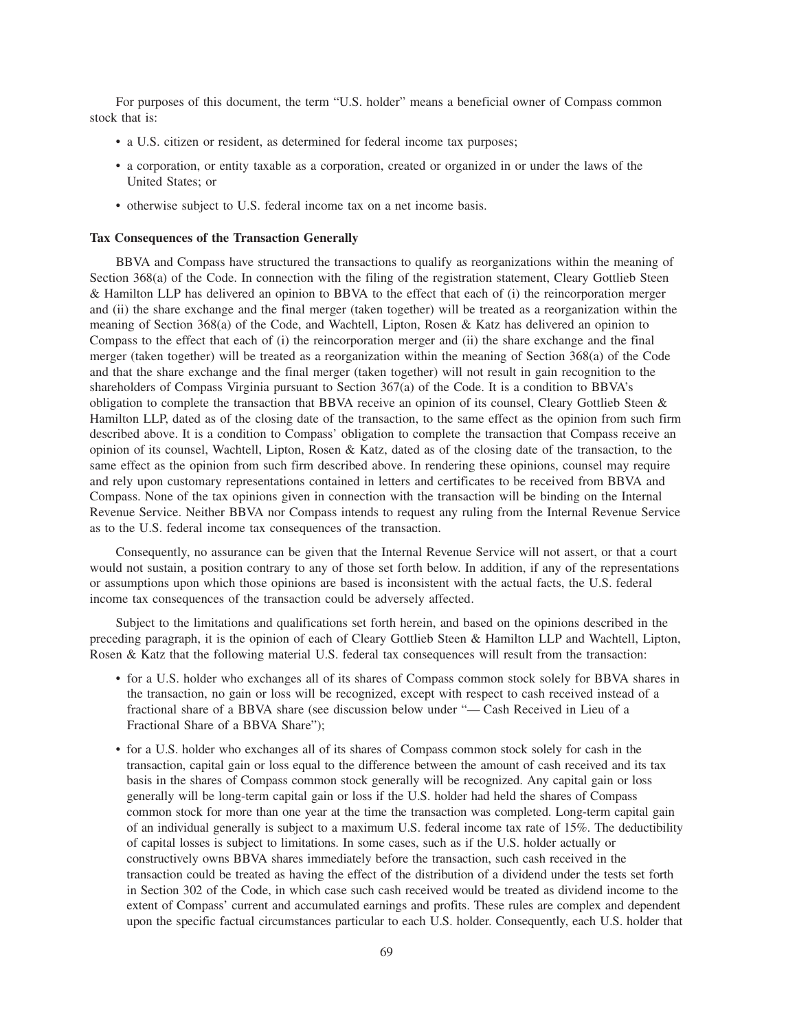For purposes of this document, the term "U.S. holder" means a beneficial owner of Compass common stock that is:

- a U.S. citizen or resident, as determined for federal income tax purposes;
- a corporation, or entity taxable as a corporation, created or organized in or under the laws of the United States; or
- otherwise subject to U.S. federal income tax on a net income basis.

**Tax Consequences of the Transaction Generally**

BBVA and Compass have structured the transactions to qualify as reorganizations within the meaning of Section 368(a) of the Code. In connection with the filing of the registration statement, Cleary Gottlieb Steen & Hamilton LLP has delivered an opinion to BBVA to the effect that each of (i) the reincorporation merger and (ii) the share exchange and the final merger (taken together) will be treated as a reorganization within the meaning of Section 368(a) of the Code, and Wachtell, Lipton, Rosen & Katz has delivered an opinion to Compass to the effect that each of (i) the reincorporation merger and (ii) the share exchange and the final merger (taken together) will be treated as a reorganization within the meaning of Section 368(a) of the Code and that the share exchange and the final merger (taken together) will not result in gain recognition to the shareholders of Compass Virginia pursuant to Section 367(a) of the Code. It is a condition to BBVA's obligation to complete the transaction that BBVA receive an opinion of its counsel, Cleary Gottlieb Steen & Hamilton LLP, dated as of the closing date of the transaction, to the same effect as the opinion from such firm described above. It is a condition to Compass' obligation to complete the transaction that Compass receive an opinion of its counsel, Wachtell, Lipton, Rosen & Katz, dated as of the closing date of the transaction, to the same effect as the opinion from such firm described above. In rendering these opinions, counsel may require and rely upon customary representations contained in letters and certificates to be received from BBVA and Compass. None of the tax opinions given in connection with the transaction will be binding on the Internal Revenue Service. Neither BBVA nor Compass intends to request any ruling from the Internal Revenue Service as to the U.S. federal income tax consequences of the transaction.

Consequently, no assurance can be given that the Internal Revenue Service will not assert, or that a court would not sustain, a position contrary to any of those set forth below. In addition, if any of the representations or assumptions upon which those opinions are based is inconsistent with the actual facts, the U.S. federal income tax consequences of the transaction could be adversely affected.

Subject to the limitations and qualifications set forth herein, and based on the opinions described in the preceding paragraph, it is the opinion of each of Cleary Gottlieb Steen & Hamilton LLP and Wachtell, Lipton, Rosen & Katz that the following material U.S. federal tax consequences will result from the transaction:

- for a U.S. holder who exchanges all of its shares of Compass common stock solely for BBVA shares in the transaction, no gain or loss will be recognized, except with respect to cash received instead of a fractional share of a BBVA share (see discussion below under "— Cash Received in Lieu of a Fractional Share of a BBVA Share");
- for a U.S. holder who exchanges all of its shares of Compass common stock solely for cash in the transaction, capital gain or loss equal to the difference between the amount of cash received and its tax basis in the shares of Compass common stock generally will be recognized. Any capital gain or loss generally will be long-term capital gain or loss if the U.S. holder had held the shares of Compass common stock for more than one year at the time the transaction was completed. Long-term capital gain of an individual generally is subject to a maximum U.S. federal income tax rate of 15%. The deductibility of capital losses is subject to limitations. In some cases, such as if the U.S. holder actually or constructively owns BBVA shares immediately before the transaction, such cash received in the transaction could be treated as having the effect of the distribution of a dividend under the tests set forth in Section 302 of the Code, in which case such cash received would be treated as dividend income to the extent of Compass' current and accumulated earnings and profits. These rules are complex and dependent upon the specific factual circumstances particular to each U.S. holder. Consequently, each U.S. holder that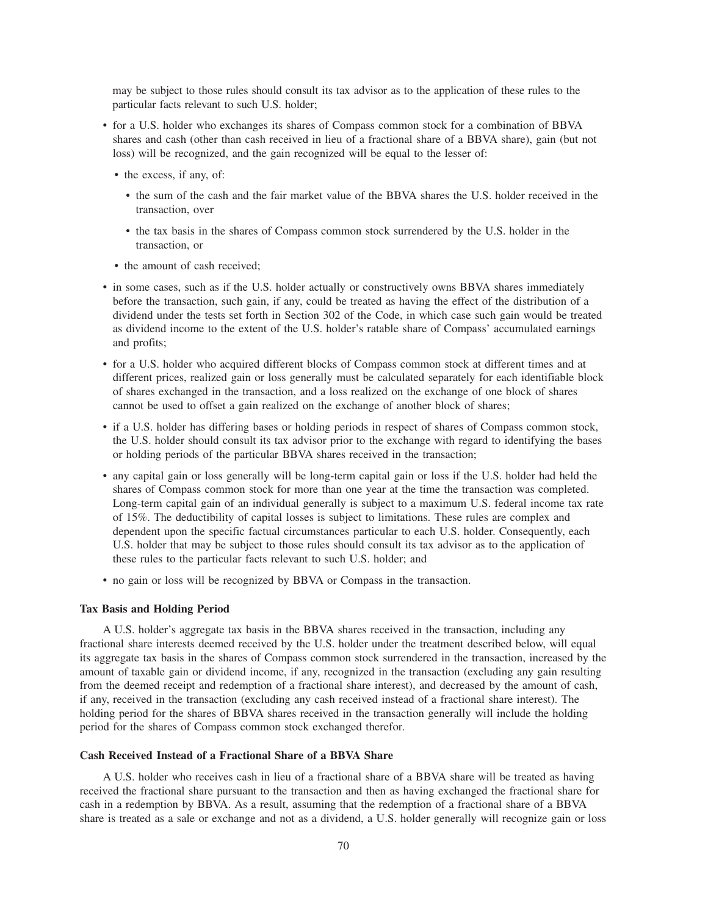may be subject to those rules should consult its tax advisor as to the application of these rules to the particular facts relevant to such U.S. holder;

- for a U.S. holder who exchanges its shares of Compass common stock for a combination of BBVA shares and cash (other than cash received in lieu of a fractional share of a BBVA share), gain (but not loss) will be recognized, and the gain recognized will be equal to the lesser of:
  - the excess, if any, of:
    - the sum of the cash and the fair market value of the BBVA shares the U.S. holder received in the transaction, over
    - the tax basis in the shares of Compass common stock surrendered by the U.S. holder in the transaction, or
  - the amount of cash received;
- in some cases, such as if the U.S. holder actually or constructively owns BBVA shares immediately before the transaction, such gain, if any, could be treated as having the effect of the distribution of a dividend under the tests set forth in Section 302 of the Code, in which case such gain would be treated as dividend income to the extent of the U.S. holder's ratable share of Compass' accumulated earnings and profits;
- for a U.S. holder who acquired different blocks of Compass common stock at different times and at different prices, realized gain or loss generally must be calculated separately for each identifiable block of shares exchanged in the transaction, and a loss realized on the exchange of one block of shares cannot be used to offset a gain realized on the exchange of another block of shares;
- if a U.S. holder has differing bases or holding periods in respect of shares of Compass common stock, the U.S. holder should consult its tax advisor prior to the exchange with regard to identifying the bases or holding periods of the particular BBVA shares received in the transaction;
- any capital gain or loss generally will be long-term capital gain or loss if the U.S. holder had held the shares of Compass common stock for more than one year at the time the transaction was completed. Long-term capital gain of an individual generally is subject to a maximum U.S. federal income tax rate of 15%. The deductibility of capital losses is subject to limitations. These rules are complex and dependent upon the specific factual circumstances particular to each U.S. holder. Consequently, each U.S. holder that may be subject to those rules should consult its tax advisor as to the application of these rules to the particular facts relevant to such U.S. holder; and
- no gain or loss will be recognized by BBVA or Compass in the transaction.

**Tax Basis and Holding Period**

A U.S. holder's aggregate tax basis in the BBVA shares received in the transaction, including any fractional share interests deemed received by the U.S. holder under the treatment described below, will equal its aggregate tax basis in the shares of Compass common stock surrendered in the transaction, increased by the amount of taxable gain or dividend income, if any, recognized in the transaction (excluding any gain resulting from the deemed receipt and redemption of a fractional share interest), and decreased by the amount of cash, if any, received in the transaction (excluding any cash received instead of a fractional share interest). The holding period for the shares of BBVA shares received in the transaction generally will include the holding period for the shares of Compass common stock exchanged therefor.

**Cash Received Instead of a Fractional Share of a BBVA Share**

A U.S. holder who receives cash in lieu of a fractional share of a BBVA share will be treated as having received the fractional share pursuant to the transaction and then as having exchanged the fractional share for cash in a redemption by BBVA. As a result, assuming that the redemption of a fractional share of a BBVA share is treated as a sale or exchange and not as a dividend, a U.S. holder generally will recognize gain or loss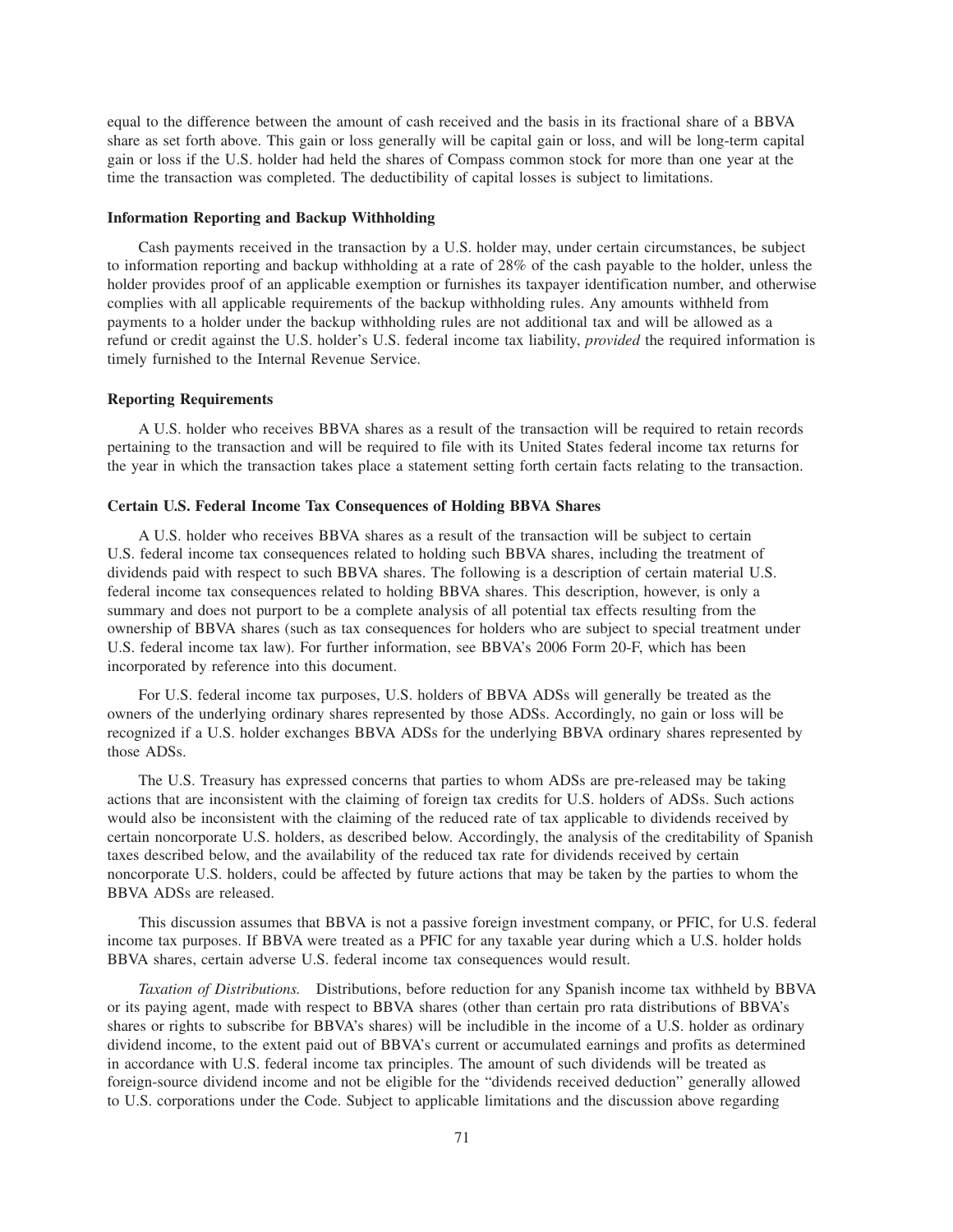equal to the difference between the amount of cash received and the basis in its fractional share of a BBVA share as set forth above. This gain or loss generally will be capital gain or loss, and will be long-term capital gain or loss if the U.S. holder had held the shares of Compass common stock for more than one year at the time the transaction was completed. The deductibility of capital losses is subject to limitations.

### Information Reporting and Backup Withholding

Cash payments received in the transaction by a U.S. holder may, under certain circumstances, be subject to information reporting and backup withholding at a rate of 28% of the cash payable to the holder, unless the holder provides proof of an applicable exemption or furnishes its taxpayer identification number, and otherwise complies with all applicable requirements of the backup withholding rules. Any amounts withheld from payments to a holder under the backup withholding rules are not additional tax and will be allowed as a refund or credit against the U.S. holder's U.S. federal income tax liability, *provided* the required information is timely furnished to the Internal Revenue Service.

### Reporting Requirements

A U.S. holder who receives BBVA shares as a result of the transaction will be required to retain records pertaining to the transaction and will be required to file with its United States federal income tax returns for the year in which the transaction takes place a statement setting forth certain facts relating to the transaction.

### Certain U.S. Federal Income Tax Consequences of Holding BBVA Shares

A U.S. holder who receives BBVA shares as a result of the transaction will be subject to certain U.S. federal income tax consequences related to holding such BBVA shares, including the treatment of dividends paid with respect to such BBVA shares. The following is a description of certain material U.S. federal income tax consequences related to holding BBVA shares. This description, however, is only a summary and does not purport to be a complete analysis of all potential tax effects resulting from the ownership of BBVA shares (such as tax consequences for holders who are subject to special treatment under U.S. federal income tax law). For further information, see BBVA's 2006 Form 20-F, which has been incorporated by reference into this document.

For U.S. federal income tax purposes, U.S. holders of BBVA ADSs will generally be treated as the owners of the underlying ordinary shares represented by those ADSs. Accordingly, no gain or loss will be recognized if a U.S. holder exchanges BBVA ADSs for the underlying BBVA ordinary shares represented by those ADSs.

The U.S. Treasury has expressed concerns that parties to whom ADSs are pre-released may be taking actions that are inconsistent with the claiming of foreign tax credits for U.S. holders of ADSs. Such actions would also be inconsistent with the claiming of the reduced rate of tax applicable to dividends received by certain noncorporate U.S. holders, as described below. Accordingly, the analysis of the creditability of Spanish taxes described below, and the availability of the reduced tax rate for dividends received by certain noncorporate U.S. holders, could be affected by future actions that may be taken by the parties to whom the BBVA ADSs are released.

This discussion assumes that BBVA is not a passive foreign investment company, or PFIC, for U.S. federal income tax purposes. If BBVA were treated as a PFIC for any taxable year during which a U.S. holder holds BBVA shares, certain adverse U.S. federal income tax consequences would result.

*Taxation of Distributions.* Distributions, before reduction for any Spanish income tax withheld by BBVA or its paying agent, made with respect to BBVA shares (other than certain pro rata distributions of BBVA's shares or rights to subscribe for BBVA's shares) will be includible in the income of a U.S. holder as ordinary dividend income, to the extent paid out of BBVA's current or accumulated earnings and profits as determined in accordance with U.S. federal income tax principles. The amount of such dividends will be treated as foreign-source dividend income and not be eligible for the "dividends received deduction" generally allowed to U.S. corporations under the Code. Subject to applicable limitations and the discussion above regarding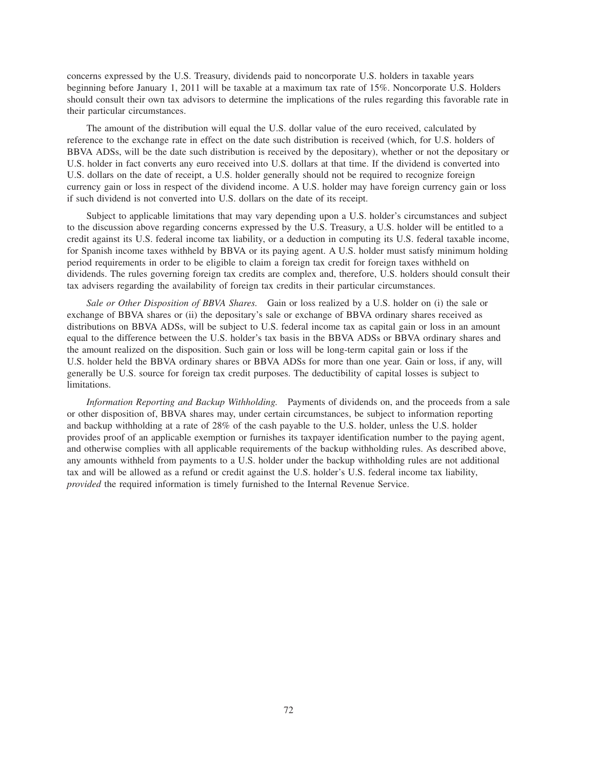concerns expressed by the U.S. Treasury, dividends paid to noncorporate U.S. holders in taxable years beginning before January 1, 2011 will be taxable at a maximum tax rate of 15%. Noncorporate U.S. Holders should consult their own tax advisors to determine the implications of the rules regarding this favorable rate in their particular circumstances.

The amount of the distribution will equal the U.S. dollar value of the euro received, calculated by reference to the exchange rate in effect on the date such distribution is received (which, for U.S. holders of BBVA ADSs, will be the date such distribution is received by the depositary), whether or not the depositary or U.S. holder in fact converts any euro received into U.S. dollars at that time. If the dividend is converted into U.S. dollars on the date of receipt, a U.S. holder generally should not be required to recognize foreign currency gain or loss in respect of the dividend income. A U.S. holder may have foreign currency gain or loss if such dividend is not converted into U.S. dollars on the date of its receipt.

Subject to applicable limitations that may vary depending upon a U.S. holder's circumstances and subject to the discussion above regarding concerns expressed by the U.S. Treasury, a U.S. holder will be entitled to a credit against its U.S. federal income tax liability, or a deduction in computing its U.S. federal taxable income, for Spanish income taxes withheld by BBVA or its paying agent. A U.S. holder must satisfy minimum holding period requirements in order to be eligible to claim a foreign tax credit for foreign taxes withheld on dividends. The rules governing foreign tax credits are complex and, therefore, U.S. holders should consult their tax advisers regarding the availability of foreign tax credits in their particular circumstances.

*Sale or Other Disposition of BBVA Shares.* Gain or loss realized by a U.S. holder on (i) the sale or exchange of BBVA shares or (ii) the depositary's sale or exchange of BBVA ordinary shares received as distributions on BBVA ADSs, will be subject to U.S. federal income tax as capital gain or loss in an amount equal to the difference between the U.S. holder's tax basis in the BBVA ADSs or BBVA ordinary shares and the amount realized on the disposition. Such gain or loss will be long-term capital gain or loss if the U.S. holder held the BBVA ordinary shares or BBVA ADSs for more than one year. Gain or loss, if any, will generally be U.S. source for foreign tax credit purposes. The deductibility of capital losses is subject to limitations.

*Information Reporting and Backup Withholding.* Payments of dividends on, and the proceeds from a sale or other disposition of, BBVA shares may, under certain circumstances, be subject to information reporting and backup withholding at a rate of 28% of the cash payable to the U.S. holder, unless the U.S. holder provides proof of an applicable exemption or furnishes its taxpayer identification number to the paying agent, and otherwise complies with all applicable requirements of the backup withholding rules. As described above, any amounts withheld from payments to a U.S. holder under the backup withholding rules are not additional tax and will be allowed as a refund or credit against the U.S. holder's U.S. federal income tax liability, *provided* the required information is timely furnished to the Internal Revenue Service.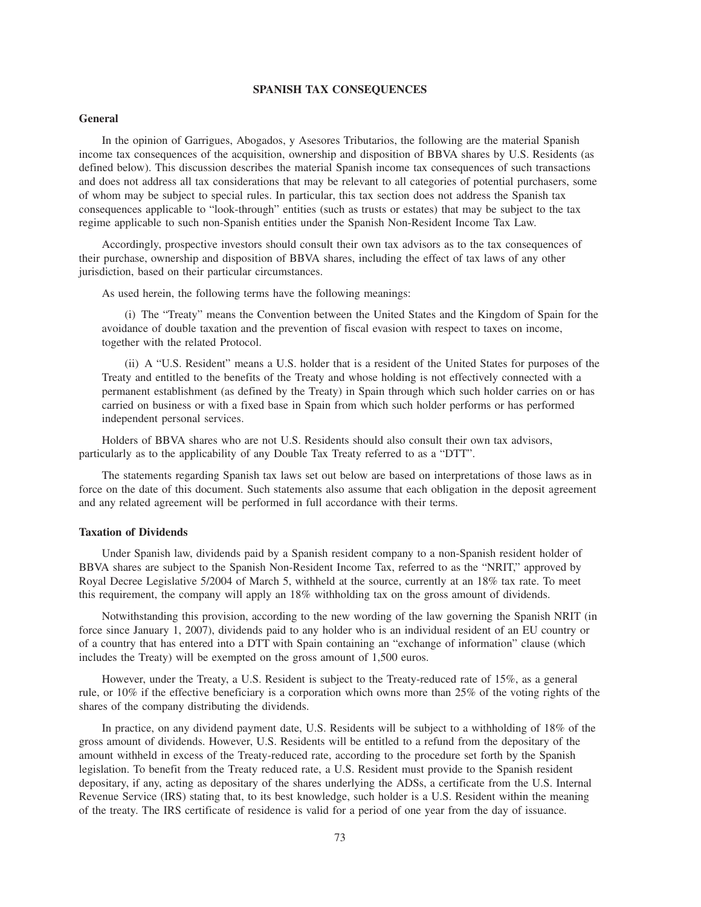## SPANISH TAX CONSEQUENCES

### General

In the opinion of Garrigues, Abogados, y Asesores Tributarios, the following are the material Spanish income tax consequences of the acquisition, ownership and disposition of BBVA shares by U.S. Residents (as defined below). This discussion describes the material Spanish income tax consequences of such transactions and does not address all tax considerations that may be relevant to all categories of potential purchasers, some of whom may be subject to special rules. In particular, this tax section does not address the Spanish tax consequences applicable to "look-through" entities (such as trusts or estates) that may be subject to the tax regime applicable to such non-Spanish entities under the Spanish Non-Resident Income Tax Law.

Accordingly, prospective investors should consult their own tax advisors as to the tax consequences of their purchase, ownership and disposition of BBVA shares, including the effect of tax laws of any other jurisdiction, based on their particular circumstances.

As used herein, the following terms have the following meanings:

(i) The "Treaty" means the Convention between the United States and the Kingdom of Spain for the avoidance of double taxation and the prevention of fiscal evasion with respect to taxes on income, together with the related Protocol.

(ii) A "U.S. Resident" means a U.S. holder that is a resident of the United States for purposes of the Treaty and entitled to the benefits of the Treaty and whose holding is not effectively connected with a permanent establishment (as defined by the Treaty) in Spain through which such holder carries on or has carried on business or with a fixed base in Spain from which such holder performs or has performed independent personal services.

Holders of BBVA shares who are not U.S. Residents should also consult their own tax advisors, particularly as to the applicability of any Double Tax Treaty referred to as a "DTT".

The statements regarding Spanish tax laws set out below are based on interpretations of those laws as in force on the date of this document. Such statements also assume that each obligation in the deposit agreement and any related agreement will be performed in full accordance with their terms.

### Taxation of Dividends

Under Spanish law, dividends paid by a Spanish resident company to a non-Spanish resident holder of BBVA shares are subject to the Spanish Non-Resident Income Tax, referred to as the "NRIT," approved by Royal Decree Legislative 5/2004 of March 5, withheld at the source, currently at an 18% tax rate. To meet this requirement, the company will apply an 18% withholding tax on the gross amount of dividends.

Notwithstanding this provision, according to the new wording of the law governing the Spanish NRIT (in force since January 1, 2007), dividends paid to any holder who is an individual resident of an EU country or of a country that has entered into a DTT with Spain containing an "exchange of information" clause (which includes the Treaty) will be exempted on the gross amount of 1,500 euros.

However, under the Treaty, a U.S. Resident is subject to the Treaty-reduced rate of 15%, as a general rule, or 10% if the effective beneficiary is a corporation which owns more than 25% of the voting rights of the shares of the company distributing the dividends.

In practice, on any dividend payment date, U.S. Residents will be subject to a withholding of 18% of the gross amount of dividends. However, U.S. Residents will be entitled to a refund from the depositary of the amount withheld in excess of the Treaty-reduced rate, according to the procedure set forth by the Spanish legislation. To benefit from the Treaty reduced rate, a U.S. Resident must provide to the Spanish resident depositary, if any, acting as depositary of the shares underlying the ADSs, a certificate from the U.S. Internal Revenue Service (IRS) stating that, to its best knowledge, such holder is a U.S. Resident within the meaning of the treaty. The IRS certificate of residence is valid for a period of one year from the day of issuance.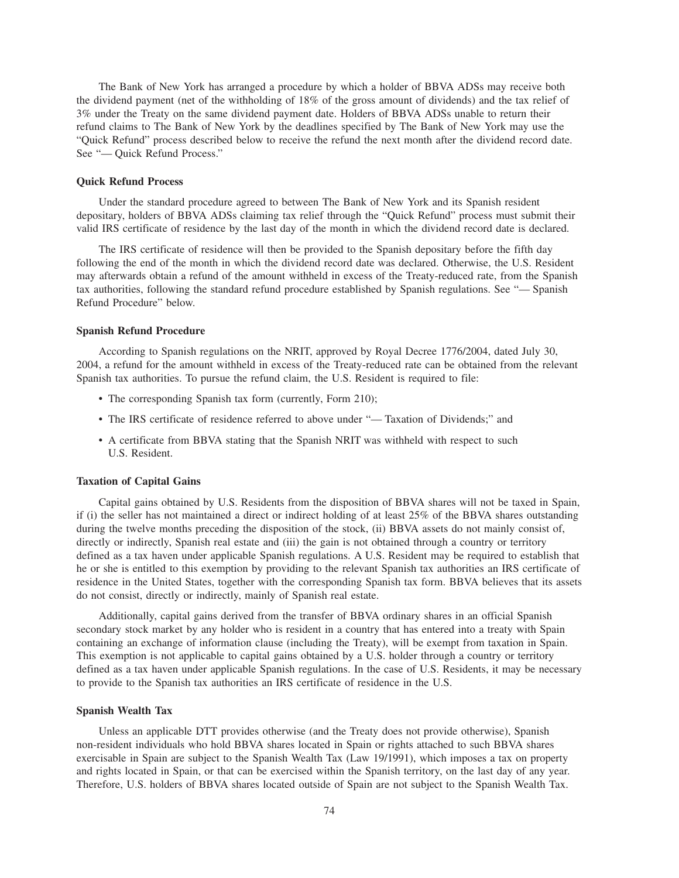The Bank of New York has arranged a procedure by which a holder of BBVA ADSs may receive both the dividend payment (net of the withholding of 18% of the gross amount of dividends) and the tax relief of 3% under the Treaty on the same dividend payment date. Holders of BBVA ADSs unable to return their refund claims to The Bank of New York by the deadlines specified by The Bank of New York may use the "Quick Refund" process described below to receive the refund the next month after the dividend record date. See "— Quick Refund Process."

**Quick Refund Process**

Under the standard procedure agreed to between The Bank of New York and its Spanish resident depositary, holders of BBVA ADSs claiming tax relief through the "Quick Refund" process must submit their valid IRS certificate of residence by the last day of the month in which the dividend record date is declared.

The IRS certificate of residence will then be provided to the Spanish depositary before the fifth day following the end of the month in which the dividend record date was declared. Otherwise, the U.S. Resident may afterwards obtain a refund of the amount withheld in excess of the Treaty-reduced rate, from the Spanish tax authorities, following the standard refund procedure established by Spanish regulations. See "— Spanish Refund Procedure" below.

**Spanish Refund Procedure**

According to Spanish regulations on the NRIT, approved by Royal Decree 1776/2004, dated July 30, 2004, a refund for the amount withheld in excess of the Treaty-reduced rate can be obtained from the relevant Spanish tax authorities. To pursue the refund claim, the U.S. Resident is required to file:

- The corresponding Spanish tax form (currently, Form 210);
- The IRS certificate of residence referred to above under "— Taxation of Dividends;" and
- A certificate from BBVA stating that the Spanish NRIT was withheld with respect to such U.S. Resident.

**Taxation of Capital Gains**

Capital gains obtained by U.S. Residents from the disposition of BBVA shares will not be taxed in Spain, if (i) the seller has not maintained a direct or indirect holding of at least 25% of the BBVA shares outstanding during the twelve months preceding the disposition of the stock, (ii) BBVA assets do not mainly consist of, directly or indirectly, Spanish real estate and (iii) the gain is not obtained through a country or territory defined as a tax haven under applicable Spanish regulations. A U.S. Resident may be required to establish that he or she is entitled to this exemption by providing to the relevant Spanish tax authorities an IRS certificate of residence in the United States, together with the corresponding Spanish tax form. BBVA believes that its assets do not consist, directly or indirectly, mainly of Spanish real estate.

Additionally, capital gains derived from the transfer of BBVA ordinary shares in an official Spanish secondary stock market by any holder who is resident in a country that has entered into a treaty with Spain containing an exchange of information clause (including the Treaty), will be exempt from taxation in Spain. This exemption is not applicable to capital gains obtained by a U.S. holder through a country or territory defined as a tax haven under applicable Spanish regulations. In the case of U.S. Residents, it may be necessary to provide to the Spanish tax authorities an IRS certificate of residence in the U.S.

**Spanish Wealth Tax**

Unless an applicable DTT provides otherwise (and the Treaty does not provide otherwise), Spanish non-resident individuals who hold BBVA shares located in Spain or rights attached to such BBVA shares exercisable in Spain are subject to the Spanish Wealth Tax (Law 19/1991), which imposes a tax on property and rights located in Spain, or that can be exercised within the Spanish territory, on the last day of any year. Therefore, U.S. holders of BBVA shares located outside of Spain are not subject to the Spanish Wealth Tax.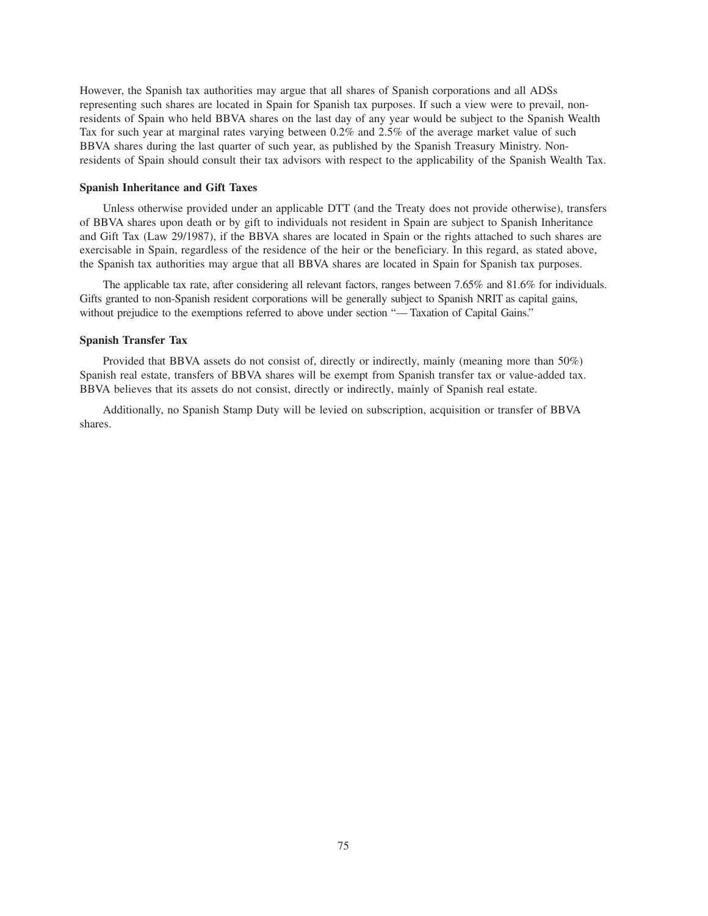However, the Spanish tax authorities may argue that all shares of Spanish corporations and all ADSs representing such shares are located in Spain for Spanish tax purposes. If such a view were to prevail, non-residents of Spain who held BBVA shares on the last day of any year would be subject to the Spanish Wealth Tax for such year at marginal rates varying between 0.2% and 2.5% of the average market value of such BBVA shares during the last quarter of such year, as published by the Spanish Treasury Ministry. Non-residents of Spain should consult their tax advisors with respect to the applicability of the Spanish Wealth Tax.

**Spanish Inheritance and Gift Taxes**

Unless otherwise provided under an applicable DTT (and the Treaty does not provide otherwise), transfers of BBVA shares upon death or by gift to individuals not resident in Spain are subject to Spanish Inheritance and Gift Tax (Law 29/1987), if the BBVA shares are located in Spain or the rights attached to such shares are exercisable in Spain, regardless of the residence of the heir or the beneficiary. In this regard, as stated above, the Spanish tax authorities may argue that all BBVA shares are located in Spain for Spanish tax purposes.

The applicable tax rate, after considering all relevant factors, ranges between 7.65% and 81.6% for individuals. Gifts granted to non-Spanish resident corporations will be generally subject to Spanish NRIT as capital gains, without prejudice to the exemptions referred to above under section "— Taxation of Capital Gains."

**Spanish Transfer Tax**

Provided that BBVA assets do not consist of, directly or indirectly, mainly (meaning more than 50%) Spanish real estate, transfers of BBVA shares will be exempt from Spanish transfer tax or value-added tax. BBVA believes that its assets do not consist, directly or indirectly, mainly of Spanish real estate.

Additionally, no Spanish Stamp Duty will be levied on subscription, acquisition or transfer of BBVA shares.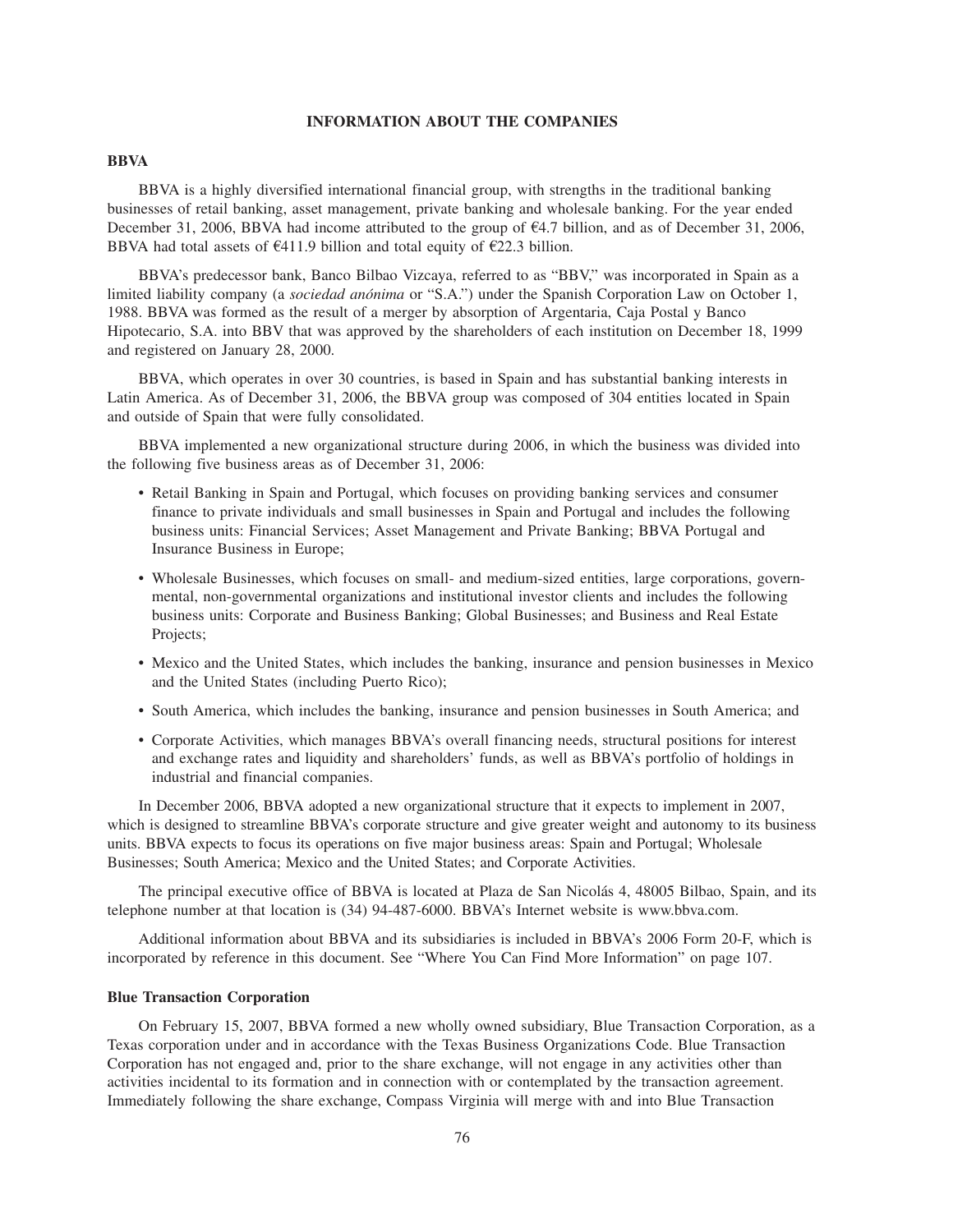## INFORMATION ABOUT THE COMPANIES

### BBVA

BBVA is a highly diversified international financial group, with strengths in the traditional banking businesses of retail banking, asset management, private banking and wholesale banking. For the year ended December 31, 2006, BBVA had income attributed to the group of €4.7 billion, and as of December 31, 2006, BBVA had total assets of €411.9 billion and total equity of €22.3 billion.

BBVA's predecessor bank, Banco Bilbao Vizcaya, referred to as "BBV," was incorporated in Spain as a limited liability company (a *sociedad anónima* or "S.A.") under the Spanish Corporation Law on October 1, 1988. BBVA was formed as the result of a merger by absorption of Argentaria, Caja Postal y Banco Hipotecario, S.A. into BBV that was approved by the shareholders of each institution on December 18, 1999 and registered on January 28, 2000.

BBVA, which operates in over 30 countries, is based in Spain and has substantial banking interests in Latin America. As of December 31, 2006, the BBVA group was composed of 304 entities located in Spain and outside of Spain that were fully consolidated.

BBVA implemented a new organizational structure during 2006, in which the business was divided into the following five business areas as of December 31, 2006:

- Retail Banking in Spain and Portugal, which focuses on providing banking services and consumer finance to private individuals and small businesses in Spain and Portugal and includes the following business units: Financial Services; Asset Management and Private Banking; BBVA Portugal and Insurance Business in Europe;
- Wholesale Businesses, which focuses on small- and medium-sized entities, large corporations, governmental, non-governmental organizations and institutional investor clients and includes the following business units: Corporate and Business Banking; Global Businesses; and Business and Real Estate Projects;
- Mexico and the United States, which includes the banking, insurance and pension businesses in Mexico and the United States (including Puerto Rico);
- South America, which includes the banking, insurance and pension businesses in South America; and
- Corporate Activities, which manages BBVA's overall financing needs, structural positions for interest and exchange rates and liquidity and shareholders' funds, as well as BBVA's portfolio of holdings in industrial and financial companies.

In December 2006, BBVA adopted a new organizational structure that it expects to implement in 2007, which is designed to streamline BBVA's corporate structure and give greater weight and autonomy to its business units. BBVA expects to focus its operations on five major business areas: Spain and Portugal; Wholesale Businesses; South America; Mexico and the United States; and Corporate Activities.

The principal executive office of BBVA is located at Plaza de San Nicolás 4, 48005 Bilbao, Spain, and its telephone number at that location is (34) 94-487-6000. BBVA's Internet website is www.bbva.com.

Additional information about BBVA and its subsidiaries is included in BBVA's 2006 Form 20-F, which is incorporated by reference in this document. See "Where You Can Find More Information" on page 107.

### Blue Transaction Corporation

On February 15, 2007, BBVA formed a new wholly owned subsidiary, Blue Transaction Corporation, as a Texas corporation under and in accordance with the Texas Business Organizations Code. Blue Transaction Corporation has not engaged and, prior to the share exchange, will not engage in any activities other than activities incidental to its formation and in connection with or contemplated by the transaction agreement. Immediately following the share exchange, Compass Virginia will merge with and into Blue Transaction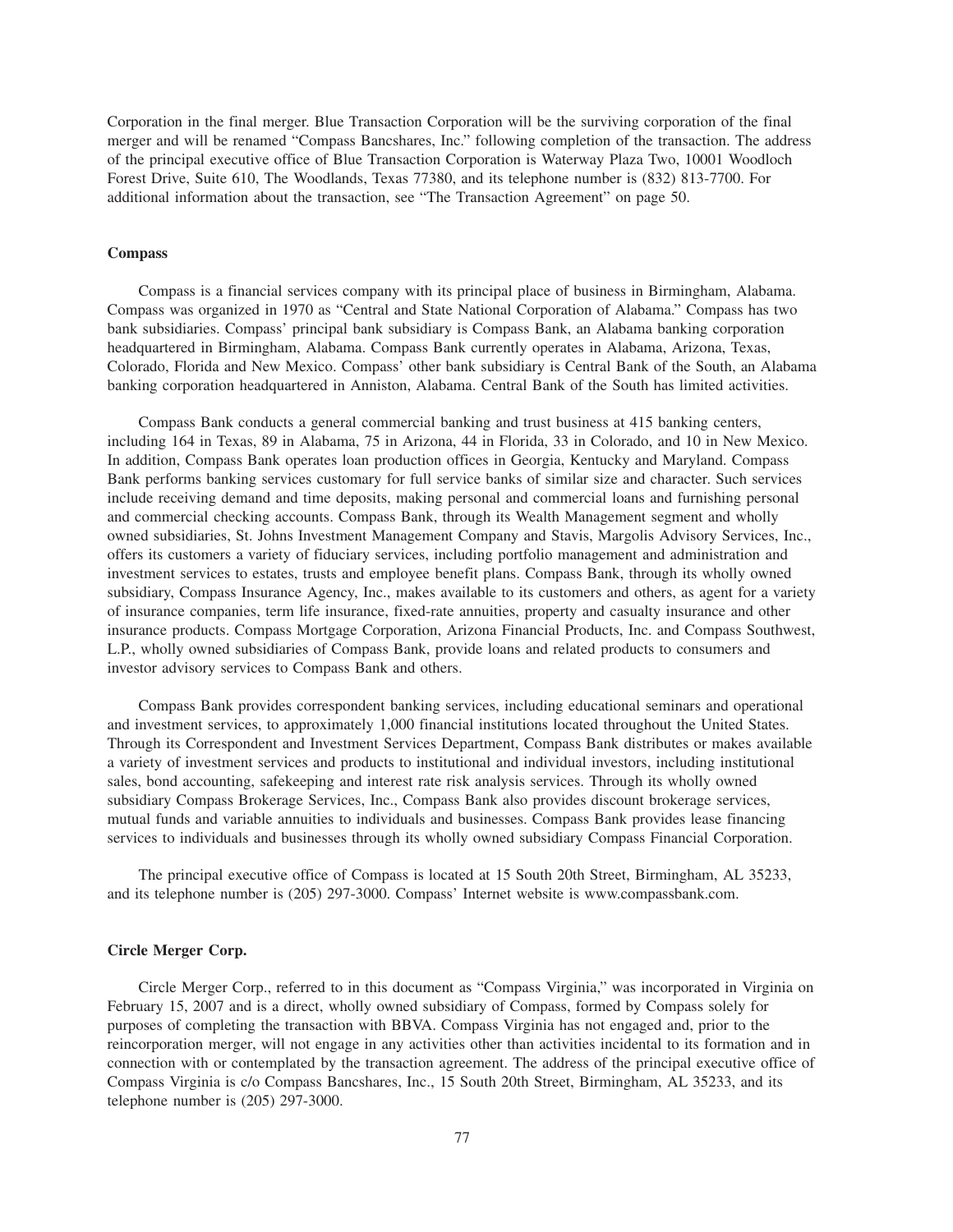Corporation in the final merger. Blue Transaction Corporation will be the surviving corporation of the final merger and will be renamed "Compass Bancshares, Inc." following completion of the transaction. The address of the principal executive office of Blue Transaction Corporation is Waterway Plaza Two, 10001 Woodloch Forest Drive, Suite 610, The Woodlands, Texas 77380, and its telephone number is (832) 813-7700. For additional information about the transaction, see "The Transaction Agreement" on page 50.

**Compass**

Compass is a financial services company with its principal place of business in Birmingham, Alabama. Compass was organized in 1970 as "Central and State National Corporation of Alabama." Compass has two bank subsidiaries. Compass' principal bank subsidiary is Compass Bank, an Alabama banking corporation headquartered in Birmingham, Alabama. Compass Bank currently operates in Alabama, Arizona, Texas, Colorado, Florida and New Mexico. Compass' other bank subsidiary is Central Bank of the South, an Alabama banking corporation headquartered in Anniston, Alabama. Central Bank of the South has limited activities.

Compass Bank conducts a general commercial banking and trust business at 415 banking centers, including 164 in Texas, 89 in Alabama, 75 in Arizona, 44 in Florida, 33 in Colorado, and 10 in New Mexico. In addition, Compass Bank operates loan production offices in Georgia, Kentucky and Maryland. Compass Bank performs banking services customary for full service banks of similar size and character. Such services include receiving demand and time deposits, making personal and commercial loans and furnishing personal and commercial checking accounts. Compass Bank, through its Wealth Management segment and wholly owned subsidiaries, St. Johns Investment Management Company and Stavis, Margolis Advisory Services, Inc., offers its customers a variety of fiduciary services, including portfolio management and administration and investment services to estates, trusts and employee benefit plans. Compass Bank, through its wholly owned subsidiary, Compass Insurance Agency, Inc., makes available to its customers and others, as agent for a variety of insurance companies, term life insurance, fixed-rate annuities, property and casualty insurance and other insurance products. Compass Mortgage Corporation, Arizona Financial Products, Inc. and Compass Southwest, L.P., wholly owned subsidiaries of Compass Bank, provide loans and related products to consumers and investor advisory services to Compass Bank and others.

Compass Bank provides correspondent banking services, including educational seminars and operational and investment services, to approximately 1,000 financial institutions located throughout the United States. Through its Correspondent and Investment Services Department, Compass Bank distributes or makes available a variety of investment services and products to institutional and individual investors, including institutional sales, bond accounting, safekeeping and interest rate risk analysis services. Through its wholly owned subsidiary Compass Brokerage Services, Inc., Compass Bank also provides discount brokerage services, mutual funds and variable annuities to individuals and businesses. Compass Bank provides lease financing services to individuals and businesses through its wholly owned subsidiary Compass Financial Corporation.

The principal executive office of Compass is located at 15 South 20th Street, Birmingham, AL 35233, and its telephone number is (205) 297-3000. Compass' Internet website is www.compassbank.com.

**Circle Merger Corp.**

Circle Merger Corp., referred to in this document as "Compass Virginia," was incorporated in Virginia on February 15, 2007 and is a direct, wholly owned subsidiary of Compass, formed by Compass solely for purposes of completing the transaction with BBVA. Compass Virginia has not engaged and, prior to the reincorporation merger, will not engage in any activities other than activities incidental to its formation and in connection with or contemplated by the transaction agreement. The address of the principal executive office of Compass Virginia is c/o Compass Bancshares, Inc., 15 South 20th Street, Birmingham, AL 35233, and its telephone number is (205) 297-3000.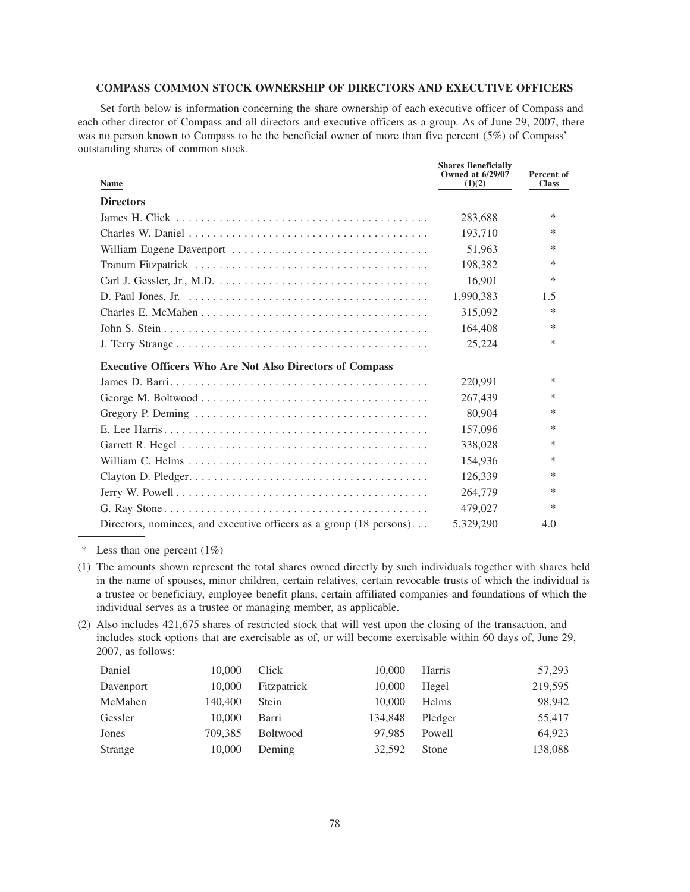### COMPASS COMMON STOCK OWNERSHIP OF DIRECTORS AND EXECUTIVE OFFICERS

Set forth below is information concerning the share ownership of each executive officer of Compass and each other director of Compass and all directors and executive officers as a group. As of June 29, 2007, there was no person known to Compass to be the beneficial owner of more than five percent (5%) of Compass' outstanding shares of common stock.

| Name | Shares Beneficially Owned at 6/29/07 (1)(2) | Percent of Class |
|---|---|---|
| **Directors** | | |
| James H. Click | 283,688 | * |
| Charles W. Daniel | 193,710 | * |
| William Eugene Davenport | 51,963 | * |
| Tranum Fitzpatrick | 198,382 | * |
| Carl J. Gessler, Jr., M.D. | 16,901 | * |
| D. Paul Jones, Jr. | 1,990,383 | 1.5 |
| Charles E. McMahen | 315,092 | * |
| John S. Stein | 164,408 | * |
| J. Terry Strange | 25,224 | * |
| **Executive Officers Who Are Not Also Directors of Compass** | | |
| James D. Barri | 220,991 | * |
| George M. Boltwood | 267,439 | * |
| Gregory P. Deming | 80,904 | * |
| E. Lee Harris | 157,096 | * |
| Garrett R. Hegel | 338,028 | * |
| William C. Helms | 154,936 | * |
| Clayton D. Pledger | 126,339 | * |
| Jerry W. Powell | 264,779 | * |
| G. Ray Stone | 479,027 | * |
| Directors, nominees, and executive officers as a group (18 persons) | 5,329,290 | 4.0 |

\* Less than one percent (1%)

(1) The amounts shown represent the total shares owned directly by such individuals together with shares held in the name of spouses, minor children, certain relatives, certain revocable trusts of which the individual is a trustee or beneficiary, employee benefit plans, certain affiliated companies and foundations of which the individual serves as a trustee or managing member, as applicable.

(2) Also includes 421,675 shares of restricted stock that will vest upon the closing of the transaction, and includes stock options that are exercisable as of, or will become exercisable within 60 days of, June 29, 2007, as follows:

| | | | | | |
|---|---|---|---|---|---|
| Daniel | 10,000 | Click | 10,000 | Harris | 57,293 |
| Davenport | 10,000 | Fitzpatrick | 10,000 | Hegel | 219,595 |
| McMahen | 140,400 | Stein | 10,000 | Helms | 98,942 |
| Gessler | 10,000 | Barri | 134,848 | Pledger | 55,417 |
| Jones | 709,385 | Boltwood | 97,985 | Powell | 64,923 |
| Strange | 10,000 | Deming | 32,592 | Stone | 138,088 |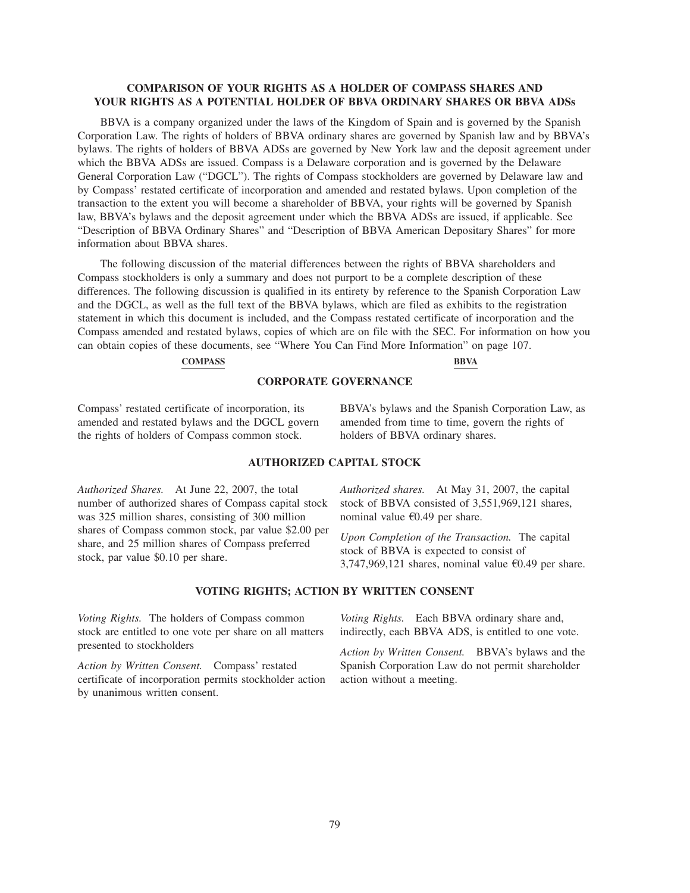## COMPARISON OF YOUR RIGHTS AS A HOLDER OF COMPASS SHARES AND YOUR RIGHTS AS A POTENTIAL HOLDER OF BBVA ORDINARY SHARES OR BBVA ADSs

BBVA is a company organized under the laws of the Kingdom of Spain and is governed by the Spanish Corporation Law. The rights of holders of BBVA ordinary shares are governed by Spanish law and by BBVA's bylaws. The rights of holders of BBVA ADSs are governed by New York law and the deposit agreement under which the BBVA ADSs are issued. Compass is a Delaware corporation and is governed by the Delaware General Corporation Law ("DGCL"). The rights of Compass stockholders are governed by Delaware law and by Compass' restated certificate of incorporation and amended and restated bylaws. Upon completion of the transaction to the extent you will become a shareholder of BBVA, your rights will be governed by Spanish law, BBVA's bylaws and the deposit agreement under which the BBVA ADSs are issued, if applicable. See "Description of BBVA Ordinary Shares" and "Description of BBVA American Depositary Shares" for more information about BBVA shares.

The following discussion of the material differences between the rights of BBVA shareholders and Compass stockholders is only a summary and does not purport to be a complete description of these differences. The following discussion is qualified in its entirety by reference to the Spanish Corporation Law and the DGCL, as well as the full text of the BBVA bylaws, which are filed as exhibits to the registration statement in which this document is included, and the Compass restated certificate of incorporation and the Compass amended and restated bylaws, copies of which are on file with the SEC. For information on how you can obtain copies of these documents, see "Where You Can Find More Information" on page 107.

| COMPASS | BBVA |
|---|---|
| **CORPORATE GOVERNANCE** | |
| Compass' restated certificate of incorporation, its amended and restated bylaws and the DGCL govern the rights of holders of Compass common stock. | BBVA's bylaws and the Spanish Corporation Law, as amended from time to time, govern the rights of holders of BBVA ordinary shares. |
| **AUTHORIZED CAPITAL STOCK** | |
| *Authorized Shares.* At June 22, 2007, the total number of authorized shares of Compass capital stock was 325 million shares, consisting of 300 million shares of Compass common stock, par value \$2.00 per share, and 25 million shares of Compass preferred stock, par value \$0.10 per share. | *Authorized shares.* At May 31, 2007, the capital stock of BBVA consisted of 3,551,969,121 shares, nominal value €0.49 per share.<br><br>*Upon Completion of the Transaction.* The capital stock of BBVA is expected to consist of 3,747,969,121 shares, nominal value €0.49 per share. |
| **VOTING RIGHTS; ACTION BY WRITTEN CONSENT** | |
| *Voting Rights.* The holders of Compass common stock are entitled to one vote per share on all matters presented to stockholders<br><br>*Action by Written Consent.* Compass' restated certificate of incorporation permits stockholder action by unanimous written consent. | *Voting Rights.* Each BBVA ordinary share and, indirectly, each BBVA ADS, is entitled to one vote.<br><br>*Action by Written Consent.* BBVA's bylaws and the Spanish Corporation Law do not permit shareholder action without a meeting. |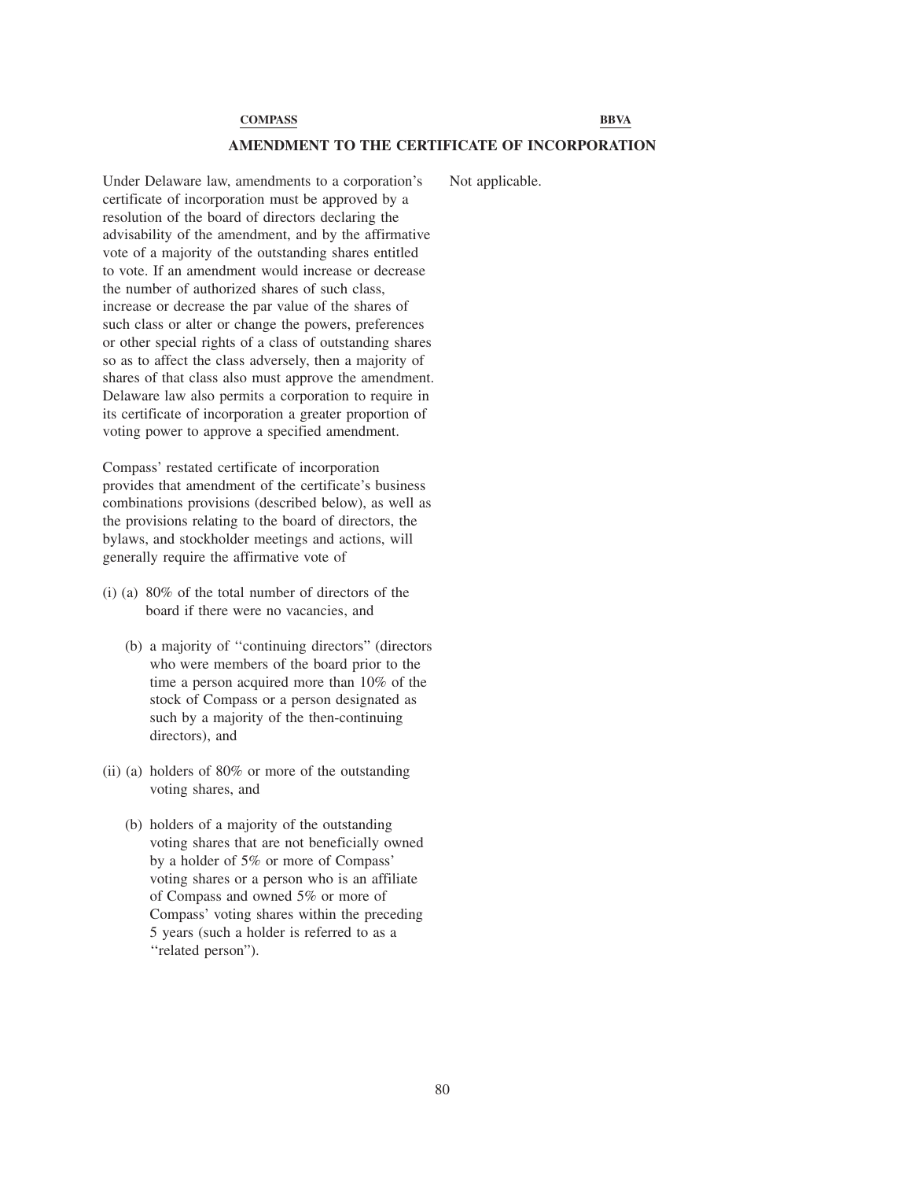| COMPASS | BBVA |
|---|---|

## AMENDMENT TO THE CERTIFICATE OF INCORPORATION

| COMPASS | BBVA |
|---|---|
| Under Delaware law, amendments to a corporation's certificate of incorporation must be approved by a resolution of the board of directors declaring the advisability of the amendment, and by the affirmative vote of a majority of the outstanding shares entitled to vote. If an amendment would increase or decrease the number of authorized shares of such class, increase or decrease the par value of the shares of such class or alter or change the powers, preferences or other special rights of a class of outstanding shares so as to affect the class adversely, then a majority of shares of that class also must approve the amendment. Delaware law also permits a corporation to require in its certificate of incorporation a greater proportion of voting power to approve a specified amendment. | Not applicable. |
| Compass' restated certificate of incorporation provides that amendment of the certificate's business combinations provisions (described below), as well as the provisions relating to the board of directors, the bylaws, and stockholder meetings and actions, will generally require the affirmative vote of | |
| (i) (a) 80% of the total number of directors of the board if there were no vacancies, and | |
| (b) a majority of ''continuing directors'' (directors who were members of the board prior to the time a person acquired more than 10% of the stock of Compass or a person designated as such by a majority of the then-continuing directors), and | |
| (ii) (a) holders of 80% or more of the outstanding voting shares, and | |
| (b) holders of a majority of the outstanding voting shares that are not beneficially owned by a holder of 5% or more of Compass' voting shares or a person who is an affiliate of Compass and owned 5% or more of Compass' voting shares within the preceding 5 years (such a holder is referred to as a ''related person''). | |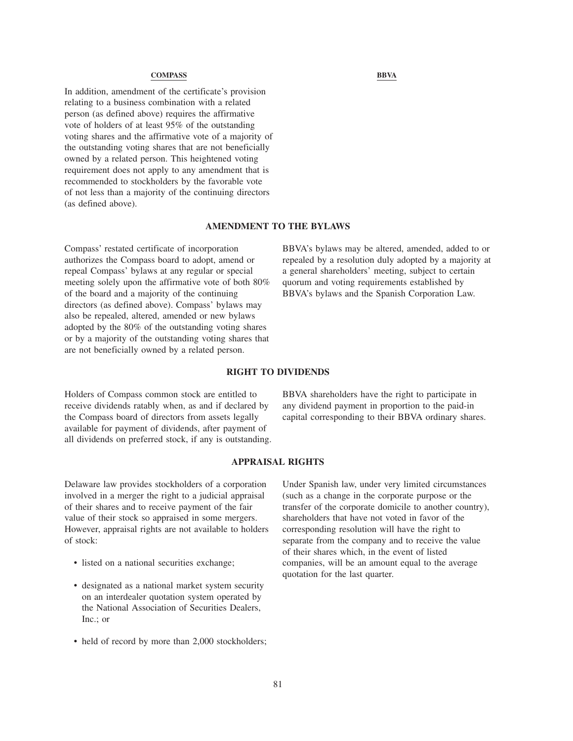| COMPASS | BBVA |
|---|---|
| In addition, amendment of the certificate's provision relating to a business combination with a related person (as defined above) requires the affirmative vote of holders of at least 95% of the outstanding voting shares and the affirmative vote of a majority of the outstanding voting shares that are not beneficially owned by a related person. This heightened voting requirement does not apply to any amendment that is recommended to stockholders by the favorable vote of not less than a majority of the continuing directors (as defined above). | |

**AMENDMENT TO THE BYLAWS**

| COMPASS | BBVA |
|---|---|
| Compass' restated certificate of incorporation authorizes the Compass board to adopt, amend or repeal Compass' bylaws at any regular or special meeting solely upon the affirmative vote of both 80% of the board and a majority of the continuing directors (as defined above). Compass' bylaws may also be repealed, altered, amended or new bylaws adopted by the 80% of the outstanding voting shares or by a majority of the outstanding voting shares that are not beneficially owned by a related person. | BBVA's bylaws may be altered, amended, added to or repealed by a resolution duly adopted by a majority at a general shareholders' meeting, subject to certain quorum and voting requirements established by BBVA's bylaws and the Spanish Corporation Law. |

**RIGHT TO DIVIDENDS**

| COMPASS | BBVA |
|---|---|
| Holders of Compass common stock are entitled to receive dividends ratably when, as and if declared by the Compass board of directors from assets legally available for payment of dividends, after payment of all dividends on preferred stock, if any is outstanding. | BBVA shareholders have the right to participate in any dividend payment in proportion to the paid-in capital corresponding to their BBVA ordinary shares. |

**APPRAISAL RIGHTS**

| COMPASS | BBVA |
|---|---|
| Delaware law provides stockholders of a corporation involved in a merger the right to a judicial appraisal of their shares and to receive payment of the fair value of their stock so appraised in some mergers. However, appraisal rights are not available to holders of stock:<br><br>• listed on a national securities exchange;<br><br>• designated as a national market system security on an interdealer quotation system operated by the National Association of Securities Dealers, Inc.; or<br><br>• held of record by more than 2,000 stockholders; | Under Spanish law, under very limited circumstances (such as a change in the corporate purpose or the transfer of the corporate domicile to another country), shareholders that have not voted in favor of the corresponding resolution will have the right to separate from the company and to receive the value of their shares which, in the event of listed companies, will be an amount equal to the average quotation for the last quarter. |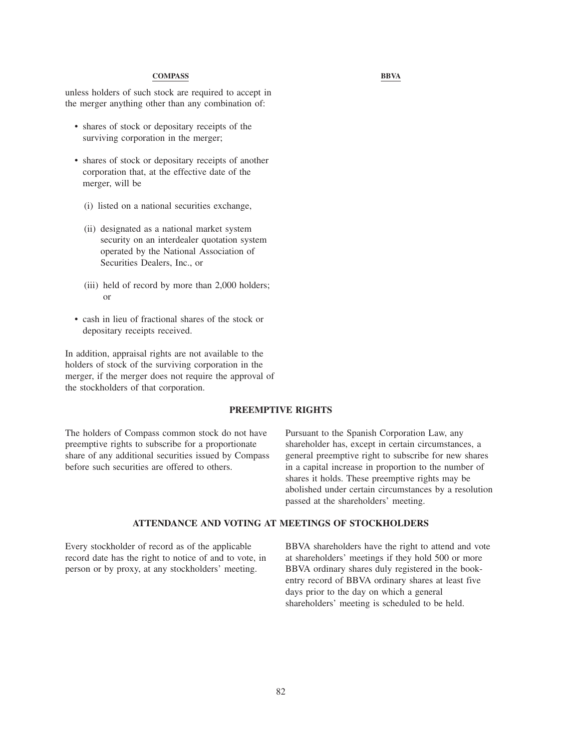| COMPASS | BBVA |
| --- | --- |
| unless holders of such stock are required to accept in the merger anything other than any combination of:<br><br>• shares of stock or depositary receipts of the surviving corporation in the merger;<br><br>• shares of stock or depositary receipts of another corporation that, at the effective date of the merger, will be<br>(i) listed on a national securities exchange,<br>(ii) designated as a national market system security on an interdealer quotation system operated by the National Association of Securities Dealers, Inc., or<br>(iii) held of record by more than 2,000 holders; or<br><br>• cash in lieu of fractional shares of the stock or depositary receipts received.<br><br>In addition, appraisal rights are not available to the holders of stock of the surviving corporation in the merger, if the merger does not require the approval of the stockholders of that corporation. | |

## PREEMPTIVE RIGHTS

| COMPASS | BBVA |
| --- | --- |
| The holders of Compass common stock do not have preemptive rights to subscribe for a proportionate share of any additional securities issued by Compass before such securities are offered to others. | Pursuant to the Spanish Corporation Law, any shareholder has, except in certain circumstances, a general preemptive right to subscribe for new shares in a capital increase in proportion to the number of shares it holds. These preemptive rights may be abolished under certain circumstances by a resolution passed at the shareholders' meeting. |

## ATTENDANCE AND VOTING AT MEETINGS OF STOCKHOLDERS

| COMPASS | BBVA |
| --- | --- |
| Every stockholder of record as of the applicable record date has the right to notice of and to vote, in person or by proxy, at any stockholders' meeting. | BBVA shareholders have the right to attend and vote at shareholders' meetings if they hold 500 or more BBVA ordinary shares duly registered in the book-entry record of BBVA ordinary shares at least five days prior to the day on which a general shareholders' meeting is scheduled to be held. |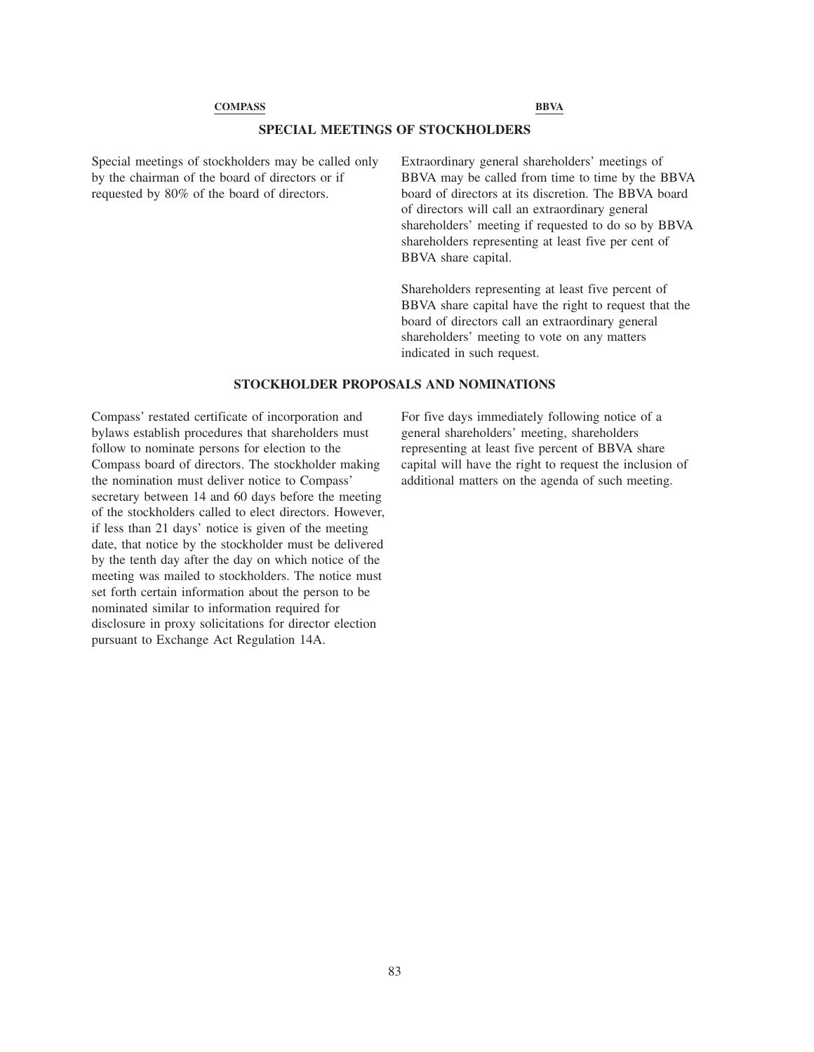| COMPASS | BBVA |
| --- | --- |

## SPECIAL MEETINGS OF STOCKHOLDERS

| COMPASS | BBVA |
| --- | --- |
| Special meetings of stockholders may be called only by the chairman of the board of directors or if requested by 80% of the board of directors. | Extraordinary general shareholders' meetings of BBVA may be called from time to time by the BBVA board of directors at its discretion. The BBVA board of directors will call an extraordinary general shareholders' meeting if requested to do so by BBVA shareholders representing at least five per cent of BBVA share capital.<br><br>Shareholders representing at least five percent of BBVA share capital have the right to request that the board of directors call an extraordinary general shareholders' meeting to vote on any matters indicated in such request. |

## STOCKHOLDER PROPOSALS AND NOMINATIONS

| COMPASS | BBVA |
| --- | --- |
| Compass' restated certificate of incorporation and bylaws establish procedures that shareholders must follow to nominate persons for election to the Compass board of directors. The stockholder making the nomination must deliver notice to Compass' secretary between 14 and 60 days before the meeting of the stockholders called to elect directors. However, if less than 21 days' notice is given of the meeting date, that notice by the stockholder must be delivered by the tenth day after the day on which notice of the meeting was mailed to stockholders. The notice must set forth certain information about the person to be nominated similar to information required for disclosure in proxy solicitations for director election pursuant to Exchange Act Regulation 14A. | For five days immediately following notice of a general shareholders' meeting, shareholders representing at least five percent of BBVA share capital will have the right to request the inclusion of additional matters on the agenda of such meeting. |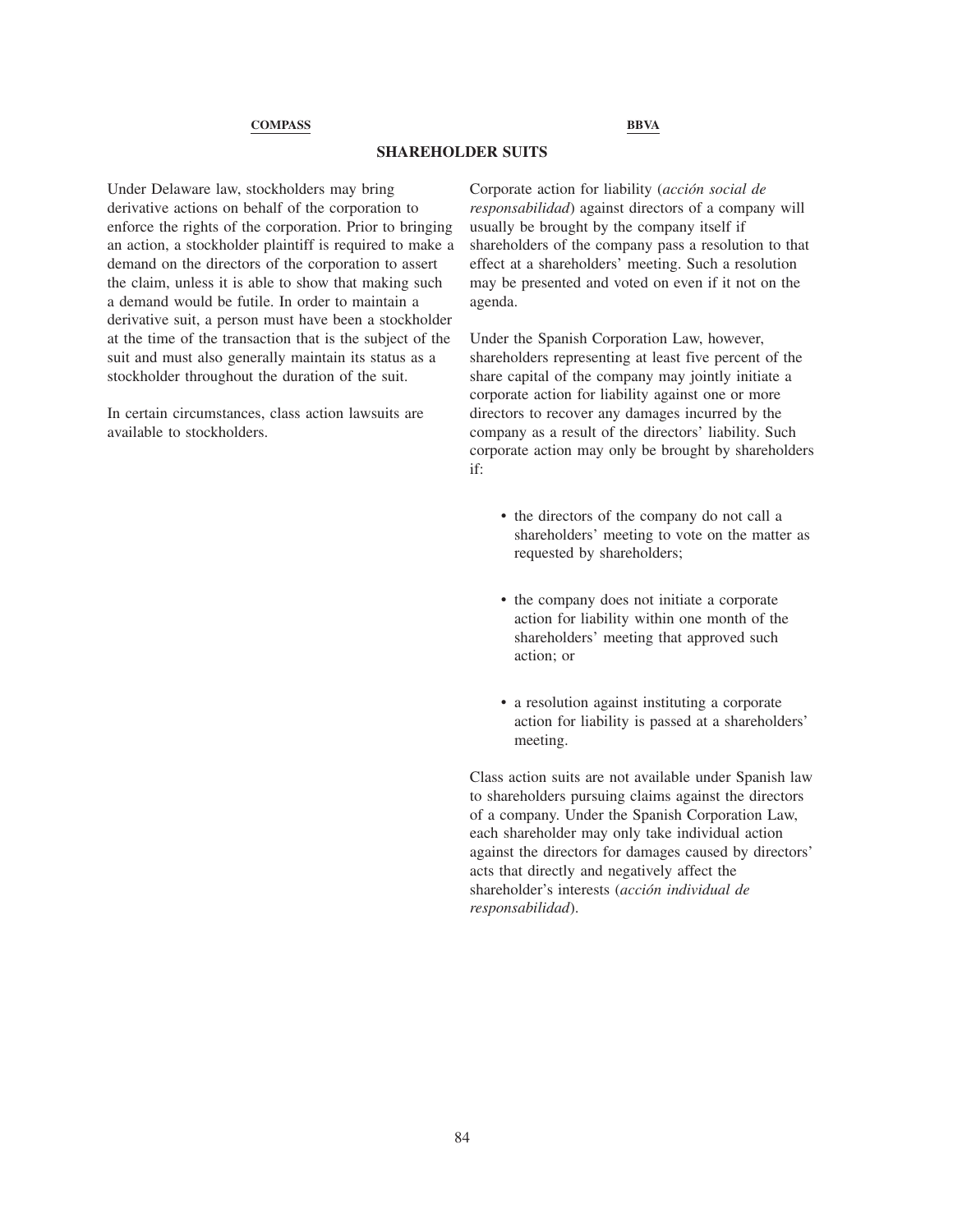## SHAREHOLDER SUITS

| COMPASS | BBVA |
|---|---|
| Under Delaware law, stockholders may bring derivative actions on behalf of the corporation to enforce the rights of the corporation. Prior to bringing an action, a stockholder plaintiff is required to make a demand on the directors of the corporation to assert the claim, unless it is able to show that making such a demand would be futile. In order to maintain a derivative suit, a person must have been a stockholder at the time of the transaction that is the subject of the suit and must also generally maintain its status as a stockholder throughout the duration of the suit.<br><br>In certain circumstances, class action lawsuits are available to stockholders. | Corporate action for liability (*acción social de responsabilidad*) against directors of a company will usually be brought by the company itself if shareholders of the company pass a resolution to that effect at a shareholders' meeting. Such a resolution may be presented and voted on even if it not on the agenda.<br><br>Under the Spanish Corporation Law, however, shareholders representing at least five percent of the share capital of the company may jointly initiate a corporate action for liability against one or more directors to recover any damages incurred by the company as a result of the directors' liability. Such corporate action may only be brought by shareholders if:<br><br>• the directors of the company do not call a shareholders' meeting to vote on the matter as requested by shareholders;<br><br>• the company does not initiate a corporate action for liability within one month of the shareholders' meeting that approved such action; or<br><br>• a resolution against instituting a corporate action for liability is passed at a shareholders' meeting.<br><br>Class action suits are not available under Spanish law to shareholders pursuing claims against the directors of a company. Under the Spanish Corporation Law, each shareholder may only take individual action against the directors for damages caused by directors' acts that directly and negatively affect the shareholder's interests (*acción individual de responsabilidad*). |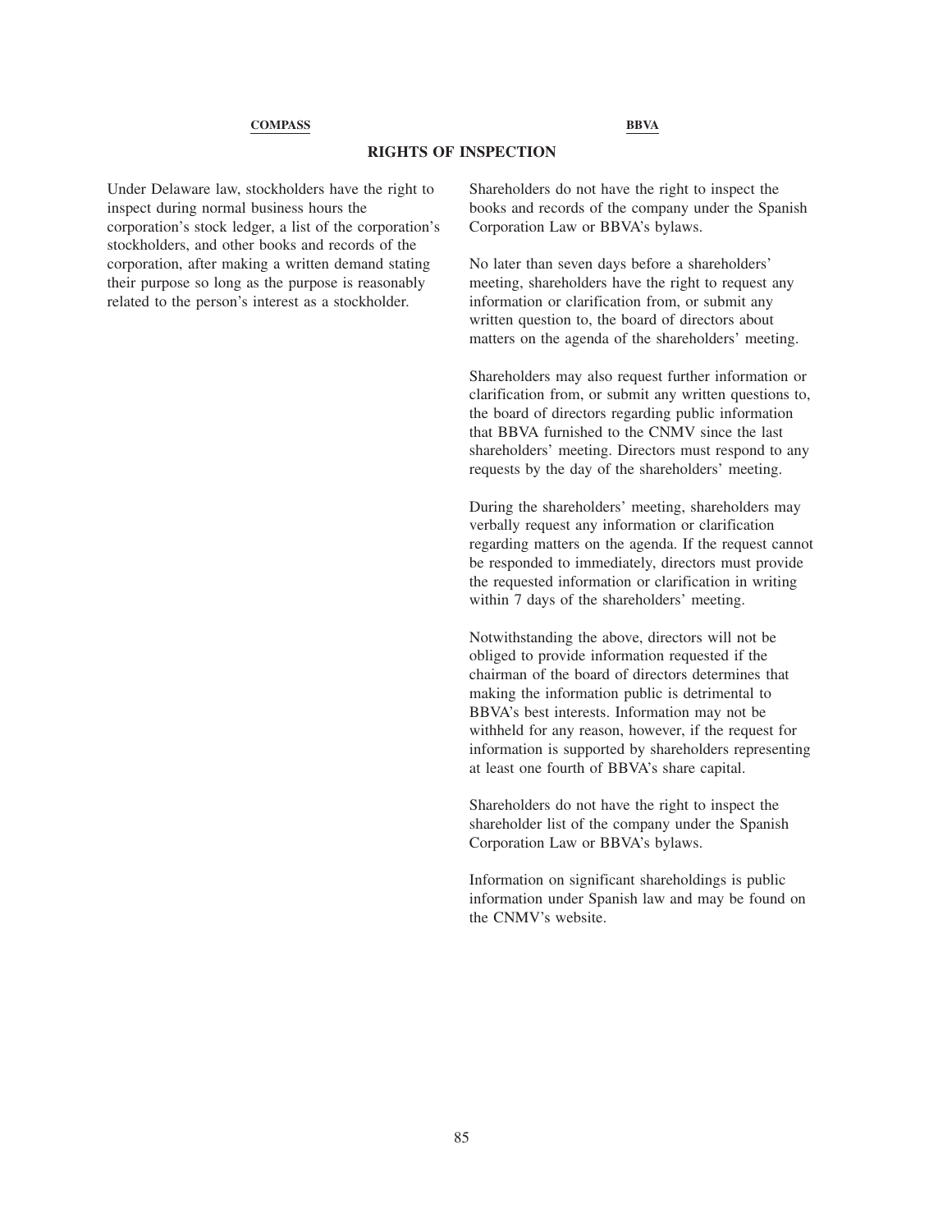## RIGHTS OF INSPECTION

| COMPASS | BBVA |
| --- | --- |
| Under Delaware law, stockholders have the right to inspect during normal business hours the corporation's stock ledger, a list of the corporation's stockholders, and other books and records of the corporation, after making a written demand stating their purpose so long as the purpose is reasonably related to the person's interest as a stockholder. | Shareholders do not have the right to inspect the books and records of the company under the Spanish Corporation Law or BBVA's bylaws.<br><br>No later than seven days before a shareholders' meeting, shareholders have the right to request any information or clarification from, or submit any written question to, the board of directors about matters on the agenda of the shareholders' meeting.<br><br>Shareholders may also request further information or clarification from, or submit any written questions to, the board of directors regarding public information that BBVA furnished to the CNMV since the last shareholders' meeting. Directors must respond to any requests by the day of the shareholders' meeting.<br><br>During the shareholders' meeting, shareholders may verbally request any information or clarification regarding matters on the agenda. If the request cannot be responded to immediately, directors must provide the requested information or clarification in writing within 7 days of the shareholders' meeting.<br><br>Notwithstanding the above, directors will not be obliged to provide information requested if the chairman of the board of directors determines that making the information public is detrimental to BBVA's best interests. Information may not be withheld for any reason, however, if the request for information is supported by shareholders representing at least one fourth of BBVA's share capital.<br><br>Shareholders do not have the right to inspect the shareholder list of the company under the Spanish Corporation Law or BBVA's bylaws.<br><br>Information on significant shareholdings is public information under Spanish law and may be found on the CNMV's website. |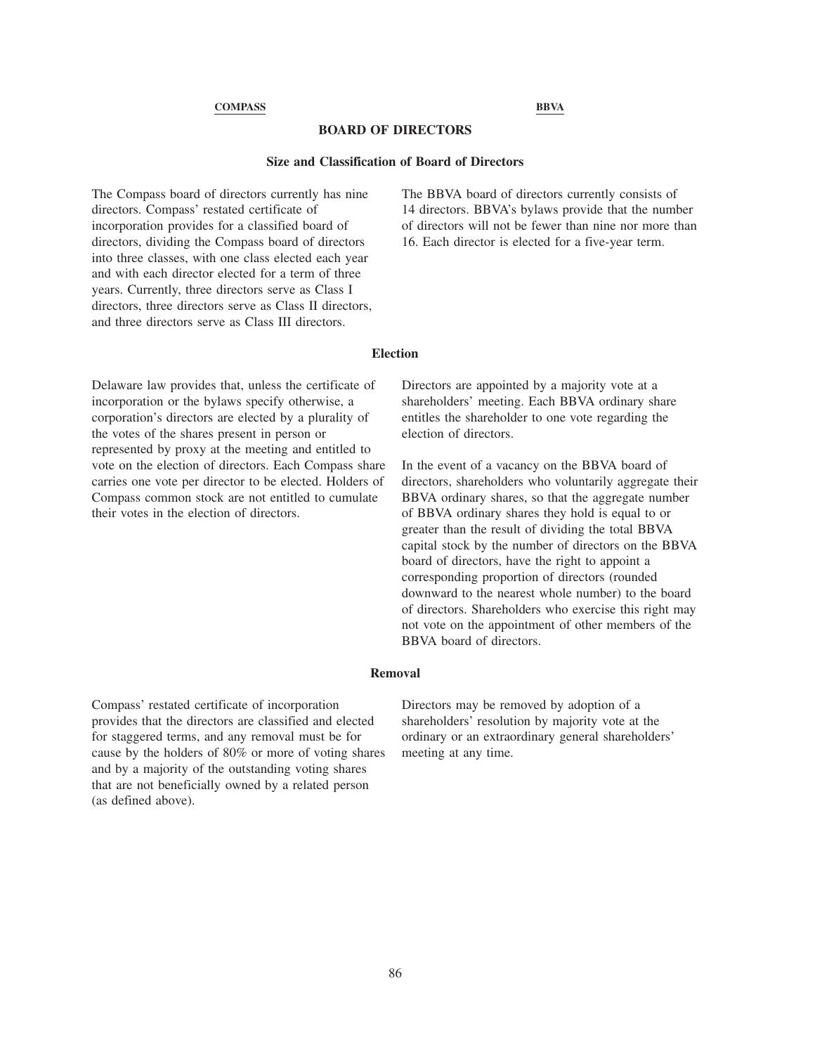## BOARD OF DIRECTORS

### Size and Classification of Board of Directors

| COMPASS | BBVA |
| --- | --- |
| The Compass board of directors currently has nine directors. Compass' restated certificate of incorporation provides for a classified board of directors, dividing the Compass board of directors into three classes, with one class elected each year and with each director elected for a term of three years. Currently, three directors serve as Class I directors, three directors serve as Class II directors, and three directors serve as Class III directors. | The BBVA board of directors currently consists of 14 directors. BBVA's bylaws provide that the number of directors will not be fewer than nine nor more than 16. Each director is elected for a five-year term. |

### Election

| COMPASS | BBVA |
| --- | --- |
| Delaware law provides that, unless the certificate of incorporation or the bylaws specify otherwise, a corporation's directors are elected by a plurality of the votes of the shares present in person or represented by proxy at the meeting and entitled to vote on the election of directors. Each Compass share carries one vote per director to be elected. Holders of Compass common stock are not entitled to cumulate their votes in the election of directors. | Directors are appointed by a majority vote at a shareholders' meeting. Each BBVA ordinary share entitles the shareholder to one vote regarding the election of directors.<br><br>In the event of a vacancy on the BBVA board of directors, shareholders who voluntarily aggregate their BBVA ordinary shares, so that the aggregate number of BBVA ordinary shares they hold is equal to or greater than the result of dividing the total BBVA capital stock by the number of directors on the BBVA board of directors, have the right to appoint a corresponding proportion of directors (rounded downward to the nearest whole number) to the board of directors. Shareholders who exercise this right may not vote on the appointment of other members of the BBVA board of directors. |

### Removal

| COMPASS | BBVA |
| --- | --- |
| Compass' restated certificate of incorporation provides that the directors are classified and elected for staggered terms, and any removal must be for cause by the holders of 80% or more of voting shares and by a majority of the outstanding voting shares that are not beneficially owned by a related person (as defined above). | Directors may be removed by adoption of a shareholders' resolution by majority vote at the ordinary or an extraordinary general shareholders' meeting at any time. |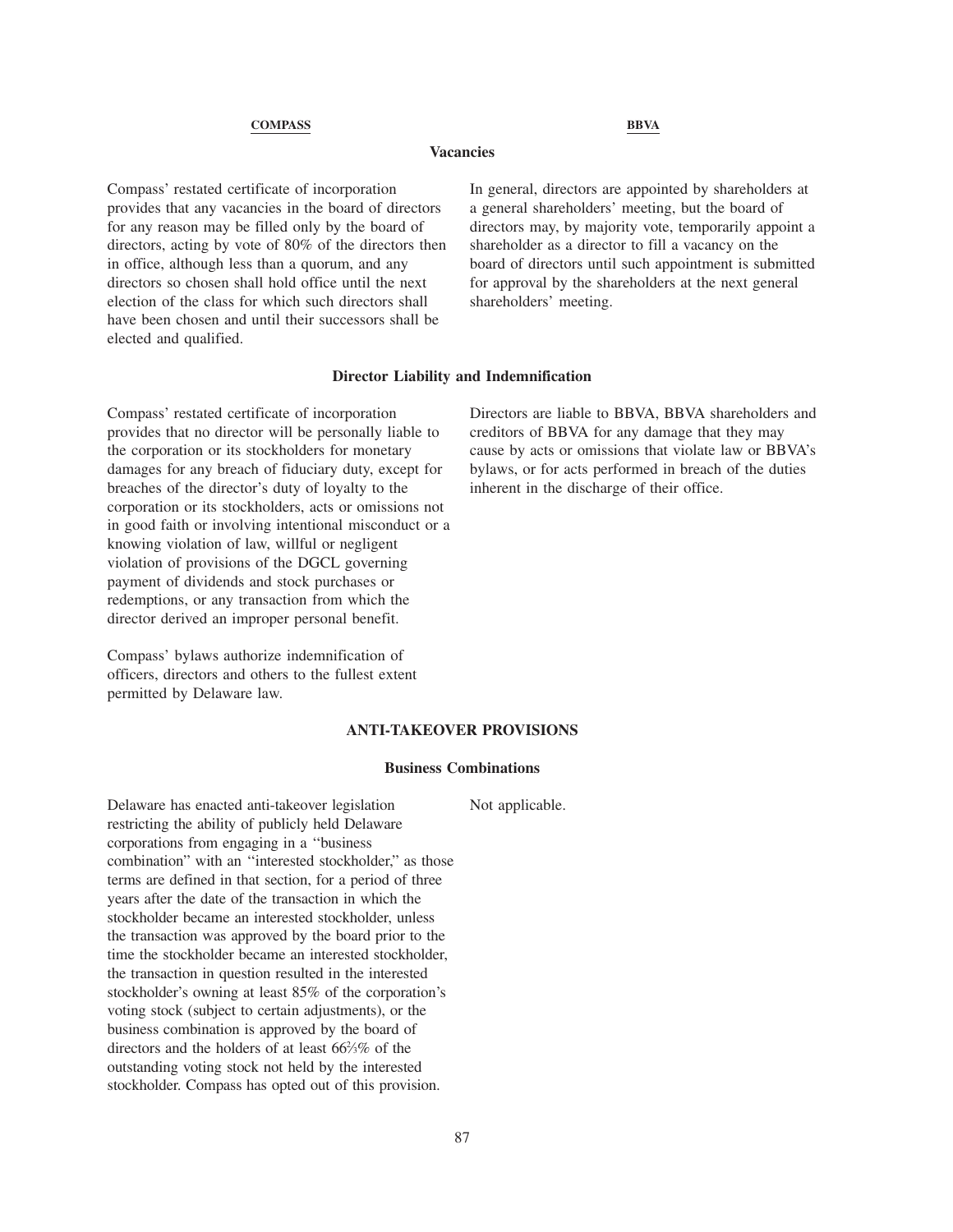| COMPASS | BBVA |
|---|---|
| **Vacancies** | |
| Compass' restated certificate of incorporation provides that any vacancies in the board of directors for any reason may be filled only by the board of directors, acting by vote of 80% of the directors then in office, although less than a quorum, and any directors so chosen shall hold office until the next election of the class for which such directors shall have been chosen and until their successors shall be elected and qualified. | In general, directors are appointed by shareholders at a general shareholders' meeting, but the board of directors may, by majority vote, temporarily appoint a shareholder as a director to fill a vacancy on the board of directors until such appointment is submitted for approval by the shareholders at the next general shareholders' meeting. |
| **Director Liability and Indemnification** | |
| Compass' restated certificate of incorporation provides that no director will be personally liable to the corporation or its stockholders for monetary damages for any breach of fiduciary duty, except for breaches of the director's duty of loyalty to the corporation or its stockholders, acts or omissions not in good faith or involving intentional misconduct or a knowing violation of law, willful or negligent violation of provisions of the DGCL governing payment of dividends and stock purchases or redemptions, or any transaction from which the director derived an improper personal benefit. | Directors are liable to BBVA, BBVA shareholders and creditors of BBVA for any damage that they may cause by acts or omissions that violate law or BBVA's bylaws, or for acts performed in breach of the duties inherent in the discharge of their office. |
| Compass' bylaws authorize indemnification of officers, directors and others to the fullest extent permitted by Delaware law. | |
| **ANTI-TAKEOVER PROVISIONS** | |
| **Business Combinations** | |
| Delaware has enacted anti-takeover legislation restricting the ability of publicly held Delaware corporations from engaging in a "business combination" with an "interested stockholder," as those terms are defined in that section, for a period of three years after the date of the transaction in which the stockholder became an interested stockholder, unless the transaction was approved by the board prior to the time the stockholder became an interested stockholder, the transaction in question resulted in the interested stockholder's owning at least 85% of the corporation's voting stock (subject to certain adjustments), or the business combination is approved by the board of directors and the holders of at least 66⅔% of the outstanding voting stock not held by the interested stockholder. Compass has opted out of this provision. | Not applicable. |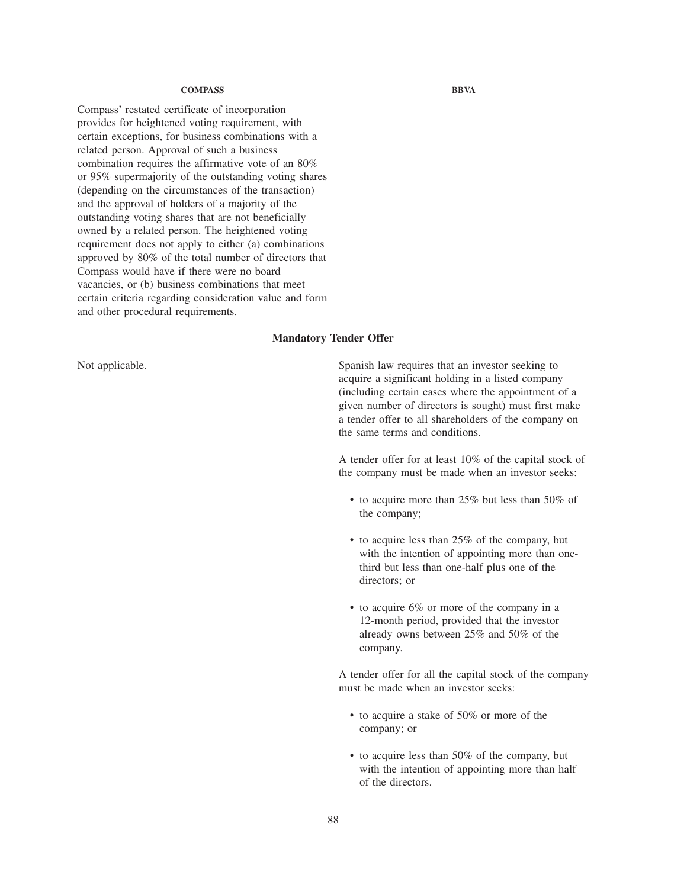| COMPASS | BBVA |
| --- | --- |
| Compass' restated certificate of incorporation provides for heightened voting requirement, with certain exceptions, for business combinations with a related person. Approval of such a business combination requires the affirmative vote of an 80% or 95% supermajority of the outstanding voting shares (depending on the circumstances of the transaction) and the approval of holders of a majority of the outstanding voting shares that are not beneficially owned by a related person. The heightened voting requirement does not apply to either (a) combinations approved by 80% of the total number of directors that Compass would have if there were no board vacancies, or (b) business combinations that meet certain criteria regarding consideration value and form and other procedural requirements. | |

**Mandatory Tender Offer**

| COMPASS | BBVA |
| --- | --- |
| Not applicable. | Spanish law requires that an investor seeking to acquire a significant holding in a listed company (including certain cases where the appointment of a given number of directors is sought) must first make a tender offer to all shareholders of the company on the same terms and conditions.<br><br>A tender offer for at least 10% of the capital stock of the company must be made when an investor seeks:<br><br>• to acquire more than 25% but less than 50% of the company;<br><br>• to acquire less than 25% of the company, but with the intention of appointing more than one-third but less than one-half plus one of the directors; or<br><br>• to acquire 6% or more of the company in a 12-month period, provided that the investor already owns between 25% and 50% of the company.<br><br>A tender offer for all the capital stock of the company must be made when an investor seeks:<br><br>• to acquire a stake of 50% or more of the company; or<br><br>• to acquire less than 50% of the company, but with the intention of appointing more than half of the directors. |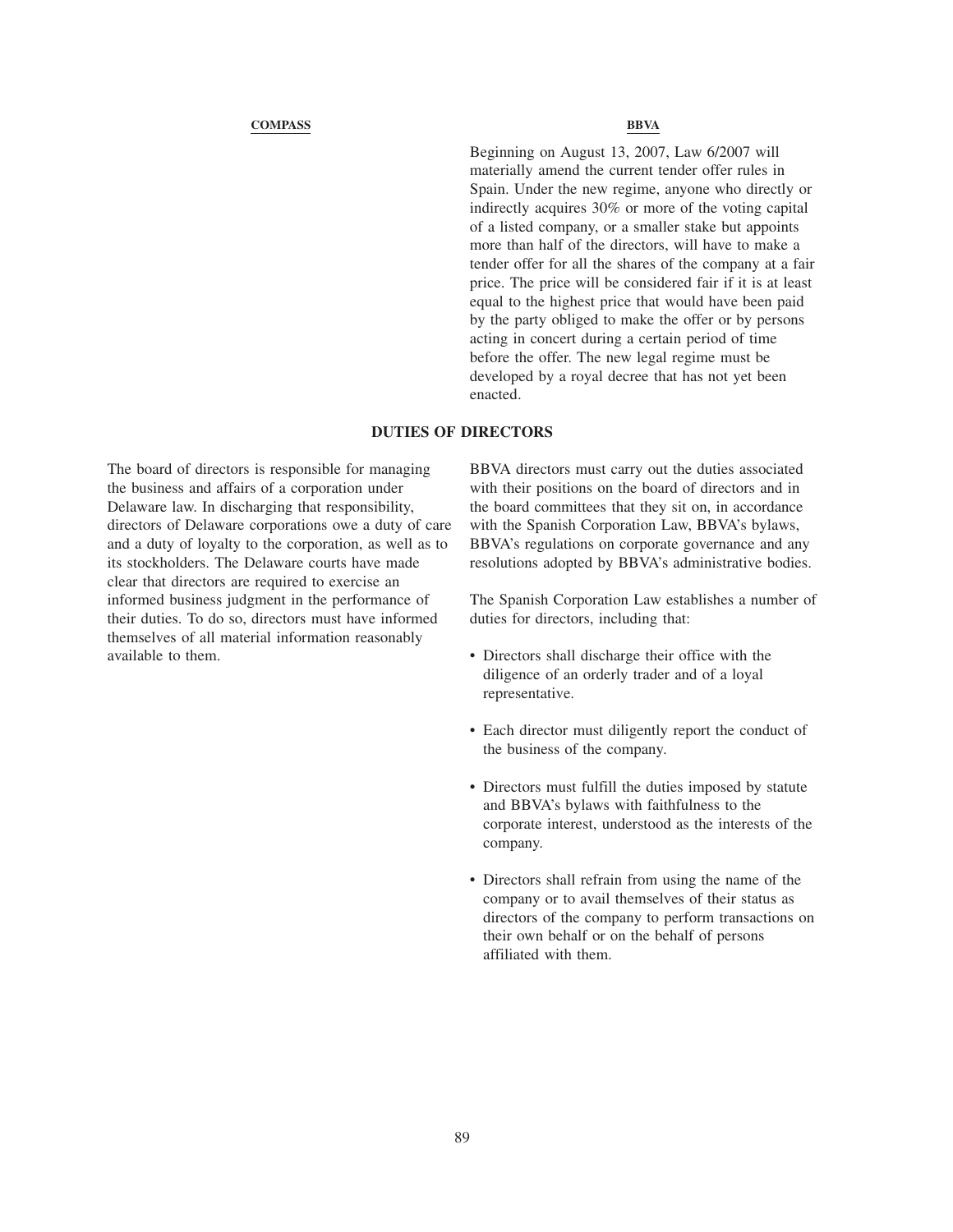| COMPASS | BBVA |
|---|---|
| | Beginning on August 13, 2007, Law 6/2007 will materially amend the current tender offer rules in Spain. Under the new regime, anyone who directly or indirectly acquires 30% or more of the voting capital of a listed company, or a smaller stake but appoints more than half of the directors, will have to make a tender offer for all the shares of the company at a fair price. The price will be considered fair if it is at least equal to the highest price that would have been paid by the party obliged to make the offer or by persons acting in concert during a certain period of time before the offer. The new legal regime must be developed by a royal decree that has not yet been enacted. |

## DUTIES OF DIRECTORS

| COMPASS | BBVA |
|---|---|
| The board of directors is responsible for managing the business and affairs of a corporation under Delaware law. In discharging that responsibility, directors of Delaware corporations owe a duty of care and a duty of loyalty to the corporation, as well as to its stockholders. The Delaware courts have made clear that directors are required to exercise an informed business judgment in the performance of their duties. To do so, directors must have informed themselves of all material information reasonably available to them. | BBVA directors must carry out the duties associated with their positions on the board of directors and in the board committees that they sit on, in accordance with the Spanish Corporation Law, BBVA's bylaws, BBVA's regulations on corporate governance and any resolutions adopted by BBVA's administrative bodies.<br><br>The Spanish Corporation Law establishes a number of duties for directors, including that:<br><br>• Directors shall discharge their office with the diligence of an orderly trader and of a loyal representative.<br><br>• Each director must diligently report the conduct of the business of the company.<br><br>• Directors must fulfill the duties imposed by statute and BBVA's bylaws with faithfulness to the corporate interest, understood as the interests of the company.<br><br>• Directors shall refrain from using the name of the company or to avail themselves of their status as directors of the company to perform transactions on their own behalf or on the behalf of persons affiliated with them. |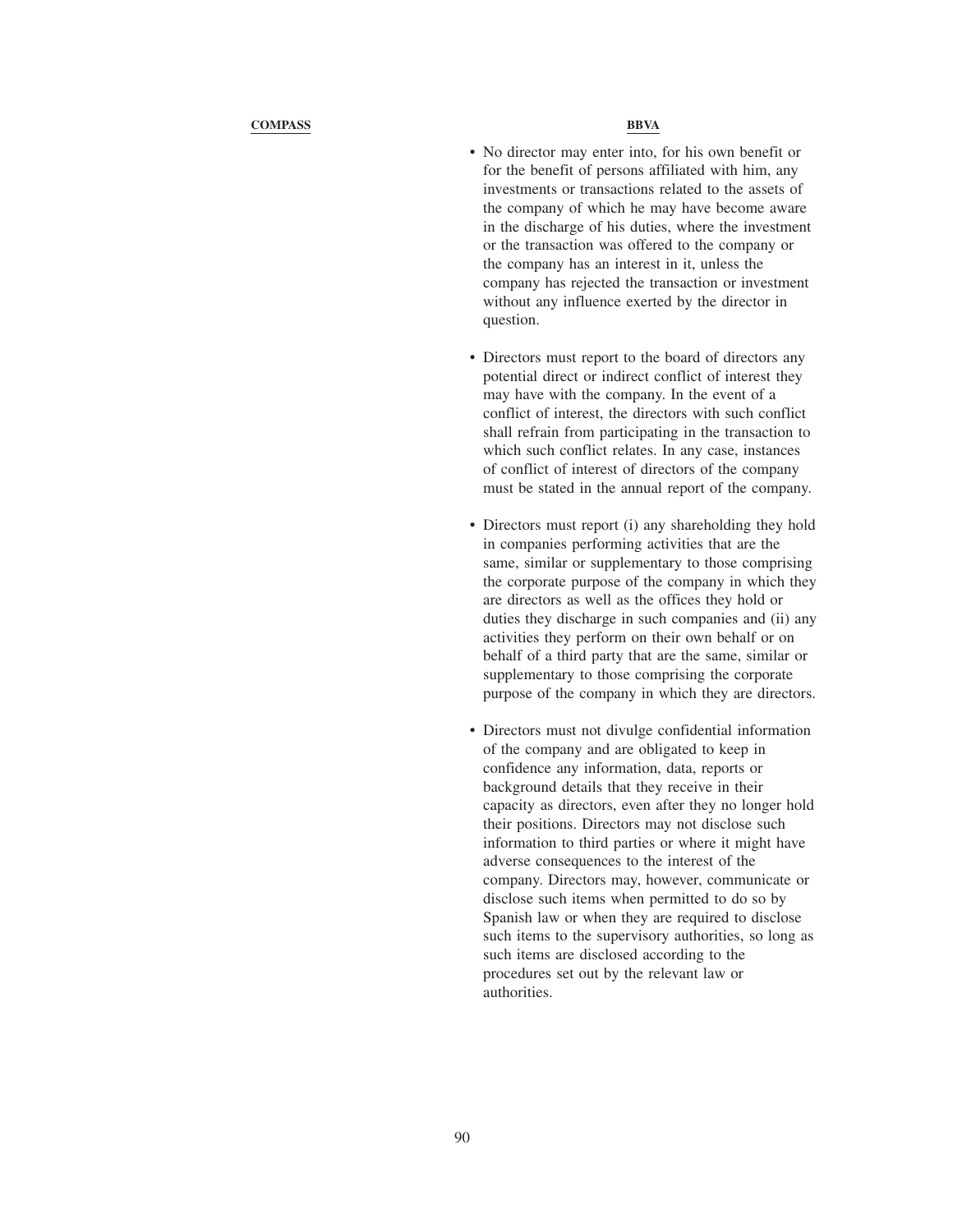| COMPASS | BBVA |
| --- | --- |
| | • No director may enter into, for his own benefit or for the benefit of persons affiliated with him, any investments or transactions related to the assets of the company of which he may have become aware in the discharge of his duties, where the investment or the transaction was offered to the company or the company has an interest in it, unless the company has rejected the transaction or investment without any influence exerted by the director in question. |
| | • Directors must report to the board of directors any potential direct or indirect conflict of interest they may have with the company. In the event of a conflict of interest, the directors with such conflict shall refrain from participating in the transaction to which such conflict relates. In any case, instances of conflict of interest of directors of the company must be stated in the annual report of the company. |
| | • Directors must report (i) any shareholding they hold in companies performing activities that are the same, similar or supplementary to those comprising the corporate purpose of the company in which they are directors as well as the offices they hold or duties they discharge in such companies and (ii) any activities they perform on their own behalf or on behalf of a third party that are the same, similar or supplementary to those comprising the corporate purpose of the company in which they are directors. |
| | • Directors must not divulge confidential information of the company and are obligated to keep in confidence any information, data, reports or background details that they receive in their capacity as directors, even after they no longer hold their positions. Directors may not disclose such information to third parties or where it might have adverse consequences to the interest of the company. Directors may, however, communicate or disclose such items when permitted to do so by Spanish law or when they are required to disclose such items to the supervisory authorities, so long as such items are disclosed according to the procedures set out by the relevant law or authorities. |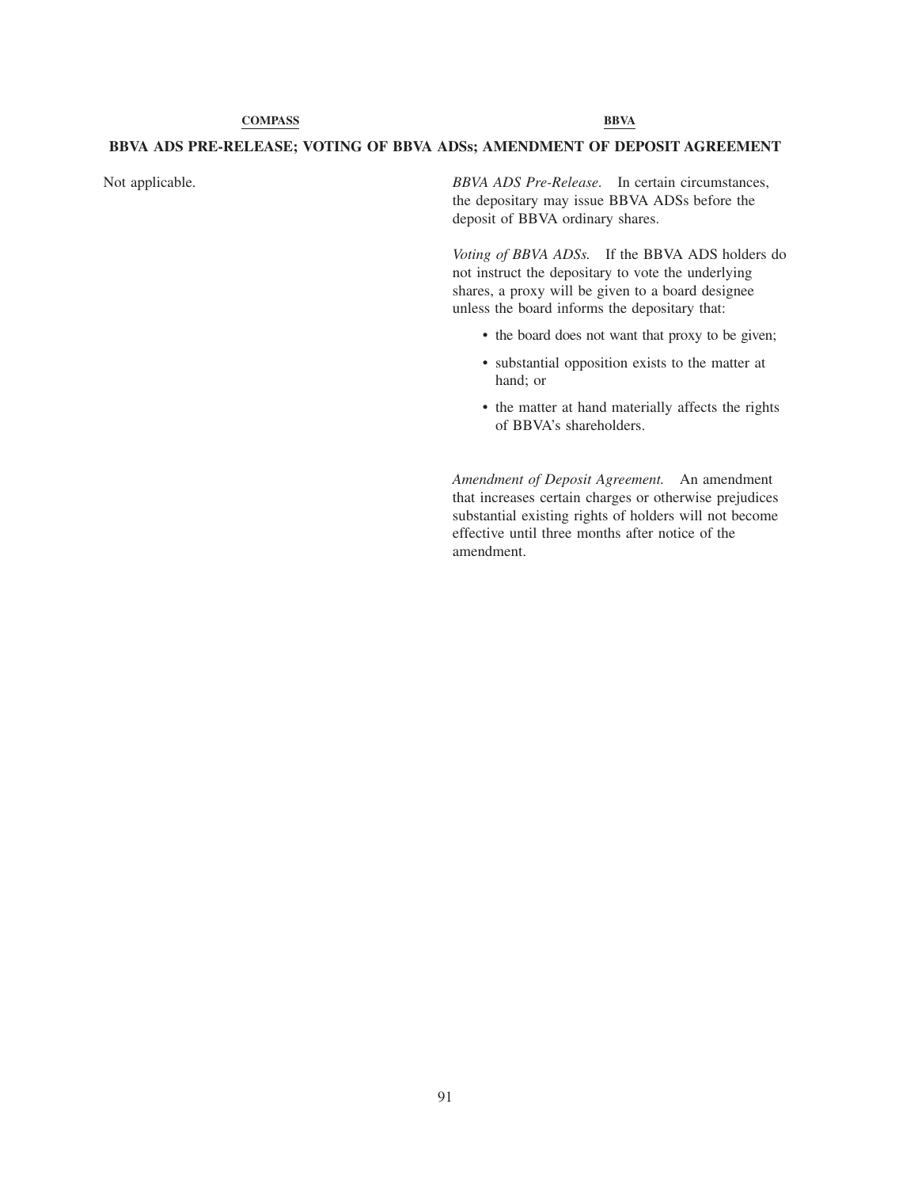| COMPASS | BBVA |
| --- | --- |
| **BBVA ADS PRE-RELEASE; VOTING OF BBVA ADSs; AMENDMENT OF DEPOSIT AGREEMENT** | |
| Not applicable. | *BBVA ADS Pre-Release.* In certain circumstances, the depositary may issue BBVA ADSs before the deposit of BBVA ordinary shares.<br><br>*Voting of BBVA ADSs.* If the BBVA ADS holders do not instruct the depositary to vote the underlying shares, a proxy will be given to a board designee unless the board informs the depositary that:<br>• the board does not want that proxy to be given;<br>• substantial opposition exists to the matter at hand; or<br>• the matter at hand materially affects the rights of BBVA's shareholders.<br><br>*Amendment of Deposit Agreement.* An amendment that increases certain charges or otherwise prejudices substantial existing rights of holders will not become effective until three months after notice of the amendment. |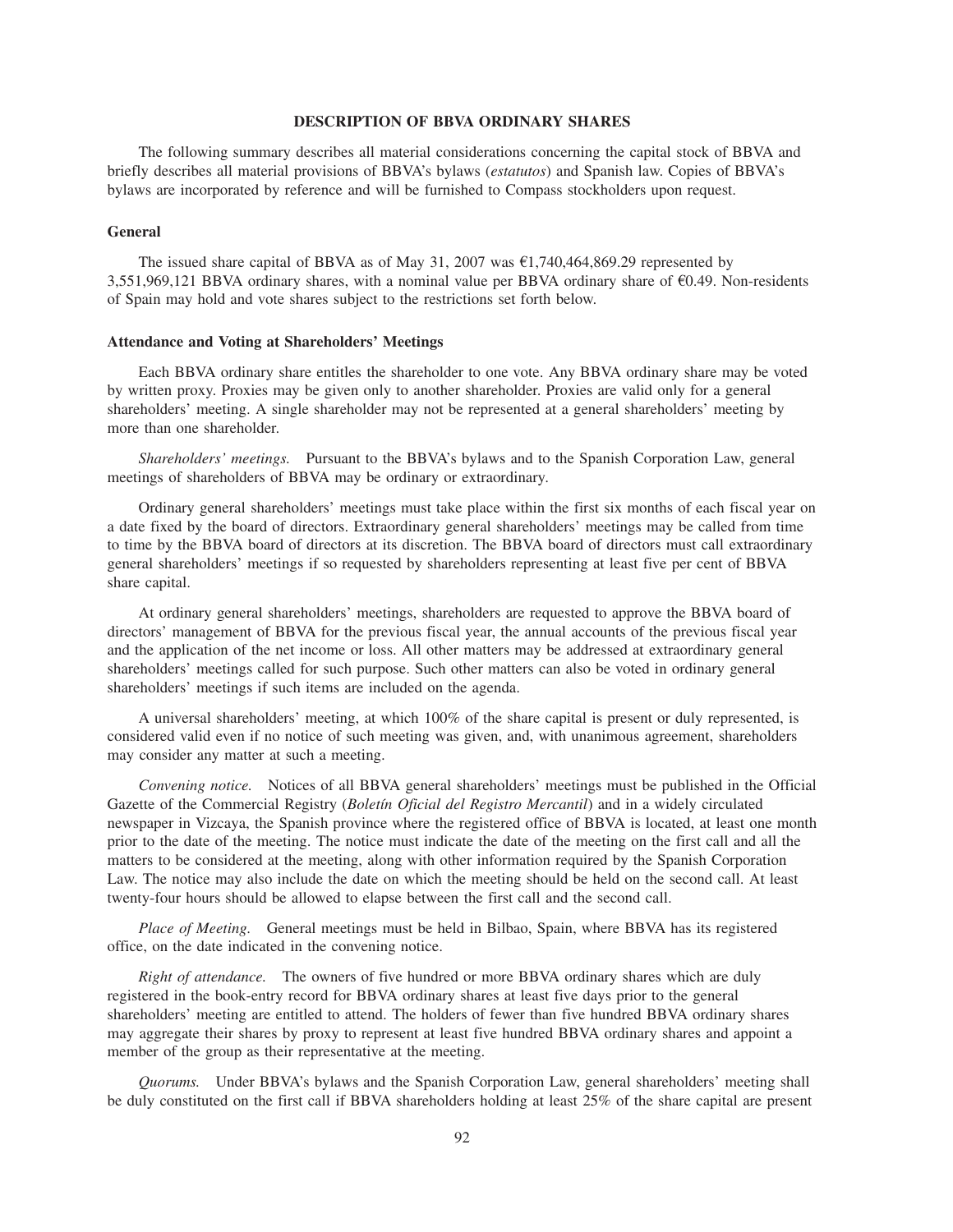# DESCRIPTION OF BBVA ORDINARY SHARES

The following summary describes all material considerations concerning the capital stock of BBVA and briefly describes all material provisions of BBVA's bylaws (*estatutos*) and Spanish law. Copies of BBVA's bylaws are incorporated by reference and will be furnished to Compass stockholders upon request.

## General

The issued share capital of BBVA as of May 31, 2007 was €1,740,464,869.29 represented by 3,551,969,121 BBVA ordinary shares, with a nominal value per BBVA ordinary share of €0.49. Non-residents of Spain may hold and vote shares subject to the restrictions set forth below.

## Attendance and Voting at Shareholders' Meetings

Each BBVA ordinary share entitles the shareholder to one vote. Any BBVA ordinary share may be voted by written proxy. Proxies may be given only to another shareholder. Proxies are valid only for a general shareholders' meeting. A single shareholder may not be represented at a general shareholders' meeting by more than one shareholder.

*Shareholders' meetings.* Pursuant to the BBVA's bylaws and to the Spanish Corporation Law, general meetings of shareholders of BBVA may be ordinary or extraordinary.

Ordinary general shareholders' meetings must take place within the first six months of each fiscal year on a date fixed by the board of directors. Extraordinary general shareholders' meetings may be called from time to time by the BBVA board of directors at its discretion. The BBVA board of directors must call extraordinary general shareholders' meetings if so requested by shareholders representing at least five per cent of BBVA share capital.

At ordinary general shareholders' meetings, shareholders are requested to approve the BBVA board of directors' management of BBVA for the previous fiscal year, the annual accounts of the previous fiscal year and the application of the net income or loss. All other matters may be addressed at extraordinary general shareholders' meetings called for such purpose. Such other matters can also be voted in ordinary general shareholders' meetings if such items are included on the agenda.

A universal shareholders' meeting, at which 100% of the share capital is present or duly represented, is considered valid even if no notice of such meeting was given, and, with unanimous agreement, shareholders may consider any matter at such a meeting.

*Convening notice.* Notices of all BBVA general shareholders' meetings must be published in the Official Gazette of the Commercial Registry (*Boletín Oficial del Registro Mercantil*) and in a widely circulated newspaper in Vizcaya, the Spanish province where the registered office of BBVA is located, at least one month prior to the date of the meeting. The notice must indicate the date of the meeting on the first call and all the matters to be considered at the meeting, along with other information required by the Spanish Corporation Law. The notice may also include the date on which the meeting should be held on the second call. At least twenty-four hours should be allowed to elapse between the first call and the second call.

*Place of Meeting.* General meetings must be held in Bilbao, Spain, where BBVA has its registered office, on the date indicated in the convening notice.

*Right of attendance.* The owners of five hundred or more BBVA ordinary shares which are duly registered in the book-entry record for BBVA ordinary shares at least five days prior to the general shareholders' meeting are entitled to attend. The holders of fewer than five hundred BBVA ordinary shares may aggregate their shares by proxy to represent at least five hundred BBVA ordinary shares and appoint a member of the group as their representative at the meeting.

*Quorums.* Under BBVA's bylaws and the Spanish Corporation Law, general shareholders' meeting shall be duly constituted on the first call if BBVA shareholders holding at least 25% of the share capital are present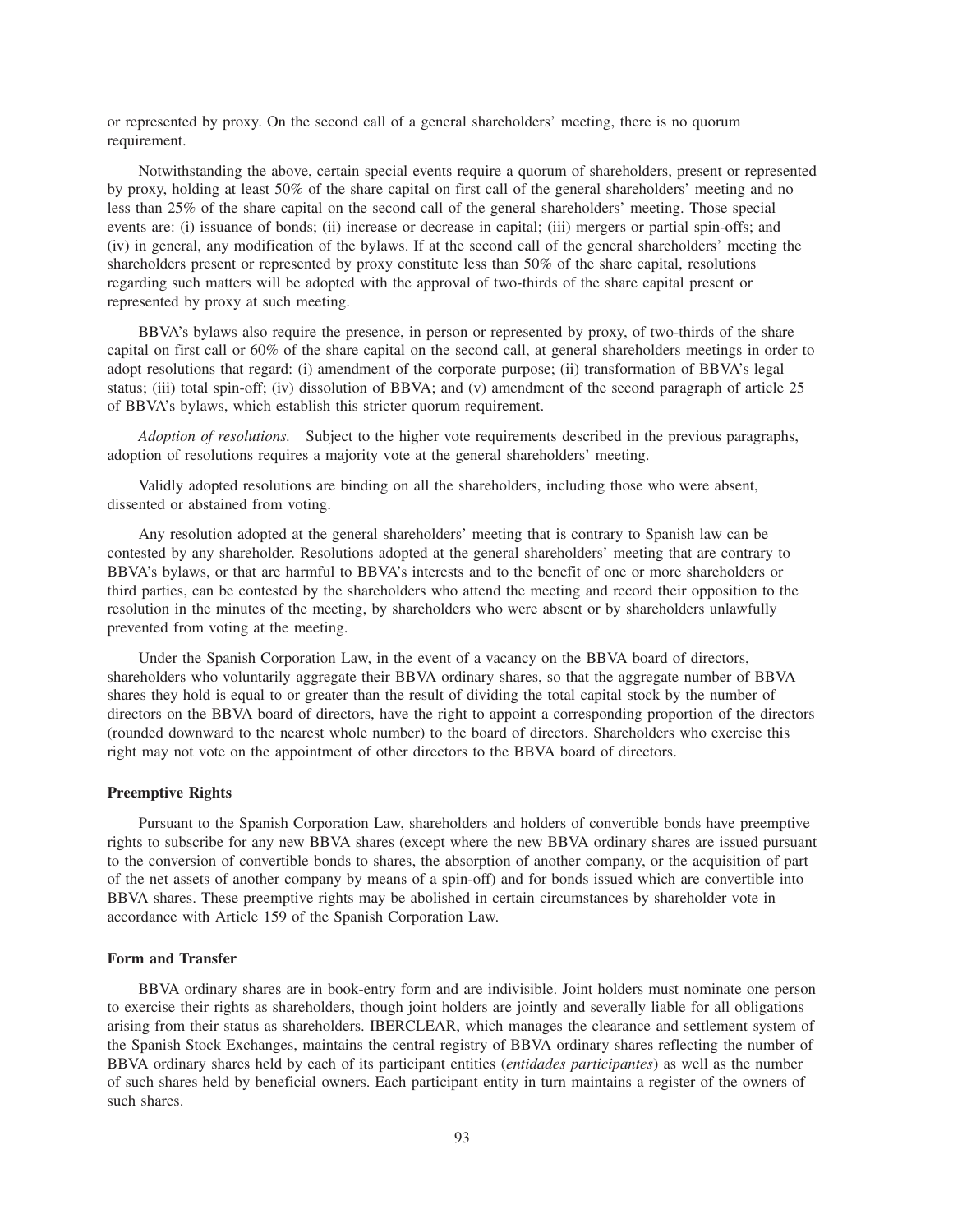or represented by proxy. On the second call of a general shareholders' meeting, there is no quorum requirement.

Notwithstanding the above, certain special events require a quorum of shareholders, present or represented by proxy, holding at least 50% of the share capital on first call of the general shareholders' meeting and no less than 25% of the share capital on the second call of the general shareholders' meeting. Those special events are: (i) issuance of bonds; (ii) increase or decrease in capital; (iii) mergers or partial spin-offs; and (iv) in general, any modification of the bylaws. If at the second call of the general shareholders' meeting the shareholders present or represented by proxy constitute less than 50% of the share capital, resolutions regarding such matters will be adopted with the approval of two-thirds of the share capital present or represented by proxy at such meeting.

BBVA's bylaws also require the presence, in person or represented by proxy, of two-thirds of the share capital on first call or 60% of the share capital on the second call, at general shareholders meetings in order to adopt resolutions that regard: (i) amendment of the corporate purpose; (ii) transformation of BBVA's legal status; (iii) total spin-off; (iv) dissolution of BBVA; and (v) amendment of the second paragraph of article 25 of BBVA's bylaws, which establish this stricter quorum requirement.

*Adoption of resolutions.* Subject to the higher vote requirements described in the previous paragraphs, adoption of resolutions requires a majority vote at the general shareholders' meeting.

Validly adopted resolutions are binding on all the shareholders, including those who were absent, dissented or abstained from voting.

Any resolution adopted at the general shareholders' meeting that is contrary to Spanish law can be contested by any shareholder. Resolutions adopted at the general shareholders' meeting that are contrary to BBVA's bylaws, or that are harmful to BBVA's interests and to the benefit of one or more shareholders or third parties, can be contested by the shareholders who attend the meeting and record their opposition to the resolution in the minutes of the meeting, by shareholders who were absent or by shareholders unlawfully prevented from voting at the meeting.

Under the Spanish Corporation Law, in the event of a vacancy on the BBVA board of directors, shareholders who voluntarily aggregate their BBVA ordinary shares, so that the aggregate number of BBVA shares they hold is equal to or greater than the result of dividing the total capital stock by the number of directors on the BBVA board of directors, have the right to appoint a corresponding proportion of the directors (rounded downward to the nearest whole number) to the board of directors. Shareholders who exercise this right may not vote on the appointment of other directors to the BBVA board of directors.

**Preemptive Rights**

Pursuant to the Spanish Corporation Law, shareholders and holders of convertible bonds have preemptive rights to subscribe for any new BBVA shares (except where the new BBVA ordinary shares are issued pursuant to the conversion of convertible bonds to shares, the absorption of another company, or the acquisition of part of the net assets of another company by means of a spin-off) and for bonds issued which are convertible into BBVA shares. These preemptive rights may be abolished in certain circumstances by shareholder vote in accordance with Article 159 of the Spanish Corporation Law.

**Form and Transfer**

BBVA ordinary shares are in book-entry form and are indivisible. Joint holders must nominate one person to exercise their rights as shareholders, though joint holders are jointly and severally liable for all obligations arising from their status as shareholders. IBERCLEAR, which manages the clearance and settlement system of the Spanish Stock Exchanges, maintains the central registry of BBVA ordinary shares reflecting the number of BBVA ordinary shares held by each of its participant entities (*entidades participantes*) as well as the number of such shares held by beneficial owners. Each participant entity in turn maintains a register of the owners of such shares.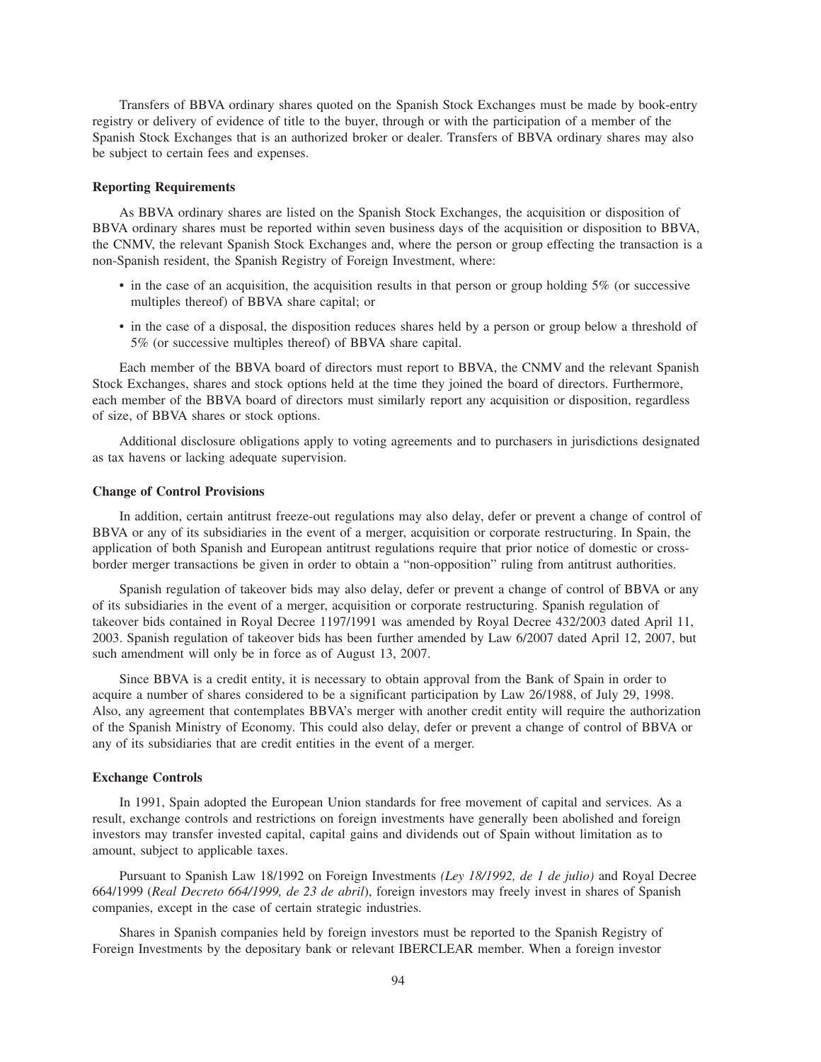Transfers of BBVA ordinary shares quoted on the Spanish Stock Exchanges must be made by book-entry registry or delivery of evidence of title to the buyer, through or with the participation of a member of the Spanish Stock Exchanges that is an authorized broker or dealer. Transfers of BBVA ordinary shares may also be subject to certain fees and expenses.

**Reporting Requirements**

As BBVA ordinary shares are listed on the Spanish Stock Exchanges, the acquisition or disposition of BBVA ordinary shares must be reported within seven business days of the acquisition or disposition to BBVA, the CNMV, the relevant Spanish Stock Exchanges and, where the person or group effecting the transaction is a non-Spanish resident, the Spanish Registry of Foreign Investment, where:

- in the case of an acquisition, the acquisition results in that person or group holding 5% (or successive multiples thereof) of BBVA share capital; or
- in the case of a disposal, the disposition reduces shares held by a person or group below a threshold of 5% (or successive multiples thereof) of BBVA share capital.

Each member of the BBVA board of directors must report to BBVA, the CNMV and the relevant Spanish Stock Exchanges, shares and stock options held at the time they joined the board of directors. Furthermore, each member of the BBVA board of directors must similarly report any acquisition or disposition, regardless of size, of BBVA shares or stock options.

Additional disclosure obligations apply to voting agreements and to purchasers in jurisdictions designated as tax havens or lacking adequate supervision.

**Change of Control Provisions**

In addition, certain antitrust freeze-out regulations may also delay, defer or prevent a change of control of BBVA or any of its subsidiaries in the event of a merger, acquisition or corporate restructuring. In Spain, the application of both Spanish and European antitrust regulations require that prior notice of domestic or cross-border merger transactions be given in order to obtain a "non-opposition" ruling from antitrust authorities.

Spanish regulation of takeover bids may also delay, defer or prevent a change of control of BBVA or any of its subsidiaries in the event of a merger, acquisition or corporate restructuring. Spanish regulation of takeover bids contained in Royal Decree 1197/1991 was amended by Royal Decree 432/2003 dated April 11, 2003. Spanish regulation of takeover bids has been further amended by Law 6/2007 dated April 12, 2007, but such amendment will only be in force as of August 13, 2007.

Since BBVA is a credit entity, it is necessary to obtain approval from the Bank of Spain in order to acquire a number of shares considered to be a significant participation by Law 26/1988, of July 29, 1998. Also, any agreement that contemplates BBVA's merger with another credit entity will require the authorization of the Spanish Ministry of Economy. This could also delay, defer or prevent a change of control of BBVA or any of its subsidiaries that are credit entities in the event of a merger.

**Exchange Controls**

In 1991, Spain adopted the European Union standards for free movement of capital and services. As a result, exchange controls and restrictions on foreign investments have generally been abolished and foreign investors may transfer invested capital, capital gains and dividends out of Spain without limitation as to amount, subject to applicable taxes.

Pursuant to Spanish Law 18/1992 on Foreign Investments *(Ley 18/1992, de 1 de julio)* and Royal Decree 664/1999 (*Real Decreto 664/1999, de 23 de abril*), foreign investors may freely invest in shares of Spanish companies, except in the case of certain strategic industries.

Shares in Spanish companies held by foreign investors must be reported to the Spanish Registry of Foreign Investments by the depositary bank or relevant IBERCLEAR member. When a foreign investor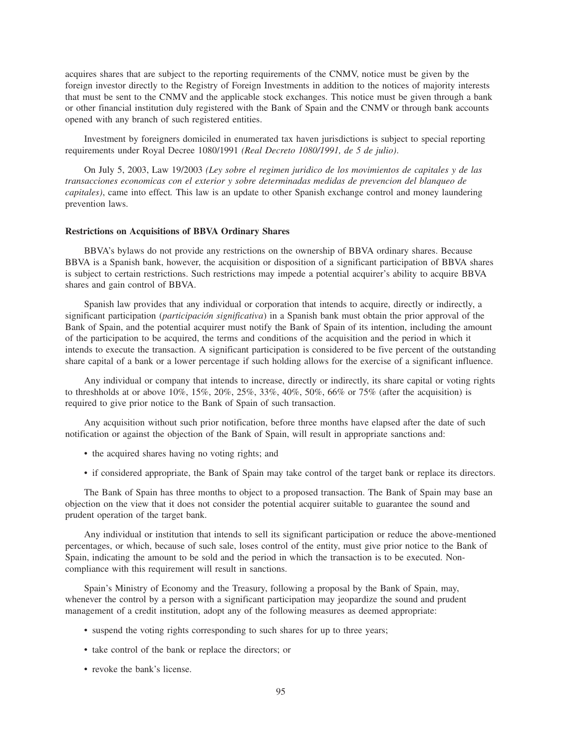acquires shares that are subject to the reporting requirements of the CNMV, notice must be given by the foreign investor directly to the Registry of Foreign Investments in addition to the notices of majority interests that must be sent to the CNMV and the applicable stock exchanges. This notice must be given through a bank or other financial institution duly registered with the Bank of Spain and the CNMV or through bank accounts opened with any branch of such registered entities.

Investment by foreigners domiciled in enumerated tax haven jurisdictions is subject to special reporting requirements under Royal Decree 1080/1991 *(Real Decreto 1080/1991, de 5 de julio).*

On July 5, 2003, Law 19/2003 *(Ley sobre el regimen juridico de los movimientos de capitales y de las transacciones economicas con el exterior y sobre determinadas medidas de prevencion del blanqueo de capitales)*, came into effect. This law is an update to other Spanish exchange control and money laundering prevention laws.

**Restrictions on Acquisitions of BBVA Ordinary Shares**

BBVA's bylaws do not provide any restrictions on the ownership of BBVA ordinary shares. Because BBVA is a Spanish bank, however, the acquisition or disposition of a significant participation of BBVA shares is subject to certain restrictions. Such restrictions may impede a potential acquirer's ability to acquire BBVA shares and gain control of BBVA.

Spanish law provides that any individual or corporation that intends to acquire, directly or indirectly, a significant participation (*participación significativa*) in a Spanish bank must obtain the prior approval of the Bank of Spain, and the potential acquirer must notify the Bank of Spain of its intention, including the amount of the participation to be acquired, the terms and conditions of the acquisition and the period in which it intends to execute the transaction. A significant participation is considered to be five percent of the outstanding share capital of a bank or a lower percentage if such holding allows for the exercise of a significant influence.

Any individual or company that intends to increase, directly or indirectly, its share capital or voting rights to threshholds at or above 10%, 15%, 20%, 25%, 33%, 40%, 50%, 66% or 75% (after the acquisition) is required to give prior notice to the Bank of Spain of such transaction.

Any acquisition without such prior notification, before three months have elapsed after the date of such notification or against the objection of the Bank of Spain, will result in appropriate sanctions and:

- the acquired shares having no voting rights; and
- if considered appropriate, the Bank of Spain may take control of the target bank or replace its directors.

The Bank of Spain has three months to object to a proposed transaction. The Bank of Spain may base an objection on the view that it does not consider the potential acquirer suitable to guarantee the sound and prudent operation of the target bank.

Any individual or institution that intends to sell its significant participation or reduce the above-mentioned percentages, or which, because of such sale, loses control of the entity, must give prior notice to the Bank of Spain, indicating the amount to be sold and the period in which the transaction is to be executed. Non-compliance with this requirement will result in sanctions.

Spain's Ministry of Economy and the Treasury, following a proposal by the Bank of Spain, may, whenever the control by a person with a significant participation may jeopardize the sound and prudent management of a credit institution, adopt any of the following measures as deemed appropriate:

- suspend the voting rights corresponding to such shares for up to three years;
- take control of the bank or replace the directors; or
- revoke the bank's license.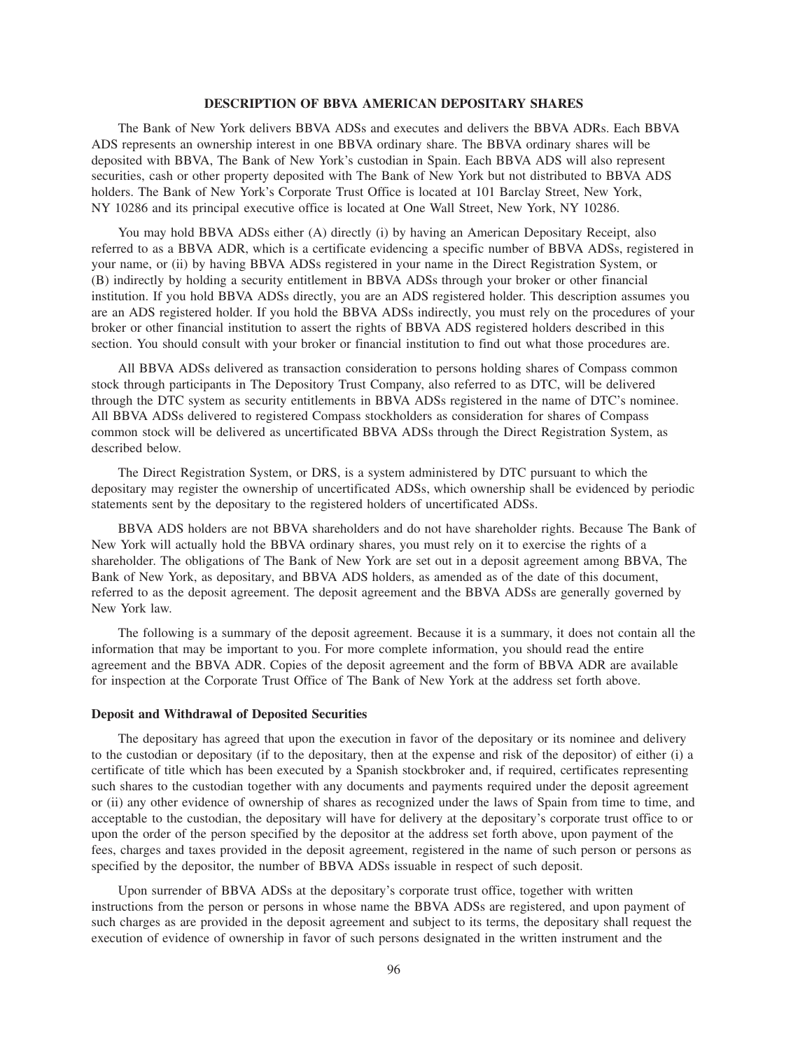## DESCRIPTION OF BBVA AMERICAN DEPOSITARY SHARES

The Bank of New York delivers BBVA ADSs and executes and delivers the BBVA ADRs. Each BBVA ADS represents an ownership interest in one BBVA ordinary share. The BBVA ordinary shares will be deposited with BBVA, The Bank of New York's custodian in Spain. Each BBVA ADS will also represent securities, cash or other property deposited with The Bank of New York but not distributed to BBVA ADS holders. The Bank of New York's Corporate Trust Office is located at 101 Barclay Street, New York, NY 10286 and its principal executive office is located at One Wall Street, New York, NY 10286.

You may hold BBVA ADSs either (A) directly (i) by having an American Depositary Receipt, also referred to as a BBVA ADR, which is a certificate evidencing a specific number of BBVA ADSs, registered in your name, or (ii) by having BBVA ADSs registered in your name in the Direct Registration System, or (B) indirectly by holding a security entitlement in BBVA ADSs through your broker or other financial institution. If you hold BBVA ADSs directly, you are an ADS registered holder. This description assumes you are an ADS registered holder. If you hold the BBVA ADSs indirectly, you must rely on the procedures of your broker or other financial institution to assert the rights of BBVA ADS registered holders described in this section. You should consult with your broker or financial institution to find out what those procedures are.

All BBVA ADSs delivered as transaction consideration to persons holding shares of Compass common stock through participants in The Depository Trust Company, also referred to as DTC, will be delivered through the DTC system as security entitlements in BBVA ADSs registered in the name of DTC's nominee. All BBVA ADSs delivered to registered Compass stockholders as consideration for shares of Compass common stock will be delivered as uncertificated BBVA ADSs through the Direct Registration System, as described below.

The Direct Registration System, or DRS, is a system administered by DTC pursuant to which the depositary may register the ownership of uncertificated ADSs, which ownership shall be evidenced by periodic statements sent by the depositary to the registered holders of uncertificated ADSs.

BBVA ADS holders are not BBVA shareholders and do not have shareholder rights. Because The Bank of New York will actually hold the BBVA ordinary shares, you must rely on it to exercise the rights of a shareholder. The obligations of The Bank of New York are set out in a deposit agreement among BBVA, The Bank of New York, as depositary, and BBVA ADS holders, as amended as of the date of this document, referred to as the deposit agreement. The deposit agreement and the BBVA ADSs are generally governed by New York law.

The following is a summary of the deposit agreement. Because it is a summary, it does not contain all the information that may be important to you. For more complete information, you should read the entire agreement and the BBVA ADR. Copies of the deposit agreement and the form of BBVA ADR are available for inspection at the Corporate Trust Office of The Bank of New York at the address set forth above.

### Deposit and Withdrawal of Deposited Securities

The depositary has agreed that upon the execution in favor of the depositary or its nominee and delivery to the custodian or depositary (if to the depositary, then at the expense and risk of the depositor) of either (i) a certificate of title which has been executed by a Spanish stockbroker and, if required, certificates representing such shares to the custodian together with any documents and payments required under the deposit agreement or (ii) any other evidence of ownership of shares as recognized under the laws of Spain from time to time, and acceptable to the custodian, the depositary will have for delivery at the depositary's corporate trust office to or upon the order of the person specified by the depositor at the address set forth above, upon payment of the fees, charges and taxes provided in the deposit agreement, registered in the name of such person or persons as specified by the depositor, the number of BBVA ADSs issuable in respect of such deposit.

Upon surrender of BBVA ADSs at the depositary's corporate trust office, together with written instructions from the person or persons in whose name the BBVA ADSs are registered, and upon payment of such charges as are provided in the deposit agreement and subject to its terms, the depositary shall request the execution of evidence of ownership in favor of such persons designated in the written instrument and the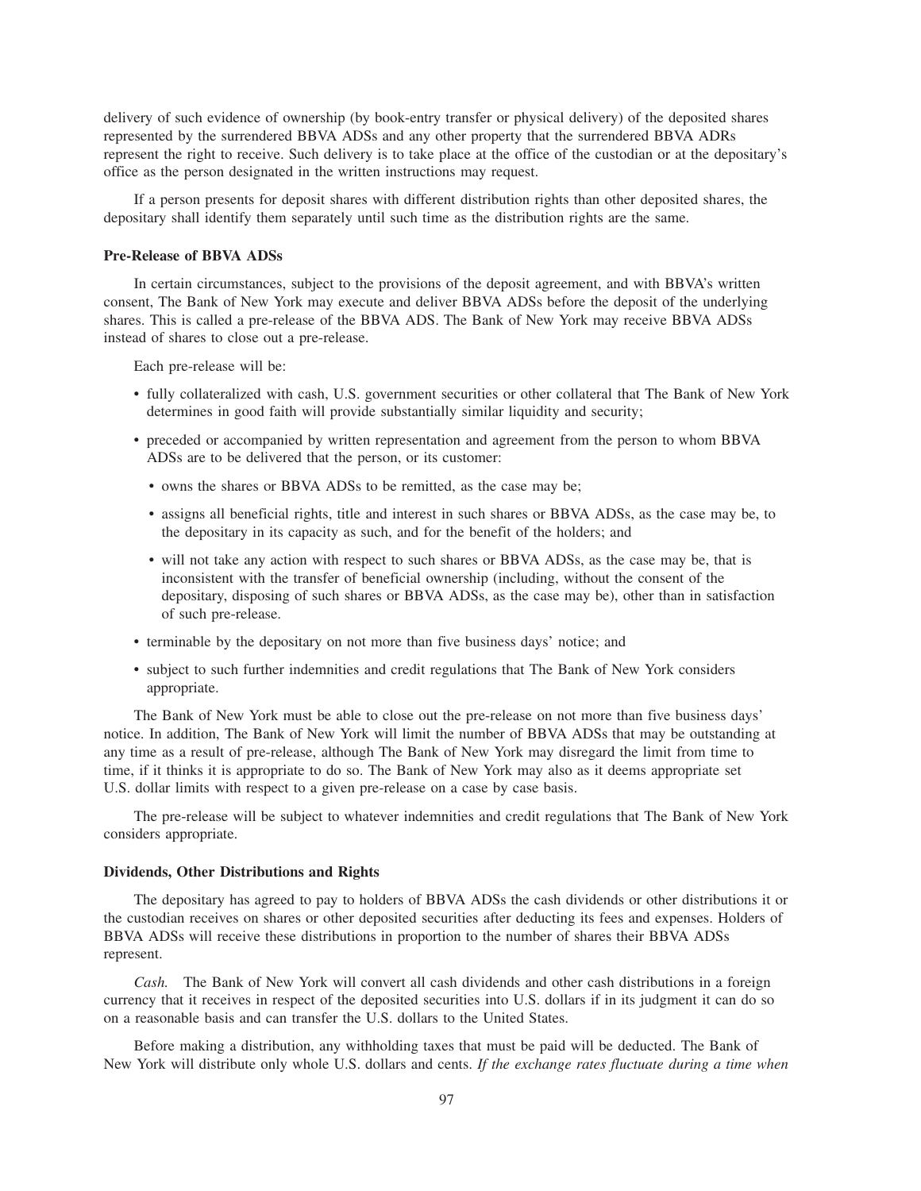delivery of such evidence of ownership (by book-entry transfer or physical delivery) of the deposited shares represented by the surrendered BBVA ADSs and any other property that the surrendered BBVA ADRs represent the right to receive. Such delivery is to take place at the office of the custodian or at the depositary's office as the person designated in the written instructions may request.

If a person presents for deposit shares with different distribution rights than other deposited shares, the depositary shall identify them separately until such time as the distribution rights are the same.

**Pre-Release of BBVA ADSs**

In certain circumstances, subject to the provisions of the deposit agreement, and with BBVA's written consent, The Bank of New York may execute and deliver BBVA ADSs before the deposit of the underlying shares. This is called a pre-release of the BBVA ADS. The Bank of New York may receive BBVA ADSs instead of shares to close out a pre-release.

Each pre-release will be:

- fully collateralized with cash, U.S. government securities or other collateral that The Bank of New York determines in good faith will provide substantially similar liquidity and security;
- preceded or accompanied by written representation and agreement from the person to whom BBVA ADSs are to be delivered that the person, or its customer:
  - owns the shares or BBVA ADSs to be remitted, as the case may be;
  - assigns all beneficial rights, title and interest in such shares or BBVA ADSs, as the case may be, to the depositary in its capacity as such, and for the benefit of the holders; and
  - will not take any action with respect to such shares or BBVA ADSs, as the case may be, that is inconsistent with the transfer of beneficial ownership (including, without the consent of the depositary, disposing of such shares or BBVA ADSs, as the case may be), other than in satisfaction of such pre-release.
- terminable by the depositary on not more than five business days' notice; and
- subject to such further indemnities and credit regulations that The Bank of New York considers appropriate.

The Bank of New York must be able to close out the pre-release on not more than five business days' notice. In addition, The Bank of New York will limit the number of BBVA ADSs that may be outstanding at any time as a result of pre-release, although The Bank of New York may disregard the limit from time to time, if it thinks it is appropriate to do so. The Bank of New York may also as it deems appropriate set U.S. dollar limits with respect to a given pre-release on a case by case basis.

The pre-release will be subject to whatever indemnities and credit regulations that The Bank of New York considers appropriate.

**Dividends, Other Distributions and Rights**

The depositary has agreed to pay to holders of BBVA ADSs the cash dividends or other distributions it or the custodian receives on shares or other deposited securities after deducting its fees and expenses. Holders of BBVA ADSs will receive these distributions in proportion to the number of shares their BBVA ADSs represent.

*Cash.* The Bank of New York will convert all cash dividends and other cash distributions in a foreign currency that it receives in respect of the deposited securities into U.S. dollars if in its judgment it can do so on a reasonable basis and can transfer the U.S. dollars to the United States.

Before making a distribution, any withholding taxes that must be paid will be deducted. The Bank of New York will distribute only whole U.S. dollars and cents. *If the exchange rates fluctuate during a time when*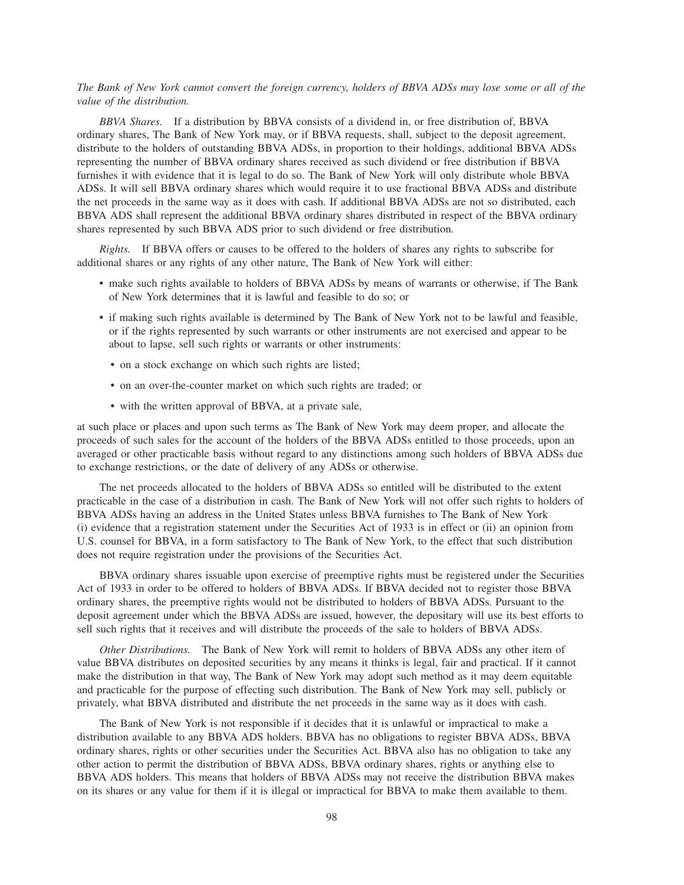*The Bank of New York cannot convert the foreign currency, holders of BBVA ADSs may lose some or all of the value of the distribution.*

*BBVA Shares.* If a distribution by BBVA consists of a dividend in, or free distribution of, BBVA ordinary shares, The Bank of New York may, or if BBVA requests, shall, subject to the deposit agreement, distribute to the holders of outstanding BBVA ADSs, in proportion to their holdings, additional BBVA ADSs representing the number of BBVA ordinary shares received as such dividend or free distribution if BBVA furnishes it with evidence that it is legal to do so. The Bank of New York will only distribute whole BBVA ADSs. It will sell BBVA ordinary shares which would require it to use fractional BBVA ADSs and distribute the net proceeds in the same way as it does with cash. If additional BBVA ADSs are not so distributed, each BBVA ADS shall represent the additional BBVA ordinary shares distributed in respect of the BBVA ordinary shares represented by such BBVA ADS prior to such dividend or free distribution.

*Rights.* If BBVA offers or causes to be offered to the holders of shares any rights to subscribe for additional shares or any rights of any other nature, The Bank of New York will either:

- make such rights available to holders of BBVA ADSs by means of warrants or otherwise, if The Bank of New York determines that it is lawful and feasible to do so; or
- if making such rights available is determined by The Bank of New York not to be lawful and feasible, or if the rights represented by such warrants or other instruments are not exercised and appear to be about to lapse, sell such rights or warrants or other instruments:
  - on a stock exchange on which such rights are listed;
  - on an over-the-counter market on which such rights are traded; or
  - with the written approval of BBVA, at a private sale,

at such place or places and upon such terms as The Bank of New York may deem proper, and allocate the proceeds of such sales for the account of the holders of the BBVA ADSs entitled to those proceeds, upon an averaged or other practicable basis without regard to any distinctions among such holders of BBVA ADSs due to exchange restrictions, or the date of delivery of any ADSs or otherwise.

The net proceeds allocated to the holders of BBVA ADSs so entitled will be distributed to the extent practicable in the case of a distribution in cash. The Bank of New York will not offer such rights to holders of BBVA ADSs having an address in the United States unless BBVA furnishes to The Bank of New York (i) evidence that a registration statement under the Securities Act of 1933 is in effect or (ii) an opinion from U.S. counsel for BBVA, in a form satisfactory to The Bank of New York, to the effect that such distribution does not require registration under the provisions of the Securities Act.

BBVA ordinary shares issuable upon exercise of preemptive rights must be registered under the Securities Act of 1933 in order to be offered to holders of BBVA ADSs. If BBVA decided not to register those BBVA ordinary shares, the preemptive rights would not be distributed to holders of BBVA ADSs. Pursuant to the deposit agreement under which the BBVA ADSs are issued, however, the depositary will use its best efforts to sell such rights that it receives and will distribute the proceeds of the sale to holders of BBVA ADSs.

*Other Distributions.* The Bank of New York will remit to holders of BBVA ADSs any other item of value BBVA distributes on deposited securities by any means it thinks is legal, fair and practical. If it cannot make the distribution in that way, The Bank of New York may adopt such method as it may deem equitable and practicable for the purpose of effecting such distribution. The Bank of New York may sell, publicly or privately, what BBVA distributed and distribute the net proceeds in the same way as it does with cash.

The Bank of New York is not responsible if it decides that it is unlawful or impractical to make a distribution available to any BBVA ADS holders. BBVA has no obligations to register BBVA ADSs, BBVA ordinary shares, rights or other securities under the Securities Act. BBVA also has no obligation to take any other action to permit the distribution of BBVA ADSs, BBVA ordinary shares, rights or anything else to BBVA ADS holders. This means that holders of BBVA ADSs may not receive the distribution BBVA makes on its shares or any value for them if it is illegal or impractical for BBVA to make them available to them.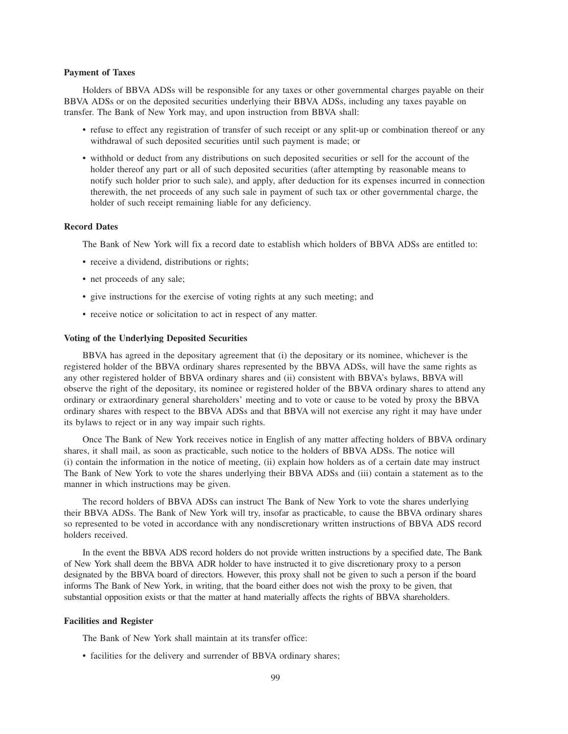**Payment of Taxes**

Holders of BBVA ADSs will be responsible for any taxes or other governmental charges payable on their BBVA ADSs or on the deposited securities underlying their BBVA ADSs, including any taxes payable on transfer. The Bank of New York may, and upon instruction from BBVA shall:

- refuse to effect any registration of transfer of such receipt or any split-up or combination thereof or any withdrawal of such deposited securities until such payment is made; or
- withhold or deduct from any distributions on such deposited securities or sell for the account of the holder thereof any part or all of such deposited securities (after attempting by reasonable means to notify such holder prior to such sale), and apply, after deduction for its expenses incurred in connection therewith, the net proceeds of any such sale in payment of such tax or other governmental charge, the holder of such receipt remaining liable for any deficiency.

**Record Dates**

The Bank of New York will fix a record date to establish which holders of BBVA ADSs are entitled to:

- receive a dividend, distributions or rights;
- net proceeds of any sale;
- give instructions for the exercise of voting rights at any such meeting; and
- receive notice or solicitation to act in respect of any matter.

**Voting of the Underlying Deposited Securities**

BBVA has agreed in the depositary agreement that (i) the depositary or its nominee, whichever is the registered holder of the BBVA ordinary shares represented by the BBVA ADSs, will have the same rights as any other registered holder of BBVA ordinary shares and (ii) consistent with BBVA's bylaws, BBVA will observe the right of the depositary, its nominee or registered holder of the BBVA ordinary shares to attend any ordinary or extraordinary general shareholders' meeting and to vote or cause to be voted by proxy the BBVA ordinary shares with respect to the BBVA ADSs and that BBVA will not exercise any right it may have under its bylaws to reject or in any way impair such rights.

Once The Bank of New York receives notice in English of any matter affecting holders of BBVA ordinary shares, it shall mail, as soon as practicable, such notice to the holders of BBVA ADSs. The notice will (i) contain the information in the notice of meeting, (ii) explain how holders as of a certain date may instruct The Bank of New York to vote the shares underlying their BBVA ADSs and (iii) contain a statement as to the manner in which instructions may be given.

The record holders of BBVA ADSs can instruct The Bank of New York to vote the shares underlying their BBVA ADSs. The Bank of New York will try, insofar as practicable, to cause the BBVA ordinary shares so represented to be voted in accordance with any nondiscretionary written instructions of BBVA ADS record holders received.

In the event the BBVA ADS record holders do not provide written instructions by a specified date, The Bank of New York shall deem the BBVA ADR holder to have instructed it to give discretionary proxy to a person designated by the BBVA board of directors. However, this proxy shall not be given to such a person if the board informs The Bank of New York, in writing, that the board either does not wish the proxy to be given, that substantial opposition exists or that the matter at hand materially affects the rights of BBVA shareholders.

**Facilities and Register**

The Bank of New York shall maintain at its transfer office:

- facilities for the delivery and surrender of BBVA ordinary shares;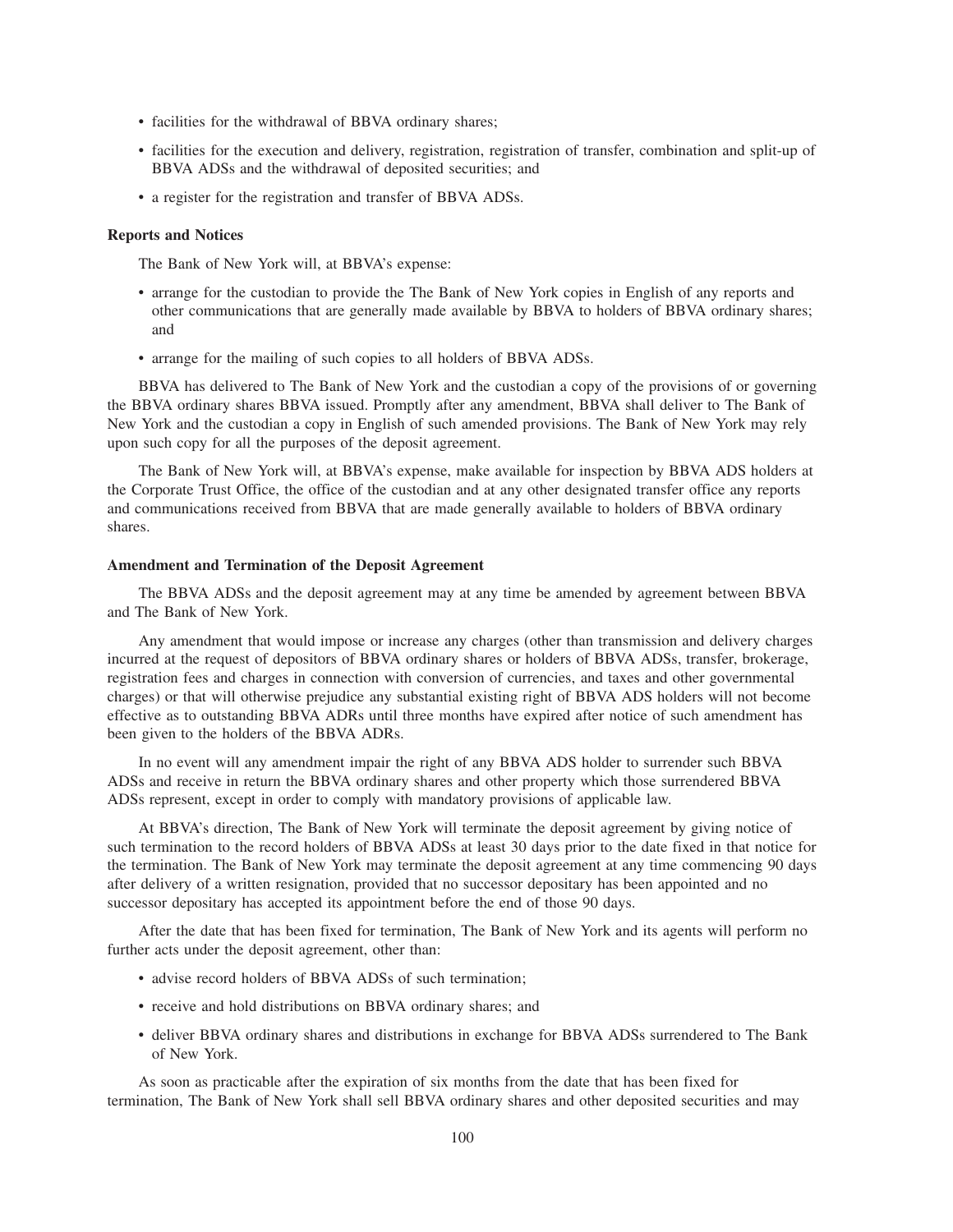- facilities for the withdrawal of BBVA ordinary shares;
- facilities for the execution and delivery, registration, registration of transfer, combination and split-up of BBVA ADSs and the withdrawal of deposited securities; and
- a register for the registration and transfer of BBVA ADSs.

**Reports and Notices**

The Bank of New York will, at BBVA's expense:

- arrange for the custodian to provide the The Bank of New York copies in English of any reports and other communications that are generally made available by BBVA to holders of BBVA ordinary shares; and
- arrange for the mailing of such copies to all holders of BBVA ADSs.

BBVA has delivered to The Bank of New York and the custodian a copy of the provisions of or governing the BBVA ordinary shares BBVA issued. Promptly after any amendment, BBVA shall deliver to The Bank of New York and the custodian a copy in English of such amended provisions. The Bank of New York may rely upon such copy for all the purposes of the deposit agreement.

The Bank of New York will, at BBVA's expense, make available for inspection by BBVA ADS holders at the Corporate Trust Office, the office of the custodian and at any other designated transfer office any reports and communications received from BBVA that are made generally available to holders of BBVA ordinary shares.

**Amendment and Termination of the Deposit Agreement**

The BBVA ADSs and the deposit agreement may at any time be amended by agreement between BBVA and The Bank of New York.

Any amendment that would impose or increase any charges (other than transmission and delivery charges incurred at the request of depositors of BBVA ordinary shares or holders of BBVA ADSs, transfer, brokerage, registration fees and charges in connection with conversion of currencies, and taxes and other governmental charges) or that will otherwise prejudice any substantial existing right of BBVA ADS holders will not become effective as to outstanding BBVA ADRs until three months have expired after notice of such amendment has been given to the holders of the BBVA ADRs.

In no event will any amendment impair the right of any BBVA ADS holder to surrender such BBVA ADSs and receive in return the BBVA ordinary shares and other property which those surrendered BBVA ADSs represent, except in order to comply with mandatory provisions of applicable law.

At BBVA's direction, The Bank of New York will terminate the deposit agreement by giving notice of such termination to the record holders of BBVA ADSs at least 30 days prior to the date fixed in that notice for the termination. The Bank of New York may terminate the deposit agreement at any time commencing 90 days after delivery of a written resignation, provided that no successor depositary has been appointed and no successor depositary has accepted its appointment before the end of those 90 days.

After the date that has been fixed for termination, The Bank of New York and its agents will perform no further acts under the deposit agreement, other than:

- advise record holders of BBVA ADSs of such termination;
- receive and hold distributions on BBVA ordinary shares; and
- deliver BBVA ordinary shares and distributions in exchange for BBVA ADSs surrendered to The Bank of New York.

As soon as practicable after the expiration of six months from the date that has been fixed for termination, The Bank of New York shall sell BBVA ordinary shares and other deposited securities and may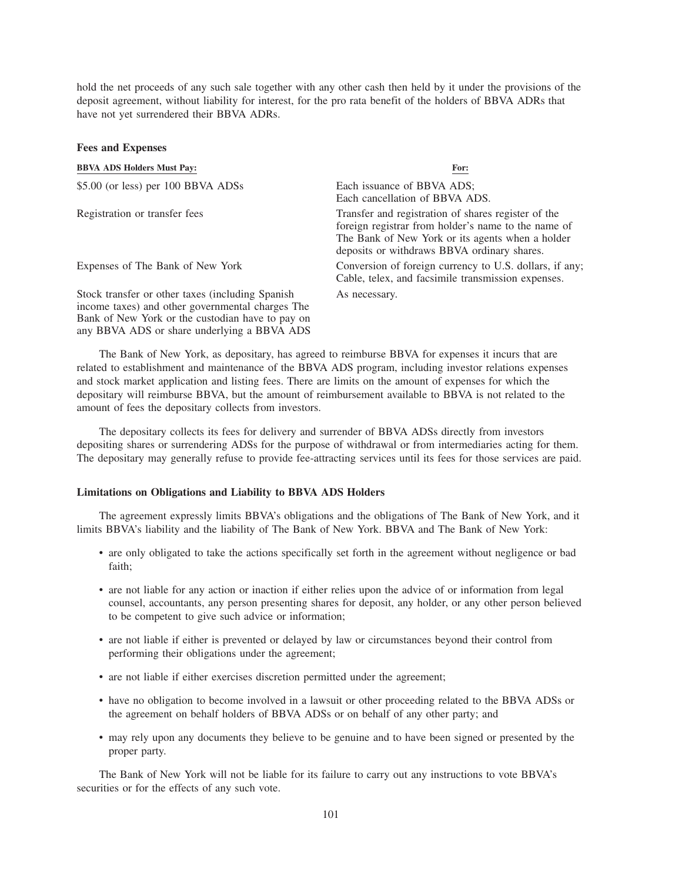hold the net proceeds of any such sale together with any other cash then held by it under the provisions of the deposit agreement, without liability for interest, for the pro rata benefit of the holders of BBVA ADRs that have not yet surrendered their BBVA ADRs.

### Fees and Expenses

| BBVA ADS Holders Must Pay: | For: |
| --- | --- |
| $5.00 (or less) per 100 BBVA ADSs | Each issuance of BBVA ADS; Each cancellation of BBVA ADS. |
| Registration or transfer fees | Transfer and registration of shares register of the foreign registrar from holder's name to the name of The Bank of New York or its agents when a holder deposits or withdraws BBVA ordinary shares. |
| Expenses of The Bank of New York | Conversion of foreign currency to U.S. dollars, if any; Cable, telex, and facsimile transmission expenses. |
| Stock transfer or other taxes (including Spanish income taxes) and other governmental charges The Bank of New York or the custodian have to pay on any BBVA ADS or share underlying a BBVA ADS | As necessary. |

The Bank of New York, as depositary, has agreed to reimburse BBVA for expenses it incurs that are related to establishment and maintenance of the BBVA ADS program, including investor relations expenses and stock market application and listing fees. There are limits on the amount of expenses for which the depositary will reimburse BBVA, but the amount of reimbursement available to BBVA is not related to the amount of fees the depositary collects from investors.

The depositary collects its fees for delivery and surrender of BBVA ADSs directly from investors depositing shares or surrendering ADSs for the purpose of withdrawal or from intermediaries acting for them. The depositary may generally refuse to provide fee-attracting services until its fees for those services are paid.

### Limitations on Obligations and Liability to BBVA ADS Holders

The agreement expressly limits BBVA's obligations and the obligations of The Bank of New York, and it limits BBVA's liability and the liability of The Bank of New York. BBVA and The Bank of New York:

- are only obligated to take the actions specifically set forth in the agreement without negligence or bad faith;
- are not liable for any action or inaction if either relies upon the advice of or information from legal counsel, accountants, any person presenting shares for deposit, any holder, or any other person believed to be competent to give such advice or information;
- are not liable if either is prevented or delayed by law or circumstances beyond their control from performing their obligations under the agreement;
- are not liable if either exercises discretion permitted under the agreement;
- have no obligation to become involved in a lawsuit or other proceeding related to the BBVA ADSs or the agreement on behalf holders of BBVA ADSs or on behalf of any other party; and
- may rely upon any documents they believe to be genuine and to have been signed or presented by the proper party.

The Bank of New York will not be liable for its failure to carry out any instructions to vote BBVA's securities or for the effects of any such vote.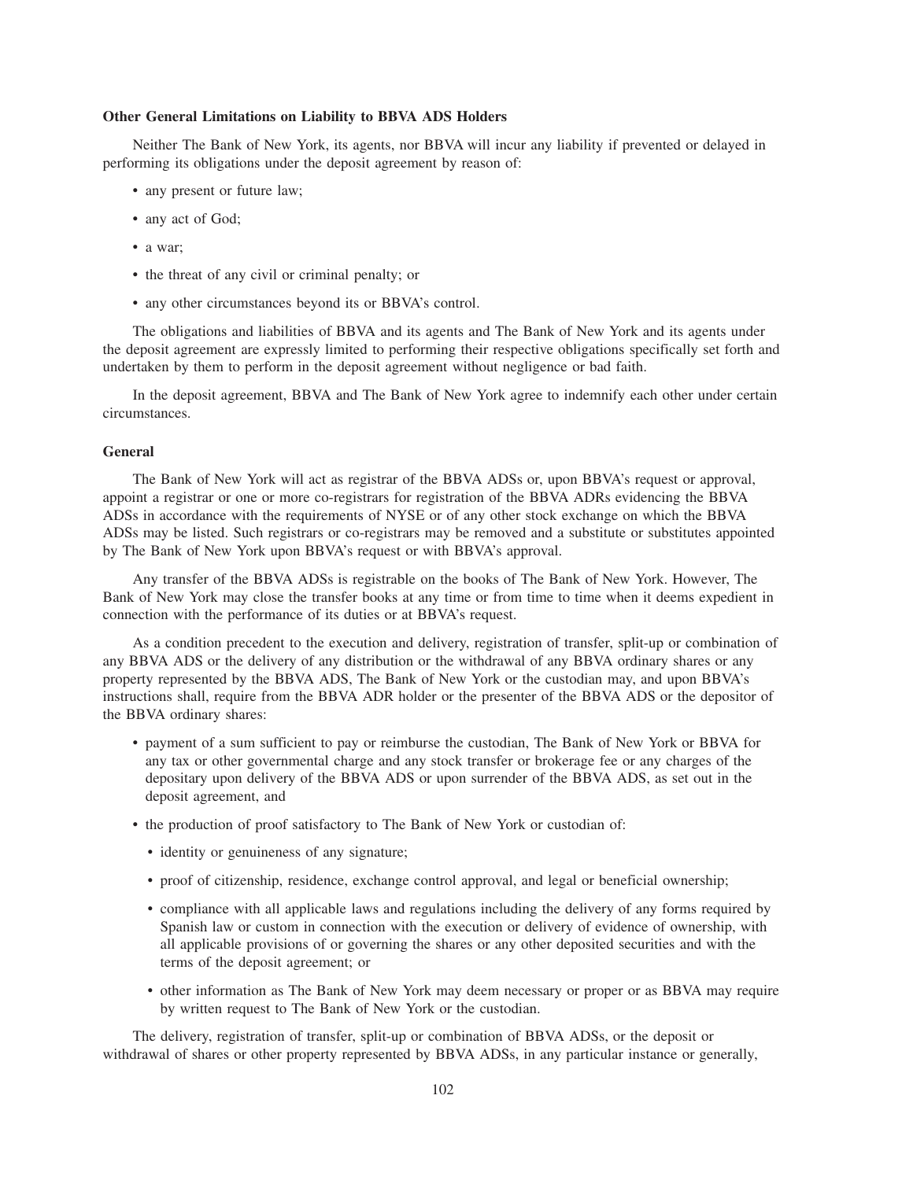**Other General Limitations on Liability to BBVA ADS Holders**

Neither The Bank of New York, its agents, nor BBVA will incur any liability if prevented or delayed in performing its obligations under the deposit agreement by reason of:

- any present or future law;
- any act of God;
- a war;
- the threat of any civil or criminal penalty; or
- any other circumstances beyond its or BBVA's control.

The obligations and liabilities of BBVA and its agents and The Bank of New York and its agents under the deposit agreement are expressly limited to performing their respective obligations specifically set forth and undertaken by them to perform in the deposit agreement without negligence or bad faith.

In the deposit agreement, BBVA and The Bank of New York agree to indemnify each other under certain circumstances.

**General**

The Bank of New York will act as registrar of the BBVA ADSs or, upon BBVA's request or approval, appoint a registrar or one or more co-registrars for registration of the BBVA ADRs evidencing the BBVA ADSs in accordance with the requirements of NYSE or of any other stock exchange on which the BBVA ADSs may be listed. Such registrars or co-registrars may be removed and a substitute or substitutes appointed by The Bank of New York upon BBVA's request or with BBVA's approval.

Any transfer of the BBVA ADSs is registrable on the books of The Bank of New York. However, The Bank of New York may close the transfer books at any time or from time to time when it deems expedient in connection with the performance of its duties or at BBVA's request.

As a condition precedent to the execution and delivery, registration of transfer, split-up or combination of any BBVA ADS or the delivery of any distribution or the withdrawal of any BBVA ordinary shares or any property represented by the BBVA ADS, The Bank of New York or the custodian may, and upon BBVA's instructions shall, require from the BBVA ADR holder or the presenter of the BBVA ADS or the depositor of the BBVA ordinary shares:

- payment of a sum sufficient to pay or reimburse the custodian, The Bank of New York or BBVA for any tax or other governmental charge and any stock transfer or brokerage fee or any charges of the depositary upon delivery of the BBVA ADS or upon surrender of the BBVA ADS, as set out in the deposit agreement, and
- the production of proof satisfactory to The Bank of New York or custodian of:
  - identity or genuineness of any signature;
  - proof of citizenship, residence, exchange control approval, and legal or beneficial ownership;
  - compliance with all applicable laws and regulations including the delivery of any forms required by Spanish law or custom in connection with the execution or delivery of evidence of ownership, with all applicable provisions of or governing the shares or any other deposited securities and with the terms of the deposit agreement; or
  - other information as The Bank of New York may deem necessary or proper or as BBVA may require by written request to The Bank of New York or the custodian.

The delivery, registration of transfer, split-up or combination of BBVA ADSs, or the deposit or withdrawal of shares or other property represented by BBVA ADSs, in any particular instance or generally,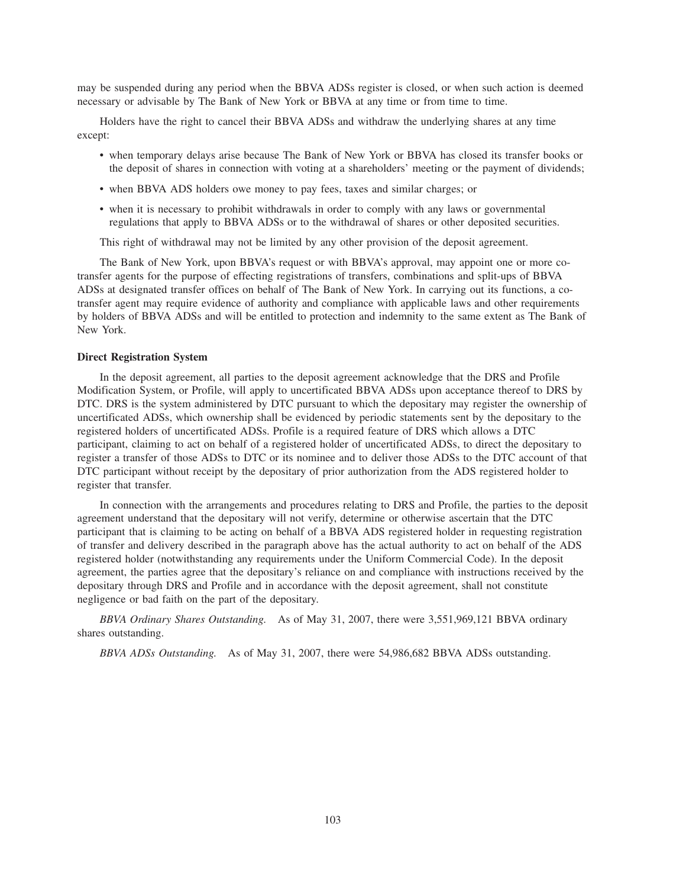may be suspended during any period when the BBVA ADSs register is closed, or when such action is deemed necessary or advisable by The Bank of New York or BBVA at any time or from time to time.

Holders have the right to cancel their BBVA ADSs and withdraw the underlying shares at any time except:

- when temporary delays arise because The Bank of New York or BBVA has closed its transfer books or the deposit of shares in connection with voting at a shareholders' meeting or the payment of dividends;
- when BBVA ADS holders owe money to pay fees, taxes and similar charges; or
- when it is necessary to prohibit withdrawals in order to comply with any laws or governmental regulations that apply to BBVA ADSs or to the withdrawal of shares or other deposited securities.

This right of withdrawal may not be limited by any other provision of the deposit agreement.

The Bank of New York, upon BBVA's request or with BBVA's approval, may appoint one or more co-transfer agents for the purpose of effecting registrations of transfers, combinations and split-ups of BBVA ADSs at designated transfer offices on behalf of The Bank of New York. In carrying out its functions, a co-transfer agent may require evidence of authority and compliance with applicable laws and other requirements by holders of BBVA ADSs and will be entitled to protection and indemnity to the same extent as The Bank of New York.

**Direct Registration System**

In the deposit agreement, all parties to the deposit agreement acknowledge that the DRS and Profile Modification System, or Profile, will apply to uncertificated BBVA ADSs upon acceptance thereof to DRS by DTC. DRS is the system administered by DTC pursuant to which the depositary may register the ownership of uncertificated ADSs, which ownership shall be evidenced by periodic statements sent by the depositary to the registered holders of uncertificated ADSs. Profile is a required feature of DRS which allows a DTC participant, claiming to act on behalf of a registered holder of uncertificated ADSs, to direct the depositary to register a transfer of those ADSs to DTC or its nominee and to deliver those ADSs to the DTC account of that DTC participant without receipt by the depositary of prior authorization from the ADS registered holder to register that transfer.

In connection with the arrangements and procedures relating to DRS and Profile, the parties to the deposit agreement understand that the depositary will not verify, determine or otherwise ascertain that the DTC participant that is claiming to be acting on behalf of a BBVA ADS registered holder in requesting registration of transfer and delivery described in the paragraph above has the actual authority to act on behalf of the ADS registered holder (notwithstanding any requirements under the Uniform Commercial Code). In the deposit agreement, the parties agree that the depositary's reliance on and compliance with instructions received by the depositary through DRS and Profile and in accordance with the deposit agreement, shall not constitute negligence or bad faith on the part of the depositary.

*BBVA Ordinary Shares Outstanding.* As of May 31, 2007, there were 3,551,969,121 BBVA ordinary shares outstanding.

*BBVA ADSs Outstanding.* As of May 31, 2007, there were 54,986,682 BBVA ADSs outstanding.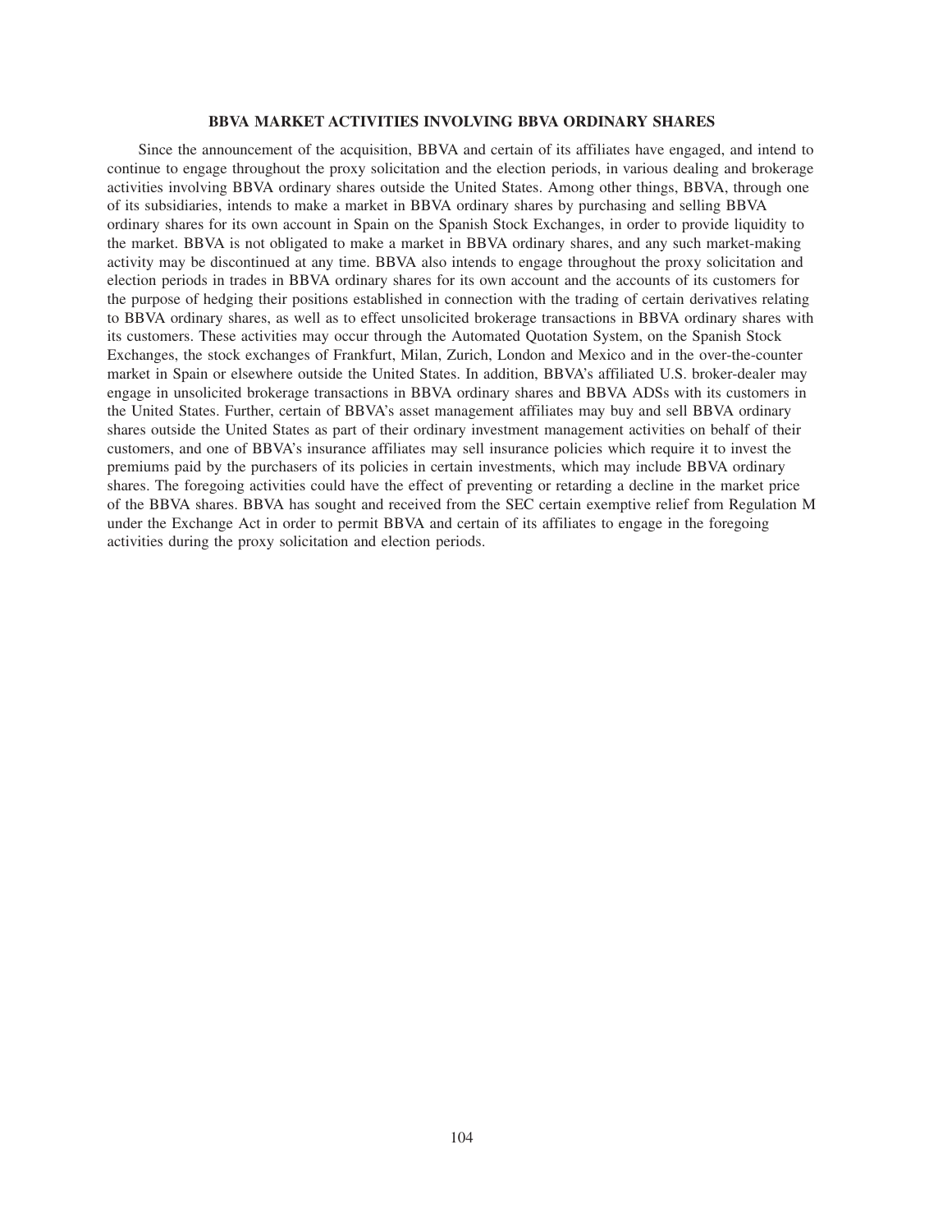## BBVA MARKET ACTIVITIES INVOLVING BBVA ORDINARY SHARES

Since the announcement of the acquisition, BBVA and certain of its affiliates have engaged, and intend to continue to engage throughout the proxy solicitation and the election periods, in various dealing and brokerage activities involving BBVA ordinary shares outside the United States. Among other things, BBVA, through one of its subsidiaries, intends to make a market in BBVA ordinary shares by purchasing and selling BBVA ordinary shares for its own account in Spain on the Spanish Stock Exchanges, in order to provide liquidity to the market. BBVA is not obligated to make a market in BBVA ordinary shares, and any such market-making activity may be discontinued at any time. BBVA also intends to engage throughout the proxy solicitation and election periods in trades in BBVA ordinary shares for its own account and the accounts of its customers for the purpose of hedging their positions established in connection with the trading of certain derivatives relating to BBVA ordinary shares, as well as to effect unsolicited brokerage transactions in BBVA ordinary shares with its customers. These activities may occur through the Automated Quotation System, on the Spanish Stock Exchanges, the stock exchanges of Frankfurt, Milan, Zurich, London and Mexico and in the over-the-counter market in Spain or elsewhere outside the United States. In addition, BBVA's affiliated U.S. broker-dealer may engage in unsolicited brokerage transactions in BBVA ordinary shares and BBVA ADSs with its customers in the United States. Further, certain of BBVA's asset management affiliates may buy and sell BBVA ordinary shares outside the United States as part of their ordinary investment management activities on behalf of their customers, and one of BBVA's insurance affiliates may sell insurance policies which require it to invest the premiums paid by the purchasers of its policies in certain investments, which may include BBVA ordinary shares. The foregoing activities could have the effect of preventing or retarding a decline in the market price of the BBVA shares. BBVA has sought and received from the SEC certain exemptive relief from Regulation M under the Exchange Act in order to permit BBVA and certain of its affiliates to engage in the foregoing activities during the proxy solicitation and election periods.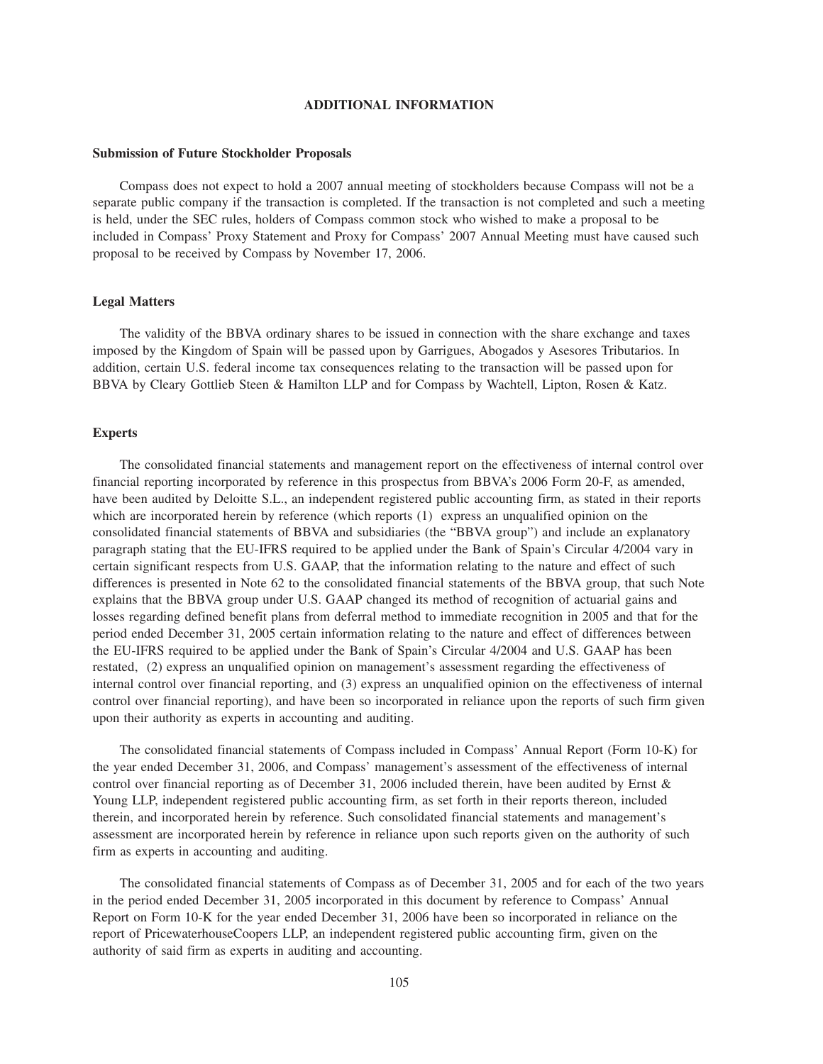# ADDITIONAL INFORMATION

### Submission of Future Stockholder Proposals

Compass does not expect to hold a 2007 annual meeting of stockholders because Compass will not be a separate public company if the transaction is completed. If the transaction is not completed and such a meeting is held, under the SEC rules, holders of Compass common stock who wished to make a proposal to be included in Compass' Proxy Statement and Proxy for Compass' 2007 Annual Meeting must have caused such proposal to be received by Compass by November 17, 2006.

### Legal Matters

The validity of the BBVA ordinary shares to be issued in connection with the share exchange and taxes imposed by the Kingdom of Spain will be passed upon by Garrigues, Abogados y Asesores Tributarios. In addition, certain U.S. federal income tax consequences relating to the transaction will be passed upon for BBVA by Cleary Gottlieb Steen & Hamilton LLP and for Compass by Wachtell, Lipton, Rosen & Katz.

### Experts

The consolidated financial statements and management report on the effectiveness of internal control over financial reporting incorporated by reference in this prospectus from BBVA's 2006 Form 20-F, as amended, have been audited by Deloitte S.L., an independent registered public accounting firm, as stated in their reports which are incorporated herein by reference (which reports (1) express an unqualified opinion on the consolidated financial statements of BBVA and subsidiaries (the "BBVA group") and include an explanatory paragraph stating that the EU-IFRS required to be applied under the Bank of Spain's Circular 4/2004 vary in certain significant respects from U.S. GAAP, that the information relating to the nature and effect of such differences is presented in Note 62 to the consolidated financial statements of the BBVA group, that such Note explains that the BBVA group under U.S. GAAP changed its method of recognition of actuarial gains and losses regarding defined benefit plans from deferral method to immediate recognition in 2005 and that for the period ended December 31, 2005 certain information relating to the nature and effect of differences between the EU-IFRS required to be applied under the Bank of Spain's Circular 4/2004 and U.S. GAAP has been restated, (2) express an unqualified opinion on management's assessment regarding the effectiveness of internal control over financial reporting, and (3) express an unqualified opinion on the effectiveness of internal control over financial reporting), and have been so incorporated in reliance upon the reports of such firm given upon their authority as experts in accounting and auditing.

The consolidated financial statements of Compass included in Compass' Annual Report (Form 10-K) for the year ended December 31, 2006, and Compass' management's assessment of the effectiveness of internal control over financial reporting as of December 31, 2006 included therein, have been audited by Ernst & Young LLP, independent registered public accounting firm, as set forth in their reports thereon, included therein, and incorporated herein by reference. Such consolidated financial statements and management's assessment are incorporated herein by reference in reliance upon such reports given on the authority of such firm as experts in accounting and auditing.

The consolidated financial statements of Compass as of December 31, 2005 and for each of the two years in the period ended December 31, 2005 incorporated in this document by reference to Compass' Annual Report on Form 10-K for the year ended December 31, 2006 have been so incorporated in reliance on the report of PricewaterhouseCoopers LLP, an independent registered public accounting firm, given on the authority of said firm as experts in auditing and accounting.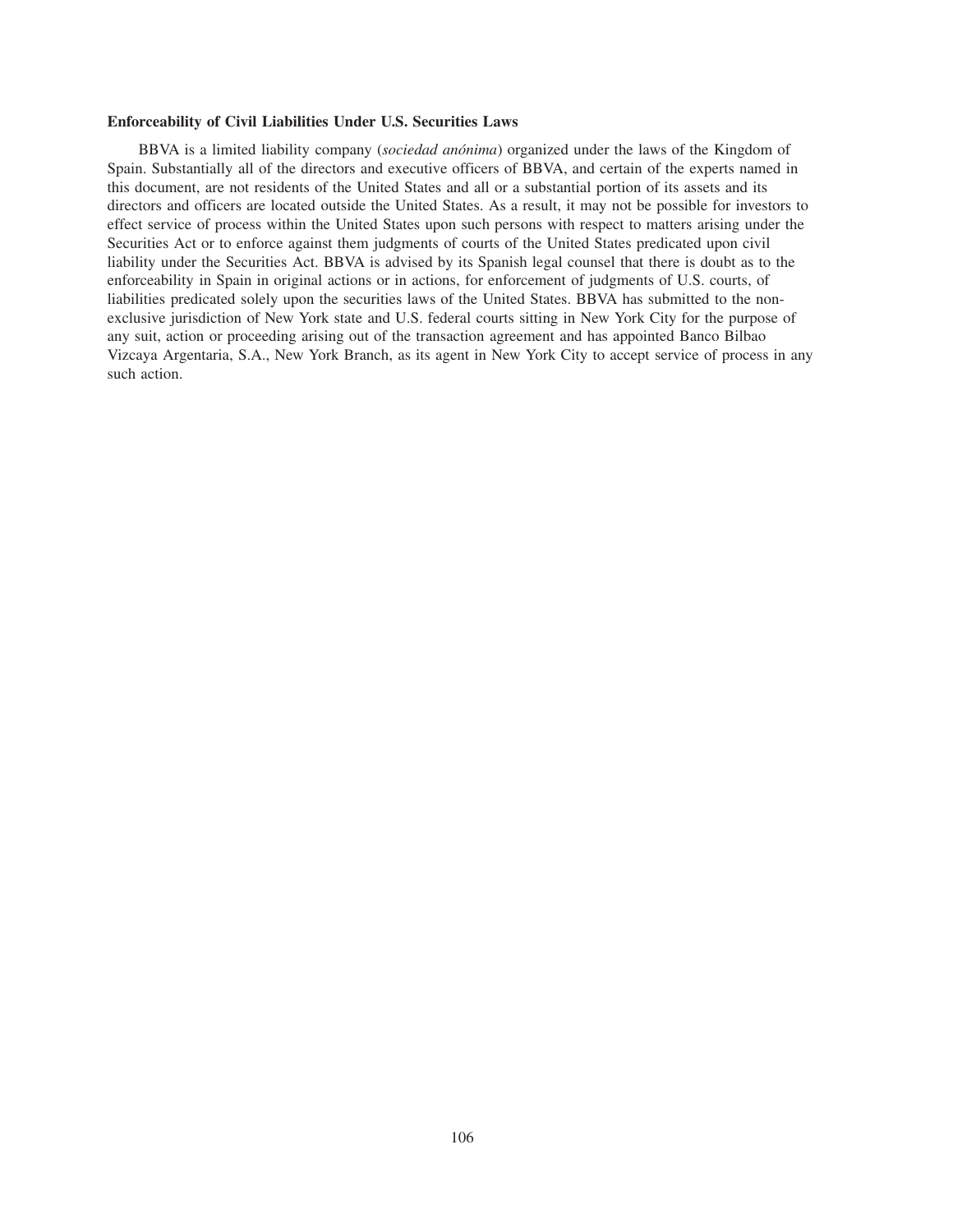**Enforceability of Civil Liabilities Under U.S. Securities Laws**

BBVA is a limited liability company (*sociedad anónima*) organized under the laws of the Kingdom of Spain. Substantially all of the directors and executive officers of BBVA, and certain of the experts named in this document, are not residents of the United States and all or a substantial portion of its assets and its directors and officers are located outside the United States. As a result, it may not be possible for investors to effect service of process within the United States upon such persons with respect to matters arising under the Securities Act or to enforce against them judgments of courts of the United States predicated upon civil liability under the Securities Act. BBVA is advised by its Spanish legal counsel that there is doubt as to the enforceability in Spain in original actions or in actions, for enforcement of judgments of U.S. courts, of liabilities predicated solely upon the securities laws of the United States. BBVA has submitted to the non-exclusive jurisdiction of New York state and U.S. federal courts sitting in New York City for the purpose of any suit, action or proceeding arising out of the transaction agreement and has appointed Banco Bilbao Vizcaya Argentaria, S.A., New York Branch, as its agent in New York City to accept service of process in any such action.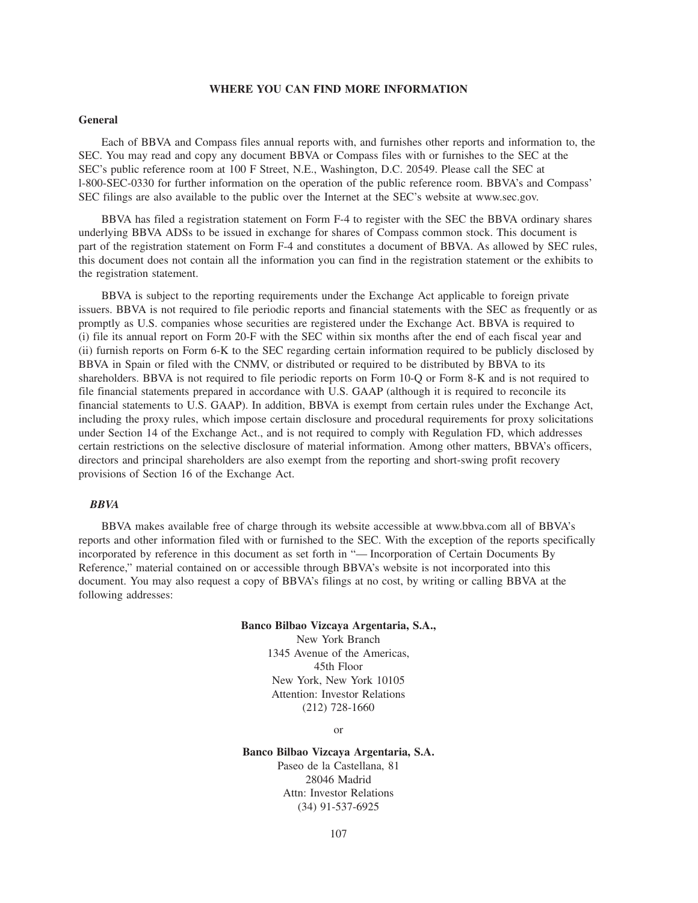## WHERE YOU CAN FIND MORE INFORMATION

### General

Each of BBVA and Compass files annual reports with, and furnishes other reports and information to, the SEC. You may read and copy any document BBVA or Compass files with or furnishes to the SEC at the SEC's public reference room at 100 F Street, N.E., Washington, D.C. 20549. Please call the SEC at l-800-SEC-0330 for further information on the operation of the public reference room. BBVA's and Compass' SEC filings are also available to the public over the Internet at the SEC's website at www.sec.gov.

BBVA has filed a registration statement on Form F-4 to register with the SEC the BBVA ordinary shares underlying BBVA ADSs to be issued in exchange for shares of Compass common stock. This document is part of the registration statement on Form F-4 and constitutes a document of BBVA. As allowed by SEC rules, this document does not contain all the information you can find in the registration statement or the exhibits to the registration statement.

BBVA is subject to the reporting requirements under the Exchange Act applicable to foreign private issuers. BBVA is not required to file periodic reports and financial statements with the SEC as frequently or as promptly as U.S. companies whose securities are registered under the Exchange Act. BBVA is required to (i) file its annual report on Form 20-F with the SEC within six months after the end of each fiscal year and (ii) furnish reports on Form 6-K to the SEC regarding certain information required to be publicly disclosed by BBVA in Spain or filed with the CNMV, or distributed or required to be distributed by BBVA to its shareholders. BBVA is not required to file periodic reports on Form 10-Q or Form 8-K and is not required to file financial statements prepared in accordance with U.S. GAAP (although it is required to reconcile its financial statements to U.S. GAAP). In addition, BBVA is exempt from certain rules under the Exchange Act, including the proxy rules, which impose certain disclosure and procedural requirements for proxy solicitations under Section 14 of the Exchange Act., and is not required to comply with Regulation FD, which addresses certain restrictions on the selective disclosure of material information. Among other matters, BBVA's officers, directors and principal shareholders are also exempt from the reporting and short-swing profit recovery provisions of Section 16 of the Exchange Act.

### *BBVA*

BBVA makes available free of charge through its website accessible at www.bbva.com all of BBVA's reports and other information filed with or furnished to the SEC. With the exception of the reports specifically incorporated by reference in this document as set forth in "— Incorporation of Certain Documents By Reference," material contained on or accessible through BBVA's website is not incorporated into this document. You may also request a copy of BBVA's filings at no cost, by writing or calling BBVA at the following addresses:

**Banco Bilbao Vizcaya Argentaria, S.A.,**
New York Branch
1345 Avenue of the Americas,
45th Floor
New York, New York 10105
Attention: Investor Relations
(212) 728-1660

or

**Banco Bilbao Vizcaya Argentaria, S.A.**
Paseo de la Castellana, 81
28046 Madrid
Attn: Investor Relations
(34) 91-537-6925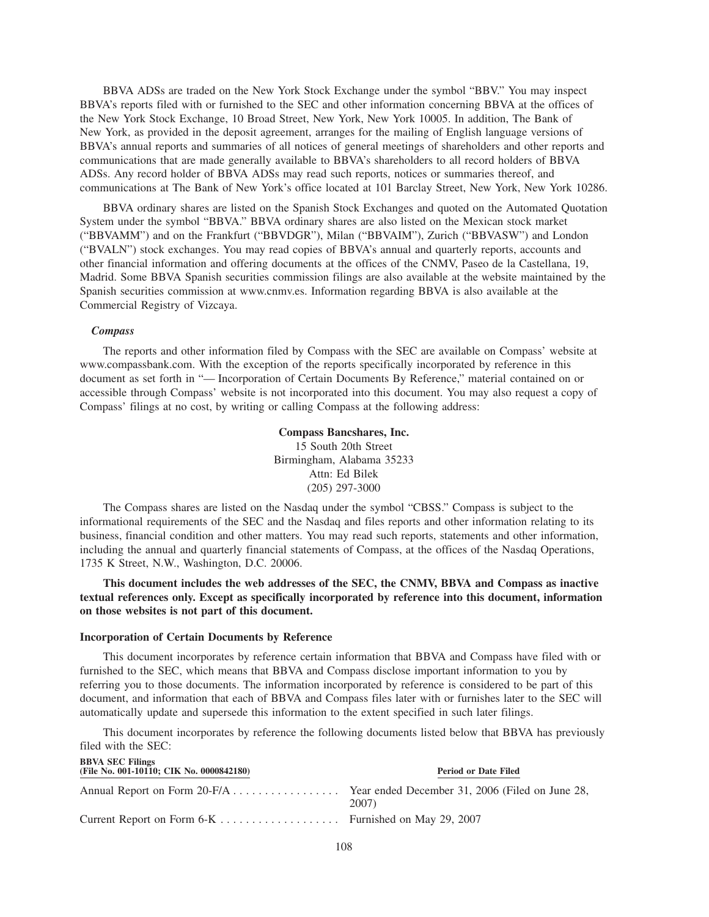BBVA ADSs are traded on the New York Stock Exchange under the symbol "BBV." You may inspect BBVA's reports filed with or furnished to the SEC and other information concerning BBVA at the offices of the New York Stock Exchange, 10 Broad Street, New York, New York 10005. In addition, The Bank of New York, as provided in the deposit agreement, arranges for the mailing of English language versions of BBVA's annual reports and summaries of all notices of general meetings of shareholders and other reports and communications that are made generally available to BBVA's shareholders to all record holders of BBVA ADSs. Any record holder of BBVA ADSs may read such reports, notices or summaries thereof, and communications at The Bank of New York's office located at 101 Barclay Street, New York, New York 10286.

BBVA ordinary shares are listed on the Spanish Stock Exchanges and quoted on the Automated Quotation System under the symbol "BBVA." BBVA ordinary shares are also listed on the Mexican stock market ("BBVAMM") and on the Frankfurt ("BBVDGR"), Milan ("BBVAIM"), Zurich ("BBVASW") and London ("BVALN") stock exchanges. You may read copies of BBVA's annual and quarterly reports, accounts and other financial information and offering documents at the offices of the CNMV, Paseo de la Castellana, 19, Madrid. Some BBVA Spanish securities commission filings are also available at the website maintained by the Spanish securities commission at www.cnmv.es. Information regarding BBVA is also available at the Commercial Registry of Vizcaya.

### *Compass*

The reports and other information filed by Compass with the SEC are available on Compass' website at www.compassbank.com. With the exception of the reports specifically incorporated by reference in this document as set forth in "— Incorporation of Certain Documents By Reference," material contained on or accessible through Compass' website is not incorporated into this document. You may also request a copy of Compass' filings at no cost, by writing or calling Compass at the following address:

**Compass Bancshares, Inc.**
15 South 20th Street
Birmingham, Alabama 35233
Attn: Ed Bilek
(205) 297-3000

The Compass shares are listed on the Nasdaq under the symbol "CBSS." Compass is subject to the informational requirements of the SEC and the Nasdaq and files reports and other information relating to its business, financial condition and other matters. You may read such reports, statements and other information, including the annual and quarterly financial statements of Compass, at the offices of the Nasdaq Operations, 1735 K Street, N.W., Washington, D.C. 20006.

**This document includes the web addresses of the SEC, the CNMV, BBVA and Compass as inactive textual references only. Except as specifically incorporated by reference into this document, information on those websites is not part of this document.**

### Incorporation of Certain Documents by Reference

This document incorporates by reference certain information that BBVA and Compass have filed with or furnished to the SEC, which means that BBVA and Compass disclose important information to you by referring you to those documents. The information incorporated by reference is considered to be part of this document, and information that each of BBVA and Compass files later with or furnishes later to the SEC will automatically update and supersede this information to the extent specified in such later filings.

This document incorporates by reference the following documents listed below that BBVA has previously filed with the SEC:

| BBVA SEC Filings (File No. 001-10110; CIK No. 0000842180) | Period or Date Filed |
|---|---|
| Annual Report on Form 20-F/A | Year ended December 31, 2006 (Filed on June 28, 2007) |
| Current Report on Form 6-K | Furnished on May 29, 2007 |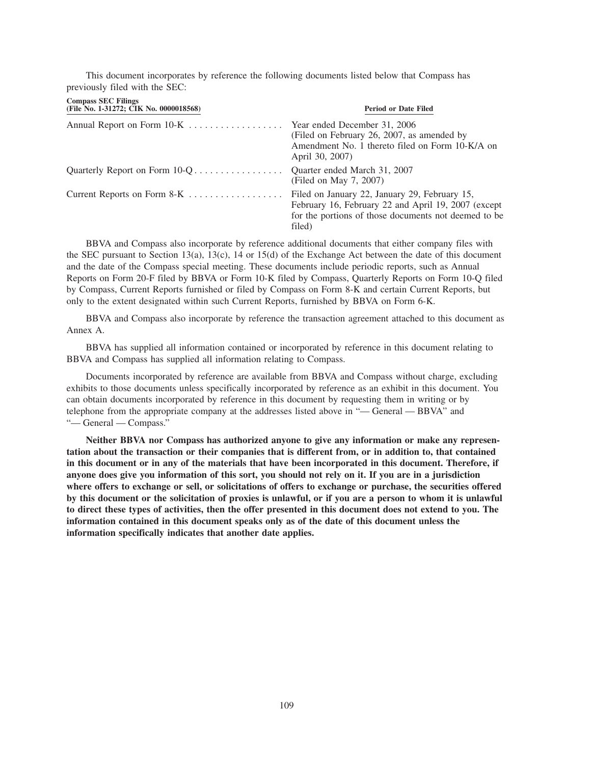This document incorporates by reference the following documents listed below that Compass has previously filed with the SEC:

| Compass SEC Filings (File No. 1-31272; CIK No. 0000018568) | Period or Date Filed |
| --- | --- |
| Annual Report on Form 10-K | Year ended December 31, 2006 (Filed on February 26, 2007, as amended by Amendment No. 1 thereto filed on Form 10-K/A on April 30, 2007) |
| Quarterly Report on Form 10-Q | Quarter ended March 31, 2007 (Filed on May 7, 2007) |
| Current Reports on Form 8-K | Filed on January 22, January 29, February 15, February 16, February 22 and April 19, 2007 (except for the portions of those documents not deemed to be filed) |

BBVA and Compass also incorporate by reference additional documents that either company files with the SEC pursuant to Section 13(a), 13(c), 14 or 15(d) of the Exchange Act between the date of this document and the date of the Compass special meeting. These documents include periodic reports, such as Annual Reports on Form 20-F filed by BBVA or Form 10-K filed by Compass, Quarterly Reports on Form 10-Q filed by Compass, Current Reports furnished or filed by Compass on Form 8-K and certain Current Reports, but only to the extent designated within such Current Reports, furnished by BBVA on Form 6-K.

BBVA and Compass also incorporate by reference the transaction agreement attached to this document as Annex A.

BBVA has supplied all information contained or incorporated by reference in this document relating to BBVA and Compass has supplied all information relating to Compass.

Documents incorporated by reference are available from BBVA and Compass without charge, excluding exhibits to those documents unless specifically incorporated by reference as an exhibit in this document. You can obtain documents incorporated by reference in this document by requesting them in writing or by telephone from the appropriate company at the addresses listed above in "— General — BBVA" and "— General — Compass."

**Neither BBVA nor Compass has authorized anyone to give any information or make any representation about the transaction or their companies that is different from, or in addition to, that contained in this document or in any of the materials that have been incorporated in this document. Therefore, if anyone does give you information of this sort, you should not rely on it. If you are in a jurisdiction where offers to exchange or sell, or solicitations of offers to exchange or purchase, the securities offered by this document or the solicitation of proxies is unlawful, or if you are a person to whom it is unlawful to direct these types of activities, then the offer presented in this document does not extend to you. The information contained in this document speaks only as of the date of this document unless the information specifically indicates that another date applies.**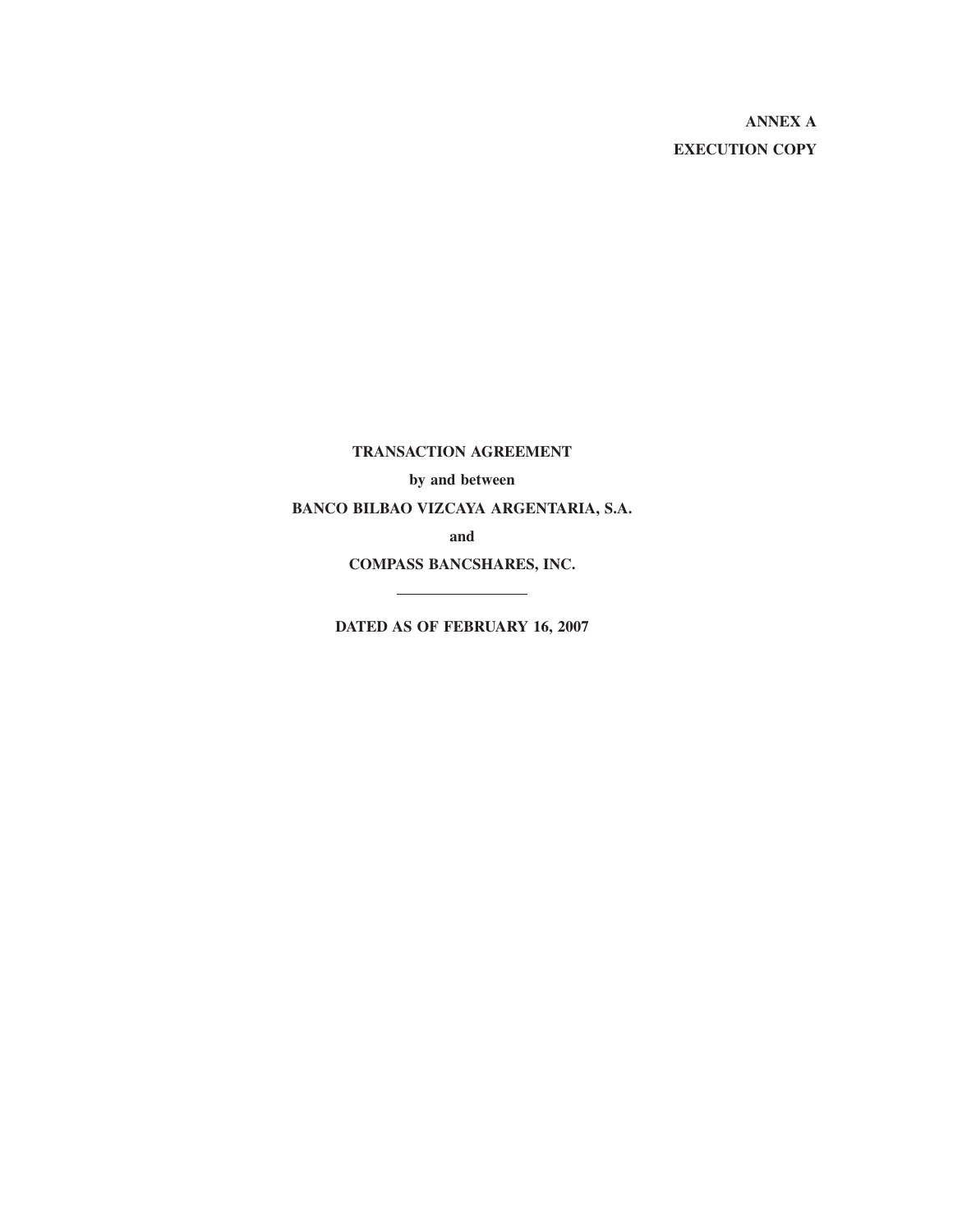**ANNEX A**

**EXECUTION COPY**

**TRANSACTION AGREEMENT**

**by and between**

**BANCO BILBAO VIZCAYA ARGENTARIA, S.A.**

**and**

**COMPASS BANCSHARES, INC.**

---

**DATED AS OF FEBRUARY 16, 2007**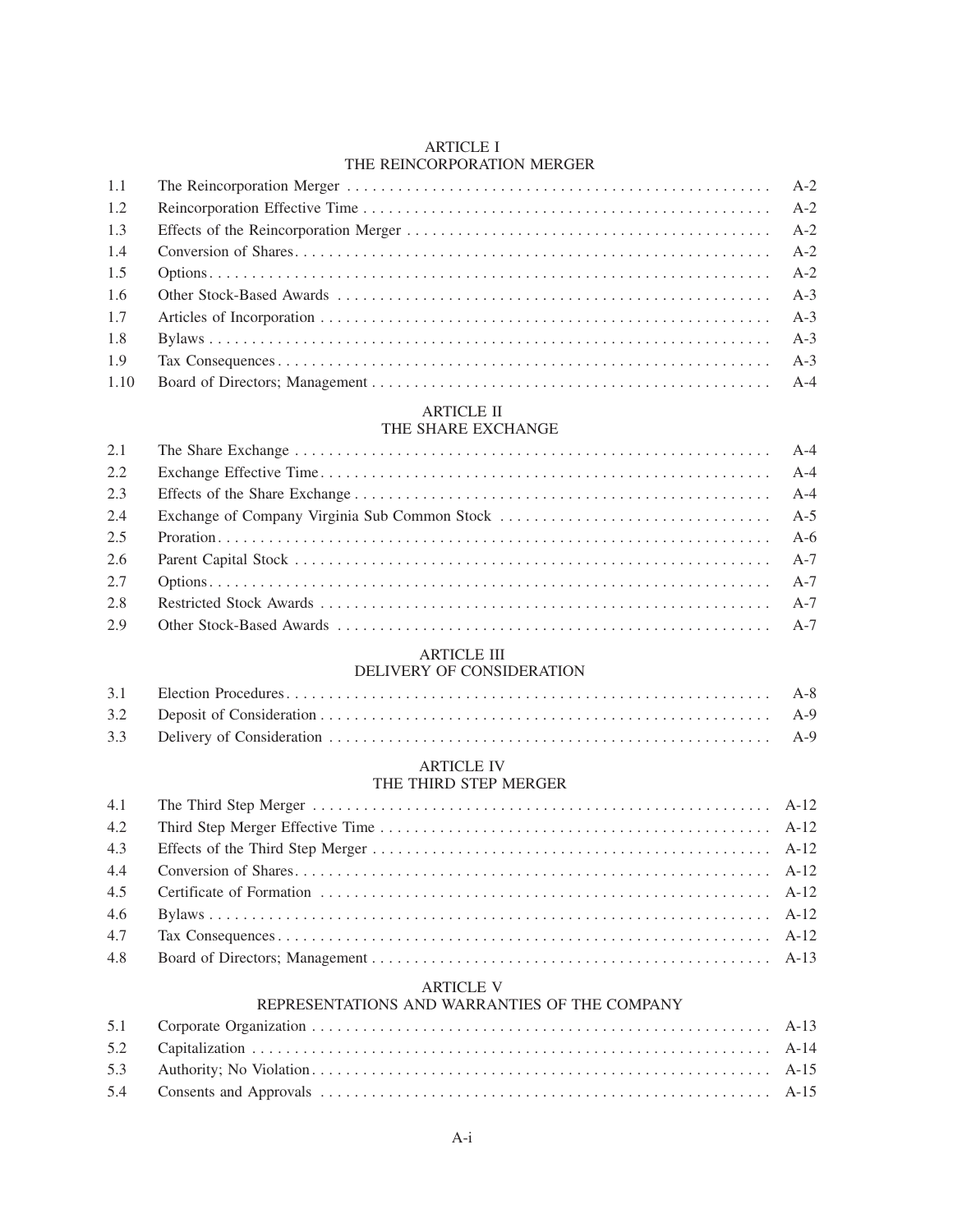## ARTICLE I
## THE REINCORPORATION MERGER

| | | |
|---|---|---|
| 1.1 | The Reincorporation Merger | A-2 |
| 1.2 | Reincorporation Effective Time | A-2 |
| 1.3 | Effects of the Reincorporation Merger | A-2 |
| 1.4 | Conversion of Shares | A-2 |
| 1.5 | Options | A-2 |
| 1.6 | Other Stock-Based Awards | A-3 |
| 1.7 | Articles of Incorporation | A-3 |
| 1.8 | Bylaws | A-3 |
| 1.9 | Tax Consequences | A-3 |
| 1.10 | Board of Directors; Management | A-4 |

## ARTICLE II
## THE SHARE EXCHANGE

| | | |
|---|---|---|
| 2.1 | The Share Exchange | A-4 |
| 2.2 | Exchange Effective Time | A-4 |
| 2.3 | Effects of the Share Exchange | A-4 |
| 2.4 | Exchange of Company Virginia Sub Common Stock | A-5 |
| 2.5 | Proration | A-6 |
| 2.6 | Parent Capital Stock | A-7 |
| 2.7 | Options | A-7 |
| 2.8 | Restricted Stock Awards | A-7 |
| 2.9 | Other Stock-Based Awards | A-7 |

## ARTICLE III
## DELIVERY OF CONSIDERATION

| | | |
|---|---|---|
| 3.1 | Election Procedures | A-8 |
| 3.2 | Deposit of Consideration | A-9 |
| 3.3 | Delivery of Consideration | A-9 |

## ARTICLE IV
## THE THIRD STEP MERGER

| | | |
|---|---|---|
| 4.1 | The Third Step Merger | A-12 |
| 4.2 | Third Step Merger Effective Time | A-12 |
| 4.3 | Effects of the Third Step Merger | A-12 |
| 4.4 | Conversion of Shares | A-12 |
| 4.5 | Certificate of Formation | A-12 |
| 4.6 | Bylaws | A-12 |
| 4.7 | Tax Consequences | A-12 |
| 4.8 | Board of Directors; Management | A-13 |

## ARTICLE V
## REPRESENTATIONS AND WARRANTIES OF THE COMPANY

| | | |
|---|---|---|
| 5.1 | Corporate Organization | A-13 |
| 5.2 | Capitalization | A-14 |
| 5.3 | Authority; No Violation | A-15 |
| 5.4 | Consents and Approvals | A-15 |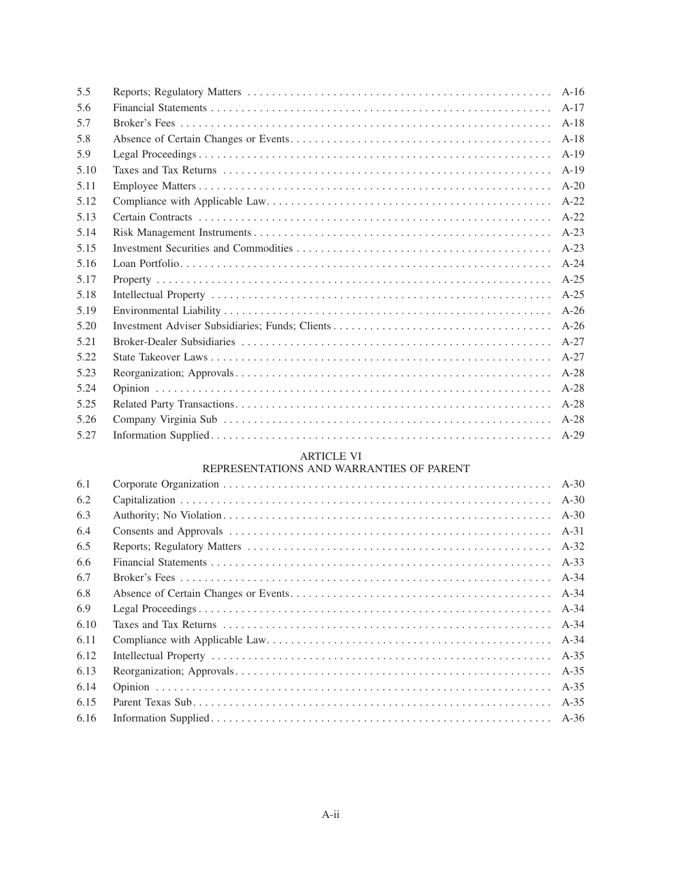| | | |
|---|---|---|
| 5.5 | Reports; Regulatory Matters | A-16 |
| 5.6 | Financial Statements | A-17 |
| 5.7 | Broker's Fees | A-18 |
| 5.8 | Absence of Certain Changes or Events | A-18 |
| 5.9 | Legal Proceedings | A-19 |
| 5.10 | Taxes and Tax Returns | A-19 |
| 5.11 | Employee Matters | A-20 |
| 5.12 | Compliance with Applicable Law | A-22 |
| 5.13 | Certain Contracts | A-22 |
| 5.14 | Risk Management Instruments | A-23 |
| 5.15 | Investment Securities and Commodities | A-23 |
| 5.16 | Loan Portfolio | A-24 |
| 5.17 | Property | A-25 |
| 5.18 | Intellectual Property | A-25 |
| 5.19 | Environmental Liability | A-26 |
| 5.20 | Investment Adviser Subsidiaries; Funds; Clients | A-26 |
| 5.21 | Broker-Dealer Subsidiaries | A-27 |
| 5.22 | State Takeover Laws | A-27 |
| 5.23 | Reorganization; Approvals | A-28 |
| 5.24 | Opinion | A-28 |
| 5.25 | Related Party Transactions | A-28 |
| 5.26 | Company Virginia Sub | A-28 |
| 5.27 | Information Supplied | A-29 |

ARTICLE VI
REPRESENTATIONS AND WARRANTIES OF PARENT

| | | |
|---|---|---|
| 6.1 | Corporate Organization | A-30 |
| 6.2 | Capitalization | A-30 |
| 6.3 | Authority; No Violation | A-30 |
| 6.4 | Consents and Approvals | A-31 |
| 6.5 | Reports; Regulatory Matters | A-32 |
| 6.6 | Financial Statements | A-33 |
| 6.7 | Broker's Fees | A-34 |
| 6.8 | Absence of Certain Changes or Events | A-34 |
| 6.9 | Legal Proceedings | A-34 |
| 6.10 | Taxes and Tax Returns | A-34 |
| 6.11 | Compliance with Applicable Law | A-34 |
| 6.12 | Intellectual Property | A-35 |
| 6.13 | Reorganization; Approvals | A-35 |
| 6.14 | Opinion | A-35 |
| 6.15 | Parent Texas Sub | A-35 |
| 6.16 | Information Supplied | A-36 |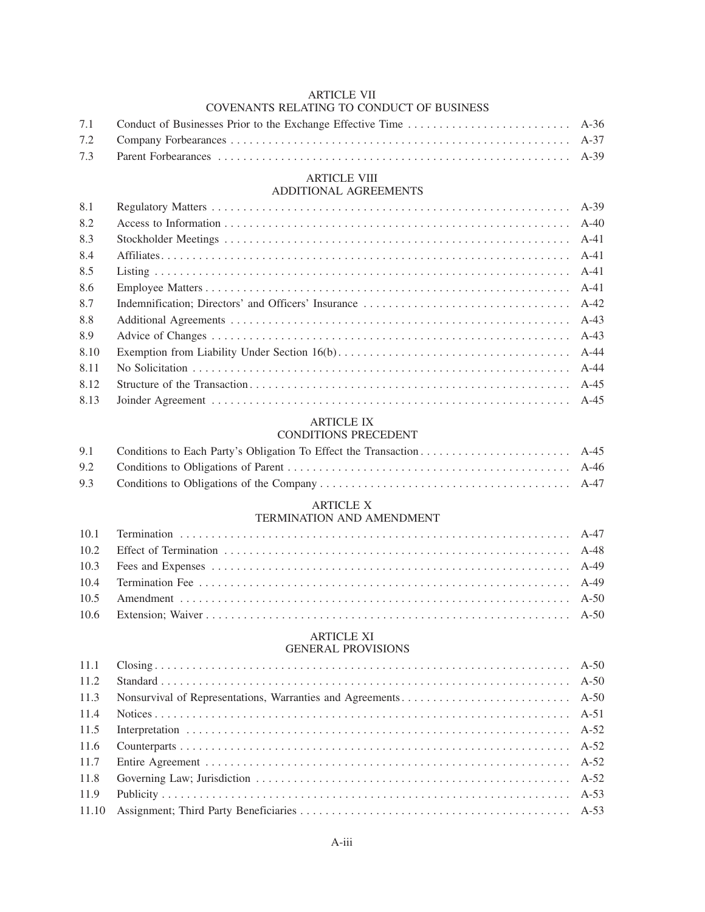## ARTICLE VII
## COVENANTS RELATING TO CONDUCT OF BUSINESS

| | | |
|---|---|---|
| 7.1 | Conduct of Businesses Prior to the Exchange Effective Time | A-36 |
| 7.2 | Company Forbearances | A-37 |
| 7.3 | Parent Forbearances | A-39 |

## ARTICLE VIII
## ADDITIONAL AGREEMENTS

| | | |
|---|---|---|
| 8.1 | Regulatory Matters | A-39 |
| 8.2 | Access to Information | A-40 |
| 8.3 | Stockholder Meetings | A-41 |
| 8.4 | Affiliates | A-41 |
| 8.5 | Listing | A-41 |
| 8.6 | Employee Matters | A-41 |
| 8.7 | Indemnification; Directors' and Officers' Insurance | A-42 |
| 8.8 | Additional Agreements | A-43 |
| 8.9 | Advice of Changes | A-43 |
| 8.10 | Exemption from Liability Under Section 16(b) | A-44 |
| 8.11 | No Solicitation | A-44 |
| 8.12 | Structure of the Transaction | A-45 |
| 8.13 | Joinder Agreement | A-45 |

## ARTICLE IX
## CONDITIONS PRECEDENT

| | | |
|---|---|---|
| 9.1 | Conditions to Each Party's Obligation To Effect the Transaction | A-45 |
| 9.2 | Conditions to Obligations of Parent | A-46 |
| 9.3 | Conditions to Obligations of the Company | A-47 |

## ARTICLE X
## TERMINATION AND AMENDMENT

| | | |
|---|---|---|
| 10.1 | Termination | A-47 |
| 10.2 | Effect of Termination | A-48 |
| 10.3 | Fees and Expenses | A-49 |
| 10.4 | Termination Fee | A-49 |
| 10.5 | Amendment | A-50 |
| 10.6 | Extension; Waiver | A-50 |

## ARTICLE XI
## GENERAL PROVISIONS

| | | |
|---|---|---|
| 11.1 | Closing | A-50 |
| 11.2 | Standard | A-50 |
| 11.3 | Nonsurvival of Representations, Warranties and Agreements | A-50 |
| 11.4 | Notices | A-51 |
| 11.5 | Interpretation | A-52 |
| 11.6 | Counterparts | A-52 |
| 11.7 | Entire Agreement | A-52 |
| 11.8 | Governing Law; Jurisdiction | A-52 |
| 11.9 | Publicity | A-53 |
| 11.10 | Assignment; Third Party Beneficiaries | A-53 |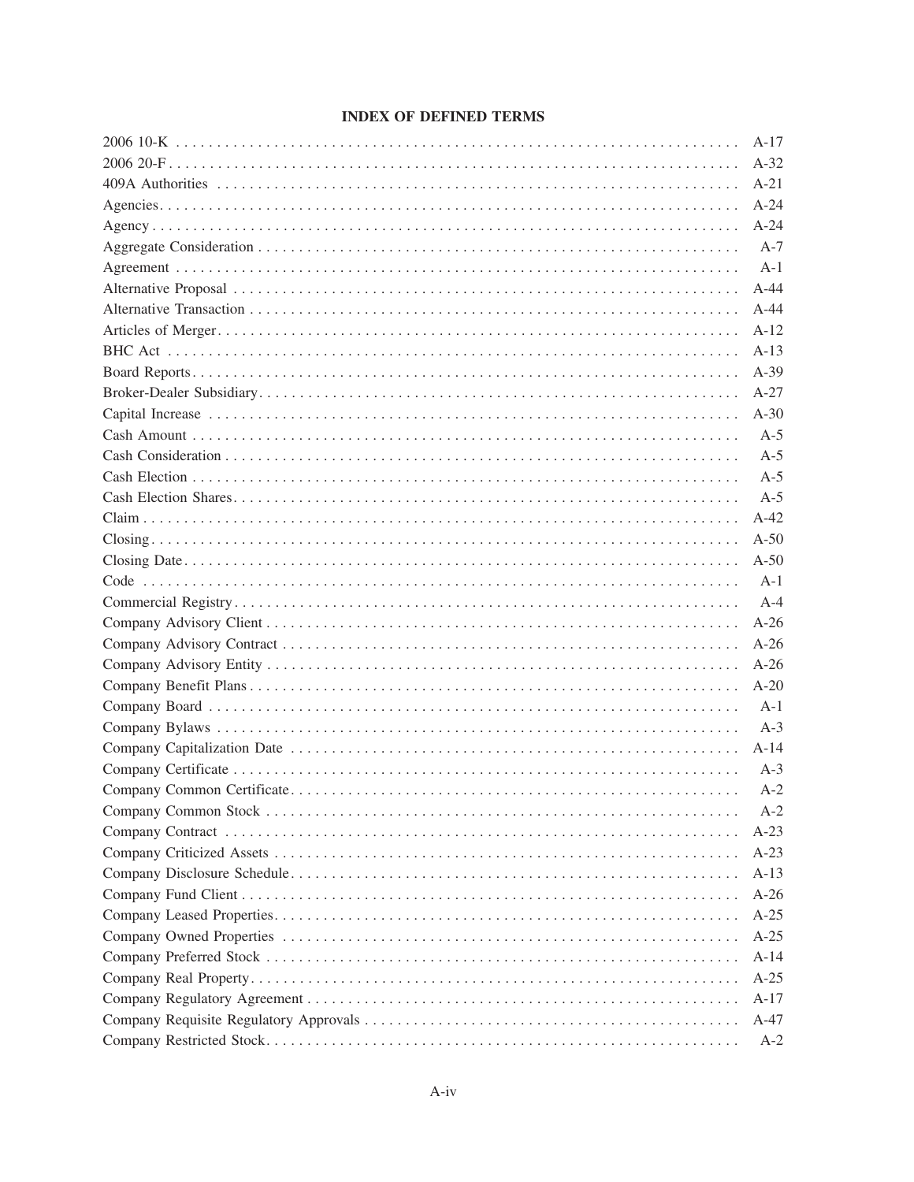## INDEX OF DEFINED TERMS

| Term | Page |
|---|---|
| 2006 10-K | A-17 |
| 2006 20-F | A-32 |
| 409A Authorities | A-21 |
| Agencies | A-24 |
| Agency | A-24 |
| Aggregate Consideration | A-7 |
| Agreement | A-1 |
| Alternative Proposal | A-44 |
| Alternative Transaction | A-44 |
| Articles of Merger | A-12 |
| BHC Act | A-13 |
| Board Reports | A-39 |
| Broker-Dealer Subsidiary | A-27 |
| Capital Increase | A-30 |
| Cash Amount | A-5 |
| Cash Consideration | A-5 |
| Cash Election | A-5 |
| Cash Election Shares | A-5 |
| Claim | A-42 |
| Closing | A-50 |
| Closing Date | A-50 |
| Code | A-1 |
| Commercial Registry | A-4 |
| Company Advisory Client | A-26 |
| Company Advisory Contract | A-26 |
| Company Advisory Entity | A-26 |
| Company Benefit Plans | A-20 |
| Company Board | A-1 |
| Company Bylaws | A-3 |
| Company Capitalization Date | A-14 |
| Company Certificate | A-3 |
| Company Common Certificate | A-2 |
| Company Common Stock | A-2 |
| Company Contract | A-23 |
| Company Criticized Assets | A-23 |
| Company Disclosure Schedule | A-13 |
| Company Fund Client | A-26 |
| Company Leased Properties | A-25 |
| Company Owned Properties | A-25 |
| Company Preferred Stock | A-14 |
| Company Real Property | A-25 |
| Company Regulatory Agreement | A-17 |
| Company Requisite Regulatory Approvals | A-47 |
| Company Restricted Stock | A-2 |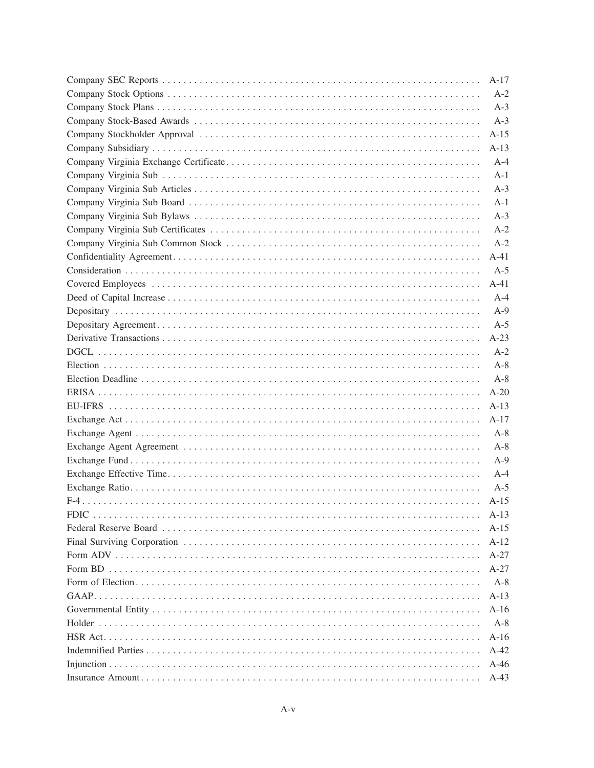| | |
|---|---|
| Company SEC Reports | A-17 |
| Company Stock Options | A-2 |
| Company Stock Plans | A-3 |
| Company Stock-Based Awards | A-3 |
| Company Stockholder Approval | A-15 |
| Company Subsidiary | A-13 |
| Company Virginia Exchange Certificate | A-4 |
| Company Virginia Sub | A-1 |
| Company Virginia Sub Articles | A-3 |
| Company Virginia Sub Board | A-1 |
| Company Virginia Sub Bylaws | A-3 |
| Company Virginia Sub Certificates | A-2 |
| Company Virginia Sub Common Stock | A-2 |
| Confidentiality Agreement | A-41 |
| Consideration | A-5 |
| Covered Employees | A-41 |
| Deed of Capital Increase | A-4 |
| Depositary | A-9 |
| Depositary Agreement | A-5 |
| Derivative Transactions | A-23 |
| DGCL | A-2 |
| Election | A-8 |
| Election Deadline | A-8 |
| ERISA | A-20 |
| EU-IFRS | A-13 |
| Exchange Act | A-17 |
| Exchange Agent | A-8 |
| Exchange Agent Agreement | A-8 |
| Exchange Fund | A-9 |
| Exchange Effective Time | A-4 |
| Exchange Ratio | A-5 |
| F-4 | A-15 |
| FDIC | A-13 |
| Federal Reserve Board | A-15 |
| Final Surviving Corporation | A-12 |
| Form ADV | A-27 |
| Form BD | A-27 |
| Form of Election | A-8 |
| GAAP | A-13 |
| Governmental Entity | A-16 |
| Holder | A-8 |
| HSR Act | A-16 |
| Indemnified Parties | A-42 |
| Injunction | A-46 |
| Insurance Amount | A-43 |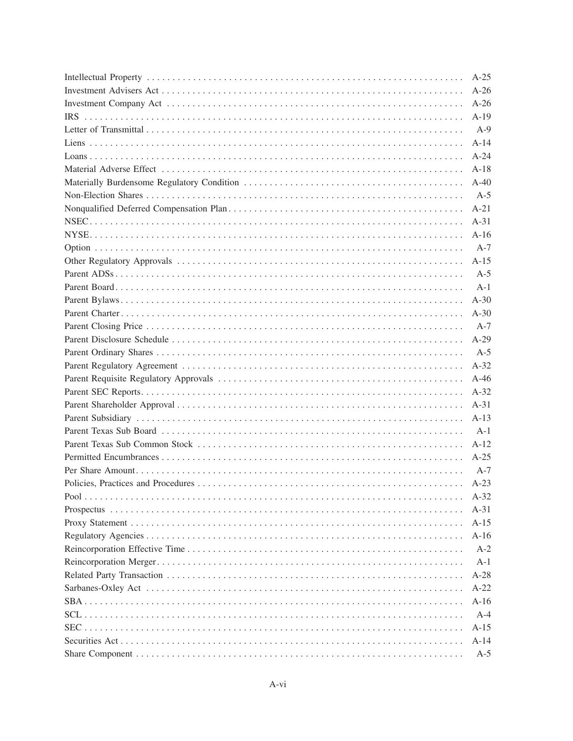| | |
|---|---|
| Intellectual Property | A-25 |
| Investment Advisers Act | A-26 |
| Investment Company Act | A-26 |
| IRS | A-19 |
| Letter of Transmittal | A-9 |
| Liens | A-14 |
| Loans | A-24 |
| Material Adverse Effect | A-18 |
| Materially Burdensome Regulatory Condition | A-40 |
| Non-Election Shares | A-5 |
| Nonqualified Deferred Compensation Plan | A-21 |
| NSEC | A-31 |
| NYSE | A-16 |
| Option | A-7 |
| Other Regulatory Approvals | A-15 |
| Parent ADSs | A-5 |
| Parent Board | A-1 |
| Parent Bylaws | A-30 |
| Parent Charter | A-30 |
| Parent Closing Price | A-7 |
| Parent Disclosure Schedule | A-29 |
| Parent Ordinary Shares | A-5 |
| Parent Regulatory Agreement | A-32 |
| Parent Requisite Regulatory Approvals | A-46 |
| Parent SEC Reports | A-32 |
| Parent Shareholder Approval | A-31 |
| Parent Subsidiary | A-13 |
| Parent Texas Sub Board | A-1 |
| Parent Texas Sub Common Stock | A-12 |
| Permitted Encumbrances | A-25 |
| Per Share Amount | A-7 |
| Policies, Practices and Procedures | A-23 |
| Pool | A-32 |
| Prospectus | A-31 |
| Proxy Statement | A-15 |
| Regulatory Agencies | A-16 |
| Reincorporation Effective Time | A-2 |
| Reincorporation Merger | A-1 |
| Related Party Transaction | A-28 |
| Sarbanes-Oxley Act | A-22 |
| SBA | A-16 |
| SCL | A-4 |
| SEC | A-15 |
| Securities Act | A-14 |
| Share Component | A-5 |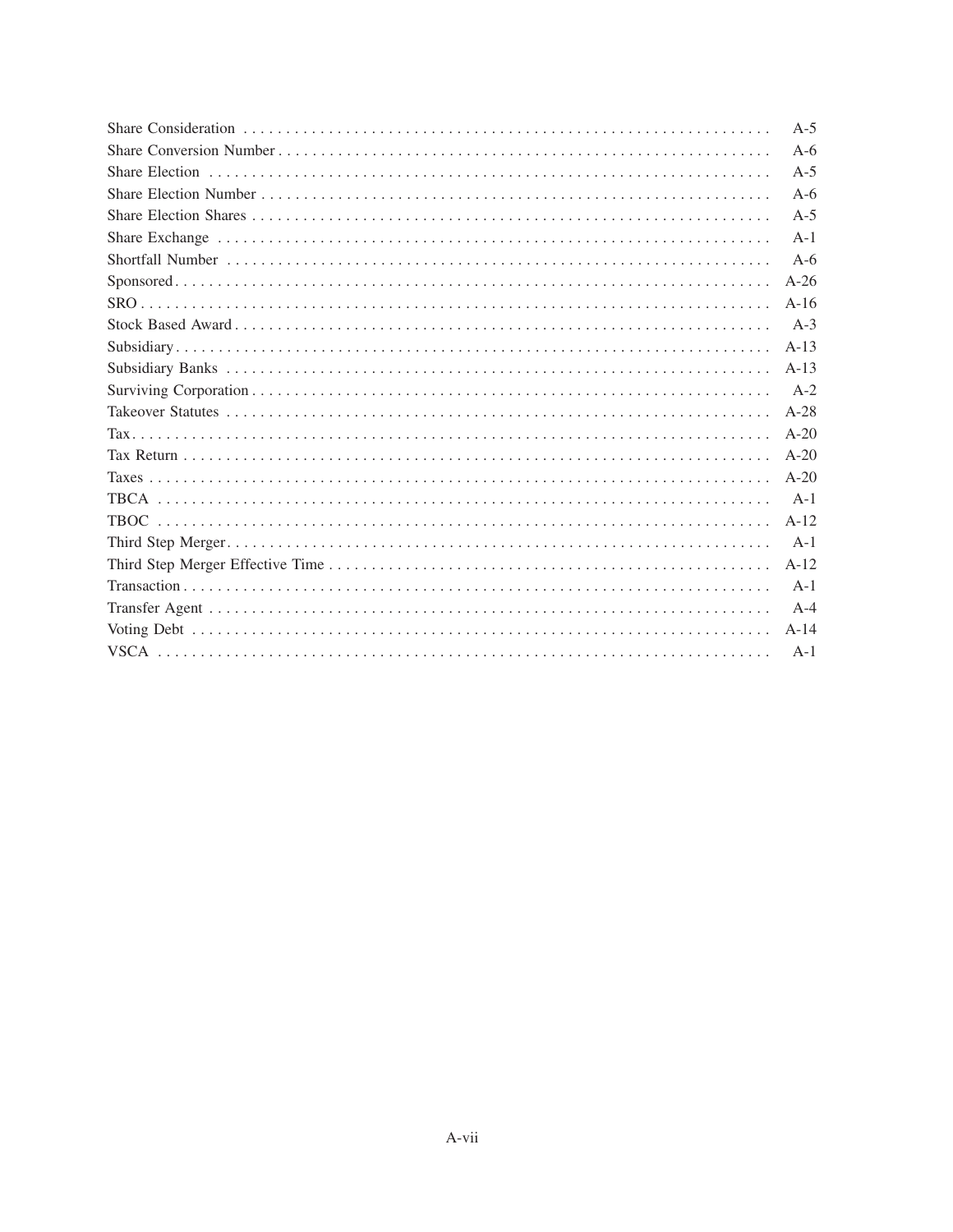| | |
|---|---|
| Share Consideration | A-5 |
| Share Conversion Number | A-6 |
| Share Election | A-5 |
| Share Election Number | A-6 |
| Share Election Shares | A-5 |
| Share Exchange | A-1 |
| Shortfall Number | A-6 |
| Sponsored | A-26 |
| SRO | A-16 |
| Stock Based Award | A-3 |
| Subsidiary | A-13 |
| Subsidiary Banks | A-13 |
| Surviving Corporation | A-2 |
| Takeover Statutes | A-28 |
| Tax | A-20 |
| Tax Return | A-20 |
| Taxes | A-20 |
| TBCA | A-1 |
| TBOC | A-12 |
| Third Step Merger | A-1 |
| Third Step Merger Effective Time | A-12 |
| Transaction | A-1 |
| Transfer Agent | A-4 |
| Voting Debt | A-14 |
| VSCA | A-1 |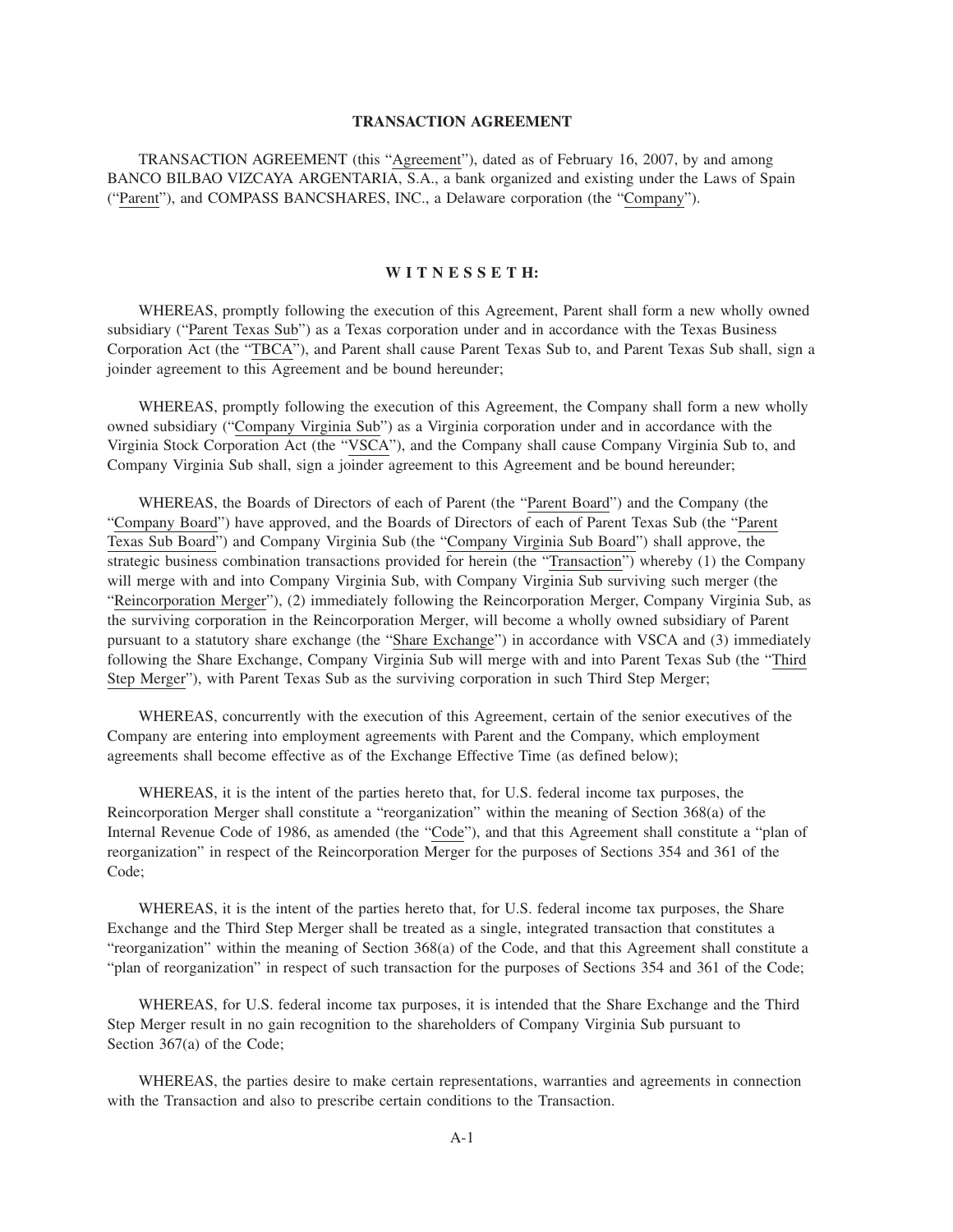# TRANSACTION AGREEMENT

TRANSACTION AGREEMENT (this "Agreement"), dated as of February 16, 2007, by and among BANCO BILBAO VIZCAYA ARGENTARIA, S.A., a bank organized and existing under the Laws of Spain ("Parent"), and COMPASS BANCSHARES, INC., a Delaware corporation (the "Company").

## W I T N E S S E T H:

WHEREAS, promptly following the execution of this Agreement, Parent shall form a new wholly owned subsidiary ("Parent Texas Sub") as a Texas corporation under and in accordance with the Texas Business Corporation Act (the "TBCA"), and Parent shall cause Parent Texas Sub to, and Parent Texas Sub shall, sign a joinder agreement to this Agreement and be bound hereunder;

WHEREAS, promptly following the execution of this Agreement, the Company shall form a new wholly owned subsidiary ("Company Virginia Sub") as a Virginia corporation under and in accordance with the Virginia Stock Corporation Act (the "VSCA"), and the Company shall cause Company Virginia Sub to, and Company Virginia Sub shall, sign a joinder agreement to this Agreement and be bound hereunder;

WHEREAS, the Boards of Directors of each of Parent (the "Parent Board") and the Company (the "Company Board") have approved, and the Boards of Directors of each of Parent Texas Sub (the "Parent Texas Sub Board") and Company Virginia Sub (the "Company Virginia Sub Board") shall approve, the strategic business combination transactions provided for herein (the "Transaction") whereby (1) the Company will merge with and into Company Virginia Sub, with Company Virginia Sub surviving such merger (the "Reincorporation Merger"), (2) immediately following the Reincorporation Merger, Company Virginia Sub, as the surviving corporation in the Reincorporation Merger, will become a wholly owned subsidiary of Parent pursuant to a statutory share exchange (the "Share Exchange") in accordance with VSCA and (3) immediately following the Share Exchange, Company Virginia Sub will merge with and into Parent Texas Sub (the "Third Step Merger"), with Parent Texas Sub as the surviving corporation in such Third Step Merger;

WHEREAS, concurrently with the execution of this Agreement, certain of the senior executives of the Company are entering into employment agreements with Parent and the Company, which employment agreements shall become effective as of the Exchange Effective Time (as defined below);

WHEREAS, it is the intent of the parties hereto that, for U.S. federal income tax purposes, the Reincorporation Merger shall constitute a "reorganization" within the meaning of Section 368(a) of the Internal Revenue Code of 1986, as amended (the "Code"), and that this Agreement shall constitute a "plan of reorganization" in respect of the Reincorporation Merger for the purposes of Sections 354 and 361 of the Code;

WHEREAS, it is the intent of the parties hereto that, for U.S. federal income tax purposes, the Share Exchange and the Third Step Merger shall be treated as a single, integrated transaction that constitutes a "reorganization" within the meaning of Section 368(a) of the Code, and that this Agreement shall constitute a "plan of reorganization" in respect of such transaction for the purposes of Sections 354 and 361 of the Code;

WHEREAS, for U.S. federal income tax purposes, it is intended that the Share Exchange and the Third Step Merger result in no gain recognition to the shareholders of Company Virginia Sub pursuant to Section 367(a) of the Code;

WHEREAS, the parties desire to make certain representations, warranties and agreements in connection with the Transaction and also to prescribe certain conditions to the Transaction.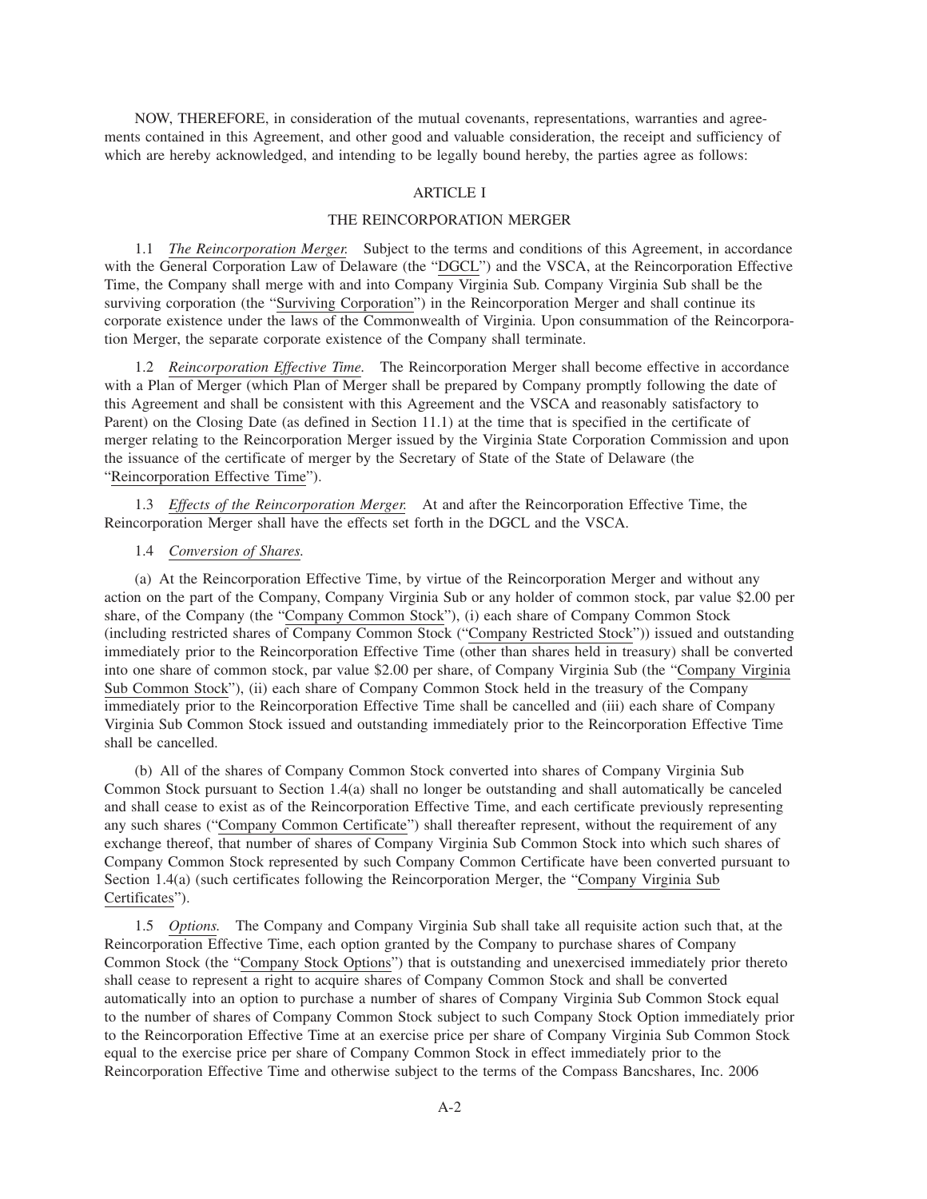NOW, THEREFORE, in consideration of the mutual covenants, representations, warranties and agreements contained in this Agreement, and other good and valuable consideration, the receipt and sufficiency of which are hereby acknowledged, and intending to be legally bound hereby, the parties agree as follows:

## ARTICLE I

## THE REINCORPORATION MERGER

1.1 *The Reincorporation Merger.* Subject to the terms and conditions of this Agreement, in accordance with the General Corporation Law of Delaware (the "DGCL") and the VSCA, at the Reincorporation Effective Time, the Company shall merge with and into Company Virginia Sub. Company Virginia Sub shall be the surviving corporation (the "Surviving Corporation") in the Reincorporation Merger and shall continue its corporate existence under the laws of the Commonwealth of Virginia. Upon consummation of the Reincorporation Merger, the separate corporate existence of the Company shall terminate.

1.2 *Reincorporation Effective Time.* The Reincorporation Merger shall become effective in accordance with a Plan of Merger (which Plan of Merger shall be prepared by Company promptly following the date of this Agreement and shall be consistent with this Agreement and the VSCA and reasonably satisfactory to Parent) on the Closing Date (as defined in Section 11.1) at the time that is specified in the certificate of merger relating to the Reincorporation Merger issued by the Virginia State Corporation Commission and upon the issuance of the certificate of merger by the Secretary of State of the State of Delaware (the "Reincorporation Effective Time").

1.3 *Effects of the Reincorporation Merger.* At and after the Reincorporation Effective Time, the Reincorporation Merger shall have the effects set forth in the DGCL and the VSCA.

1.4 *Conversion of Shares.*

(a) At the Reincorporation Effective Time, by virtue of the Reincorporation Merger and without any action on the part of the Company, Company Virginia Sub or any holder of common stock, par value $2.00 per share, of the Company (the "Company Common Stock"), (i) each share of Company Common Stock (including restricted shares of Company Common Stock ("Company Restricted Stock")) issued and outstanding immediately prior to the Reincorporation Effective Time (other than shares held in treasury) shall be converted into one share of common stock, par value $2.00 per share, of Company Virginia Sub (the "Company Virginia Sub Common Stock"), (ii) each share of Company Common Stock held in the treasury of the Company immediately prior to the Reincorporation Effective Time shall be cancelled and (iii) each share of Company Virginia Sub Common Stock issued and outstanding immediately prior to the Reincorporation Effective Time shall be cancelled.

(b) All of the shares of Company Common Stock converted into shares of Company Virginia Sub Common Stock pursuant to Section 1.4(a) shall no longer be outstanding and shall automatically be canceled and shall cease to exist as of the Reincorporation Effective Time, and each certificate previously representing any such shares ("Company Common Certificate") shall thereafter represent, without the requirement of any exchange thereof, that number of shares of Company Virginia Sub Common Stock into which such shares of Company Common Stock represented by such Company Common Certificate have been converted pursuant to Section 1.4(a) (such certificates following the Reincorporation Merger, the "Company Virginia Sub Certificates").

1.5 *Options.* The Company and Company Virginia Sub shall take all requisite action such that, at the Reincorporation Effective Time, each option granted by the Company to purchase shares of Company Common Stock (the "Company Stock Options") that is outstanding and unexercised immediately prior thereto shall cease to represent a right to acquire shares of Company Common Stock and shall be converted automatically into an option to purchase a number of shares of Company Virginia Sub Common Stock equal to the number of shares of Company Common Stock subject to such Company Stock Option immediately prior to the Reincorporation Effective Time at an exercise price per share of Company Virginia Sub Common Stock equal to the exercise price per share of Company Common Stock in effect immediately prior to the Reincorporation Effective Time and otherwise subject to the terms of the Compass Bancshares, Inc. 2006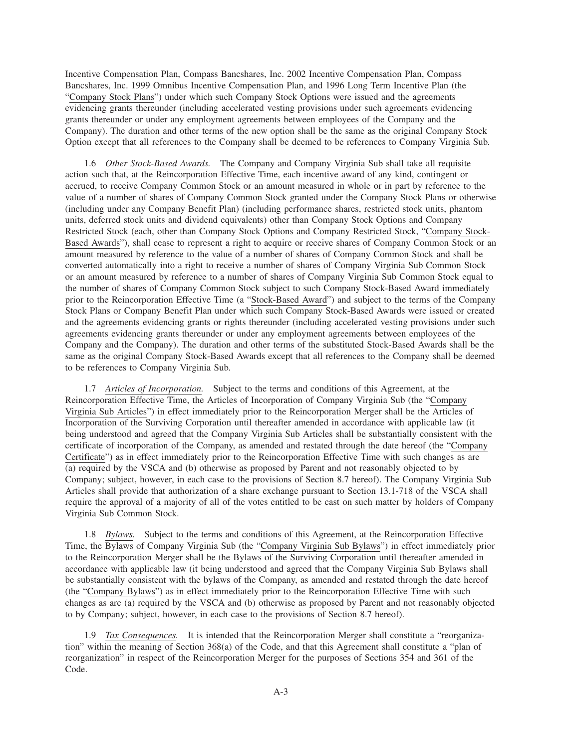Incentive Compensation Plan, Compass Bancshares, Inc. 2002 Incentive Compensation Plan, Compass Bancshares, Inc. 1999 Omnibus Incentive Compensation Plan, and 1996 Long Term Incentive Plan (the "Company Stock Plans") under which such Company Stock Options were issued and the agreements evidencing grants thereunder (including accelerated vesting provisions under such agreements evidencing grants thereunder or under any employment agreements between employees of the Company and the Company). The duration and other terms of the new option shall be the same as the original Company Stock Option except that all references to the Company shall be deemed to be references to Company Virginia Sub.

1.6 *Other Stock-Based Awards.* The Company and Company Virginia Sub shall take all requisite action such that, at the Reincorporation Effective Time, each incentive award of any kind, contingent or accrued, to receive Company Common Stock or an amount measured in whole or in part by reference to the value of a number of shares of Company Common Stock granted under the Company Stock Plans or otherwise (including under any Company Benefit Plan) (including performance shares, restricted stock units, phantom units, deferred stock units and dividend equivalents) other than Company Stock Options and Company Restricted Stock (each, other than Company Stock Options and Company Restricted Stock, "Company Stock-Based Awards"), shall cease to represent a right to acquire or receive shares of Company Common Stock or an amount measured by reference to the value of a number of shares of Company Common Stock and shall be converted automatically into a right to receive a number of shares of Company Virginia Sub Common Stock or an amount measured by reference to a number of shares of Company Virginia Sub Common Stock equal to the number of shares of Company Common Stock subject to such Company Stock-Based Award immediately prior to the Reincorporation Effective Time (a "Stock-Based Award") and subject to the terms of the Company Stock Plans or Company Benefit Plan under which such Company Stock-Based Awards were issued or created and the agreements evidencing grants or rights thereunder (including accelerated vesting provisions under such agreements evidencing grants thereunder or under any employment agreements between employees of the Company and the Company). The duration and other terms of the substituted Stock-Based Awards shall be the same as the original Company Stock-Based Awards except that all references to the Company shall be deemed to be references to Company Virginia Sub.

1.7 *Articles of Incorporation.* Subject to the terms and conditions of this Agreement, at the Reincorporation Effective Time, the Articles of Incorporation of Company Virginia Sub (the "Company Virginia Sub Articles") in effect immediately prior to the Reincorporation Merger shall be the Articles of Incorporation of the Surviving Corporation until thereafter amended in accordance with applicable law (it being understood and agreed that the Company Virginia Sub Articles shall be substantially consistent with the certificate of incorporation of the Company, as amended and restated through the date hereof (the "Company Certificate") as in effect immediately prior to the Reincorporation Effective Time with such changes as are (a) required by the VSCA and (b) otherwise as proposed by Parent and not reasonably objected to by Company; subject, however, in each case to the provisions of Section 8.7 hereof). The Company Virginia Sub Articles shall provide that authorization of a share exchange pursuant to Section 13.1-718 of the VSCA shall require the approval of a majority of all of the votes entitled to be cast on such matter by holders of Company Virginia Sub Common Stock.

1.8 *Bylaws.* Subject to the terms and conditions of this Agreement, at the Reincorporation Effective Time, the Bylaws of Company Virginia Sub (the "Company Virginia Sub Bylaws") in effect immediately prior to the Reincorporation Merger shall be the Bylaws of the Surviving Corporation until thereafter amended in accordance with applicable law (it being understood and agreed that the Company Virginia Sub Bylaws shall be substantially consistent with the bylaws of the Company, as amended and restated through the date hereof (the "Company Bylaws") as in effect immediately prior to the Reincorporation Effective Time with such changes as are (a) required by the VSCA and (b) otherwise as proposed by Parent and not reasonably objected to by Company; subject, however, in each case to the provisions of Section 8.7 hereof).

1.9 *Tax Consequences.* It is intended that the Reincorporation Merger shall constitute a "reorganization" within the meaning of Section 368(a) of the Code, and that this Agreement shall constitute a "plan of reorganization" in respect of the Reincorporation Merger for the purposes of Sections 354 and 361 of the Code.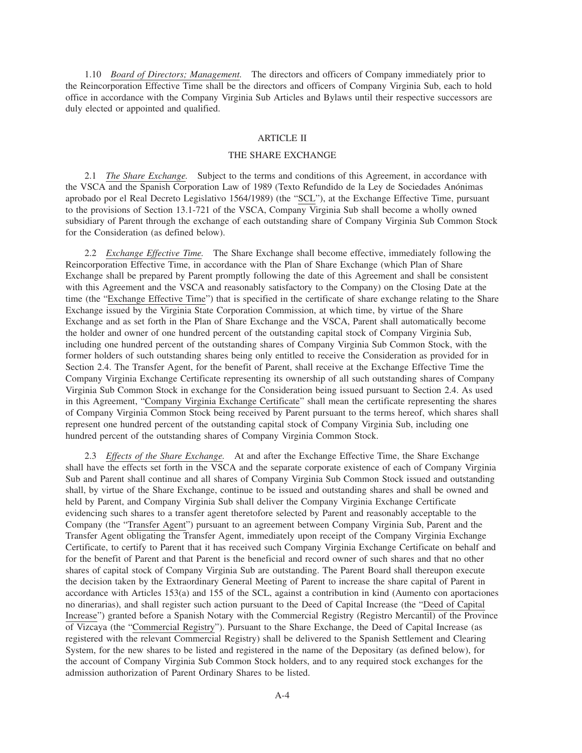1.10 *Board of Directors; Management.* The directors and officers of Company immediately prior to the Reincorporation Effective Time shall be the directors and officers of Company Virginia Sub, each to hold office in accordance with the Company Virginia Sub Articles and Bylaws until their respective successors are duly elected or appointed and qualified.

## ARTICLE II

## THE SHARE EXCHANGE

2.1 *The Share Exchange.* Subject to the terms and conditions of this Agreement, in accordance with the VSCA and the Spanish Corporation Law of 1989 (Texto Refundido de la Ley de Sociedades Anónimas aprobado por el Real Decreto Legislativo 1564/1989) (the "SCL"), at the Exchange Effective Time, pursuant to the provisions of Section 13.1-721 of the VSCA, Company Virginia Sub shall become a wholly owned subsidiary of Parent through the exchange of each outstanding share of Company Virginia Sub Common Stock for the Consideration (as defined below).

2.2 *Exchange Effective Time.* The Share Exchange shall become effective, immediately following the Reincorporation Effective Time, in accordance with the Plan of Share Exchange (which Plan of Share Exchange shall be prepared by Parent promptly following the date of this Agreement and shall be consistent with this Agreement and the VSCA and reasonably satisfactory to the Company) on the Closing Date at the time (the "Exchange Effective Time") that is specified in the certificate of share exchange relating to the Share Exchange issued by the Virginia State Corporation Commission, at which time, by virtue of the Share Exchange and as set forth in the Plan of Share Exchange and the VSCA, Parent shall automatically become the holder and owner of one hundred percent of the outstanding capital stock of Company Virginia Sub, including one hundred percent of the outstanding shares of Company Virginia Sub Common Stock, with the former holders of such outstanding shares being only entitled to receive the Consideration as provided for in Section 2.4. The Transfer Agent, for the benefit of Parent, shall receive at the Exchange Effective Time the Company Virginia Exchange Certificate representing its ownership of all such outstanding shares of Company Virginia Sub Common Stock in exchange for the Consideration being issued pursuant to Section 2.4. As used in this Agreement, "Company Virginia Exchange Certificate" shall mean the certificate representing the shares of Company Virginia Common Stock being received by Parent pursuant to the terms hereof, which shares shall represent one hundred percent of the outstanding capital stock of Company Virginia Sub, including one hundred percent of the outstanding shares of Company Virginia Common Stock.

2.3 *Effects of the Share Exchange.* At and after the Exchange Effective Time, the Share Exchange shall have the effects set forth in the VSCA and the separate corporate existence of each of Company Virginia Sub and Parent shall continue and all shares of Company Virginia Sub Common Stock issued and outstanding shall, by virtue of the Share Exchange, continue to be issued and outstanding shares and shall be owned and held by Parent, and Company Virginia Sub shall deliver the Company Virginia Exchange Certificate evidencing such shares to a transfer agent theretofore selected by Parent and reasonably acceptable to the Company (the "Transfer Agent") pursuant to an agreement between Company Virginia Sub, Parent and the Transfer Agent obligating the Transfer Agent, immediately upon receipt of the Company Virginia Exchange Certificate, to certify to Parent that it has received such Company Virginia Exchange Certificate on behalf and for the benefit of Parent and that Parent is the beneficial and record owner of such shares and that no other shares of capital stock of Company Virginia Sub are outstanding. The Parent Board shall thereupon execute the decision taken by the Extraordinary General Meeting of Parent to increase the share capital of Parent in accordance with Articles 153(a) and 155 of the SCL, against a contribution in kind (Aumento con aportaciones no dinerarias), and shall register such action pursuant to the Deed of Capital Increase (the "Deed of Capital Increase") granted before a Spanish Notary with the Commercial Registry (Registro Mercantil) of the Province of Vizcaya (the "Commercial Registry"). Pursuant to the Share Exchange, the Deed of Capital Increase (as registered with the relevant Commercial Registry) shall be delivered to the Spanish Settlement and Clearing System, for the new shares to be listed and registered in the name of the Depositary (as defined below), for the account of Company Virginia Sub Common Stock holders, and to any required stock exchanges for the admission authorization of Parent Ordinary Shares to be listed.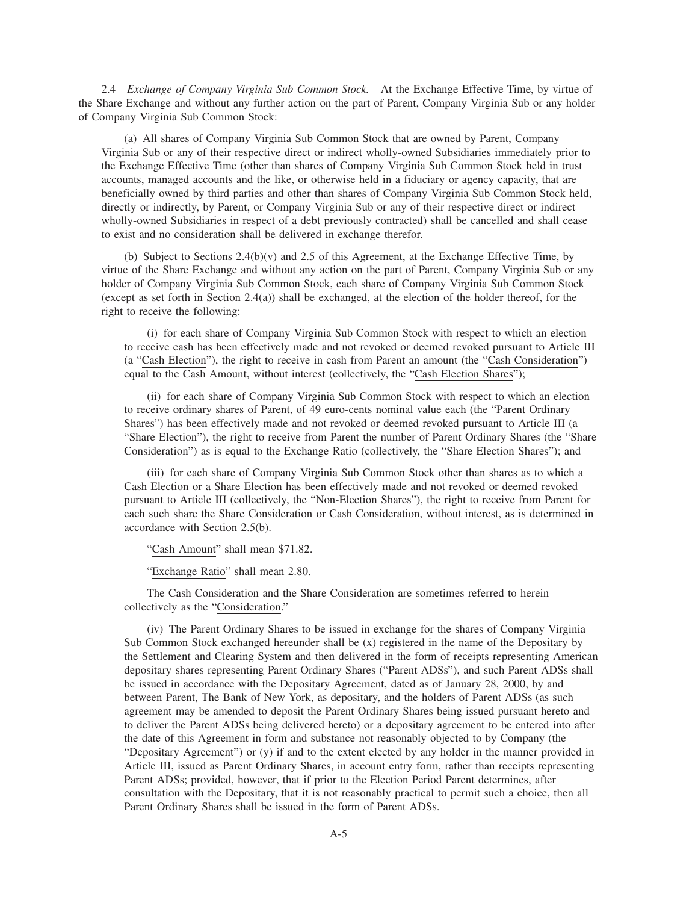2.4 *Exchange of Company Virginia Sub Common Stock.* At the Exchange Effective Time, by virtue of the Share Exchange and without any further action on the part of Parent, Company Virginia Sub or any holder of Company Virginia Sub Common Stock:

(a) All shares of Company Virginia Sub Common Stock that are owned by Parent, Company Virginia Sub or any of their respective direct or indirect wholly-owned Subsidiaries immediately prior to the Exchange Effective Time (other than shares of Company Virginia Sub Common Stock held in trust accounts, managed accounts and the like, or otherwise held in a fiduciary or agency capacity, that are beneficially owned by third parties and other than shares of Company Virginia Sub Common Stock held, directly or indirectly, by Parent, or Company Virginia Sub or any of their respective direct or indirect wholly-owned Subsidiaries in respect of a debt previously contracted) shall be cancelled and shall cease to exist and no consideration shall be delivered in exchange therefor.

(b) Subject to Sections 2.4(b)(v) and 2.5 of this Agreement, at the Exchange Effective Time, by virtue of the Share Exchange and without any action on the part of Parent, Company Virginia Sub or any holder of Company Virginia Sub Common Stock, each share of Company Virginia Sub Common Stock (except as set forth in Section 2.4(a)) shall be exchanged, at the election of the holder thereof, for the right to receive the following:

(i) for each share of Company Virginia Sub Common Stock with respect to which an election to receive cash has been effectively made and not revoked or deemed revoked pursuant to Article III (a "Cash Election"), the right to receive in cash from Parent an amount (the "Cash Consideration") equal to the Cash Amount, without interest (collectively, the "Cash Election Shares");

(ii) for each share of Company Virginia Sub Common Stock with respect to which an election to receive ordinary shares of Parent, of 49 euro-cents nominal value each (the "Parent Ordinary Shares") has been effectively made and not revoked or deemed revoked pursuant to Article III (a "Share Election"), the right to receive from Parent the number of Parent Ordinary Shares (the "Share Consideration") as is equal to the Exchange Ratio (collectively, the "Share Election Shares"); and

(iii) for each share of Company Virginia Sub Common Stock other than shares as to which a Cash Election or a Share Election has been effectively made and not revoked or deemed revoked pursuant to Article III (collectively, the "Non-Election Shares"), the right to receive from Parent for each such share the Share Consideration or Cash Consideration, without interest, as is determined in accordance with Section 2.5(b).

"Cash Amount" shall mean $71.82.

"Exchange Ratio" shall mean 2.80.

The Cash Consideration and the Share Consideration are sometimes referred to herein collectively as the "Consideration."

(iv) The Parent Ordinary Shares to be issued in exchange for the shares of Company Virginia Sub Common Stock exchanged hereunder shall be (x) registered in the name of the Depositary by the Settlement and Clearing System and then delivered in the form of receipts representing American depositary shares representing Parent Ordinary Shares ("Parent ADSs"), and such Parent ADSs shall be issued in accordance with the Depositary Agreement, dated as of January 28, 2000, by and between Parent, The Bank of New York, as depositary, and the holders of Parent ADSs (as such agreement may be amended to deposit the Parent Ordinary Shares being issued pursuant hereto and to deliver the Parent ADSs being delivered hereto) or a depositary agreement to be entered into after the date of this Agreement in form and substance not reasonably objected to by Company (the "Depositary Agreement") or (y) if and to the extent elected by any holder in the manner provided in Article III, issued as Parent Ordinary Shares, in account entry form, rather than receipts representing Parent ADSs; provided, however, that if prior to the Election Period Parent determines, after consultation with the Depositary, that it is not reasonably practical to permit such a choice, then all Parent Ordinary Shares shall be issued in the form of Parent ADSs.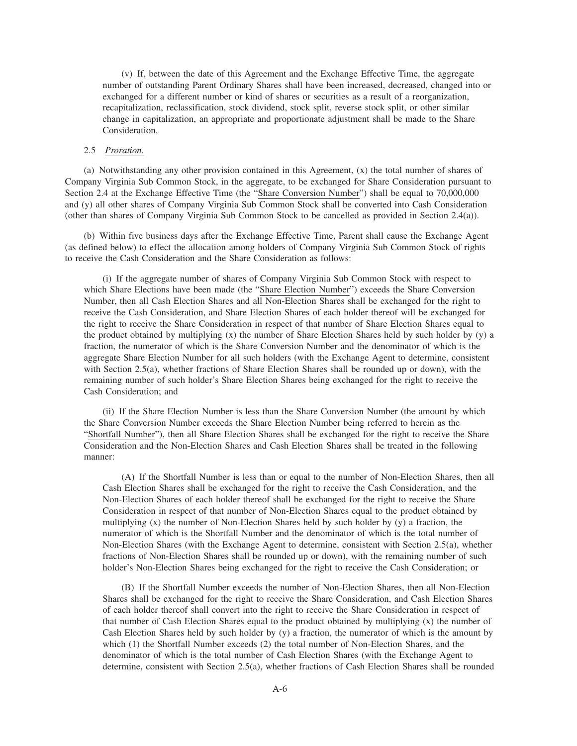(v) If, between the date of this Agreement and the Exchange Effective Time, the aggregate number of outstanding Parent Ordinary Shares shall have been increased, decreased, changed into or exchanged for a different number or kind of shares or securities as a result of a reorganization, recapitalization, reclassification, stock dividend, stock split, reverse stock split, or other similar change in capitalization, an appropriate and proportionate adjustment shall be made to the Share Consideration.

2.5 *Proration.*

(a) Notwithstanding any other provision contained in this Agreement, (x) the total number of shares of Company Virginia Sub Common Stock, in the aggregate, to be exchanged for Share Consideration pursuant to Section 2.4 at the Exchange Effective Time (the "Share Conversion Number") shall be equal to 70,000,000 and (y) all other shares of Company Virginia Sub Common Stock shall be converted into Cash Consideration (other than shares of Company Virginia Sub Common Stock to be cancelled as provided in Section 2.4(a)).

(b) Within five business days after the Exchange Effective Time, Parent shall cause the Exchange Agent (as defined below) to effect the allocation among holders of Company Virginia Sub Common Stock of rights to receive the Cash Consideration and the Share Consideration as follows:

(i) If the aggregate number of shares of Company Virginia Sub Common Stock with respect to which Share Elections have been made (the "Share Election Number") exceeds the Share Conversion Number, then all Cash Election Shares and all Non-Election Shares shall be exchanged for the right to receive the Cash Consideration, and Share Election Shares of each holder thereof will be exchanged for the right to receive the Share Consideration in respect of that number of Share Election Shares equal to the product obtained by multiplying (x) the number of Share Election Shares held by such holder by (y) a fraction, the numerator of which is the Share Conversion Number and the denominator of which is the aggregate Share Election Number for all such holders (with the Exchange Agent to determine, consistent with Section 2.5(a), whether fractions of Share Election Shares shall be rounded up or down), with the remaining number of such holder's Share Election Shares being exchanged for the right to receive the Cash Consideration; and

(ii) If the Share Election Number is less than the Share Conversion Number (the amount by which the Share Conversion Number exceeds the Share Election Number being referred to herein as the "Shortfall Number"), then all Share Election Shares shall be exchanged for the right to receive the Share Consideration and the Non-Election Shares and Cash Election Shares shall be treated in the following manner:

(A) If the Shortfall Number is less than or equal to the number of Non-Election Shares, then all Cash Election Shares shall be exchanged for the right to receive the Cash Consideration, and the Non-Election Shares of each holder thereof shall be exchanged for the right to receive the Share Consideration in respect of that number of Non-Election Shares equal to the product obtained by multiplying (x) the number of Non-Election Shares held by such holder by (y) a fraction, the numerator of which is the Shortfall Number and the denominator of which is the total number of Non-Election Shares (with the Exchange Agent to determine, consistent with Section 2.5(a), whether fractions of Non-Election Shares shall be rounded up or down), with the remaining number of such holder's Non-Election Shares being exchanged for the right to receive the Cash Consideration; or

(B) If the Shortfall Number exceeds the number of Non-Election Shares, then all Non-Election Shares shall be exchanged for the right to receive the Share Consideration, and Cash Election Shares of each holder thereof shall convert into the right to receive the Share Consideration in respect of that number of Cash Election Shares equal to the product obtained by multiplying (x) the number of Cash Election Shares held by such holder by (y) a fraction, the numerator of which is the amount by which (1) the Shortfall Number exceeds (2) the total number of Non-Election Shares, and the denominator of which is the total number of Cash Election Shares (with the Exchange Agent to determine, consistent with Section 2.5(a), whether fractions of Cash Election Shares shall be rounded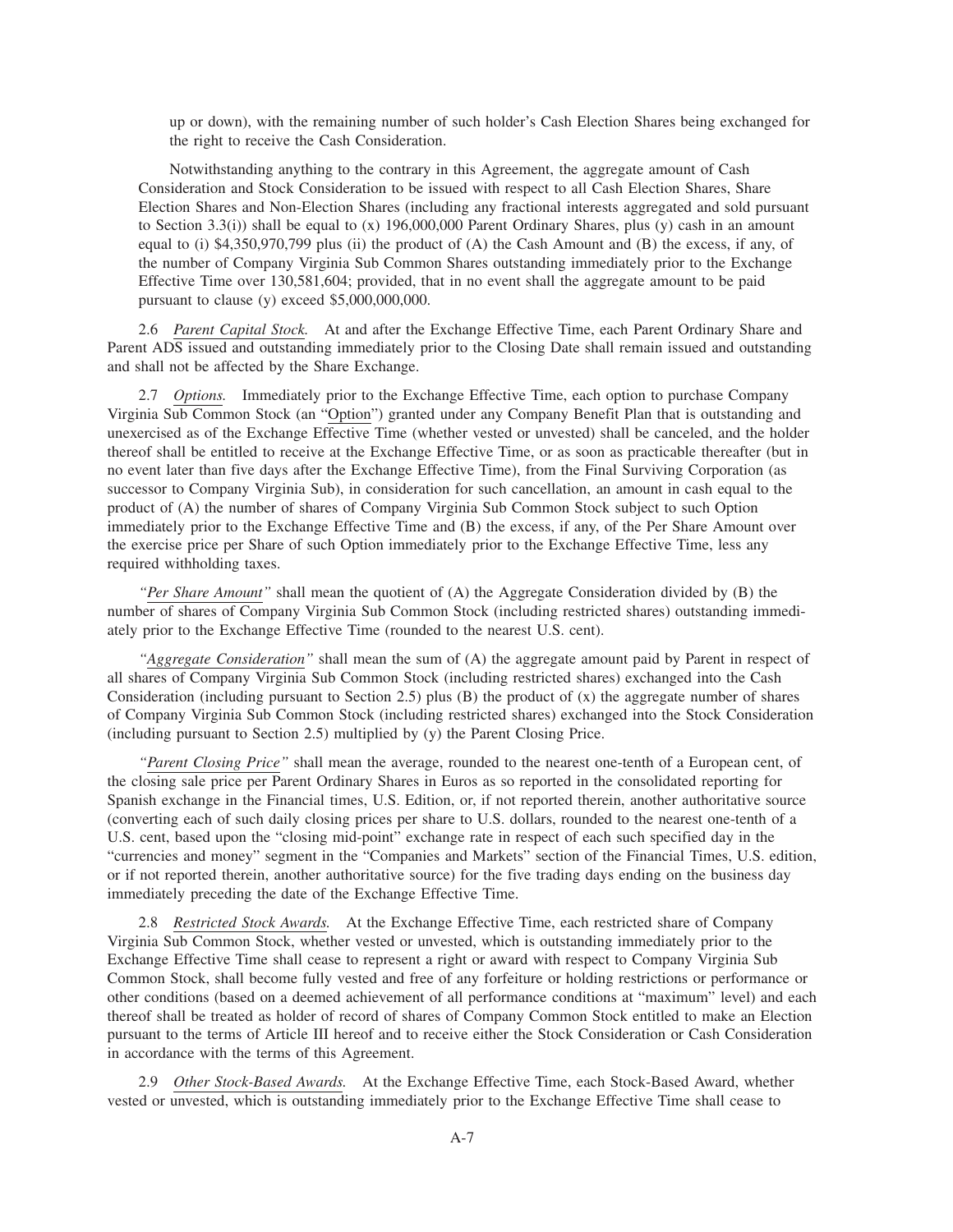up or down), with the remaining number of such holder's Cash Election Shares being exchanged for the right to receive the Cash Consideration.

Notwithstanding anything to the contrary in this Agreement, the aggregate amount of Cash Consideration and Stock Consideration to be issued with respect to all Cash Election Shares, Share Election Shares and Non-Election Shares (including any fractional interests aggregated and sold pursuant to Section 3.3(i)) shall be equal to (x) 196,000,000 Parent Ordinary Shares, plus (y) cash in an amount equal to (i) $4,350,970,799 plus (ii) the product of (A) the Cash Amount and (B) the excess, if any, of the number of Company Virginia Sub Common Shares outstanding immediately prior to the Exchange Effective Time over 130,581,604; provided, that in no event shall the aggregate amount to be paid pursuant to clause (y) exceed $5,000,000,000.

2.6 *Parent Capital Stock.* At and after the Exchange Effective Time, each Parent Ordinary Share and Parent ADS issued and outstanding immediately prior to the Closing Date shall remain issued and outstanding and shall not be affected by the Share Exchange.

2.7 *Options.* Immediately prior to the Exchange Effective Time, each option to purchase Company Virginia Sub Common Stock (an "Option") granted under any Company Benefit Plan that is outstanding and unexercised as of the Exchange Effective Time (whether vested or unvested) shall be canceled, and the holder thereof shall be entitled to receive at the Exchange Effective Time, or as soon as practicable thereafter (but in no event later than five days after the Exchange Effective Time), from the Final Surviving Corporation (as successor to Company Virginia Sub), in consideration for such cancellation, an amount in cash equal to the product of (A) the number of shares of Company Virginia Sub Common Stock subject to such Option immediately prior to the Exchange Effective Time and (B) the excess, if any, of the Per Share Amount over the exercise price per Share of such Option immediately prior to the Exchange Effective Time, less any required withholding taxes.

*"Per Share Amount"* shall mean the quotient of (A) the Aggregate Consideration divided by (B) the number of shares of Company Virginia Sub Common Stock (including restricted shares) outstanding immediately prior to the Exchange Effective Time (rounded to the nearest U.S. cent).

*"Aggregate Consideration"* shall mean the sum of (A) the aggregate amount paid by Parent in respect of all shares of Company Virginia Sub Common Stock (including restricted shares) exchanged into the Cash Consideration (including pursuant to Section 2.5) plus (B) the product of (x) the aggregate number of shares of Company Virginia Sub Common Stock (including restricted shares) exchanged into the Stock Consideration (including pursuant to Section 2.5) multiplied by (y) the Parent Closing Price.

*"Parent Closing Price"* shall mean the average, rounded to the nearest one-tenth of a European cent, of the closing sale price per Parent Ordinary Shares in Euros as so reported in the consolidated reporting for Spanish exchange in the Financial times, U.S. Edition, or, if not reported therein, another authoritative source (converting each of such daily closing prices per share to U.S. dollars, rounded to the nearest one-tenth of a U.S. cent, based upon the "closing mid-point" exchange rate in respect of each such specified day in the "currencies and money" segment in the "Companies and Markets" section of the Financial Times, U.S. edition, or if not reported therein, another authoritative source) for the five trading days ending on the business day immediately preceding the date of the Exchange Effective Time.

2.8 *Restricted Stock Awards.* At the Exchange Effective Time, each restricted share of Company Virginia Sub Common Stock, whether vested or unvested, which is outstanding immediately prior to the Exchange Effective Time shall cease to represent a right or award with respect to Company Virginia Sub Common Stock, shall become fully vested and free of any forfeiture or holding restrictions or performance or other conditions (based on a deemed achievement of all performance conditions at "maximum" level) and each thereof shall be treated as holder of record of shares of Company Common Stock entitled to make an Election pursuant to the terms of Article III hereof and to receive either the Stock Consideration or Cash Consideration in accordance with the terms of this Agreement.

2.9 *Other Stock-Based Awards.* At the Exchange Effective Time, each Stock-Based Award, whether vested or unvested, which is outstanding immediately prior to the Exchange Effective Time shall cease to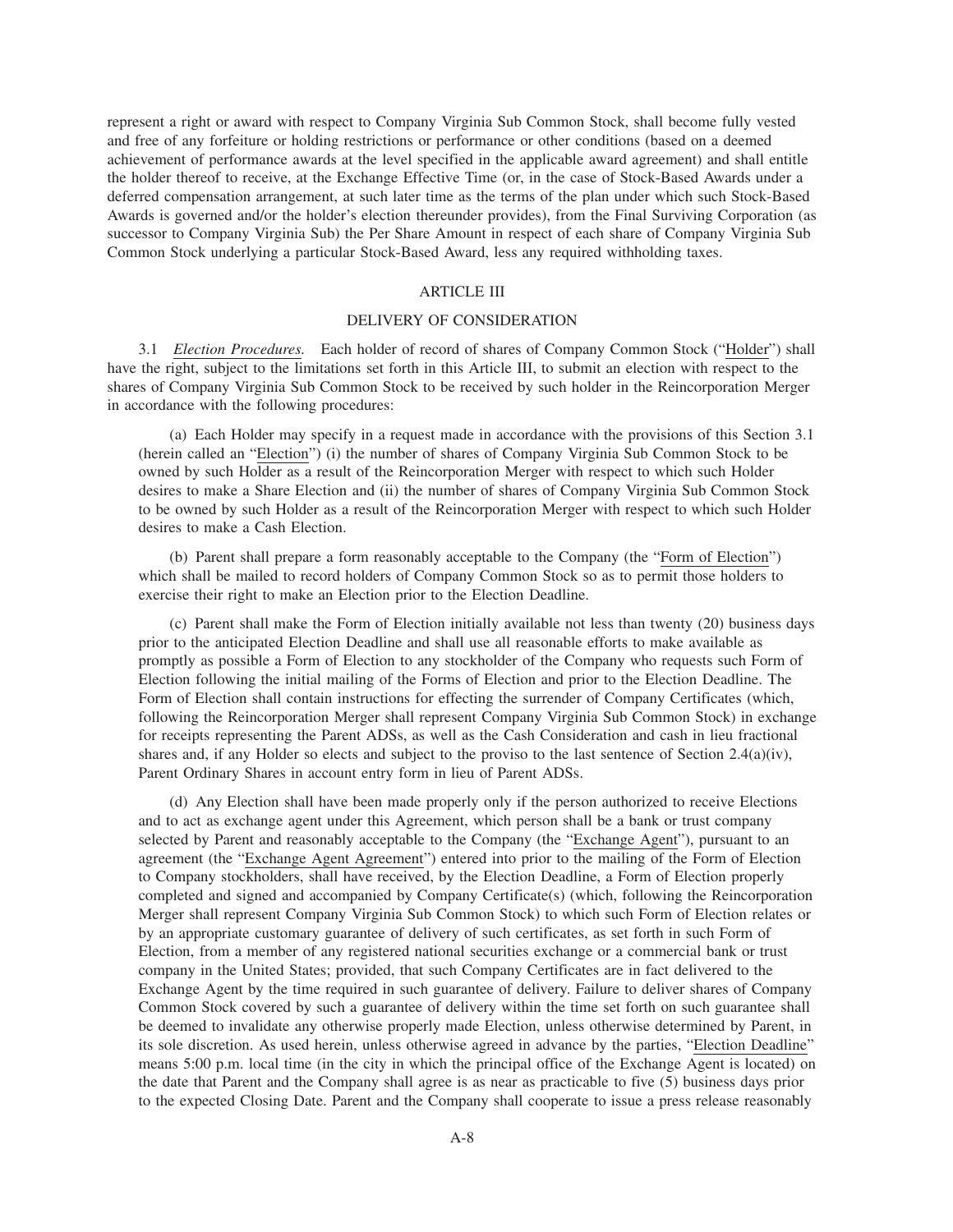represent a right or award with respect to Company Virginia Sub Common Stock, shall become fully vested and free of any forfeiture or holding restrictions or performance or other conditions (based on a deemed achievement of performance awards at the level specified in the applicable award agreement) and shall entitle the holder thereof to receive, at the Exchange Effective Time (or, in the case of Stock-Based Awards under a deferred compensation arrangement, at such later time as the terms of the plan under which such Stock-Based Awards is governed and/or the holder's election thereunder provides), from the Final Surviving Corporation (as successor to Company Virginia Sub) the Per Share Amount in respect of each share of Company Virginia Sub Common Stock underlying a particular Stock-Based Award, less any required withholding taxes.

## ARTICLE III

## DELIVERY OF CONSIDERATION

3.1 *Election Procedures.* Each holder of record of shares of Company Common Stock ("Holder") shall have the right, subject to the limitations set forth in this Article III, to submit an election with respect to the shares of Company Virginia Sub Common Stock to be received by such holder in the Reincorporation Merger in accordance with the following procedures:

(a) Each Holder may specify in a request made in accordance with the provisions of this Section 3.1 (herein called an "Election") (i) the number of shares of Company Virginia Sub Common Stock to be owned by such Holder as a result of the Reincorporation Merger with respect to which such Holder desires to make a Share Election and (ii) the number of shares of Company Virginia Sub Common Stock to be owned by such Holder as a result of the Reincorporation Merger with respect to which such Holder desires to make a Cash Election.

(b) Parent shall prepare a form reasonably acceptable to the Company (the "Form of Election") which shall be mailed to record holders of Company Common Stock so as to permit those holders to exercise their right to make an Election prior to the Election Deadline.

(c) Parent shall make the Form of Election initially available not less than twenty (20) business days prior to the anticipated Election Deadline and shall use all reasonable efforts to make available as promptly as possible a Form of Election to any stockholder of the Company who requests such Form of Election following the initial mailing of the Forms of Election and prior to the Election Deadline. The Form of Election shall contain instructions for effecting the surrender of Company Certificates (which, following the Reincorporation Merger shall represent Company Virginia Sub Common Stock) in exchange for receipts representing the Parent ADSs, as well as the Cash Consideration and cash in lieu fractional shares and, if any Holder so elects and subject to the proviso to the last sentence of Section 2.4(a)(iv), Parent Ordinary Shares in account entry form in lieu of Parent ADSs.

(d) Any Election shall have been made properly only if the person authorized to receive Elections and to act as exchange agent under this Agreement, which person shall be a bank or trust company selected by Parent and reasonably acceptable to the Company (the "Exchange Agent"), pursuant to an agreement (the "Exchange Agent Agreement") entered into prior to the mailing of the Form of Election to Company stockholders, shall have received, by the Election Deadline, a Form of Election properly completed and signed and accompanied by Company Certificate(s) (which, following the Reincorporation Merger shall represent Company Virginia Sub Common Stock) to which such Form of Election relates or by an appropriate customary guarantee of delivery of such certificates, as set forth in such Form of Election, from a member of any registered national securities exchange or a commercial bank or trust company in the United States; provided, that such Company Certificates are in fact delivered to the Exchange Agent by the time required in such guarantee of delivery. Failure to deliver shares of Company Common Stock covered by such a guarantee of delivery within the time set forth on such guarantee shall be deemed to invalidate any otherwise properly made Election, unless otherwise determined by Parent, in its sole discretion. As used herein, unless otherwise agreed in advance by the parties, "Election Deadline" means 5:00 p.m. local time (in the city in which the principal office of the Exchange Agent is located) on the date that Parent and the Company shall agree is as near as practicable to five (5) business days prior to the expected Closing Date. Parent and the Company shall cooperate to issue a press release reasonably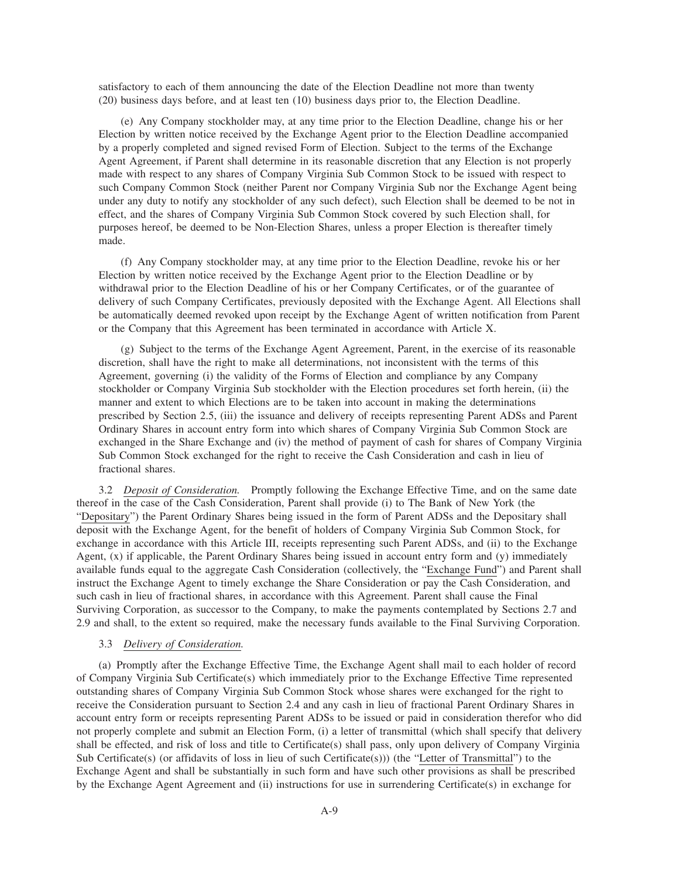satisfactory to each of them announcing the date of the Election Deadline not more than twenty (20) business days before, and at least ten (10) business days prior to, the Election Deadline.

(e) Any Company stockholder may, at any time prior to the Election Deadline, change his or her Election by written notice received by the Exchange Agent prior to the Election Deadline accompanied by a properly completed and signed revised Form of Election. Subject to the terms of the Exchange Agent Agreement, if Parent shall determine in its reasonable discretion that any Election is not properly made with respect to any shares of Company Virginia Sub Common Stock to be issued with respect to such Company Common Stock (neither Parent nor Company Virginia Sub nor the Exchange Agent being under any duty to notify any stockholder of any such defect), such Election shall be deemed to be not in effect, and the shares of Company Virginia Sub Common Stock covered by such Election shall, for purposes hereof, be deemed to be Non-Election Shares, unless a proper Election is thereafter timely made.

(f) Any Company stockholder may, at any time prior to the Election Deadline, revoke his or her Election by written notice received by the Exchange Agent prior to the Election Deadline or by withdrawal prior to the Election Deadline of his or her Company Certificates, or of the guarantee of delivery of such Company Certificates, previously deposited with the Exchange Agent. All Elections shall be automatically deemed revoked upon receipt by the Exchange Agent of written notification from Parent or the Company that this Agreement has been terminated in accordance with Article X.

(g) Subject to the terms of the Exchange Agent Agreement, Parent, in the exercise of its reasonable discretion, shall have the right to make all determinations, not inconsistent with the terms of this Agreement, governing (i) the validity of the Forms of Election and compliance by any Company stockholder or Company Virginia Sub stockholder with the Election procedures set forth herein, (ii) the manner and extent to which Elections are to be taken into account in making the determinations prescribed by Section 2.5, (iii) the issuance and delivery of receipts representing Parent ADSs and Parent Ordinary Shares in account entry form into which shares of Company Virginia Sub Common Stock are exchanged in the Share Exchange and (iv) the method of payment of cash for shares of Company Virginia Sub Common Stock exchanged for the right to receive the Cash Consideration and cash in lieu of fractional shares.

3.2 *Deposit of Consideration.* Promptly following the Exchange Effective Time, and on the same date thereof in the case of the Cash Consideration, Parent shall provide (i) to The Bank of New York (the "Depositary") the Parent Ordinary Shares being issued in the form of Parent ADSs and the Depositary shall deposit with the Exchange Agent, for the benefit of holders of Company Virginia Sub Common Stock, for exchange in accordance with this Article III, receipts representing such Parent ADSs, and (ii) to the Exchange Agent, (x) if applicable, the Parent Ordinary Shares being issued in account entry form and (y) immediately available funds equal to the aggregate Cash Consideration (collectively, the "Exchange Fund") and Parent shall instruct the Exchange Agent to timely exchange the Share Consideration or pay the Cash Consideration, and such cash in lieu of fractional shares, in accordance with this Agreement. Parent shall cause the Final Surviving Corporation, as successor to the Company, to make the payments contemplated by Sections 2.7 and 2.9 and shall, to the extent so required, make the necessary funds available to the Final Surviving Corporation.

3.3 *Delivery of Consideration.*

(a) Promptly after the Exchange Effective Time, the Exchange Agent shall mail to each holder of record of Company Virginia Sub Certificate(s) which immediately prior to the Exchange Effective Time represented outstanding shares of Company Virginia Sub Common Stock whose shares were exchanged for the right to receive the Consideration pursuant to Section 2.4 and any cash in lieu of fractional Parent Ordinary Shares in account entry form or receipts representing Parent ADSs to be issued or paid in consideration therefor who did not properly complete and submit an Election Form, (i) a letter of transmittal (which shall specify that delivery shall be effected, and risk of loss and title to Certificate(s) shall pass, only upon delivery of Company Virginia Sub Certificate(s) (or affidavits of loss in lieu of such Certificate(s))) (the "Letter of Transmittal") to the Exchange Agent and shall be substantially in such form and have such other provisions as shall be prescribed by the Exchange Agent Agreement and (ii) instructions for use in surrendering Certificate(s) in exchange for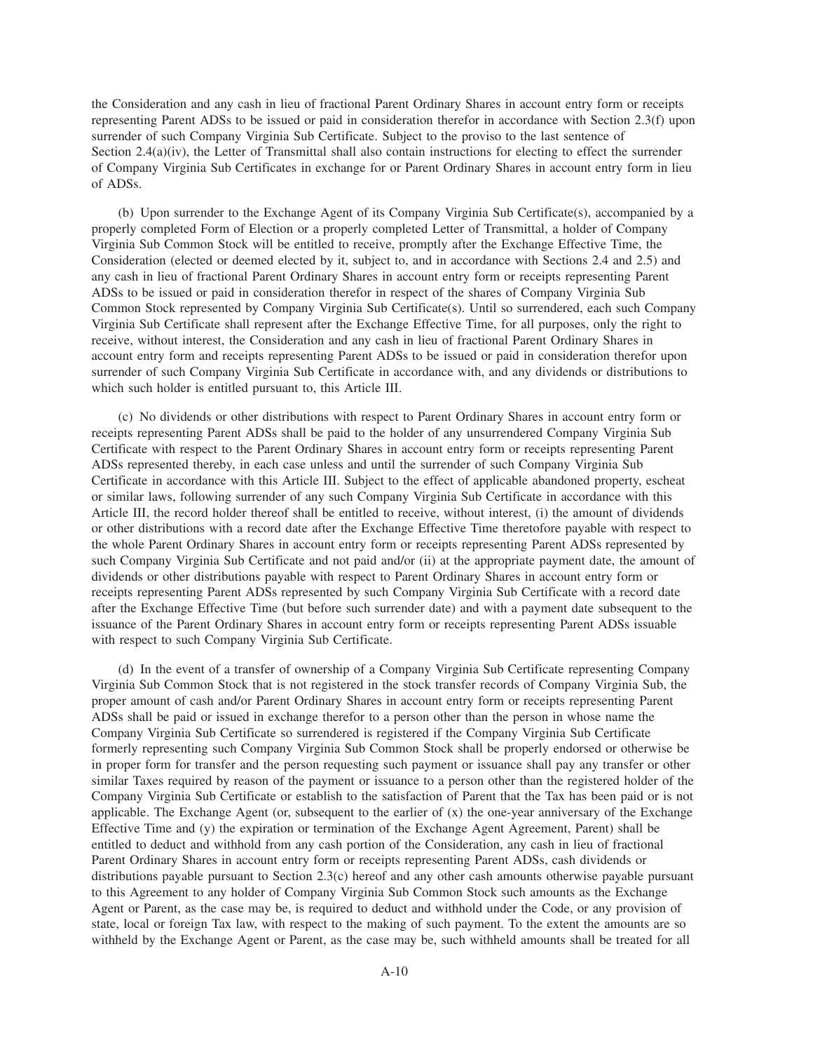the Consideration and any cash in lieu of fractional Parent Ordinary Shares in account entry form or receipts representing Parent ADSs to be issued or paid in consideration therefor in accordance with Section 2.3(f) upon surrender of such Company Virginia Sub Certificate. Subject to the proviso to the last sentence of Section 2.4(a)(iv), the Letter of Transmittal shall also contain instructions for electing to effect the surrender of Company Virginia Sub Certificates in exchange for or Parent Ordinary Shares in account entry form in lieu of ADSs.

(b) Upon surrender to the Exchange Agent of its Company Virginia Sub Certificate(s), accompanied by a properly completed Form of Election or a properly completed Letter of Transmittal, a holder of Company Virginia Sub Common Stock will be entitled to receive, promptly after the Exchange Effective Time, the Consideration (elected or deemed elected by it, subject to, and in accordance with Sections 2.4 and 2.5) and any cash in lieu of fractional Parent Ordinary Shares in account entry form or receipts representing Parent ADSs to be issued or paid in consideration therefor in respect of the shares of Company Virginia Sub Common Stock represented by Company Virginia Sub Certificate(s). Until so surrendered, each such Company Virginia Sub Certificate shall represent after the Exchange Effective Time, for all purposes, only the right to receive, without interest, the Consideration and any cash in lieu of fractional Parent Ordinary Shares in account entry form and receipts representing Parent ADSs to be issued or paid in consideration therefor upon surrender of such Company Virginia Sub Certificate in accordance with, and any dividends or distributions to which such holder is entitled pursuant to, this Article III.

(c) No dividends or other distributions with respect to Parent Ordinary Shares in account entry form or receipts representing Parent ADSs shall be paid to the holder of any unsurrendered Company Virginia Sub Certificate with respect to the Parent Ordinary Shares in account entry form or receipts representing Parent ADSs represented thereby, in each case unless and until the surrender of such Company Virginia Sub Certificate in accordance with this Article III. Subject to the effect of applicable abandoned property, escheat or similar laws, following surrender of any such Company Virginia Sub Certificate in accordance with this Article III, the record holder thereof shall be entitled to receive, without interest, (i) the amount of dividends or other distributions with a record date after the Exchange Effective Time theretofore payable with respect to the whole Parent Ordinary Shares in account entry form or receipts representing Parent ADSs represented by such Company Virginia Sub Certificate and not paid and/or (ii) at the appropriate payment date, the amount of dividends or other distributions payable with respect to Parent Ordinary Shares in account entry form or receipts representing Parent ADSs represented by such Company Virginia Sub Certificate with a record date after the Exchange Effective Time (but before such surrender date) and with a payment date subsequent to the issuance of the Parent Ordinary Shares in account entry form or receipts representing Parent ADSs issuable with respect to such Company Virginia Sub Certificate.

(d) In the event of a transfer of ownership of a Company Virginia Sub Certificate representing Company Virginia Sub Common Stock that is not registered in the stock transfer records of Company Virginia Sub, the proper amount of cash and/or Parent Ordinary Shares in account entry form or receipts representing Parent ADSs shall be paid or issued in exchange therefor to a person other than the person in whose name the Company Virginia Sub Certificate so surrendered is registered if the Company Virginia Sub Certificate formerly representing such Company Virginia Sub Common Stock shall be properly endorsed or otherwise be in proper form for transfer and the person requesting such payment or issuance shall pay any transfer or other similar Taxes required by reason of the payment or issuance to a person other than the registered holder of the Company Virginia Sub Certificate or establish to the satisfaction of Parent that the Tax has been paid or is not applicable. The Exchange Agent (or, subsequent to the earlier of (x) the one-year anniversary of the Exchange Effective Time and (y) the expiration or termination of the Exchange Agent Agreement, Parent) shall be entitled to deduct and withhold from any cash portion of the Consideration, any cash in lieu of fractional Parent Ordinary Shares in account entry form or receipts representing Parent ADSs, cash dividends or distributions payable pursuant to Section 2.3(c) hereof and any other cash amounts otherwise payable pursuant to this Agreement to any holder of Company Virginia Sub Common Stock such amounts as the Exchange Agent or Parent, as the case may be, is required to deduct and withhold under the Code, or any provision of state, local or foreign Tax law, with respect to the making of such payment. To the extent the amounts are so withheld by the Exchange Agent or Parent, as the case may be, such withheld amounts shall be treated for all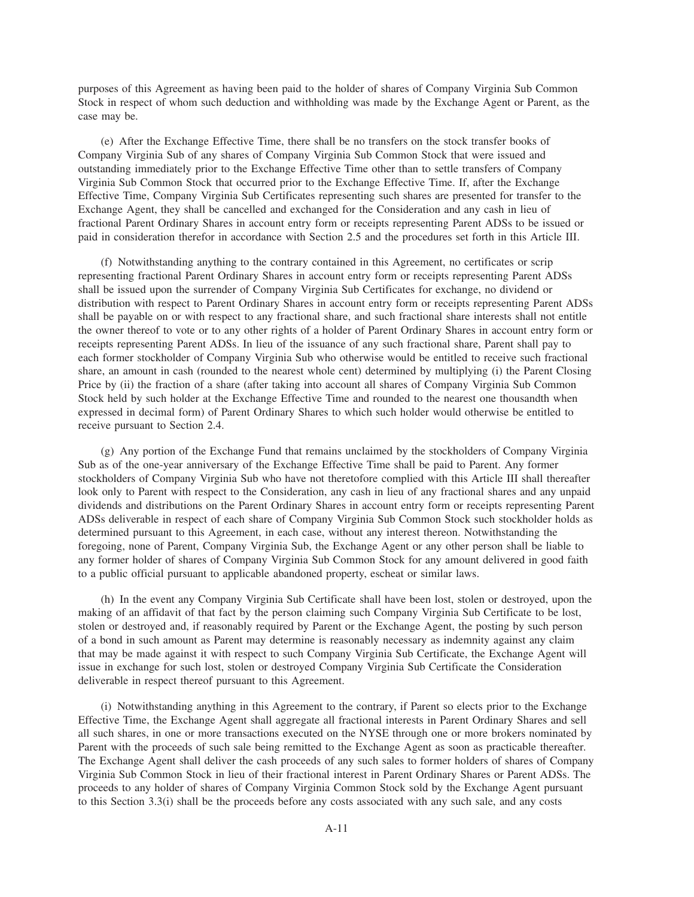purposes of this Agreement as having been paid to the holder of shares of Company Virginia Sub Common Stock in respect of whom such deduction and withholding was made by the Exchange Agent or Parent, as the case may be.

(e) After the Exchange Effective Time, there shall be no transfers on the stock transfer books of Company Virginia Sub of any shares of Company Virginia Sub Common Stock that were issued and outstanding immediately prior to the Exchange Effective Time other than to settle transfers of Company Virginia Sub Common Stock that occurred prior to the Exchange Effective Time. If, after the Exchange Effective Time, Company Virginia Sub Certificates representing such shares are presented for transfer to the Exchange Agent, they shall be cancelled and exchanged for the Consideration and any cash in lieu of fractional Parent Ordinary Shares in account entry form or receipts representing Parent ADSs to be issued or paid in consideration therefor in accordance with Section 2.5 and the procedures set forth in this Article III.

(f) Notwithstanding anything to the contrary contained in this Agreement, no certificates or scrip representing fractional Parent Ordinary Shares in account entry form or receipts representing Parent ADSs shall be issued upon the surrender of Company Virginia Sub Certificates for exchange, no dividend or distribution with respect to Parent Ordinary Shares in account entry form or receipts representing Parent ADSs shall be payable on or with respect to any fractional share, and such fractional share interests shall not entitle the owner thereof to vote or to any other rights of a holder of Parent Ordinary Shares in account entry form or receipts representing Parent ADSs. In lieu of the issuance of any such fractional share, Parent shall pay to each former stockholder of Company Virginia Sub who otherwise would be entitled to receive such fractional share, an amount in cash (rounded to the nearest whole cent) determined by multiplying (i) the Parent Closing Price by (ii) the fraction of a share (after taking into account all shares of Company Virginia Sub Common Stock held by such holder at the Exchange Effective Time and rounded to the nearest one thousandth when expressed in decimal form) of Parent Ordinary Shares to which such holder would otherwise be entitled to receive pursuant to Section 2.4.

(g) Any portion of the Exchange Fund that remains unclaimed by the stockholders of Company Virginia Sub as of the one-year anniversary of the Exchange Effective Time shall be paid to Parent. Any former stockholders of Company Virginia Sub who have not theretofore complied with this Article III shall thereafter look only to Parent with respect to the Consideration, any cash in lieu of any fractional shares and any unpaid dividends and distributions on the Parent Ordinary Shares in account entry form or receipts representing Parent ADSs deliverable in respect of each share of Company Virginia Sub Common Stock such stockholder holds as determined pursuant to this Agreement, in each case, without any interest thereon. Notwithstanding the foregoing, none of Parent, Company Virginia Sub, the Exchange Agent or any other person shall be liable to any former holder of shares of Company Virginia Sub Common Stock for any amount delivered in good faith to a public official pursuant to applicable abandoned property, escheat or similar laws.

(h) In the event any Company Virginia Sub Certificate shall have been lost, stolen or destroyed, upon the making of an affidavit of that fact by the person claiming such Company Virginia Sub Certificate to be lost, stolen or destroyed and, if reasonably required by Parent or the Exchange Agent, the posting by such person of a bond in such amount as Parent may determine is reasonably necessary as indemnity against any claim that may be made against it with respect to such Company Virginia Sub Certificate, the Exchange Agent will issue in exchange for such lost, stolen or destroyed Company Virginia Sub Certificate the Consideration deliverable in respect thereof pursuant to this Agreement.

(i) Notwithstanding anything in this Agreement to the contrary, if Parent so elects prior to the Exchange Effective Time, the Exchange Agent shall aggregate all fractional interests in Parent Ordinary Shares and sell all such shares, in one or more transactions executed on the NYSE through one or more brokers nominated by Parent with the proceeds of such sale being remitted to the Exchange Agent as soon as practicable thereafter. The Exchange Agent shall deliver the cash proceeds of any such sales to former holders of shares of Company Virginia Sub Common Stock in lieu of their fractional interest in Parent Ordinary Shares or Parent ADSs. The proceeds to any holder of shares of Company Virginia Common Stock sold by the Exchange Agent pursuant to this Section 3.3(i) shall be the proceeds before any costs associated with any such sale, and any costs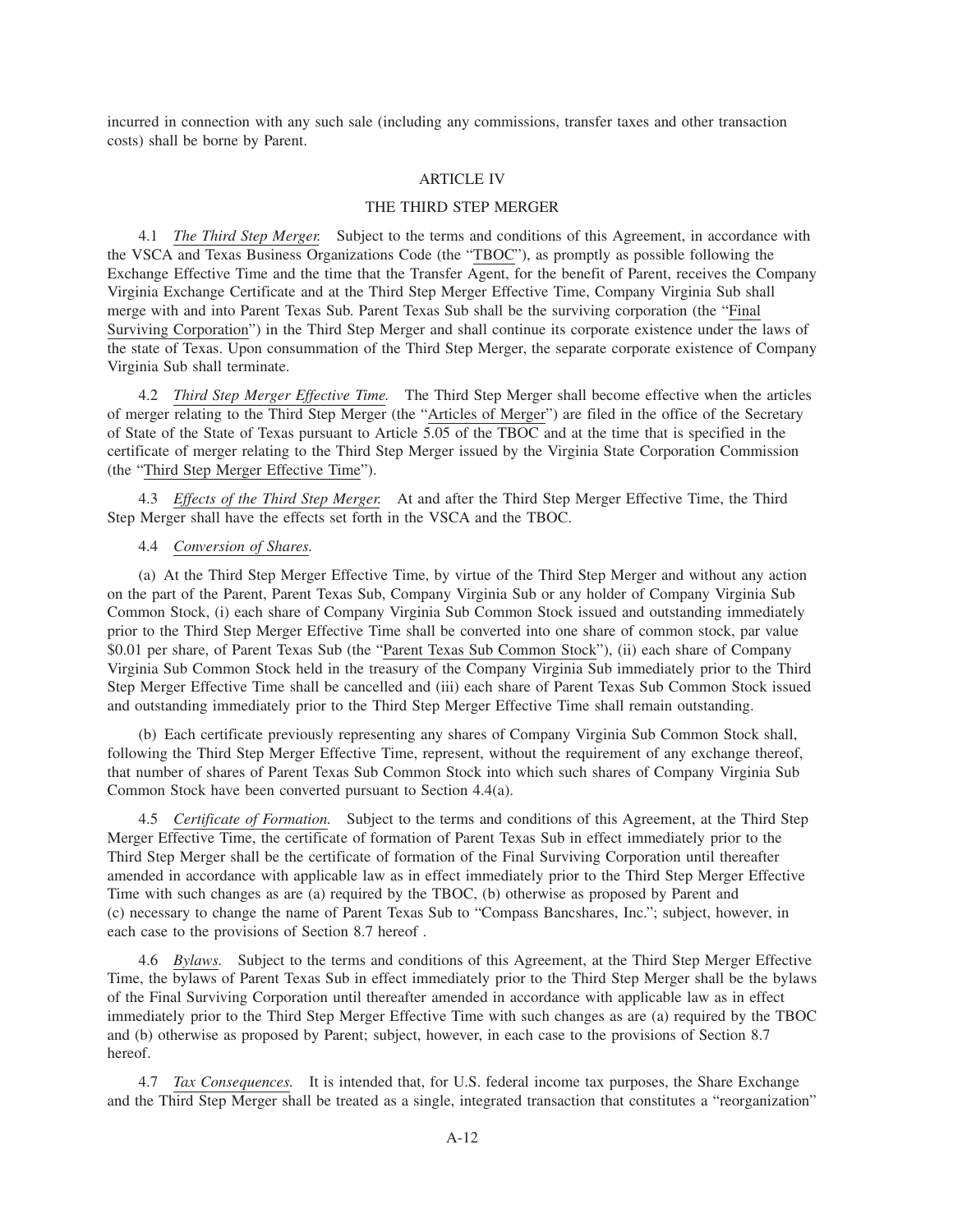incurred in connection with any such sale (including any commissions, transfer taxes and other transaction costs) shall be borne by Parent.

## ARTICLE IV

## THE THIRD STEP MERGER

4.1 *The Third Step Merger.* Subject to the terms and conditions of this Agreement, in accordance with the VSCA and Texas Business Organizations Code (the "TBOC"), as promptly as possible following the Exchange Effective Time and the time that the Transfer Agent, for the benefit of Parent, receives the Company Virginia Exchange Certificate and at the Third Step Merger Effective Time, Company Virginia Sub shall merge with and into Parent Texas Sub. Parent Texas Sub shall be the surviving corporation (the "Final Surviving Corporation") in the Third Step Merger and shall continue its corporate existence under the laws of the state of Texas. Upon consummation of the Third Step Merger, the separate corporate existence of Company Virginia Sub shall terminate.

4.2 *Third Step Merger Effective Time.* The Third Step Merger shall become effective when the articles of merger relating to the Third Step Merger (the "Articles of Merger") are filed in the office of the Secretary of State of the State of Texas pursuant to Article 5.05 of the TBOC and at the time that is specified in the certificate of merger relating to the Third Step Merger issued by the Virginia State Corporation Commission (the "Third Step Merger Effective Time").

4.3 *Effects of the Third Step Merger.* At and after the Third Step Merger Effective Time, the Third Step Merger shall have the effects set forth in the VSCA and the TBOC.

4.4 *Conversion of Shares.*

(a) At the Third Step Merger Effective Time, by virtue of the Third Step Merger and without any action on the part of the Parent, Parent Texas Sub, Company Virginia Sub or any holder of Company Virginia Sub Common Stock, (i) each share of Company Virginia Sub Common Stock issued and outstanding immediately prior to the Third Step Merger Effective Time shall be converted into one share of common stock, par value $0.01 per share, of Parent Texas Sub (the "Parent Texas Sub Common Stock"), (ii) each share of Company Virginia Sub Common Stock held in the treasury of the Company Virginia Sub immediately prior to the Third Step Merger Effective Time shall be cancelled and (iii) each share of Parent Texas Sub Common Stock issued and outstanding immediately prior to the Third Step Merger Effective Time shall remain outstanding.

(b) Each certificate previously representing any shares of Company Virginia Sub Common Stock shall, following the Third Step Merger Effective Time, represent, without the requirement of any exchange thereof, that number of shares of Parent Texas Sub Common Stock into which such shares of Company Virginia Sub Common Stock have been converted pursuant to Section 4.4(a).

4.5 *Certificate of Formation.* Subject to the terms and conditions of this Agreement, at the Third Step Merger Effective Time, the certificate of formation of Parent Texas Sub in effect immediately prior to the Third Step Merger shall be the certificate of formation of the Final Surviving Corporation until thereafter amended in accordance with applicable law as in effect immediately prior to the Third Step Merger Effective Time with such changes as are (a) required by the TBOC, (b) otherwise as proposed by Parent and (c) necessary to change the name of Parent Texas Sub to "Compass Bancshares, Inc."; subject, however, in each case to the provisions of Section 8.7 hereof .

4.6 *Bylaws.* Subject to the terms and conditions of this Agreement, at the Third Step Merger Effective Time, the bylaws of Parent Texas Sub in effect immediately prior to the Third Step Merger shall be the bylaws of the Final Surviving Corporation until thereafter amended in accordance with applicable law as in effect immediately prior to the Third Step Merger Effective Time with such changes as are (a) required by the TBOC and (b) otherwise as proposed by Parent; subject, however, in each case to the provisions of Section 8.7 hereof.

4.7 *Tax Consequences.* It is intended that, for U.S. federal income tax purposes, the Share Exchange and the Third Step Merger shall be treated as a single, integrated transaction that constitutes a "reorganization"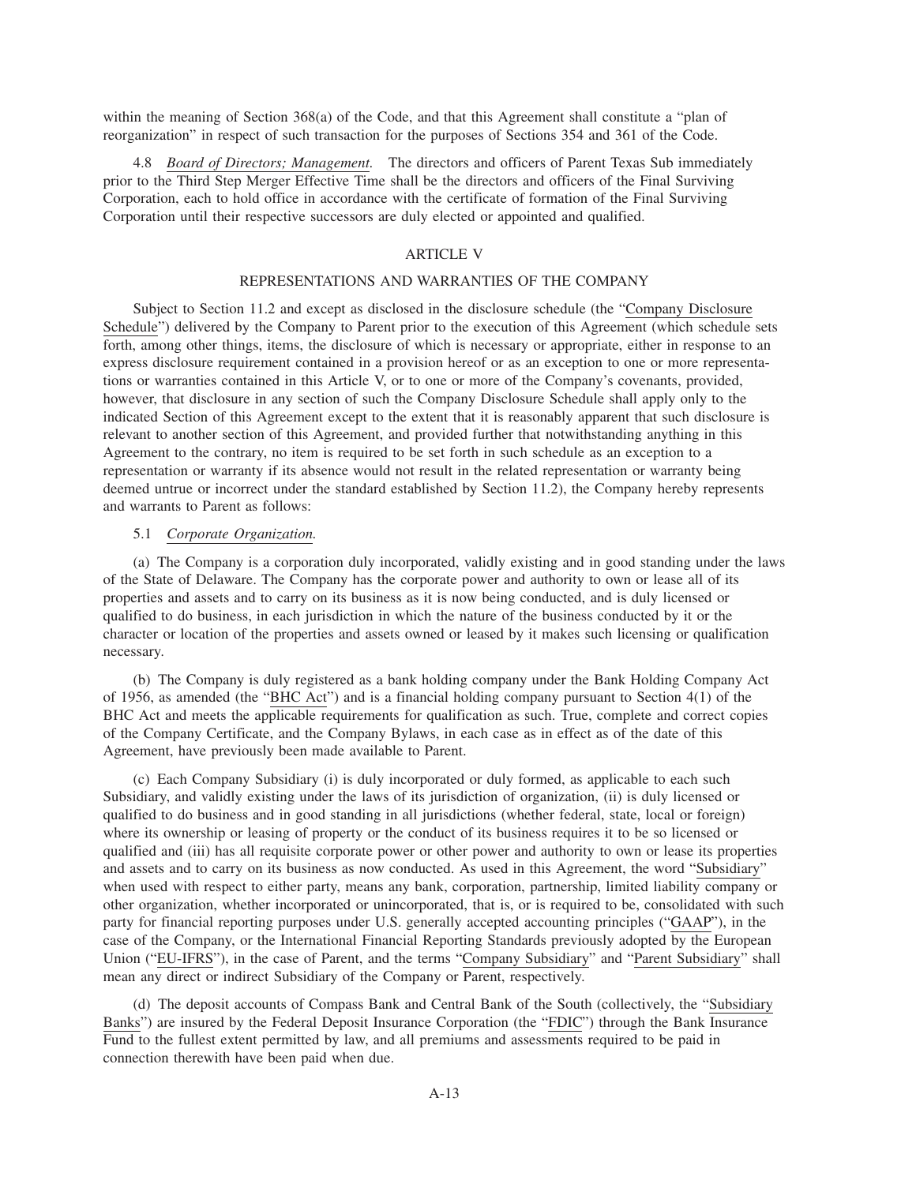within the meaning of Section 368(a) of the Code, and that this Agreement shall constitute a "plan of reorganization" in respect of such transaction for the purposes of Sections 354 and 361 of the Code.

4.8 *Board of Directors; Management*. The directors and officers of Parent Texas Sub immediately prior to the Third Step Merger Effective Time shall be the directors and officers of the Final Surviving Corporation, each to hold office in accordance with the certificate of formation of the Final Surviving Corporation until their respective successors are duly elected or appointed and qualified.

## ARTICLE V

## REPRESENTATIONS AND WARRANTIES OF THE COMPANY

Subject to Section 11.2 and except as disclosed in the disclosure schedule (the "Company Disclosure Schedule") delivered by the Company to Parent prior to the execution of this Agreement (which schedule sets forth, among other things, items, the disclosure of which is necessary or appropriate, either in response to an express disclosure requirement contained in a provision hereof or as an exception to one or more representations or warranties contained in this Article V, or to one or more of the Company's covenants, provided, however, that disclosure in any section of such the Company Disclosure Schedule shall apply only to the indicated Section of this Agreement except to the extent that it is reasonably apparent that such disclosure is relevant to another section of this Agreement, and provided further that notwithstanding anything in this Agreement to the contrary, no item is required to be set forth in such schedule as an exception to a representation or warranty if its absence would not result in the related representation or warranty being deemed untrue or incorrect under the standard established by Section 11.2), the Company hereby represents and warrants to Parent as follows:

5.1 *Corporate Organization.*

(a) The Company is a corporation duly incorporated, validly existing and in good standing under the laws of the State of Delaware. The Company has the corporate power and authority to own or lease all of its properties and assets and to carry on its business as it is now being conducted, and is duly licensed or qualified to do business, in each jurisdiction in which the nature of the business conducted by it or the character or location of the properties and assets owned or leased by it makes such licensing or qualification necessary.

(b) The Company is duly registered as a bank holding company under the Bank Holding Company Act of 1956, as amended (the "BHC Act") and is a financial holding company pursuant to Section 4(1) of the BHC Act and meets the applicable requirements for qualification as such. True, complete and correct copies of the Company Certificate, and the Company Bylaws, in each case as in effect as of the date of this Agreement, have previously been made available to Parent.

(c) Each Company Subsidiary (i) is duly incorporated or duly formed, as applicable to each such Subsidiary, and validly existing under the laws of its jurisdiction of organization, (ii) is duly licensed or qualified to do business and in good standing in all jurisdictions (whether federal, state, local or foreign) where its ownership or leasing of property or the conduct of its business requires it to be so licensed or qualified and (iii) has all requisite corporate power or other power and authority to own or lease its properties and assets and to carry on its business as now conducted. As used in this Agreement, the word "Subsidiary" when used with respect to either party, means any bank, corporation, partnership, limited liability company or other organization, whether incorporated or unincorporated, that is, or is required to be, consolidated with such party for financial reporting purposes under U.S. generally accepted accounting principles ("GAAP"), in the case of the Company, or the International Financial Reporting Standards previously adopted by the European Union ("EU-IFRS"), in the case of Parent, and the terms "Company Subsidiary" and "Parent Subsidiary" shall mean any direct or indirect Subsidiary of the Company or Parent, respectively.

(d) The deposit accounts of Compass Bank and Central Bank of the South (collectively, the "Subsidiary Banks") are insured by the Federal Deposit Insurance Corporation (the "FDIC") through the Bank Insurance Fund to the fullest extent permitted by law, and all premiums and assessments required to be paid in connection therewith have been paid when due.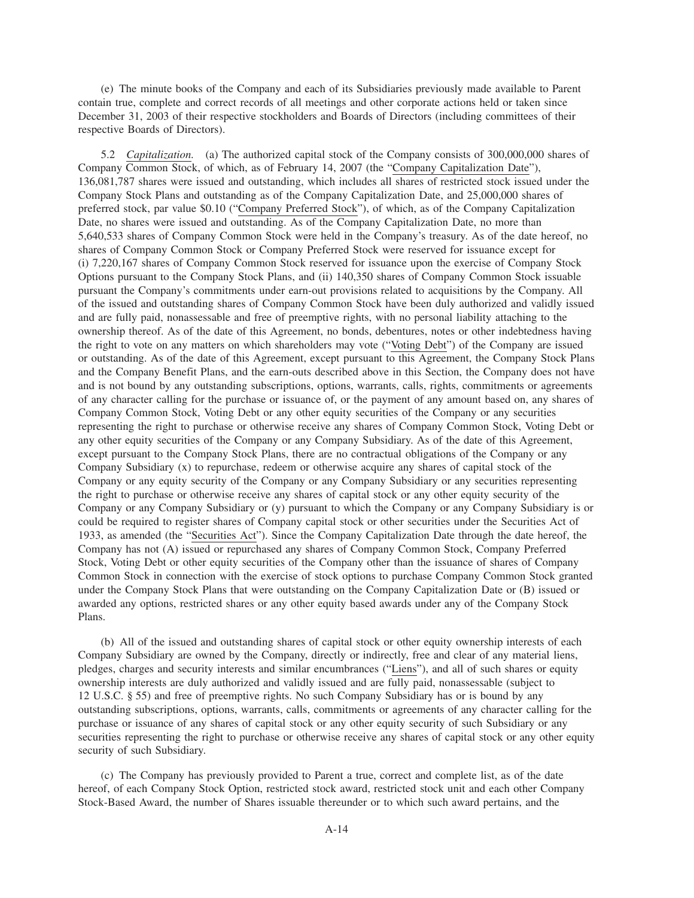(e) The minute books of the Company and each of its Subsidiaries previously made available to Parent contain true, complete and correct records of all meetings and other corporate actions held or taken since December 31, 2003 of their respective stockholders and Boards of Directors (including committees of their respective Boards of Directors).

5.2 *Capitalization.* (a) The authorized capital stock of the Company consists of 300,000,000 shares of Company Common Stock, of which, as of February 14, 2007 (the "Company Capitalization Date"), 136,081,787 shares were issued and outstanding, which includes all shares of restricted stock issued under the Company Stock Plans and outstanding as of the Company Capitalization Date, and 25,000,000 shares of preferred stock, par value $0.10 ("Company Preferred Stock"), of which, as of the Company Capitalization Date, no shares were issued and outstanding. As of the Company Capitalization Date, no more than 5,640,533 shares of Company Common Stock were held in the Company's treasury. As of the date hereof, no shares of Company Common Stock or Company Preferred Stock were reserved for issuance except for (i) 7,220,167 shares of Company Common Stock reserved for issuance upon the exercise of Company Stock Options pursuant to the Company Stock Plans, and (ii) 140,350 shares of Company Common Stock issuable pursuant the Company's commitments under earn-out provisions related to acquisitions by the Company. All of the issued and outstanding shares of Company Common Stock have been duly authorized and validly issued and are fully paid, nonassessable and free of preemptive rights, with no personal liability attaching to the ownership thereof. As of the date of this Agreement, no bonds, debentures, notes or other indebtedness having the right to vote on any matters on which shareholders may vote ("Voting Debt") of the Company are issued or outstanding. As of the date of this Agreement, except pursuant to this Agreement, the Company Stock Plans and the Company Benefit Plans, and the earn-outs described above in this Section, the Company does not have and is not bound by any outstanding subscriptions, options, warrants, calls, rights, commitments or agreements of any character calling for the purchase or issuance of, or the payment of any amount based on, any shares of Company Common Stock, Voting Debt or any other equity securities of the Company or any securities representing the right to purchase or otherwise receive any shares of Company Common Stock, Voting Debt or any other equity securities of the Company or any Company Subsidiary. As of the date of this Agreement, except pursuant to the Company Stock Plans, there are no contractual obligations of the Company or any Company Subsidiary (x) to repurchase, redeem or otherwise acquire any shares of capital stock of the Company or any equity security of the Company or any Company Subsidiary or any securities representing the right to purchase or otherwise receive any shares of capital stock or any other equity security of the Company or any Company Subsidiary or (y) pursuant to which the Company or any Company Subsidiary is or could be required to register shares of Company capital stock or other securities under the Securities Act of 1933, as amended (the "Securities Act"). Since the Company Capitalization Date through the date hereof, the Company has not (A) issued or repurchased any shares of Company Common Stock, Company Preferred Stock, Voting Debt or other equity securities of the Company other than the issuance of shares of Company Common Stock in connection with the exercise of stock options to purchase Company Common Stock granted under the Company Stock Plans that were outstanding on the Company Capitalization Date or (B) issued or awarded any options, restricted shares or any other equity based awards under any of the Company Stock Plans.

(b) All of the issued and outstanding shares of capital stock or other equity ownership interests of each Company Subsidiary are owned by the Company, directly or indirectly, free and clear of any material liens, pledges, charges and security interests and similar encumbrances ("Liens"), and all of such shares or equity ownership interests are duly authorized and validly issued and are fully paid, nonassessable (subject to 12 U.S.C. § 55) and free of preemptive rights. No such Company Subsidiary has or is bound by any outstanding subscriptions, options, warrants, calls, commitments or agreements of any character calling for the purchase or issuance of any shares of capital stock or any other equity security of such Subsidiary or any securities representing the right to purchase or otherwise receive any shares of capital stock or any other equity security of such Subsidiary.

(c) The Company has previously provided to Parent a true, correct and complete list, as of the date hereof, of each Company Stock Option, restricted stock award, restricted stock unit and each other Company Stock-Based Award, the number of Shares issuable thereunder or to which such award pertains, and the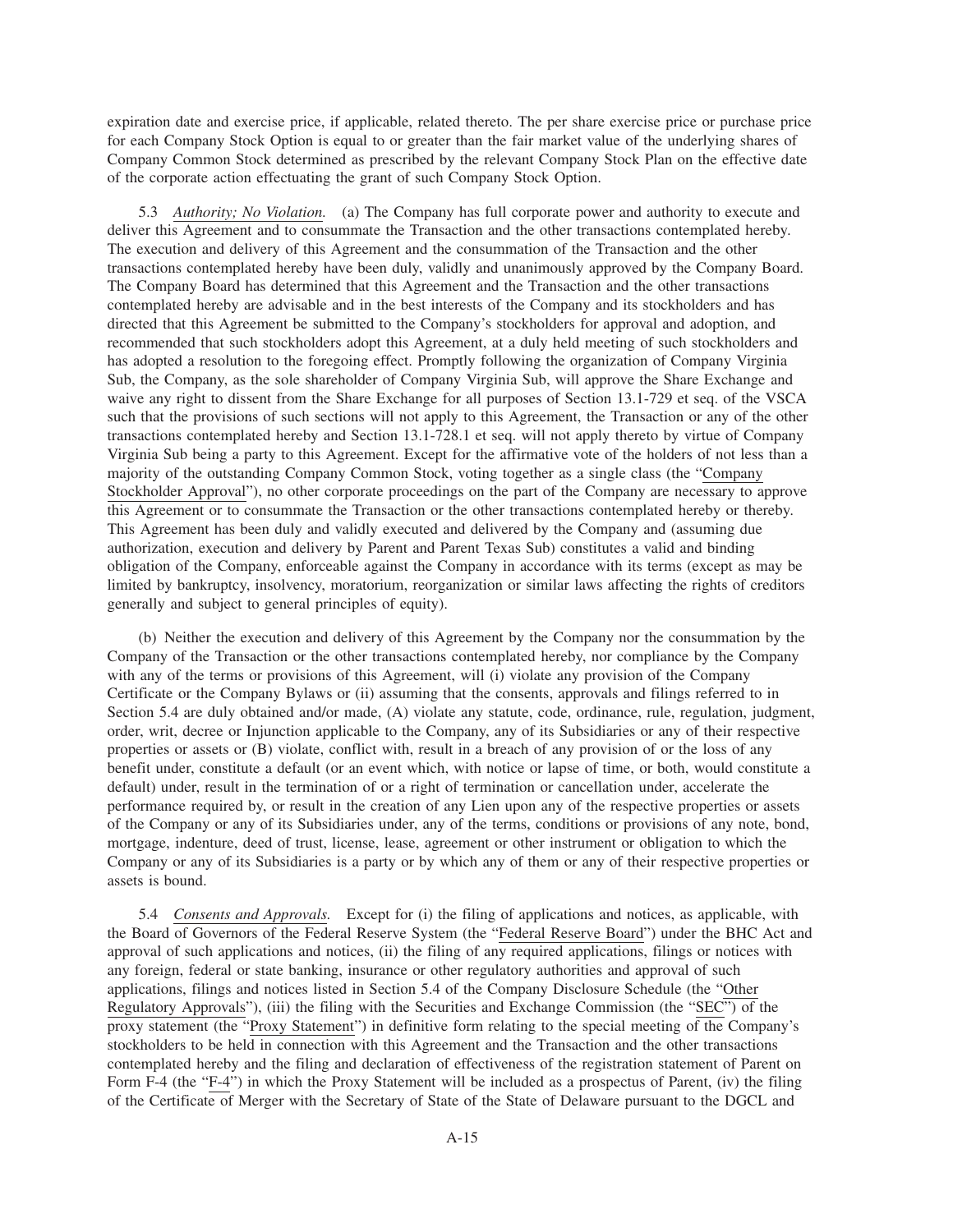expiration date and exercise price, if applicable, related thereto. The per share exercise price or purchase price for each Company Stock Option is equal to or greater than the fair market value of the underlying shares of Company Common Stock determined as prescribed by the relevant Company Stock Plan on the effective date of the corporate action effectuating the grant of such Company Stock Option.

5.3 *Authority; No Violation.* (a) The Company has full corporate power and authority to execute and deliver this Agreement and to consummate the Transaction and the other transactions contemplated hereby. The execution and delivery of this Agreement and the consummation of the Transaction and the other transactions contemplated hereby have been duly, validly and unanimously approved by the Company Board. The Company Board has determined that this Agreement and the Transaction and the other transactions contemplated hereby are advisable and in the best interests of the Company and its stockholders and has directed that this Agreement be submitted to the Company's stockholders for approval and adoption, and recommended that such stockholders adopt this Agreement, at a duly held meeting of such stockholders and has adopted a resolution to the foregoing effect. Promptly following the organization of Company Virginia Sub, the Company, as the sole shareholder of Company Virginia Sub, will approve the Share Exchange and waive any right to dissent from the Share Exchange for all purposes of Section 13.1-729 et seq. of the VSCA such that the provisions of such sections will not apply to this Agreement, the Transaction or any of the other transactions contemplated hereby and Section 13.1-728.1 et seq. will not apply thereto by virtue of Company Virginia Sub being a party to this Agreement. Except for the affirmative vote of the holders of not less than a majority of the outstanding Company Common Stock, voting together as a single class (the "Company Stockholder Approval"), no other corporate proceedings on the part of the Company are necessary to approve this Agreement or to consummate the Transaction or the other transactions contemplated hereby or thereby. This Agreement has been duly and validly executed and delivered by the Company and (assuming due authorization, execution and delivery by Parent and Parent Texas Sub) constitutes a valid and binding obligation of the Company, enforceable against the Company in accordance with its terms (except as may be limited by bankruptcy, insolvency, moratorium, reorganization or similar laws affecting the rights of creditors generally and subject to general principles of equity).

(b) Neither the execution and delivery of this Agreement by the Company nor the consummation by the Company of the Transaction or the other transactions contemplated hereby, nor compliance by the Company with any of the terms or provisions of this Agreement, will (i) violate any provision of the Company Certificate or the Company Bylaws or (ii) assuming that the consents, approvals and filings referred to in Section 5.4 are duly obtained and/or made, (A) violate any statute, code, ordinance, rule, regulation, judgment, order, writ, decree or Injunction applicable to the Company, any of its Subsidiaries or any of their respective properties or assets or (B) violate, conflict with, result in a breach of any provision of or the loss of any benefit under, constitute a default (or an event which, with notice or lapse of time, or both, would constitute a default) under, result in the termination of or a right of termination or cancellation under, accelerate the performance required by, or result in the creation of any Lien upon any of the respective properties or assets of the Company or any of its Subsidiaries under, any of the terms, conditions or provisions of any note, bond, mortgage, indenture, deed of trust, license, lease, agreement or other instrument or obligation to which the Company or any of its Subsidiaries is a party or by which any of them or any of their respective properties or assets is bound.

5.4 *Consents and Approvals.* Except for (i) the filing of applications and notices, as applicable, with the Board of Governors of the Federal Reserve System (the "Federal Reserve Board") under the BHC Act and approval of such applications and notices, (ii) the filing of any required applications, filings or notices with any foreign, federal or state banking, insurance or other regulatory authorities and approval of such applications, filings and notices listed in Section 5.4 of the Company Disclosure Schedule (the "Other Regulatory Approvals"), (iii) the filing with the Securities and Exchange Commission (the "SEC") of the proxy statement (the "Proxy Statement") in definitive form relating to the special meeting of the Company's stockholders to be held in connection with this Agreement and the Transaction and the other transactions contemplated hereby and the filing and declaration of effectiveness of the registration statement of Parent on Form F-4 (the "F-4") in which the Proxy Statement will be included as a prospectus of Parent, (iv) the filing of the Certificate of Merger with the Secretary of State of the State of Delaware pursuant to the DGCL and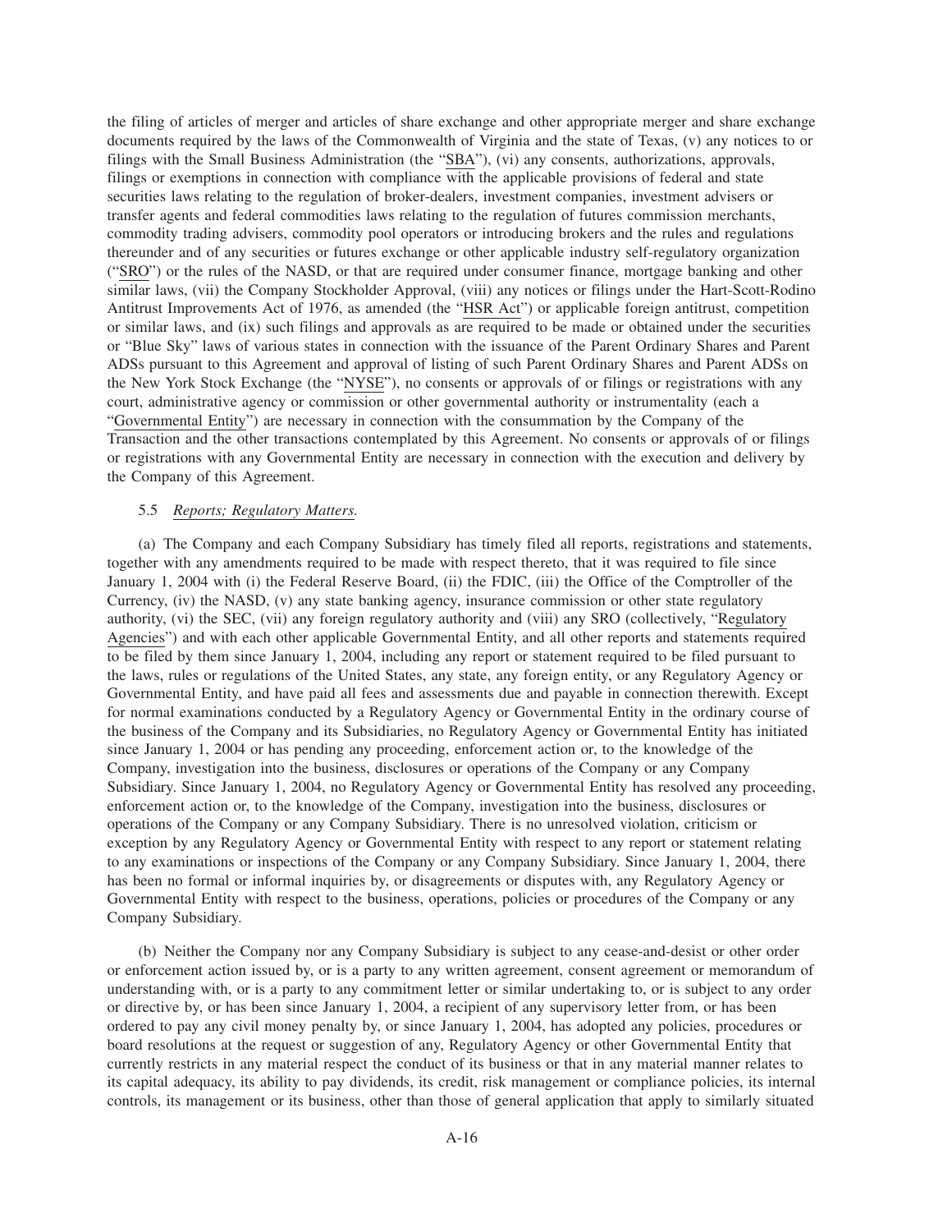the filing of articles of merger and articles of share exchange and other appropriate merger and share exchange documents required by the laws of the Commonwealth of Virginia and the state of Texas, (v) any notices to or filings with the Small Business Administration (the "SBA"), (vi) any consents, authorizations, approvals, filings or exemptions in connection with compliance with the applicable provisions of federal and state securities laws relating to the regulation of broker-dealers, investment companies, investment advisers or transfer agents and federal commodities laws relating to the regulation of futures commission merchants, commodity trading advisers, commodity pool operators or introducing brokers and the rules and regulations thereunder and of any securities or futures exchange or other applicable industry self-regulatory organization ("SRO") or the rules of the NASD, or that are required under consumer finance, mortgage banking and other similar laws, (vii) the Company Stockholder Approval, (viii) any notices or filings under the Hart-Scott-Rodino Antitrust Improvements Act of 1976, as amended (the "HSR Act") or applicable foreign antitrust, competition or similar laws, and (ix) such filings and approvals as are required to be made or obtained under the securities or "Blue Sky" laws of various states in connection with the issuance of the Parent Ordinary Shares and Parent ADSs pursuant to this Agreement and approval of listing of such Parent Ordinary Shares and Parent ADSs on the New York Stock Exchange (the "NYSE"), no consents or approvals of or filings or registrations with any court, administrative agency or commission or other governmental authority or instrumentality (each a "Governmental Entity") are necessary in connection with the consummation by the Company of the Transaction and the other transactions contemplated by this Agreement. No consents or approvals of or filings or registrations with any Governmental Entity are necessary in connection with the execution and delivery by the Company of this Agreement.

5.5 *Reports; Regulatory Matters.*

(a) The Company and each Company Subsidiary has timely filed all reports, registrations and statements, together with any amendments required to be made with respect thereto, that it was required to file since January 1, 2004 with (i) the Federal Reserve Board, (ii) the FDIC, (iii) the Office of the Comptroller of the Currency, (iv) the NASD, (v) any state banking agency, insurance commission or other state regulatory authority, (vi) the SEC, (vii) any foreign regulatory authority and (viii) any SRO (collectively, "Regulatory Agencies") and with each other applicable Governmental Entity, and all other reports and statements required to be filed by them since January 1, 2004, including any report or statement required to be filed pursuant to the laws, rules or regulations of the United States, any state, any foreign entity, or any Regulatory Agency or Governmental Entity, and have paid all fees and assessments due and payable in connection therewith. Except for normal examinations conducted by a Regulatory Agency or Governmental Entity in the ordinary course of the business of the Company and its Subsidiaries, no Regulatory Agency or Governmental Entity has initiated since January 1, 2004 or has pending any proceeding, enforcement action or, to the knowledge of the Company, investigation into the business, disclosures or operations of the Company or any Company Subsidiary. Since January 1, 2004, no Regulatory Agency or Governmental Entity has resolved any proceeding, enforcement action or, to the knowledge of the Company, investigation into the business, disclosures or operations of the Company or any Company Subsidiary. There is no unresolved violation, criticism or exception by any Regulatory Agency or Governmental Entity with respect to any report or statement relating to any examinations or inspections of the Company or any Company Subsidiary. Since January 1, 2004, there has been no formal or informal inquiries by, or disagreements or disputes with, any Regulatory Agency or Governmental Entity with respect to the business, operations, policies or procedures of the Company or any Company Subsidiary.

(b) Neither the Company nor any Company Subsidiary is subject to any cease-and-desist or other order or enforcement action issued by, or is a party to any written agreement, consent agreement or memorandum of understanding with, or is a party to any commitment letter or similar undertaking to, or is subject to any order or directive by, or has been since January 1, 2004, a recipient of any supervisory letter from, or has been ordered to pay any civil money penalty by, or since January 1, 2004, has adopted any policies, procedures or board resolutions at the request or suggestion of any, Regulatory Agency or other Governmental Entity that currently restricts in any material respect the conduct of its business or that in any material manner relates to its capital adequacy, its ability to pay dividends, its credit, risk management or compliance policies, its internal controls, its management or its business, other than those of general application that apply to similarly situated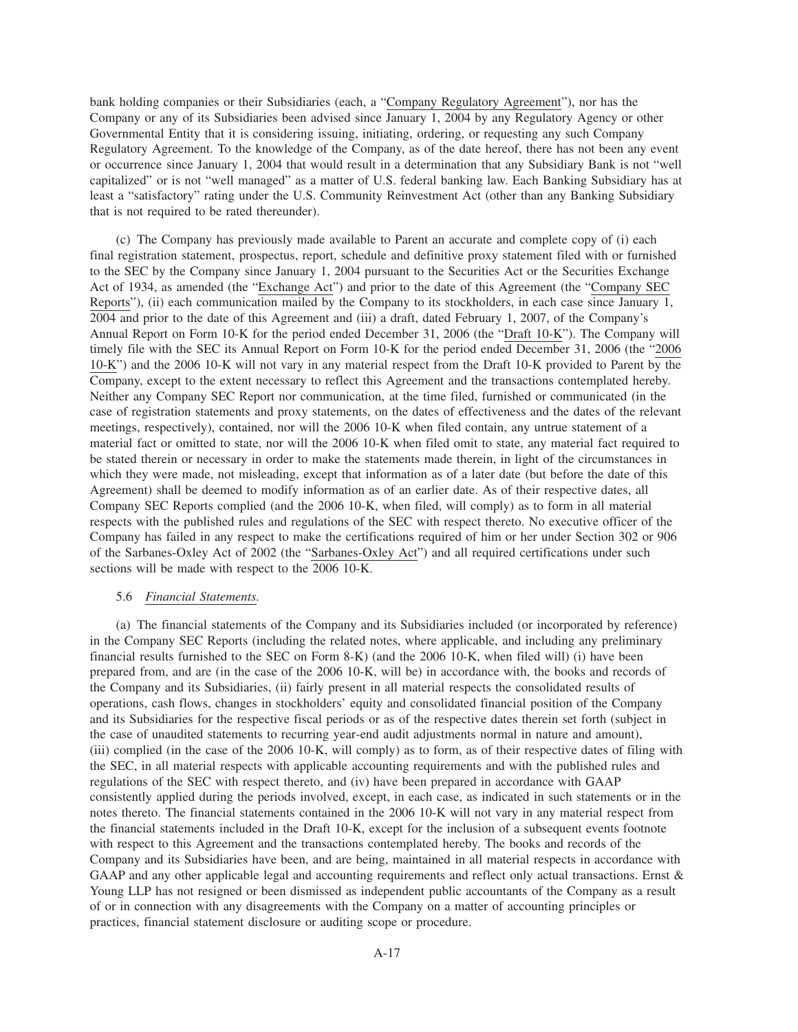bank holding companies or their Subsidiaries (each, a "Company Regulatory Agreement"), nor has the Company or any of its Subsidiaries been advised since January 1, 2004 by any Regulatory Agency or other Governmental Entity that it is considering issuing, initiating, ordering, or requesting any such Company Regulatory Agreement. To the knowledge of the Company, as of the date hereof, there has not been any event or occurrence since January 1, 2004 that would result in a determination that any Subsidiary Bank is not "well capitalized" or is not "well managed" as a matter of U.S. federal banking law. Each Banking Subsidiary has at least a "satisfactory" rating under the U.S. Community Reinvestment Act (other than any Banking Subsidiary that is not required to be rated thereunder).

(c) The Company has previously made available to Parent an accurate and complete copy of (i) each final registration statement, prospectus, report, schedule and definitive proxy statement filed with or furnished to the SEC by the Company since January 1, 2004 pursuant to the Securities Act or the Securities Exchange Act of 1934, as amended (the "Exchange Act") and prior to the date of this Agreement (the "Company SEC Reports"), (ii) each communication mailed by the Company to its stockholders, in each case since January 1, 2004 and prior to the date of this Agreement and (iii) a draft, dated February 1, 2007, of the Company's Annual Report on Form 10-K for the period ended December 31, 2006 (the "Draft 10-K"). The Company will timely file with the SEC its Annual Report on Form 10-K for the period ended December 31, 2006 (the "2006 10-K") and the 2006 10-K will not vary in any material respect from the Draft 10-K provided to Parent by the Company, except to the extent necessary to reflect this Agreement and the transactions contemplated hereby. Neither any Company SEC Report nor communication, at the time filed, furnished or communicated (in the case of registration statements and proxy statements, on the dates of effectiveness and the dates of the relevant meetings, respectively), contained, nor will the 2006 10-K when filed contain, any untrue statement of a material fact or omitted to state, nor will the 2006 10-K when filed omit to state, any material fact required to be stated therein or necessary in order to make the statements made therein, in light of the circumstances in which they were made, not misleading, except that information as of a later date (but before the date of this Agreement) shall be deemed to modify information as of an earlier date. As of their respective dates, all Company SEC Reports complied (and the 2006 10-K, when filed, will comply) as to form in all material respects with the published rules and regulations of the SEC with respect thereto. No executive officer of the Company has failed in any respect to make the certifications required of him or her under Section 302 or 906 of the Sarbanes-Oxley Act of 2002 (the "Sarbanes-Oxley Act") and all required certifications under such sections will be made with respect to the 2006 10-K.

5.6 *Financial Statements.*

(a) The financial statements of the Company and its Subsidiaries included (or incorporated by reference) in the Company SEC Reports (including the related notes, where applicable, and including any preliminary financial results furnished to the SEC on Form 8-K) (and the 2006 10-K, when filed will) (i) have been prepared from, and are (in the case of the 2006 10-K, will be) in accordance with, the books and records of the Company and its Subsidiaries, (ii) fairly present in all material respects the consolidated results of operations, cash flows, changes in stockholders' equity and consolidated financial position of the Company and its Subsidiaries for the respective fiscal periods or as of the respective dates therein set forth (subject in the case of unaudited statements to recurring year-end audit adjustments normal in nature and amount), (iii) complied (in the case of the 2006 10-K, will comply) as to form, as of their respective dates of filing with the SEC, in all material respects with applicable accounting requirements and with the published rules and regulations of the SEC with respect thereto, and (iv) have been prepared in accordance with GAAP consistently applied during the periods involved, except, in each case, as indicated in such statements or in the notes thereto. The financial statements contained in the 2006 10-K will not vary in any material respect from the financial statements included in the Draft 10-K, except for the inclusion of a subsequent events footnote with respect to this Agreement and the transactions contemplated hereby. The books and records of the Company and its Subsidiaries have been, and are being, maintained in all material respects in accordance with GAAP and any other applicable legal and accounting requirements and reflect only actual transactions. Ernst & Young LLP has not resigned or been dismissed as independent public accountants of the Company as a result of or in connection with any disagreements with the Company on a matter of accounting principles or practices, financial statement disclosure or auditing scope or procedure.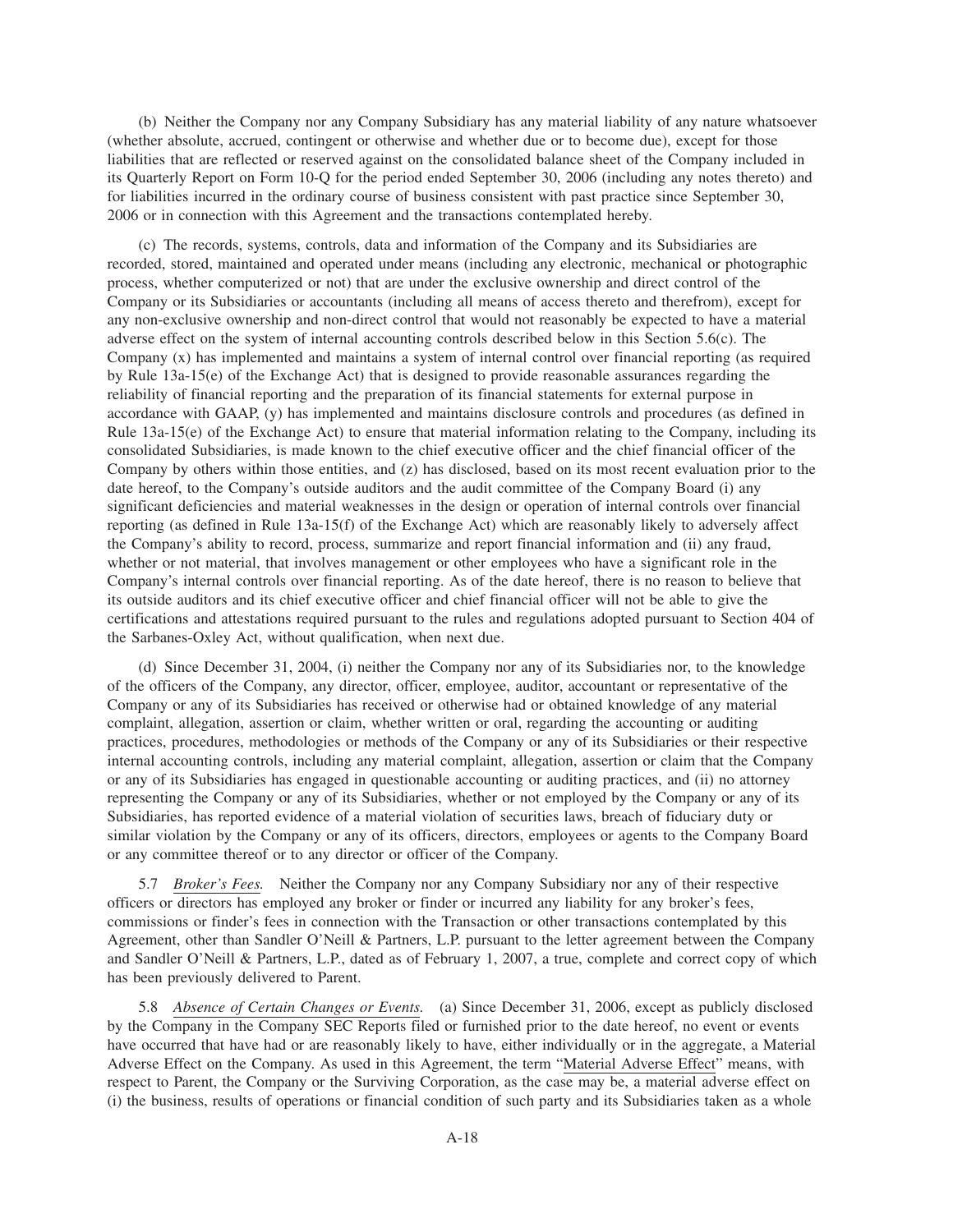(b) Neither the Company nor any Company Subsidiary has any material liability of any nature whatsoever (whether absolute, accrued, contingent or otherwise and whether due or to become due), except for those liabilities that are reflected or reserved against on the consolidated balance sheet of the Company included in its Quarterly Report on Form 10-Q for the period ended September 30, 2006 (including any notes thereto) and for liabilities incurred in the ordinary course of business consistent with past practice since September 30, 2006 or in connection with this Agreement and the transactions contemplated hereby.

(c) The records, systems, controls, data and information of the Company and its Subsidiaries are recorded, stored, maintained and operated under means (including any electronic, mechanical or photographic process, whether computerized or not) that are under the exclusive ownership and direct control of the Company or its Subsidiaries or accountants (including all means of access thereto and therefrom), except for any non-exclusive ownership and non-direct control that would not reasonably be expected to have a material adverse effect on the system of internal accounting controls described below in this Section 5.6(c). The Company (x) has implemented and maintains a system of internal control over financial reporting (as required by Rule 13a-15(e) of the Exchange Act) that is designed to provide reasonable assurances regarding the reliability of financial reporting and the preparation of its financial statements for external purpose in accordance with GAAP, (y) has implemented and maintains disclosure controls and procedures (as defined in Rule 13a-15(e) of the Exchange Act) to ensure that material information relating to the Company, including its consolidated Subsidiaries, is made known to the chief executive officer and the chief financial officer of the Company by others within those entities, and (z) has disclosed, based on its most recent evaluation prior to the date hereof, to the Company's outside auditors and the audit committee of the Company Board (i) any significant deficiencies and material weaknesses in the design or operation of internal controls over financial reporting (as defined in Rule 13a-15(f) of the Exchange Act) which are reasonably likely to adversely affect the Company's ability to record, process, summarize and report financial information and (ii) any fraud, whether or not material, that involves management or other employees who have a significant role in the Company's internal controls over financial reporting. As of the date hereof, there is no reason to believe that its outside auditors and its chief executive officer and chief financial officer will not be able to give the certifications and attestations required pursuant to the rules and regulations adopted pursuant to Section 404 of the Sarbanes-Oxley Act, without qualification, when next due.

(d) Since December 31, 2004, (i) neither the Company nor any of its Subsidiaries nor, to the knowledge of the officers of the Company, any director, officer, employee, auditor, accountant or representative of the Company or any of its Subsidiaries has received or otherwise had or obtained knowledge of any material complaint, allegation, assertion or claim, whether written or oral, regarding the accounting or auditing practices, procedures, methodologies or methods of the Company or any of its Subsidiaries or their respective internal accounting controls, including any material complaint, allegation, assertion or claim that the Company or any of its Subsidiaries has engaged in questionable accounting or auditing practices, and (ii) no attorney representing the Company or any of its Subsidiaries, whether or not employed by the Company or any of its Subsidiaries, has reported evidence of a material violation of securities laws, breach of fiduciary duty or similar violation by the Company or any of its officers, directors, employees or agents to the Company Board or any committee thereof or to any director or officer of the Company.

5.7 *Broker's Fees.* Neither the Company nor any Company Subsidiary nor any of their respective officers or directors has employed any broker or finder or incurred any liability for any broker's fees, commissions or finder's fees in connection with the Transaction or other transactions contemplated by this Agreement, other than Sandler O'Neill & Partners, L.P. pursuant to the letter agreement between the Company and Sandler O'Neill & Partners, L.P., dated as of February 1, 2007, a true, complete and correct copy of which has been previously delivered to Parent.

5.8 *Absence of Certain Changes or Events.* (a) Since December 31, 2006, except as publicly disclosed by the Company in the Company SEC Reports filed or furnished prior to the date hereof, no event or events have occurred that have had or are reasonably likely to have, either individually or in the aggregate, a Material Adverse Effect on the Company. As used in this Agreement, the term "Material Adverse Effect" means, with respect to Parent, the Company or the Surviving Corporation, as the case may be, a material adverse effect on (i) the business, results of operations or financial condition of such party and its Subsidiaries taken as a whole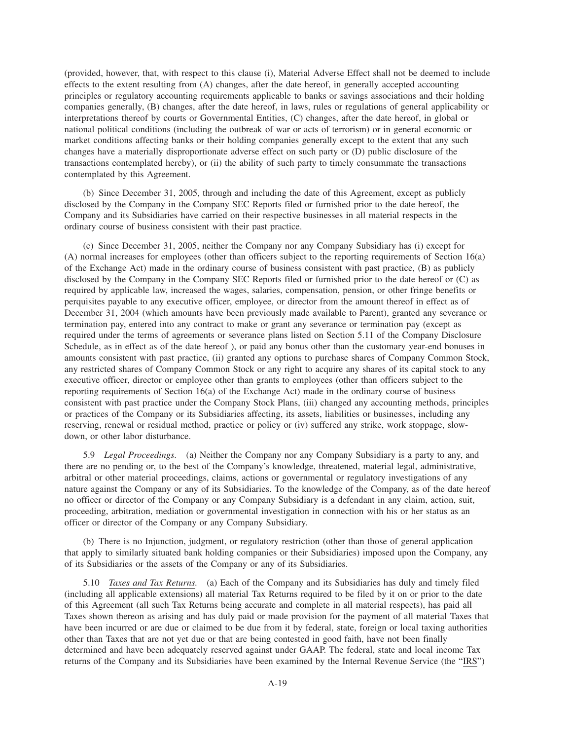(provided, however, that, with respect to this clause (i), Material Adverse Effect shall not be deemed to include effects to the extent resulting from (A) changes, after the date hereof, in generally accepted accounting principles or regulatory accounting requirements applicable to banks or savings associations and their holding companies generally, (B) changes, after the date hereof, in laws, rules or regulations of general applicability or interpretations thereof by courts or Governmental Entities, (C) changes, after the date hereof, in global or national political conditions (including the outbreak of war or acts of terrorism) or in general economic or market conditions affecting banks or their holding companies generally except to the extent that any such changes have a materially disproportionate adverse effect on such party or (D) public disclosure of the transactions contemplated hereby), or (ii) the ability of such party to timely consummate the transactions contemplated by this Agreement.

(b) Since December 31, 2005, through and including the date of this Agreement, except as publicly disclosed by the Company in the Company SEC Reports filed or furnished prior to the date hereof, the Company and its Subsidiaries have carried on their respective businesses in all material respects in the ordinary course of business consistent with their past practice.

(c) Since December 31, 2005, neither the Company nor any Company Subsidiary has (i) except for (A) normal increases for employees (other than officers subject to the reporting requirements of Section 16(a) of the Exchange Act) made in the ordinary course of business consistent with past practice, (B) as publicly disclosed by the Company in the Company SEC Reports filed or furnished prior to the date hereof or (C) as required by applicable law, increased the wages, salaries, compensation, pension, or other fringe benefits or perquisites payable to any executive officer, employee, or director from the amount thereof in effect as of December 31, 2004 (which amounts have been previously made available to Parent), granted any severance or termination pay, entered into any contract to make or grant any severance or termination pay (except as required under the terms of agreements or severance plans listed on Section 5.11 of the Company Disclosure Schedule, as in effect as of the date hereof ), or paid any bonus other than the customary year-end bonuses in amounts consistent with past practice, (ii) granted any options to purchase shares of Company Common Stock, any restricted shares of Company Common Stock or any right to acquire any shares of its capital stock to any executive officer, director or employee other than grants to employees (other than officers subject to the reporting requirements of Section 16(a) of the Exchange Act) made in the ordinary course of business consistent with past practice under the Company Stock Plans, (iii) changed any accounting methods, principles or practices of the Company or its Subsidiaries affecting, its assets, liabilities or businesses, including any reserving, renewal or residual method, practice or policy or (iv) suffered any strike, work stoppage, slow-down, or other labor disturbance.

5.9 *Legal Proceedings.* (a) Neither the Company nor any Company Subsidiary is a party to any, and there are no pending or, to the best of the Company's knowledge, threatened, material legal, administrative, arbitral or other material proceedings, claims, actions or governmental or regulatory investigations of any nature against the Company or any of its Subsidiaries. To the knowledge of the Company, as of the date hereof no officer or director of the Company or any Company Subsidiary is a defendant in any claim, action, suit, proceeding, arbitration, mediation or governmental investigation in connection with his or her status as an officer or director of the Company or any Company Subsidiary.

(b) There is no Injunction, judgment, or regulatory restriction (other than those of general application that apply to similarly situated bank holding companies or their Subsidiaries) imposed upon the Company, any of its Subsidiaries or the assets of the Company or any of its Subsidiaries.

5.10 *Taxes and Tax Returns.* (a) Each of the Company and its Subsidiaries has duly and timely filed (including all applicable extensions) all material Tax Returns required to be filed by it on or prior to the date of this Agreement (all such Tax Returns being accurate and complete in all material respects), has paid all Taxes shown thereon as arising and has duly paid or made provision for the payment of all material Taxes that have been incurred or are due or claimed to be due from it by federal, state, foreign or local taxing authorities other than Taxes that are not yet due or that are being contested in good faith, have not been finally determined and have been adequately reserved against under GAAP. The federal, state and local income Tax returns of the Company and its Subsidiaries have been examined by the Internal Revenue Service (the "IRS")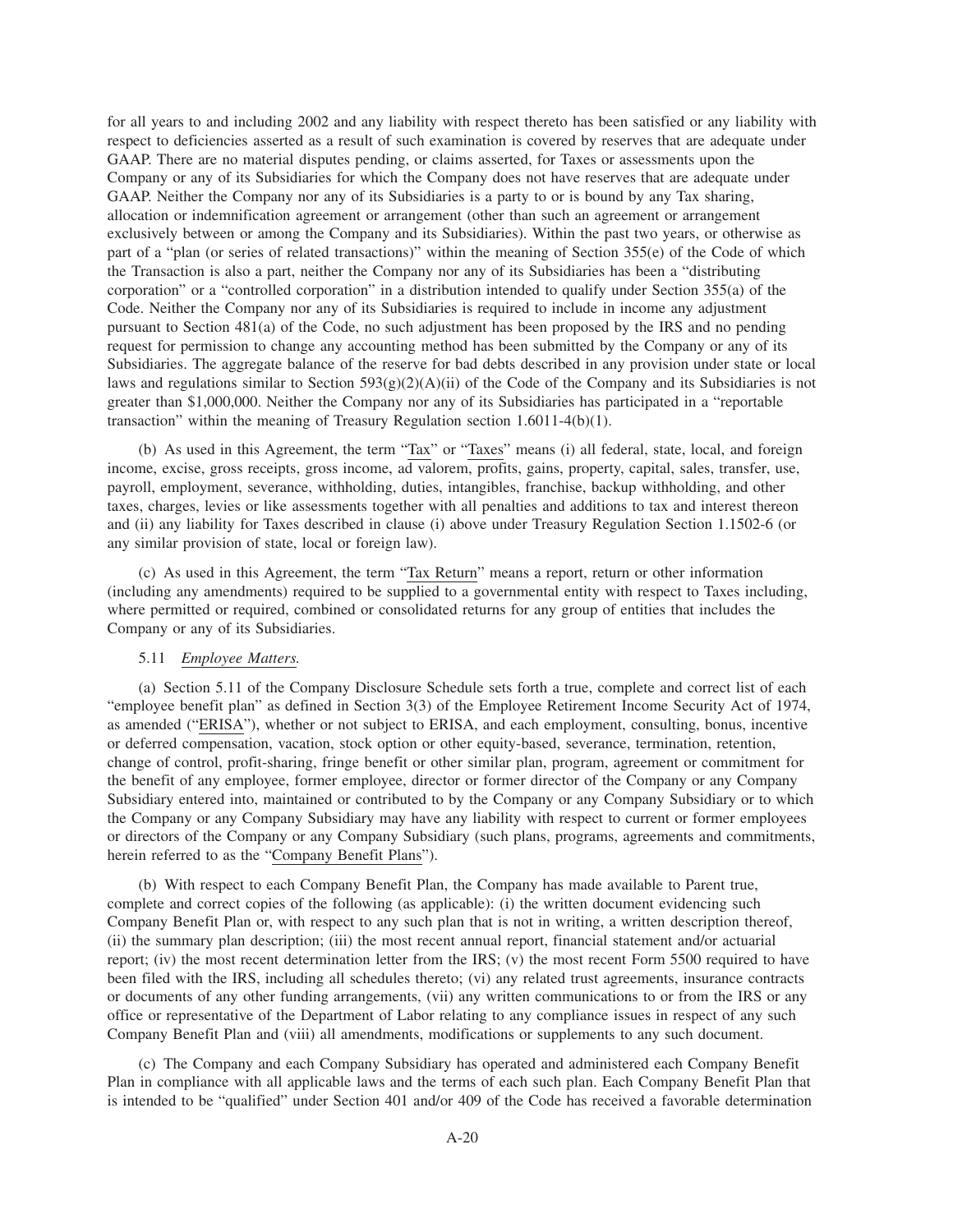for all years to and including 2002 and any liability with respect thereto has been satisfied or any liability with respect to deficiencies asserted as a result of such examination is covered by reserves that are adequate under GAAP. There are no material disputes pending, or claims asserted, for Taxes or assessments upon the Company or any of its Subsidiaries for which the Company does not have reserves that are adequate under GAAP. Neither the Company nor any of its Subsidiaries is a party to or is bound by any Tax sharing, allocation or indemnification agreement or arrangement (other than such an agreement or arrangement exclusively between or among the Company and its Subsidiaries). Within the past two years, or otherwise as part of a "plan (or series of related transactions)" within the meaning of Section 355(e) of the Code of which the Transaction is also a part, neither the Company nor any of its Subsidiaries has been a "distributing corporation" or a "controlled corporation" in a distribution intended to qualify under Section 355(a) of the Code. Neither the Company nor any of its Subsidiaries is required to include in income any adjustment pursuant to Section 481(a) of the Code, no such adjustment has been proposed by the IRS and no pending request for permission to change any accounting method has been submitted by the Company or any of its Subsidiaries. The aggregate balance of the reserve for bad debts described in any provision under state or local laws and regulations similar to Section 593(g)(2)(A)(ii) of the Code of the Company and its Subsidiaries is not greater than $1,000,000. Neither the Company nor any of its Subsidiaries has participated in a "reportable transaction" within the meaning of Treasury Regulation section 1.6011-4(b)(1).

(b) As used in this Agreement, the term "Tax" or "Taxes" means (i) all federal, state, local, and foreign income, excise, gross receipts, gross income, ad valorem, profits, gains, property, capital, sales, transfer, use, payroll, employment, severance, withholding, duties, intangibles, franchise, backup withholding, and other taxes, charges, levies or like assessments together with all penalties and additions to tax and interest thereon and (ii) any liability for Taxes described in clause (i) above under Treasury Regulation Section 1.1502-6 (or any similar provision of state, local or foreign law).

(c) As used in this Agreement, the term "Tax Return" means a report, return or other information (including any amendments) required to be supplied to a governmental entity with respect to Taxes including, where permitted or required, combined or consolidated returns for any group of entities that includes the Company or any of its Subsidiaries.

5.11 *Employee Matters.*

(a) Section 5.11 of the Company Disclosure Schedule sets forth a true, complete and correct list of each "employee benefit plan" as defined in Section 3(3) of the Employee Retirement Income Security Act of 1974, as amended ("ERISA"), whether or not subject to ERISA, and each employment, consulting, bonus, incentive or deferred compensation, vacation, stock option or other equity-based, severance, termination, retention, change of control, profit-sharing, fringe benefit or other similar plan, program, agreement or commitment for the benefit of any employee, former employee, director or former director of the Company or any Company Subsidiary entered into, maintained or contributed to by the Company or any Company Subsidiary or to which the Company or any Company Subsidiary may have any liability with respect to current or former employees or directors of the Company or any Company Subsidiary (such plans, programs, agreements and commitments, herein referred to as the "Company Benefit Plans").

(b) With respect to each Company Benefit Plan, the Company has made available to Parent true, complete and correct copies of the following (as applicable): (i) the written document evidencing such Company Benefit Plan or, with respect to any such plan that is not in writing, a written description thereof, (ii) the summary plan description; (iii) the most recent annual report, financial statement and/or actuarial report; (iv) the most recent determination letter from the IRS; (v) the most recent Form 5500 required to have been filed with the IRS, including all schedules thereto; (vi) any related trust agreements, insurance contracts or documents of any other funding arrangements, (vii) any written communications to or from the IRS or any office or representative of the Department of Labor relating to any compliance issues in respect of any such Company Benefit Plan and (viii) all amendments, modifications or supplements to any such document.

(c) The Company and each Company Subsidiary has operated and administered each Company Benefit Plan in compliance with all applicable laws and the terms of each such plan. Each Company Benefit Plan that is intended to be "qualified" under Section 401 and/or 409 of the Code has received a favorable determination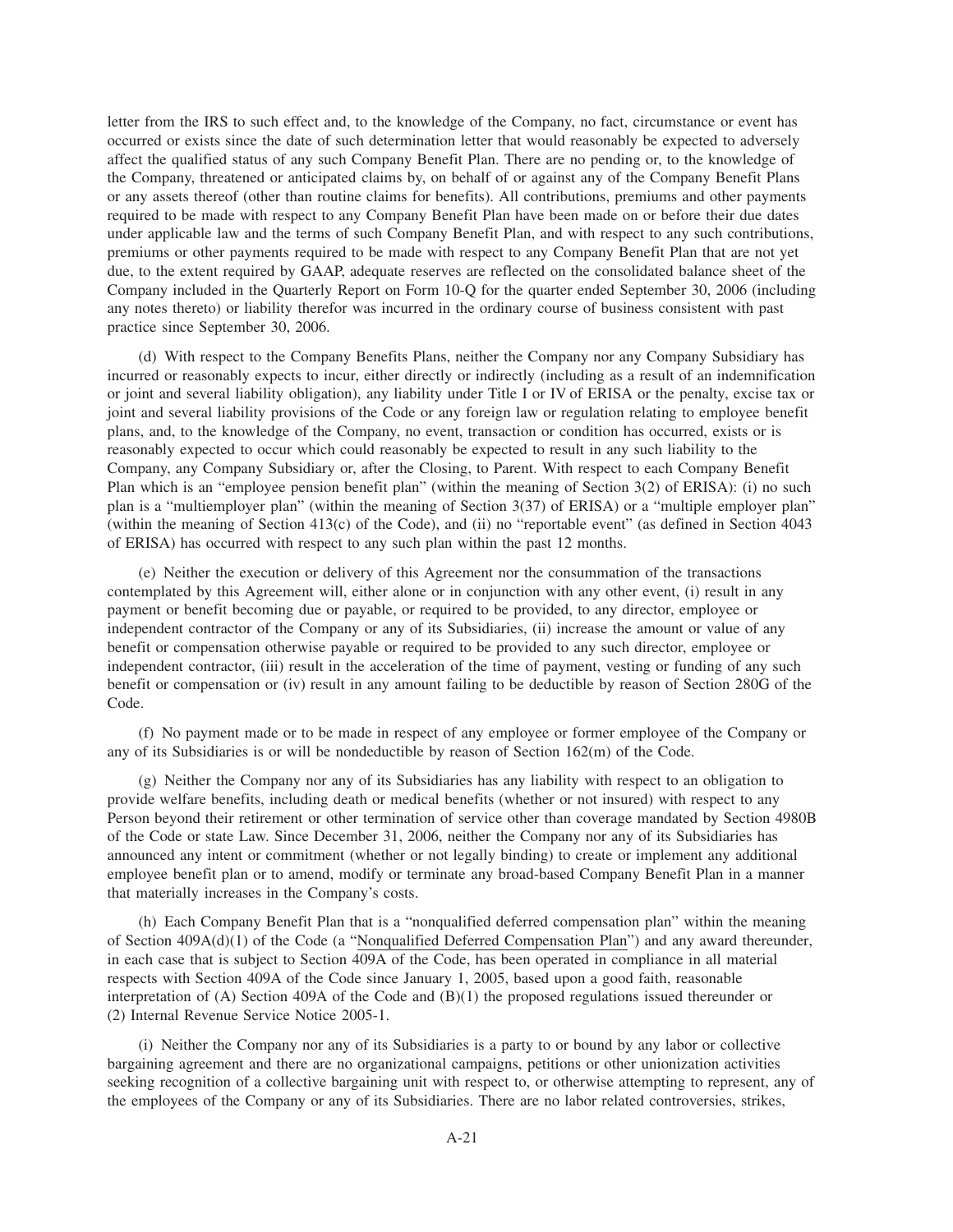letter from the IRS to such effect and, to the knowledge of the Company, no fact, circumstance or event has occurred or exists since the date of such determination letter that would reasonably be expected to adversely affect the qualified status of any such Company Benefit Plan. There are no pending or, to the knowledge of the Company, threatened or anticipated claims by, on behalf of or against any of the Company Benefit Plans or any assets thereof (other than routine claims for benefits). All contributions, premiums and other payments required to be made with respect to any Company Benefit Plan have been made on or before their due dates under applicable law and the terms of such Company Benefit Plan, and with respect to any such contributions, premiums or other payments required to be made with respect to any Company Benefit Plan that are not yet due, to the extent required by GAAP, adequate reserves are reflected on the consolidated balance sheet of the Company included in the Quarterly Report on Form 10-Q for the quarter ended September 30, 2006 (including any notes thereto) or liability therefor was incurred in the ordinary course of business consistent with past practice since September 30, 2006.

(d) With respect to the Company Benefits Plans, neither the Company nor any Company Subsidiary has incurred or reasonably expects to incur, either directly or indirectly (including as a result of an indemnification or joint and several liability obligation), any liability under Title I or IV of ERISA or the penalty, excise tax or joint and several liability provisions of the Code or any foreign law or regulation relating to employee benefit plans, and, to the knowledge of the Company, no event, transaction or condition has occurred, exists or is reasonably expected to occur which could reasonably be expected to result in any such liability to the Company, any Company Subsidiary or, after the Closing, to Parent. With respect to each Company Benefit Plan which is an "employee pension benefit plan" (within the meaning of Section 3(2) of ERISA): (i) no such plan is a "multiemployer plan" (within the meaning of Section 3(37) of ERISA) or a "multiple employer plan" (within the meaning of Section 413(c) of the Code), and (ii) no "reportable event" (as defined in Section 4043 of ERISA) has occurred with respect to any such plan within the past 12 months.

(e) Neither the execution or delivery of this Agreement nor the consummation of the transactions contemplated by this Agreement will, either alone or in conjunction with any other event, (i) result in any payment or benefit becoming due or payable, or required to be provided, to any director, employee or independent contractor of the Company or any of its Subsidiaries, (ii) increase the amount or value of any benefit or compensation otherwise payable or required to be provided to any such director, employee or independent contractor, (iii) result in the acceleration of the time of payment, vesting or funding of any such benefit or compensation or (iv) result in any amount failing to be deductible by reason of Section 280G of the Code.

(f) No payment made or to be made in respect of any employee or former employee of the Company or any of its Subsidiaries is or will be nondeductible by reason of Section 162(m) of the Code.

(g) Neither the Company nor any of its Subsidiaries has any liability with respect to an obligation to provide welfare benefits, including death or medical benefits (whether or not insured) with respect to any Person beyond their retirement or other termination of service other than coverage mandated by Section 4980B of the Code or state Law. Since December 31, 2006, neither the Company nor any of its Subsidiaries has announced any intent or commitment (whether or not legally binding) to create or implement any additional employee benefit plan or to amend, modify or terminate any broad-based Company Benefit Plan in a manner that materially increases in the Company's costs.

(h) Each Company Benefit Plan that is a "nonqualified deferred compensation plan" within the meaning of Section 409A(d)(1) of the Code (a "Nonqualified Deferred Compensation Plan") and any award thereunder, in each case that is subject to Section 409A of the Code, has been operated in compliance in all material respects with Section 409A of the Code since January 1, 2005, based upon a good faith, reasonable interpretation of (A) Section 409A of the Code and (B)(1) the proposed regulations issued thereunder or (2) Internal Revenue Service Notice 2005-1.

(i) Neither the Company nor any of its Subsidiaries is a party to or bound by any labor or collective bargaining agreement and there are no organizational campaigns, petitions or other unionization activities seeking recognition of a collective bargaining unit with respect to, or otherwise attempting to represent, any of the employees of the Company or any of its Subsidiaries. There are no labor related controversies, strikes,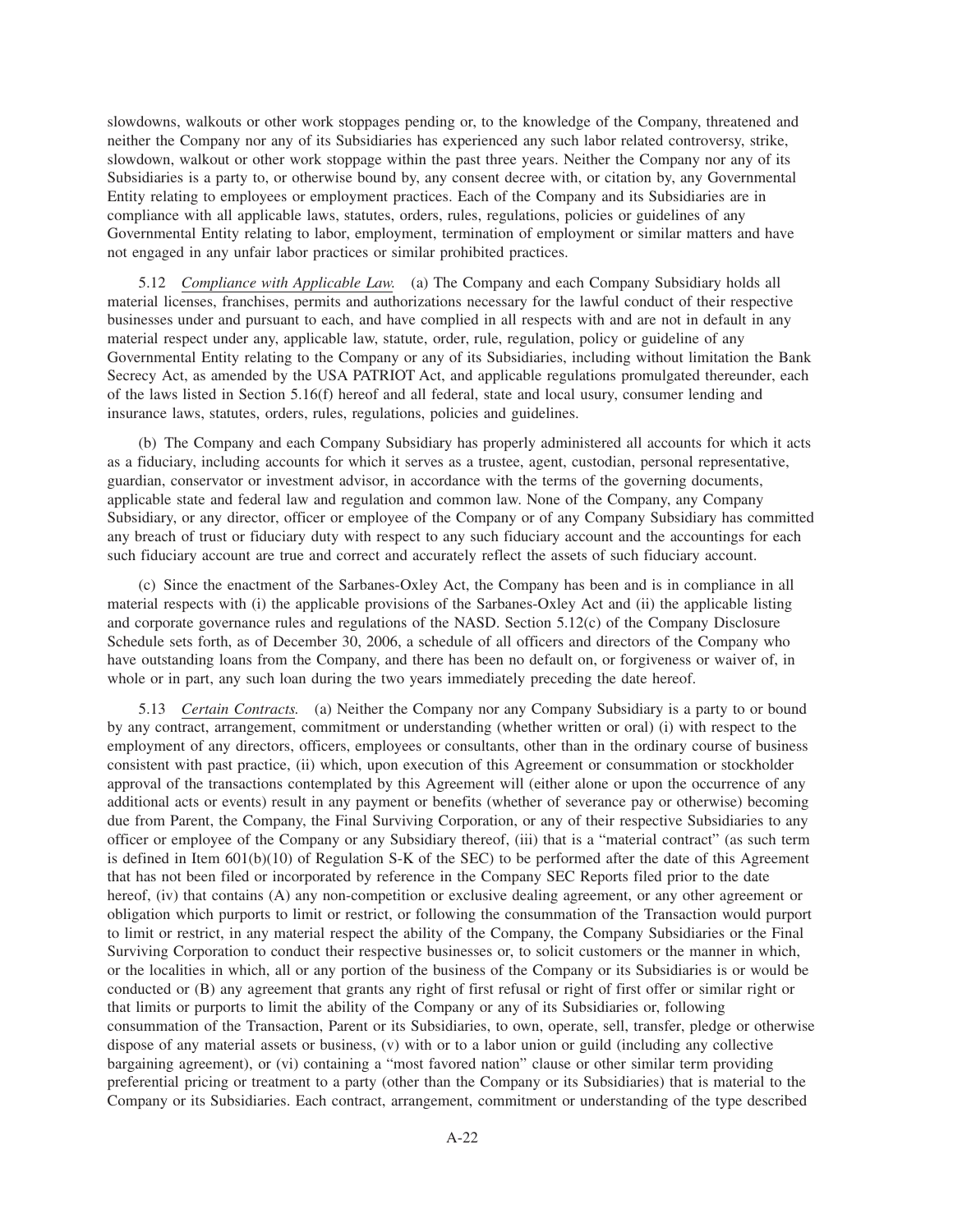slowdowns, walkouts or other work stoppages pending or, to the knowledge of the Company, threatened and neither the Company nor any of its Subsidiaries has experienced any such labor related controversy, strike, slowdown, walkout or other work stoppage within the past three years. Neither the Company nor any of its Subsidiaries is a party to, or otherwise bound by, any consent decree with, or citation by, any Governmental Entity relating to employees or employment practices. Each of the Company and its Subsidiaries are in compliance with all applicable laws, statutes, orders, rules, regulations, policies or guidelines of any Governmental Entity relating to labor, employment, termination of employment or similar matters and have not engaged in any unfair labor practices or similar prohibited practices.

5.12 *Compliance with Applicable Law.* (a) The Company and each Company Subsidiary holds all material licenses, franchises, permits and authorizations necessary for the lawful conduct of their respective businesses under and pursuant to each, and have complied in all respects with and are not in default in any material respect under any, applicable law, statute, order, rule, regulation, policy or guideline of any Governmental Entity relating to the Company or any of its Subsidiaries, including without limitation the Bank Secrecy Act, as amended by the USA PATRIOT Act, and applicable regulations promulgated thereunder, each of the laws listed in Section 5.16(f) hereof and all federal, state and local usury, consumer lending and insurance laws, statutes, orders, rules, regulations, policies and guidelines.

(b) The Company and each Company Subsidiary has properly administered all accounts for which it acts as a fiduciary, including accounts for which it serves as a trustee, agent, custodian, personal representative, guardian, conservator or investment advisor, in accordance with the terms of the governing documents, applicable state and federal law and regulation and common law. None of the Company, any Company Subsidiary, or any director, officer or employee of the Company or of any Company Subsidiary has committed any breach of trust or fiduciary duty with respect to any such fiduciary account and the accountings for each such fiduciary account are true and correct and accurately reflect the assets of such fiduciary account.

(c) Since the enactment of the Sarbanes-Oxley Act, the Company has been and is in compliance in all material respects with (i) the applicable provisions of the Sarbanes-Oxley Act and (ii) the applicable listing and corporate governance rules and regulations of the NASD. Section 5.12(c) of the Company Disclosure Schedule sets forth, as of December 30, 2006, a schedule of all officers and directors of the Company who have outstanding loans from the Company, and there has been no default on, or forgiveness or waiver of, in whole or in part, any such loan during the two years immediately preceding the date hereof.

5.13 *Certain Contracts.* (a) Neither the Company nor any Company Subsidiary is a party to or bound by any contract, arrangement, commitment or understanding (whether written or oral) (i) with respect to the employment of any directors, officers, employees or consultants, other than in the ordinary course of business consistent with past practice, (ii) which, upon execution of this Agreement or consummation or stockholder approval of the transactions contemplated by this Agreement will (either alone or upon the occurrence of any additional acts or events) result in any payment or benefits (whether of severance pay or otherwise) becoming due from Parent, the Company, the Final Surviving Corporation, or any of their respective Subsidiaries to any officer or employee of the Company or any Subsidiary thereof, (iii) that is a "material contract" (as such term is defined in Item 601(b)(10) of Regulation S-K of the SEC) to be performed after the date of this Agreement that has not been filed or incorporated by reference in the Company SEC Reports filed prior to the date hereof, (iv) that contains (A) any non-competition or exclusive dealing agreement, or any other agreement or obligation which purports to limit or restrict, or following the consummation of the Transaction would purport to limit or restrict, in any material respect the ability of the Company, the Company Subsidiaries or the Final Surviving Corporation to conduct their respective businesses or, to solicit customers or the manner in which, or the localities in which, all or any portion of the business of the Company or its Subsidiaries is or would be conducted or (B) any agreement that grants any right of first refusal or right of first offer or similar right or that limits or purports to limit the ability of the Company or any of its Subsidiaries or, following consummation of the Transaction, Parent or its Subsidiaries, to own, operate, sell, transfer, pledge or otherwise dispose of any material assets or business, (v) with or to a labor union or guild (including any collective bargaining agreement), or (vi) containing a "most favored nation" clause or other similar term providing preferential pricing or treatment to a party (other than the Company or its Subsidiaries) that is material to the Company or its Subsidiaries. Each contract, arrangement, commitment or understanding of the type described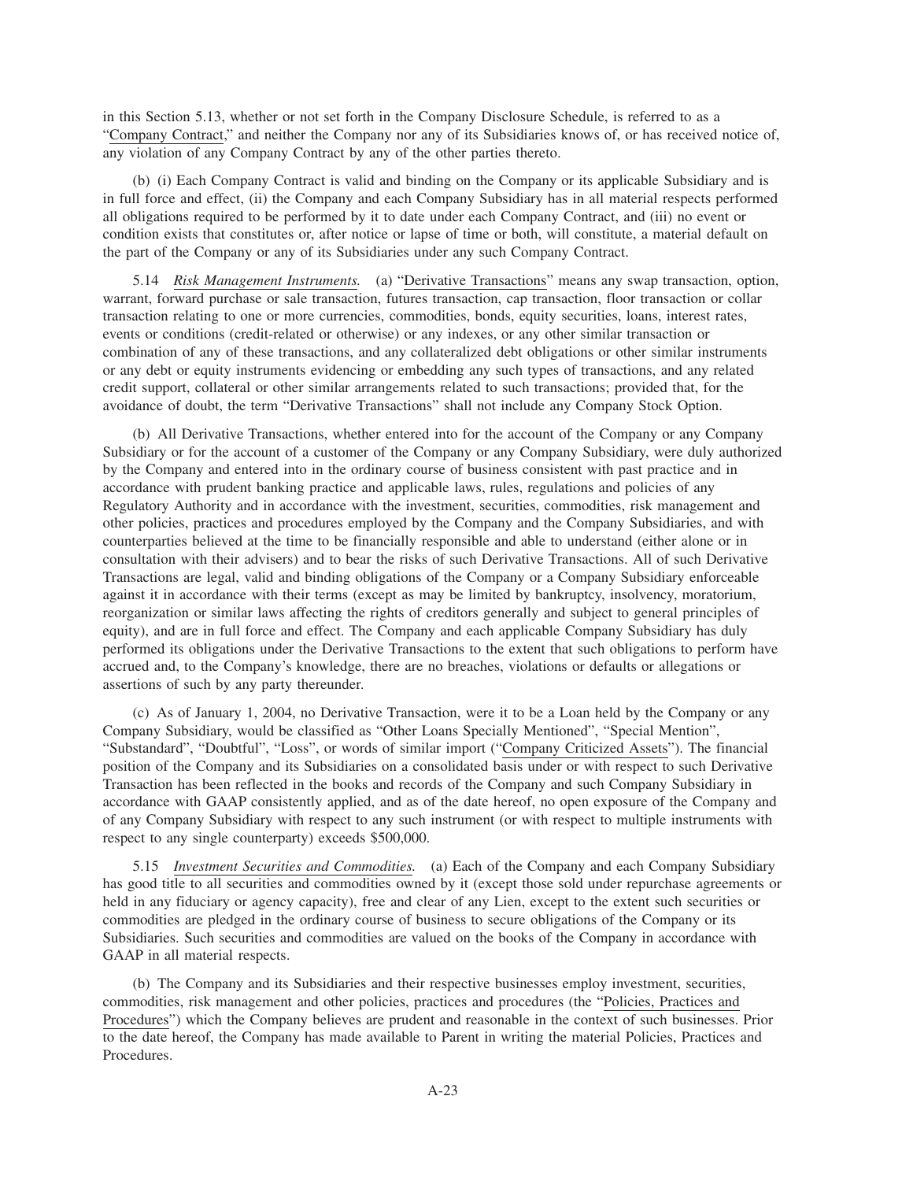in this Section 5.13, whether or not set forth in the Company Disclosure Schedule, is referred to as a "Company Contract," and neither the Company nor any of its Subsidiaries knows of, or has received notice of, any violation of any Company Contract by any of the other parties thereto.

(b) (i) Each Company Contract is valid and binding on the Company or its applicable Subsidiary and is in full force and effect, (ii) the Company and each Company Subsidiary has in all material respects performed all obligations required to be performed by it to date under each Company Contract, and (iii) no event or condition exists that constitutes or, after notice or lapse of time or both, will constitute, a material default on the part of the Company or any of its Subsidiaries under any such Company Contract.

5.14 *Risk Management Instruments.* (a) "Derivative Transactions" means any swap transaction, option, warrant, forward purchase or sale transaction, futures transaction, cap transaction, floor transaction or collar transaction relating to one or more currencies, commodities, bonds, equity securities, loans, interest rates, events or conditions (credit-related or otherwise) or any indexes, or any other similar transaction or combination of any of these transactions, and any collateralized debt obligations or other similar instruments or any debt or equity instruments evidencing or embedding any such types of transactions, and any related credit support, collateral or other similar arrangements related to such transactions; provided that, for the avoidance of doubt, the term "Derivative Transactions" shall not include any Company Stock Option.

(b) All Derivative Transactions, whether entered into for the account of the Company or any Company Subsidiary or for the account of a customer of the Company or any Company Subsidiary, were duly authorized by the Company and entered into in the ordinary course of business consistent with past practice and in accordance with prudent banking practice and applicable laws, rules, regulations and policies of any Regulatory Authority and in accordance with the investment, securities, commodities, risk management and other policies, practices and procedures employed by the Company and the Company Subsidiaries, and with counterparties believed at the time to be financially responsible and able to understand (either alone or in consultation with their advisers) and to bear the risks of such Derivative Transactions. All of such Derivative Transactions are legal, valid and binding obligations of the Company or a Company Subsidiary enforceable against it in accordance with their terms (except as may be limited by bankruptcy, insolvency, moratorium, reorganization or similar laws affecting the rights of creditors generally and subject to general principles of equity), and are in full force and effect. The Company and each applicable Company Subsidiary has duly performed its obligations under the Derivative Transactions to the extent that such obligations to perform have accrued and, to the Company's knowledge, there are no breaches, violations or defaults or allegations or assertions of such by any party thereunder.

(c) As of January 1, 2004, no Derivative Transaction, were it to be a Loan held by the Company or any Company Subsidiary, would be classified as "Other Loans Specially Mentioned", "Special Mention", "Substandard", "Doubtful", "Loss", or words of similar import ("Company Criticized Assets"). The financial position of the Company and its Subsidiaries on a consolidated basis under or with respect to such Derivative Transaction has been reflected in the books and records of the Company and such Company Subsidiary in accordance with GAAP consistently applied, and as of the date hereof, no open exposure of the Company and of any Company Subsidiary with respect to any such instrument (or with respect to multiple instruments with respect to any single counterparty) exceeds $500,000.

5.15 *Investment Securities and Commodities.* (a) Each of the Company and each Company Subsidiary has good title to all securities and commodities owned by it (except those sold under repurchase agreements or held in any fiduciary or agency capacity), free and clear of any Lien, except to the extent such securities or commodities are pledged in the ordinary course of business to secure obligations of the Company or its Subsidiaries. Such securities and commodities are valued on the books of the Company in accordance with GAAP in all material respects.

(b) The Company and its Subsidiaries and their respective businesses employ investment, securities, commodities, risk management and other policies, practices and procedures (the "Policies, Practices and Procedures") which the Company believes are prudent and reasonable in the context of such businesses. Prior to the date hereof, the Company has made available to Parent in writing the material Policies, Practices and Procedures.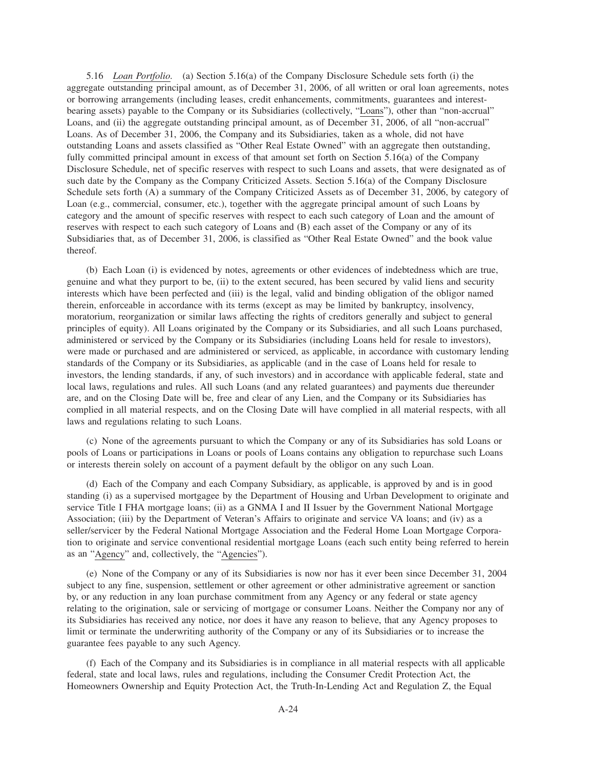5.16 *Loan Portfolio*. (a) Section 5.16(a) of the Company Disclosure Schedule sets forth (i) the aggregate outstanding principal amount, as of December 31, 2006, of all written or oral loan agreements, notes or borrowing arrangements (including leases, credit enhancements, commitments, guarantees and interest-bearing assets) payable to the Company or its Subsidiaries (collectively, "Loans"), other than "non-accrual" Loans, and (ii) the aggregate outstanding principal amount, as of December 31, 2006, of all "non-accrual" Loans. As of December 31, 2006, the Company and its Subsidiaries, taken as a whole, did not have outstanding Loans and assets classified as "Other Real Estate Owned" with an aggregate then outstanding, fully committed principal amount in excess of that amount set forth on Section 5.16(a) of the Company Disclosure Schedule, net of specific reserves with respect to such Loans and assets, that were designated as of such date by the Company as the Company Criticized Assets. Section 5.16(a) of the Company Disclosure Schedule sets forth (A) a summary of the Company Criticized Assets as of December 31, 2006, by category of Loan (e.g., commercial, consumer, etc.), together with the aggregate principal amount of such Loans by category and the amount of specific reserves with respect to each such category of Loan and the amount of reserves with respect to each such category of Loans and (B) each asset of the Company or any of its Subsidiaries that, as of December 31, 2006, is classified as "Other Real Estate Owned" and the book value thereof.

(b) Each Loan (i) is evidenced by notes, agreements or other evidences of indebtedness which are true, genuine and what they purport to be, (ii) to the extent secured, has been secured by valid liens and security interests which have been perfected and (iii) is the legal, valid and binding obligation of the obligor named therein, enforceable in accordance with its terms (except as may be limited by bankruptcy, insolvency, moratorium, reorganization or similar laws affecting the rights of creditors generally and subject to general principles of equity). All Loans originated by the Company or its Subsidiaries, and all such Loans purchased, administered or serviced by the Company or its Subsidiaries (including Loans held for resale to investors), were made or purchased and are administered or serviced, as applicable, in accordance with customary lending standards of the Company or its Subsidiaries, as applicable (and in the case of Loans held for resale to investors, the lending standards, if any, of such investors) and in accordance with applicable federal, state and local laws, regulations and rules. All such Loans (and any related guarantees) and payments due thereunder are, and on the Closing Date will be, free and clear of any Lien, and the Company or its Subsidiaries has complied in all material respects, and on the Closing Date will have complied in all material respects, with all laws and regulations relating to such Loans.

(c) None of the agreements pursuant to which the Company or any of its Subsidiaries has sold Loans or pools of Loans or participations in Loans or pools of Loans contains any obligation to repurchase such Loans or interests therein solely on account of a payment default by the obligor on any such Loan.

(d) Each of the Company and each Company Subsidiary, as applicable, is approved by and is in good standing (i) as a supervised mortgagee by the Department of Housing and Urban Development to originate and service Title I FHA mortgage loans; (ii) as a GNMA I and II Issuer by the Government National Mortgage Association; (iii) by the Department of Veteran's Affairs to originate and service VA loans; and (iv) as a seller/servicer by the Federal National Mortgage Association and the Federal Home Loan Mortgage Corporation to originate and service conventional residential mortgage Loans (each such entity being referred to herein as an "Agency" and, collectively, the "Agencies").

(e) None of the Company or any of its Subsidiaries is now nor has it ever been since December 31, 2004 subject to any fine, suspension, settlement or other agreement or other administrative agreement or sanction by, or any reduction in any loan purchase commitment from any Agency or any federal or state agency relating to the origination, sale or servicing of mortgage or consumer Loans. Neither the Company nor any of its Subsidiaries has received any notice, nor does it have any reason to believe, that any Agency proposes to limit or terminate the underwriting authority of the Company or any of its Subsidiaries or to increase the guarantee fees payable to any such Agency.

(f) Each of the Company and its Subsidiaries is in compliance in all material respects with all applicable federal, state and local laws, rules and regulations, including the Consumer Credit Protection Act, the Homeowners Ownership and Equity Protection Act, the Truth-In-Lending Act and Regulation Z, the Equal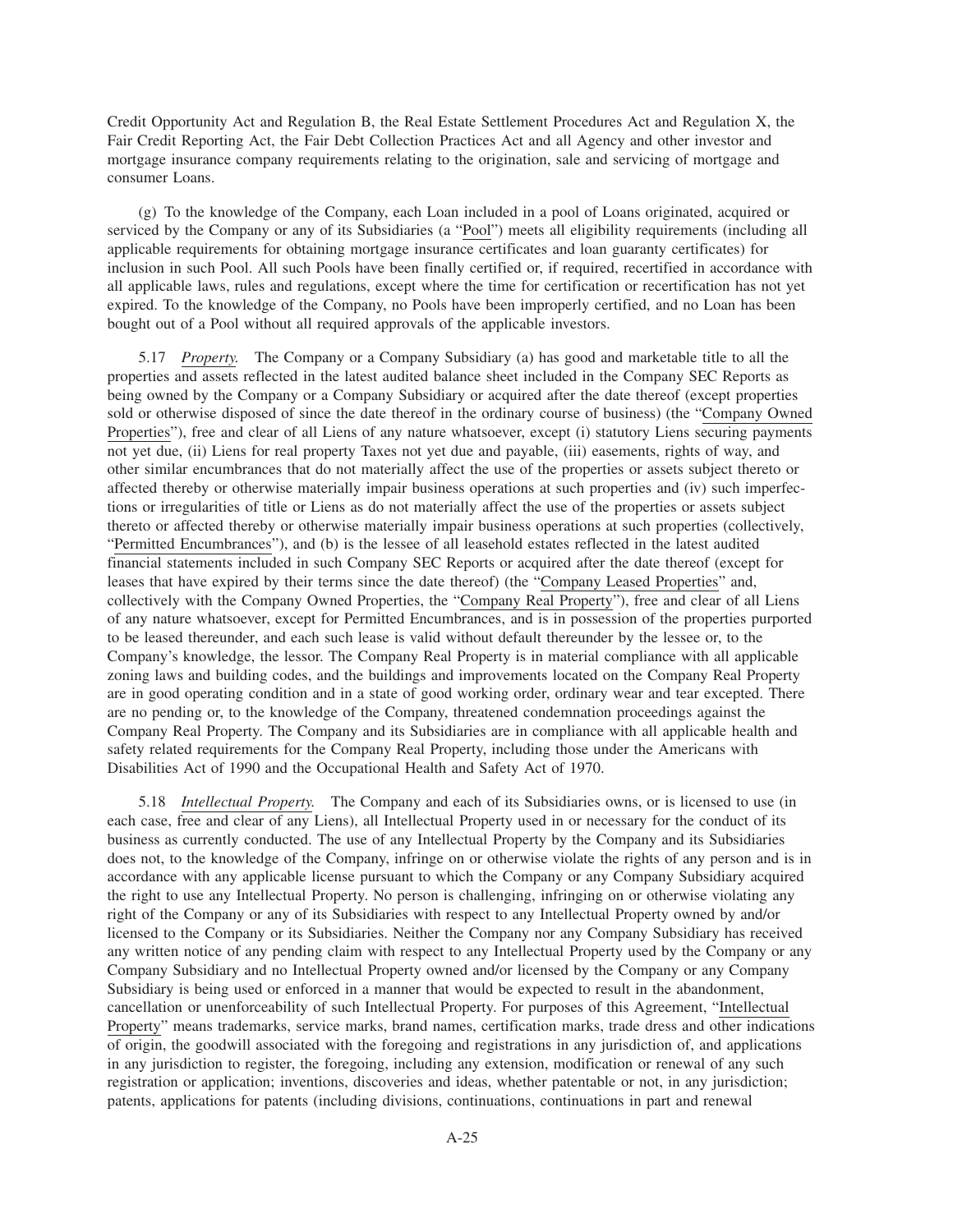Credit Opportunity Act and Regulation B, the Real Estate Settlement Procedures Act and Regulation X, the Fair Credit Reporting Act, the Fair Debt Collection Practices Act and all Agency and other investor and mortgage insurance company requirements relating to the origination, sale and servicing of mortgage and consumer Loans.

(g) To the knowledge of the Company, each Loan included in a pool of Loans originated, acquired or serviced by the Company or any of its Subsidiaries (a "Pool") meets all eligibility requirements (including all applicable requirements for obtaining mortgage insurance certificates and loan guaranty certificates) for inclusion in such Pool. All such Pools have been finally certified or, if required, recertified in accordance with all applicable laws, rules and regulations, except where the time for certification or recertification has not yet expired. To the knowledge of the Company, no Pools have been improperly certified, and no Loan has been bought out of a Pool without all required approvals of the applicable investors.

5.17 *Property.* The Company or a Company Subsidiary (a) has good and marketable title to all the properties and assets reflected in the latest audited balance sheet included in the Company SEC Reports as being owned by the Company or a Company Subsidiary or acquired after the date thereof (except properties sold or otherwise disposed of since the date thereof in the ordinary course of business) (the "Company Owned Properties"), free and clear of all Liens of any nature whatsoever, except (i) statutory Liens securing payments not yet due, (ii) Liens for real property Taxes not yet due and payable, (iii) easements, rights of way, and other similar encumbrances that do not materially affect the use of the properties or assets subject thereto or affected thereby or otherwise materially impair business operations at such properties and (iv) such imperfections or irregularities of title or Liens as do not materially affect the use of the properties or assets subject thereto or affected thereby or otherwise materially impair business operations at such properties (collectively, "Permitted Encumbrances"), and (b) is the lessee of all leasehold estates reflected in the latest audited financial statements included in such Company SEC Reports or acquired after the date thereof (except for leases that have expired by their terms since the date thereof) (the "Company Leased Properties" and, collectively with the Company Owned Properties, the "Company Real Property"), free and clear of all Liens of any nature whatsoever, except for Permitted Encumbrances, and is in possession of the properties purported to be leased thereunder, and each such lease is valid without default thereunder by the lessee or, to the Company's knowledge, the lessor. The Company Real Property is in material compliance with all applicable zoning laws and building codes, and the buildings and improvements located on the Company Real Property are in good operating condition and in a state of good working order, ordinary wear and tear excepted. There are no pending or, to the knowledge of the Company, threatened condemnation proceedings against the Company Real Property. The Company and its Subsidiaries are in compliance with all applicable health and safety related requirements for the Company Real Property, including those under the Americans with Disabilities Act of 1990 and the Occupational Health and Safety Act of 1970.

5.18 *Intellectual Property.* The Company and each of its Subsidiaries owns, or is licensed to use (in each case, free and clear of any Liens), all Intellectual Property used in or necessary for the conduct of its business as currently conducted. The use of any Intellectual Property by the Company and its Subsidiaries does not, to the knowledge of the Company, infringe on or otherwise violate the rights of any person and is in accordance with any applicable license pursuant to which the Company or any Company Subsidiary acquired the right to use any Intellectual Property. No person is challenging, infringing on or otherwise violating any right of the Company or any of its Subsidiaries with respect to any Intellectual Property owned by and/or licensed to the Company or its Subsidiaries. Neither the Company nor any Company Subsidiary has received any written notice of any pending claim with respect to any Intellectual Property used by the Company or any Company Subsidiary and no Intellectual Property owned and/or licensed by the Company or any Company Subsidiary is being used or enforced in a manner that would be expected to result in the abandonment, cancellation or unenforceability of such Intellectual Property. For purposes of this Agreement, "Intellectual Property" means trademarks, service marks, brand names, certification marks, trade dress and other indications of origin, the goodwill associated with the foregoing and registrations in any jurisdiction of, and applications in any jurisdiction to register, the foregoing, including any extension, modification or renewal of any such registration or application; inventions, discoveries and ideas, whether patentable or not, in any jurisdiction; patents, applications for patents (including divisions, continuations, continuations in part and renewal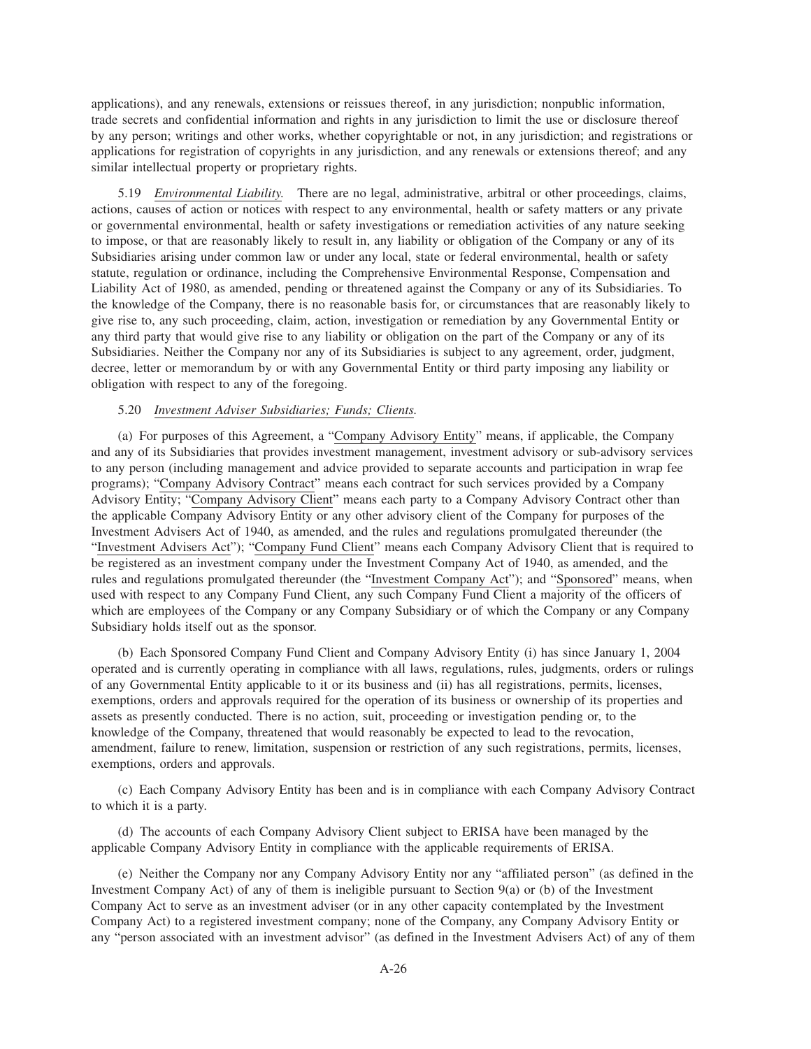applications), and any renewals, extensions or reissues thereof, in any jurisdiction; nonpublic information, trade secrets and confidential information and rights in any jurisdiction to limit the use or disclosure thereof by any person; writings and other works, whether copyrightable or not, in any jurisdiction; and registrations or applications for registration of copyrights in any jurisdiction, and any renewals or extensions thereof; and any similar intellectual property or proprietary rights.

5.19 *Environmental Liability.* There are no legal, administrative, arbitral or other proceedings, claims, actions, causes of action or notices with respect to any environmental, health or safety matters or any private or governmental environmental, health or safety investigations or remediation activities of any nature seeking to impose, or that are reasonably likely to result in, any liability or obligation of the Company or any of its Subsidiaries arising under common law or under any local, state or federal environmental, health or safety statute, regulation or ordinance, including the Comprehensive Environmental Response, Compensation and Liability Act of 1980, as amended, pending or threatened against the Company or any of its Subsidiaries. To the knowledge of the Company, there is no reasonable basis for, or circumstances that are reasonably likely to give rise to, any such proceeding, claim, action, investigation or remediation by any Governmental Entity or any third party that would give rise to any liability or obligation on the part of the Company or any of its Subsidiaries. Neither the Company nor any of its Subsidiaries is subject to any agreement, order, judgment, decree, letter or memorandum by or with any Governmental Entity or third party imposing any liability or obligation with respect to any of the foregoing.

5.20 *Investment Adviser Subsidiaries; Funds; Clients.*

(a) For purposes of this Agreement, a "Company Advisory Entity" means, if applicable, the Company and any of its Subsidiaries that provides investment management, investment advisory or sub-advisory services to any person (including management and advice provided to separate accounts and participation in wrap fee programs); "Company Advisory Contract" means each contract for such services provided by a Company Advisory Entity; "Company Advisory Client" means each party to a Company Advisory Contract other than the applicable Company Advisory Entity or any other advisory client of the Company for purposes of the Investment Advisers Act of 1940, as amended, and the rules and regulations promulgated thereunder (the "Investment Advisers Act"); "Company Fund Client" means each Company Advisory Client that is required to be registered as an investment company under the Investment Company Act of 1940, as amended, and the rules and regulations promulgated thereunder (the "Investment Company Act"); and "Sponsored" means, when used with respect to any Company Fund Client, any such Company Fund Client a majority of the officers of which are employees of the Company or any Company Subsidiary or of which the Company or any Company Subsidiary holds itself out as the sponsor.

(b) Each Sponsored Company Fund Client and Company Advisory Entity (i) has since January 1, 2004 operated and is currently operating in compliance with all laws, regulations, rules, judgments, orders or rulings of any Governmental Entity applicable to it or its business and (ii) has all registrations, permits, licenses, exemptions, orders and approvals required for the operation of its business or ownership of its properties and assets as presently conducted. There is no action, suit, proceeding or investigation pending or, to the knowledge of the Company, threatened that would reasonably be expected to lead to the revocation, amendment, failure to renew, limitation, suspension or restriction of any such registrations, permits, licenses, exemptions, orders and approvals.

(c) Each Company Advisory Entity has been and is in compliance with each Company Advisory Contract to which it is a party.

(d) The accounts of each Company Advisory Client subject to ERISA have been managed by the applicable Company Advisory Entity in compliance with the applicable requirements of ERISA.

(e) Neither the Company nor any Company Advisory Entity nor any "affiliated person" (as defined in the Investment Company Act) of any of them is ineligible pursuant to Section 9(a) or (b) of the Investment Company Act to serve as an investment adviser (or in any other capacity contemplated by the Investment Company Act) to a registered investment company; none of the Company, any Company Advisory Entity or any "person associated with an investment advisor" (as defined in the Investment Advisers Act) of any of them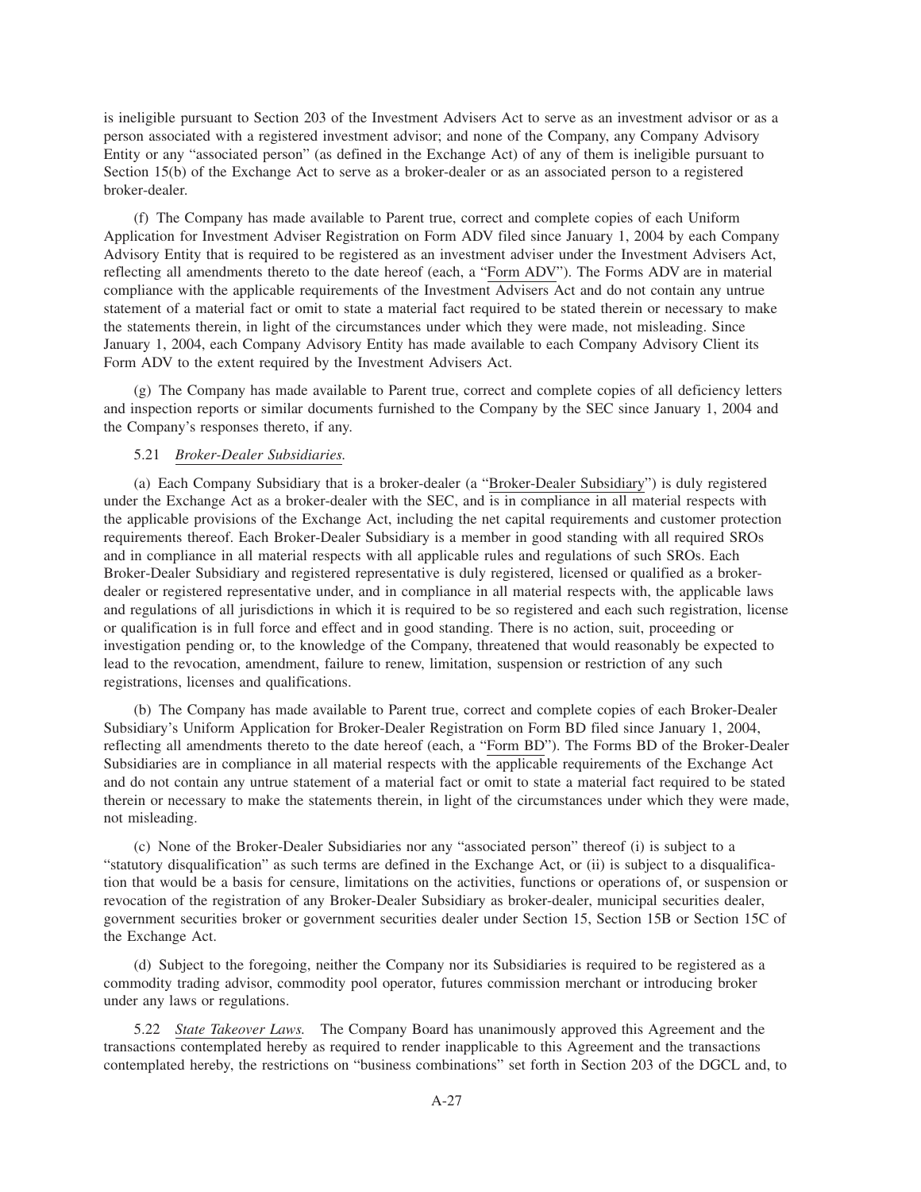is ineligible pursuant to Section 203 of the Investment Advisers Act to serve as an investment advisor or as a person associated with a registered investment advisor; and none of the Company, any Company Advisory Entity or any "associated person" (as defined in the Exchange Act) of any of them is ineligible pursuant to Section 15(b) of the Exchange Act to serve as a broker-dealer or as an associated person to a registered broker-dealer.

(f) The Company has made available to Parent true, correct and complete copies of each Uniform Application for Investment Adviser Registration on Form ADV filed since January 1, 2004 by each Company Advisory Entity that is required to be registered as an investment adviser under the Investment Advisers Act, reflecting all amendments thereto to the date hereof (each, a "Form ADV"). The Forms ADV are in material compliance with the applicable requirements of the Investment Advisers Act and do not contain any untrue statement of a material fact or omit to state a material fact required to be stated therein or necessary to make the statements therein, in light of the circumstances under which they were made, not misleading. Since January 1, 2004, each Company Advisory Entity has made available to each Company Advisory Client its Form ADV to the extent required by the Investment Advisers Act.

(g) The Company has made available to Parent true, correct and complete copies of all deficiency letters and inspection reports or similar documents furnished to the Company by the SEC since January 1, 2004 and the Company's responses thereto, if any.

5.21 *Broker-Dealer Subsidiaries.*

(a) Each Company Subsidiary that is a broker-dealer (a "Broker-Dealer Subsidiary") is duly registered under the Exchange Act as a broker-dealer with the SEC, and is in compliance in all material respects with the applicable provisions of the Exchange Act, including the net capital requirements and customer protection requirements thereof. Each Broker-Dealer Subsidiary is a member in good standing with all required SROs and in compliance in all material respects with all applicable rules and regulations of such SROs. Each Broker-Dealer Subsidiary and registered representative is duly registered, licensed or qualified as a broker-dealer or registered representative under, and in compliance in all material respects with, the applicable laws and regulations of all jurisdictions in which it is required to be so registered and each such registration, license or qualification is in full force and effect and in good standing. There is no action, suit, proceeding or investigation pending or, to the knowledge of the Company, threatened that would reasonably be expected to lead to the revocation, amendment, failure to renew, limitation, suspension or restriction of any such registrations, licenses and qualifications.

(b) The Company has made available to Parent true, correct and complete copies of each Broker-Dealer Subsidiary's Uniform Application for Broker-Dealer Registration on Form BD filed since January 1, 2004, reflecting all amendments thereto to the date hereof (each, a "Form BD"). The Forms BD of the Broker-Dealer Subsidiaries are in compliance in all material respects with the applicable requirements of the Exchange Act and do not contain any untrue statement of a material fact or omit to state a material fact required to be stated therein or necessary to make the statements therein, in light of the circumstances under which they were made, not misleading.

(c) None of the Broker-Dealer Subsidiaries nor any "associated person" thereof (i) is subject to a "statutory disqualification" as such terms are defined in the Exchange Act, or (ii) is subject to a disqualification that would be a basis for censure, limitations on the activities, functions or operations of, or suspension or revocation of the registration of any Broker-Dealer Subsidiary as broker-dealer, municipal securities dealer, government securities broker or government securities dealer under Section 15, Section 15B or Section 15C of the Exchange Act.

(d) Subject to the foregoing, neither the Company nor its Subsidiaries is required to be registered as a commodity trading advisor, commodity pool operator, futures commission merchant or introducing broker under any laws or regulations.

5.22 *State Takeover Laws.* The Company Board has unanimously approved this Agreement and the transactions contemplated hereby as required to render inapplicable to this Agreement and the transactions contemplated hereby, the restrictions on "business combinations" set forth in Section 203 of the DGCL and, to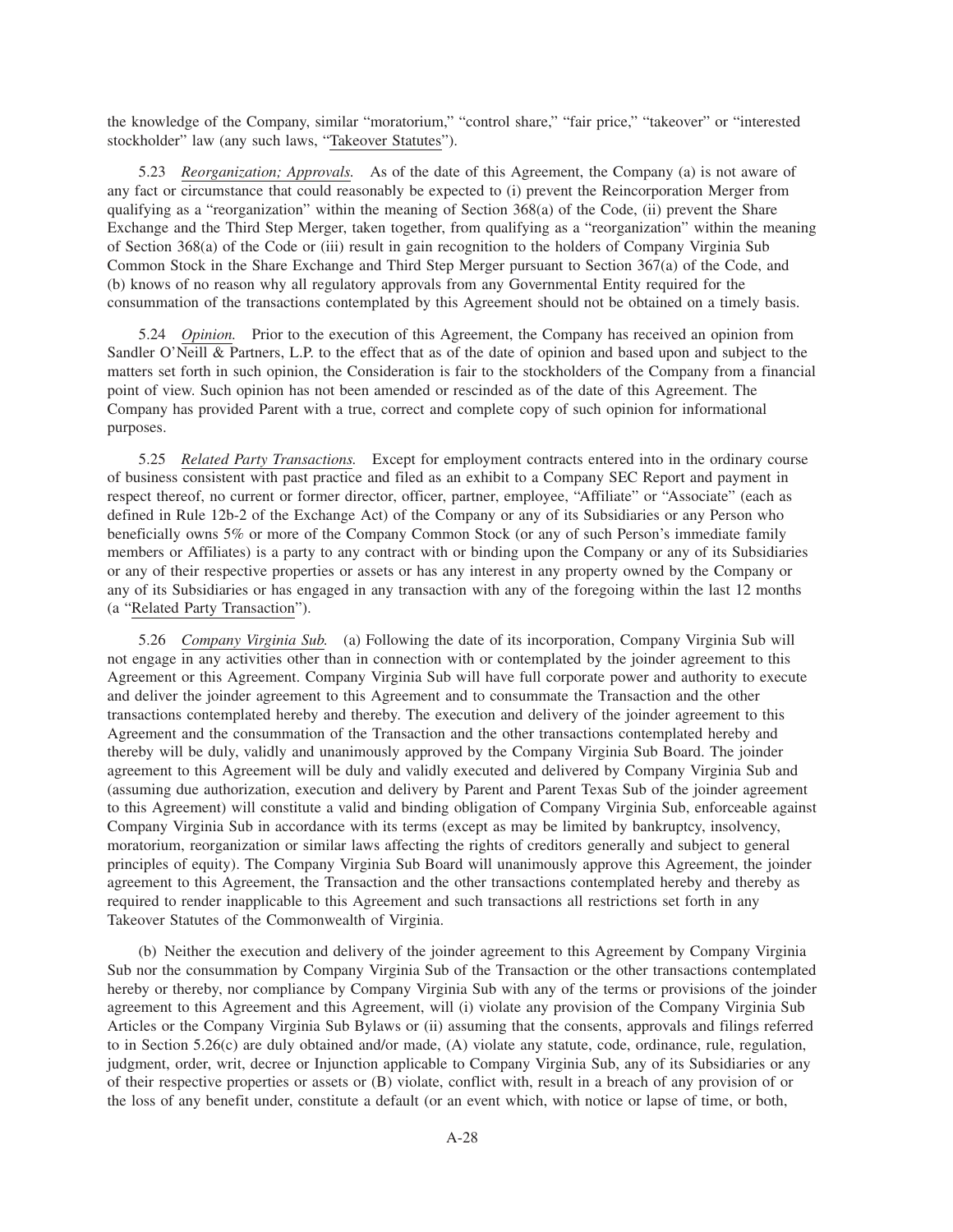the knowledge of the Company, similar "moratorium," "control share," "fair price," "takeover" or "interested stockholder" law (any such laws, "Takeover Statutes").

5.23 *Reorganization; Approvals.* As of the date of this Agreement, the Company (a) is not aware of any fact or circumstance that could reasonably be expected to (i) prevent the Reincorporation Merger from qualifying as a "reorganization" within the meaning of Section 368(a) of the Code, (ii) prevent the Share Exchange and the Third Step Merger, taken together, from qualifying as a "reorganization" within the meaning of Section 368(a) of the Code or (iii) result in gain recognition to the holders of Company Virginia Sub Common Stock in the Share Exchange and Third Step Merger pursuant to Section 367(a) of the Code, and (b) knows of no reason why all regulatory approvals from any Governmental Entity required for the consummation of the transactions contemplated by this Agreement should not be obtained on a timely basis.

5.24 *Opinion.* Prior to the execution of this Agreement, the Company has received an opinion from Sandler O'Neill & Partners, L.P. to the effect that as of the date of opinion and based upon and subject to the matters set forth in such opinion, the Consideration is fair to the stockholders of the Company from a financial point of view. Such opinion has not been amended or rescinded as of the date of this Agreement. The Company has provided Parent with a true, correct and complete copy of such opinion for informational purposes.

5.25 *Related Party Transactions.* Except for employment contracts entered into in the ordinary course of business consistent with past practice and filed as an exhibit to a Company SEC Report and payment in respect thereof, no current or former director, officer, partner, employee, "Affiliate" or "Associate" (each as defined in Rule 12b-2 of the Exchange Act) of the Company or any of its Subsidiaries or any Person who beneficially owns 5% or more of the Company Common Stock (or any of such Person's immediate family members or Affiliates) is a party to any contract with or binding upon the Company or any of its Subsidiaries or any of their respective properties or assets or has any interest in any property owned by the Company or any of its Subsidiaries or has engaged in any transaction with any of the foregoing within the last 12 months (a "Related Party Transaction").

5.26 *Company Virginia Sub.* (a) Following the date of its incorporation, Company Virginia Sub will not engage in any activities other than in connection with or contemplated by the joinder agreement to this Agreement or this Agreement. Company Virginia Sub will have full corporate power and authority to execute and deliver the joinder agreement to this Agreement and to consummate the Transaction and the other transactions contemplated hereby and thereby. The execution and delivery of the joinder agreement to this Agreement and the consummation of the Transaction and the other transactions contemplated hereby and thereby will be duly, validly and unanimously approved by the Company Virginia Sub Board. The joinder agreement to this Agreement will be duly and validly executed and delivered by Company Virginia Sub and (assuming due authorization, execution and delivery by Parent and Parent Texas Sub of the joinder agreement to this Agreement) will constitute a valid and binding obligation of Company Virginia Sub, enforceable against Company Virginia Sub in accordance with its terms (except as may be limited by bankruptcy, insolvency, moratorium, reorganization or similar laws affecting the rights of creditors generally and subject to general principles of equity). The Company Virginia Sub Board will unanimously approve this Agreement, the joinder agreement to this Agreement, the Transaction and the other transactions contemplated hereby and thereby as required to render inapplicable to this Agreement and such transactions all restrictions set forth in any Takeover Statutes of the Commonwealth of Virginia.

(b) Neither the execution and delivery of the joinder agreement to this Agreement by Company Virginia Sub nor the consummation by Company Virginia Sub of the Transaction or the other transactions contemplated hereby or thereby, nor compliance by Company Virginia Sub with any of the terms or provisions of the joinder agreement to this Agreement and this Agreement, will (i) violate any provision of the Company Virginia Sub Articles or the Company Virginia Sub Bylaws or (ii) assuming that the consents, approvals and filings referred to in Section 5.26(c) are duly obtained and/or made, (A) violate any statute, code, ordinance, rule, regulation, judgment, order, writ, decree or Injunction applicable to Company Virginia Sub, any of its Subsidiaries or any of their respective properties or assets or (B) violate, conflict with, result in a breach of any provision of or the loss of any benefit under, constitute a default (or an event which, with notice or lapse of time, or both,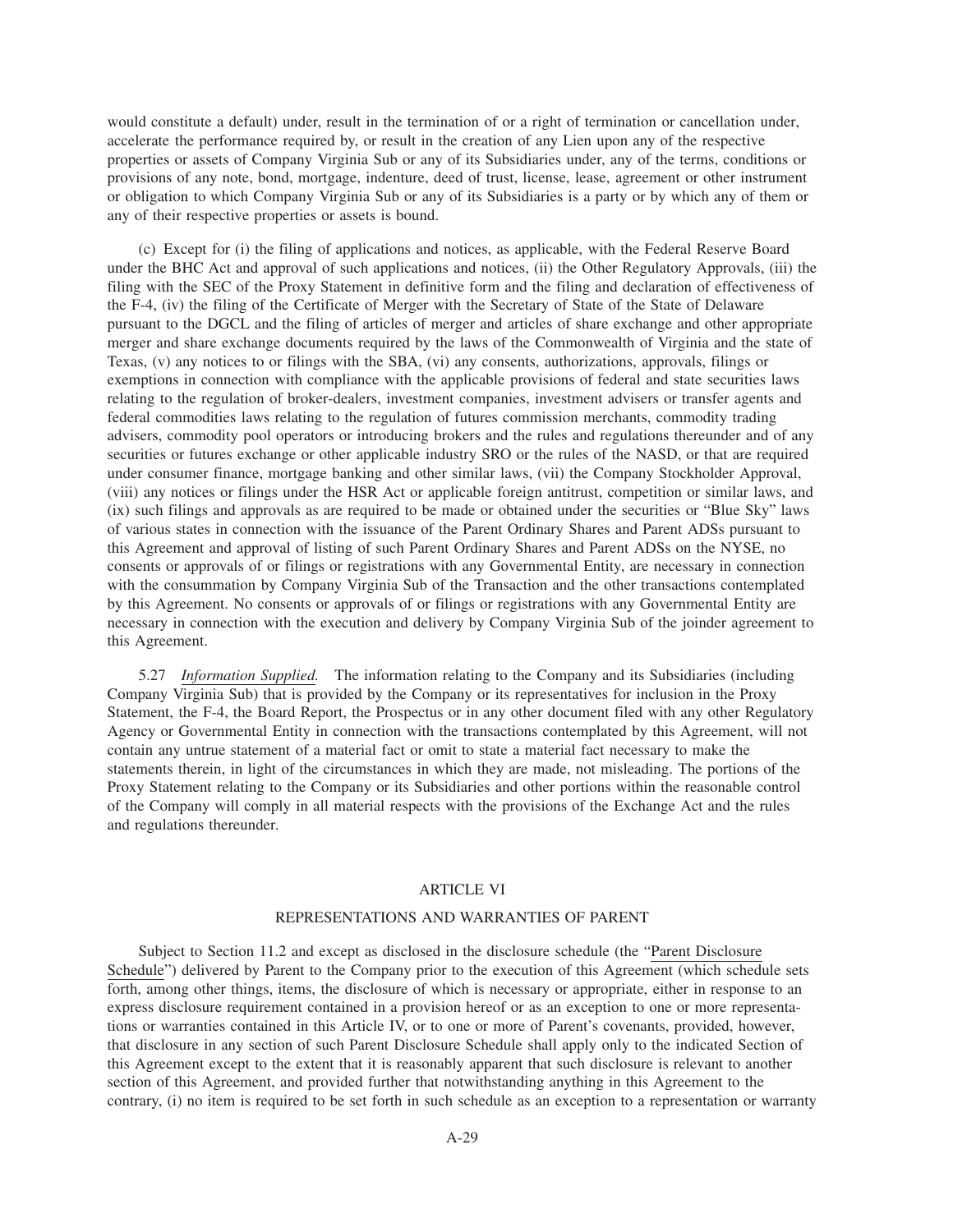would constitute a default) under, result in the termination of or a right of termination or cancellation under, accelerate the performance required by, or result in the creation of any Lien upon any of the respective properties or assets of Company Virginia Sub or any of its Subsidiaries under, any of the terms, conditions or provisions of any note, bond, mortgage, indenture, deed of trust, license, lease, agreement or other instrument or obligation to which Company Virginia Sub or any of its Subsidiaries is a party or by which any of them or any of their respective properties or assets is bound.

(c) Except for (i) the filing of applications and notices, as applicable, with the Federal Reserve Board under the BHC Act and approval of such applications and notices, (ii) the Other Regulatory Approvals, (iii) the filing with the SEC of the Proxy Statement in definitive form and the filing and declaration of effectiveness of the F-4, (iv) the filing of the Certificate of Merger with the Secretary of State of the State of Delaware pursuant to the DGCL and the filing of articles of merger and articles of share exchange and other appropriate merger and share exchange documents required by the laws of the Commonwealth of Virginia and the state of Texas, (v) any notices to or filings with the SBA, (vi) any consents, authorizations, approvals, filings or exemptions in connection with compliance with the applicable provisions of federal and state securities laws relating to the regulation of broker-dealers, investment companies, investment advisers or transfer agents and federal commodities laws relating to the regulation of futures commission merchants, commodity trading advisers, commodity pool operators or introducing brokers and the rules and regulations thereunder and of any securities or futures exchange or other applicable industry SRO or the rules of the NASD, or that are required under consumer finance, mortgage banking and other similar laws, (vii) the Company Stockholder Approval, (viii) any notices or filings under the HSR Act or applicable foreign antitrust, competition or similar laws, and (ix) such filings and approvals as are required to be made or obtained under the securities or "Blue Sky" laws of various states in connection with the issuance of the Parent Ordinary Shares and Parent ADSs pursuant to this Agreement and approval of listing of such Parent Ordinary Shares and Parent ADSs on the NYSE, no consents or approvals of or filings or registrations with any Governmental Entity, are necessary in connection with the consummation by Company Virginia Sub of the Transaction and the other transactions contemplated by this Agreement. No consents or approvals of or filings or registrations with any Governmental Entity are necessary in connection with the execution and delivery by Company Virginia Sub of the joinder agreement to this Agreement.

5.27 *Information Supplied.* The information relating to the Company and its Subsidiaries (including Company Virginia Sub) that is provided by the Company or its representatives for inclusion in the Proxy Statement, the F-4, the Board Report, the Prospectus or in any other document filed with any other Regulatory Agency or Governmental Entity in connection with the transactions contemplated by this Agreement, will not contain any untrue statement of a material fact or omit to state a material fact necessary to make the statements therein, in light of the circumstances in which they are made, not misleading. The portions of the Proxy Statement relating to the Company or its Subsidiaries and other portions within the reasonable control of the Company will comply in all material respects with the provisions of the Exchange Act and the rules and regulations thereunder.

## ARTICLE VI

## REPRESENTATIONS AND WARRANTIES OF PARENT

Subject to Section 11.2 and except as disclosed in the disclosure schedule (the "Parent Disclosure Schedule") delivered by Parent to the Company prior to the execution of this Agreement (which schedule sets forth, among other things, items, the disclosure of which is necessary or appropriate, either in response to an express disclosure requirement contained in a provision hereof or as an exception to one or more representations or warranties contained in this Article IV, or to one or more of Parent's covenants, provided, however, that disclosure in any section of such Parent Disclosure Schedule shall apply only to the indicated Section of this Agreement except to the extent that it is reasonably apparent that such disclosure is relevant to another section of this Agreement, and provided further that notwithstanding anything in this Agreement to the contrary, (i) no item is required to be set forth in such schedule as an exception to a representation or warranty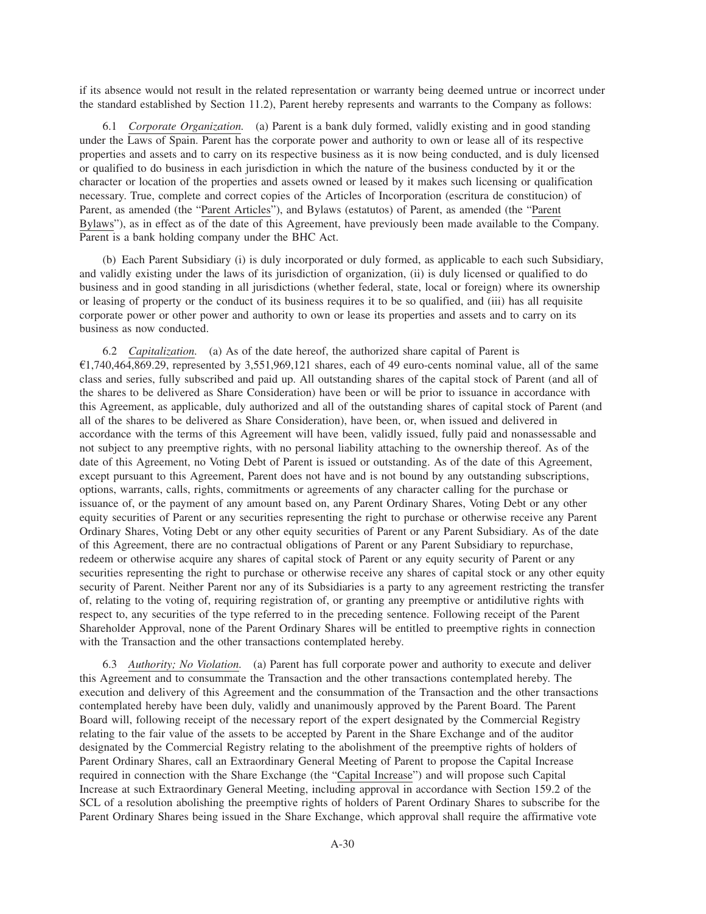if its absence would not result in the related representation or warranty being deemed untrue or incorrect under the standard established by Section 11.2), Parent hereby represents and warrants to the Company as follows:

6.1 *Corporate Organization.* (a) Parent is a bank duly formed, validly existing and in good standing under the Laws of Spain. Parent has the corporate power and authority to own or lease all of its respective properties and assets and to carry on its respective business as it is now being conducted, and is duly licensed or qualified to do business in each jurisdiction in which the nature of the business conducted by it or the character or location of the properties and assets owned or leased by it makes such licensing or qualification necessary. True, complete and correct copies of the Articles of Incorporation (escritura de constitucion) of Parent, as amended (the "Parent Articles"), and Bylaws (estatutos) of Parent, as amended (the "Parent Bylaws"), as in effect as of the date of this Agreement, have previously been made available to the Company. Parent is a bank holding company under the BHC Act.

(b) Each Parent Subsidiary (i) is duly incorporated or duly formed, as applicable to each such Subsidiary, and validly existing under the laws of its jurisdiction of organization, (ii) is duly licensed or qualified to do business and in good standing in all jurisdictions (whether federal, state, local or foreign) where its ownership or leasing of property or the conduct of its business requires it to be so qualified, and (iii) has all requisite corporate power or other power and authority to own or lease its properties and assets and to carry on its business as now conducted.

6.2 *Capitalization.* (a) As of the date hereof, the authorized share capital of Parent is €1,740,464,869.29, represented by 3,551,969,121 shares, each of 49 euro-cents nominal value, all of the same class and series, fully subscribed and paid up. All outstanding shares of the capital stock of Parent (and all of the shares to be delivered as Share Consideration) have been or will be prior to issuance in accordance with this Agreement, as applicable, duly authorized and all of the outstanding shares of capital stock of Parent (and all of the shares to be delivered as Share Consideration), have been, or, when issued and delivered in accordance with the terms of this Agreement will have been, validly issued, fully paid and nonassessable and not subject to any preemptive rights, with no personal liability attaching to the ownership thereof. As of the date of this Agreement, no Voting Debt of Parent is issued or outstanding. As of the date of this Agreement, except pursuant to this Agreement, Parent does not have and is not bound by any outstanding subscriptions, options, warrants, calls, rights, commitments or agreements of any character calling for the purchase or issuance of, or the payment of any amount based on, any Parent Ordinary Shares, Voting Debt or any other equity securities of Parent or any securities representing the right to purchase or otherwise receive any Parent Ordinary Shares, Voting Debt or any other equity securities of Parent or any Parent Subsidiary. As of the date of this Agreement, there are no contractual obligations of Parent or any Parent Subsidiary to repurchase, redeem or otherwise acquire any shares of capital stock of Parent or any equity security of Parent or any securities representing the right to purchase or otherwise receive any shares of capital stock or any other equity security of Parent. Neither Parent nor any of its Subsidiaries is a party to any agreement restricting the transfer of, relating to the voting of, requiring registration of, or granting any preemptive or antidilutive rights with respect to, any securities of the type referred to in the preceding sentence. Following receipt of the Parent Shareholder Approval, none of the Parent Ordinary Shares will be entitled to preemptive rights in connection with the Transaction and the other transactions contemplated hereby.

6.3 *Authority; No Violation.* (a) Parent has full corporate power and authority to execute and deliver this Agreement and to consummate the Transaction and the other transactions contemplated hereby. The execution and delivery of this Agreement and the consummation of the Transaction and the other transactions contemplated hereby have been duly, validly and unanimously approved by the Parent Board. The Parent Board will, following receipt of the necessary report of the expert designated by the Commercial Registry relating to the fair value of the assets to be accepted by Parent in the Share Exchange and of the auditor designated by the Commercial Registry relating to the abolishment of the preemptive rights of holders of Parent Ordinary Shares, call an Extraordinary General Meeting of Parent to propose the Capital Increase required in connection with the Share Exchange (the "Capital Increase") and will propose such Capital Increase at such Extraordinary General Meeting, including approval in accordance with Section 159.2 of the SCL of a resolution abolishing the preemptive rights of holders of Parent Ordinary Shares to subscribe for the Parent Ordinary Shares being issued in the Share Exchange, which approval shall require the affirmative vote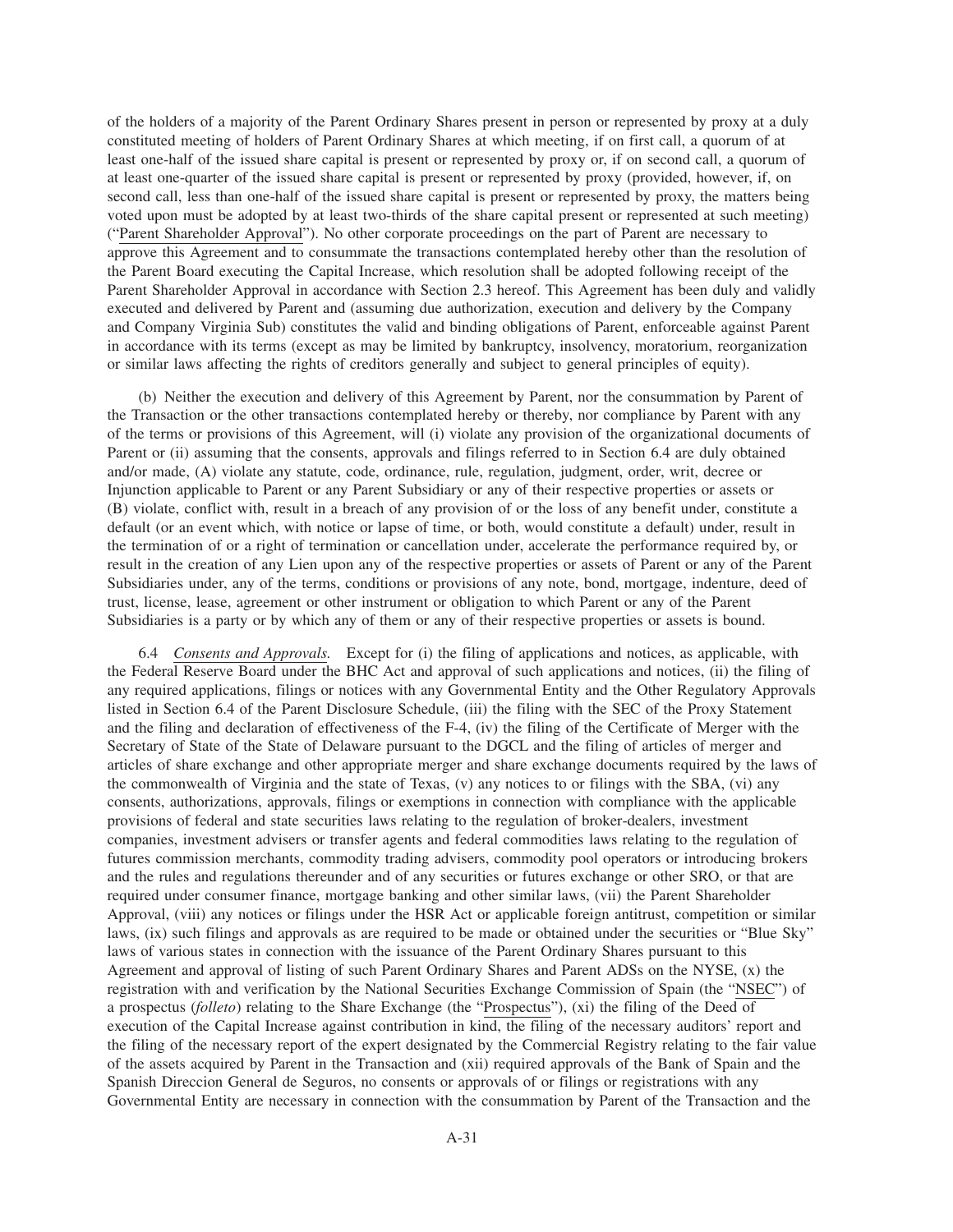of the holders of a majority of the Parent Ordinary Shares present in person or represented by proxy at a duly constituted meeting of holders of Parent Ordinary Shares at which meeting, if on first call, a quorum of at least one-half of the issued share capital is present or represented by proxy or, if on second call, a quorum of at least one-quarter of the issued share capital is present or represented by proxy (provided, however, if, on second call, less than one-half of the issued share capital is present or represented by proxy, the matters being voted upon must be adopted by at least two-thirds of the share capital present or represented at such meeting) ("Parent Shareholder Approval"). No other corporate proceedings on the part of Parent are necessary to approve this Agreement and to consummate the transactions contemplated hereby other than the resolution of the Parent Board executing the Capital Increase, which resolution shall be adopted following receipt of the Parent Shareholder Approval in accordance with Section 2.3 hereof. This Agreement has been duly and validly executed and delivered by Parent and (assuming due authorization, execution and delivery by the Company and Company Virginia Sub) constitutes the valid and binding obligations of Parent, enforceable against Parent in accordance with its terms (except as may be limited by bankruptcy, insolvency, moratorium, reorganization or similar laws affecting the rights of creditors generally and subject to general principles of equity).

(b) Neither the execution and delivery of this Agreement by Parent, nor the consummation by Parent of the Transaction or the other transactions contemplated hereby or thereby, nor compliance by Parent with any of the terms or provisions of this Agreement, will (i) violate any provision of the organizational documents of Parent or (ii) assuming that the consents, approvals and filings referred to in Section 6.4 are duly obtained and/or made, (A) violate any statute, code, ordinance, rule, regulation, judgment, order, writ, decree or Injunction applicable to Parent or any Parent Subsidiary or any of their respective properties or assets or (B) violate, conflict with, result in a breach of any provision of or the loss of any benefit under, constitute a default (or an event which, with notice or lapse of time, or both, would constitute a default) under, result in the termination of or a right of termination or cancellation under, accelerate the performance required by, or result in the creation of any Lien upon any of the respective properties or assets of Parent or any of the Parent Subsidiaries under, any of the terms, conditions or provisions of any note, bond, mortgage, indenture, deed of trust, license, lease, agreement or other instrument or obligation to which Parent or any of the Parent Subsidiaries is a party or by which any of them or any of their respective properties or assets is bound.

6.4 *Consents and Approvals.* Except for (i) the filing of applications and notices, as applicable, with the Federal Reserve Board under the BHC Act and approval of such applications and notices, (ii) the filing of any required applications, filings or notices with any Governmental Entity and the Other Regulatory Approvals listed in Section 6.4 of the Parent Disclosure Schedule, (iii) the filing with the SEC of the Proxy Statement and the filing and declaration of effectiveness of the F-4, (iv) the filing of the Certificate of Merger with the Secretary of State of the State of Delaware pursuant to the DGCL and the filing of articles of merger and articles of share exchange and other appropriate merger and share exchange documents required by the laws of the commonwealth of Virginia and the state of Texas, (v) any notices to or filings with the SBA, (vi) any consents, authorizations, approvals, filings or exemptions in connection with compliance with the applicable provisions of federal and state securities laws relating to the regulation of broker-dealers, investment companies, investment advisers or transfer agents and federal commodities laws relating to the regulation of futures commission merchants, commodity trading advisers, commodity pool operators or introducing brokers and the rules and regulations thereunder and of any securities or futures exchange or other SRO, or that are required under consumer finance, mortgage banking and other similar laws, (vii) the Parent Shareholder Approval, (viii) any notices or filings under the HSR Act or applicable foreign antitrust, competition or similar laws, (ix) such filings and approvals as are required to be made or obtained under the securities or "Blue Sky" laws of various states in connection with the issuance of the Parent Ordinary Shares pursuant to this Agreement and approval of listing of such Parent Ordinary Shares and Parent ADSs on the NYSE, (x) the registration with and verification by the National Securities Exchange Commission of Spain (the "NSEC") of a prospectus (*folleto*) relating to the Share Exchange (the "Prospectus"), (xi) the filing of the Deed of execution of the Capital Increase against contribution in kind, the filing of the necessary auditors' report and the filing of the necessary report of the expert designated by the Commercial Registry relating to the fair value of the assets acquired by Parent in the Transaction and (xii) required approvals of the Bank of Spain and the Spanish Direccion General de Seguros, no consents or approvals of or filings or registrations with any Governmental Entity are necessary in connection with the consummation by Parent of the Transaction and the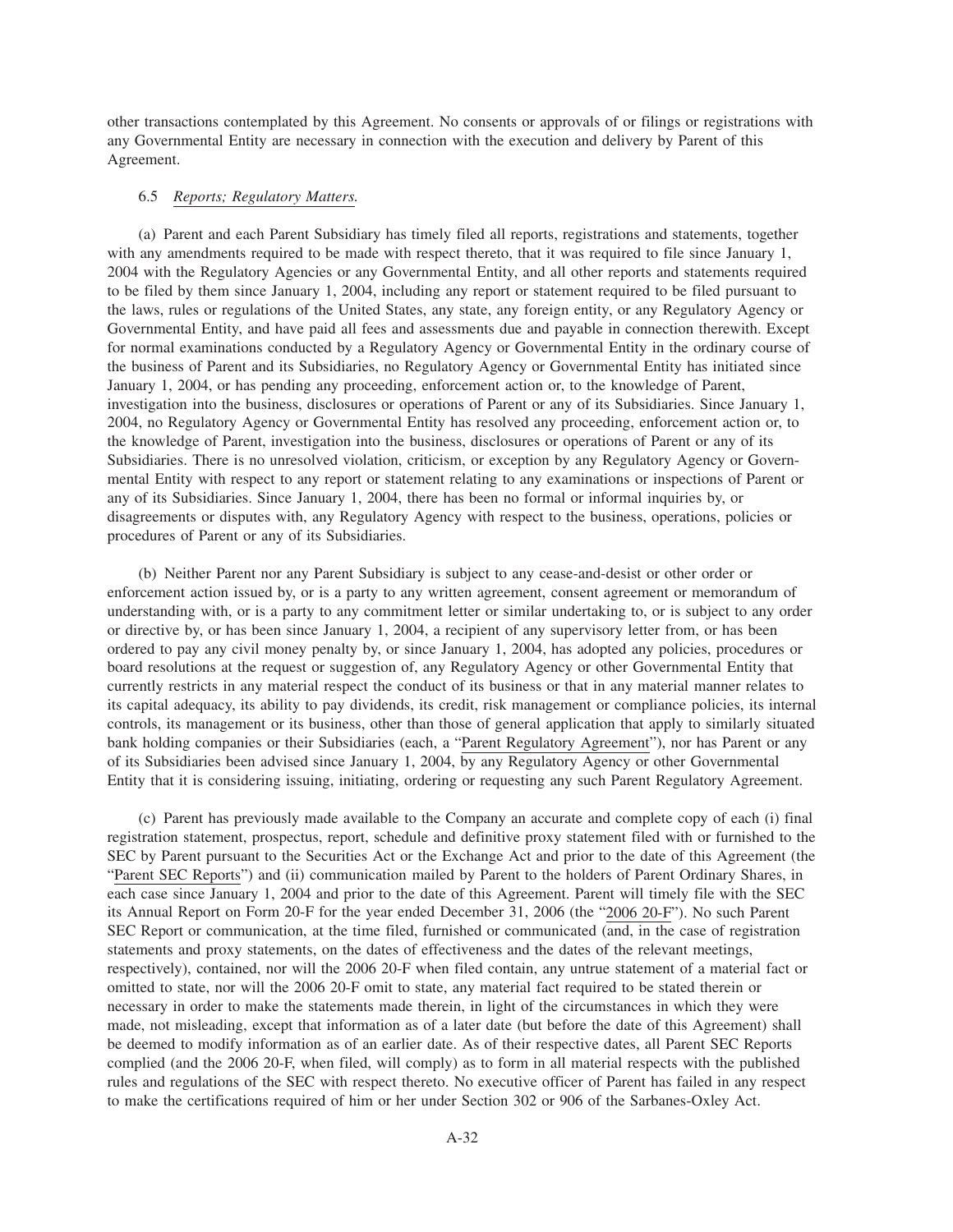other transactions contemplated by this Agreement. No consents or approvals of or filings or registrations with any Governmental Entity are necessary in connection with the execution and delivery by Parent of this Agreement.

6.5 *Reports; Regulatory Matters.*

(a) Parent and each Parent Subsidiary has timely filed all reports, registrations and statements, together with any amendments required to be made with respect thereto, that it was required to file since January 1, 2004 with the Regulatory Agencies or any Governmental Entity, and all other reports and statements required to be filed by them since January 1, 2004, including any report or statement required to be filed pursuant to the laws, rules or regulations of the United States, any state, any foreign entity, or any Regulatory Agency or Governmental Entity, and have paid all fees and assessments due and payable in connection therewith. Except for normal examinations conducted by a Regulatory Agency or Governmental Entity in the ordinary course of the business of Parent and its Subsidiaries, no Regulatory Agency or Governmental Entity has initiated since January 1, 2004, or has pending any proceeding, enforcement action or, to the knowledge of Parent, investigation into the business, disclosures or operations of Parent or any of its Subsidiaries. Since January 1, 2004, no Regulatory Agency or Governmental Entity has resolved any proceeding, enforcement action or, to the knowledge of Parent, investigation into the business, disclosures or operations of Parent or any of its Subsidiaries. There is no unresolved violation, criticism, or exception by any Regulatory Agency or Governmental Entity with respect to any report or statement relating to any examinations or inspections of Parent or any of its Subsidiaries. Since January 1, 2004, there has been no formal or informal inquiries by, or disagreements or disputes with, any Regulatory Agency with respect to the business, operations, policies or procedures of Parent or any of its Subsidiaries.

(b) Neither Parent nor any Parent Subsidiary is subject to any cease-and-desist or other order or enforcement action issued by, or is a party to any written agreement, consent agreement or memorandum of understanding with, or is a party to any commitment letter or similar undertaking to, or is subject to any order or directive by, or has been since January 1, 2004, a recipient of any supervisory letter from, or has been ordered to pay any civil money penalty by, or since January 1, 2004, has adopted any policies, procedures or board resolutions at the request or suggestion of, any Regulatory Agency or other Governmental Entity that currently restricts in any material respect the conduct of its business or that in any material manner relates to its capital adequacy, its ability to pay dividends, its credit, risk management or compliance policies, its internal controls, its management or its business, other than those of general application that apply to similarly situated bank holding companies or their Subsidiaries (each, a "Parent Regulatory Agreement"), nor has Parent or any of its Subsidiaries been advised since January 1, 2004, by any Regulatory Agency or other Governmental Entity that it is considering issuing, initiating, ordering or requesting any such Parent Regulatory Agreement.

(c) Parent has previously made available to the Company an accurate and complete copy of each (i) final registration statement, prospectus, report, schedule and definitive proxy statement filed with or furnished to the SEC by Parent pursuant to the Securities Act or the Exchange Act and prior to the date of this Agreement (the "Parent SEC Reports") and (ii) communication mailed by Parent to the holders of Parent Ordinary Shares, in each case since January 1, 2004 and prior to the date of this Agreement. Parent will timely file with the SEC its Annual Report on Form 20-F for the year ended December 31, 2006 (the "2006 20-F"). No such Parent SEC Report or communication, at the time filed, furnished or communicated (and, in the case of registration statements and proxy statements, on the dates of effectiveness and the dates of the relevant meetings, respectively), contained, nor will the 2006 20-F when filed contain, any untrue statement of a material fact or omitted to state, nor will the 2006 20-F omit to state, any material fact required to be stated therein or necessary in order to make the statements made therein, in light of the circumstances in which they were made, not misleading, except that information as of a later date (but before the date of this Agreement) shall be deemed to modify information as of an earlier date. As of their respective dates, all Parent SEC Reports complied (and the 2006 20-F, when filed, will comply) as to form in all material respects with the published rules and regulations of the SEC with respect thereto. No executive officer of Parent has failed in any respect to make the certifications required of him or her under Section 302 or 906 of the Sarbanes-Oxley Act.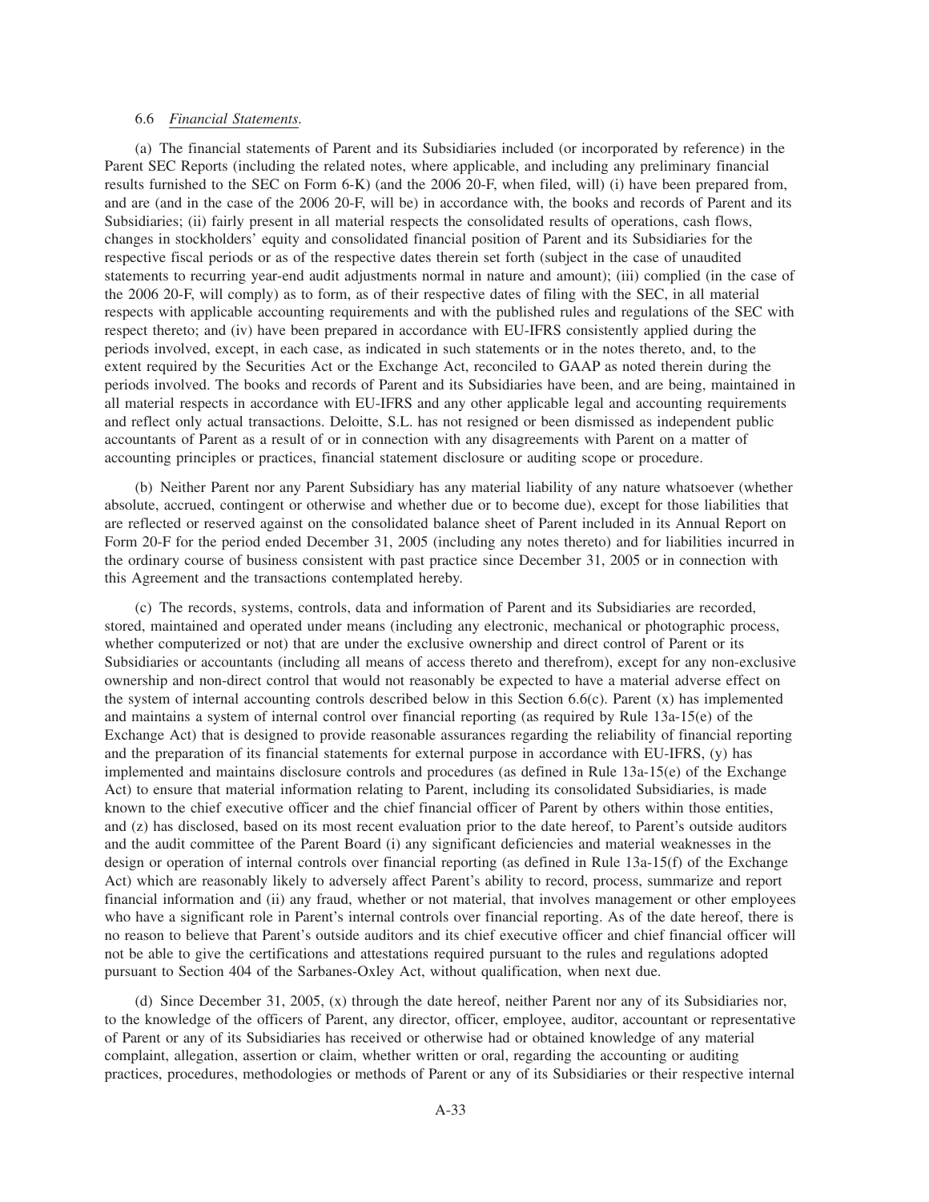6.6 *Financial Statements*.

(a) The financial statements of Parent and its Subsidiaries included (or incorporated by reference) in the Parent SEC Reports (including the related notes, where applicable, and including any preliminary financial results furnished to the SEC on Form 6-K) (and the 2006 20-F, when filed, will) (i) have been prepared from, and are (and in the case of the 2006 20-F, will be) in accordance with, the books and records of Parent and its Subsidiaries; (ii) fairly present in all material respects the consolidated results of operations, cash flows, changes in stockholders' equity and consolidated financial position of Parent and its Subsidiaries for the respective fiscal periods or as of the respective dates therein set forth (subject in the case of unaudited statements to recurring year-end audit adjustments normal in nature and amount); (iii) complied (in the case of the 2006 20-F, will comply) as to form, as of their respective dates of filing with the SEC, in all material respects with applicable accounting requirements and with the published rules and regulations of the SEC with respect thereto; and (iv) have been prepared in accordance with EU-IFRS consistently applied during the periods involved, except, in each case, as indicated in such statements or in the notes thereto, and, to the extent required by the Securities Act or the Exchange Act, reconciled to GAAP as noted therein during the periods involved. The books and records of Parent and its Subsidiaries have been, and are being, maintained in all material respects in accordance with EU-IFRS and any other applicable legal and accounting requirements and reflect only actual transactions. Deloitte, S.L. has not resigned or been dismissed as independent public accountants of Parent as a result of or in connection with any disagreements with Parent on a matter of accounting principles or practices, financial statement disclosure or auditing scope or procedure.

(b) Neither Parent nor any Parent Subsidiary has any material liability of any nature whatsoever (whether absolute, accrued, contingent or otherwise and whether due or to become due), except for those liabilities that are reflected or reserved against on the consolidated balance sheet of Parent included in its Annual Report on Form 20-F for the period ended December 31, 2005 (including any notes thereto) and for liabilities incurred in the ordinary course of business consistent with past practice since December 31, 2005 or in connection with this Agreement and the transactions contemplated hereby.

(c) The records, systems, controls, data and information of Parent and its Subsidiaries are recorded, stored, maintained and operated under means (including any electronic, mechanical or photographic process, whether computerized or not) that are under the exclusive ownership and direct control of Parent or its Subsidiaries or accountants (including all means of access thereto and therefrom), except for any non-exclusive ownership and non-direct control that would not reasonably be expected to have a material adverse effect on the system of internal accounting controls described below in this Section 6.6(c). Parent (x) has implemented and maintains a system of internal control over financial reporting (as required by Rule 13a-15(e) of the Exchange Act) that is designed to provide reasonable assurances regarding the reliability of financial reporting and the preparation of its financial statements for external purpose in accordance with EU-IFRS, (y) has implemented and maintains disclosure controls and procedures (as defined in Rule 13a-15(e) of the Exchange Act) to ensure that material information relating to Parent, including its consolidated Subsidiaries, is made known to the chief executive officer and the chief financial officer of Parent by others within those entities, and (z) has disclosed, based on its most recent evaluation prior to the date hereof, to Parent's outside auditors and the audit committee of the Parent Board (i) any significant deficiencies and material weaknesses in the design or operation of internal controls over financial reporting (as defined in Rule 13a-15(f) of the Exchange Act) which are reasonably likely to adversely affect Parent's ability to record, process, summarize and report financial information and (ii) any fraud, whether or not material, that involves management or other employees who have a significant role in Parent's internal controls over financial reporting. As of the date hereof, there is no reason to believe that Parent's outside auditors and its chief executive officer and chief financial officer will not be able to give the certifications and attestations required pursuant to the rules and regulations adopted pursuant to Section 404 of the Sarbanes-Oxley Act, without qualification, when next due.

(d) Since December 31, 2005, (x) through the date hereof, neither Parent nor any of its Subsidiaries nor, to the knowledge of the officers of Parent, any director, officer, employee, auditor, accountant or representative of Parent or any of its Subsidiaries has received or otherwise had or obtained knowledge of any material complaint, allegation, assertion or claim, whether written or oral, regarding the accounting or auditing practices, procedures, methodologies or methods of Parent or any of its Subsidiaries or their respective internal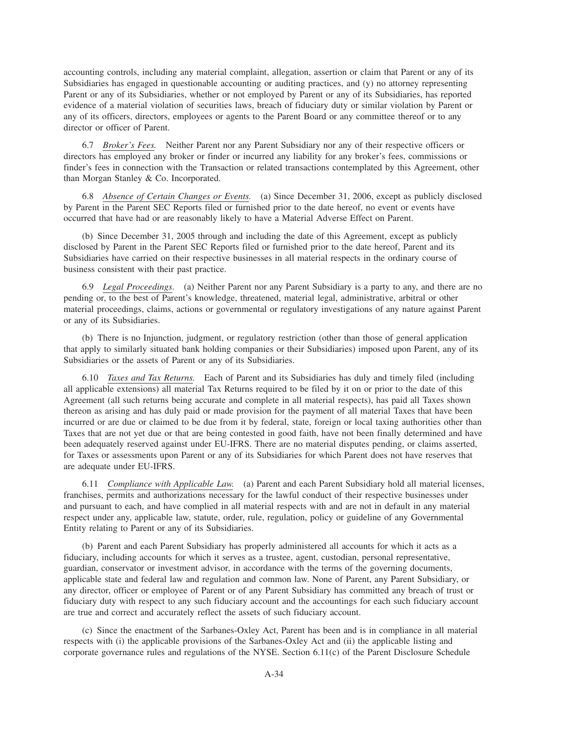accounting controls, including any material complaint, allegation, assertion or claim that Parent or any of its Subsidiaries has engaged in questionable accounting or auditing practices, and (y) no attorney representing Parent or any of its Subsidiaries, whether or not employed by Parent or any of its Subsidiaries, has reported evidence of a material violation of securities laws, breach of fiduciary duty or similar violation by Parent or any of its officers, directors, employees or agents to the Parent Board or any committee thereof or to any director or officer of Parent.

6.7 *Broker's Fees.* Neither Parent nor any Parent Subsidiary nor any of their respective officers or directors has employed any broker or finder or incurred any liability for any broker's fees, commissions or finder's fees in connection with the Transaction or related transactions contemplated by this Agreement, other than Morgan Stanley & Co. Incorporated.

6.8 *Absence of Certain Changes or Events.* (a) Since December 31, 2006, except as publicly disclosed by Parent in the Parent SEC Reports filed or furnished prior to the date hereof, no event or events have occurred that have had or are reasonably likely to have a Material Adverse Effect on Parent.

(b) Since December 31, 2005 through and including the date of this Agreement, except as publicly disclosed by Parent in the Parent SEC Reports filed or furnished prior to the date hereof, Parent and its Subsidiaries have carried on their respective businesses in all material respects in the ordinary course of business consistent with their past practice.

6.9 *Legal Proceedings.* (a) Neither Parent nor any Parent Subsidiary is a party to any, and there are no pending or, to the best of Parent's knowledge, threatened, material legal, administrative, arbitral or other material proceedings, claims, actions or governmental or regulatory investigations of any nature against Parent or any of its Subsidiaries.

(b) There is no Injunction, judgment, or regulatory restriction (other than those of general application that apply to similarly situated bank holding companies or their Subsidiaries) imposed upon Parent, any of its Subsidiaries or the assets of Parent or any of its Subsidiaries.

6.10 *Taxes and Tax Returns.* Each of Parent and its Subsidiaries has duly and timely filed (including all applicable extensions) all material Tax Returns required to be filed by it on or prior to the date of this Agreement (all such returns being accurate and complete in all material respects), has paid all Taxes shown thereon as arising and has duly paid or made provision for the payment of all material Taxes that have been incurred or are due or claimed to be due from it by federal, state, foreign or local taxing authorities other than Taxes that are not yet due or that are being contested in good faith, have not been finally determined and have been adequately reserved against under EU-IFRS. There are no material disputes pending, or claims asserted, for Taxes or assessments upon Parent or any of its Subsidiaries for which Parent does not have reserves that are adequate under EU-IFRS.

6.11 *Compliance with Applicable Law.* (a) Parent and each Parent Subsidiary hold all material licenses, franchises, permits and authorizations necessary for the lawful conduct of their respective businesses under and pursuant to each, and have complied in all material respects with and are not in default in any material respect under any, applicable law, statute, order, rule, regulation, policy or guideline of any Governmental Entity relating to Parent or any of its Subsidiaries.

(b) Parent and each Parent Subsidiary has properly administered all accounts for which it acts as a fiduciary, including accounts for which it serves as a trustee, agent, custodian, personal representative, guardian, conservator or investment advisor, in accordance with the terms of the governing documents, applicable state and federal law and regulation and common law. None of Parent, any Parent Subsidiary, or any director, officer or employee of Parent or of any Parent Subsidiary has committed any breach of trust or fiduciary duty with respect to any such fiduciary account and the accountings for each such fiduciary account are true and correct and accurately reflect the assets of such fiduciary account.

(c) Since the enactment of the Sarbanes-Oxley Act, Parent has been and is in compliance in all material respects with (i) the applicable provisions of the Sarbanes-Oxley Act and (ii) the applicable listing and corporate governance rules and regulations of the NYSE. Section 6.11(c) of the Parent Disclosure Schedule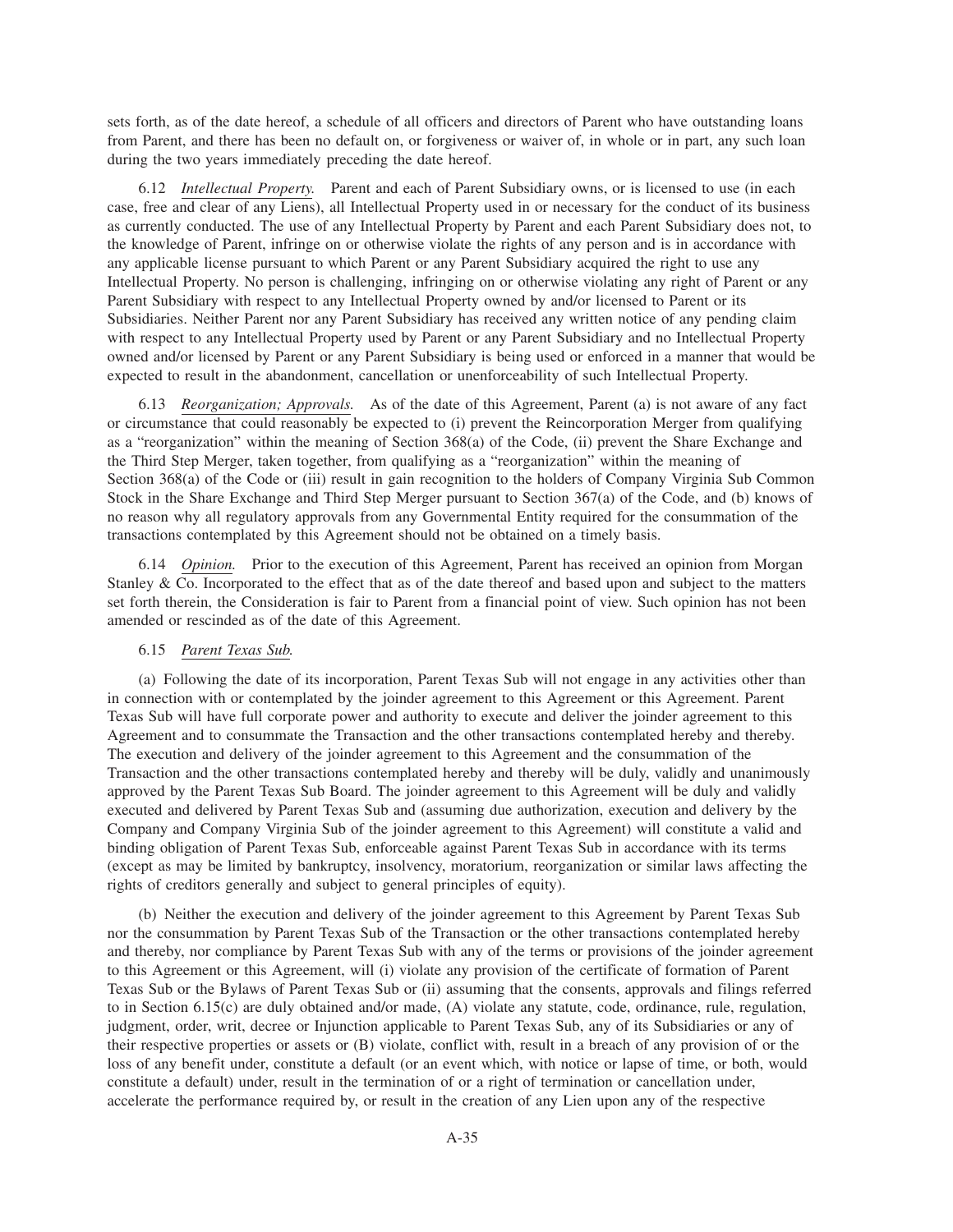sets forth, as of the date hereof, a schedule of all officers and directors of Parent who have outstanding loans from Parent, and there has been no default on, or forgiveness or waiver of, in whole or in part, any such loan during the two years immediately preceding the date hereof.

6.12 *Intellectual Property.* Parent and each of Parent Subsidiary owns, or is licensed to use (in each case, free and clear of any Liens), all Intellectual Property used in or necessary for the conduct of its business as currently conducted. The use of any Intellectual Property by Parent and each Parent Subsidiary does not, to the knowledge of Parent, infringe on or otherwise violate the rights of any person and is in accordance with any applicable license pursuant to which Parent or any Parent Subsidiary acquired the right to use any Intellectual Property. No person is challenging, infringing on or otherwise violating any right of Parent or any Parent Subsidiary with respect to any Intellectual Property owned by and/or licensed to Parent or its Subsidiaries. Neither Parent nor any Parent Subsidiary has received any written notice of any pending claim with respect to any Intellectual Property used by Parent or any Parent Subsidiary and no Intellectual Property owned and/or licensed by Parent or any Parent Subsidiary is being used or enforced in a manner that would be expected to result in the abandonment, cancellation or unenforceability of such Intellectual Property.

6.13 *Reorganization; Approvals.* As of the date of this Agreement, Parent (a) is not aware of any fact or circumstance that could reasonably be expected to (i) prevent the Reincorporation Merger from qualifying as a "reorganization" within the meaning of Section 368(a) of the Code, (ii) prevent the Share Exchange and the Third Step Merger, taken together, from qualifying as a "reorganization" within the meaning of Section 368(a) of the Code or (iii) result in gain recognition to the holders of Company Virginia Sub Common Stock in the Share Exchange and Third Step Merger pursuant to Section 367(a) of the Code, and (b) knows of no reason why all regulatory approvals from any Governmental Entity required for the consummation of the transactions contemplated by this Agreement should not be obtained on a timely basis.

6.14 *Opinion.* Prior to the execution of this Agreement, Parent has received an opinion from Morgan Stanley & Co. Incorporated to the effect that as of the date thereof and based upon and subject to the matters set forth therein, the Consideration is fair to Parent from a financial point of view. Such opinion has not been amended or rescinded as of the date of this Agreement.

6.15 *Parent Texas Sub.*

(a) Following the date of its incorporation, Parent Texas Sub will not engage in any activities other than in connection with or contemplated by the joinder agreement to this Agreement or this Agreement. Parent Texas Sub will have full corporate power and authority to execute and deliver the joinder agreement to this Agreement and to consummate the Transaction and the other transactions contemplated hereby and thereby. The execution and delivery of the joinder agreement to this Agreement and the consummation of the Transaction and the other transactions contemplated hereby and thereby will be duly, validly and unanimously approved by the Parent Texas Sub Board. The joinder agreement to this Agreement will be duly and validly executed and delivered by Parent Texas Sub and (assuming due authorization, execution and delivery by the Company and Company Virginia Sub of the joinder agreement to this Agreement) will constitute a valid and binding obligation of Parent Texas Sub, enforceable against Parent Texas Sub in accordance with its terms (except as may be limited by bankruptcy, insolvency, moratorium, reorganization or similar laws affecting the rights of creditors generally and subject to general principles of equity).

(b) Neither the execution and delivery of the joinder agreement to this Agreement by Parent Texas Sub nor the consummation by Parent Texas Sub of the Transaction or the other transactions contemplated hereby and thereby, nor compliance by Parent Texas Sub with any of the terms or provisions of the joinder agreement to this Agreement or this Agreement, will (i) violate any provision of the certificate of formation of Parent Texas Sub or the Bylaws of Parent Texas Sub or (ii) assuming that the consents, approvals and filings referred to in Section 6.15(c) are duly obtained and/or made, (A) violate any statute, code, ordinance, rule, regulation, judgment, order, writ, decree or Injunction applicable to Parent Texas Sub, any of its Subsidiaries or any of their respective properties or assets or (B) violate, conflict with, result in a breach of any provision of or the loss of any benefit under, constitute a default (or an event which, with notice or lapse of time, or both, would constitute a default) under, result in the termination of or a right of termination or cancellation under, accelerate the performance required by, or result in the creation of any Lien upon any of the respective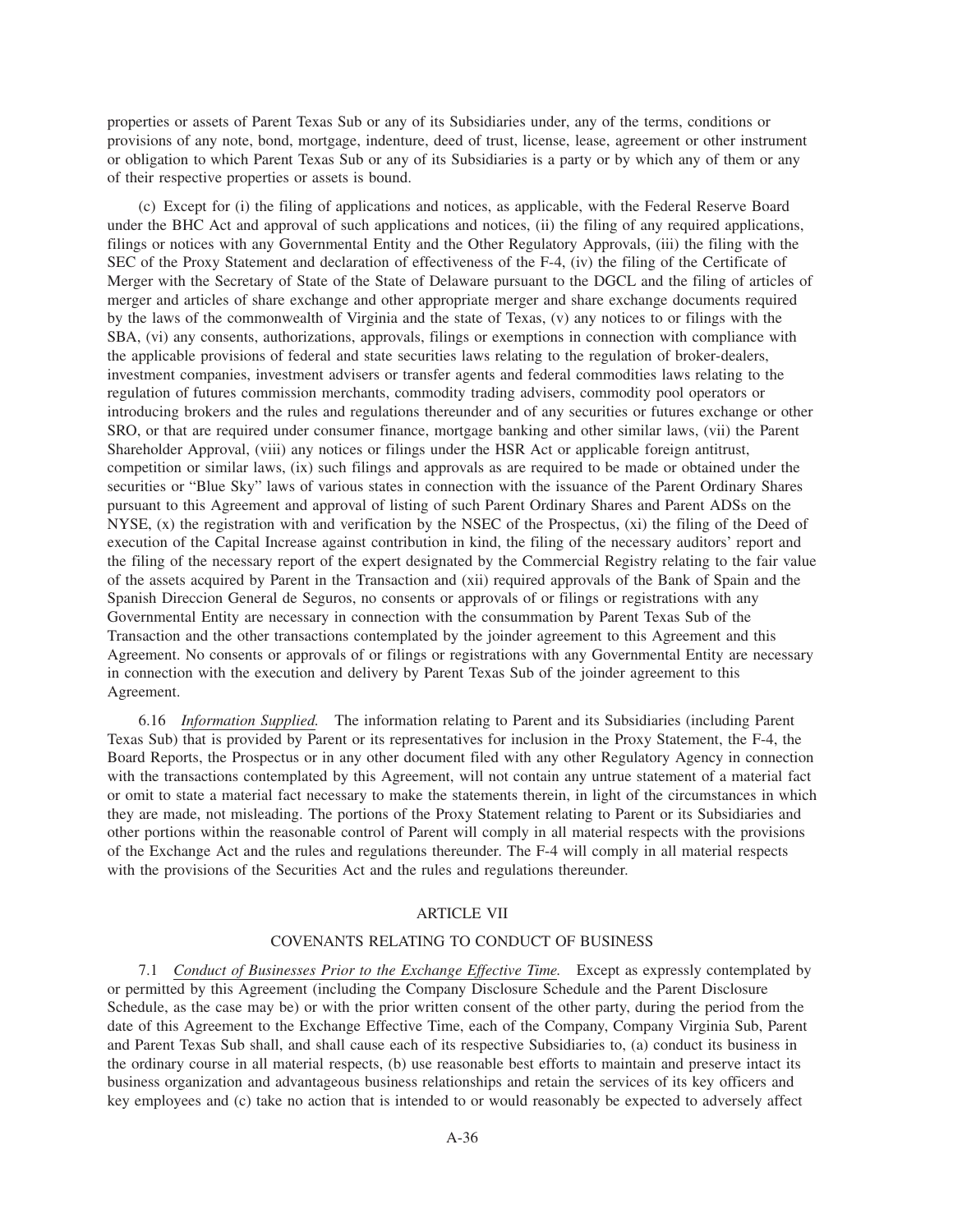properties or assets of Parent Texas Sub or any of its Subsidiaries under, any of the terms, conditions or provisions of any note, bond, mortgage, indenture, deed of trust, license, lease, agreement or other instrument or obligation to which Parent Texas Sub or any of its Subsidiaries is a party or by which any of them or any of their respective properties or assets is bound.

(c) Except for (i) the filing of applications and notices, as applicable, with the Federal Reserve Board under the BHC Act and approval of such applications and notices, (ii) the filing of any required applications, filings or notices with any Governmental Entity and the Other Regulatory Approvals, (iii) the filing with the SEC of the Proxy Statement and declaration of effectiveness of the F-4, (iv) the filing of the Certificate of Merger with the Secretary of State of the State of Delaware pursuant to the DGCL and the filing of articles of merger and articles of share exchange and other appropriate merger and share exchange documents required by the laws of the commonwealth of Virginia and the state of Texas, (v) any notices to or filings with the SBA, (vi) any consents, authorizations, approvals, filings or exemptions in connection with compliance with the applicable provisions of federal and state securities laws relating to the regulation of broker-dealers, investment companies, investment advisers or transfer agents and federal commodities laws relating to the regulation of futures commission merchants, commodity trading advisers, commodity pool operators or introducing brokers and the rules and regulations thereunder and of any securities or futures exchange or other SRO, or that are required under consumer finance, mortgage banking and other similar laws, (vii) the Parent Shareholder Approval, (viii) any notices or filings under the HSR Act or applicable foreign antitrust, competition or similar laws, (ix) such filings and approvals as are required to be made or obtained under the securities or "Blue Sky" laws of various states in connection with the issuance of the Parent Ordinary Shares pursuant to this Agreement and approval of listing of such Parent Ordinary Shares and Parent ADSs on the NYSE, (x) the registration with and verification by the NSEC of the Prospectus, (xi) the filing of the Deed of execution of the Capital Increase against contribution in kind, the filing of the necessary auditors' report and the filing of the necessary report of the expert designated by the Commercial Registry relating to the fair value of the assets acquired by Parent in the Transaction and (xii) required approvals of the Bank of Spain and the Spanish Direccion General de Seguros, no consents or approvals of or filings or registrations with any Governmental Entity are necessary in connection with the consummation by Parent Texas Sub of the Transaction and the other transactions contemplated by the joinder agreement to this Agreement and this Agreement. No consents or approvals of or filings or registrations with any Governmental Entity are necessary in connection with the execution and delivery by Parent Texas Sub of the joinder agreement to this Agreement.

6.16 *Information Supplied.* The information relating to Parent and its Subsidiaries (including Parent Texas Sub) that is provided by Parent or its representatives for inclusion in the Proxy Statement, the F-4, the Board Reports, the Prospectus or in any other document filed with any other Regulatory Agency in connection with the transactions contemplated by this Agreement, will not contain any untrue statement of a material fact or omit to state a material fact necessary to make the statements therein, in light of the circumstances in which they are made, not misleading. The portions of the Proxy Statement relating to Parent or its Subsidiaries and other portions within the reasonable control of Parent will comply in all material respects with the provisions of the Exchange Act and the rules and regulations thereunder. The F-4 will comply in all material respects with the provisions of the Securities Act and the rules and regulations thereunder.

## ARTICLE VII

## COVENANTS RELATING TO CONDUCT OF BUSINESS

7.1 *Conduct of Businesses Prior to the Exchange Effective Time.* Except as expressly contemplated by or permitted by this Agreement (including the Company Disclosure Schedule and the Parent Disclosure Schedule, as the case may be) or with the prior written consent of the other party, during the period from the date of this Agreement to the Exchange Effective Time, each of the Company, Company Virginia Sub, Parent and Parent Texas Sub shall, and shall cause each of its respective Subsidiaries to, (a) conduct its business in the ordinary course in all material respects, (b) use reasonable best efforts to maintain and preserve intact its business organization and advantageous business relationships and retain the services of its key officers and key employees and (c) take no action that is intended to or would reasonably be expected to adversely affect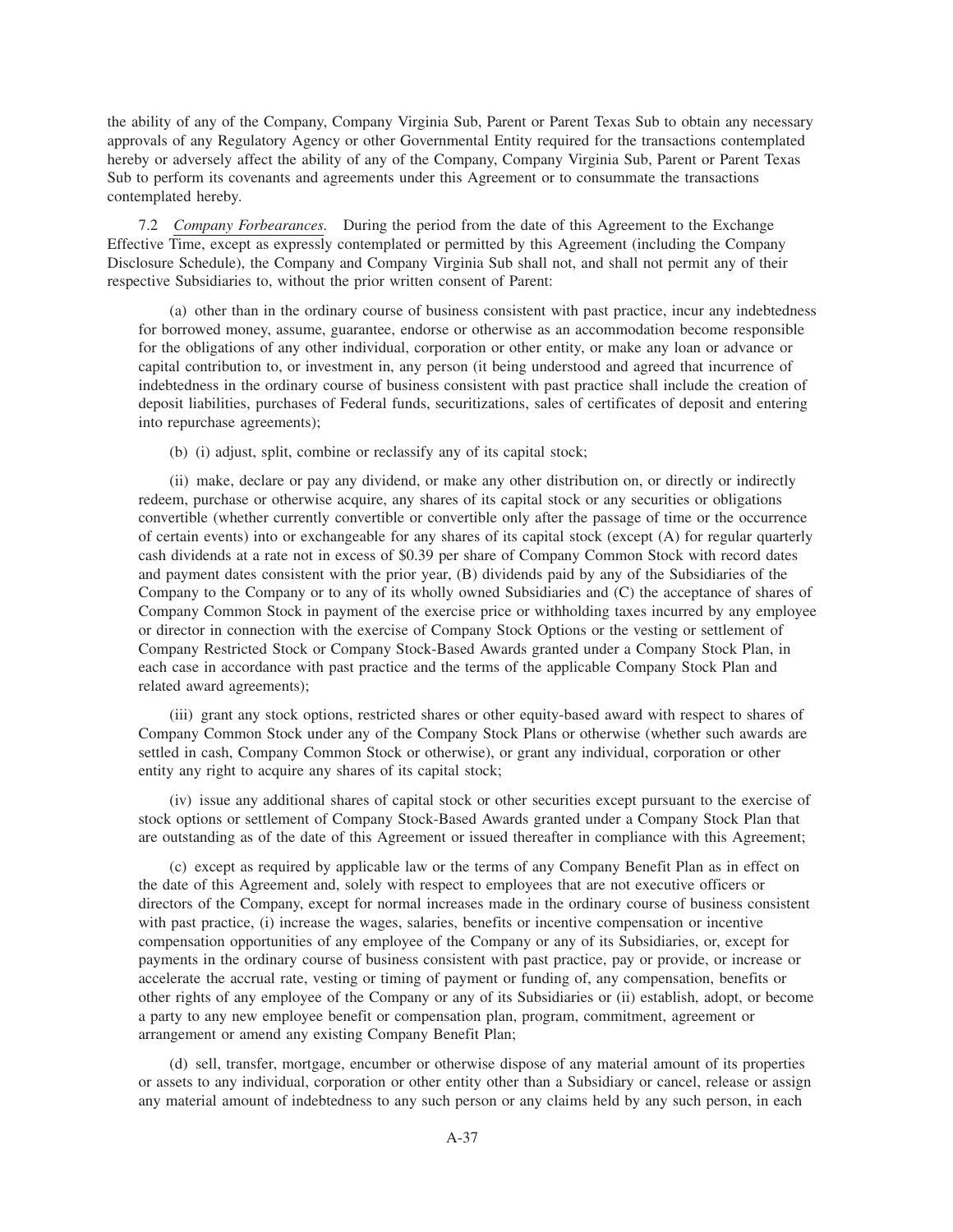the ability of any of the Company, Company Virginia Sub, Parent or Parent Texas Sub to obtain any necessary approvals of any Regulatory Agency or other Governmental Entity required for the transactions contemplated hereby or adversely affect the ability of any of the Company, Company Virginia Sub, Parent or Parent Texas Sub to perform its covenants and agreements under this Agreement or to consummate the transactions contemplated hereby.

7.2 *Company Forbearances.* During the period from the date of this Agreement to the Exchange Effective Time, except as expressly contemplated or permitted by this Agreement (including the Company Disclosure Schedule), the Company and Company Virginia Sub shall not, and shall not permit any of their respective Subsidiaries to, without the prior written consent of Parent:

(a) other than in the ordinary course of business consistent with past practice, incur any indebtedness for borrowed money, assume, guarantee, endorse or otherwise as an accommodation become responsible for the obligations of any other individual, corporation or other entity, or make any loan or advance or capital contribution to, or investment in, any person (it being understood and agreed that incurrence of indebtedness in the ordinary course of business consistent with past practice shall include the creation of deposit liabilities, purchases of Federal funds, securitizations, sales of certificates of deposit and entering into repurchase agreements);

(b) (i) adjust, split, combine or reclassify any of its capital stock;

(ii) make, declare or pay any dividend, or make any other distribution on, or directly or indirectly redeem, purchase or otherwise acquire, any shares of its capital stock or any securities or obligations convertible (whether currently convertible or convertible only after the passage of time or the occurrence of certain events) into or exchangeable for any shares of its capital stock (except (A) for regular quarterly cash dividends at a rate not in excess of $0.39 per share of Company Common Stock with record dates and payment dates consistent with the prior year, (B) dividends paid by any of the Subsidiaries of the Company to the Company or to any of its wholly owned Subsidiaries and (C) the acceptance of shares of Company Common Stock in payment of the exercise price or withholding taxes incurred by any employee or director in connection with the exercise of Company Stock Options or the vesting or settlement of Company Restricted Stock or Company Stock-Based Awards granted under a Company Stock Plan, in each case in accordance with past practice and the terms of the applicable Company Stock Plan and related award agreements);

(iii) grant any stock options, restricted shares or other equity-based award with respect to shares of Company Common Stock under any of the Company Stock Plans or otherwise (whether such awards are settled in cash, Company Common Stock or otherwise), or grant any individual, corporation or other entity any right to acquire any shares of its capital stock;

(iv) issue any additional shares of capital stock or other securities except pursuant to the exercise of stock options or settlement of Company Stock-Based Awards granted under a Company Stock Plan that are outstanding as of the date of this Agreement or issued thereafter in compliance with this Agreement;

(c) except as required by applicable law or the terms of any Company Benefit Plan as in effect on the date of this Agreement and, solely with respect to employees that are not executive officers or directors of the Company, except for normal increases made in the ordinary course of business consistent with past practice, (i) increase the wages, salaries, benefits or incentive compensation or incentive compensation opportunities of any employee of the Company or any of its Subsidiaries, or, except for payments in the ordinary course of business consistent with past practice, pay or provide, or increase or accelerate the accrual rate, vesting or timing of payment or funding of, any compensation, benefits or other rights of any employee of the Company or any of its Subsidiaries or (ii) establish, adopt, or become a party to any new employee benefit or compensation plan, program, commitment, agreement or arrangement or amend any existing Company Benefit Plan;

(d) sell, transfer, mortgage, encumber or otherwise dispose of any material amount of its properties or assets to any individual, corporation or other entity other than a Subsidiary or cancel, release or assign any material amount of indebtedness to any such person or any claims held by any such person, in each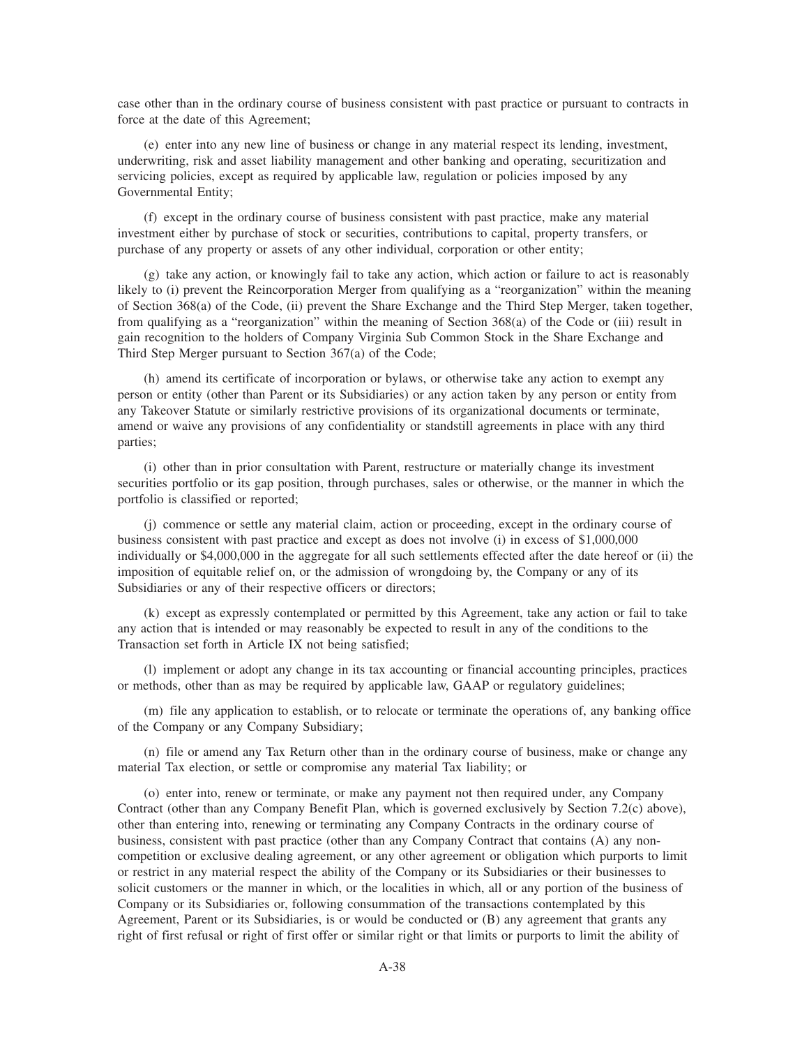case other than in the ordinary course of business consistent with past practice or pursuant to contracts in force at the date of this Agreement;

(e) enter into any new line of business or change in any material respect its lending, investment, underwriting, risk and asset liability management and other banking and operating, securitization and servicing policies, except as required by applicable law, regulation or policies imposed by any Governmental Entity;

(f) except in the ordinary course of business consistent with past practice, make any material investment either by purchase of stock or securities, contributions to capital, property transfers, or purchase of any property or assets of any other individual, corporation or other entity;

(g) take any action, or knowingly fail to take any action, which action or failure to act is reasonably likely to (i) prevent the Reincorporation Merger from qualifying as a "reorganization" within the meaning of Section 368(a) of the Code, (ii) prevent the Share Exchange and the Third Step Merger, taken together, from qualifying as a "reorganization" within the meaning of Section 368(a) of the Code or (iii) result in gain recognition to the holders of Company Virginia Sub Common Stock in the Share Exchange and Third Step Merger pursuant to Section 367(a) of the Code;

(h) amend its certificate of incorporation or bylaws, or otherwise take any action to exempt any person or entity (other than Parent or its Subsidiaries) or any action taken by any person or entity from any Takeover Statute or similarly restrictive provisions of its organizational documents or terminate, amend or waive any provisions of any confidentiality or standstill agreements in place with any third parties;

(i) other than in prior consultation with Parent, restructure or materially change its investment securities portfolio or its gap position, through purchases, sales or otherwise, or the manner in which the portfolio is classified or reported;

(j) commence or settle any material claim, action or proceeding, except in the ordinary course of business consistent with past practice and except as does not involve (i) in excess of $1,000,000 individually or $4,000,000 in the aggregate for all such settlements effected after the date hereof or (ii) the imposition of equitable relief on, or the admission of wrongdoing by, the Company or any of its Subsidiaries or any of their respective officers or directors;

(k) except as expressly contemplated or permitted by this Agreement, take any action or fail to take any action that is intended or may reasonably be expected to result in any of the conditions to the Transaction set forth in Article IX not being satisfied;

(l) implement or adopt any change in its tax accounting or financial accounting principles, practices or methods, other than as may be required by applicable law, GAAP or regulatory guidelines;

(m) file any application to establish, or to relocate or terminate the operations of, any banking office of the Company or any Company Subsidiary;

(n) file or amend any Tax Return other than in the ordinary course of business, make or change any material Tax election, or settle or compromise any material Tax liability; or

(o) enter into, renew or terminate, or make any payment not then required under, any Company Contract (other than any Company Benefit Plan, which is governed exclusively by Section 7.2(c) above), other than entering into, renewing or terminating any Company Contracts in the ordinary course of business, consistent with past practice (other than any Company Contract that contains (A) any non-competition or exclusive dealing agreement, or any other agreement or obligation which purports to limit or restrict in any material respect the ability of the Company or its Subsidiaries or their businesses to solicit customers or the manner in which, or the localities in which, all or any portion of the business of Company or its Subsidiaries or, following consummation of the transactions contemplated by this Agreement, Parent or its Subsidiaries, is or would be conducted or (B) any agreement that grants any right of first refusal or right of first offer or similar right or that limits or purports to limit the ability of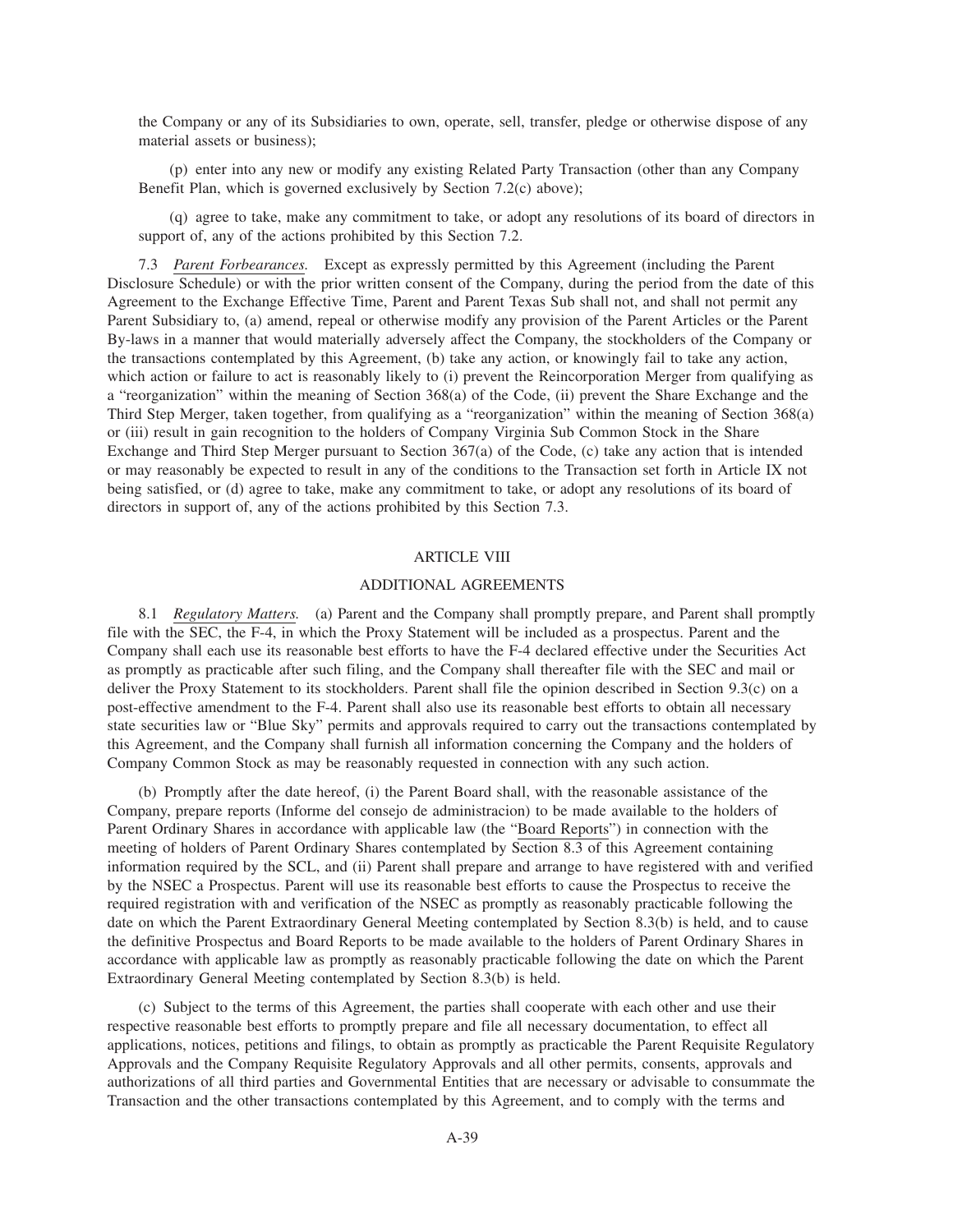the Company or any of its Subsidiaries to own, operate, sell, transfer, pledge or otherwise dispose of any material assets or business);

(p) enter into any new or modify any existing Related Party Transaction (other than any Company Benefit Plan, which is governed exclusively by Section 7.2(c) above);

(q) agree to take, make any commitment to take, or adopt any resolutions of its board of directors in support of, any of the actions prohibited by this Section 7.2.

7.3 *Parent Forbearances.* Except as expressly permitted by this Agreement (including the Parent Disclosure Schedule) or with the prior written consent of the Company, during the period from the date of this Agreement to the Exchange Effective Time, Parent and Parent Texas Sub shall not, and shall not permit any Parent Subsidiary to, (a) amend, repeal or otherwise modify any provision of the Parent Articles or the Parent By-laws in a manner that would materially adversely affect the Company, the stockholders of the Company or the transactions contemplated by this Agreement, (b) take any action, or knowingly fail to take any action, which action or failure to act is reasonably likely to (i) prevent the Reincorporation Merger from qualifying as a "reorganization" within the meaning of Section 368(a) of the Code, (ii) prevent the Share Exchange and the Third Step Merger, taken together, from qualifying as a "reorganization" within the meaning of Section 368(a) or (iii) result in gain recognition to the holders of Company Virginia Sub Common Stock in the Share Exchange and Third Step Merger pursuant to Section 367(a) of the Code, (c) take any action that is intended or may reasonably be expected to result in any of the conditions to the Transaction set forth in Article IX not being satisfied, or (d) agree to take, make any commitment to take, or adopt any resolutions of its board of directors in support of, any of the actions prohibited by this Section 7.3.

## ARTICLE VIII

## ADDITIONAL AGREEMENTS

8.1 *Regulatory Matters.* (a) Parent and the Company shall promptly prepare, and Parent shall promptly file with the SEC, the F-4, in which the Proxy Statement will be included as a prospectus. Parent and the Company shall each use its reasonable best efforts to have the F-4 declared effective under the Securities Act as promptly as practicable after such filing, and the Company shall thereafter file with the SEC and mail or deliver the Proxy Statement to its stockholders. Parent shall file the opinion described in Section 9.3(c) on a post-effective amendment to the F-4. Parent shall also use its reasonable best efforts to obtain all necessary state securities law or "Blue Sky" permits and approvals required to carry out the transactions contemplated by this Agreement, and the Company shall furnish all information concerning the Company and the holders of Company Common Stock as may be reasonably requested in connection with any such action.

(b) Promptly after the date hereof, (i) the Parent Board shall, with the reasonable assistance of the Company, prepare reports (Informe del consejo de administracion) to be made available to the holders of Parent Ordinary Shares in accordance with applicable law (the "Board Reports") in connection with the meeting of holders of Parent Ordinary Shares contemplated by Section 8.3 of this Agreement containing information required by the SCL, and (ii) Parent shall prepare and arrange to have registered with and verified by the NSEC a Prospectus. Parent will use its reasonable best efforts to cause the Prospectus to receive the required registration with and verification of the NSEC as promptly as reasonably practicable following the date on which the Parent Extraordinary General Meeting contemplated by Section 8.3(b) is held, and to cause the definitive Prospectus and Board Reports to be made available to the holders of Parent Ordinary Shares in accordance with applicable law as promptly as reasonably practicable following the date on which the Parent Extraordinary General Meeting contemplated by Section 8.3(b) is held.

(c) Subject to the terms of this Agreement, the parties shall cooperate with each other and use their respective reasonable best efforts to promptly prepare and file all necessary documentation, to effect all applications, notices, petitions and filings, to obtain as promptly as practicable the Parent Requisite Regulatory Approvals and the Company Requisite Regulatory Approvals and all other permits, consents, approvals and authorizations of all third parties and Governmental Entities that are necessary or advisable to consummate the Transaction and the other transactions contemplated by this Agreement, and to comply with the terms and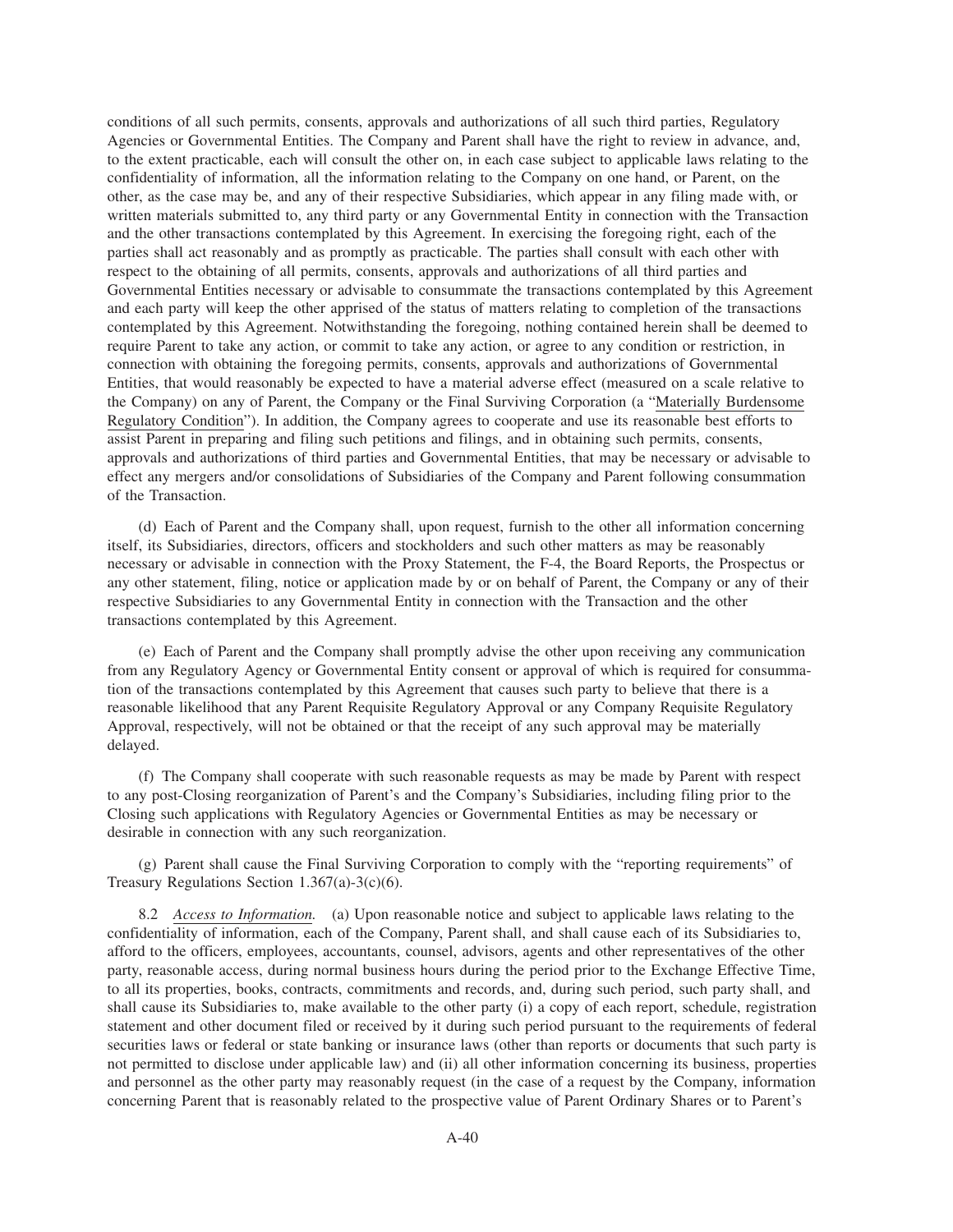conditions of all such permits, consents, approvals and authorizations of all such third parties, Regulatory Agencies or Governmental Entities. The Company and Parent shall have the right to review in advance, and, to the extent practicable, each will consult the other on, in each case subject to applicable laws relating to the confidentiality of information, all the information relating to the Company on one hand, or Parent, on the other, as the case may be, and any of their respective Subsidiaries, which appear in any filing made with, or written materials submitted to, any third party or any Governmental Entity in connection with the Transaction and the other transactions contemplated by this Agreement. In exercising the foregoing right, each of the parties shall act reasonably and as promptly as practicable. The parties shall consult with each other with respect to the obtaining of all permits, consents, approvals and authorizations of all third parties and Governmental Entities necessary or advisable to consummate the transactions contemplated by this Agreement and each party will keep the other apprised of the status of matters relating to completion of the transactions contemplated by this Agreement. Notwithstanding the foregoing, nothing contained herein shall be deemed to require Parent to take any action, or commit to take any action, or agree to any condition or restriction, in connection with obtaining the foregoing permits, consents, approvals and authorizations of Governmental Entities, that would reasonably be expected to have a material adverse effect (measured on a scale relative to the Company) on any of Parent, the Company or the Final Surviving Corporation (a "Materially Burdensome Regulatory Condition"). In addition, the Company agrees to cooperate and use its reasonable best efforts to assist Parent in preparing and filing such petitions and filings, and in obtaining such permits, consents, approvals and authorizations of third parties and Governmental Entities, that may be necessary or advisable to effect any mergers and/or consolidations of Subsidiaries of the Company and Parent following consummation of the Transaction.

(d) Each of Parent and the Company shall, upon request, furnish to the other all information concerning itself, its Subsidiaries, directors, officers and stockholders and such other matters as may be reasonably necessary or advisable in connection with the Proxy Statement, the F-4, the Board Reports, the Prospectus or any other statement, filing, notice or application made by or on behalf of Parent, the Company or any of their respective Subsidiaries to any Governmental Entity in connection with the Transaction and the other transactions contemplated by this Agreement.

(e) Each of Parent and the Company shall promptly advise the other upon receiving any communication from any Regulatory Agency or Governmental Entity consent or approval of which is required for consummation of the transactions contemplated by this Agreement that causes such party to believe that there is a reasonable likelihood that any Parent Requisite Regulatory Approval or any Company Requisite Regulatory Approval, respectively, will not be obtained or that the receipt of any such approval may be materially delayed.

(f) The Company shall cooperate with such reasonable requests as may be made by Parent with respect to any post-Closing reorganization of Parent's and the Company's Subsidiaries, including filing prior to the Closing such applications with Regulatory Agencies or Governmental Entities as may be necessary or desirable in connection with any such reorganization.

(g) Parent shall cause the Final Surviving Corporation to comply with the "reporting requirements" of Treasury Regulations Section 1.367(a)-3(c)(6).

8.2 *Access to Information.* (a) Upon reasonable notice and subject to applicable laws relating to the confidentiality of information, each of the Company, Parent shall, and shall cause each of its Subsidiaries to, afford to the officers, employees, accountants, counsel, advisors, agents and other representatives of the other party, reasonable access, during normal business hours during the period prior to the Exchange Effective Time, to all its properties, books, contracts, commitments and records, and, during such period, such party shall, and shall cause its Subsidiaries to, make available to the other party (i) a copy of each report, schedule, registration statement and other document filed or received by it during such period pursuant to the requirements of federal securities laws or federal or state banking or insurance laws (other than reports or documents that such party is not permitted to disclose under applicable law) and (ii) all other information concerning its business, properties and personnel as the other party may reasonably request (in the case of a request by the Company, information concerning Parent that is reasonably related to the prospective value of Parent Ordinary Shares or to Parent's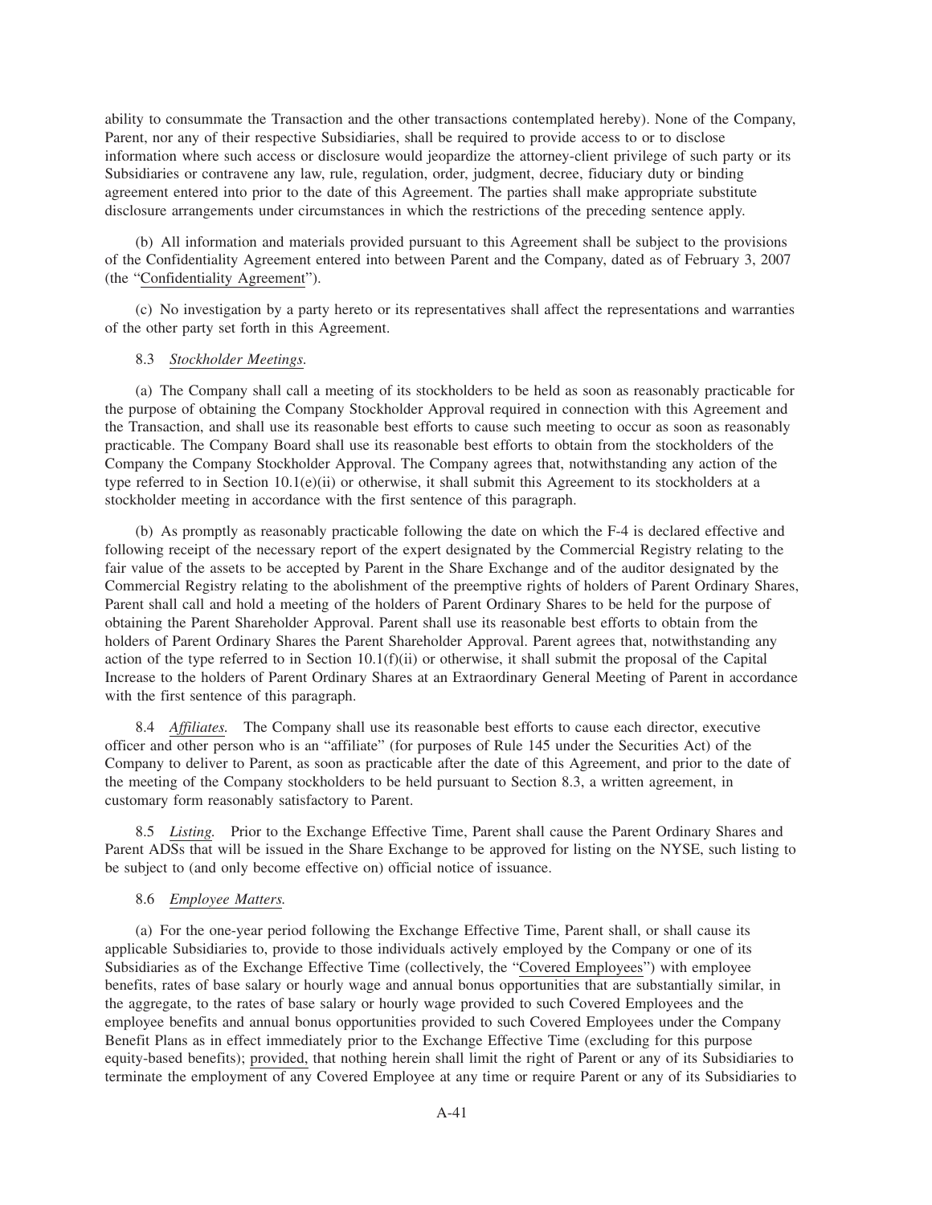ability to consummate the Transaction and the other transactions contemplated hereby). None of the Company, Parent, nor any of their respective Subsidiaries, shall be required to provide access to or to disclose information where such access or disclosure would jeopardize the attorney-client privilege of such party or its Subsidiaries or contravene any law, rule, regulation, order, judgment, decree, fiduciary duty or binding agreement entered into prior to the date of this Agreement. The parties shall make appropriate substitute disclosure arrangements under circumstances in which the restrictions of the preceding sentence apply.

(b) All information and materials provided pursuant to this Agreement shall be subject to the provisions of the Confidentiality Agreement entered into between Parent and the Company, dated as of February 3, 2007 (the "Confidentiality Agreement").

(c) No investigation by a party hereto or its representatives shall affect the representations and warranties of the other party set forth in this Agreement.

8.3 *Stockholder Meetings.*

(a) The Company shall call a meeting of its stockholders to be held as soon as reasonably practicable for the purpose of obtaining the Company Stockholder Approval required in connection with this Agreement and the Transaction, and shall use its reasonable best efforts to cause such meeting to occur as soon as reasonably practicable. The Company Board shall use its reasonable best efforts to obtain from the stockholders of the Company the Company Stockholder Approval. The Company agrees that, notwithstanding any action of the type referred to in Section 10.1(e)(ii) or otherwise, it shall submit this Agreement to its stockholders at a stockholder meeting in accordance with the first sentence of this paragraph.

(b) As promptly as reasonably practicable following the date on which the F-4 is declared effective and following receipt of the necessary report of the expert designated by the Commercial Registry relating to the fair value of the assets to be accepted by Parent in the Share Exchange and of the auditor designated by the Commercial Registry relating to the abolishment of the preemptive rights of holders of Parent Ordinary Shares, Parent shall call and hold a meeting of the holders of Parent Ordinary Shares to be held for the purpose of obtaining the Parent Shareholder Approval. Parent shall use its reasonable best efforts to obtain from the holders of Parent Ordinary Shares the Parent Shareholder Approval. Parent agrees that, notwithstanding any action of the type referred to in Section 10.1(f)(ii) or otherwise, it shall submit the proposal of the Capital Increase to the holders of Parent Ordinary Shares at an Extraordinary General Meeting of Parent in accordance with the first sentence of this paragraph.

8.4 *Affiliates.* The Company shall use its reasonable best efforts to cause each director, executive officer and other person who is an "affiliate" (for purposes of Rule 145 under the Securities Act) of the Company to deliver to Parent, as soon as practicable after the date of this Agreement, and prior to the date of the meeting of the Company stockholders to be held pursuant to Section 8.3, a written agreement, in customary form reasonably satisfactory to Parent.

8.5 *Listing.* Prior to the Exchange Effective Time, Parent shall cause the Parent Ordinary Shares and Parent ADSs that will be issued in the Share Exchange to be approved for listing on the NYSE, such listing to be subject to (and only become effective on) official notice of issuance.

8.6 *Employee Matters.*

(a) For the one-year period following the Exchange Effective Time, Parent shall, or shall cause its applicable Subsidiaries to, provide to those individuals actively employed by the Company or one of its Subsidiaries as of the Exchange Effective Time (collectively, the "Covered Employees") with employee benefits, rates of base salary or hourly wage and annual bonus opportunities that are substantially similar, in the aggregate, to the rates of base salary or hourly wage provided to such Covered Employees and the employee benefits and annual bonus opportunities provided to such Covered Employees under the Company Benefit Plans as in effect immediately prior to the Exchange Effective Time (excluding for this purpose equity-based benefits); provided, that nothing herein shall limit the right of Parent or any of its Subsidiaries to terminate the employment of any Covered Employee at any time or require Parent or any of its Subsidiaries to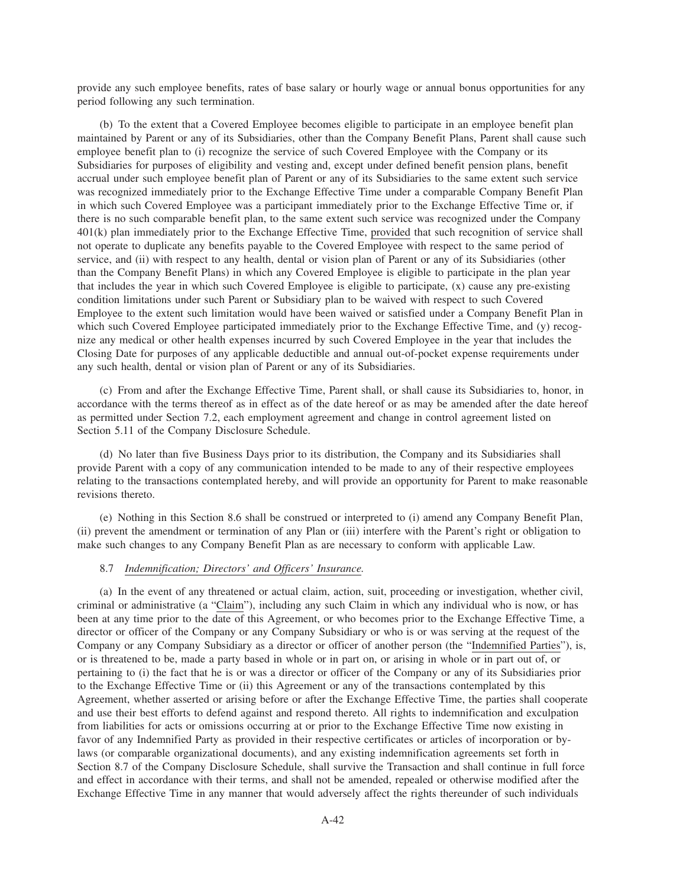provide any such employee benefits, rates of base salary or hourly wage or annual bonus opportunities for any period following any such termination.

(b) To the extent that a Covered Employee becomes eligible to participate in an employee benefit plan maintained by Parent or any of its Subsidiaries, other than the Company Benefit Plans, Parent shall cause such employee benefit plan to (i) recognize the service of such Covered Employee with the Company or its Subsidiaries for purposes of eligibility and vesting and, except under defined benefit pension plans, benefit accrual under such employee benefit plan of Parent or any of its Subsidiaries to the same extent such service was recognized immediately prior to the Exchange Effective Time under a comparable Company Benefit Plan in which such Covered Employee was a participant immediately prior to the Exchange Effective Time or, if there is no such comparable benefit plan, to the same extent such service was recognized under the Company 401(k) plan immediately prior to the Exchange Effective Time, provided that such recognition of service shall not operate to duplicate any benefits payable to the Covered Employee with respect to the same period of service, and (ii) with respect to any health, dental or vision plan of Parent or any of its Subsidiaries (other than the Company Benefit Plans) in which any Covered Employee is eligible to participate in the plan year that includes the year in which such Covered Employee is eligible to participate, (x) cause any pre-existing condition limitations under such Parent or Subsidiary plan to be waived with respect to such Covered Employee to the extent such limitation would have been waived or satisfied under a Company Benefit Plan in which such Covered Employee participated immediately prior to the Exchange Effective Time, and (y) recognize any medical or other health expenses incurred by such Covered Employee in the year that includes the Closing Date for purposes of any applicable deductible and annual out-of-pocket expense requirements under any such health, dental or vision plan of Parent or any of its Subsidiaries.

(c) From and after the Exchange Effective Time, Parent shall, or shall cause its Subsidiaries to, honor, in accordance with the terms thereof as in effect as of the date hereof or as may be amended after the date hereof as permitted under Section 7.2, each employment agreement and change in control agreement listed on Section 5.11 of the Company Disclosure Schedule.

(d) No later than five Business Days prior to its distribution, the Company and its Subsidiaries shall provide Parent with a copy of any communication intended to be made to any of their respective employees relating to the transactions contemplated hereby, and will provide an opportunity for Parent to make reasonable revisions thereto.

(e) Nothing in this Section 8.6 shall be construed or interpreted to (i) amend any Company Benefit Plan, (ii) prevent the amendment or termination of any Plan or (iii) interfere with the Parent's right or obligation to make such changes to any Company Benefit Plan as are necessary to conform with applicable Law.

8.7 *Indemnification; Directors' and Officers' Insurance.*

(a) In the event of any threatened or actual claim, action, suit, proceeding or investigation, whether civil, criminal or administrative (a "Claim"), including any such Claim in which any individual who is now, or has been at any time prior to the date of this Agreement, or who becomes prior to the Exchange Effective Time, a director or officer of the Company or any Company Subsidiary or who is or was serving at the request of the Company or any Company Subsidiary as a director or officer of another person (the "Indemnified Parties"), is, or is threatened to be, made a party based in whole or in part on, or arising in whole or in part out of, or pertaining to (i) the fact that he is or was a director or officer of the Company or any of its Subsidiaries prior to the Exchange Effective Time or (ii) this Agreement or any of the transactions contemplated by this Agreement, whether asserted or arising before or after the Exchange Effective Time, the parties shall cooperate and use their best efforts to defend against and respond thereto. All rights to indemnification and exculpation from liabilities for acts or omissions occurring at or prior to the Exchange Effective Time now existing in favor of any Indemnified Party as provided in their respective certificates or articles of incorporation or by-laws (or comparable organizational documents), and any existing indemnification agreements set forth in Section 8.7 of the Company Disclosure Schedule, shall survive the Transaction and shall continue in full force and effect in accordance with their terms, and shall not be amended, repealed or otherwise modified after the Exchange Effective Time in any manner that would adversely affect the rights thereunder of such individuals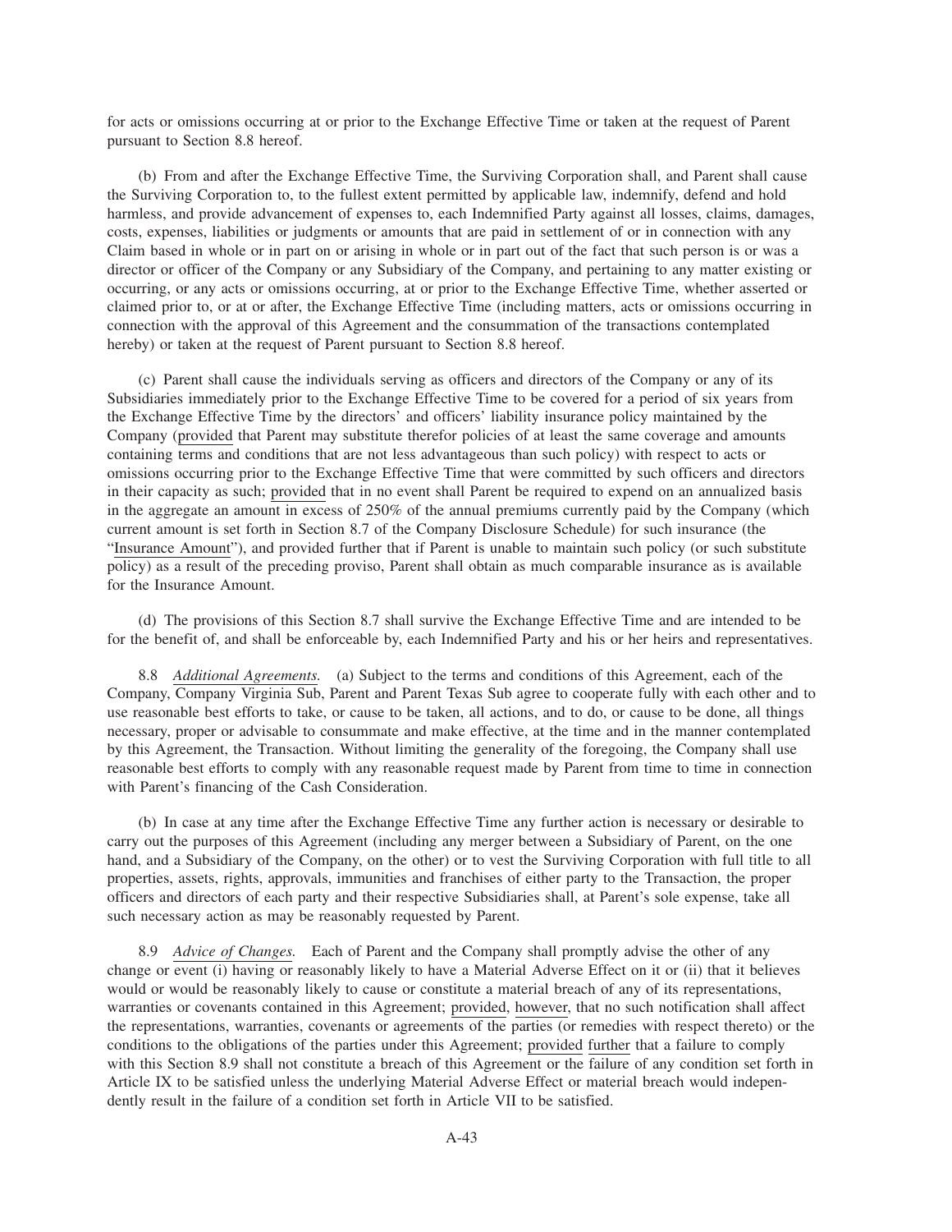for acts or omissions occurring at or prior to the Exchange Effective Time or taken at the request of Parent pursuant to Section 8.8 hereof.

(b) From and after the Exchange Effective Time, the Surviving Corporation shall, and Parent shall cause the Surviving Corporation to, to the fullest extent permitted by applicable law, indemnify, defend and hold harmless, and provide advancement of expenses to, each Indemnified Party against all losses, claims, damages, costs, expenses, liabilities or judgments or amounts that are paid in settlement of or in connection with any Claim based in whole or in part on or arising in whole or in part out of the fact that such person is or was a director or officer of the Company or any Subsidiary of the Company, and pertaining to any matter existing or occurring, or any acts or omissions occurring, at or prior to the Exchange Effective Time, whether asserted or claimed prior to, or at or after, the Exchange Effective Time (including matters, acts or omissions occurring in connection with the approval of this Agreement and the consummation of the transactions contemplated hereby) or taken at the request of Parent pursuant to Section 8.8 hereof.

(c) Parent shall cause the individuals serving as officers and directors of the Company or any of its Subsidiaries immediately prior to the Exchange Effective Time to be covered for a period of six years from the Exchange Effective Time by the directors' and officers' liability insurance policy maintained by the Company (provided that Parent may substitute therefor policies of at least the same coverage and amounts containing terms and conditions that are not less advantageous than such policy) with respect to acts or omissions occurring prior to the Exchange Effective Time that were committed by such officers and directors in their capacity as such; provided that in no event shall Parent be required to expend on an annualized basis in the aggregate an amount in excess of 250% of the annual premiums currently paid by the Company (which current amount is set forth in Section 8.7 of the Company Disclosure Schedule) for such insurance (the "Insurance Amount"), and provided further that if Parent is unable to maintain such policy (or such substitute policy) as a result of the preceding proviso, Parent shall obtain as much comparable insurance as is available for the Insurance Amount.

(d) The provisions of this Section 8.7 shall survive the Exchange Effective Time and are intended to be for the benefit of, and shall be enforceable by, each Indemnified Party and his or her heirs and representatives.

8.8 *Additional Agreements.* (a) Subject to the terms and conditions of this Agreement, each of the Company, Company Virginia Sub, Parent and Parent Texas Sub agree to cooperate fully with each other and to use reasonable best efforts to take, or cause to be taken, all actions, and to do, or cause to be done, all things necessary, proper or advisable to consummate and make effective, at the time and in the manner contemplated by this Agreement, the Transaction. Without limiting the generality of the foregoing, the Company shall use reasonable best efforts to comply with any reasonable request made by Parent from time to time in connection with Parent's financing of the Cash Consideration.

(b) In case at any time after the Exchange Effective Time any further action is necessary or desirable to carry out the purposes of this Agreement (including any merger between a Subsidiary of Parent, on the one hand, and a Subsidiary of the Company, on the other) or to vest the Surviving Corporation with full title to all properties, assets, rights, approvals, immunities and franchises of either party to the Transaction, the proper officers and directors of each party and their respective Subsidiaries shall, at Parent's sole expense, take all such necessary action as may be reasonably requested by Parent.

8.9 *Advice of Changes.* Each of Parent and the Company shall promptly advise the other of any change or event (i) having or reasonably likely to have a Material Adverse Effect on it or (ii) that it believes would or would be reasonably likely to cause or constitute a material breach of any of its representations, warranties or covenants contained in this Agreement; provided, however, that no such notification shall affect the representations, warranties, covenants or agreements of the parties (or remedies with respect thereto) or the conditions to the obligations of the parties under this Agreement; provided further that a failure to comply with this Section 8.9 shall not constitute a breach of this Agreement or the failure of any condition set forth in Article IX to be satisfied unless the underlying Material Adverse Effect or material breach would independently result in the failure of a condition set forth in Article VII to be satisfied.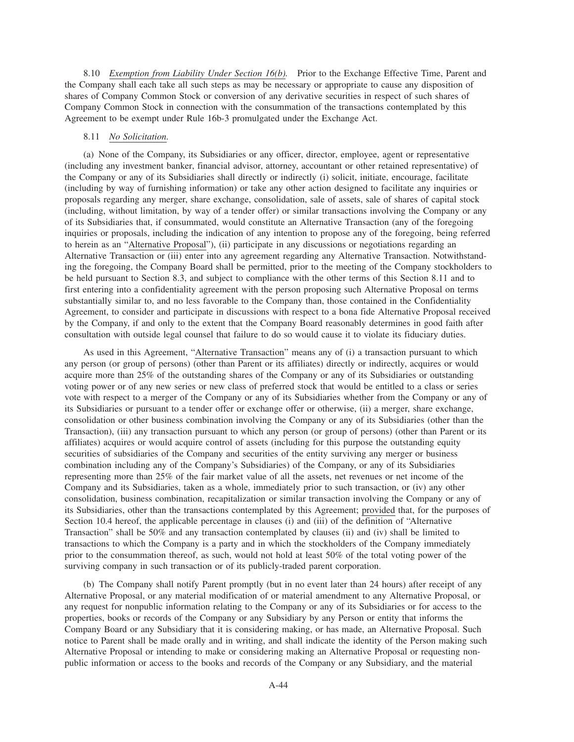8.10 *Exemption from Liability Under Section 16(b).* Prior to the Exchange Effective Time, Parent and the Company shall each take all such steps as may be necessary or appropriate to cause any disposition of shares of Company Common Stock or conversion of any derivative securities in respect of such shares of Company Common Stock in connection with the consummation of the transactions contemplated by this Agreement to be exempt under Rule 16b-3 promulgated under the Exchange Act.

8.11 *No Solicitation.*

(a) None of the Company, its Subsidiaries or any officer, director, employee, agent or representative (including any investment banker, financial advisor, attorney, accountant or other retained representative) of the Company or any of its Subsidiaries shall directly or indirectly (i) solicit, initiate, encourage, facilitate (including by way of furnishing information) or take any other action designed to facilitate any inquiries or proposals regarding any merger, share exchange, consolidation, sale of assets, sale of shares of capital stock (including, without limitation, by way of a tender offer) or similar transactions involving the Company or any of its Subsidiaries that, if consummated, would constitute an Alternative Transaction (any of the foregoing inquiries or proposals, including the indication of any intention to propose any of the foregoing, being referred to herein as an "Alternative Proposal"), (ii) participate in any discussions or negotiations regarding an Alternative Transaction or (iii) enter into any agreement regarding any Alternative Transaction. Notwithstanding the foregoing, the Company Board shall be permitted, prior to the meeting of the Company stockholders to be held pursuant to Section 8.3, and subject to compliance with the other terms of this Section 8.11 and to first entering into a confidentiality agreement with the person proposing such Alternative Proposal on terms substantially similar to, and no less favorable to the Company than, those contained in the Confidentiality Agreement, to consider and participate in discussions with respect to a bona fide Alternative Proposal received by the Company, if and only to the extent that the Company Board reasonably determines in good faith after consultation with outside legal counsel that failure to do so would cause it to violate its fiduciary duties.

As used in this Agreement, "Alternative Transaction" means any of (i) a transaction pursuant to which any person (or group of persons) (other than Parent or its affiliates) directly or indirectly, acquires or would acquire more than 25% of the outstanding shares of the Company or any of its Subsidiaries or outstanding voting power or of any new series or new class of preferred stock that would be entitled to a class or series vote with respect to a merger of the Company or any of its Subsidiaries whether from the Company or any of its Subsidiaries or pursuant to a tender offer or exchange offer or otherwise, (ii) a merger, share exchange, consolidation or other business combination involving the Company or any of its Subsidiaries (other than the Transaction), (iii) any transaction pursuant to which any person (or group of persons) (other than Parent or its affiliates) acquires or would acquire control of assets (including for this purpose the outstanding equity securities of subsidiaries of the Company and securities of the entity surviving any merger or business combination including any of the Company's Subsidiaries) of the Company, or any of its Subsidiaries representing more than 25% of the fair market value of all the assets, net revenues or net income of the Company and its Subsidiaries, taken as a whole, immediately prior to such transaction, or (iv) any other consolidation, business combination, recapitalization or similar transaction involving the Company or any of its Subsidiaries, other than the transactions contemplated by this Agreement; provided that, for the purposes of Section 10.4 hereof, the applicable percentage in clauses (i) and (iii) of the definition of "Alternative Transaction" shall be 50% and any transaction contemplated by clauses (ii) and (iv) shall be limited to transactions to which the Company is a party and in which the stockholders of the Company immediately prior to the consummation thereof, as such, would not hold at least 50% of the total voting power of the surviving company in such transaction or of its publicly-traded parent corporation.

(b) The Company shall notify Parent promptly (but in no event later than 24 hours) after receipt of any Alternative Proposal, or any material modification of or material amendment to any Alternative Proposal, or any request for nonpublic information relating to the Company or any of its Subsidiaries or for access to the properties, books or records of the Company or any Subsidiary by any Person or entity that informs the Company Board or any Subsidiary that it is considering making, or has made, an Alternative Proposal. Such notice to Parent shall be made orally and in writing, and shall indicate the identity of the Person making such Alternative Proposal or intending to make or considering making an Alternative Proposal or requesting non-public information or access to the books and records of the Company or any Subsidiary, and the material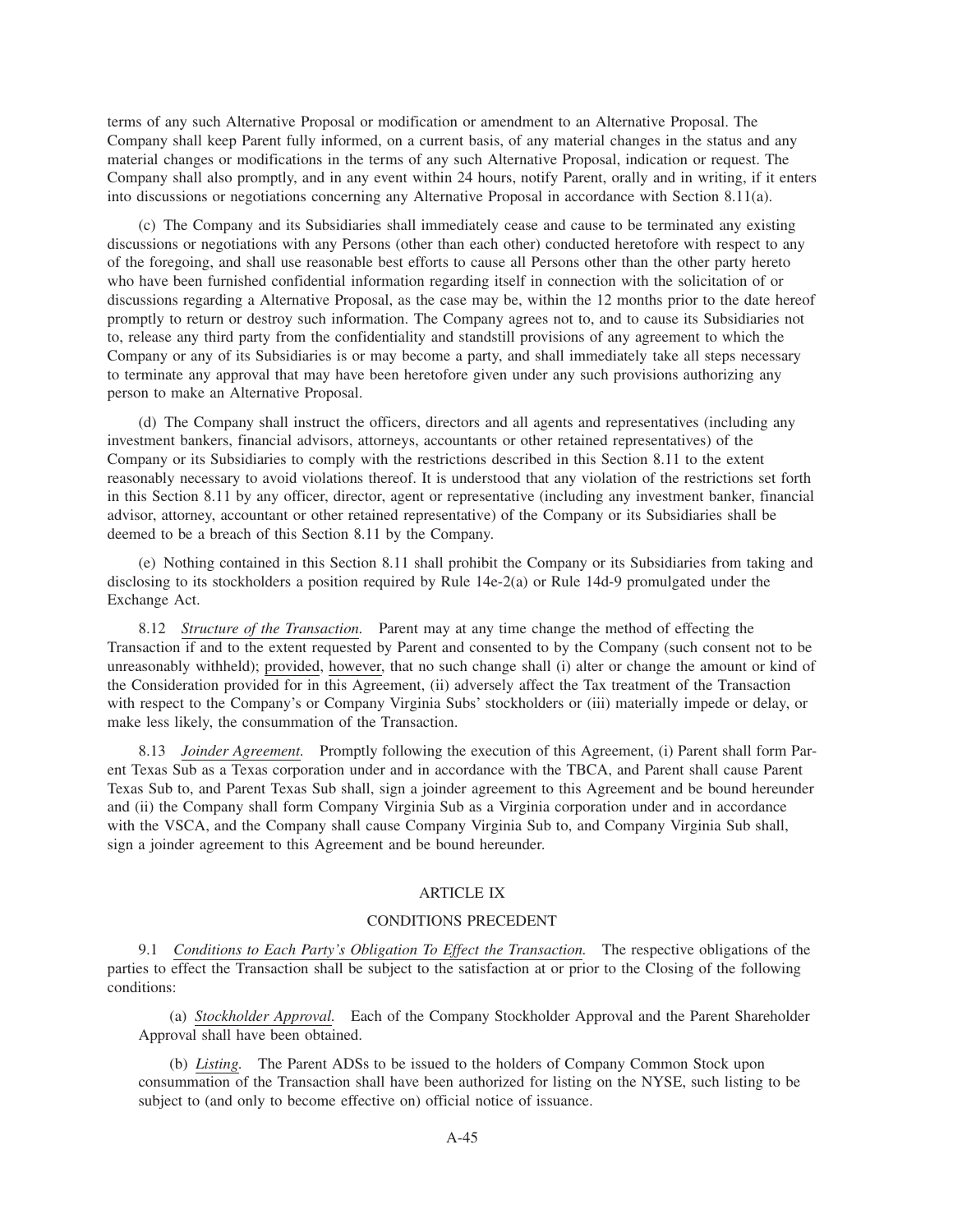terms of any such Alternative Proposal or modification or amendment to an Alternative Proposal. The Company shall keep Parent fully informed, on a current basis, of any material changes in the status and any material changes or modifications in the terms of any such Alternative Proposal, indication or request. The Company shall also promptly, and in any event within 24 hours, notify Parent, orally and in writing, if it enters into discussions or negotiations concerning any Alternative Proposal in accordance with Section 8.11(a).

(c) The Company and its Subsidiaries shall immediately cease and cause to be terminated any existing discussions or negotiations with any Persons (other than each other) conducted heretofore with respect to any of the foregoing, and shall use reasonable best efforts to cause all Persons other than the other party hereto who have been furnished confidential information regarding itself in connection with the solicitation of or discussions regarding a Alternative Proposal, as the case may be, within the 12 months prior to the date hereof promptly to return or destroy such information. The Company agrees not to, and to cause its Subsidiaries not to, release any third party from the confidentiality and standstill provisions of any agreement to which the Company or any of its Subsidiaries is or may become a party, and shall immediately take all steps necessary to terminate any approval that may have been heretofore given under any such provisions authorizing any person to make an Alternative Proposal.

(d) The Company shall instruct the officers, directors and all agents and representatives (including any investment bankers, financial advisors, attorneys, accountants or other retained representatives) of the Company or its Subsidiaries to comply with the restrictions described in this Section 8.11 to the extent reasonably necessary to avoid violations thereof. It is understood that any violation of the restrictions set forth in this Section 8.11 by any officer, director, agent or representative (including any investment banker, financial advisor, attorney, accountant or other retained representative) of the Company or its Subsidiaries shall be deemed to be a breach of this Section 8.11 by the Company.

(e) Nothing contained in this Section 8.11 shall prohibit the Company or its Subsidiaries from taking and disclosing to its stockholders a position required by Rule 14e-2(a) or Rule 14d-9 promulgated under the Exchange Act.

8.12 *Structure of the Transaction.* Parent may at any time change the method of effecting the Transaction if and to the extent requested by Parent and consented to by the Company (such consent not to be unreasonably withheld); provided, however, that no such change shall (i) alter or change the amount or kind of the Consideration provided for in this Agreement, (ii) adversely affect the Tax treatment of the Transaction with respect to the Company's or Company Virginia Subs' stockholders or (iii) materially impede or delay, or make less likely, the consummation of the Transaction.

8.13 *Joinder Agreement.* Promptly following the execution of this Agreement, (i) Parent shall form Parent Texas Sub as a Texas corporation under and in accordance with the TBCA, and Parent shall cause Parent Texas Sub to, and Parent Texas Sub shall, sign a joinder agreement to this Agreement and be bound hereunder and (ii) the Company shall form Company Virginia Sub as a Virginia corporation under and in accordance with the VSCA, and the Company shall cause Company Virginia Sub to, and Company Virginia Sub shall, sign a joinder agreement to this Agreement and be bound hereunder.

## ARTICLE IX

## CONDITIONS PRECEDENT

9.1 *Conditions to Each Party's Obligation To Effect the Transaction.* The respective obligations of the parties to effect the Transaction shall be subject to the satisfaction at or prior to the Closing of the following conditions:

(a) *Stockholder Approval.* Each of the Company Stockholder Approval and the Parent Shareholder Approval shall have been obtained.

(b) *Listing.* The Parent ADSs to be issued to the holders of Company Common Stock upon consummation of the Transaction shall have been authorized for listing on the NYSE, such listing to be subject to (and only to become effective on) official notice of issuance.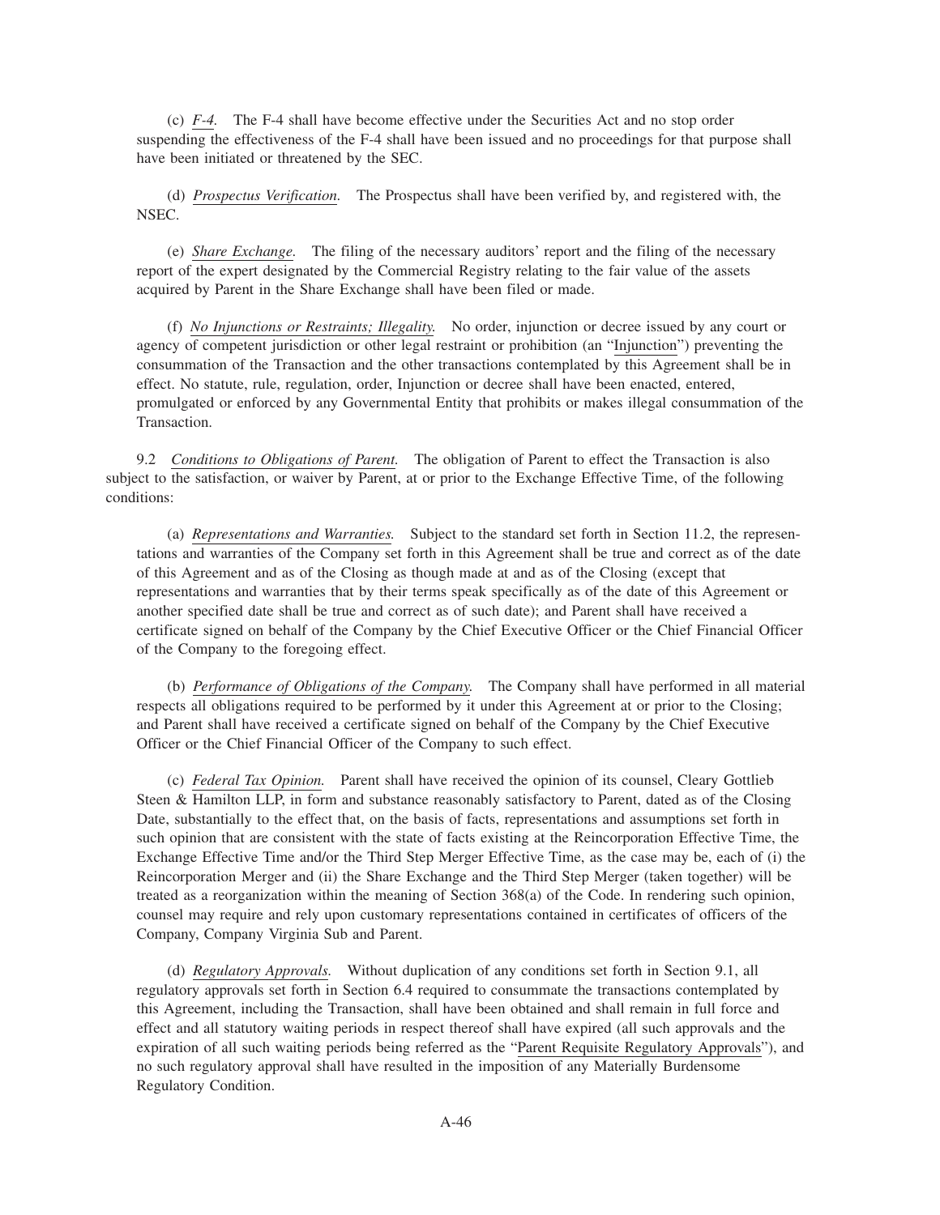(c) *F-4*. The F-4 shall have become effective under the Securities Act and no stop order suspending the effectiveness of the F-4 shall have been issued and no proceedings for that purpose shall have been initiated or threatened by the SEC.

(d) *Prospectus Verification*. The Prospectus shall have been verified by, and registered with, the NSEC.

(e) *Share Exchange*. The filing of the necessary auditors' report and the filing of the necessary report of the expert designated by the Commercial Registry relating to the fair value of the assets acquired by Parent in the Share Exchange shall have been filed or made.

(f) *No Injunctions or Restraints; Illegality*. No order, injunction or decree issued by any court or agency of competent jurisdiction or other legal restraint or prohibition (an "Injunction") preventing the consummation of the Transaction and the other transactions contemplated by this Agreement shall be in effect. No statute, rule, regulation, order, Injunction or decree shall have been enacted, entered, promulgated or enforced by any Governmental Entity that prohibits or makes illegal consummation of the Transaction.

9.2 *Conditions to Obligations of Parent*. The obligation of Parent to effect the Transaction is also subject to the satisfaction, or waiver by Parent, at or prior to the Exchange Effective Time, of the following conditions:

(a) *Representations and Warranties*. Subject to the standard set forth in Section 11.2, the representations and warranties of the Company set forth in this Agreement shall be true and correct as of the date of this Agreement and as of the Closing as though made at and as of the Closing (except that representations and warranties that by their terms speak specifically as of the date of this Agreement or another specified date shall be true and correct as of such date); and Parent shall have received a certificate signed on behalf of the Company by the Chief Executive Officer or the Chief Financial Officer of the Company to the foregoing effect.

(b) *Performance of Obligations of the Company*. The Company shall have performed in all material respects all obligations required to be performed by it under this Agreement at or prior to the Closing; and Parent shall have received a certificate signed on behalf of the Company by the Chief Executive Officer or the Chief Financial Officer of the Company to such effect.

(c) *Federal Tax Opinion*. Parent shall have received the opinion of its counsel, Cleary Gottlieb Steen & Hamilton LLP, in form and substance reasonably satisfactory to Parent, dated as of the Closing Date, substantially to the effect that, on the basis of facts, representations and assumptions set forth in such opinion that are consistent with the state of facts existing at the Reincorporation Effective Time, the Exchange Effective Time and/or the Third Step Merger Effective Time, as the case may be, each of (i) the Reincorporation Merger and (ii) the Share Exchange and the Third Step Merger (taken together) will be treated as a reorganization within the meaning of Section 368(a) of the Code. In rendering such opinion, counsel may require and rely upon customary representations contained in certificates of officers of the Company, Company Virginia Sub and Parent.

(d) *Regulatory Approvals*. Without duplication of any conditions set forth in Section 9.1, all regulatory approvals set forth in Section 6.4 required to consummate the transactions contemplated by this Agreement, including the Transaction, shall have been obtained and shall remain in full force and effect and all statutory waiting periods in respect thereof shall have expired (all such approvals and the expiration of all such waiting periods being referred as the "Parent Requisite Regulatory Approvals"), and no such regulatory approval shall have resulted in the imposition of any Materially Burdensome Regulatory Condition.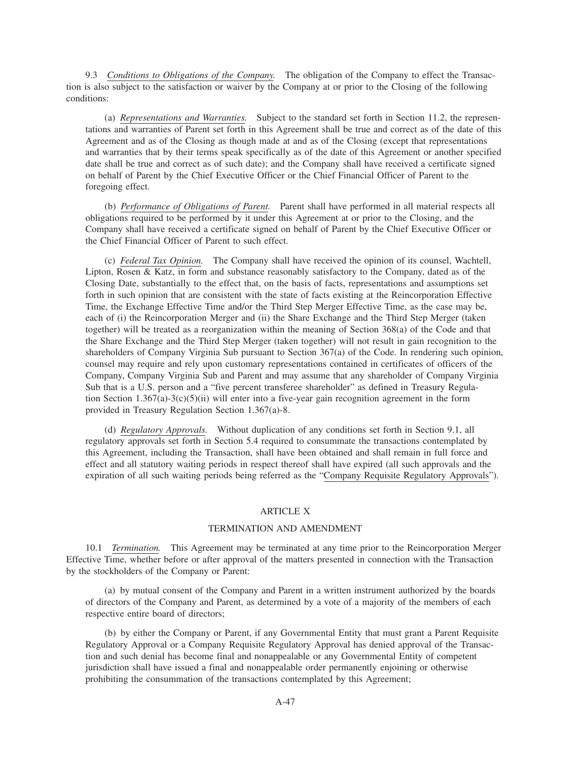9.3 *Conditions to Obligations of the Company.* The obligation of the Company to effect the Transaction is also subject to the satisfaction or waiver by the Company at or prior to the Closing of the following conditions:

(a) *Representations and Warranties.* Subject to the standard set forth in Section 11.2, the representations and warranties of Parent set forth in this Agreement shall be true and correct as of the date of this Agreement and as of the Closing as though made at and as of the Closing (except that representations and warranties that by their terms speak specifically as of the date of this Agreement or another specified date shall be true and correct as of such date); and the Company shall have received a certificate signed on behalf of Parent by the Chief Executive Officer or the Chief Financial Officer of Parent to the foregoing effect.

(b) *Performance of Obligations of Parent.* Parent shall have performed in all material respects all obligations required to be performed by it under this Agreement at or prior to the Closing, and the Company shall have received a certificate signed on behalf of Parent by the Chief Executive Officer or the Chief Financial Officer of Parent to such effect.

(c) *Federal Tax Opinion.* The Company shall have received the opinion of its counsel, Wachtell, Lipton, Rosen & Katz, in form and substance reasonably satisfactory to the Company, dated as of the Closing Date, substantially to the effect that, on the basis of facts, representations and assumptions set forth in such opinion that are consistent with the state of facts existing at the Reincorporation Effective Time, the Exchange Effective Time and/or the Third Step Merger Effective Time, as the case may be, each of (i) the Reincorporation Merger and (ii) the Share Exchange and the Third Step Merger (taken together) will be treated as a reorganization within the meaning of Section 368(a) of the Code and that the Share Exchange and the Third Step Merger (taken together) will not result in gain recognition to the shareholders of Company Virginia Sub pursuant to Section 367(a) of the Code. In rendering such opinion, counsel may require and rely upon customary representations contained in certificates of officers of the Company, Company Virginia Sub and Parent and may assume that any shareholder of Company Virginia Sub that is a U.S. person and a "five percent transferee shareholder" as defined in Treasury Regulation Section 1.367(a)-3(c)(5)(ii) will enter into a five-year gain recognition agreement in the form provided in Treasury Regulation Section 1.367(a)-8.

(d) *Regulatory Approvals.* Without duplication of any conditions set forth in Section 9.1, all regulatory approvals set forth in Section 5.4 required to consummate the transactions contemplated by this Agreement, including the Transaction, shall have been obtained and shall remain in full force and effect and all statutory waiting periods in respect thereof shall have expired (all such approvals and the expiration of all such waiting periods being referred as the "Company Requisite Regulatory Approvals").

## ARTICLE X

## TERMINATION AND AMENDMENT

10.1 *Termination.* This Agreement may be terminated at any time prior to the Reincorporation Merger Effective Time, whether before or after approval of the matters presented in connection with the Transaction by the stockholders of the Company or Parent:

(a) by mutual consent of the Company and Parent in a written instrument authorized by the boards of directors of the Company and Parent, as determined by a vote of a majority of the members of each respective entire board of directors;

(b) by either the Company or Parent, if any Governmental Entity that must grant a Parent Requisite Regulatory Approval or a Company Requisite Regulatory Approval has denied approval of the Transaction and such denial has become final and nonappealable or any Governmental Entity of competent jurisdiction shall have issued a final and nonappealable order permanently enjoining or otherwise prohibiting the consummation of the transactions contemplated by this Agreement;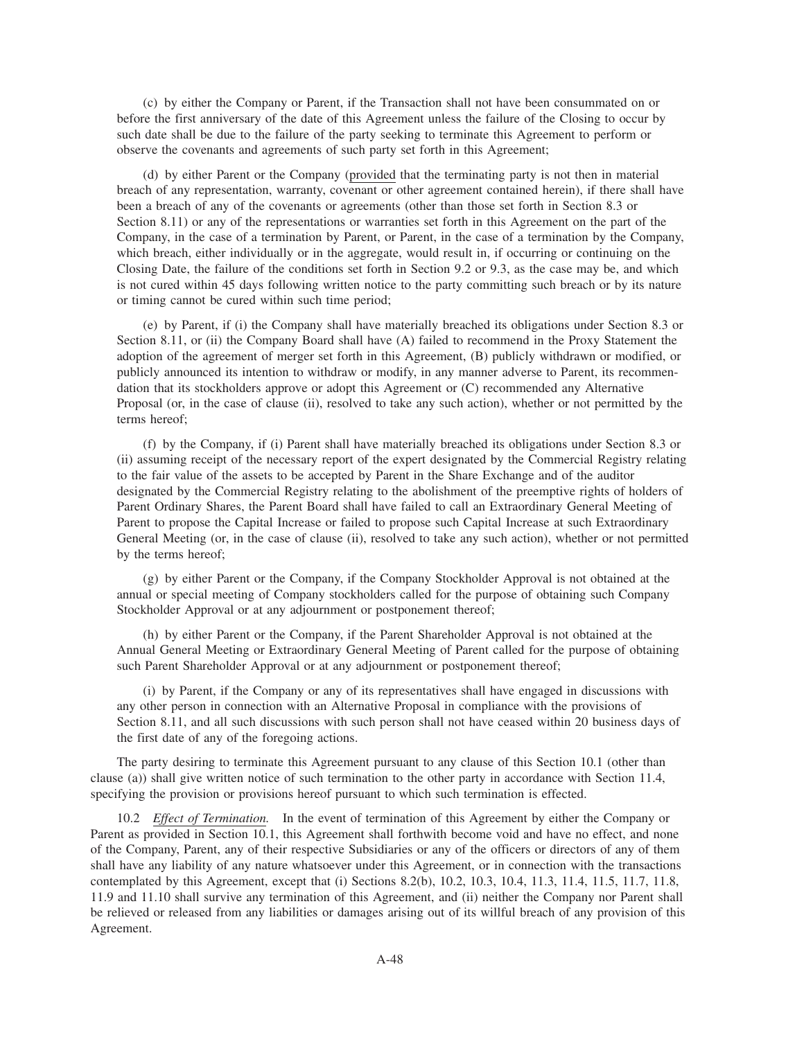(c) by either the Company or Parent, if the Transaction shall not have been consummated on or before the first anniversary of the date of this Agreement unless the failure of the Closing to occur by such date shall be due to the failure of the party seeking to terminate this Agreement to perform or observe the covenants and agreements of such party set forth in this Agreement;

(d) by either Parent or the Company (provided that the terminating party is not then in material breach of any representation, warranty, covenant or other agreement contained herein), if there shall have been a breach of any of the covenants or agreements (other than those set forth in Section 8.3 or Section 8.11) or any of the representations or warranties set forth in this Agreement on the part of the Company, in the case of a termination by Parent, or Parent, in the case of a termination by the Company, which breach, either individually or in the aggregate, would result in, if occurring or continuing on the Closing Date, the failure of the conditions set forth in Section 9.2 or 9.3, as the case may be, and which is not cured within 45 days following written notice to the party committing such breach or by its nature or timing cannot be cured within such time period;

(e) by Parent, if (i) the Company shall have materially breached its obligations under Section 8.3 or Section 8.11, or (ii) the Company Board shall have (A) failed to recommend in the Proxy Statement the adoption of the agreement of merger set forth in this Agreement, (B) publicly withdrawn or modified, or publicly announced its intention to withdraw or modify, in any manner adverse to Parent, its recommendation that its stockholders approve or adopt this Agreement or (C) recommended any Alternative Proposal (or, in the case of clause (ii), resolved to take any such action), whether or not permitted by the terms hereof;

(f) by the Company, if (i) Parent shall have materially breached its obligations under Section 8.3 or (ii) assuming receipt of the necessary report of the expert designated by the Commercial Registry relating to the fair value of the assets to be accepted by Parent in the Share Exchange and of the auditor designated by the Commercial Registry relating to the abolishment of the preemptive rights of holders of Parent Ordinary Shares, the Parent Board shall have failed to call an Extraordinary General Meeting of Parent to propose the Capital Increase or failed to propose such Capital Increase at such Extraordinary General Meeting (or, in the case of clause (ii), resolved to take any such action), whether or not permitted by the terms hereof;

(g) by either Parent or the Company, if the Company Stockholder Approval is not obtained at the annual or special meeting of Company stockholders called for the purpose of obtaining such Company Stockholder Approval or at any adjournment or postponement thereof;

(h) by either Parent or the Company, if the Parent Shareholder Approval is not obtained at the Annual General Meeting or Extraordinary General Meeting of Parent called for the purpose of obtaining such Parent Shareholder Approval or at any adjournment or postponement thereof;

(i) by Parent, if the Company or any of its representatives shall have engaged in discussions with any other person in connection with an Alternative Proposal in compliance with the provisions of Section 8.11, and all such discussions with such person shall not have ceased within 20 business days of the first date of any of the foregoing actions.

The party desiring to terminate this Agreement pursuant to any clause of this Section 10.1 (other than clause (a)) shall give written notice of such termination to the other party in accordance with Section 11.4, specifying the provision or provisions hereof pursuant to which such termination is effected.

10.2 *Effect of Termination.* In the event of termination of this Agreement by either the Company or Parent as provided in Section 10.1, this Agreement shall forthwith become void and have no effect, and none of the Company, Parent, any of their respective Subsidiaries or any of the officers or directors of any of them shall have any liability of any nature whatsoever under this Agreement, or in connection with the transactions contemplated by this Agreement, except that (i) Sections 8.2(b), 10.2, 10.3, 10.4, 11.3, 11.4, 11.5, 11.7, 11.8, 11.9 and 11.10 shall survive any termination of this Agreement, and (ii) neither the Company nor Parent shall be relieved or released from any liabilities or damages arising out of its willful breach of any provision of this Agreement.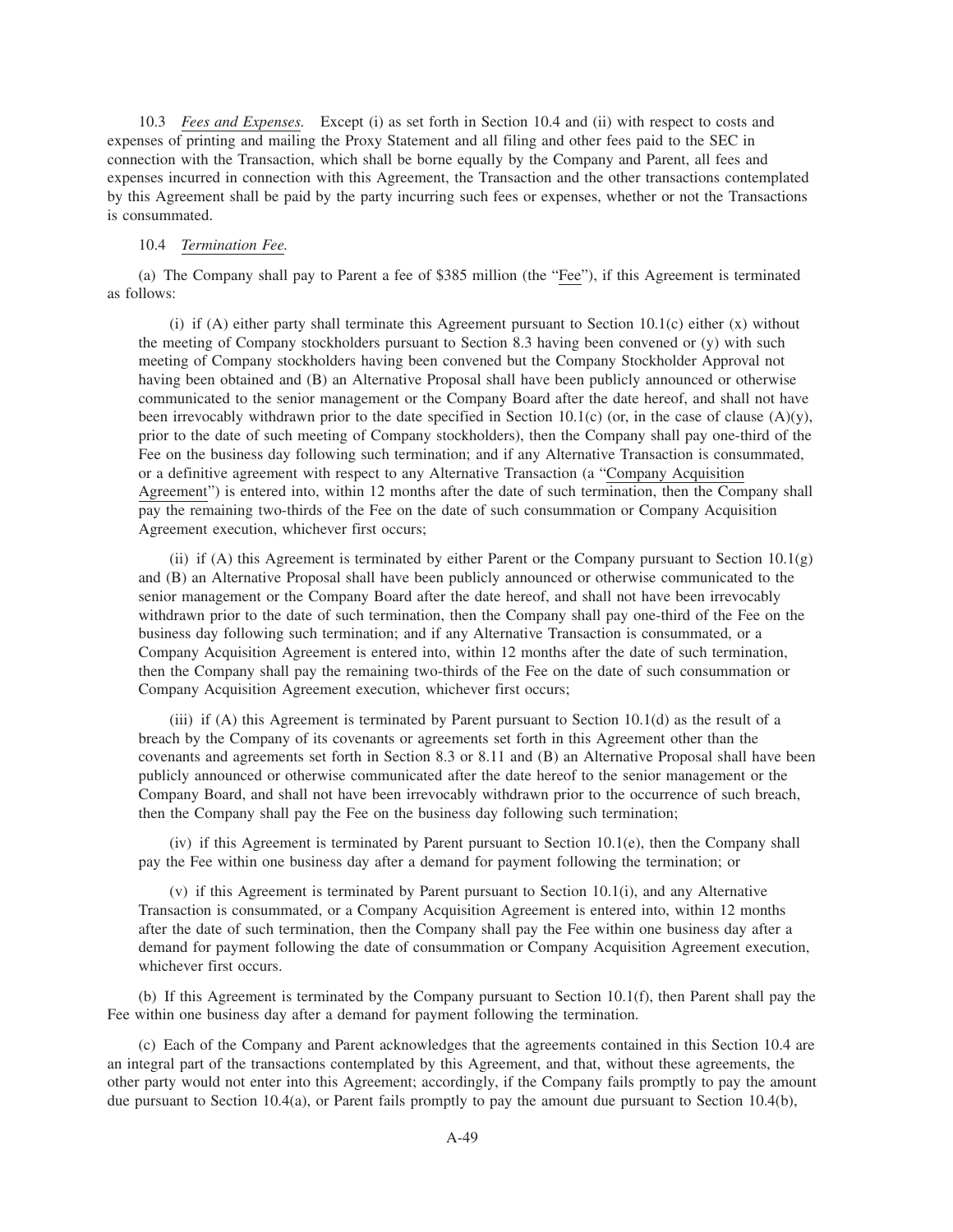10.3 *Fees and Expenses.* Except (i) as set forth in Section 10.4 and (ii) with respect to costs and expenses of printing and mailing the Proxy Statement and all filing and other fees paid to the SEC in connection with the Transaction, which shall be borne equally by the Company and Parent, all fees and expenses incurred in connection with this Agreement, the Transaction and the other transactions contemplated by this Agreement shall be paid by the party incurring such fees or expenses, whether or not the Transactions is consummated.

10.4 *Termination Fee.*

(a) The Company shall pay to Parent a fee of $385 million (the "Fee"), if this Agreement is terminated as follows:

(i) if (A) either party shall terminate this Agreement pursuant to Section 10.1(c) either (x) without the meeting of Company stockholders pursuant to Section 8.3 having been convened or (y) with such meeting of Company stockholders having been convened but the Company Stockholder Approval not having been obtained and (B) an Alternative Proposal shall have been publicly announced or otherwise communicated to the senior management or the Company Board after the date hereof, and shall not have been irrevocably withdrawn prior to the date specified in Section 10.1(c) (or, in the case of clause (A)(y), prior to the date of such meeting of Company stockholders), then the Company shall pay one-third of the Fee on the business day following such termination; and if any Alternative Transaction is consummated, or a definitive agreement with respect to any Alternative Transaction (a "Company Acquisition Agreement") is entered into, within 12 months after the date of such termination, then the Company shall pay the remaining two-thirds of the Fee on the date of such consummation or Company Acquisition Agreement execution, whichever first occurs;

(ii) if (A) this Agreement is terminated by either Parent or the Company pursuant to Section 10.1(g) and (B) an Alternative Proposal shall have been publicly announced or otherwise communicated to the senior management or the Company Board after the date hereof, and shall not have been irrevocably withdrawn prior to the date of such termination, then the Company shall pay one-third of the Fee on the business day following such termination; and if any Alternative Transaction is consummated, or a Company Acquisition Agreement is entered into, within 12 months after the date of such termination, then the Company shall pay the remaining two-thirds of the Fee on the date of such consummation or Company Acquisition Agreement execution, whichever first occurs;

(iii) if (A) this Agreement is terminated by Parent pursuant to Section 10.1(d) as the result of a breach by the Company of its covenants or agreements set forth in this Agreement other than the covenants and agreements set forth in Section 8.3 or 8.11 and (B) an Alternative Proposal shall have been publicly announced or otherwise communicated after the date hereof to the senior management or the Company Board, and shall not have been irrevocably withdrawn prior to the occurrence of such breach, then the Company shall pay the Fee on the business day following such termination;

(iv) if this Agreement is terminated by Parent pursuant to Section 10.1(e), then the Company shall pay the Fee within one business day after a demand for payment following the termination; or

(v) if this Agreement is terminated by Parent pursuant to Section 10.1(i), and any Alternative Transaction is consummated, or a Company Acquisition Agreement is entered into, within 12 months after the date of such termination, then the Company shall pay the Fee within one business day after a demand for payment following the date of consummation or Company Acquisition Agreement execution, whichever first occurs.

(b) If this Agreement is terminated by the Company pursuant to Section 10.1(f), then Parent shall pay the Fee within one business day after a demand for payment following the termination.

(c) Each of the Company and Parent acknowledges that the agreements contained in this Section 10.4 are an integral part of the transactions contemplated by this Agreement, and that, without these agreements, the other party would not enter into this Agreement; accordingly, if the Company fails promptly to pay the amount due pursuant to Section 10.4(a), or Parent fails promptly to pay the amount due pursuant to Section 10.4(b),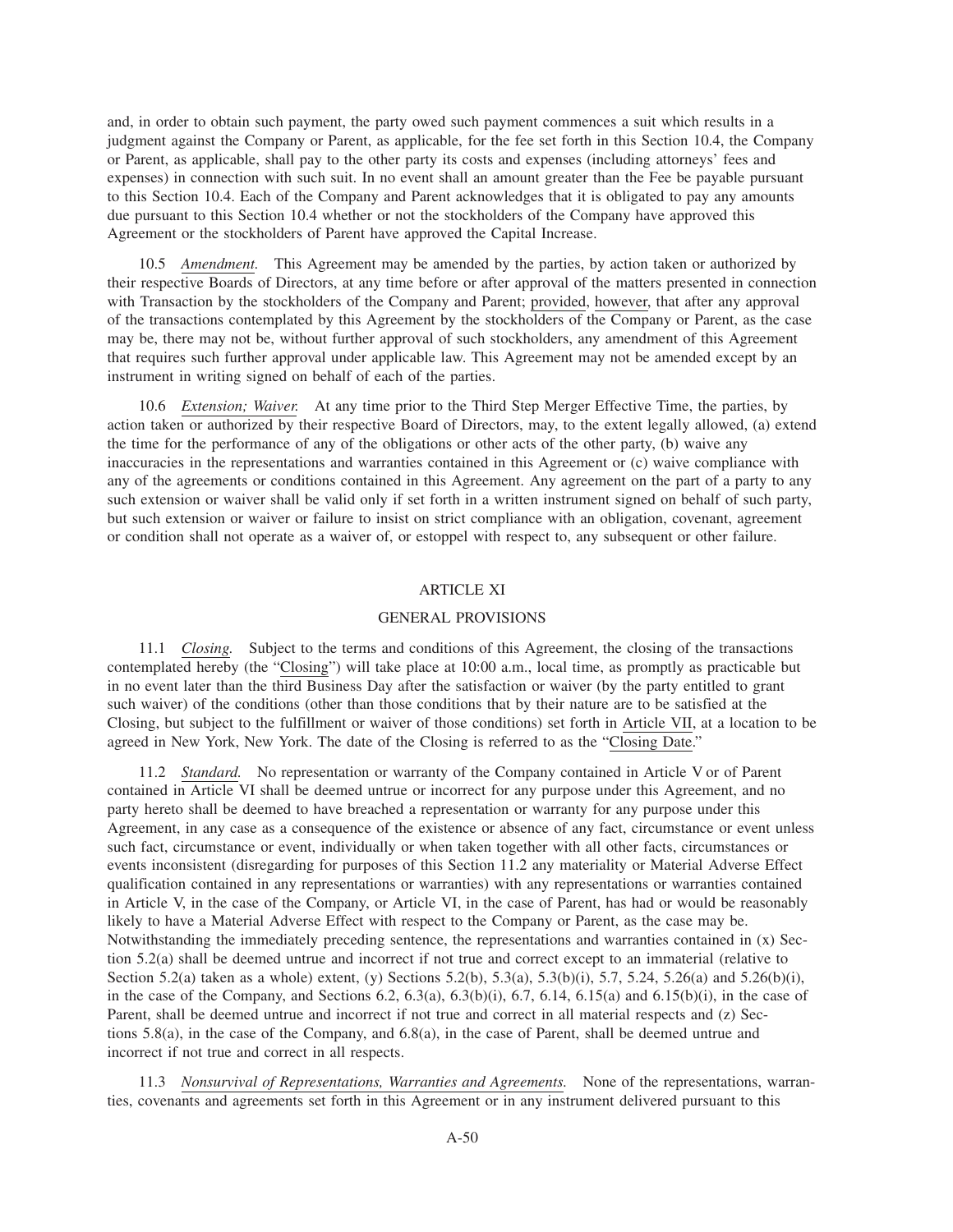and, in order to obtain such payment, the party owed such payment commences a suit which results in a judgment against the Company or Parent, as applicable, for the fee set forth in this Section 10.4, the Company or Parent, as applicable, shall pay to the other party its costs and expenses (including attorneys' fees and expenses) in connection with such suit. In no event shall an amount greater than the Fee be payable pursuant to this Section 10.4. Each of the Company and Parent acknowledges that it is obligated to pay any amounts due pursuant to this Section 10.4 whether or not the stockholders of the Company have approved this Agreement or the stockholders of Parent have approved the Capital Increase.

10.5 *Amendment.* This Agreement may be amended by the parties, by action taken or authorized by their respective Boards of Directors, at any time before or after approval of the matters presented in connection with Transaction by the stockholders of the Company and Parent; provided, however, that after any approval of the transactions contemplated by this Agreement by the stockholders of the Company or Parent, as the case may be, there may not be, without further approval of such stockholders, any amendment of this Agreement that requires such further approval under applicable law. This Agreement may not be amended except by an instrument in writing signed on behalf of each of the parties.

10.6 *Extension; Waiver.* At any time prior to the Third Step Merger Effective Time, the parties, by action taken or authorized by their respective Board of Directors, may, to the extent legally allowed, (a) extend the time for the performance of any of the obligations or other acts of the other party, (b) waive any inaccuracies in the representations and warranties contained in this Agreement or (c) waive compliance with any of the agreements or conditions contained in this Agreement. Any agreement on the part of a party to any such extension or waiver shall be valid only if set forth in a written instrument signed on behalf of such party, but such extension or waiver or failure to insist on strict compliance with an obligation, covenant, agreement or condition shall not operate as a waiver of, or estoppel with respect to, any subsequent or other failure.

## ARTICLE XI

## GENERAL PROVISIONS

11.1 *Closing.* Subject to the terms and conditions of this Agreement, the closing of the transactions contemplated hereby (the "Closing") will take place at 10:00 a.m., local time, as promptly as practicable but in no event later than the third Business Day after the satisfaction or waiver (by the party entitled to grant such waiver) of the conditions (other than those conditions that by their nature are to be satisfied at the Closing, but subject to the fulfillment or waiver of those conditions) set forth in Article VII, at a location to be agreed in New York, New York. The date of the Closing is referred to as the "Closing Date."

11.2 *Standard.* No representation or warranty of the Company contained in Article V or of Parent contained in Article VI shall be deemed untrue or incorrect for any purpose under this Agreement, and no party hereto shall be deemed to have breached a representation or warranty for any purpose under this Agreement, in any case as a consequence of the existence or absence of any fact, circumstance or event unless such fact, circumstance or event, individually or when taken together with all other facts, circumstances or events inconsistent (disregarding for purposes of this Section 11.2 any materiality or Material Adverse Effect qualification contained in any representations or warranties) with any representations or warranties contained in Article V, in the case of the Company, or Article VI, in the case of Parent, has had or would be reasonably likely to have a Material Adverse Effect with respect to the Company or Parent, as the case may be. Notwithstanding the immediately preceding sentence, the representations and warranties contained in (x) Section 5.2(a) shall be deemed untrue and incorrect if not true and correct except to an immaterial (relative to Section 5.2(a) taken as a whole) extent, (y) Sections 5.2(b), 5.3(a), 5.3(b)(i), 5.7, 5.24, 5.26(a) and 5.26(b)(i), in the case of the Company, and Sections 6.2, 6.3(a), 6.3(b)(i), 6.7, 6.14, 6.15(a) and 6.15(b)(i), in the case of Parent, shall be deemed untrue and incorrect if not true and correct in all material respects and (z) Sections 5.8(a), in the case of the Company, and 6.8(a), in the case of Parent, shall be deemed untrue and incorrect if not true and correct in all respects.

11.3 *Nonsurvival of Representations, Warranties and Agreements.* None of the representations, warranties, covenants and agreements set forth in this Agreement or in any instrument delivered pursuant to this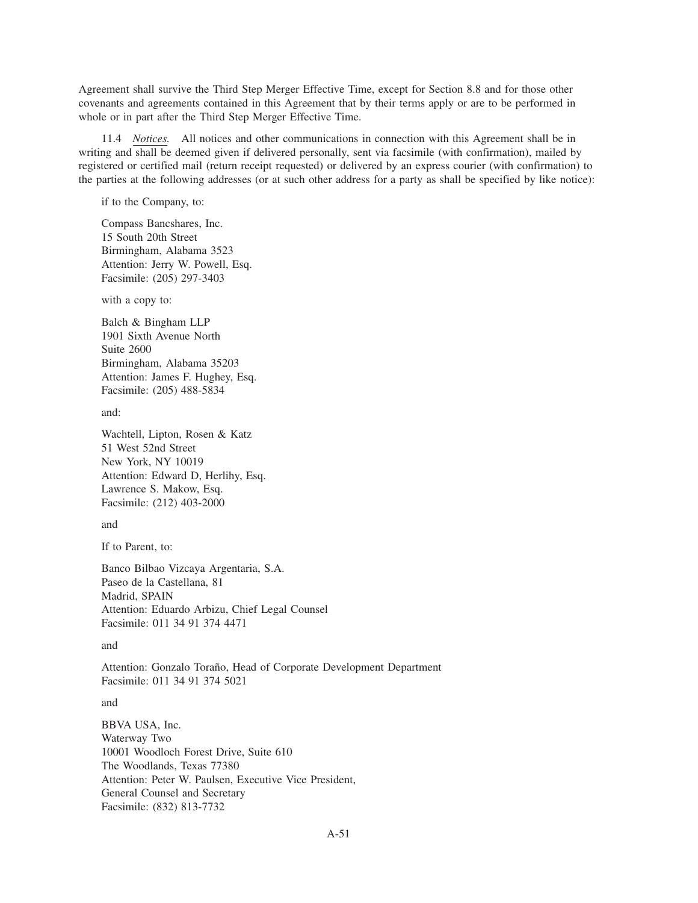Agreement shall survive the Third Step Merger Effective Time, except for Section 8.8 and for those other covenants and agreements contained in this Agreement that by their terms apply or are to be performed in whole or in part after the Third Step Merger Effective Time.

11.4 *Notices.* All notices and other communications in connection with this Agreement shall be in writing and shall be deemed given if delivered personally, sent via facsimile (with confirmation), mailed by registered or certified mail (return receipt requested) or delivered by an express courier (with confirmation) to the parties at the following addresses (or at such other address for a party as shall be specified by like notice):

if to the Company, to:

Compass Bancshares, Inc.
15 South 20th Street
Birmingham, Alabama 3523
Attention: Jerry W. Powell, Esq.
Facsimile: (205) 297-3403

with a copy to:

Balch & Bingham LLP
1901 Sixth Avenue North
Suite 2600
Birmingham, Alabama 35203
Attention: James F. Hughey, Esq.
Facsimile: (205) 488-5834

and:

Wachtell, Lipton, Rosen & Katz
51 West 52nd Street
New York, NY 10019
Attention: Edward D, Herlihy, Esq.
Lawrence S. Makow, Esq.
Facsimile: (212) 403-2000

and

If to Parent, to:

Banco Bilbao Vizcaya Argentaria, S.A.
Paseo de la Castellana, 81
Madrid, SPAIN
Attention: Eduardo Arbizu, Chief Legal Counsel
Facsimile: 011 34 91 374 4471

and

Attention: Gonzalo Toraño, Head of Corporate Development Department
Facsimile: 011 34 91 374 5021

and

BBVA USA, Inc.
Waterway Two
10001 Woodloch Forest Drive, Suite 610
The Woodlands, Texas 77380
Attention: Peter W. Paulsen, Executive Vice President,
General Counsel and Secretary
Facsimile: (832) 813-7732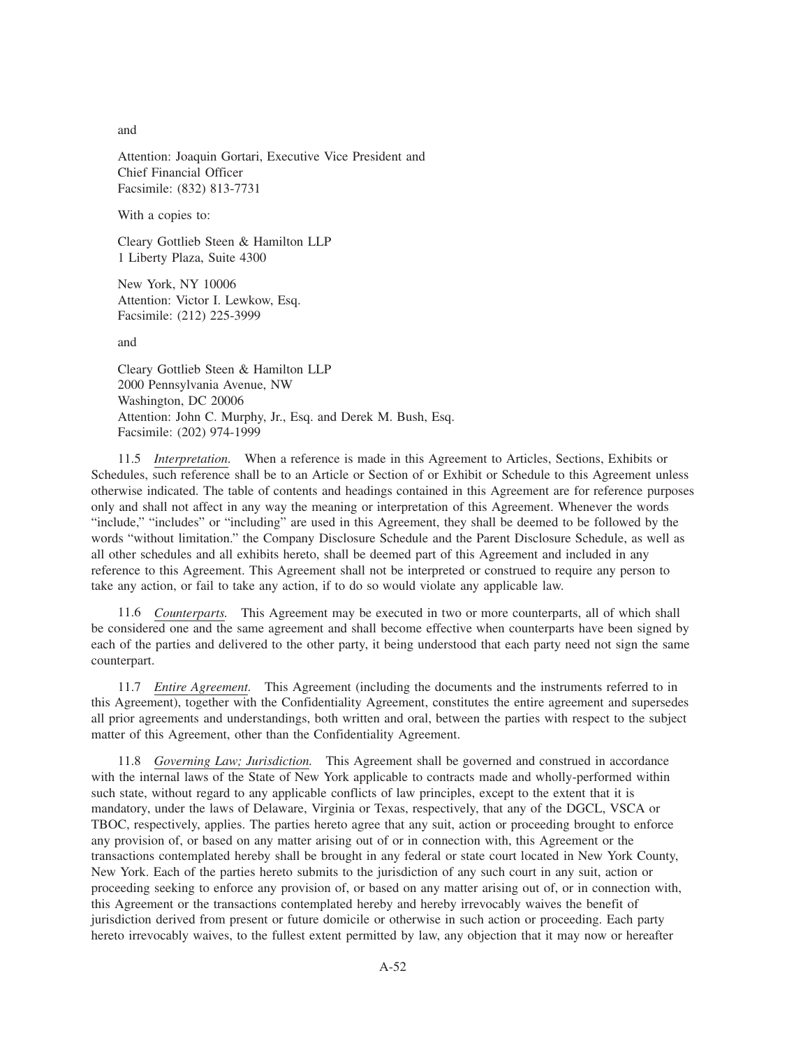and

Attention: Joaquin Gortari, Executive Vice President and
Chief Financial Officer
Facsimile: (832) 813-7731

With a copies to:

Cleary Gottlieb Steen & Hamilton LLP
1 Liberty Plaza, Suite 4300

New York, NY 10006
Attention: Victor I. Lewkow, Esq.
Facsimile: (212) 225-3999

and

Cleary Gottlieb Steen & Hamilton LLP
2000 Pennsylvania Avenue, NW
Washington, DC 20006
Attention: John C. Murphy, Jr., Esq. and Derek M. Bush, Esq.
Facsimile: (202) 974-1999

11.5 *Interpretation.* When a reference is made in this Agreement to Articles, Sections, Exhibits or Schedules, such reference shall be to an Article or Section of or Exhibit or Schedule to this Agreement unless otherwise indicated. The table of contents and headings contained in this Agreement are for reference purposes only and shall not affect in any way the meaning or interpretation of this Agreement. Whenever the words "include," "includes" or "including" are used in this Agreement, they shall be deemed to be followed by the words "without limitation." the Company Disclosure Schedule and the Parent Disclosure Schedule, as well as all other schedules and all exhibits hereto, shall be deemed part of this Agreement and included in any reference to this Agreement. This Agreement shall not be interpreted or construed to require any person to take any action, or fail to take any action, if to do so would violate any applicable law.

11.6 *Counterparts.* This Agreement may be executed in two or more counterparts, all of which shall be considered one and the same agreement and shall become effective when counterparts have been signed by each of the parties and delivered to the other party, it being understood that each party need not sign the same counterpart.

11.7 *Entire Agreement.* This Agreement (including the documents and the instruments referred to in this Agreement), together with the Confidentiality Agreement, constitutes the entire agreement and supersedes all prior agreements and understandings, both written and oral, between the parties with respect to the subject matter of this Agreement, other than the Confidentiality Agreement.

11.8 *Governing Law; Jurisdiction.* This Agreement shall be governed and construed in accordance with the internal laws of the State of New York applicable to contracts made and wholly-performed within such state, without regard to any applicable conflicts of law principles, except to the extent that it is mandatory, under the laws of Delaware, Virginia or Texas, respectively, that any of the DGCL, VSCA or TBOC, respectively, applies. The parties hereto agree that any suit, action or proceeding brought to enforce any provision of, or based on any matter arising out of or in connection with, this Agreement or the transactions contemplated hereby shall be brought in any federal or state court located in New York County, New York. Each of the parties hereto submits to the jurisdiction of any such court in any suit, action or proceeding seeking to enforce any provision of, or based on any matter arising out of, or in connection with, this Agreement or the transactions contemplated hereby and hereby irrevocably waives the benefit of jurisdiction derived from present or future domicile or otherwise in such action or proceeding. Each party hereto irrevocably waives, to the fullest extent permitted by law, any objection that it may now or hereafter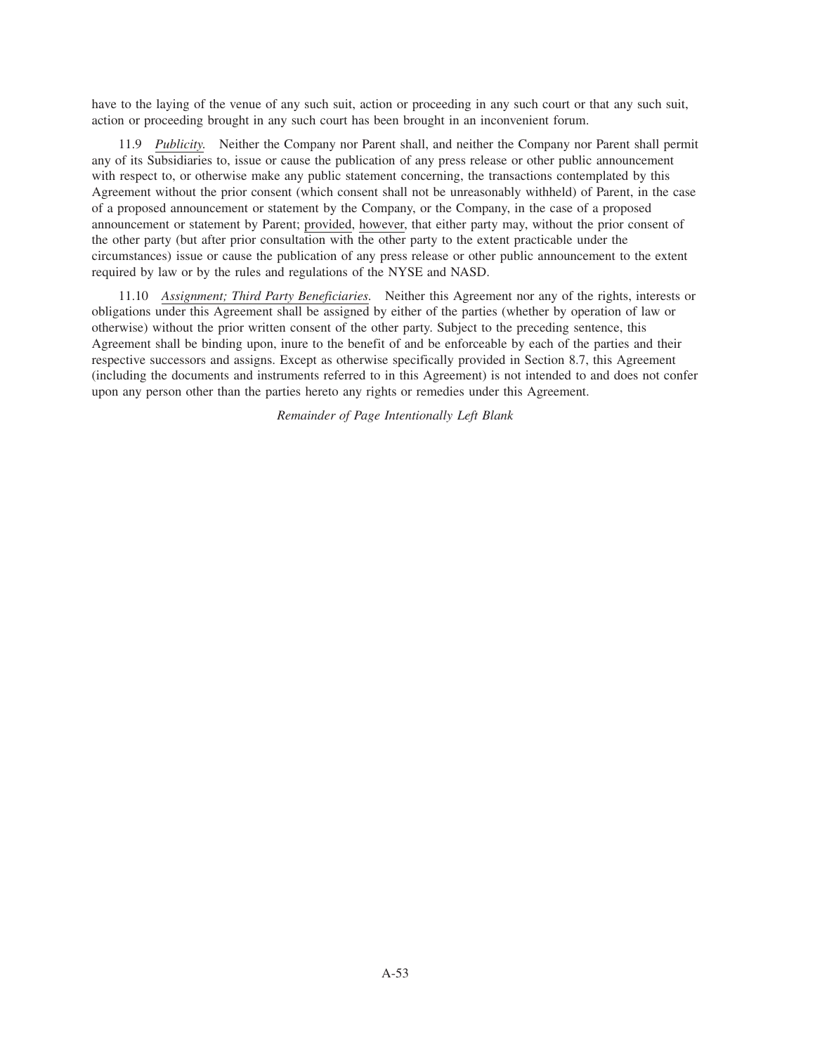have to the laying of the venue of any such suit, action or proceeding in any such court or that any such suit, action or proceeding brought in any such court has been brought in an inconvenient forum.

11.9 *Publicity.* Neither the Company nor Parent shall, and neither the Company nor Parent shall permit any of its Subsidiaries to, issue or cause the publication of any press release or other public announcement with respect to, or otherwise make any public statement concerning, the transactions contemplated by this Agreement without the prior consent (which consent shall not be unreasonably withheld) of Parent, in the case of a proposed announcement or statement by the Company, or the Company, in the case of a proposed announcement or statement by Parent; provided, however, that either party may, without the prior consent of the other party (but after prior consultation with the other party to the extent practicable under the circumstances) issue or cause the publication of any press release or other public announcement to the extent required by law or by the rules and regulations of the NYSE and NASD.

11.10 *Assignment; Third Party Beneficiaries.* Neither this Agreement nor any of the rights, interests or obligations under this Agreement shall be assigned by either of the parties (whether by operation of law or otherwise) without the prior written consent of the other party. Subject to the preceding sentence, this Agreement shall be binding upon, inure to the benefit of and be enforceable by each of the parties and their respective successors and assigns. Except as otherwise specifically provided in Section 8.7, this Agreement (including the documents and instruments referred to in this Agreement) is not intended to and does not confer upon any person other than the parties hereto any rights or remedies under this Agreement.

*Remainder of Page Intentionally Left Blank*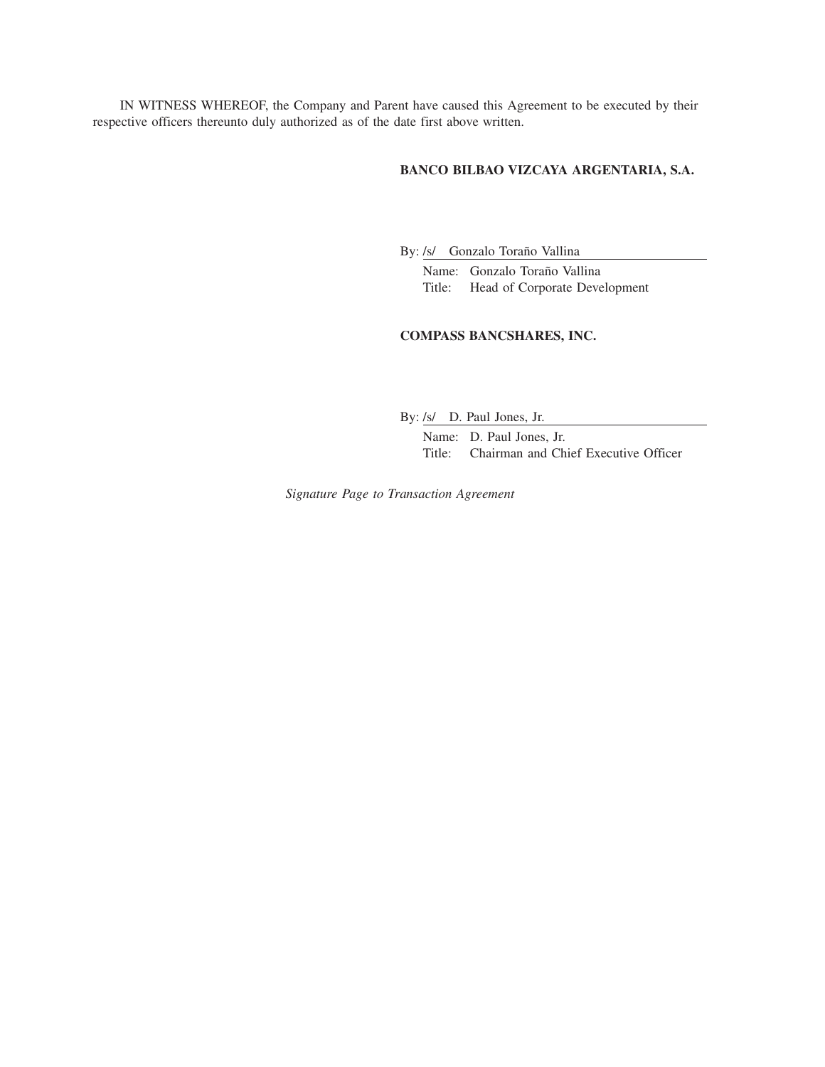IN WITNESS WHEREOF, the Company and Parent have caused this Agreement to be executed by their respective officers thereunto duly authorized as of the date first above written.

**BANCO BILBAO VIZCAYA ARGENTARIA, S.A.**

By: /s/ Gonzalo Toraño Vallina

Name: Gonzalo Toraño Vallina
Title: Head of Corporate Development

**COMPASS BANCSHARES, INC.**

By: /s/ D. Paul Jones, Jr.

Name: D. Paul Jones, Jr.
Title: Chairman and Chief Executive Officer

*Signature Page to Transaction Agreement*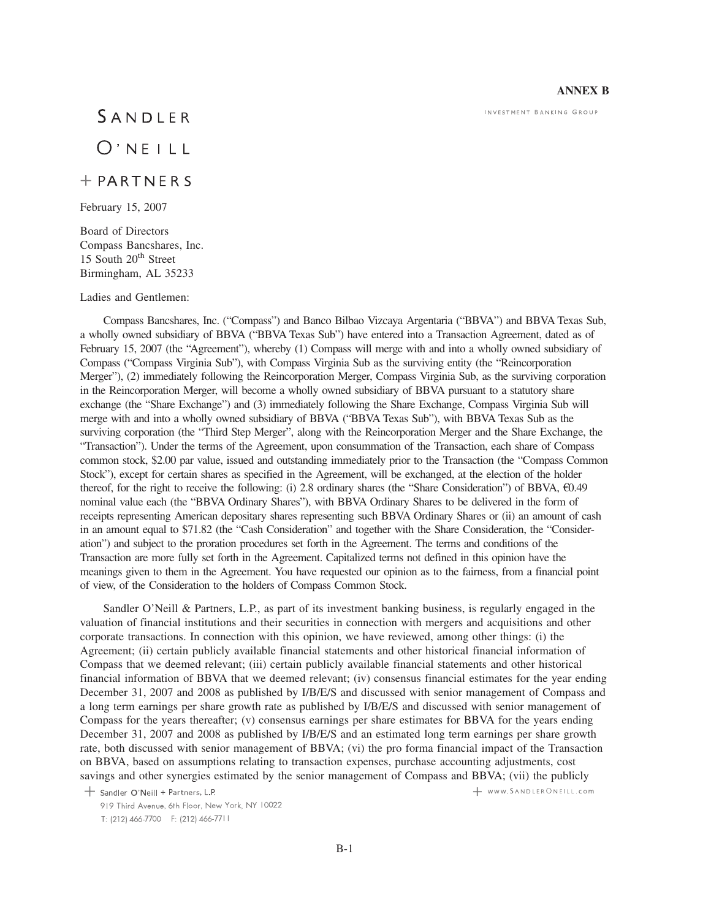**ANNEX B**

SANDLER O'NEILL + PARTNERS

INVESTMENT BANKING GROUP

February 15, 2007

Board of Directors
Compass Bancshares, Inc.
15 South 20th Street
Birmingham, AL 35233

Ladies and Gentlemen:

Compass Bancshares, Inc. ("Compass") and Banco Bilbao Vizcaya Argentaria ("BBVA") and BBVA Texas Sub, a wholly owned subsidiary of BBVA ("BBVA Texas Sub") have entered into a Transaction Agreement, dated as of February 15, 2007 (the "Agreement"), whereby (1) Compass will merge with and into a wholly owned subsidiary of Compass ("Compass Virginia Sub"), with Compass Virginia Sub as the surviving entity (the "Reincorporation Merger"), (2) immediately following the Reincorporation Merger, Compass Virginia Sub, as the surviving corporation in the Reincorporation Merger, will become a wholly owned subsidiary of BBVA pursuant to a statutory share exchange (the "Share Exchange") and (3) immediately following the Share Exchange, Compass Virginia Sub will merge with and into a wholly owned subsidiary of BBVA ("BBVA Texas Sub"), with BBVA Texas Sub as the surviving corporation (the "Third Step Merger", along with the Reincorporation Merger and the Share Exchange, the "Transaction"). Under the terms of the Agreement, upon consummation of the Transaction, each share of Compass common stock, $2.00 par value, issued and outstanding immediately prior to the Transaction (the "Compass Common Stock"), except for certain shares as specified in the Agreement, will be exchanged, at the election of the holder thereof, for the right to receive the following: (i) 2.8 ordinary shares (the "Share Consideration") of BBVA, €0.49 nominal value each (the "BBVA Ordinary Shares"), with BBVA Ordinary Shares to be delivered in the form of receipts representing American depositary shares representing such BBVA Ordinary Shares or (ii) an amount of cash in an amount equal to $71.82 (the "Cash Consideration" and together with the Share Consideration, the "Consideration") and subject to the proration procedures set forth in the Agreement. The terms and conditions of the Transaction are more fully set forth in the Agreement. Capitalized terms not defined in this opinion have the meanings given to them in the Agreement. You have requested our opinion as to the fairness, from a financial point of view, of the Consideration to the holders of Compass Common Stock.

Sandler O'Neill & Partners, L.P., as part of its investment banking business, is regularly engaged in the valuation of financial institutions and their securities in connection with mergers and acquisitions and other corporate transactions. In connection with this opinion, we have reviewed, among other things: (i) the Agreement; (ii) certain publicly available financial statements and other historical financial information of Compass that we deemed relevant; (iii) certain publicly available financial statements and other historical financial information of BBVA that we deemed relevant; (iv) consensus financial estimates for the year ending December 31, 2007 and 2008 as published by I/B/E/S and discussed with senior management of Compass and a long term earnings per share growth rate as published by I/B/E/S and discussed with senior management of Compass for the years thereafter; (v) consensus earnings per share estimates for BBVA for the years ending December 31, 2007 and 2008 as published by I/B/E/S and an estimated long term earnings per share growth rate, both discussed with senior management of BBVA; (vi) the pro forma financial impact of the Transaction on BBVA, based on assumptions relating to transaction expenses, purchase accounting adjustments, cost savings and other synergies estimated by the senior management of Compass and BBVA; (vii) the publicly

Sandler O'Neill + Partners, L.P.
919 Third Avenue, 6th Floor, New York, NY 10022
T: (212) 466-7700 F: (212) 466-7711

www.SANDLERONEILL.com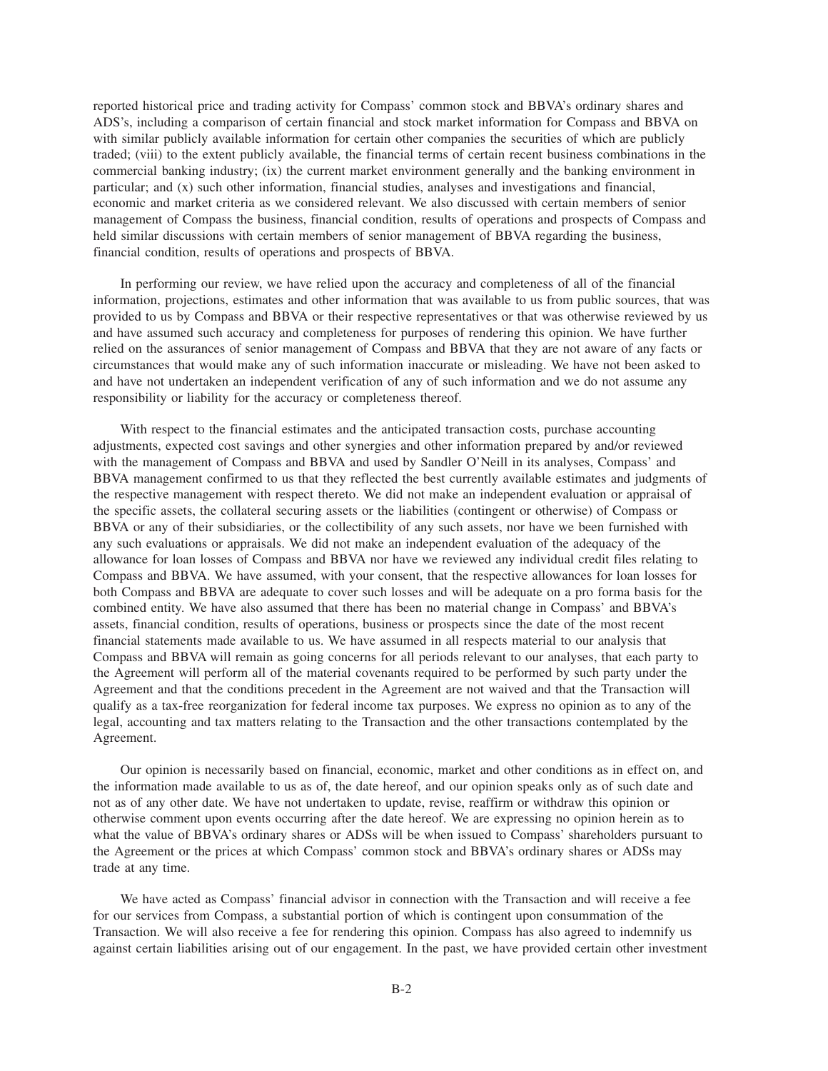reported historical price and trading activity for Compass' common stock and BBVA's ordinary shares and ADS's, including a comparison of certain financial and stock market information for Compass and BBVA on with similar publicly available information for certain other companies the securities of which are publicly traded; (viii) to the extent publicly available, the financial terms of certain recent business combinations in the commercial banking industry; (ix) the current market environment generally and the banking environment in particular; and (x) such other information, financial studies, analyses and investigations and financial, economic and market criteria as we considered relevant. We also discussed with certain members of senior management of Compass the business, financial condition, results of operations and prospects of Compass and held similar discussions with certain members of senior management of BBVA regarding the business, financial condition, results of operations and prospects of BBVA.

In performing our review, we have relied upon the accuracy and completeness of all of the financial information, projections, estimates and other information that was available to us from public sources, that was provided to us by Compass and BBVA or their respective representatives or that was otherwise reviewed by us and have assumed such accuracy and completeness for purposes of rendering this opinion. We have further relied on the assurances of senior management of Compass and BBVA that they are not aware of any facts or circumstances that would make any of such information inaccurate or misleading. We have not been asked to and have not undertaken an independent verification of any of such information and we do not assume any responsibility or liability for the accuracy or completeness thereof.

With respect to the financial estimates and the anticipated transaction costs, purchase accounting adjustments, expected cost savings and other synergies and other information prepared by and/or reviewed with the management of Compass and BBVA and used by Sandler O'Neill in its analyses, Compass' and BBVA management confirmed to us that they reflected the best currently available estimates and judgments of the respective management with respect thereto. We did not make an independent evaluation or appraisal of the specific assets, the collateral securing assets or the liabilities (contingent or otherwise) of Compass or BBVA or any of their subsidiaries, or the collectibility of any such assets, nor have we been furnished with any such evaluations or appraisals. We did not make an independent evaluation of the adequacy of the allowance for loan losses of Compass and BBVA nor have we reviewed any individual credit files relating to Compass and BBVA. We have assumed, with your consent, that the respective allowances for loan losses for both Compass and BBVA are adequate to cover such losses and will be adequate on a pro forma basis for the combined entity. We have also assumed that there has been no material change in Compass' and BBVA's assets, financial condition, results of operations, business or prospects since the date of the most recent financial statements made available to us. We have assumed in all respects material to our analysis that Compass and BBVA will remain as going concerns for all periods relevant to our analyses, that each party to the Agreement will perform all of the material covenants required to be performed by such party under the Agreement and that the conditions precedent in the Agreement are not waived and that the Transaction will qualify as a tax-free reorganization for federal income tax purposes. We express no opinion as to any of the legal, accounting and tax matters relating to the Transaction and the other transactions contemplated by the Agreement.

Our opinion is necessarily based on financial, economic, market and other conditions as in effect on, and the information made available to us as of, the date hereof, and our opinion speaks only as of such date and not as of any other date. We have not undertaken to update, revise, reaffirm or withdraw this opinion or otherwise comment upon events occurring after the date hereof. We are expressing no opinion herein as to what the value of BBVA's ordinary shares or ADSs will be when issued to Compass' shareholders pursuant to the Agreement or the prices at which Compass' common stock and BBVA's ordinary shares or ADSs may trade at any time.

We have acted as Compass' financial advisor in connection with the Transaction and will receive a fee for our services from Compass, a substantial portion of which is contingent upon consummation of the Transaction. We will also receive a fee for rendering this opinion. Compass has also agreed to indemnify us against certain liabilities arising out of our engagement. In the past, we have provided certain other investment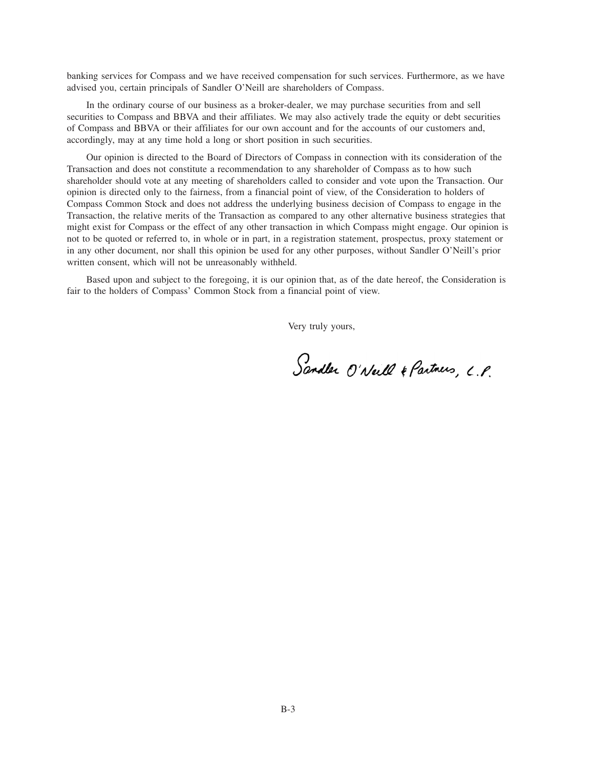banking services for Compass and we have received compensation for such services. Furthermore, as we have advised you, certain principals of Sandler O'Neill are shareholders of Compass.

In the ordinary course of our business as a broker-dealer, we may purchase securities from and sell securities to Compass and BBVA and their affiliates. We may also actively trade the equity or debt securities of Compass and BBVA or their affiliates for our own account and for the accounts of our customers and, accordingly, may at any time hold a long or short position in such securities.

Our opinion is directed to the Board of Directors of Compass in connection with its consideration of the Transaction and does not constitute a recommendation to any shareholder of Compass as to how such shareholder should vote at any meeting of shareholders called to consider and vote upon the Transaction. Our opinion is directed only to the fairness, from a financial point of view, of the Consideration to holders of Compass Common Stock and does not address the underlying business decision of Compass to engage in the Transaction, the relative merits of the Transaction as compared to any other alternative business strategies that might exist for Compass or the effect of any other transaction in which Compass might engage. Our opinion is not to be quoted or referred to, in whole or in part, in a registration statement, prospectus, proxy statement or in any other document, nor shall this opinion be used for any other purposes, without Sandler O'Neill's prior written consent, which will not be unreasonably withheld.

Based upon and subject to the foregoing, it is our opinion that, as of the date hereof, the Consideration is fair to the holders of Compass' Common Stock from a financial point of view.

Very truly yours,

Sandler O'Neill & Partners, L.P.